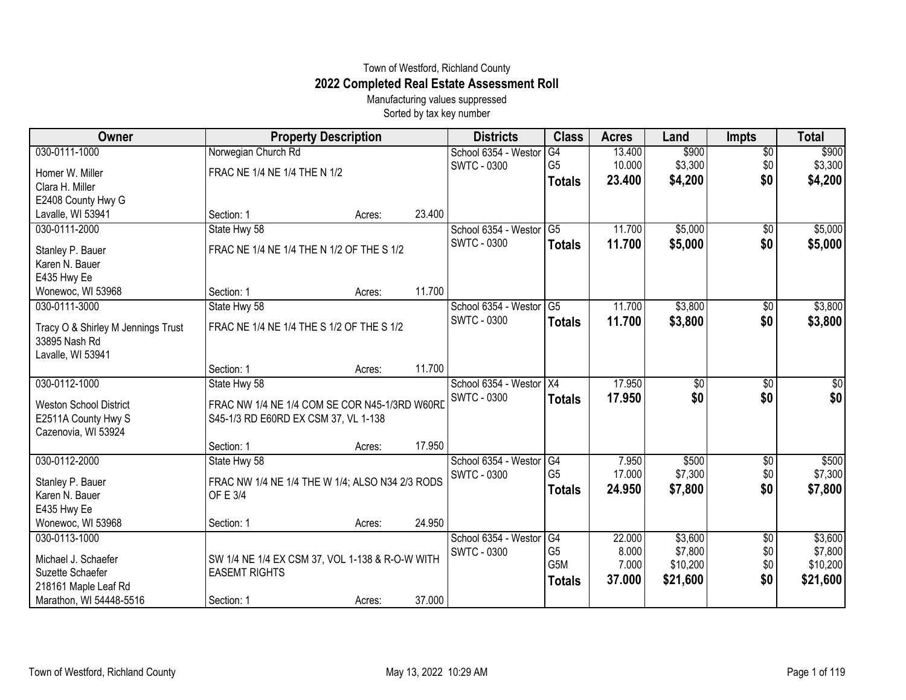Town of Westford, Richland County

# 2022 Completed Real Estate Assessment Roll

Manufacturing values suppressed

Sorted by tax key number

| Owner | Property Description | | | Districts | Class | Acres | Land | Impts | Total |
|---|---|---|---|---|---|---|---|---|---|
| 030-0111-1000 | Norwegian Church Rd | | | School 6354 - Westor | G4 | 13.400 | $900 | $0 | $900 |
| Homer W. Miller | FRAC NE 1/4 NE 1/4 THE N 1/2 | | | SWTC - 0300 | G5 | 10.000 | $3,300 | $0 | $3,300 |
| Clara H. Miller | | | | | **Totals** | **23.400** | **$4,200** | **$0** | **$4,200** |
| E2408 County Hwy G | | | | | | | | | |
| Lavalle, WI 53941 | Section: 1 | Acres: | 23.400 | | | | | | |
| 030-0111-2000 | State Hwy 58 | | | School 6354 - Westor | G5 | 11.700 | $5,000 | $0 | $5,000 |
| Stanley P. Bauer | FRAC NE 1/4 NE 1/4 THE N 1/2 OF THE S 1/2 | | | SWTC - 0300 | **Totals** | **11.700** | **$5,000** | **$0** | **$5,000** |
| Karen N. Bauer | | | | | | | | | |
| E435 Hwy Ee | | | | | | | | | |
| Wonewoc, WI 53968 | Section: 1 | Acres: | 11.700 | | | | | | |
| 030-0111-3000 | State Hwy 58 | | | School 6354 - Westor | G5 | 11.700 | $3,800 | $0 | $3,800 |
| Tracy O & Shirley M Jennings Trust | FRAC NE 1/4 NE 1/4 THE S 1/2 OF THE S 1/2 | | | SWTC - 0300 | **Totals** | **11.700** | **$3,800** | **$0** | **$3,800** |
| 33895 Nash Rd | | | | | | | | | |
| Lavalle, WI 53941 | | | | | | | | | |
| | Section: 1 | Acres: | 11.700 | | | | | | |
| 030-0112-1000 | State Hwy 58 | | | School 6354 - Westor | X4 | 17.950 | $0 | $0 | $0 |
| Weston School District | FRAC NW 1/4 NE 1/4 COM SE COR N45-1/3RD W60RD | | | SWTC - 0300 | **Totals** | **17.950** | **$0** | **$0** | **$0** |
| E2511A County Hwy S | S45-1/3 RD E60RD EX CSM 37, VL 1-138 | | | | | | | | |
| Cazenovia, WI 53924 | | | | | | | | | |
| | Section: 1 | Acres: | 17.950 | | | | | | |
| 030-0112-2000 | State Hwy 58 | | | School 6354 - Westor | G4 | 7.950 | $500 | $0 | $500 |
| Stanley P. Bauer | FRAC NW 1/4 NE 1/4 THE W 1/4; ALSO N34 2/3 RODS | | | SWTC - 0300 | G5 | 17.000 | $7,300 | $0 | $7,300 |
| Karen N. Bauer | OF E 3/4 | | | | **Totals** | **24.950** | **$7,800** | **$0** | **$7,800** |
| E435 Hwy Ee | | | | | | | | | |
| Wonewoc, WI 53968 | Section: 1 | Acres: | 24.950 | | | | | | |
| 030-0113-1000 | | | | School 6354 - Westor | G4 | 22.000 | $3,600 | $0 | $3,600 |
| Michael J. Schaefer | SW 1/4 NE 1/4 EX CSM 37, VOL 1-138 & R-O-W WITH | | | SWTC - 0300 | G5 | 8.000 | $7,800 | $0 | $7,800 |
| Suzette Schaefer | EASEMT RIGHTS | | | | G5M | 7.000 | $10,200 | $0 | $10,200 |
| 218161 Maple Leaf Rd | | | | | **Totals** | **37.000** | **$21,600** | **$0** | **$21,600** |
| Marathon, WI 54448-5516 | Section: 1 | Acres: | 37.000 | | | | | | |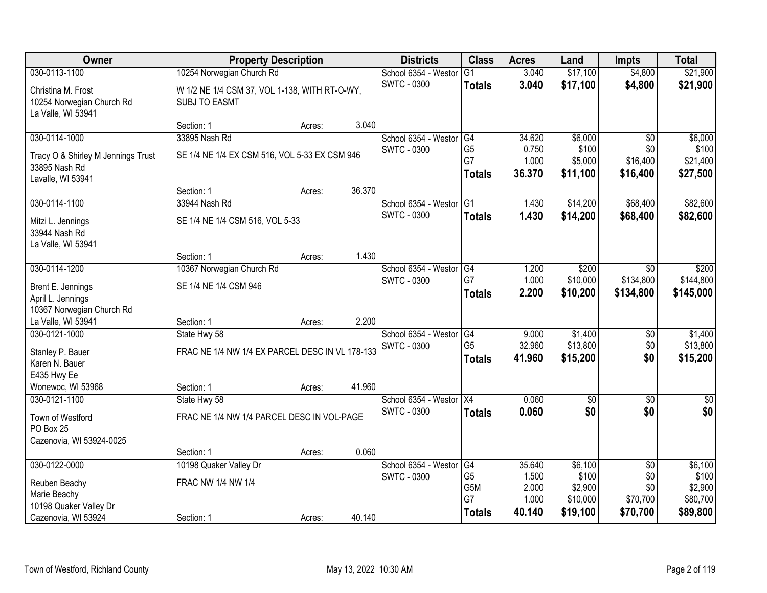| Owner | Property Description | | | Districts | Class | Acres | Land | Impts | Total |
|---|---|---|---|---|---|---|---|---|---|
| 030-0113-1100 | 10254 Norwegian Church Rd | | | School 6354 - Westor | G1 | 3.040 | $17,100 | $4,800 | $21,900 |
| Christina M. Frost | W 1/2 NE 1/4 CSM 37, VOL 1-138, WITH RT-O-WY, SUBJ TO EASMT | | | SWTC - 0300 | **Totals** | **3.040** | **$17,100** | **$4,800** | **$21,900** |
| 10254 Norwegian Church Rd | | | | | | | | | |
| La Valle, WI 53941 | Section: 1 | Acres: | 3.040 | | | | | | |
| 030-0114-1000 | 33895 Nash Rd | | | School 6354 - Westor | G4 | 34.620 | $6,000 | $0 | $6,000 |
| Tracy O & Shirley M Jennings Trust | SE 1/4 NE 1/4 EX CSM 516, VOL 5-33 EX CSM 946 | | | SWTC - 0300 | G5 | 0.750 | $100 | $0 | $100 |
| 33895 Nash Rd | | | | | G7 | 1.000 | $5,000 | $16,400 | $21,400 |
| Lavalle, WI 53941 | | | | | **Totals** | **36.370** | **$11,100** | **$16,400** | **$27,500** |
| | Section: 1 | Acres: | 36.370 | | | | | | |
| 030-0114-1100 | 33944 Nash Rd | | | School 6354 - Westor | G1 | 1.430 | $14,200 | $68,400 | $82,600 |
| Mitzi L. Jennings | SE 1/4 NE 1/4 CSM 516, VOL 5-33 | | | SWTC - 0300 | **Totals** | **1.430** | **$14,200** | **$68,400** | **$82,600** |
| 33944 Nash Rd | | | | | | | | | |
| La Valle, WI 53941 | Section: 1 | Acres: | 1.430 | | | | | | |
| 030-0114-1200 | 10367 Norwegian Church Rd | | | School 6354 - Westor | G4 | 1.200 | $200 | $0 | $200 |
| Brent E. Jennings | SE 1/4 NE 1/4 CSM 946 | | | SWTC - 0300 | G7 | 1.000 | $10,000 | $134,800 | $144,800 |
| April L. Jennings | | | | | **Totals** | **2.200** | **$10,200** | **$134,800** | **$145,000** |
| 10367 Norwegian Church Rd | | | | | | | | | |
| La Valle, WI 53941 | Section: 1 | Acres: | 2.200 | | | | | | |
| 030-0121-1000 | State Hwy 58 | | | School 6354 - Westor | G4 | 9.000 | $1,400 | $0 | $1,400 |
| Stanley P. Bauer | FRAC NE 1/4 NW 1/4 EX PARCEL DESC IN VL 178-133 | | | SWTC - 0300 | G5 | 32.960 | $13,800 | $0 | $13,800 |
| Karen N. Bauer | | | | | **Totals** | **41.960** | **$15,200** | **$0** | **$15,200** |
| E435 Hwy Ee | | | | | | | | | |
| Wonewoc, WI 53968 | Section: 1 | Acres: | 41.960 | | | | | | |
| 030-0121-1100 | State Hwy 58 | | | School 6354 - Westor | X4 | 0.060 | $0 | $0 | $0 |
| Town of Westford | FRAC NE 1/4 NW 1/4 PARCEL DESC IN VOL-PAGE | | | SWTC - 0300 | **Totals** | **0.060** | **$0** | **$0** | **$0** |
| PO Box 25 | | | | | | | | | |
| Cazenovia, WI 53924-0025 | Section: 1 | Acres: | 0.060 | | | | | | |
| 030-0122-0000 | 10198 Quaker Valley Dr | | | School 6354 - Westor | G4 | 35.640 | $6,100 | $0 | $6,100 |
| Reuben Beachy | FRAC NW 1/4 NW 1/4 | | | SWTC - 0300 | G5 | 1.500 | $100 | $0 | $100 |
| Marie Beachy | | | | | G5M | 2.000 | $2,900 | $0 | $2,900 |
| 10198 Quaker Valley Dr | | | | | G7 | 1.000 | $10,000 | $70,700 | $80,700 |
| Cazenovia, WI 53924 | Section: 1 | Acres: | 40.140 | | **Totals** | **40.140** | **$19,100** | **$70,700** | **$89,800** |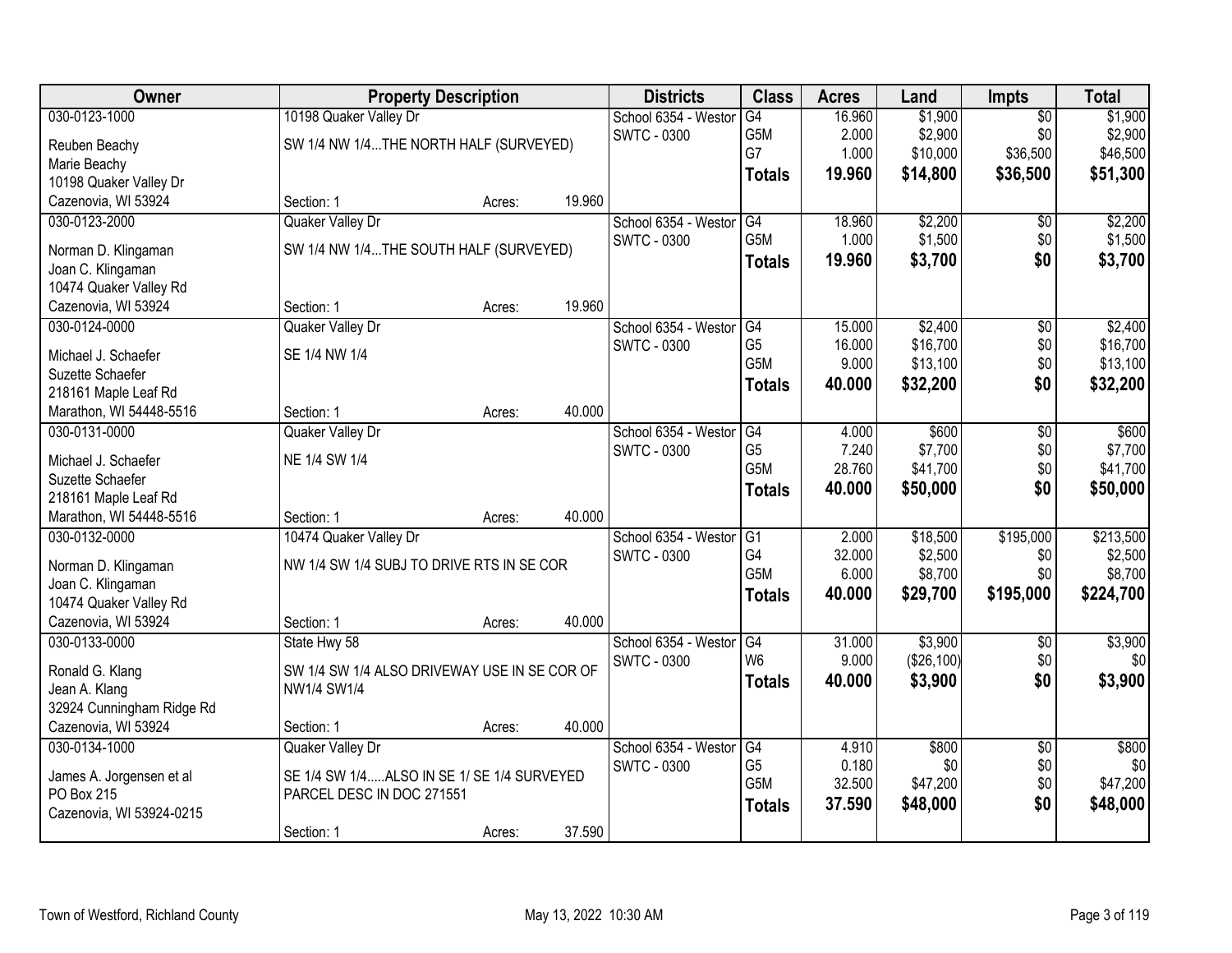| Owner | Property Description | | | Districts | Class | Acres | Land | Impts | Total |
|---|---|---|---|---|---|---|---|---|---|
| 030-0123-1000 | 10198 Quaker Valley Dr | | | School 6354 - Westor | G4 | 16.960 | $1,900 | $0 | $1,900 |
| Reuben Beachy | SW 1/4 NW 1/4...THE NORTH HALF (SURVEYED) | | | SWTC - 0300 | G5M | 2.000 | $2,900 | $0 | $2,900 |
| Marie Beachy | | | | | G7 | 1.000 | $10,000 | $36,500 | $46,500 |
| 10198 Quaker Valley Dr | | | | | **Totals** | **19.960** | **$14,800** | **$36,500** | **$51,300** |
| Cazenovia, WI 53924 | Section: 1 | Acres: | 19.960 | | | | | | |
| 030-0123-2000 | Quaker Valley Dr | | | School 6354 - Westor | G4 | 18.960 | $2,200 | $0 | $2,200 |
| Norman D. Klingaman | SW 1/4 NW 1/4...THE SOUTH HALF (SURVEYED) | | | SWTC - 0300 | G5M | 1.000 | $1,500 | $0 | $1,500 |
| Joan C. Klingaman | | | | | **Totals** | **19.960** | **$3,700** | **$0** | **$3,700** |
| 10474 Quaker Valley Rd | | | | | | | | | |
| Cazenovia, WI 53924 | Section: 1 | Acres: | 19.960 | | | | | | |
| 030-0124-0000 | Quaker Valley Dr | | | School 6354 - Westor | G4 | 15.000 | $2,400 | $0 | $2,400 |
| Michael J. Schaefer | SE 1/4 NW 1/4 | | | SWTC - 0300 | G5 | 16.000 | $16,700 | $0 | $16,700 |
| Suzette Schaefer | | | | | G5M | 9.000 | $13,100 | $0 | $13,100 |
| 218161 Maple Leaf Rd | | | | | **Totals** | **40.000** | **$32,200** | **$0** | **$32,200** |
| Marathon, WI 54448-5516 | Section: 1 | Acres: | 40.000 | | | | | | |
| 030-0131-0000 | Quaker Valley Dr | | | School 6354 - Westor | G4 | 4.000 | $600 | $0 | $600 |
| Michael J. Schaefer | NE 1/4 SW 1/4 | | | SWTC - 0300 | G5 | 7.240 | $7,700 | $0 | $7,700 |
| Suzette Schaefer | | | | | G5M | 28.760 | $41,700 | $0 | $41,700 |
| 218161 Maple Leaf Rd | | | | | **Totals** | **40.000** | **$50,000** | **$0** | **$50,000** |
| Marathon, WI 54448-5516 | Section: 1 | Acres: | 40.000 | | | | | | |
| 030-0132-0000 | 10474 Quaker Valley Dr | | | School 6354 - Westor | G1 | 2.000 | $18,500 | $195,000 | $213,500 |
| Norman D. Klingaman | NW 1/4 SW 1/4 SUBJ TO DRIVE RTS IN SE COR | | | SWTC - 0300 | G4 | 32.000 | $2,500 | $0 | $2,500 |
| Joan C. Klingaman | | | | | G5M | 6.000 | $8,700 | $0 | $8,700 |
| 10474 Quaker Valley Rd | | | | | **Totals** | **40.000** | **$29,700** | **$195,000** | **$224,700** |
| Cazenovia, WI 53924 | Section: 1 | Acres: | 40.000 | | | | | | |
| 030-0133-0000 | State Hwy 58 | | | School 6354 - Westor | G4 | 31.000 | $3,900 | $0 | $3,900 |
| Ronald G. Klang | SW 1/4 SW 1/4 ALSO DRIVEWAY USE IN SE COR OF NW1/4 SW1/4 | | | SWTC - 0300 | W6 | 9.000 | ($26,100) | $0 | $0 |
| Jean A. Klang | | | | | **Totals** | **40.000** | **$3,900** | **$0** | **$3,900** |
| 32924 Cunningham Ridge Rd | | | | | | | | | |
| Cazenovia, WI 53924 | Section: 1 | Acres: | 40.000 | | | | | | |
| 030-0134-1000 | Quaker Valley Dr | | | School 6354 - Westor | G4 | 4.910 | $800 | $0 | $800 |
| James A. Jorgensen et al | SE 1/4 SW 1/4.....ALSO IN SE 1/ SE 1/4 SURVEYED PARCEL DESC IN DOC 271551 | | | SWTC - 0300 | G5 | 0.180 | $0 | $0 | $0 |
| PO Box 215 | | | | | G5M | 32.500 | $47,200 | $0 | $47,200 |
| Cazenovia, WI 53924-0215 | | | | | **Totals** | **37.590** | **$48,000** | **$0** | **$48,000** |
| | Section: 1 | Acres: | 37.590 | | | | | | |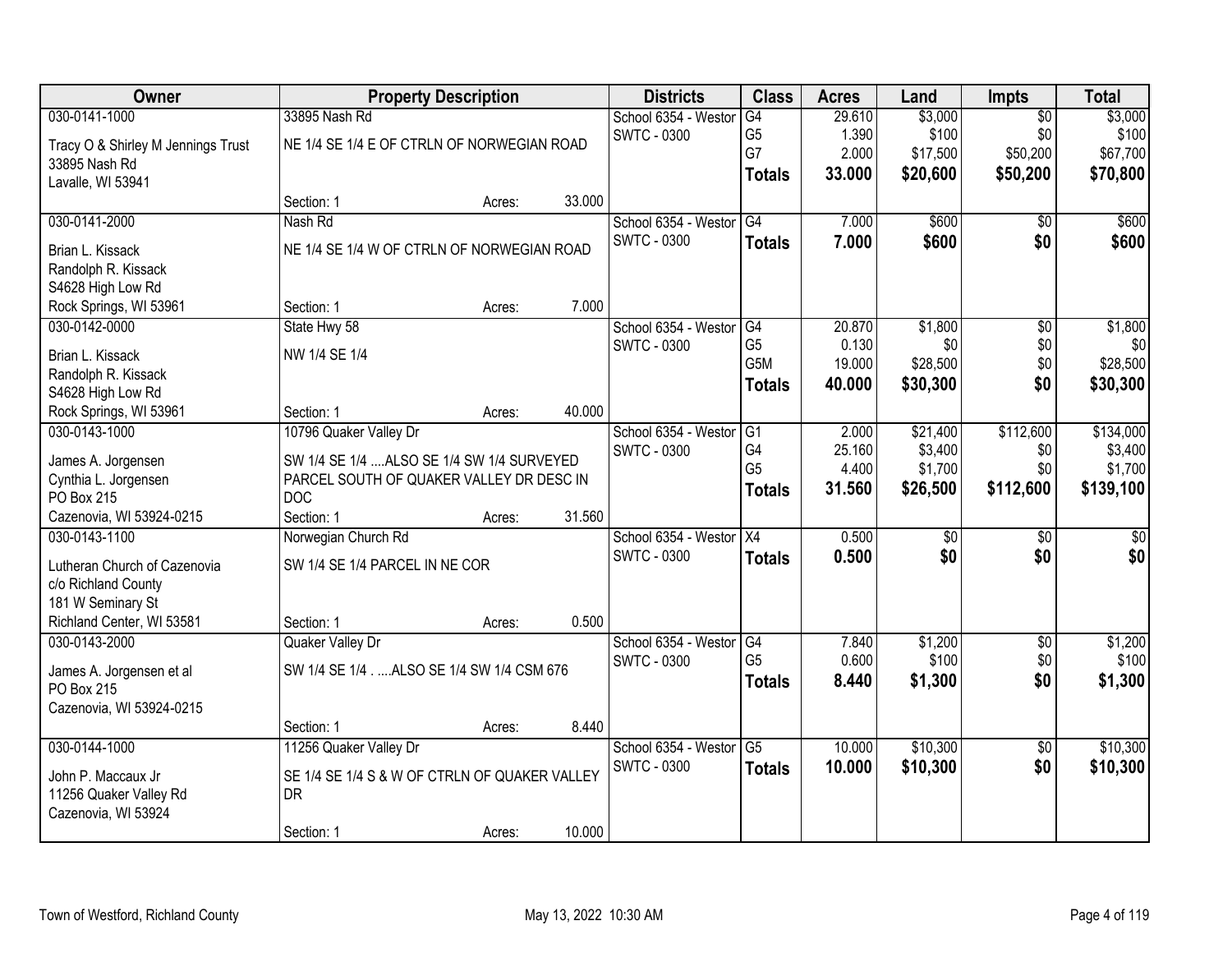| Owner | Property Description | Districts | Class | Acres | Land | Impts | Total |
|---|---|---|---|---|---|---|---|
| 030-0141-1000<br>Tracy O & Shirley M Jennings Trust<br>33895 Nash Rd<br>Lavalle, WI 53941 | 33895 Nash Rd<br>NE 1/4 SE 1/4 E OF CTRLN OF NORWEGIAN ROAD<br>Section: 1 Acres: 33.000 | School 6354 - Westor<br>SWTC - 0300 | G4<br>G5<br>G7<br>**Totals** | 29.610<br>1.390<br>2.000<br>**33.000** | $3,000<br>$100<br>$17,500<br>**$20,600** | $0<br>$0<br>$50,200<br>**$50,200** | $3,000<br>$100<br>$67,700<br>**$70,800** |
| 030-0141-2000<br>Brian L. Kissack<br>Randolph R. Kissack<br>S4628 High Low Rd<br>Rock Springs, WI 53961 | Nash Rd<br>NE 1/4 SE 1/4 W OF CTRLN OF NORWEGIAN ROAD<br>Section: 1 Acres: 7.000 | School 6354 - Westor<br>SWTC - 0300 | G4<br>**Totals** | 7.000<br>**7.000** | $600<br>**$600** | $0<br>**$0** | $600<br>**$600** |
| 030-0142-0000<br>Brian L. Kissack<br>Randolph R. Kissack<br>S4628 High Low Rd<br>Rock Springs, WI 53961 | State Hwy 58<br>NW 1/4 SE 1/4<br>Section: 1 Acres: 40.000 | School 6354 - Westor<br>SWTC - 0300 | G4<br>G5<br>G5M<br>**Totals** | 20.870<br>0.130<br>19.000<br>**40.000** | $1,800<br>$0<br>$28,500<br>**$30,300** | $0<br>$0<br>$0<br>**$0** | $1,800<br>$0<br>$28,500<br>**$30,300** |
| 030-0143-1000<br>James A. Jorgensen<br>Cynthia L. Jorgensen<br>PO Box 215<br>Cazenovia, WI 53924-0215 | 10796 Quaker Valley Dr<br>SW 1/4 SE 1/4 ....ALSO SE 1/4 SW 1/4 SURVEYED PARCEL SOUTH OF QUAKER VALLEY DR DESC IN DOC<br>Section: 1 Acres: 31.560 | School 6354 - Westor<br>SWTC - 0300 | G1<br>G4<br>G5<br>**Totals** | 2.000<br>25.160<br>4.400<br>**31.560** | $21,400<br>$3,400<br>$1,700<br>**$26,500** | $112,600<br>$0<br>$0<br>**$112,600** | $134,000<br>$3,400<br>$1,700<br>**$139,100** |
| 030-0143-1100<br>Lutheran Church of Cazenovia<br>c/o Richland County<br>181 W Seminary St<br>Richland Center, WI 53581 | Norwegian Church Rd<br>SW 1/4 SE 1/4 PARCEL IN NE COR<br>Section: 1 Acres: 0.500 | School 6354 - Westor<br>SWTC - 0300 | X4<br>**Totals** | 0.500<br>**0.500** | $0<br>**$0** | $0<br>**$0** | $0<br>**$0** |
| 030-0143-2000<br>James A. Jorgensen et al<br>PO Box 215<br>Cazenovia, WI 53924-0215 | Quaker Valley Dr<br>SW 1/4 SE 1/4 . ....ALSO SE 1/4 SW 1/4 CSM 676<br>Section: 1 Acres: 8.440 | School 6354 - Westor<br>SWTC - 0300 | G4<br>G5<br>**Totals** | 7.840<br>0.600<br>**8.440** | $1,200<br>$100<br>**$1,300** | $0<br>$0<br>**$0** | $1,200<br>$100<br>**$1,300** |
| 030-0144-1000<br>John P. Maccaux Jr<br>11256 Quaker Valley Rd<br>Cazenovia, WI 53924 | 11256 Quaker Valley Dr<br>SE 1/4 SE 1/4 S & W OF CTRLN OF QUAKER VALLEY DR<br>Section: 1 Acres: 10.000 | School 6354 - Westor<br>SWTC - 0300 | G5<br>**Totals** | 10.000<br>**10.000** | $10,300<br>**$10,300** | $0<br>**$0** | $10,300<br>**$10,300** |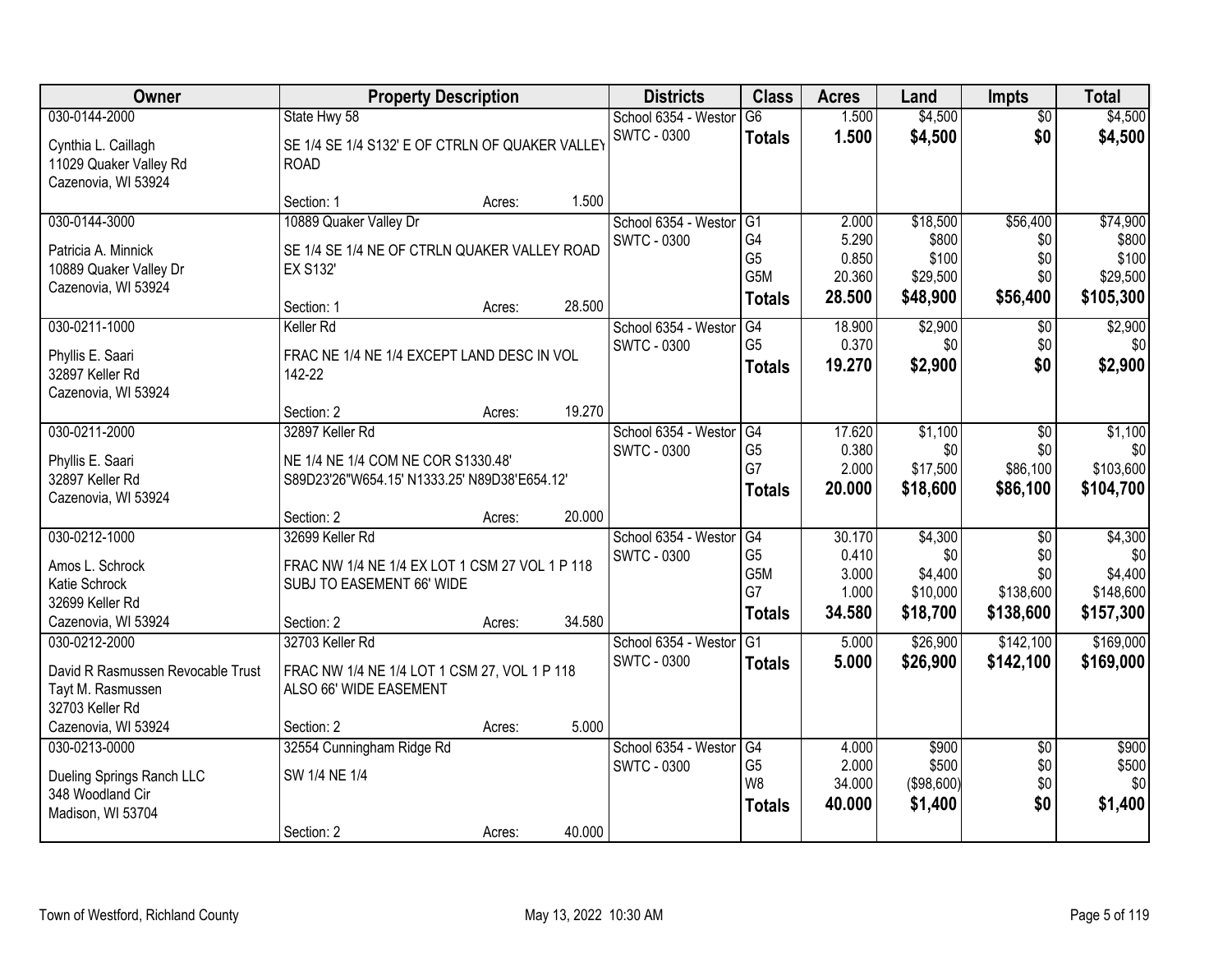| Owner | Property Description | Districts | Class | Acres | Land | Impts | Total |
|---|---|---|---|---|---|---|---|
| 030-0144-2000<br>Cynthia L. Caillagh<br>11029 Quaker Valley Rd<br>Cazenovia, WI 53924 | State Hwy 58<br>SE 1/4 SE 1/4 S132' E OF CTRLN OF QUAKER VALLEY ROAD<br>Section: 1 Acres: 1.500 | School 6354 - Westor<br>SWTC - 0300 | G6<br>**Totals** | 1.500<br>**1.500** | $4,500<br>**$4,500** | $0<br>**$0** | $4,500<br>**$4,500** |
| 030-0144-3000<br>Patricia A. Minnick<br>10889 Quaker Valley Dr<br>Cazenovia, WI 53924 | 10889 Quaker Valley Dr<br>SE 1/4 SE 1/4 NE OF CTRLN QUAKER VALLEY ROAD EX S132'<br>Section: 1 Acres: 28.500 | School 6354 - Westor<br>SWTC - 0300 | G1<br>G4<br>G5<br>G5M<br>**Totals** | 2.000<br>5.290<br>0.850<br>20.360<br>**28.500** | $18,500<br>$800<br>$100<br>$29,500<br>**$48,900** | $56,400<br>$0<br>$0<br>$0<br>**$56,400** | $74,900<br>$800<br>$100<br>$29,500<br>**$105,300** |
| 030-0211-1000<br>Phyllis E. Saari<br>32897 Keller Rd<br>Cazenovia, WI 53924 | Keller Rd<br>FRAC NE 1/4 NE 1/4 EXCEPT LAND DESC IN VOL 142-22<br>Section: 2 Acres: 19.270 | School 6354 - Westor<br>SWTC - 0300 | G4<br>G5<br>**Totals** | 18.900<br>0.370<br>**19.270** | $2,900<br>$0<br>**$2,900** | $0<br>$0<br>**$0** | $2,900<br>$0<br>**$2,900** |
| 030-0211-2000<br>Phyllis E. Saari<br>32897 Keller Rd<br>Cazenovia, WI 53924 | 32897 Keller Rd<br>NE 1/4 NE 1/4 COM NE COR S1330.48' S89D23'26"W654.15' N1333.25' N89D38'E654.12'<br>Section: 2 Acres: 20.000 | School 6354 - Westor<br>SWTC - 0300 | G4<br>G5<br>G7<br>**Totals** | 17.620<br>0.380<br>2.000<br>**20.000** | $1,100<br>$0<br>$17,500<br>**$18,600** | $0<br>$0<br>$86,100<br>**$86,100** | $1,100<br>$0<br>$103,600<br>**$104,700** |
| 030-0212-1000<br>Amos L. Schrock<br>Katie Schrock<br>32699 Keller Rd<br>Cazenovia, WI 53924 | 32699 Keller Rd<br>FRAC NW 1/4 NE 1/4 EX LOT 1 CSM 27 VOL 1 P 118 SUBJ TO EASEMENT 66' WIDE<br>Section: 2 Acres: 34.580 | School 6354 - Westor<br>SWTC - 0300 | G4<br>G5<br>G5M<br>G7<br>**Totals** | 30.170<br>0.410<br>3.000<br>1.000<br>**34.580** | $4,300<br>$0<br>$4,400<br>$10,000<br>**$18,700** | $0<br>$0<br>$0<br>$138,600<br>**$138,600** | $4,300<br>$0<br>$4,400<br>$148,600<br>**$157,300** |
| 030-0212-2000<br>David R Rasmussen Revocable Trust<br>Tayt M. Rasmussen<br>32703 Keller Rd<br>Cazenovia, WI 53924 | 32703 Keller Rd<br>FRAC NW 1/4 NE 1/4 LOT 1 CSM 27, VOL 1 P 118 ALSO 66' WIDE EASEMENT<br>Section: 2 Acres: 5.000 | School 6354 - Westor<br>SWTC - 0300 | G1<br>**Totals** | 5.000<br>**5.000** | $26,900<br>**$26,900** | $142,100<br>**$142,100** | $169,000<br>**$169,000** |
| 030-0213-0000<br>Dueling Springs Ranch LLC<br>348 Woodland Cir<br>Madison, WI 53704 | 32554 Cunningham Ridge Rd<br>SW 1/4 NE 1/4<br>Section: 2 Acres: 40.000 | School 6354 - Westor<br>SWTC - 0300 | G4<br>G5<br>W8<br>**Totals** | 4.000<br>2.000<br>34.000<br>**40.000** | $900<br>$500<br>($98,600)<br>**$1,400** | $0<br>$0<br>$0<br>**$0** | $900<br>$500<br>$0<br>**$1,400** |

Town of Westford, Richland County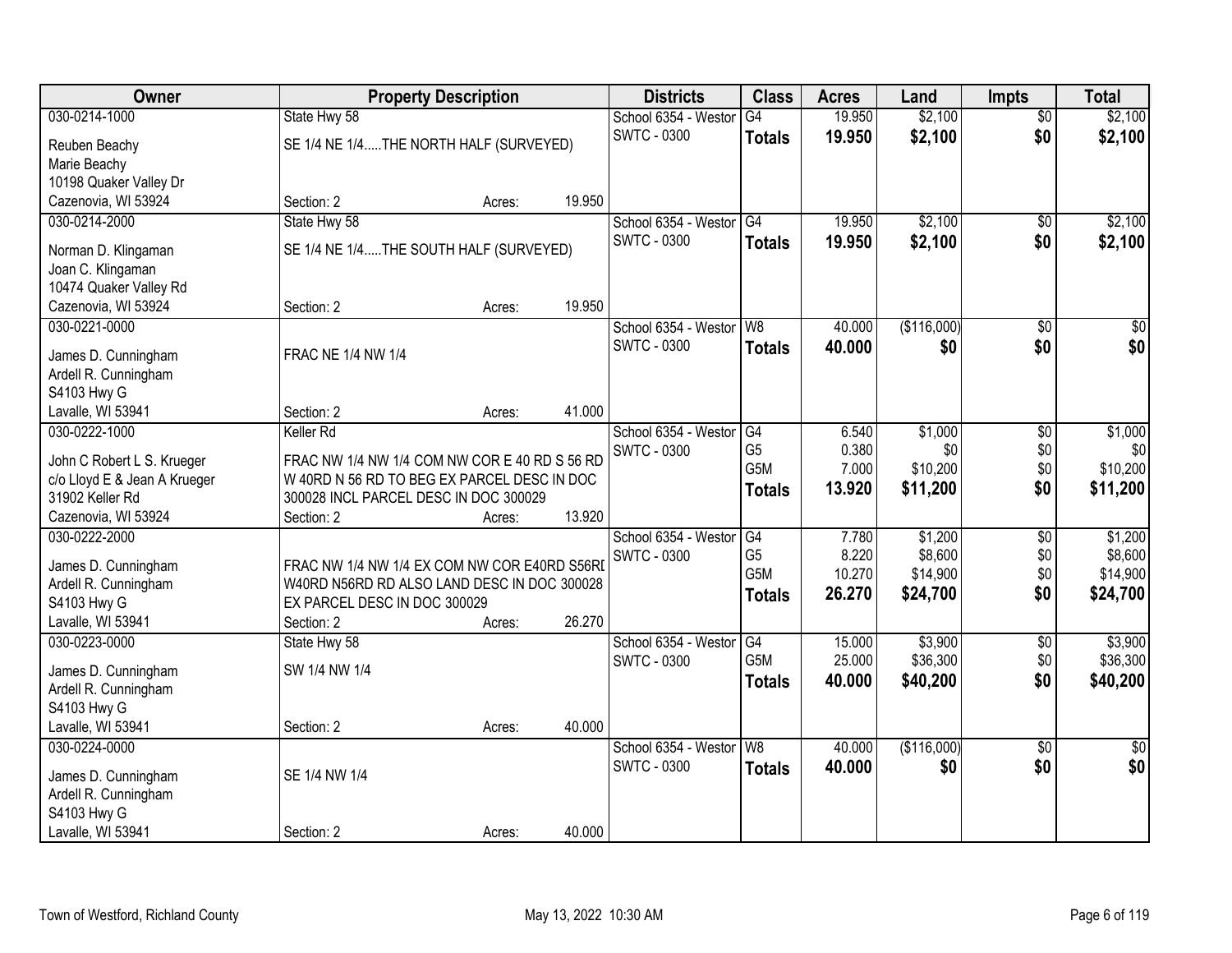| Owner | Property Description | Districts | Class | Acres | Land | Impts | Total |
|---|---|---|---|---|---|---|---|
| 030-0214-1000<br>Reuben Beachy<br>Marie Beachy<br>10198 Quaker Valley Dr<br>Cazenovia, WI 53924 | State Hwy 58<br>SE 1/4 NE 1/4.....THE NORTH HALF (SURVEYED)<br>Section: 2 Acres: 19.950 | School 6354 - Westor<br>SWTC - 0300 | G4<br>**Totals** | 19.950<br>**19.950** | $2,100<br>**$2,100** | $0<br>**$0** | $2,100<br>**$2,100** |
| 030-0214-2000<br>Norman D. Klingaman<br>Joan C. Klingaman<br>10474 Quaker Valley Rd<br>Cazenovia, WI 53924 | State Hwy 58<br>SE 1/4 NE 1/4.....THE SOUTH HALF (SURVEYED)<br>Section: 2 Acres: 19.950 | School 6354 - Westor<br>SWTC - 0300 | G4<br>**Totals** | 19.950<br>**19.950** | $2,100<br>**$2,100** | $0<br>**$0** | $2,100<br>**$2,100** |
| 030-0221-0000<br>James D. Cunningham<br>Ardell R. Cunningham<br>S4103 Hwy G<br>Lavalle, WI 53941 | FRAC NE 1/4 NW 1/4<br>Section: 2 Acres: 41.000 | School 6354 - Westor<br>SWTC - 0300 | W8<br>**Totals** | 40.000<br>**40.000** | ($116,000)<br>**$0** | $0<br>**$0** | $0<br>**$0** |
| 030-0222-1000<br>John C Robert L S. Krueger<br>c/o Lloyd E & Jean A Krueger<br>31902 Keller Rd<br>Cazenovia, WI 53924 | Keller Rd<br>FRAC NW 1/4 NW 1/4 COM NW COR E 40 RD S 56 RD W 40RD N 56 RD TO BEG EX PARCEL DESC IN DOC 300028 INCL PARCEL DESC IN DOC 300029<br>Section: 2 Acres: 13.920 | School 6354 - Westor<br>SWTC - 0300 | G4<br>G5<br>G5M<br>**Totals** | 6.540<br>0.380<br>7.000<br>**13.920** | $1,000<br>$0<br>$10,200<br>**$11,200** | $0<br>$0<br>$0<br>**$0** | $1,000<br>$0<br>$10,200<br>**$11,200** |
| 030-0222-2000<br>James D. Cunningham<br>Ardell R. Cunningham<br>S4103 Hwy G<br>Lavalle, WI 53941 | FRAC NW 1/4 NW 1/4 EX COM NW COR E40RD S56RI W40RD N56RD RD ALSO LAND DESC IN DOC 300028 EX PARCEL DESC IN DOC 300029<br>Section: 2 Acres: 26.270 | School 6354 - Westor<br>SWTC - 0300 | G4<br>G5<br>G5M<br>**Totals** | 7.780<br>8.220<br>10.270<br>**26.270** | $1,200<br>$8,600<br>$14,900<br>**$24,700** | $0<br>$0<br>$0<br>**$0** | $1,200<br>$8,600<br>$14,900<br>**$24,700** |
| 030-0223-0000<br>James D. Cunningham<br>Ardell R. Cunningham<br>S4103 Hwy G<br>Lavalle, WI 53941 | State Hwy 58<br>SW 1/4 NW 1/4<br>Section: 2 Acres: 40.000 | School 6354 - Westor<br>SWTC - 0300 | G4<br>G5M<br>**Totals** | 15.000<br>25.000<br>**40.000** | $3,900<br>$36,300<br>**$40,200** | $0<br>$0<br>**$0** | $3,900<br>$36,300<br>**$40,200** |
| 030-0224-0000<br>James D. Cunningham<br>Ardell R. Cunningham<br>S4103 Hwy G<br>Lavalle, WI 53941 | SE 1/4 NW 1/4<br>Section: 2 Acres: 40.000 | School 6354 - Westor<br>SWTC - 0300 | W8<br>**Totals** | 40.000<br>**40.000** | ($116,000)<br>**$0** | $0<br>**$0** | $0<br>**$0** |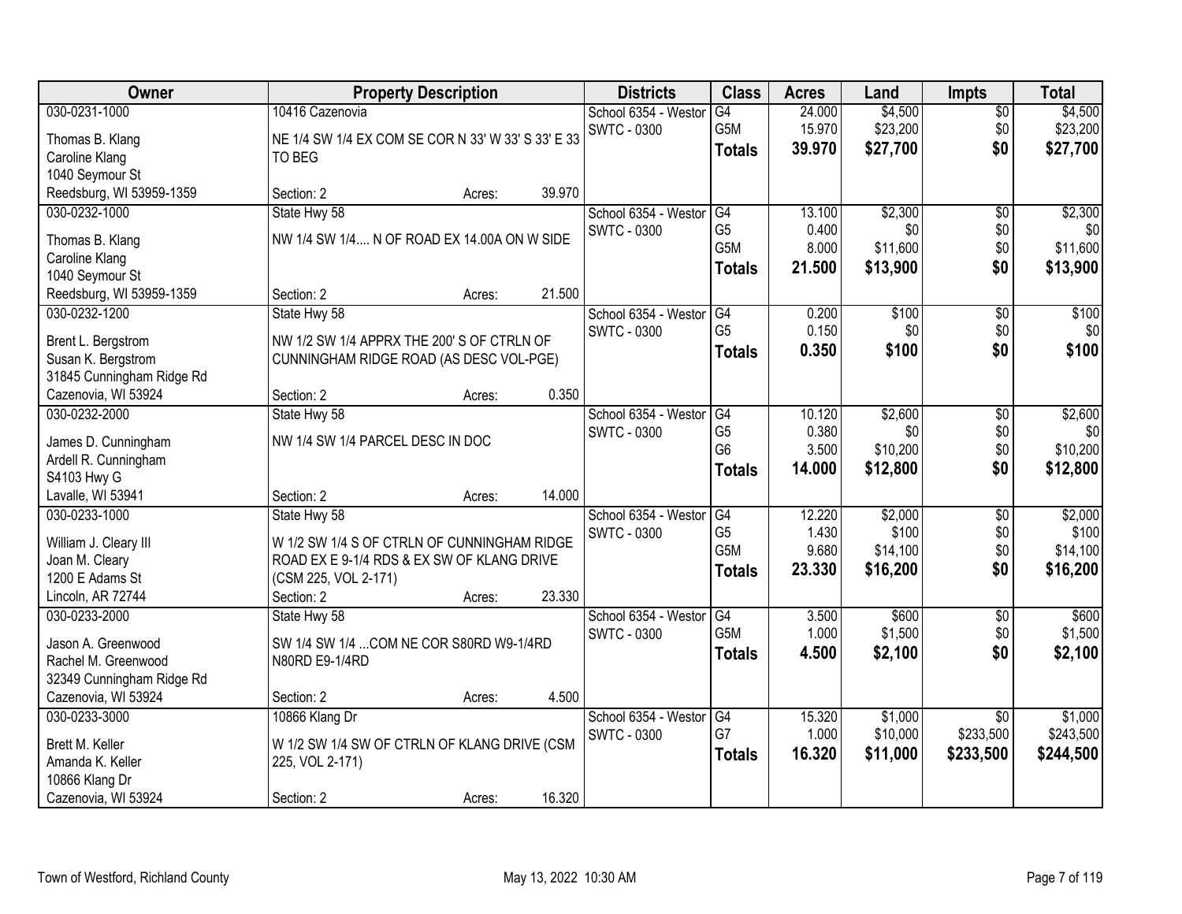| Owner | Property Description | Districts | Class | Acres | Land | Impts | Total |
|---|---|---|---|---|---|---|---|
| 030-0231-1000<br>Thomas B. Klang<br>Caroline Klang<br>1040 Seymour St<br>Reedsburg, WI 53959-1359 | 10416 Cazenovia<br>NE 1/4 SW 1/4 EX COM SE COR N 33' W 33' S 33' E 33 TO BEG<br>Section: 2 Acres: 39.970 | School 6354 - Westor<br>SWTC - 0300 | G4<br>G5M<br>**Totals** | 24.000<br>15.970<br>**39.970** | $4,500<br>$23,200<br>**$27,700** | $0<br>$0<br>**$0** | $4,500<br>$23,200<br>**$27,700** |
| 030-0232-1000<br>Thomas B. Klang<br>Caroline Klang<br>1040 Seymour St<br>Reedsburg, WI 53959-1359 | State Hwy 58<br>NW 1/4 SW 1/4.... N OF ROAD EX 14.00A ON W SIDE<br>Section: 2 Acres: 21.500 | School 6354 - Westor<br>SWTC - 0300 | G4<br>G5<br>G5M<br>**Totals** | 13.100<br>0.400<br>8.000<br>**21.500** | $2,300<br>$0<br>$11,600<br>**$13,900** | $0<br>$0<br>$0<br>**$0** | $2,300<br>$0<br>$11,600<br>**$13,900** |
| 030-0232-1200<br>Brent L. Bergstrom<br>Susan K. Bergstrom<br>31845 Cunningham Ridge Rd<br>Cazenovia, WI 53924 | State Hwy 58<br>NW 1/2 SW 1/4 APPRX THE 200' S OF CTRLN OF CUNNINGHAM RIDGE ROAD (AS DESC VOL-PGE)<br>Section: 2 Acres: 0.350 | School 6354 - Westor<br>SWTC - 0300 | G4<br>G5<br>**Totals** | 0.200<br>0.150<br>**0.350** | $100<br>$0<br>**$100** | $0<br>$0<br>**$0** | $100<br>$0<br>**$100** |
| 030-0232-2000<br>James D. Cunningham<br>Ardell R. Cunningham<br>S4103 Hwy G<br>Lavalle, WI 53941 | State Hwy 58<br>NW 1/4 SW 1/4 PARCEL DESC IN DOC<br>Section: 2 Acres: 14.000 | School 6354 - Westor<br>SWTC - 0300 | G4<br>G5<br>G6<br>**Totals** | 10.120<br>0.380<br>3.500<br>**14.000** | $2,600<br>$0<br>$10,200<br>**$12,800** | $0<br>$0<br>$0<br>**$0** | $2,600<br>$0<br>$10,200<br>**$12,800** |
| 030-0233-1000<br>William J. Cleary III<br>Joan M. Cleary<br>1200 E Adams St<br>Lincoln, AR 72744 | State Hwy 58<br>W 1/2 SW 1/4 S OF CTRLN OF CUNNINGHAM RIDGE ROAD EX E 9-1/4 RDS & EX SW OF KLANG DRIVE (CSM 225, VOL 2-171)<br>Section: 2 Acres: 23.330 | School 6354 - Westor<br>SWTC - 0300 | G4<br>G5<br>G5M<br>**Totals** | 12.220<br>1.430<br>9.680<br>**23.330** | $2,000<br>$100<br>$14,100<br>**$16,200** | $0<br>$0<br>$0<br>**$0** | $2,000<br>$100<br>$14,100<br>**$16,200** |
| 030-0233-2000<br>Jason A. Greenwood<br>Rachel M. Greenwood<br>32349 Cunningham Ridge Rd<br>Cazenovia, WI 53924 | State Hwy 58<br>SW 1/4 SW 1/4 ...COM NE COR S80RD W9-1/4RD N80RD E9-1/4RD<br>Section: 2 Acres: 4.500 | School 6354 - Westor<br>SWTC - 0300 | G4<br>G5M<br>**Totals** | 3.500<br>1.000<br>**4.500** | $600<br>$1,500<br>**$2,100** | $0<br>$0<br>**$0** | $600<br>$1,500<br>**$2,100** |
| 030-0233-3000<br>Brett M. Keller<br>Amanda K. Keller<br>10866 Klang Dr<br>Cazenovia, WI 53924 | 10866 Klang Dr<br>W 1/2 SW 1/4 SW OF CTRLN OF KLANG DRIVE (CSM 225, VOL 2-171)<br>Section: 2 Acres: 16.320 | School 6354 - Westor<br>SWTC - 0300 | G4<br>G7<br>**Totals** | 15.320<br>1.000<br>**16.320** | $1,000<br>$10,000<br>**$11,000** | $0<br>$233,500<br>**$233,500** | $1,000<br>$243,500<br>**$244,500** |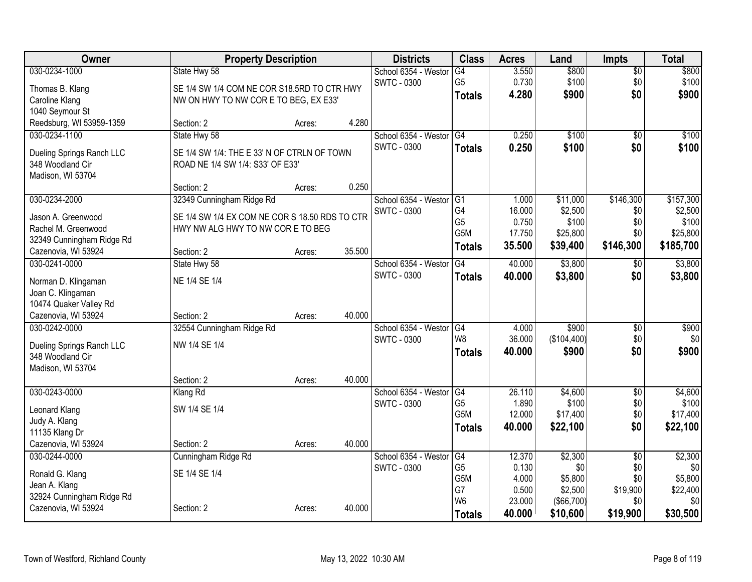| Owner | Property Description | Districts | Class | Acres | Land | Impts | Total |
|---|---|---|---|---|---|---|---|
| 030-0234-1000<br>Thomas B. Klang<br>Caroline Klang<br>1040 Seymour St<br>Reedsburg, WI 53959-1359 | State Hwy 58<br>SE 1/4 SW 1/4 COM NE COR S18.5RD TO CTR HWY NW ON HWY TO NW COR E TO BEG, EX E33'<br>Section: 2 Acres: 4.280 | School 6354 - Westor<br>SWTC - 0300 | G4<br>G5<br>**Totals** | 3.550<br>0.730<br>**4.280** | $800<br>$100<br>**$900** | $0<br>$0<br>**$0** | $800<br>$100<br>**$900** |
| 030-0234-1100<br>Dueling Springs Ranch LLC<br>348 Woodland Cir<br>Madison, WI 53704 | State Hwy 58<br>SE 1/4 SW 1/4: THE E 33' N OF CTRLN OF TOWN ROAD NE 1/4 SW 1/4: S33' OF E33'<br>Section: 2 Acres: 0.250 | School 6354 - Westor<br>SWTC - 0300 | G4<br>**Totals** | 0.250<br>**0.250** | $100<br>**$100** | $0<br>**$0** | $100<br>**$100** |
| 030-0234-2000<br>Jason A. Greenwood<br>Rachel M. Greenwood<br>32349 Cunningham Ridge Rd<br>Cazenovia, WI 53924 | 32349 Cunningham Ridge Rd<br>SE 1/4 SW 1/4 EX COM NE COR S 18.50 RDS TO CTR HWY NW ALG HWY TO NW COR E TO BEG<br>Section: 2 Acres: 35.500 | School 6354 - Westor<br>SWTC - 0300 | G1<br>G4<br>G5<br>G5M<br>**Totals** | 1.000<br>16.000<br>0.750<br>17.750<br>**35.500** | $11,000<br>$2,500<br>$100<br>$25,800<br>**$39,400** | $146,300<br>$0<br>$0<br>$0<br>**$146,300** | $157,300<br>$2,500<br>$100<br>$25,800<br>**$185,700** |
| 030-0241-0000<br>Norman D. Klingaman<br>Joan C. Klingaman<br>10474 Quaker Valley Rd<br>Cazenovia, WI 53924 | State Hwy 58<br>NE 1/4 SE 1/4<br>Section: 2 Acres: 40.000 | School 6354 - Westor<br>SWTC - 0300 | G4<br>**Totals** | 40.000<br>**40.000** | $3,800<br>**$3,800** | $0<br>**$0** | $3,800<br>**$3,800** |
| 030-0242-0000<br>Dueling Springs Ranch LLC<br>348 Woodland Cir<br>Madison, WI 53704 | 32554 Cunningham Ridge Rd<br>NW 1/4 SE 1/4<br>Section: 2 Acres: 40.000 | School 6354 - Westor<br>SWTC - 0300 | G4<br>W8<br>**Totals** | 4.000<br>36.000<br>**40.000** | $900<br>($104,400)<br>**$900** | $0<br>$0<br>**$0** | $900<br>$0<br>**$900** |
| 030-0243-0000<br>Leonard Klang<br>Judy A. Klang<br>11135 Klang Dr<br>Cazenovia, WI 53924 | Klang Rd<br>SW 1/4 SE 1/4<br>Section: 2 Acres: 40.000 | School 6354 - Westor<br>SWTC - 0300 | G4<br>G5<br>G5M<br>**Totals** | 26.110<br>1.890<br>12.000<br>**40.000** | $4,600<br>$100<br>$17,400<br>**$22,100** | $0<br>$0<br>$0<br>**$0** | $4,600<br>$100<br>$17,400<br>**$22,100** |
| 030-0244-0000<br>Ronald G. Klang<br>Jean A. Klang<br>32924 Cunningham Ridge Rd<br>Cazenovia, WI 53924 | Cunningham Ridge Rd<br>SE 1/4 SE 1/4<br>Section: 2 Acres: 40.000 | School 6354 - Westor<br>SWTC - 0300 | G4<br>G5<br>G5M<br>G7<br>W6<br>**Totals** | 12.370<br>0.130<br>4.000<br>0.500<br>23.000<br>**40.000** | $2,300<br>$0<br>$5,800<br>$2,500<br>($66,700)<br>**$10,600** | $0<br>$0<br>$0<br>$19,900<br>$0<br>**$19,900** | $2,300<br>$0<br>$5,800<br>$22,400<br>$0<br>**$30,500** |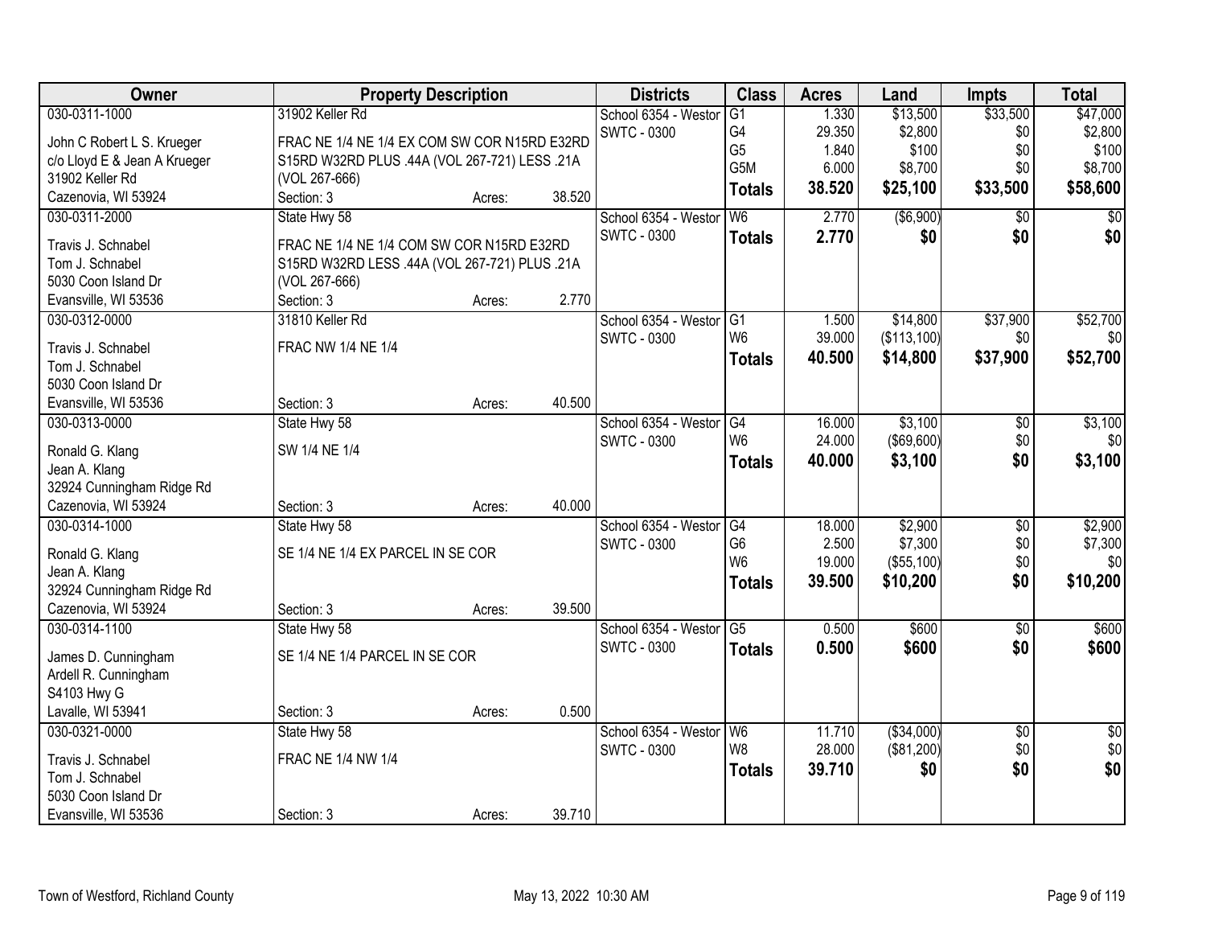| Owner | Property Description | Districts | Class | Acres | Land | Impts | Total |
|---|---|---|---|---|---|---|---|
| 030-0311-1000<br>John C Robert L S. Krueger<br>c/o Lloyd E & Jean A Krueger<br>31902 Keller Rd<br>Cazenovia, WI 53924 | 31902 Keller Rd<br>FRAC NE 1/4 NE 1/4 EX COM SW COR N15RD E32RD S15RD W32RD PLUS .44A (VOL 267-721) LESS .21A (VOL 267-666)<br>Section: 3 Acres: 38.520 | School 6354 - Westor<br>SWTC - 0300 | G1<br>G4<br>G5<br>G5M<br>**Totals** | 1.330<br>29.350<br>1.840<br>6.000<br>**38.520** | $13,500<br>$2,800<br>$100<br>$8,700<br>**$25,100** | $33,500<br>$0<br>$0<br>$0<br>**$33,500** | $47,000<br>$2,800<br>$100<br>$8,700<br>**$58,600** |
| 030-0311-2000<br>Travis J. Schnabel<br>Tom J. Schnabel<br>5030 Coon Island Dr<br>Evansville, WI 53536 | State Hwy 58<br>FRAC NE 1/4 NE 1/4 COM SW COR N15RD E32RD S15RD W32RD LESS .44A (VOL 267-721) PLUS .21A (VOL 267-666)<br>Section: 3 Acres: 2.770 | School 6354 - Westor<br>SWTC - 0300 | W6<br>**Totals** | 2.770<br>**2.770** | ($6,900)<br>**$0** | $0<br>**$0** | $0<br>**$0** |
| 030-0312-0000<br>Travis J. Schnabel<br>Tom J. Schnabel<br>5030 Coon Island Dr<br>Evansville, WI 53536 | 31810 Keller Rd<br>FRAC NW 1/4 NE 1/4<br>Section: 3 Acres: 40.500 | School 6354 - Westor<br>SWTC - 0300 | G1<br>W6<br>**Totals** | 1.500<br>39.000<br>**40.500** | $14,800<br>($113,100)<br>**$14,800** | $37,900<br>$0<br>**$37,900** | $52,700<br>$0<br>**$52,700** |
| 030-0313-0000<br>Ronald G. Klang<br>Jean A. Klang<br>32924 Cunningham Ridge Rd<br>Cazenovia, WI 53924 | State Hwy 58<br>SW 1/4 NE 1/4<br>Section: 3 Acres: 40.000 | School 6354 - Westor<br>SWTC - 0300 | G4<br>W6<br>**Totals** | 16.000<br>24.000<br>**40.000** | $3,100<br>($69,600)<br>**$3,100** | $0<br>$0<br>**$0** | $3,100<br>$0<br>**$3,100** |
| 030-0314-1000<br>Ronald G. Klang<br>Jean A. Klang<br>32924 Cunningham Ridge Rd<br>Cazenovia, WI 53924 | State Hwy 58<br>SE 1/4 NE 1/4 EX PARCEL IN SE COR<br>Section: 3 Acres: 39.500 | School 6354 - Westor<br>SWTC - 0300 | G4<br>G6<br>W6<br>**Totals** | 18.000<br>2.500<br>19.000<br>**39.500** | $2,900<br>$7,300<br>($55,100)<br>**$10,200** | $0<br>$0<br>$0<br>**$0** | $2,900<br>$7,300<br>$0<br>**$10,200** |
| 030-0314-1100<br>James D. Cunningham<br>Ardell R. Cunningham<br>S4103 Hwy G<br>Lavalle, WI 53941 | State Hwy 58<br>SE 1/4 NE 1/4 PARCEL IN SE COR<br>Section: 3 Acres: 0.500 | School 6354 - Westor<br>SWTC - 0300 | G5<br>**Totals** | 0.500<br>**0.500** | $600<br>**$600** | $0<br>**$0** | $600<br>**$600** |
| 030-0321-0000<br>Travis J. Schnabel<br>Tom J. Schnabel<br>5030 Coon Island Dr<br>Evansville, WI 53536 | State Hwy 58<br>FRAC NE 1/4 NW 1/4<br>Section: 3 Acres: 39.710 | School 6354 - Westor<br>SWTC - 0300 | W6<br>W8<br>**Totals** | 11.710<br>28.000<br>**39.710** | ($34,000)<br>($81,200)<br>**$0** | $0<br>$0<br>**$0** | $0<br>$0<br>**$0** |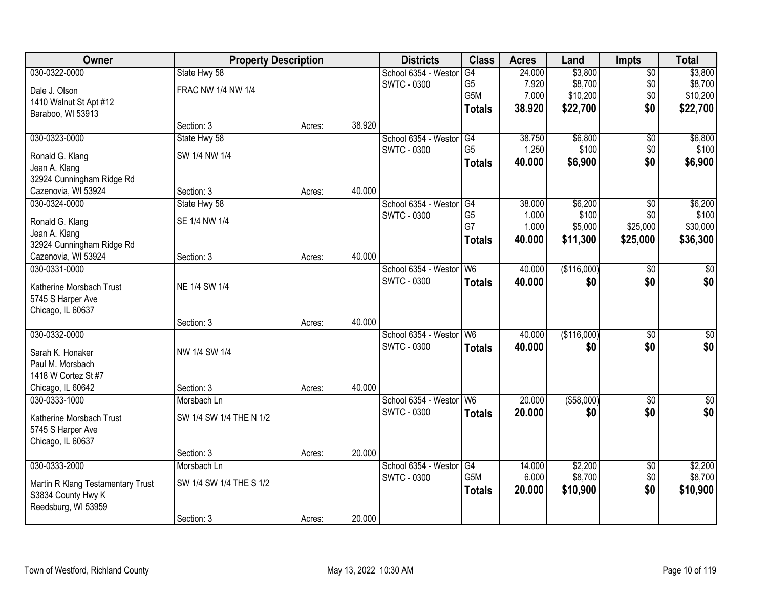| Owner | Property Description | | | Districts | Class | Acres | Land | Impts | Total |
|---|---|---|---|---|---|---|---|---|---|
| 030-0322-0000 | State Hwy 58 | | | School 6354 - Westor | G4 | 24.000 | $3,800 | $0 | $3,800 |
| Dale J. Olson | FRAC NW 1/4 NW 1/4 | | | SWTC - 0300 | G5 | 7.920 | $8,700 | $0 | $8,700 |
| 1410 Walnut St Apt #12 | | | | | G5M | 7.000 | $10,200 | $0 | $10,200 |
| Baraboo, WI 53913 | | | | | **Totals** | **38.920** | **$22,700** | **$0** | **$22,700** |
| | Section: 3 | Acres: | 38.920 | | | | | | |
| 030-0323-0000 | State Hwy 58 | | | School 6354 - Westor | G4 | 38.750 | $6,800 | $0 | $6,800 |
| Ronald G. Klang | SW 1/4 NW 1/4 | | | SWTC - 0300 | G5 | 1.250 | $100 | $0 | $100 |
| Jean A. Klang | | | | | **Totals** | **40.000** | **$6,900** | **$0** | **$6,900** |
| 32924 Cunningham Ridge Rd | | | | | | | | | |
| Cazenovia, WI 53924 | Section: 3 | Acres: | 40.000 | | | | | | |
| 030-0324-0000 | State Hwy 58 | | | School 6354 - Westor | G4 | 38.000 | $6,200 | $0 | $6,200 |
| Ronald G. Klang | SE 1/4 NW 1/4 | | | SWTC - 0300 | G5 | 1.000 | $100 | $0 | $100 |
| Jean A. Klang | | | | | G7 | 1.000 | $5,000 | $25,000 | $30,000 |
| 32924 Cunningham Ridge Rd | | | | | **Totals** | **40.000** | **$11,300** | **$25,000** | **$36,300** |
| Cazenovia, WI 53924 | Section: 3 | Acres: | 40.000 | | | | | | |
| 030-0331-0000 | | | | School 6354 - Westor | W6 | 40.000 | ($116,000) | $0 | $0 |
| Katherine Morsbach Trust | NE 1/4 SW 1/4 | | | SWTC - 0300 | **Totals** | **40.000** | **$0** | **$0** | **$0** |
| 5745 S Harper Ave | | | | | | | | | |
| Chicago, IL 60637 | | | | | | | | | |
| | Section: 3 | Acres: | 40.000 | | | | | | |
| 030-0332-0000 | | | | School 6354 - Westor | W6 | 40.000 | ($116,000) | $0 | $0 |
| Sarah K. Honaker | NW 1/4 SW 1/4 | | | SWTC - 0300 | **Totals** | **40.000** | **$0** | **$0** | **$0** |
| Paul M. Morsbach | | | | | | | | | |
| 1418 W Cortez St #7 | | | | | | | | | |
| Chicago, IL 60642 | Section: 3 | Acres: | 40.000 | | | | | | |
| 030-0333-1000 | Morsbach Ln | | | School 6354 - Westor | W6 | 20.000 | ($58,000) | $0 | $0 |
| Katherine Morsbach Trust | SW 1/4 SW 1/4 THE N 1/2 | | | SWTC - 0300 | **Totals** | **20.000** | **$0** | **$0** | **$0** |
| 5745 S Harper Ave | | | | | | | | | |
| Chicago, IL 60637 | | | | | | | | | |
| | Section: 3 | Acres: | 20.000 | | | | | | |
| 030-0333-2000 | Morsbach Ln | | | School 6354 - Westor | G4 | 14.000 | $2,200 | $0 | $2,200 |
| Martin R Klang Testamentary Trust | SW 1/4 SW 1/4 THE S 1/2 | | | SWTC - 0300 | G5M | 6.000 | $8,700 | $0 | $8,700 |
| S3834 County Hwy K | | | | | **Totals** | **20.000** | **$10,900** | **$0** | **$10,900** |
| Reedsburg, WI 53959 | | | | | | | | | |
| | Section: 3 | Acres: | 20.000 | | | | | | |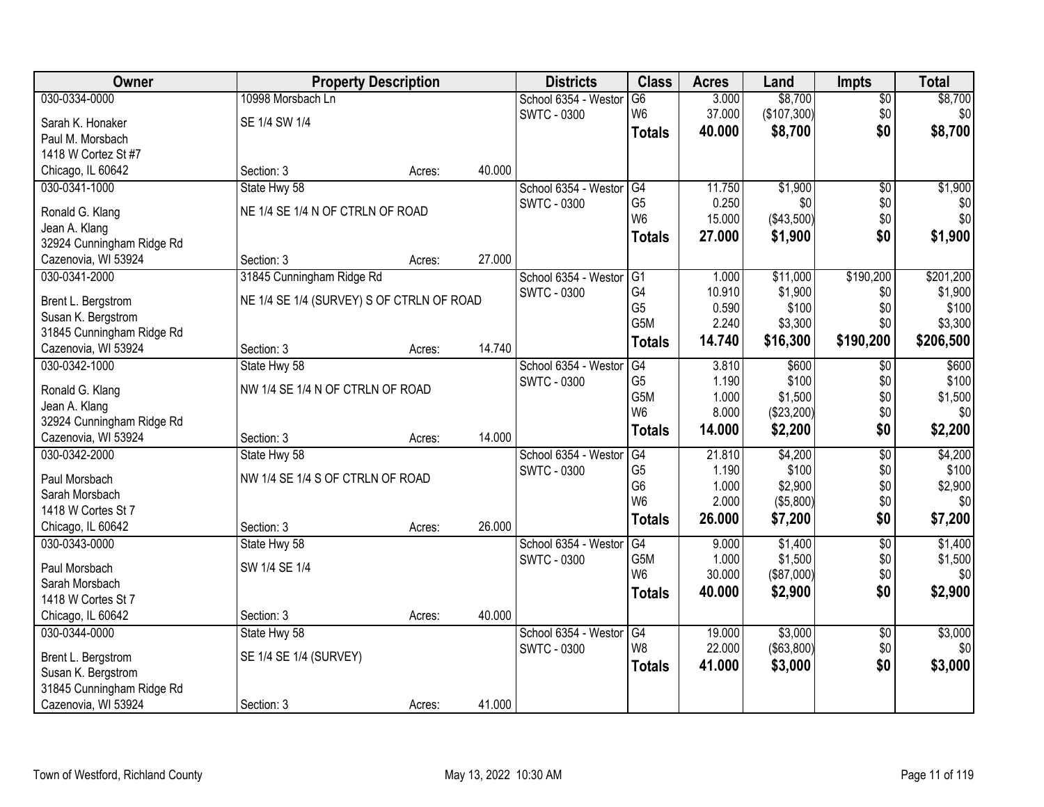| Owner | Property Description | | | Districts | Class | Acres | Land | Impts | Total |
|---|---|---|---|---|---|---|---|---|---|
| 030-0334-0000 | 10998 Morsbach Ln | | | School 6354 - Westor | G6 | 3.000 | $8,700 | $0 | $8,700 |
| Sarah K. Honaker | SE 1/4 SW 1/4 | | | SWTC - 0300 | W6 | 37.000 | ($107,300) | $0 | $0 |
| Paul M. Morsbach | | | | | **Totals** | **40.000** | **$8,700** | **$0** | **$8,700** |
| 1418 W Cortez St #7 | | | | | | | | | |
| Chicago, IL 60642 | Section: 3 | Acres: | 40.000 | | | | | | |
| 030-0341-1000 | State Hwy 58 | | | School 6354 - Westor | G4 | 11.750 | $1,900 | $0 | $1,900 |
| Ronald G. Klang | NE 1/4 SE 1/4 N OF CTRLN OF ROAD | | | SWTC - 0300 | G5 | 0.250 | $0 | $0 | $0 |
| Jean A. Klang | | | | | W6 | 15.000 | ($43,500) | $0 | $0 |
| 32924 Cunningham Ridge Rd | | | | | **Totals** | **27.000** | **$1,900** | **$0** | **$1,900** |
| Cazenovia, WI 53924 | Section: 3 | Acres: | 27.000 | | | | | | |
| 030-0341-2000 | 31845 Cunningham Ridge Rd | | | School 6354 - Westor | G1 | 1.000 | $11,000 | $190,200 | $201,200 |
| Brent L. Bergstrom | NE 1/4 SE 1/4 (SURVEY) S OF CTRLN OF ROAD | | | SWTC - 0300 | G4 | 10.910 | $1,900 | $0 | $1,900 |
| Susan K. Bergstrom | | | | | G5 | 0.590 | $100 | $0 | $100 |
| 31845 Cunningham Ridge Rd | | | | | G5M | 2.240 | $3,300 | $0 | $3,300 |
| Cazenovia, WI 53924 | Section: 3 | Acres: | 14.740 | | **Totals** | **14.740** | **$16,300** | **$190,200** | **$206,500** |
| 030-0342-1000 | State Hwy 58 | | | School 6354 - Westor | G4 | 3.810 | $600 | $0 | $600 |
| Ronald G. Klang | NW 1/4 SE 1/4 N OF CTRLN OF ROAD | | | SWTC - 0300 | G5 | 1.190 | $100 | $0 | $100 |
| Jean A. Klang | | | | | G5M | 1.000 | $1,500 | $0 | $1,500 |
| 32924 Cunningham Ridge Rd | | | | | W6 | 8.000 | ($23,200) | $0 | $0 |
| Cazenovia, WI 53924 | Section: 3 | Acres: | 14.000 | | **Totals** | **14.000** | **$2,200** | **$0** | **$2,200** |
| 030-0342-2000 | State Hwy 58 | | | School 6354 - Westor | G4 | 21.810 | $4,200 | $0 | $4,200 |
| Paul Morsbach | NW 1/4 SE 1/4 S OF CTRLN OF ROAD | | | SWTC - 0300 | G5 | 1.190 | $100 | $0 | $100 |
| Sarah Morsbach | | | | | G6 | 1.000 | $2,900 | $0 | $2,900 |
| 1418 W Cortes St 7 | | | | | W6 | 2.000 | ($5,800) | $0 | $0 |
| Chicago, IL 60642 | Section: 3 | Acres: | 26.000 | | **Totals** | **26.000** | **$7,200** | **$0** | **$7,200** |
| 030-0343-0000 | State Hwy 58 | | | School 6354 - Westor | G4 | 9.000 | $1,400 | $0 | $1,400 |
| Paul Morsbach | SW 1/4 SE 1/4 | | | SWTC - 0300 | G5M | 1.000 | $1,500 | $0 | $1,500 |
| Sarah Morsbach | | | | | W6 | 30.000 | ($87,000) | $0 | $0 |
| 1418 W Cortes St 7 | | | | | **Totals** | **40.000** | **$2,900** | **$0** | **$2,900** |
| Chicago, IL 60642 | Section: 3 | Acres: | 40.000 | | | | | | |
| 030-0344-0000 | State Hwy 58 | | | School 6354 - Westor | G4 | 19.000 | $3,000 | $0 | $3,000 |
| Brent L. Bergstrom | SE 1/4 SE 1/4 (SURVEY) | | | SWTC - 0300 | W8 | 22.000 | ($63,800) | $0 | $0 |
| Susan K. Bergstrom | | | | | **Totals** | **41.000** | **$3,000** | **$0** | **$3,000** |
| 31845 Cunningham Ridge Rd | | | | | | | | | |
| Cazenovia, WI 53924 | Section: 3 | Acres: | 41.000 | | | | | | |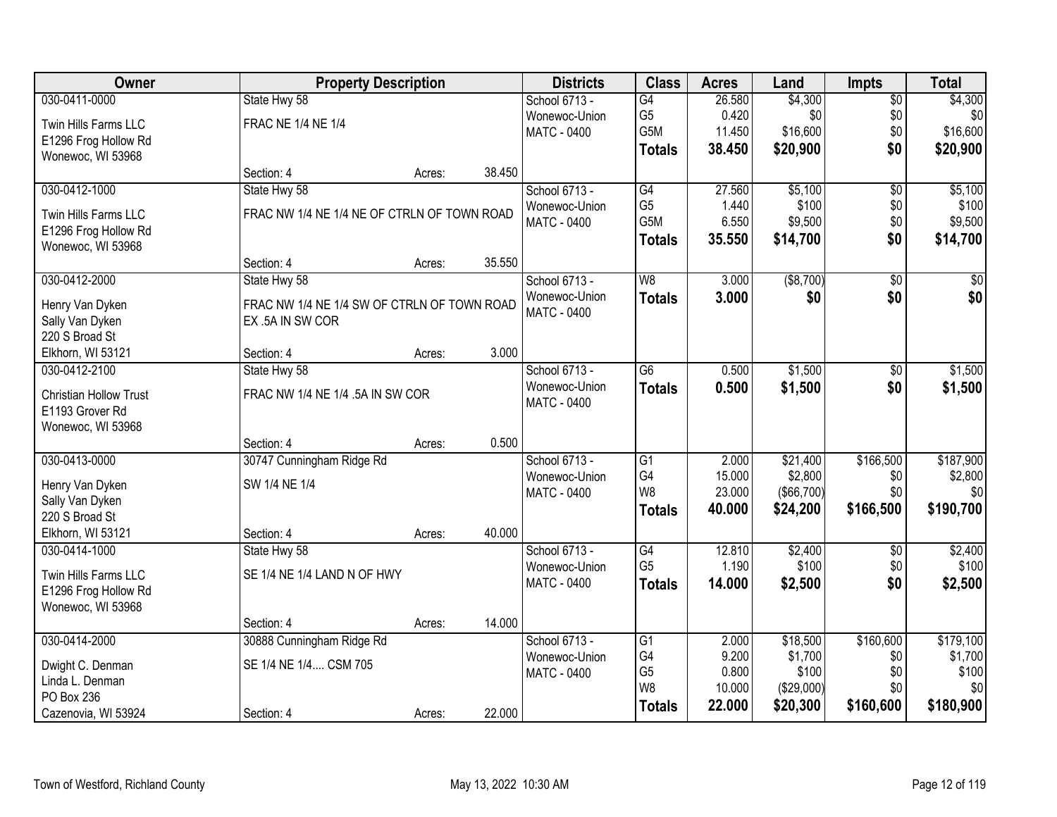| Owner | Property Description | Districts | Class | Acres | Land | Impts | Total |
|---|---|---|---|---|---|---|---|
| 030-0411-0000<br>Twin Hills Farms LLC<br>E1296 Frog Hollow Rd<br>Wonewoc, WI 53968 | State Hwy 58<br>FRAC NE 1/4 NE 1/4<br>Section: 4 Acres: 38.450 | School 6713 - Wonewoc-Union<br>MATC - 0400 | G4<br>G5<br>G5M<br>**Totals** | 26.580<br>0.420<br>11.450<br>**38.450** | $4,300<br>$0<br>$16,600<br>**$20,900** | $0<br>$0<br>$0<br>**$0** | $4,300<br>$0<br>$16,600<br>**$20,900** |
| 030-0412-1000<br>Twin Hills Farms LLC<br>E1296 Frog Hollow Rd<br>Wonewoc, WI 53968 | State Hwy 58<br>FRAC NW 1/4 NE 1/4 NE OF CTRLN OF TOWN ROAD<br>Section: 4 Acres: 35.550 | School 6713 - Wonewoc-Union<br>MATC - 0400 | G4<br>G5<br>G5M<br>**Totals** | 27.560<br>1.440<br>6.550<br>**35.550** | $5,100<br>$100<br>$9,500<br>**$14,700** | $0<br>$0<br>$0<br>**$0** | $5,100<br>$100<br>$9,500<br>**$14,700** |
| 030-0412-2000<br>Henry Van Dyken<br>Sally Van Dyken<br>220 S Broad St<br>Elkhorn, WI 53121 | State Hwy 58<br>FRAC NW 1/4 NE 1/4 SW OF CTRLN OF TOWN ROAD EX .5A IN SW COR<br>Section: 4 Acres: 3.000 | School 6713 - Wonewoc-Union<br>MATC - 0400 | W8<br>**Totals** | 3.000<br>**3.000** | ($8,700)<br>**$0** | $0<br>**$0** | $0<br>**$0** |
| 030-0412-2100<br>Christian Hollow Trust<br>E1193 Grover Rd<br>Wonewoc, WI 53968 | State Hwy 58<br>FRAC NW 1/4 NE 1/4 .5A IN SW COR<br>Section: 4 Acres: 0.500 | School 6713 - Wonewoc-Union<br>MATC - 0400 | G6<br>**Totals** | 0.500<br>**0.500** | $1,500<br>**$1,500** | $0<br>**$0** | $1,500<br>**$1,500** |
| 030-0413-0000<br>Henry Van Dyken<br>Sally Van Dyken<br>220 S Broad St<br>Elkhorn, WI 53121 | 30747 Cunningham Ridge Rd<br>SW 1/4 NE 1/4<br>Section: 4 Acres: 40.000 | School 6713 - Wonewoc-Union<br>MATC - 0400 | G1<br>G4<br>W8<br>**Totals** | 2.000<br>15.000<br>23.000<br>**40.000** | $21,400<br>$2,800<br>($66,700)<br>**$24,200** | $166,500<br>$0<br>$0<br>**$166,500** | $187,900<br>$2,800<br>$0<br>**$190,700** |
| 030-0414-1000<br>Twin Hills Farms LLC<br>E1296 Frog Hollow Rd<br>Wonewoc, WI 53968 | State Hwy 58<br>SE 1/4 NE 1/4 LAND N OF HWY<br>Section: 4 Acres: 14.000 | School 6713 - Wonewoc-Union<br>MATC - 0400 | G4<br>G5<br>**Totals** | 12.810<br>1.190<br>**14.000** | $2,400<br>$100<br>**$2,500** | $0<br>$0<br>**$0** | $2,400<br>$100<br>**$2,500** |
| 030-0414-2000<br>Dwight C. Denman<br>Linda L. Denman<br>PO Box 236<br>Cazenovia, WI 53924 | 30888 Cunningham Ridge Rd<br>SE 1/4 NE 1/4.... CSM 705<br>Section: 4 Acres: 22.000 | School 6713 - Wonewoc-Union<br>MATC - 0400 | G1<br>G4<br>G5<br>W8<br>**Totals** | 2.000<br>9.200<br>0.800<br>10.000<br>**22.000** | $18,500<br>$1,700<br>$100<br>($29,000)<br>**$20,300** | $160,600<br>$0<br>$0<br>$0<br>**$160,600** | $179,100<br>$1,700<br>$100<br>$0<br>**$180,900** |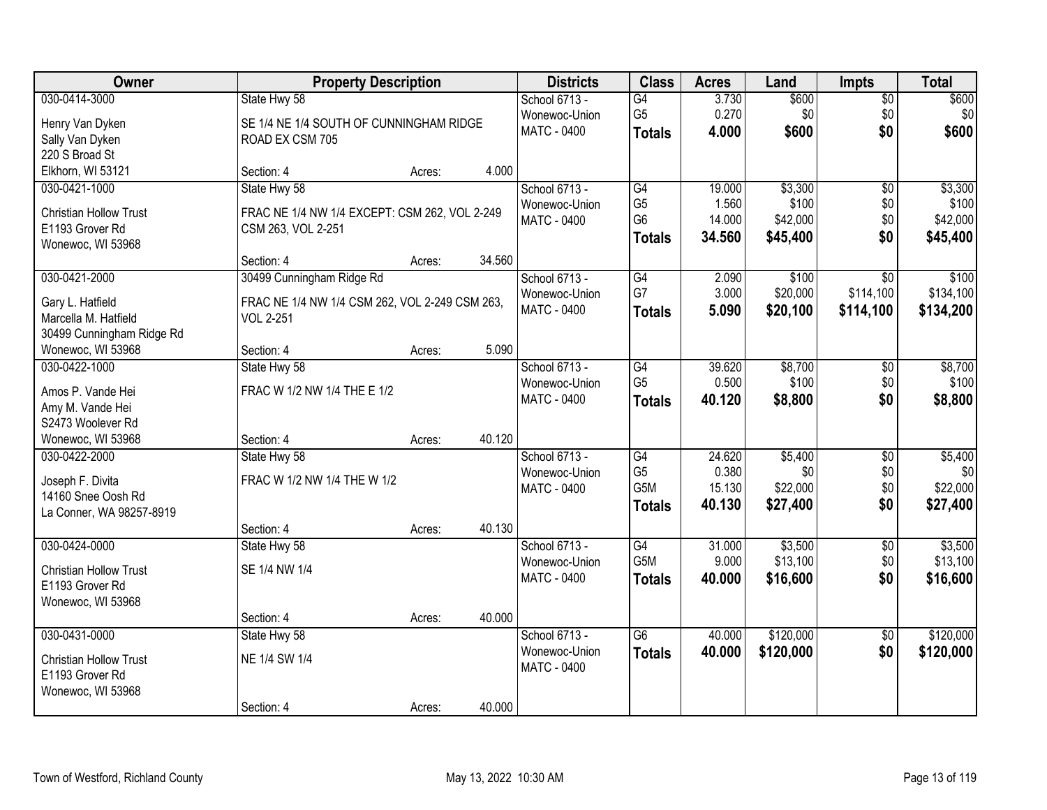| Owner | Property Description | | | Districts | Class | Acres | Land | Impts | Total |
|---|---|---|---|---|---|---|---|---|---|
| 030-0414-3000<br>Henry Van Dyken<br>Sally Van Dyken<br>220 S Broad St<br>Elkhorn, WI 53121 | State Hwy 58<br>SE 1/4 NE 1/4 SOUTH OF CUNNINGHAM RIDGE ROAD EX CSM 705<br>Section: 4 | Acres: | 4.000 | School 6713 - Wonewoc-Union<br>MATC - 0400 | G4<br>G5<br>**Totals** | 3.730<br>0.270<br>**4.000** | $600<br>$0<br>**$600** | $0<br>$0<br>**$0** | $600<br>$0<br>**$600** |
| 030-0421-1000<br>Christian Hollow Trust<br>E1193 Grover Rd<br>Wonewoc, WI 53968 | State Hwy 58<br>FRAC NE 1/4 NW 1/4 EXCEPT: CSM 262, VOL 2-249 CSM 263, VOL 2-251<br>Section: 4 | Acres: | 34.560 | School 6713 - Wonewoc-Union<br>MATC - 0400 | G4<br>G5<br>G6<br>**Totals** | 19.000<br>1.560<br>14.000<br>**34.560** | $3,300<br>$100<br>$42,000<br>**$45,400** | $0<br>$0<br>$0<br>**$0** | $3,300<br>$100<br>$42,000<br>**$45,400** |
| 030-0421-2000<br>Gary L. Hatfield<br>Marcella M. Hatfield<br>30499 Cunningham Ridge Rd<br>Wonewoc, WI 53968 | 30499 Cunningham Ridge Rd<br>FRAC NE 1/4 NW 1/4 CSM 262, VOL 2-249 CSM 263, VOL 2-251<br>Section: 4 | Acres: | 5.090 | School 6713 - Wonewoc-Union<br>MATC - 0400 | G4<br>G7<br>**Totals** | 2.090<br>3.000<br>**5.090** | $100<br>$20,000<br>**$20,100** | $0<br>$114,100<br>**$114,100** | $100<br>$134,100<br>**$134,200** |
| 030-0422-1000<br>Amos P. Vande Hei<br>Amy M. Vande Hei<br>S2473 Woolever Rd<br>Wonewoc, WI 53968 | State Hwy 58<br>FRAC W 1/2 NW 1/4 THE E 1/2<br>Section: 4 | Acres: | 40.120 | School 6713 - Wonewoc-Union<br>MATC - 0400 | G4<br>G5<br>**Totals** | 39.620<br>0.500<br>**40.120** | $8,700<br>$100<br>**$8,800** | $0<br>$0<br>**$0** | $8,700<br>$100<br>**$8,800** |
| 030-0422-2000<br>Joseph F. Divita<br>14160 Snee Oosh Rd<br>La Conner, WA 98257-8919 | State Hwy 58<br>FRAC W 1/2 NW 1/4 THE W 1/2<br>Section: 4 | Acres: | 40.130 | School 6713 - Wonewoc-Union<br>MATC - 0400 | G4<br>G5<br>G5M<br>**Totals** | 24.620<br>0.380<br>15.130<br>**40.130** | $5,400<br>$0<br>$22,000<br>**$27,400** | $0<br>$0<br>$0<br>**$0** | $5,400<br>$0<br>$22,000<br>**$27,400** |
| 030-0424-0000<br>Christian Hollow Trust<br>E1193 Grover Rd<br>Wonewoc, WI 53968 | State Hwy 58<br>SE 1/4 NW 1/4<br>Section: 4 | Acres: | 40.000 | School 6713 - Wonewoc-Union<br>MATC - 0400 | G4<br>G5M<br>**Totals** | 31.000<br>9.000<br>**40.000** | $3,500<br>$13,100<br>**$16,600** | $0<br>$0<br>**$0** | $3,500<br>$13,100<br>**$16,600** |
| 030-0431-0000<br>Christian Hollow Trust<br>E1193 Grover Rd<br>Wonewoc, WI 53968 | State Hwy 58<br>NE 1/4 SW 1/4<br>Section: 4 | Acres: | 40.000 | School 6713 - Wonewoc-Union<br>MATC - 0400 | G6<br>**Totals** | 40.000<br>**40.000** | $120,000<br>**$120,000** | $0<br>**$0** | $120,000<br>**$120,000** |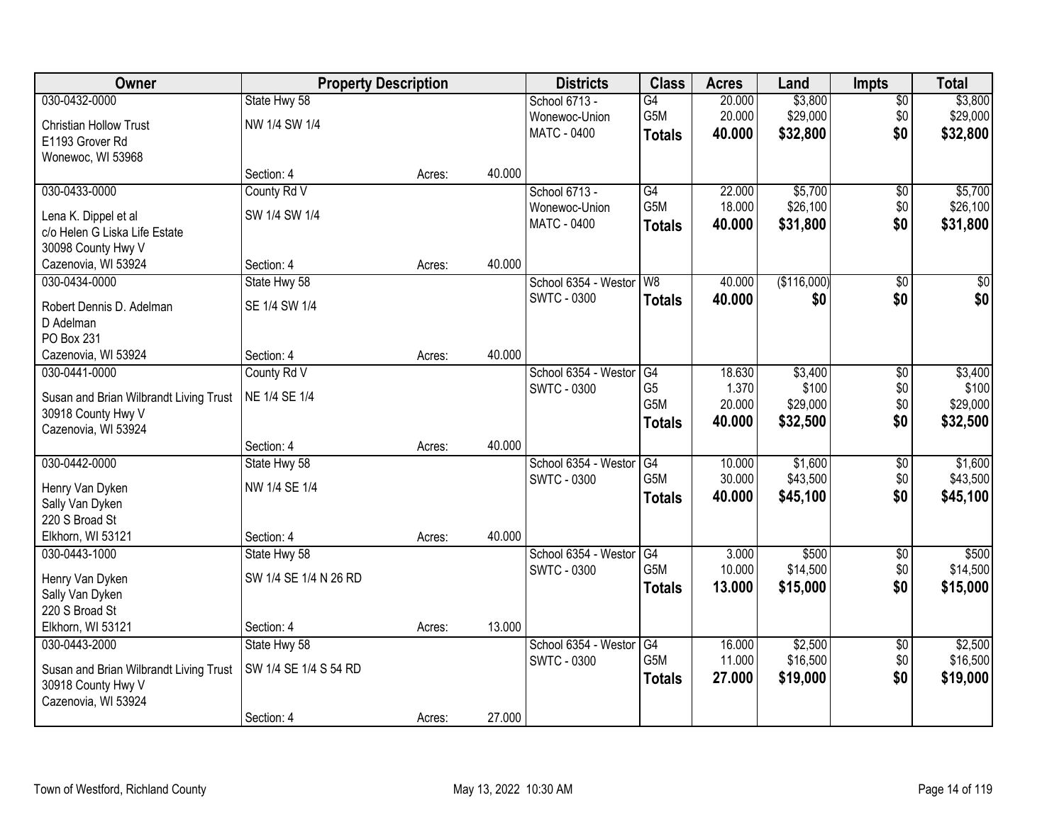| Owner | Property Description | | | Districts | Class | Acres | Land | Impts | Total |
|---|---|---|---|---|---|---|---|---|---|
| 030-0432-0000 | State Hwy 58 | | | School 6713 - Wonewoc-Union | G4 | 20.000 | $3,800 | $0 | $3,800 |
| Christian Hollow Trust | NW 1/4 SW 1/4 | | | MATC - 0400 | G5M | 20.000 | $29,000 | $0 | $29,000 |
| E1193 Grover Rd | | | | | **Totals** | **40.000** | **$32,800** | **$0** | **$32,800** |
| Wonewoc, WI 53968 | | | | | | | | | |
| | Section: 4 | Acres: | 40.000 | | | | | | |
| 030-0433-0000 | County Rd V | | | School 6713 - Wonewoc-Union | G4 | 22.000 | $5,700 | $0 | $5,700 |
| Lena K. Dippel et al | SW 1/4 SW 1/4 | | | MATC - 0400 | G5M | 18.000 | $26,100 | $0 | $26,100 |
| c/o Helen G Liska Life Estate | | | | | **Totals** | **40.000** | **$31,800** | **$0** | **$31,800** |
| 30098 County Hwy V | | | | | | | | | |
| Cazenovia, WI 53924 | Section: 4 | Acres: | 40.000 | | | | | | |
| 030-0434-0000 | State Hwy 58 | | | School 6354 - Westor | W8 | 40.000 | ($116,000) | $0 | $0 |
| Robert Dennis D. Adelman | SE 1/4 SW 1/4 | | | SWTC - 0300 | **Totals** | **40.000** | **$0** | **$0** | **$0** |
| D Adelman | | | | | | | | | |
| PO Box 231 | | | | | | | | | |
| Cazenovia, WI 53924 | Section: 4 | Acres: | 40.000 | | | | | | |
| 030-0441-0000 | County Rd V | | | School 6354 - Westor | G4 | 18.630 | $3,400 | $0 | $3,400 |
| Susan and Brian Wilbrandt Living Trust | NE 1/4 SE 1/4 | | | SWTC - 0300 | G5 | 1.370 | $100 | $0 | $100 |
| 30918 County Hwy V | | | | | G5M | 20.000 | $29,000 | $0 | $29,000 |
| Cazenovia, WI 53924 | | | | | **Totals** | **40.000** | **$32,500** | **$0** | **$32,500** |
| | Section: 4 | Acres: | 40.000 | | | | | | |
| 030-0442-0000 | State Hwy 58 | | | School 6354 - Westor | G4 | 10.000 | $1,600 | $0 | $1,600 |
| Henry Van Dyken | NW 1/4 SE 1/4 | | | SWTC - 0300 | G5M | 30.000 | $43,500 | $0 | $43,500 |
| Sally Van Dyken | | | | | **Totals** | **40.000** | **$45,100** | **$0** | **$45,100** |
| 220 S Broad St | | | | | | | | | |
| Elkhorn, WI 53121 | Section: 4 | Acres: | 40.000 | | | | | | |
| 030-0443-1000 | State Hwy 58 | | | School 6354 - Westor | G4 | 3.000 | $500 | $0 | $500 |
| Henry Van Dyken | SW 1/4 SE 1/4 N 26 RD | | | SWTC - 0300 | G5M | 10.000 | $14,500 | $0 | $14,500 |
| Sally Van Dyken | | | | | **Totals** | **13.000** | **$15,000** | **$0** | **$15,000** |
| 220 S Broad St | | | | | | | | | |
| Elkhorn, WI 53121 | Section: 4 | Acres: | 13.000 | | | | | | |
| 030-0443-2000 | State Hwy 58 | | | School 6354 - Westor | G4 | 16.000 | $2,500 | $0 | $2,500 |
| Susan and Brian Wilbrandt Living Trust | SW 1/4 SE 1/4 S 54 RD | | | SWTC - 0300 | G5M | 11.000 | $16,500 | $0 | $16,500 |
| 30918 County Hwy V | | | | | **Totals** | **27.000** | **$19,000** | **$0** | **$19,000** |
| Cazenovia, WI 53924 | | | | | | | | | |
| | Section: 4 | Acres: | 27.000 | | | | | | |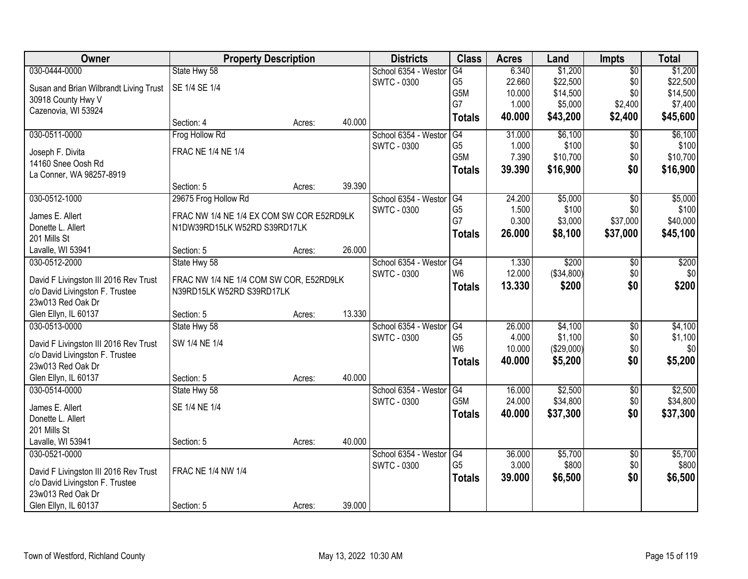| Owner | Property Description | | | Districts | Class | Acres | Land | Impts | Total |
|---|---|---|---|---|---|---|---|---|---|
| 030-0444-0000 | State Hwy 58 | | | School 6354 - Westor | G4 | 6.340 | $1,200 | $0 | $1,200 |
| Susan and Brian Wilbrandt Living Trust | SE 1/4 SE 1/4 | | | SWTC - 0300 | G5 | 22.660 | $22,500 | $0 | $22,500 |
| 30918 County Hwy V | | | | | G5M | 10.000 | $14,500 | $0 | $14,500 |
| Cazenovia, WI 53924 | | | | | G7 | 1.000 | $5,000 | $2,400 | $7,400 |
| | Section: 4 | Acres: | 40.000 | | **Totals** | **40.000** | **$43,200** | **$2,400** | **$45,600** |
| 030-0511-0000 | Frog Hollow Rd | | | School 6354 - Westor | G4 | 31.000 | $6,100 | $0 | $6,100 |
| Joseph F. Divita | FRAC NE 1/4 NE 1/4 | | | SWTC - 0300 | G5 | 1.000 | $100 | $0 | $100 |
| 14160 Snee Oosh Rd | | | | | G5M | 7.390 | $10,700 | $0 | $10,700 |
| La Conner, WA 98257-8919 | | | | | **Totals** | **39.390** | **$16,900** | **$0** | **$16,900** |
| | Section: 5 | Acres: | 39.390 | | | | | | |
| 030-0512-1000 | 29675 Frog Hollow Rd | | | School 6354 - Westor | G4 | 24.200 | $5,000 | $0 | $5,000 |
| James E. Allert | FRAC NW 1/4 NE 1/4 EX COM SW COR E52RD9LK | | | SWTC - 0300 | G5 | 1.500 | $100 | $0 | $100 |
| Donette L. Allert | N1DW39RD15LK W52RD S39RD17LK | | | | G7 | 0.300 | $3,000 | $37,000 | $40,000 |
| 201 Mills St | | | | | **Totals** | **26.000** | **$8,100** | **$37,000** | **$45,100** |
| Lavalle, WI 53941 | Section: 5 | Acres: | 26.000 | | | | | | |
| 030-0512-2000 | State Hwy 58 | | | School 6354 - Westor | G4 | 1.330 | $200 | $0 | $200 |
| David F Livingston III 2016 Rev Trust | FRAC NW 1/4 NE 1/4 COM SW COR, E52RD9LK | | | SWTC - 0300 | W6 | 12.000 | ($34,800) | $0 | $0 |
| c/o David Livingston F. Trustee | N39RD15LK W52RD S39RD17LK | | | | **Totals** | **13.330** | **$200** | **$0** | **$200** |
| 23w013 Red Oak Dr | | | | | | | | | |
| Glen Ellyn, IL 60137 | Section: 5 | Acres: | 13.330 | | | | | | |
| 030-0513-0000 | State Hwy 58 | | | School 6354 - Westor | G4 | 26.000 | $4,100 | $0 | $4,100 |
| David F Livingston III 2016 Rev Trust | SW 1/4 NE 1/4 | | | SWTC - 0300 | G5 | 4.000 | $1,100 | $0 | $1,100 |
| c/o David Livingston F. Trustee | | | | | W6 | 10.000 | ($29,000) | $0 | $0 |
| 23w013 Red Oak Dr | | | | | **Totals** | **40.000** | **$5,200** | **$0** | **$5,200** |
| Glen Ellyn, IL 60137 | Section: 5 | Acres: | 40.000 | | | | | | |
| 030-0514-0000 | State Hwy 58 | | | School 6354 - Westor | G4 | 16.000 | $2,500 | $0 | $2,500 |
| James E. Allert | SE 1/4 NE 1/4 | | | SWTC - 0300 | G5M | 24.000 | $34,800 | $0 | $34,800 |
| Donette L. Allert | | | | | **Totals** | **40.000** | **$37,300** | **$0** | **$37,300** |
| 201 Mills St | | | | | | | | | |
| Lavalle, WI 53941 | Section: 5 | Acres: | 40.000 | | | | | | |
| 030-0521-0000 | | | | School 6354 - Westor | G4 | 36.000 | $5,700 | $0 | $5,700 |
| David F Livingston III 2016 Rev Trust | FRAC NE 1/4 NW 1/4 | | | SWTC - 0300 | G5 | 3.000 | $800 | $0 | $800 |
| c/o David Livingston F. Trustee | | | | | **Totals** | **39.000** | **$6,500** | **$0** | **$6,500** |
| 23w013 Red Oak Dr | | | | | | | | | |
| Glen Ellyn, IL 60137 | Section: 5 | Acres: | 39.000 | | | | | | |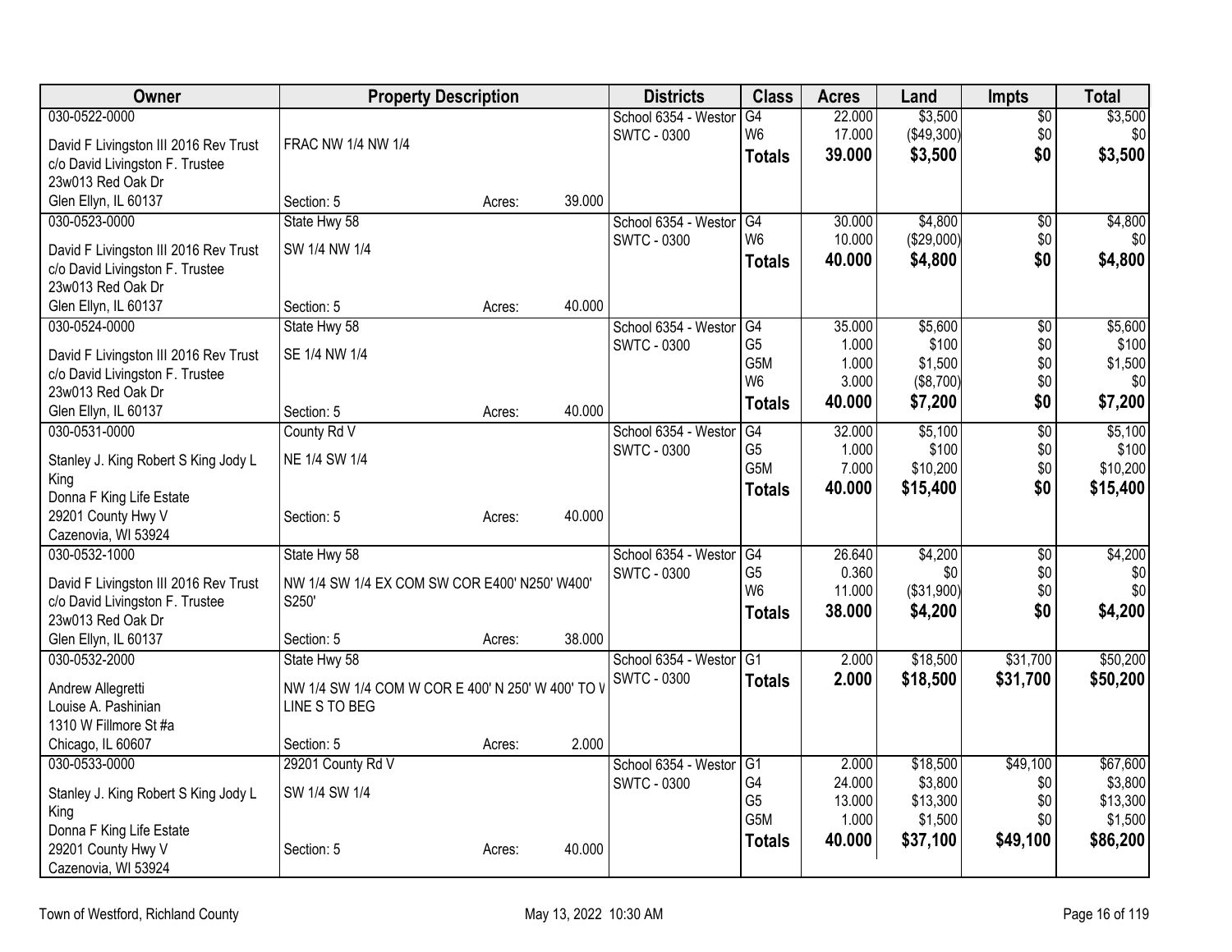| Owner | Property Description | | | Districts | Class | Acres | Land | Impts | Total |
|---|---|---|---|---|---|---|---|---|---|
| 030-0522-0000 | | | | School 6354 - Westor | G4 | 22.000 | $3,500 | $0 | $3,500 |
| David F Livingston III 2016 Rev Trust | FRAC NW 1/4 NW 1/4 | | | SWTC - 0300 | W6 | 17.000 | ($49,300) | $0 | $0 |
| c/o David Livingston F. Trustee | | | | | **Totals** | **39.000** | **$3,500** | **$0** | **$3,500** |
| 23w013 Red Oak Dr | | | | | | | | | |
| Glen Ellyn, IL 60137 | Section: 5 | Acres: | 39.000 | | | | | | |
| 030-0523-0000 | State Hwy 58 | | | School 6354 - Westor | G4 | 30.000 | $4,800 | $0 | $4,800 |
| David F Livingston III 2016 Rev Trust | SW 1/4 NW 1/4 | | | SWTC - 0300 | W6 | 10.000 | ($29,000) | $0 | $0 |
| c/o David Livingston F. Trustee | | | | | **Totals** | **40.000** | **$4,800** | **$0** | **$4,800** |
| 23w013 Red Oak Dr | | | | | | | | | |
| Glen Ellyn, IL 60137 | Section: 5 | Acres: | 40.000 | | | | | | |
| 030-0524-0000 | State Hwy 58 | | | School 6354 - Westor | G4 | 35.000 | $5,600 | $0 | $5,600 |
| David F Livingston III 2016 Rev Trust | SE 1/4 NW 1/4 | | | SWTC - 0300 | G5 | 1.000 | $100 | $0 | $100 |
| c/o David Livingston F. Trustee | | | | | G5M | 1.000 | $1,500 | $0 | $1,500 |
| 23w013 Red Oak Dr | | | | | W6 | 3.000 | ($8,700) | $0 | $0 |
| Glen Ellyn, IL 60137 | Section: 5 | Acres: | 40.000 | | **Totals** | **40.000** | **$7,200** | **$0** | **$7,200** |
| 030-0531-0000 | County Rd V | | | School 6354 - Westor | G4 | 32.000 | $5,100 | $0 | $5,100 |
| Stanley J. King Robert S King Jody L King | NE 1/4 SW 1/4 | | | SWTC - 0300 | G5 | 1.000 | $100 | $0 | $100 |
| Donna F King Life Estate | | | | | G5M | 7.000 | $10,200 | $0 | $10,200 |
| 29201 County Hwy V | Section: 5 | Acres: | 40.000 | | **Totals** | **40.000** | **$15,400** | **$0** | **$15,400** |
| Cazenovia, WI 53924 | | | | | | | | | |
| 030-0532-1000 | State Hwy 58 | | | School 6354 - Westor | G4 | 26.640 | $4,200 | $0 | $4,200 |
| David F Livingston III 2016 Rev Trust | NW 1/4 SW 1/4 EX COM SW COR E400' N250' W400' S250' | | | SWTC - 0300 | G5 | 0.360 | $0 | $0 | $0 |
| c/o David Livingston F. Trustee | | | | | W6 | 11.000 | ($31,900) | $0 | $0 |
| 23w013 Red Oak Dr | | | | | **Totals** | **38.000** | **$4,200** | **$0** | **$4,200** |
| Glen Ellyn, IL 60137 | Section: 5 | Acres: | 38.000 | | | | | | |
| 030-0532-2000 | State Hwy 58 | | | School 6354 - Westor | G1 | 2.000 | $18,500 | $31,700 | $50,200 |
| Andrew Allegretti | NW 1/4 SW 1/4 COM W COR E 400' N 250' W 400' TO W LINE S TO BEG | | | SWTC - 0300 | **Totals** | **2.000** | **$18,500** | **$31,700** | **$50,200** |
| Louise A. Pashinian | | | | | | | | | |
| 1310 W Fillmore St #a | | | | | | | | | |
| Chicago, IL 60607 | Section: 5 | Acres: | 2.000 | | | | | | |
| 030-0533-0000 | 29201 County Rd V | | | School 6354 - Westor | G1 | 2.000 | $18,500 | $49,100 | $67,600 |
| Stanley J. King Robert S King Jody L King | SW 1/4 SW 1/4 | | | SWTC - 0300 | G4 | 24.000 | $3,800 | $0 | $3,800 |
| Donna F King Life Estate | | | | | G5 | 13.000 | $13,300 | $0 | $13,300 |
| 29201 County Hwy V | Section: 5 | Acres: | 40.000 | | G5M | 1.000 | $1,500 | $0 | $1,500 |
| Cazenovia, WI 53924 | | | | | **Totals** | **40.000** | **$37,100** | **$49,100** | **$86,200** |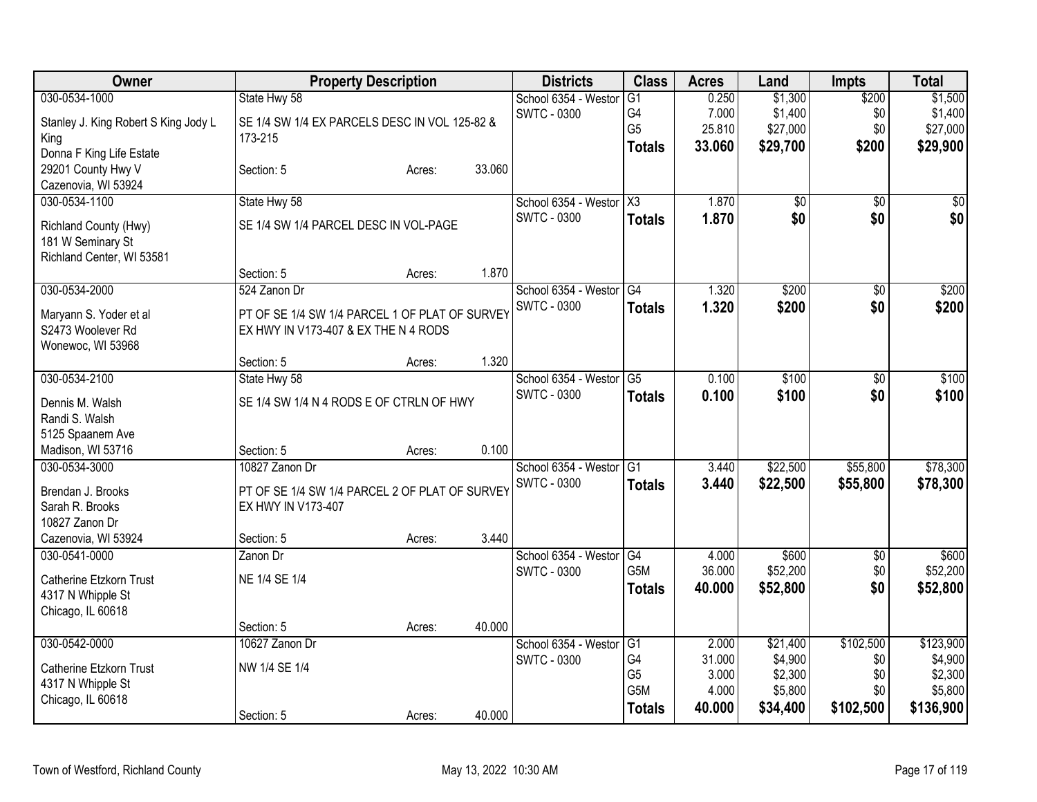| Owner | Property Description | | | Districts | Class | Acres | Land | Impts | Total |
|---|---|---|---|---|---|---|---|---|---|
| 030-0534-1000 | State Hwy 58 | | | School 6354 - Westor | G1 | 0.250 | $1,300 | $200 | $1,500 |
| Stanley J. King Robert S King Jody L King | SE 1/4 SW 1/4 EX PARCELS DESC IN VOL 125-82 & 173-215 | | | SWTC - 0300 | G4 | 7.000 | $1,400 | $0 | $1,400 |
| Donna F King Life Estate | | | | | G5 | 25.810 | $27,000 | $0 | $27,000 |
| 29201 County Hwy V | Section: 5 | Acres: | 33.060 | | **Totals** | **33.060** | **$29,700** | **$200** | **$29,900** |
| Cazenovia, WI 53924 | | | | | | | | | |
| 030-0534-1100 | State Hwy 58 | | | School 6354 - Westor | X3 | 1.870 | $0 | $0 | $0 |
| Richland County (Hwy) | SE 1/4 SW 1/4 PARCEL DESC IN VOL-PAGE | | | SWTC - 0300 | **Totals** | **1.870** | **$0** | **$0** | **$0** |
| 181 W Seminary St | | | | | | | | | |
| Richland Center, WI 53581 | | | | | | | | | |
| | Section: 5 | Acres: | 1.870 | | | | | | |
| 030-0534-2000 | 524 Zanon Dr | | | School 6354 - Westor | G4 | 1.320 | $200 | $0 | $200 |
| Maryann S. Yoder et al | PT OF SE 1/4 SW 1/4 PARCEL 1 OF PLAT OF SURVEY EX HWY IN V173-407 & EX THE N 4 RODS | | | SWTC - 0300 | **Totals** | **1.320** | **$200** | **$0** | **$200** |
| S2473 Woolever Rd | | | | | | | | | |
| Wonewoc, WI 53968 | | | | | | | | | |
| | Section: 5 | Acres: | 1.320 | | | | | | |
| 030-0534-2100 | State Hwy 58 | | | School 6354 - Westor | G5 | 0.100 | $100 | $0 | $100 |
| Dennis M. Walsh | SE 1/4 SW 1/4 N 4 RODS E OF CTRLN OF HWY | | | SWTC - 0300 | **Totals** | **0.100** | **$100** | **$0** | **$100** |
| Randi S. Walsh | | | | | | | | | |
| 5125 Spaanem Ave | | | | | | | | | |
| Madison, WI 53716 | Section: 5 | Acres: | 0.100 | | | | | | |
| 030-0534-3000 | 10827 Zanon Dr | | | School 6354 - Westor | G1 | 3.440 | $22,500 | $55,800 | $78,300 |
| Brendan J. Brooks | PT OF SE 1/4 SW 1/4 PARCEL 2 OF PLAT OF SURVEY EX HWY IN V173-407 | | | SWTC - 0300 | **Totals** | **3.440** | **$22,500** | **$55,800** | **$78,300** |
| Sarah R. Brooks | | | | | | | | | |
| 10827 Zanon Dr | | | | | | | | | |
| Cazenovia, WI 53924 | Section: 5 | Acres: | 3.440 | | | | | | |
| 030-0541-0000 | Zanon Dr | | | School 6354 - Westor | G4 | 4.000 | $600 | $0 | $600 |
| Catherine Etzkorn Trust | NE 1/4 SE 1/4 | | | SWTC - 0300 | G5M | 36.000 | $52,200 | $0 | $52,200 |
| 4317 N Whipple St | | | | | **Totals** | **40.000** | **$52,800** | **$0** | **$52,800** |
| Chicago, IL 60618 | | | | | | | | | |
| | Section: 5 | Acres: | 40.000 | | | | | | |
| 030-0542-0000 | 10627 Zanon Dr | | | School 6354 - Westor | G1 | 2.000 | $21,400 | $102,500 | $123,900 |
| Catherine Etzkorn Trust | NW 1/4 SE 1/4 | | | SWTC - 0300 | G4 | 31.000 | $4,900 | $0 | $4,900 |
| 4317 N Whipple St | | | | | G5 | 3.000 | $2,300 | $0 | $2,300 |
| Chicago, IL 60618 | | | | | G5M | 4.000 | $5,800 | $0 | $5,800 |
| | Section: 5 | Acres: | 40.000 | | **Totals** | **40.000** | **$34,400** | **$102,500** | **$136,900** |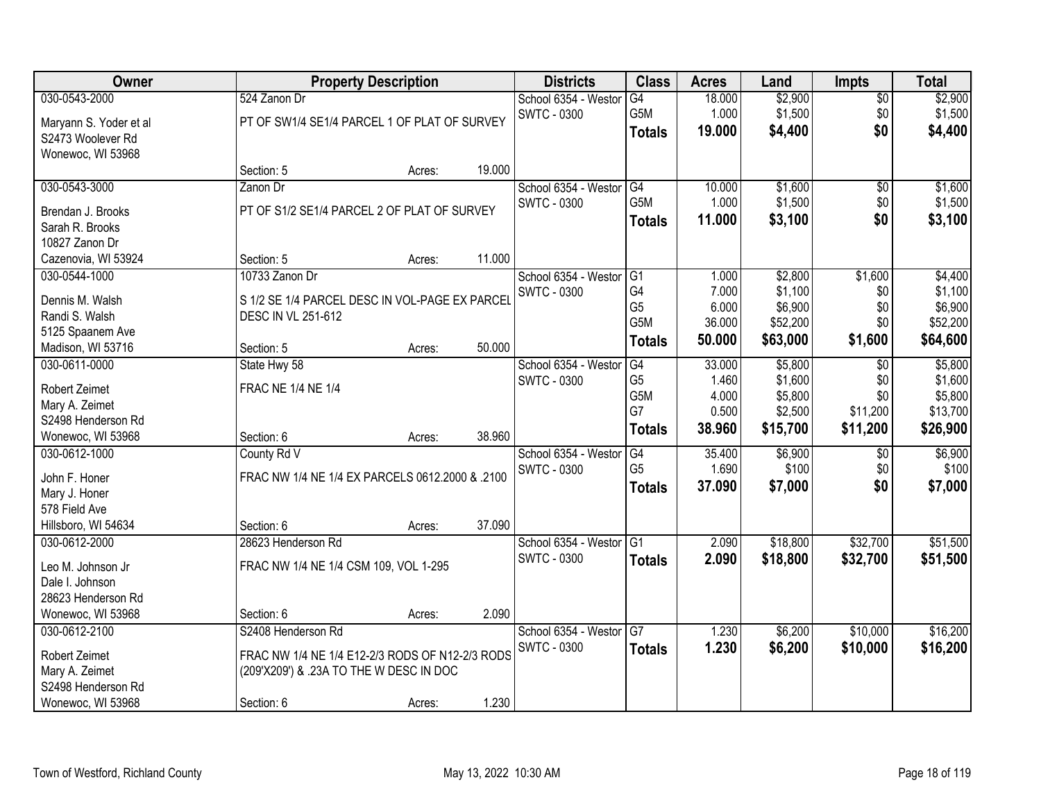| Owner | Property Description | | | Districts | Class | Acres | Land | Impts | Total |
|---|---|---|---|---|---|---|---|---|---|
| 030-0543-2000 | 524 Zanon Dr | | | School 6354 - Westor | G4 | 18.000 | $2,900 | $0 | $2,900 |
| Maryann S. Yoder et al | PT OF SW1/4 SE1/4 PARCEL 1 OF PLAT OF SURVEY | | | SWTC - 0300 | G5M | 1.000 | $1,500 | $0 | $1,500 |
| S2473 Woolever Rd | | | | | **Totals** | **19.000** | **$4,400** | **$0** | **$4,400** |
| Wonewoc, WI 53968 | | | | | | | | | |
| | Section: 5 | Acres: | 19.000 | | | | | | |
| 030-0543-3000 | Zanon Dr | | | School 6354 - Westor | G4 | 10.000 | $1,600 | $0 | $1,600 |
| Brendan J. Brooks | PT OF S1/2 SE1/4 PARCEL 2 OF PLAT OF SURVEY | | | SWTC - 0300 | G5M | 1.000 | $1,500 | $0 | $1,500 |
| Sarah R. Brooks | | | | | **Totals** | **11.000** | **$3,100** | **$0** | **$3,100** |
| 10827 Zanon Dr | | | | | | | | | |
| Cazenovia, WI 53924 | Section: 5 | Acres: | 11.000 | | | | | | |
| 030-0544-1000 | 10733 Zanon Dr | | | School 6354 - Westor | G1 | 1.000 | $2,800 | $1,600 | $4,400 |
| Dennis M. Walsh | S 1/2 SE 1/4 PARCEL DESC IN VOL-PAGE EX PARCEL | | | SWTC - 0300 | G4 | 7.000 | $1,100 | $0 | $1,100 |
| Randi S. Walsh | DESC IN VL 251-612 | | | | G5 | 6.000 | $6,900 | $0 | $6,900 |
| 5125 Spaanem Ave | | | | | G5M | 36.000 | $52,200 | $0 | $52,200 |
| Madison, WI 53716 | Section: 5 | Acres: | 50.000 | | **Totals** | **50.000** | **$63,000** | **$1,600** | **$64,600** |
| 030-0611-0000 | State Hwy 58 | | | School 6354 - Westor | G4 | 33.000 | $5,800 | $0 | $5,800 |
| Robert Zeimet | FRAC NE 1/4 NE 1/4 | | | SWTC - 0300 | G5 | 1.460 | $1,600 | $0 | $1,600 |
| Mary A. Zeimet | | | | | G5M | 4.000 | $5,800 | $0 | $5,800 |
| S2498 Henderson Rd | | | | | G7 | 0.500 | $2,500 | $11,200 | $13,700 |
| Wonewoc, WI 53968 | Section: 6 | Acres: | 38.960 | | **Totals** | **38.960** | **$15,700** | **$11,200** | **$26,900** |
| 030-0612-1000 | County Rd V | | | School 6354 - Westor | G4 | 35.400 | $6,900 | $0 | $6,900 |
| John F. Honer | FRAC NW 1/4 NE 1/4 EX PARCELS 0612.2000 & .2100 | | | SWTC - 0300 | G5 | 1.690 | $100 | $0 | $100 |
| Mary J. Honer | | | | | **Totals** | **37.090** | **$7,000** | **$0** | **$7,000** |
| 578 Field Ave | | | | | | | | | |
| Hillsboro, WI 54634 | Section: 6 | Acres: | 37.090 | | | | | | |
| 030-0612-2000 | 28623 Henderson Rd | | | School 6354 - Westor | G1 | 2.090 | $18,800 | $32,700 | $51,500 |
| Leo M. Johnson Jr | FRAC NW 1/4 NE 1/4 CSM 109, VOL 1-295 | | | SWTC - 0300 | **Totals** | **2.090** | **$18,800** | **$32,700** | **$51,500** |
| Dale I. Johnson | | | | | | | | | |
| 28623 Henderson Rd | | | | | | | | | |
| Wonewoc, WI 53968 | Section: 6 | Acres: | 2.090 | | | | | | |
| 030-0612-2100 | S2408 Henderson Rd | | | School 6354 - Westor | G7 | 1.230 | $6,200 | $10,000 | $16,200 |
| Robert Zeimet | FRAC NW 1/4 NE 1/4 E12-2/3 RODS OF N12-2/3 RODS | | | SWTC - 0300 | **Totals** | **1.230** | **$6,200** | **$10,000** | **$16,200** |
| Mary A. Zeimet | (209'X209') & .23A TO THE W DESC IN DOC | | | | | | | | |
| S2498 Henderson Rd | | | | | | | | | |
| Wonewoc, WI 53968 | Section: 6 | Acres: | 1.230 | | | | | | |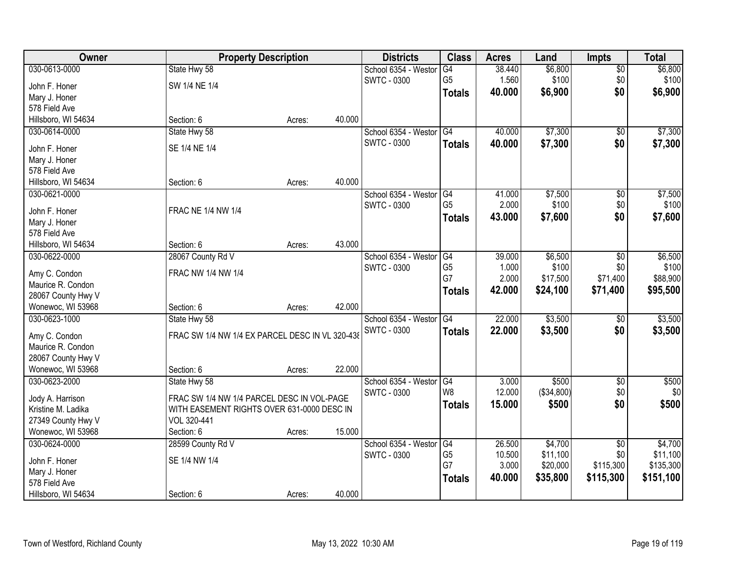| Owner | Property Description | | | Districts | Class | Acres | Land | Impts | Total |
|---|---|---|---|---|---|---|---|---|---|
| 030-0613-0000 | State Hwy 58 | | | School 6354 - Westor | G4 | 38.440 | $6,800 | $0 | $6,800 |
| John F. Honer | SW 1/4 NE 1/4 | | | SWTC - 0300 | G5 | 1.560 | $100 | $0 | $100 |
| Mary J. Honer | | | | | **Totals** | **40.000** | **$6,900** | **$0** | **$6,900** |
| 578 Field Ave | | | | | | | | | |
| Hillsboro, WI 54634 | Section: 6 | Acres: | 40.000 | | | | | | |
| 030-0614-0000 | State Hwy 58 | | | School 6354 - Westor | G4 | 40.000 | $7,300 | $0 | $7,300 |
| John F. Honer | SE 1/4 NE 1/4 | | | SWTC - 0300 | **Totals** | **40.000** | **$7,300** | **$0** | **$7,300** |
| Mary J. Honer | | | | | | | | | |
| 578 Field Ave | | | | | | | | | |
| Hillsboro, WI 54634 | Section: 6 | Acres: | 40.000 | | | | | | |
| 030-0621-0000 | | | | School 6354 - Westor | G4 | 41.000 | $7,500 | $0 | $7,500 |
| John F. Honer | FRAC NE 1/4 NW 1/4 | | | SWTC - 0300 | G5 | 2.000 | $100 | $0 | $100 |
| Mary J. Honer | | | | | **Totals** | **43.000** | **$7,600** | **$0** | **$7,600** |
| 578 Field Ave | | | | | | | | | |
| Hillsboro, WI 54634 | Section: 6 | Acres: | 43.000 | | | | | | |
| 030-0622-0000 | 28067 County Rd V | | | School 6354 - Westor | G4 | 39.000 | $6,500 | $0 | $6,500 |
| Amy C. Condon | FRAC NW 1/4 NW 1/4 | | | SWTC - 0300 | G5 | 1.000 | $100 | $0 | $100 |
| Maurice R. Condon | | | | | G7 | 2.000 | $17,500 | $71,400 | $88,900 |
| 28067 County Hwy V | | | | | **Totals** | **42.000** | **$24,100** | **$71,400** | **$95,500** |
| Wonewoc, WI 53968 | Section: 6 | Acres: | 42.000 | | | | | | |
| 030-0623-1000 | State Hwy 58 | | | School 6354 - Westor | G4 | 22.000 | $3,500 | $0 | $3,500 |
| Amy C. Condon | FRAC SW 1/4 NW 1/4 EX PARCEL DESC IN VL 320-438 | | | SWTC - 0300 | **Totals** | **22.000** | **$3,500** | **$0** | **$3,500** |
| Maurice R. Condon | | | | | | | | | |
| 28067 County Hwy V | | | | | | | | | |
| Wonewoc, WI 53968 | Section: 6 | Acres: | 22.000 | | | | | | |
| 030-0623-2000 | State Hwy 58 | | | School 6354 - Westor | G4 | 3.000 | $500 | $0 | $500 |
| Jody A. Harrison | FRAC SW 1/4 NW 1/4 PARCEL DESC IN VOL-PAGE | | | SWTC - 0300 | W8 | 12.000 | ($34,800) | $0 | $0 |
| Kristine M. Ladika | WITH EASEMENT RIGHTS OVER 631-0000 DESC IN | | | | **Totals** | **15.000** | **$500** | **$0** | **$500** |
| 27349 County Hwy V | VOL 320-441 | | | | | | | | |
| Wonewoc, WI 53968 | Section: 6 | Acres: | 15.000 | | | | | | |
| 030-0624-0000 | 28599 County Rd V | | | School 6354 - Westor | G4 | 26.500 | $4,700 | $0 | $4,700 |
| John F. Honer | SE 1/4 NW 1/4 | | | SWTC - 0300 | G5 | 10.500 | $11,100 | $0 | $11,100 |
| Mary J. Honer | | | | | G7 | 3.000 | $20,000 | $115,300 | $135,300 |
| 578 Field Ave | | | | | **Totals** | **40.000** | **$35,800** | **$115,300** | **$151,100** |
| Hillsboro, WI 54634 | Section: 6 | Acres: | 40.000 | | | | | | |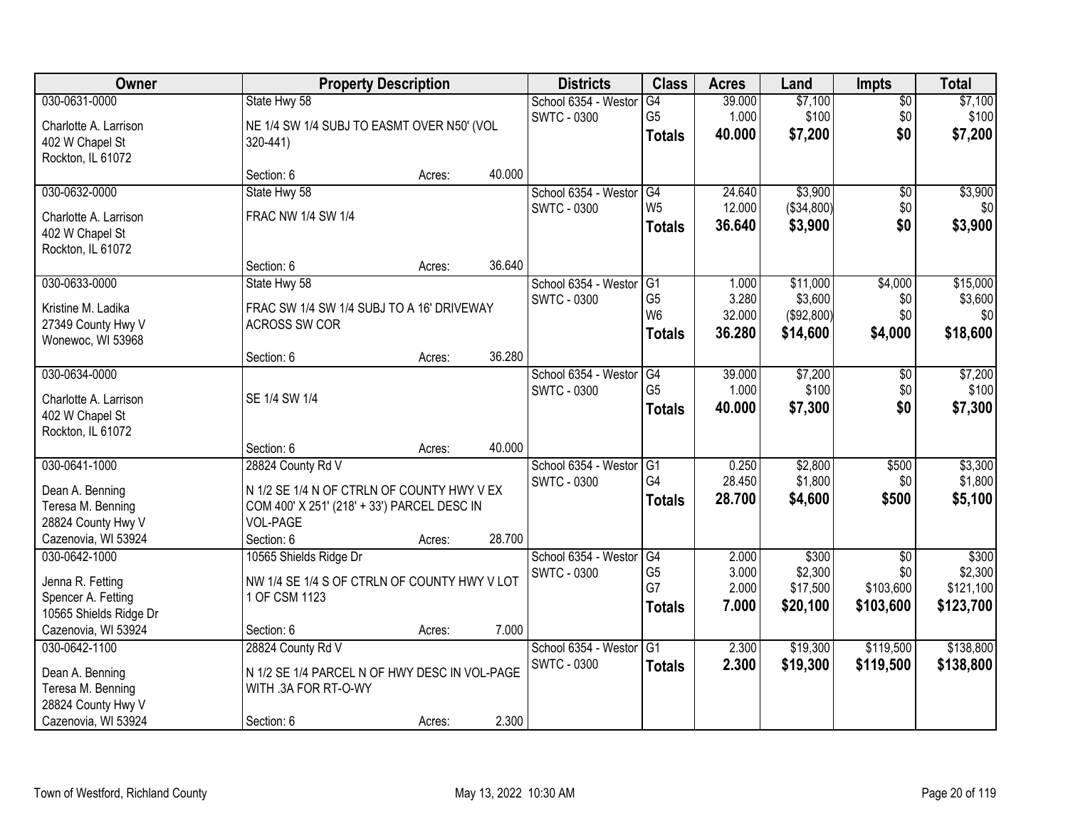| Owner | Property Description | Districts | Class | Acres | Land | Impts | Total |
|---|---|---|---|---|---|---|---|
| 030-0631-0000<br>Charlotte A. Larrison<br>402 W Chapel St<br>Rockton, IL 61072 | State Hwy 58<br>NE 1/4 SW 1/4 SUBJ TO EASMT OVER N50' (VOL 320-441)<br>Section: 6 Acres: 40.000 | School 6354 - Westor<br>SWTC - 0300 | G4<br>G5<br>**Totals** | 39.000<br>1.000<br>**40.000** | $7,100<br>$100<br>**$7,200** | $0<br>$0<br>**$0** | $7,100<br>$100<br>**$7,200** |
| 030-0632-0000<br>Charlotte A. Larrison<br>402 W Chapel St<br>Rockton, IL 61072 | State Hwy 58<br>FRAC NW 1/4 SW 1/4<br>Section: 6 Acres: 36.640 | School 6354 - Westor<br>SWTC - 0300 | G4<br>W5<br>**Totals** | 24.640<br>12.000<br>**36.640** | $3,900<br>($34,800)<br>**$3,900** | $0<br>$0<br>**$0** | $3,900<br>$0<br>**$3,900** |
| 030-0633-0000<br>Kristine M. Ladika<br>27349 County Hwy V<br>Wonewoc, WI 53968 | State Hwy 58<br>FRAC SW 1/4 SW 1/4 SUBJ TO A 16' DRIVEWAY ACROSS SW COR<br>Section: 6 Acres: 36.280 | School 6354 - Westor<br>SWTC - 0300 | G1<br>G5<br>W6<br>**Totals** | 1.000<br>3.280<br>32.000<br>**36.280** | $11,000<br>$3,600<br>($92,800)<br>**$14,600** | $4,000<br>$0<br>$0<br>**$4,000** | $15,000<br>$3,600<br>$0<br>**$18,600** |
| 030-0634-0000<br>Charlotte A. Larrison<br>402 W Chapel St<br>Rockton, IL 61072 | SE 1/4 SW 1/4<br>Section: 6 Acres: 40.000 | School 6354 - Westor<br>SWTC - 0300 | G4<br>G5<br>**Totals** | 39.000<br>1.000<br>**40.000** | $7,200<br>$100<br>**$7,300** | $0<br>$0<br>**$0** | $7,200<br>$100<br>**$7,300** |
| 030-0641-1000<br>Dean A. Benning<br>Teresa M. Benning<br>28824 County Hwy V<br>Cazenovia, WI 53924 | 28824 County Rd V<br>N 1/2 SE 1/4 N OF CTRLN OF COUNTY HWY V EX COM 400' X 251' (218' + 33') PARCEL DESC IN VOL-PAGE<br>Section: 6 Acres: 28.700 | School 6354 - Westor<br>SWTC - 0300 | G1<br>G4<br>**Totals** | 0.250<br>28.450<br>**28.700** | $2,800<br>$1,800<br>**$4,600** | $500<br>$0<br>**$500** | $3,300<br>$1,800<br>**$5,100** |
| 030-0642-1000<br>Jenna R. Fetting<br>Spencer A. Fetting<br>10565 Shields Ridge Dr<br>Cazenovia, WI 53924 | 10565 Shields Ridge Dr<br>NW 1/4 SE 1/4 S OF CTRLN OF COUNTY HWY V LOT 1 OF CSM 1123<br>Section: 6 Acres: 7.000 | School 6354 - Westor<br>SWTC - 0300 | G4<br>G5<br>G7<br>**Totals** | 2.000<br>3.000<br>2.000<br>**7.000** | $300<br>$2,300<br>$17,500<br>**$20,100** | $0<br>$0<br>$103,600<br>**$103,600** | $300<br>$2,300<br>$121,100<br>**$123,700** |
| 030-0642-1100<br>Dean A. Benning<br>Teresa M. Benning<br>28824 County Hwy V<br>Cazenovia, WI 53924 | 28824 County Rd V<br>N 1/2 SE 1/4 PARCEL N OF HWY DESC IN VOL-PAGE WITH .3A FOR RT-O-WY<br>Section: 6 Acres: 2.300 | School 6354 - Westor<br>SWTC - 0300 | G1<br>**Totals** | 2.300<br>**2.300** | $19,300<br>**$19,300** | $119,500<br>**$119,500** | $138,800<br>**$138,800** |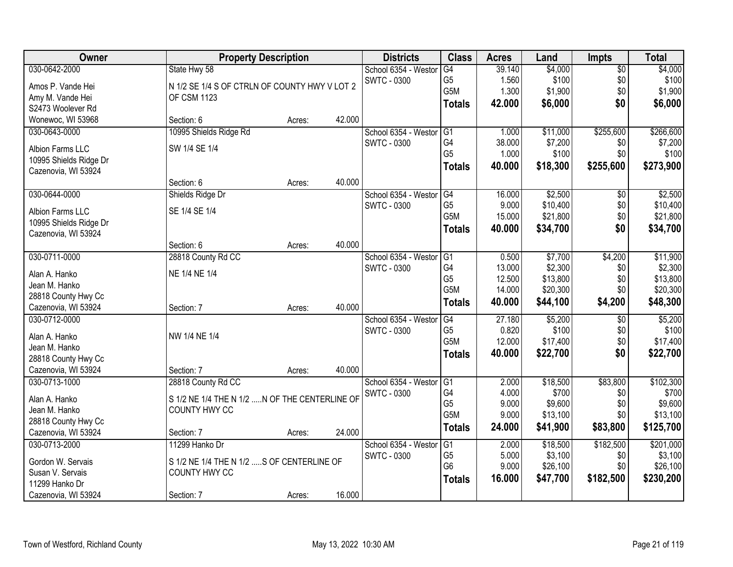| Owner | Property Description | | | Districts | Class | Acres | Land | Impts | Total |
|---|---|---|---|---|---|---|---|---|---|
| 030-0642-2000 | State Hwy 58 | | | School 6354 - Westor | G4 | 39.140 | $4,000 | $0 | $4,000 |
| Amos P. Vande Hei | N 1/2 SE 1/4 S OF CTRLN OF COUNTY HWY V LOT 2 | | | SWTC - 0300 | G5 | 1.560 | $100 | $0 | $100 |
| Amy M. Vande Hei | OF CSM 1123 | | | | G5M | 1.300 | $1,900 | $0 | $1,900 |
| S2473 Woolever Rd | | | | | **Totals** | **42.000** | **$6,000** | **$0** | **$6,000** |
| Wonewoc, WI 53968 | Section: 6 | Acres: | 42.000 | | | | | | |
| 030-0643-0000 | 10995 Shields Ridge Rd | | | School 6354 - Westor | G1 | 1.000 | $11,000 | $255,600 | $266,600 |
| Albion Farms LLC | SW 1/4 SE 1/4 | | | SWTC - 0300 | G4 | 38.000 | $7,200 | $0 | $7,200 |
| 10995 Shields Ridge Dr | | | | | G5 | 1.000 | $100 | $0 | $100 |
| Cazenovia, WI 53924 | | | | | **Totals** | **40.000** | **$18,300** | **$255,600** | **$273,900** |
| | Section: 6 | Acres: | 40.000 | | | | | | |
| 030-0644-0000 | Shields Ridge Dr | | | School 6354 - Westor | G4 | 16.000 | $2,500 | $0 | $2,500 |
| Albion Farms LLC | SE 1/4 SE 1/4 | | | SWTC - 0300 | G5 | 9.000 | $10,400 | $0 | $10,400 |
| 10995 Shields Ridge Dr | | | | | G5M | 15.000 | $21,800 | $0 | $21,800 |
| Cazenovia, WI 53924 | | | | | **Totals** | **40.000** | **$34,700** | **$0** | **$34,700** |
| | Section: 6 | Acres: | 40.000 | | | | | | |
| 030-0711-0000 | 28818 County Rd CC | | | School 6354 - Westor | G1 | 0.500 | $7,700 | $4,200 | $11,900 |
| Alan A. Hanko | NE 1/4 NE 1/4 | | | SWTC - 0300 | G4 | 13.000 | $2,300 | $0 | $2,300 |
| Jean M. Hanko | | | | | G5 | 12.500 | $13,800 | $0 | $13,800 |
| 28818 County Hwy Cc | | | | | G5M | 14.000 | $20,300 | $0 | $20,300 |
| Cazenovia, WI 53924 | Section: 7 | Acres: | 40.000 | | **Totals** | **40.000** | **$44,100** | **$4,200** | **$48,300** |
| 030-0712-0000 | | | | School 6354 - Westor | G4 | 27.180 | $5,200 | $0 | $5,200 |
| Alan A. Hanko | NW 1/4 NE 1/4 | | | SWTC - 0300 | G5 | 0.820 | $100 | $0 | $100 |
| Jean M. Hanko | | | | | G5M | 12.000 | $17,400 | $0 | $17,400 |
| 28818 County Hwy Cc | | | | | **Totals** | **40.000** | **$22,700** | **$0** | **$22,700** |
| Cazenovia, WI 53924 | Section: 7 | Acres: | 40.000 | | | | | | |
| 030-0713-1000 | 28818 County Rd CC | | | School 6354 - Westor | G1 | 2.000 | $18,500 | $83,800 | $102,300 |
| Alan A. Hanko | S 1/2 NE 1/4 THE N 1/2 .....N OF THE CENTERLINE OF | | | SWTC - 0300 | G4 | 4.000 | $700 | $0 | $700 |
| Jean M. Hanko | COUNTY HWY CC | | | | G5 | 9.000 | $9,600 | $0 | $9,600 |
| 28818 County Hwy Cc | | | | | G5M | 9.000 | $13,100 | $0 | $13,100 |
| Cazenovia, WI 53924 | Section: 7 | Acres: | 24.000 | | **Totals** | **24.000** | **$41,900** | **$83,800** | **$125,700** |
| 030-0713-2000 | 11299 Hanko Dr | | | School 6354 - Westor | G1 | 2.000 | $18,500 | $182,500 | $201,000 |
| Gordon W. Servais | S 1/2 NE 1/4 THE N 1/2 .....S OF CENTERLINE OF | | | SWTC - 0300 | G5 | 5.000 | $3,100 | $0 | $3,100 |
| Susan V. Servais | COUNTY HWY CC | | | | G6 | 9.000 | $26,100 | $0 | $26,100 |
| 11299 Hanko Dr | | | | | **Totals** | **16.000** | **$47,700** | **$182,500** | **$230,200** |
| Cazenovia, WI 53924 | Section: 7 | Acres: | 16.000 | | | | | | |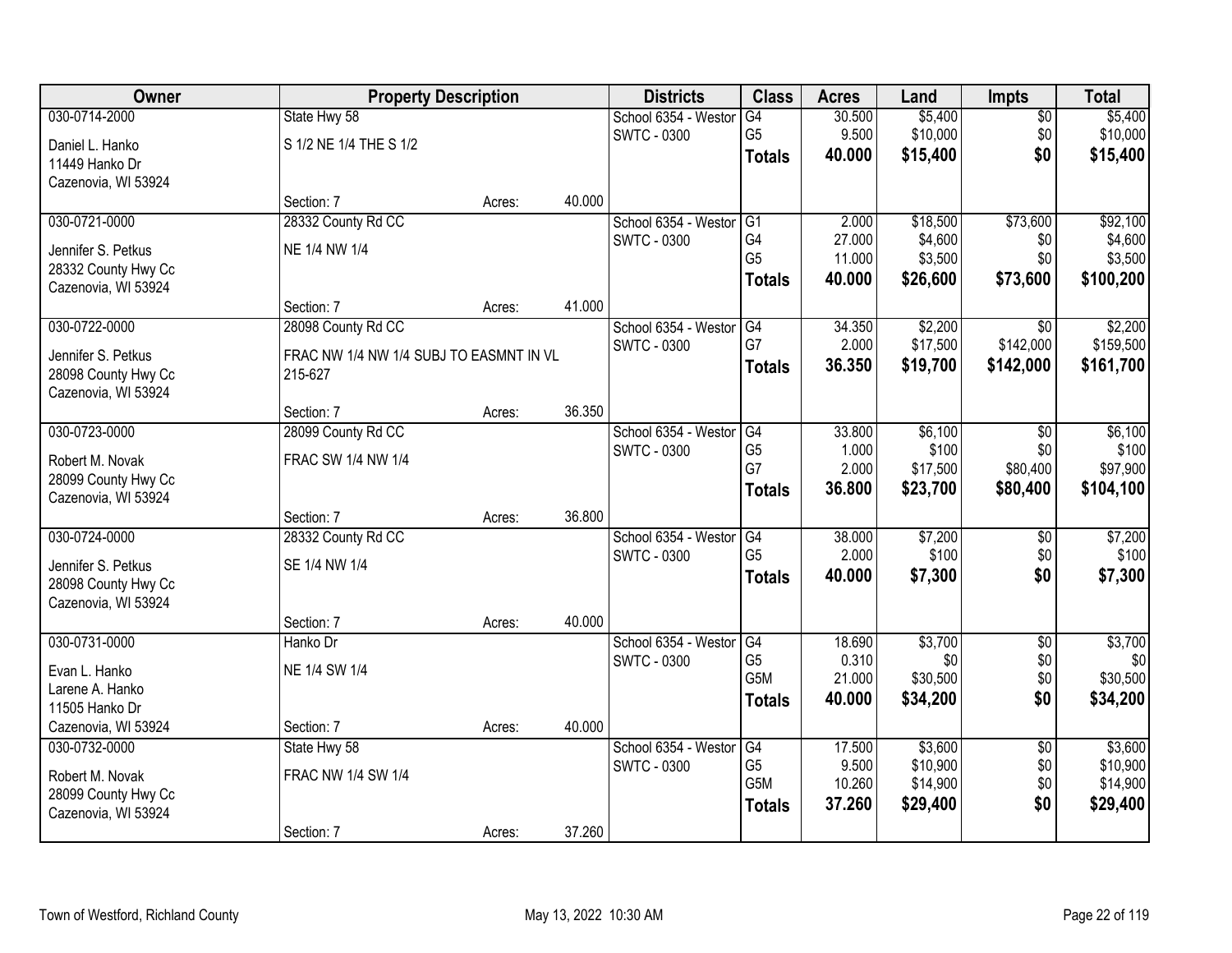| Owner | Property Description | | | Districts | Class | Acres | Land | Impts | Total |
|---|---|---|---|---|---|---|---|---|---|
| 030-0714-2000 | State Hwy 58 | | | School 6354 - Westor | G4 | 30.500 | $5,400 | $0 | $5,400 |
| Daniel L. Hanko | S 1/2 NE 1/4 THE S 1/2 | | | SWTC - 0300 | G5 | 9.500 | $10,000 | $0 | $10,000 |
| 11449 Hanko Dr | | | | | **Totals** | **40.000** | **$15,400** | **$0** | **$15,400** |
| Cazenovia, WI 53924 | | | | | | | | | |
| | Section: 7 | Acres: | 40.000 | | | | | | |
| 030-0721-0000 | 28332 County Rd CC | | | School 6354 - Westor | G1 | 2.000 | $18,500 | $73,600 | $92,100 |
| Jennifer S. Petkus | NE 1/4 NW 1/4 | | | SWTC - 0300 | G4 | 27.000 | $4,600 | $0 | $4,600 |
| 28332 County Hwy Cc | | | | | G5 | 11.000 | $3,500 | $0 | $3,500 |
| Cazenovia, WI 53924 | | | | | **Totals** | **40.000** | **$26,600** | **$73,600** | **$100,200** |
| | Section: 7 | Acres: | 41.000 | | | | | | |
| 030-0722-0000 | 28098 County Rd CC | | | School 6354 - Westor | G4 | 34.350 | $2,200 | $0 | $2,200 |
| Jennifer S. Petkus | FRAC NW 1/4 NW 1/4 SUBJ TO EASMNT IN VL 215-627 | | | SWTC - 0300 | G7 | 2.000 | $17,500 | $142,000 | $159,500 |
| 28098 County Hwy Cc | | | | | **Totals** | **36.350** | **$19,700** | **$142,000** | **$161,700** |
| Cazenovia, WI 53924 | | | | | | | | | |
| | Section: 7 | Acres: | 36.350 | | | | | | |
| 030-0723-0000 | 28099 County Rd CC | | | School 6354 - Westor | G4 | 33.800 | $6,100 | $0 | $6,100 |
| Robert M. Novak | FRAC SW 1/4 NW 1/4 | | | SWTC - 0300 | G5 | 1.000 | $100 | $0 | $100 |
| 28099 County Hwy Cc | | | | | G7 | 2.000 | $17,500 | $80,400 | $97,900 |
| Cazenovia, WI 53924 | | | | | **Totals** | **36.800** | **$23,700** | **$80,400** | **$104,100** |
| | Section: 7 | Acres: | 36.800 | | | | | | |
| 030-0724-0000 | 28332 County Rd CC | | | School 6354 - Westor | G4 | 38.000 | $7,200 | $0 | $7,200 |
| Jennifer S. Petkus | SE 1/4 NW 1/4 | | | SWTC - 0300 | G5 | 2.000 | $100 | $0 | $100 |
| 28098 County Hwy Cc | | | | | **Totals** | **40.000** | **$7,300** | **$0** | **$7,300** |
| Cazenovia, WI 53924 | | | | | | | | | |
| | Section: 7 | Acres: | 40.000 | | | | | | |
| 030-0731-0000 | Hanko Dr | | | School 6354 - Westor | G4 | 18.690 | $3,700 | $0 | $3,700 |
| Evan L. Hanko | NE 1/4 SW 1/4 | | | SWTC - 0300 | G5 | 0.310 | $0 | $0 | $0 |
| Larene A. Hanko | | | | | G5M | 21.000 | $30,500 | $0 | $30,500 |
| 11505 Hanko Dr | | | | | **Totals** | **40.000** | **$34,200** | **$0** | **$34,200** |
| Cazenovia, WI 53924 | Section: 7 | Acres: | 40.000 | | | | | | |
| 030-0732-0000 | State Hwy 58 | | | School 6354 - Westor | G4 | 17.500 | $3,600 | $0 | $3,600 |
| Robert M. Novak | FRAC NW 1/4 SW 1/4 | | | SWTC - 0300 | G5 | 9.500 | $10,900 | $0 | $10,900 |
| 28099 County Hwy Cc | | | | | G5M | 10.260 | $14,900 | $0 | $14,900 |
| Cazenovia, WI 53924 | | | | | **Totals** | **37.260** | **$29,400** | **$0** | **$29,400** |
| | Section: 7 | Acres: | 37.260 | | | | | | |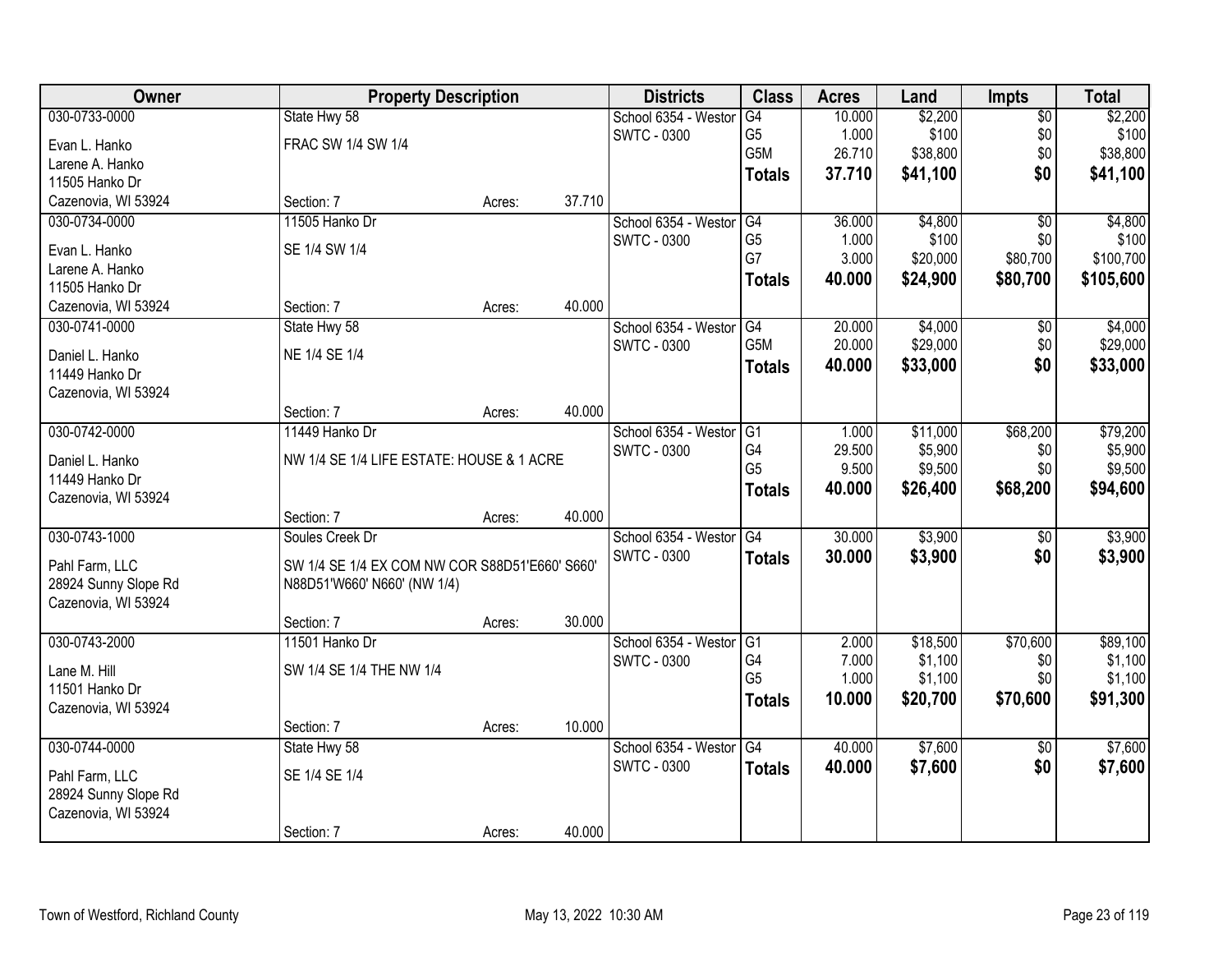| Owner | Property Description | | | Districts | Class | Acres | Land | Impts | Total |
|---|---|---|---|---|---|---|---|---|---|
| 030-0733-0000 | State Hwy 58 | | | School 6354 - Westor | G4 | 10.000 | $2,200 | $0 | $2,200 |
| Evan L. Hanko | FRAC SW 1/4 SW 1/4 | | | SWTC - 0300 | G5 | 1.000 | $100 | $0 | $100 |
| Larene A. Hanko | | | | | G5M | 26.710 | $38,800 | $0 | $38,800 |
| 11505 Hanko Dr | | | | | **Totals** | **37.710** | **$41,100** | **$0** | **$41,100** |
| Cazenovia, WI 53924 | Section: 7 | Acres: | 37.710 | | | | | | |
| 030-0734-0000 | 11505 Hanko Dr | | | School 6354 - Westor | G4 | 36.000 | $4,800 | $0 | $4,800 |
| Evan L. Hanko | SE 1/4 SW 1/4 | | | SWTC - 0300 | G5 | 1.000 | $100 | $0 | $100 |
| Larene A. Hanko | | | | | G7 | 3.000 | $20,000 | $80,700 | $100,700 |
| 11505 Hanko Dr | | | | | **Totals** | **40.000** | **$24,900** | **$80,700** | **$105,600** |
| Cazenovia, WI 53924 | Section: 7 | Acres: | 40.000 | | | | | | |
| 030-0741-0000 | State Hwy 58 | | | School 6354 - Westor | G4 | 20.000 | $4,000 | $0 | $4,000 |
| Daniel L. Hanko | NE 1/4 SE 1/4 | | | SWTC - 0300 | G5M | 20.000 | $29,000 | $0 | $29,000 |
| 11449 Hanko Dr | | | | | **Totals** | **40.000** | **$33,000** | **$0** | **$33,000** |
| Cazenovia, WI 53924 | | | | | | | | | |
| | Section: 7 | Acres: | 40.000 | | | | | | |
| 030-0742-0000 | 11449 Hanko Dr | | | School 6354 - Westor | G1 | 1.000 | $11,000 | $68,200 | $79,200 |
| Daniel L. Hanko | NW 1/4 SE 1/4 LIFE ESTATE: HOUSE & 1 ACRE | | | SWTC - 0300 | G4 | 29.500 | $5,900 | $0 | $5,900 |
| 11449 Hanko Dr | | | | | G5 | 9.500 | $9,500 | $0 | $9,500 |
| Cazenovia, WI 53924 | | | | | **Totals** | **40.000** | **$26,400** | **$68,200** | **$94,600** |
| | Section: 7 | Acres: | 40.000 | | | | | | |
| 030-0743-1000 | Soules Creek Dr | | | School 6354 - Westor | G4 | 30.000 | $3,900 | $0 | $3,900 |
| Pahl Farm, LLC | SW 1/4 SE 1/4 EX COM NW COR S88D51'E660' S660' | | | SWTC - 0300 | **Totals** | **30.000** | **$3,900** | **$0** | **$3,900** |
| 28924 Sunny Slope Rd | N88D51'W660' N660' (NW 1/4) | | | | | | | | |
| Cazenovia, WI 53924 | | | | | | | | | |
| | Section: 7 | Acres: | 30.000 | | | | | | |
| 030-0743-2000 | 11501 Hanko Dr | | | School 6354 - Westor | G1 | 2.000 | $18,500 | $70,600 | $89,100 |
| Lane M. Hill | SW 1/4 SE 1/4 THE NW 1/4 | | | SWTC - 0300 | G4 | 7.000 | $1,100 | $0 | $1,100 |
| 11501 Hanko Dr | | | | | G5 | 1.000 | $1,100 | $0 | $1,100 |
| Cazenovia, WI 53924 | | | | | **Totals** | **10.000** | **$20,700** | **$70,600** | **$91,300** |
| | Section: 7 | Acres: | 10.000 | | | | | | |
| 030-0744-0000 | State Hwy 58 | | | School 6354 - Westor | G4 | 40.000 | $7,600 | $0 | $7,600 |
| Pahl Farm, LLC | SE 1/4 SE 1/4 | | | SWTC - 0300 | **Totals** | **40.000** | **$7,600** | **$0** | **$7,600** |
| 28924 Sunny Slope Rd | | | | | | | | | |
| Cazenovia, WI 53924 | | | | | | | | | |
| | Section: 7 | Acres: | 40.000 | | | | | | |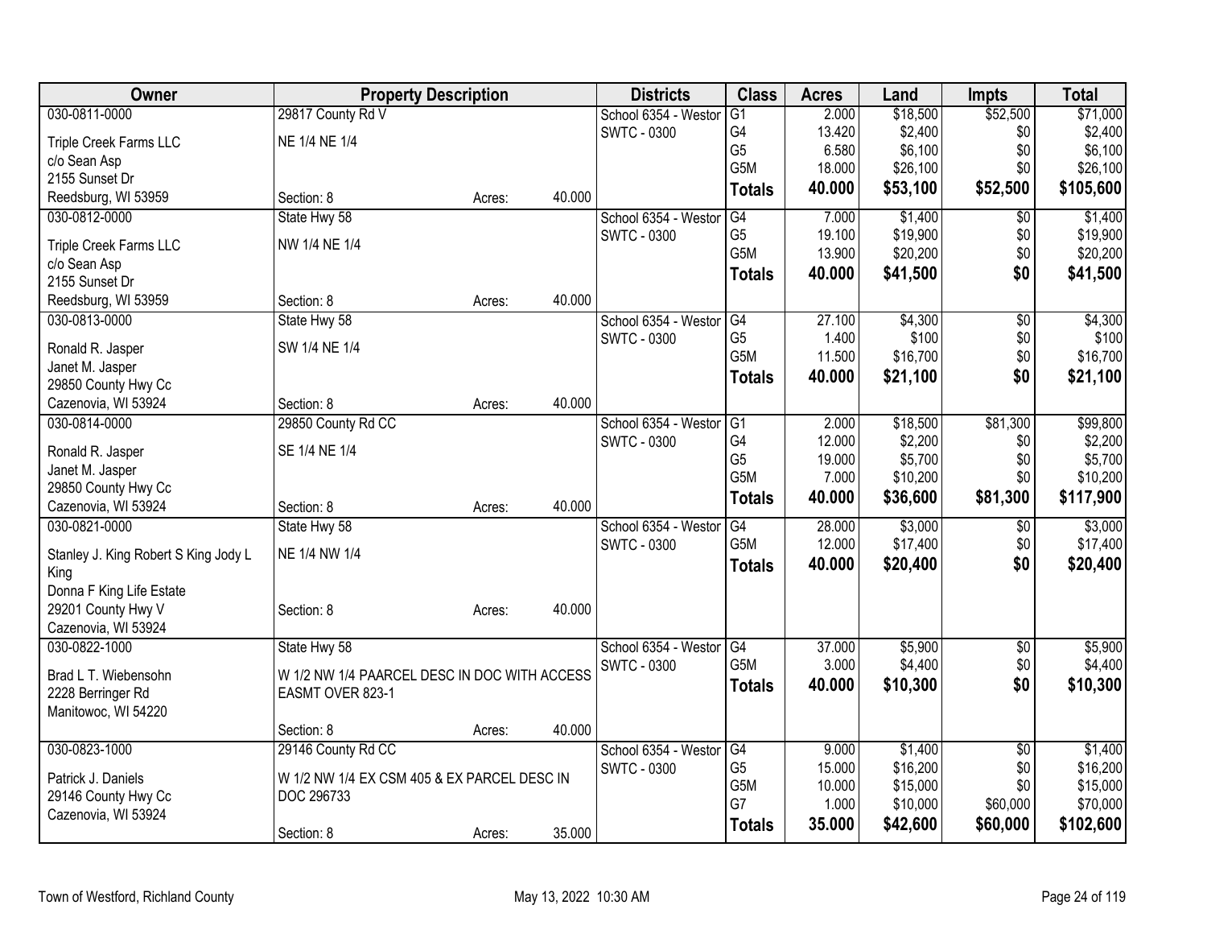| Owner | Property Description | | | Districts | Class | Acres | Land | Impts | Total |
|---|---|---|---|---|---|---|---|---|---|
| 030-0811-0000 | 29817 County Rd V | | | School 6354 - Westor | G1 | 2.000 | $18,500 | $52,500 | $71,000 |
| Triple Creek Farms LLC | NE 1/4 NE 1/4 | | | SWTC - 0300 | G4 | 13.420 | $2,400 | $0 | $2,400 |
| c/o Sean Asp | | | | | G5 | 6.580 | $6,100 | $0 | $6,100 |
| 2155 Sunset Dr | | | | | G5M | 18.000 | $26,100 | $0 | $26,100 |
| Reedsburg, WI 53959 | Section: 8 | Acres: | 40.000 | | **Totals** | **40.000** | **$53,100** | **$52,500** | **$105,600** |
| 030-0812-0000 | State Hwy 58 | | | School 6354 - Westor | G4 | 7.000 | $1,400 | $0 | $1,400 |
| Triple Creek Farms LLC | NW 1/4 NE 1/4 | | | SWTC - 0300 | G5 | 19.100 | $19,900 | $0 | $19,900 |
| c/o Sean Asp | | | | | G5M | 13.900 | $20,200 | $0 | $20,200 |
| 2155 Sunset Dr | | | | | **Totals** | **40.000** | **$41,500** | **$0** | **$41,500** |
| Reedsburg, WI 53959 | Section: 8 | Acres: | 40.000 | | | | | | |
| 030-0813-0000 | State Hwy 58 | | | School 6354 - Westor | G4 | 27.100 | $4,300 | $0 | $4,300 |
| Ronald R. Jasper | SW 1/4 NE 1/4 | | | SWTC - 0300 | G5 | 1.400 | $100 | $0 | $100 |
| Janet M. Jasper | | | | | G5M | 11.500 | $16,700 | $0 | $16,700 |
| 29850 County Hwy Cc | | | | | **Totals** | **40.000** | **$21,100** | **$0** | **$21,100** |
| Cazenovia, WI 53924 | Section: 8 | Acres: | 40.000 | | | | | | |
| 030-0814-0000 | 29850 County Rd CC | | | School 6354 - Westor | G1 | 2.000 | $18,500 | $81,300 | $99,800 |
| Ronald R. Jasper | SE 1/4 NE 1/4 | | | SWTC - 0300 | G4 | 12.000 | $2,200 | $0 | $2,200 |
| Janet M. Jasper | | | | | G5 | 19.000 | $5,700 | $0 | $5,700 |
| 29850 County Hwy Cc | | | | | G5M | 7.000 | $10,200 | $0 | $10,200 |
| Cazenovia, WI 53924 | Section: 8 | Acres: | 40.000 | | **Totals** | **40.000** | **$36,600** | **$81,300** | **$117,900** |
| 030-0821-0000 | State Hwy 58 | | | School 6354 - Westor | G4 | 28.000 | $3,000 | $0 | $3,000 |
| Stanley J. King Robert S King Jody L King | NE 1/4 NW 1/4 | | | SWTC - 0300 | G5M | 12.000 | $17,400 | $0 | $17,400 |
| Donna F King Life Estate | | | | | **Totals** | **40.000** | **$20,400** | **$0** | **$20,400** |
| 29201 County Hwy V | Section: 8 | Acres: | 40.000 | | | | | | |
| Cazenovia, WI 53924 | | | | | | | | | |
| 030-0822-1000 | State Hwy 58 | | | School 6354 - Westor | G4 | 37.000 | $5,900 | $0 | $5,900 |
| Brad L T. Wiebensohn | W 1/2 NW 1/4 PAARCEL DESC IN DOC WITH ACCESS EASMT OVER 823-1 | | | SWTC - 0300 | G5M | 3.000 | $4,400 | $0 | $4,400 |
| 2228 Berringer Rd | | | | | **Totals** | **40.000** | **$10,300** | **$0** | **$10,300** |
| Manitowoc, WI 54220 | | | | | | | | | |
| | Section: 8 | Acres: | 40.000 | | | | | | |
| 030-0823-1000 | 29146 County Rd CC | | | School 6354 - Westor | G4 | 9.000 | $1,400 | $0 | $1,400 |
| Patrick J. Daniels | W 1/2 NW 1/4 EX CSM 405 & EX PARCEL DESC IN DOC 296733 | | | SWTC - 0300 | G5 | 15.000 | $16,200 | $0 | $16,200 |
| 29146 County Hwy Cc | | | | | G5M | 10.000 | $15,000 | $0 | $15,000 |
| Cazenovia, WI 53924 | | | | | G7 | 1.000 | $10,000 | $60,000 | $70,000 |
| | Section: 8 | Acres: | 35.000 | | **Totals** | **35.000** | **$42,600** | **$60,000** | **$102,600** |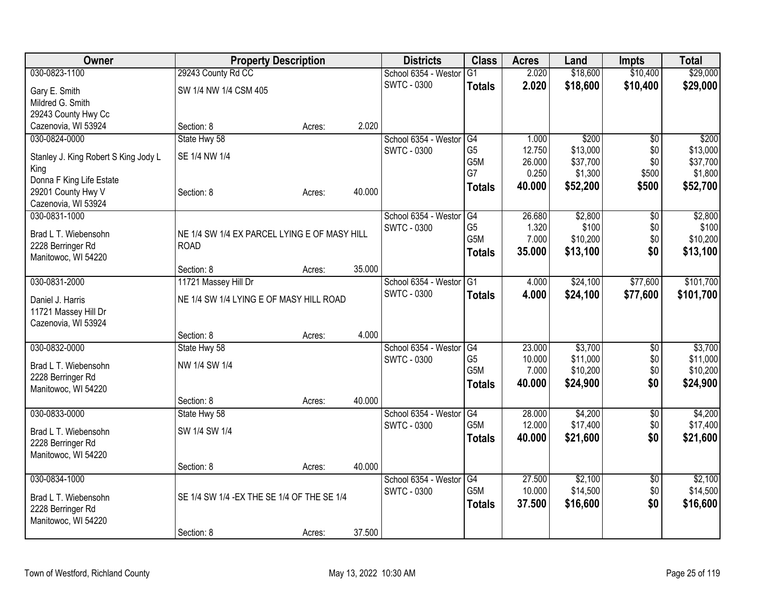| Owner | Property Description | | | Districts | Class | Acres | Land | Impts | Total |
|---|---|---|---|---|---|---|---|---|---|
| 030-0823-1100 | 29243 County Rd CC | | | School 6354 - Westor | G1 | 2.020 | $18,600 | $10,400 | $29,000 |
| Gary E. Smith | SW 1/4 NW 1/4 CSM 405 | | | SWTC - 0300 | **Totals** | **2.020** | **$18,600** | **$10,400** | **$29,000** |
| Mildred G. Smith | | | | | | | | | |
| 29243 County Hwy Cc | | | | | | | | | |
| Cazenovia, WI 53924 | Section: 8 | Acres: | 2.020 | | | | | | |
| 030-0824-0000 | State Hwy 58 | | | School 6354 - Westor | G4 | 1.000 | $200 | $0 | $200 |
| Stanley J. King Robert S King Jody L King | SE 1/4 NW 1/4 | | | SWTC - 0300 | G5 | 12.750 | $13,000 | $0 | $13,000 |
| Donna F King Life Estate | | | | | G5M | 26.000 | $37,700 | $0 | $37,700 |
| 29201 County Hwy V | Section: 8 | Acres: | 40.000 | | G7 | 0.250 | $1,300 | $500 | $1,800 |
| Cazenovia, WI 53924 | | | | | **Totals** | **40.000** | **$52,200** | **$500** | **$52,700** |
| 030-0831-1000 | | | | School 6354 - Westor | G4 | 26.680 | $2,800 | $0 | $2,800 |
| Brad L T. Wiebensohn | NE 1/4 SW 1/4 EX PARCEL LYING E OF MASY HILL ROAD | | | SWTC - 0300 | G5 | 1.320 | $100 | $0 | $100 |
| 2228 Berringer Rd | | | | | G5M | 7.000 | $10,200 | $0 | $10,200 |
| Manitowoc, WI 54220 | | | | | **Totals** | **35.000** | **$13,100** | **$0** | **$13,100** |
| | Section: 8 | Acres: | 35.000 | | | | | | |
| 030-0831-2000 | 11721 Massey Hill Dr | | | School 6354 - Westor | G1 | 4.000 | $24,100 | $77,600 | $101,700 |
| Daniel J. Harris | NE 1/4 SW 1/4 LYING E OF MASY HILL ROAD | | | SWTC - 0300 | **Totals** | **4.000** | **$24,100** | **$77,600** | **$101,700** |
| 11721 Massey Hill Dr | | | | | | | | | |
| Cazenovia, WI 53924 | | | | | | | | | |
| | Section: 8 | Acres: | 4.000 | | | | | | |
| 030-0832-0000 | State Hwy 58 | | | School 6354 - Westor | G4 | 23.000 | $3,700 | $0 | $3,700 |
| Brad L T. Wiebensohn | NW 1/4 SW 1/4 | | | SWTC - 0300 | G5 | 10.000 | $11,000 | $0 | $11,000 |
| 2228 Berringer Rd | | | | | G5M | 7.000 | $10,200 | $0 | $10,200 |
| Manitowoc, WI 54220 | | | | | **Totals** | **40.000** | **$24,900** | **$0** | **$24,900** |
| | Section: 8 | Acres: | 40.000 | | | | | | |
| 030-0833-0000 | State Hwy 58 | | | School 6354 - Westor | G4 | 28.000 | $4,200 | $0 | $4,200 |
| Brad L T. Wiebensohn | SW 1/4 SW 1/4 | | | SWTC - 0300 | G5M | 12.000 | $17,400 | $0 | $17,400 |
| 2228 Berringer Rd | | | | | **Totals** | **40.000** | **$21,600** | **$0** | **$21,600** |
| Manitowoc, WI 54220 | | | | | | | | | |
| | Section: 8 | Acres: | 40.000 | | | | | | |
| 030-0834-1000 | | | | School 6354 - Westor | G4 | 27.500 | $2,100 | $0 | $2,100 |
| Brad L T. Wiebensohn | SE 1/4 SW 1/4 -EX THE SE 1/4 OF THE SE 1/4 | | | SWTC - 0300 | G5M | 10.000 | $14,500 | $0 | $14,500 |
| 2228 Berringer Rd | | | | | **Totals** | **37.500** | **$16,600** | **$0** | **$16,600** |
| Manitowoc, WI 54220 | | | | | | | | | |
| | Section: 8 | Acres: | 37.500 | | | | | | |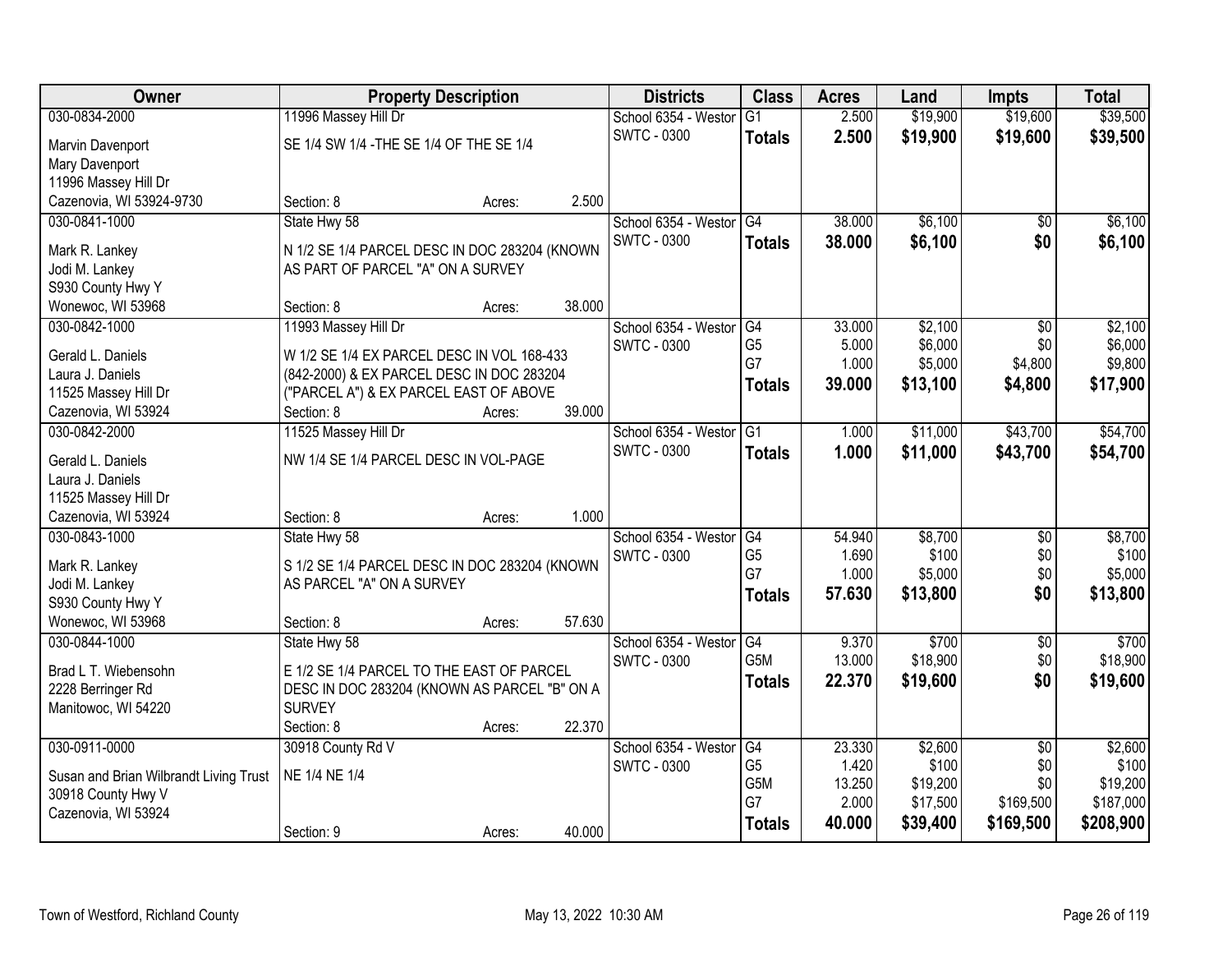| Owner | Property Description | Districts | Class | Acres | Land | Impts | Total |
|---|---|---|---|---|---|---|---|
| 030-0834-2000<br>Marvin Davenport<br>Mary Davenport<br>11996 Massey Hill Dr<br>Cazenovia, WI 53924-9730 | 11996 Massey Hill Dr<br>SE 1/4 SW 1/4 -THE SE 1/4 OF THE SE 1/4<br>Section: 8 Acres: 2.500 | School 6354 - Westor<br>SWTC - 0300 | G1<br>**Totals** | 2.500<br>**2.500** | $19,900<br>**$19,900** | $19,600<br>**$19,600** | $39,500<br>**$39,500** |
| 030-0841-1000<br>Mark R. Lankey<br>Jodi M. Lankey<br>S930 County Hwy Y<br>Wonewoc, WI 53968 | State Hwy 58<br>N 1/2 SE 1/4 PARCEL DESC IN DOC 283204 (KNOWN AS PART OF PARCEL "A" ON A SURVEY<br>Section: 8 Acres: 38.000 | School 6354 - Westor<br>SWTC - 0300 | G4<br>**Totals** | 38.000<br>**38.000** | $6,100<br>**$6,100** | $0<br>**$0** | $6,100<br>**$6,100** |
| 030-0842-1000<br>Gerald L. Daniels<br>Laura J. Daniels<br>11525 Massey Hill Dr<br>Cazenovia, WI 53924 | 11993 Massey Hill Dr<br>W 1/2 SE 1/4 EX PARCEL DESC IN VOL 168-433 (842-2000) & EX PARCEL DESC IN DOC 283204 ("PARCEL A") & EX PARCEL EAST OF ABOVE<br>Section: 8 Acres: 39.000 | School 6354 - Westor<br>SWTC - 0300 | G4<br>G5<br>G7<br>**Totals** | 33.000<br>5.000<br>1.000<br>**39.000** | $2,100<br>$6,000<br>$5,000<br>**$13,100** | $0<br>$0<br>$4,800<br>**$4,800** | $2,100<br>$6,000<br>$9,800<br>**$17,900** |
| 030-0842-2000<br>Gerald L. Daniels<br>Laura J. Daniels<br>11525 Massey Hill Dr<br>Cazenovia, WI 53924 | 11525 Massey Hill Dr<br>NW 1/4 SE 1/4 PARCEL DESC IN VOL-PAGE<br>Section: 8 Acres: 1.000 | School 6354 - Westor<br>SWTC - 0300 | G1<br>**Totals** | 1.000<br>**1.000** | $11,000<br>**$11,000** | $43,700<br>**$43,700** | $54,700<br>**$54,700** |
| 030-0843-1000<br>Mark R. Lankey<br>Jodi M. Lankey<br>S930 County Hwy Y<br>Wonewoc, WI 53968 | State Hwy 58<br>S 1/2 SE 1/4 PARCEL DESC IN DOC 283204 (KNOWN AS PARCEL "A" ON A SURVEY<br>Section: 8 Acres: 57.630 | School 6354 - Westor<br>SWTC - 0300 | G4<br>G5<br>G7<br>**Totals** | 54.940<br>1.690<br>1.000<br>**57.630** | $8,700<br>$100<br>$5,000<br>**$13,800** | $0<br>$0<br>$0<br>**$0** | $8,700<br>$100<br>$5,000<br>**$13,800** |
| 030-0844-1000<br>Brad L T. Wiebensohn<br>2228 Berringer Rd<br>Manitowoc, WI 54220 | State Hwy 58<br>E 1/2 SE 1/4 PARCEL TO THE EAST OF PARCEL DESC IN DOC 283204 (KNOWN AS PARCEL "B" ON A SURVEY<br>Section: 8 Acres: 22.370 | School 6354 - Westor<br>SWTC - 0300 | G4<br>G5M<br>**Totals** | 9.370<br>13.000<br>**22.370** | $700<br>$18,900<br>**$19,600** | $0<br>$0<br>**$0** | $700<br>$18,900<br>**$19,600** |
| 030-0911-0000<br>Susan and Brian Wilbrandt Living Trust<br>30918 County Hwy V<br>Cazenovia, WI 53924 | 30918 County Rd V<br>NE 1/4 NE 1/4<br>Section: 9 Acres: 40.000 | School 6354 - Westor<br>SWTC - 0300 | G4<br>G5<br>G5M<br>G7<br>**Totals** | 23.330<br>1.420<br>13.250<br>2.000<br>**40.000** | $2,600<br>$100<br>$19,200<br>$17,500<br>**$39,400** | $0<br>$0<br>$0<br>$169,500<br>**$169,500** | $2,600<br>$100<br>$19,200<br>$187,000<br>**$208,900** |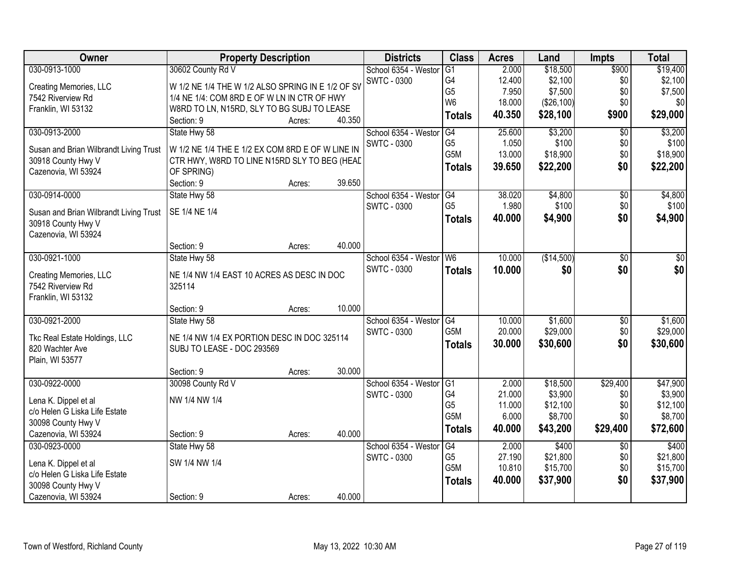| Owner | Property Description | Districts | Class | Acres | Land | Impts | Total |
|---|---|---|---|---|---|---|---|
| 030-0913-1000<br>Creating Memories, LLC<br>7542 Riverview Rd<br>Franklin, WI 53132 | 30602 County Rd V<br>W 1/2 NE 1/4 THE W 1/2 ALSO SPRING IN E 1/2 OF SV 1/4 NE 1/4: COM 8RD E OF W LN IN CTR OF HWY W8RD TO LN, N15RD, SLY TO BG SUBJ TO LEASE<br>Section: 9 Acres: 40.350 | School 6354 - Westor<br>SWTC - 0300 | G1<br>G4<br>G5<br>W6<br>**Totals** | 2.000<br>12.400<br>7.950<br>18.000<br>**40.350** | $18,500<br>$2,100<br>$7,500<br>($26,100)<br>**$28,100** | $900<br>$0<br>$0<br>$0<br>**$900** | $19,400<br>$2,100<br>$7,500<br>$0<br>**$29,000** |
| 030-0913-2000<br>Susan and Brian Wilbrandt Living Trust<br>30918 County Hwy V<br>Cazenovia, WI 53924 | State Hwy 58<br>W 1/2 NE 1/4 THE E 1/2 EX COM 8RD E OF W LINE IN CTR HWY, W8RD TO LINE N15RD SLY TO BEG (HEAD OF SPRING)<br>Section: 9 Acres: 39.650 | School 6354 - Westor<br>SWTC - 0300 | G4<br>G5<br>G5M<br>**Totals** | 25.600<br>1.050<br>13.000<br>**39.650** | $3,200<br>$100<br>$18,900<br>**$22,200** | $0<br>$0<br>$0<br>**$0** | $3,200<br>$100<br>$18,900<br>**$22,200** |
| 030-0914-0000<br>Susan and Brian Wilbrandt Living Trust<br>30918 County Hwy V<br>Cazenovia, WI 53924 | State Hwy 58<br>SE 1/4 NE 1/4<br>Section: 9 Acres: 40.000 | School 6354 - Westor<br>SWTC - 0300 | G4<br>G5<br>**Totals** | 38.020<br>1.980<br>**40.000** | $4,800<br>$100<br>**$4,900** | $0<br>$0<br>**$0** | $4,800<br>$100<br>**$4,900** |
| 030-0921-1000<br>Creating Memories, LLC<br>7542 Riverview Rd<br>Franklin, WI 53132 | State Hwy 58<br>NE 1/4 NW 1/4 EAST 10 ACRES AS DESC IN DOC 325114<br>Section: 9 Acres: 10.000 | School 6354 - Westor<br>SWTC - 0300 | W6<br>**Totals** | 10.000<br>**10.000** | ($14,500)<br>**$0** | $0<br>**$0** | $0<br>**$0** |
| 030-0921-2000<br>Tkc Real Estate Holdings, LLC<br>820 Wachter Ave<br>Plain, WI 53577 | State Hwy 58<br>NE 1/4 NW 1/4 EX PORTION DESC IN DOC 325114 SUBJ TO LEASE - DOC 293569<br>Section: 9 Acres: 30.000 | School 6354 - Westor<br>SWTC - 0300 | G4<br>G5M<br>**Totals** | 10.000<br>20.000<br>**30.000** | $1,600<br>$29,000<br>**$30,600** | $0<br>$0<br>**$0** | $1,600<br>$29,000<br>**$30,600** |
| 030-0922-0000<br>Lena K. Dippel et al<br>c/o Helen G Liska Life Estate<br>30098 County Hwy V<br>Cazenovia, WI 53924 | 30098 County Rd V<br>NW 1/4 NW 1/4<br>Section: 9 Acres: 40.000 | School 6354 - Westor<br>SWTC - 0300 | G1<br>G4<br>G5<br>G5M<br>**Totals** | 2.000<br>21.000<br>11.000<br>6.000<br>**40.000** | $18,500<br>$3,900<br>$12,100<br>$8,700<br>**$43,200** | $29,400<br>$0<br>$0<br>$0<br>**$29,400** | $47,900<br>$3,900<br>$12,100<br>$8,700<br>**$72,600** |
| 030-0923-0000<br>Lena K. Dippel et al<br>c/o Helen G Liska Life Estate<br>30098 County Hwy V<br>Cazenovia, WI 53924 | State Hwy 58<br>SW 1/4 NW 1/4<br>Section: 9 Acres: 40.000 | School 6354 - Westor<br>SWTC - 0300 | G4<br>G5<br>G5M<br>**Totals** | 2.000<br>27.190<br>10.810<br>**40.000** | $400<br>$21,800<br>$15,700<br>**$37,900** | $0<br>$0<br>$0<br>**$0** | $400<br>$21,800<br>$15,700<br>**$37,900** |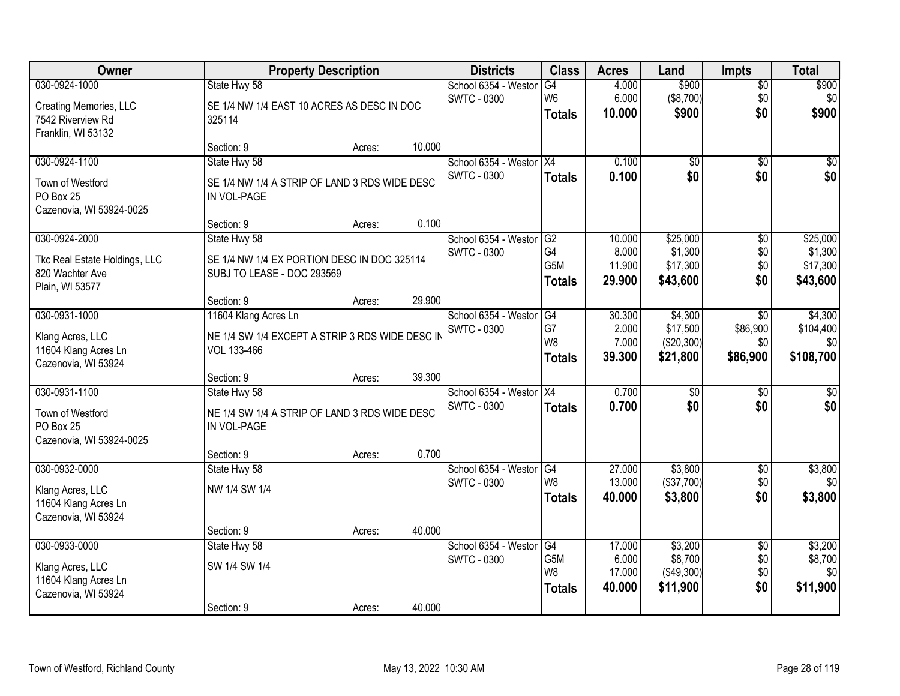| Owner | Property Description | | | Districts | Class | Acres | Land | Impts | Total |
|---|---|---|---|---|---|---|---|---|---|
| 030-0924-1000 | State Hwy 58 | | | School 6354 - Westor | G4 | 4.000 | $900 | $0 | $900 |
| Creating Memories, LLC | SE 1/4 NW 1/4 EAST 10 ACRES AS DESC IN DOC 325114 | | | SWTC - 0300 | W6 | 6.000 | ($8,700) | $0 | $0 |
| 7542 Riverview Rd | | | | | **Totals** | **10.000** | **$900** | **$0** | **$900** |
| Franklin, WI 53132 | | | | | | | | | |
| | Section: 9 | Acres: | 10.000 | | | | | | |
| 030-0924-1100 | State Hwy 58 | | | School 6354 - Westor | X4 | 0.100 | $0 | $0 | $0 |
| Town of Westford | SE 1/4 NW 1/4 A STRIP OF LAND 3 RDS WIDE DESC IN VOL-PAGE | | | SWTC - 0300 | **Totals** | **0.100** | **$0** | **$0** | **$0** |
| PO Box 25 | | | | | | | | | |
| Cazenovia, WI 53924-0025 | | | | | | | | | |
| | Section: 9 | Acres: | 0.100 | | | | | | |
| 030-0924-2000 | State Hwy 58 | | | School 6354 - Westor | G2 | 10.000 | $25,000 | $0 | $25,000 |
| Tkc Real Estate Holdings, LLC | SE 1/4 NW 1/4 EX PORTION DESC IN DOC 325114 | | | SWTC - 0300 | G4 | 8.000 | $1,300 | $0 | $1,300 |
| 820 Wachter Ave | SUBJ TO LEASE - DOC 293569 | | | | G5M | 11.900 | $17,300 | $0 | $17,300 |
| Plain, WI 53577 | | | | | **Totals** | **29.900** | **$43,600** | **$0** | **$43,600** |
| | Section: 9 | Acres: | 29.900 | | | | | | |
| 030-0931-1000 | 11604 Klang Acres Ln | | | School 6354 - Westor | G4 | 30.300 | $4,300 | $0 | $4,300 |
| Klang Acres, LLC | NE 1/4 SW 1/4 EXCEPT A STRIP 3 RDS WIDE DESC IN VOL 133-466 | | | SWTC - 0300 | G7 | 2.000 | $17,500 | $86,900 | $104,400 |
| 11604 Klang Acres Ln | | | | | W8 | 7.000 | ($20,300) | $0 | $0 |
| Cazenovia, WI 53924 | | | | | **Totals** | **39.300** | **$21,800** | **$86,900** | **$108,700** |
| | Section: 9 | Acres: | 39.300 | | | | | | |
| 030-0931-1100 | State Hwy 58 | | | School 6354 - Westor | X4 | 0.700 | $0 | $0 | $0 |
| Town of Westford | NE 1/4 SW 1/4 A STRIP OF LAND 3 RDS WIDE DESC IN VOL-PAGE | | | SWTC - 0300 | **Totals** | **0.700** | **$0** | **$0** | **$0** |
| PO Box 25 | | | | | | | | | |
| Cazenovia, WI 53924-0025 | | | | | | | | | |
| | Section: 9 | Acres: | 0.700 | | | | | | |
| 030-0932-0000 | State Hwy 58 | | | School 6354 - Westor | G4 | 27.000 | $3,800 | $0 | $3,800 |
| Klang Acres, LLC | NW 1/4 SW 1/4 | | | SWTC - 0300 | W8 | 13.000 | ($37,700) | $0 | $0 |
| 11604 Klang Acres Ln | | | | | **Totals** | **40.000** | **$3,800** | **$0** | **$3,800** |
| Cazenovia, WI 53924 | | | | | | | | | |
| | Section: 9 | Acres: | 40.000 | | | | | | |
| 030-0933-0000 | State Hwy 58 | | | School 6354 - Westor | G4 | 17.000 | $3,200 | $0 | $3,200 |
| Klang Acres, LLC | SW 1/4 SW 1/4 | | | SWTC - 0300 | G5M | 6.000 | $8,700 | $0 | $8,700 |
| 11604 Klang Acres Ln | | | | | W8 | 17.000 | ($49,300) | $0 | $0 |
| Cazenovia, WI 53924 | | | | | **Totals** | **40.000** | **$11,900** | **$0** | **$11,900** |
| | Section: 9 | Acres: | 40.000 | | | | | | |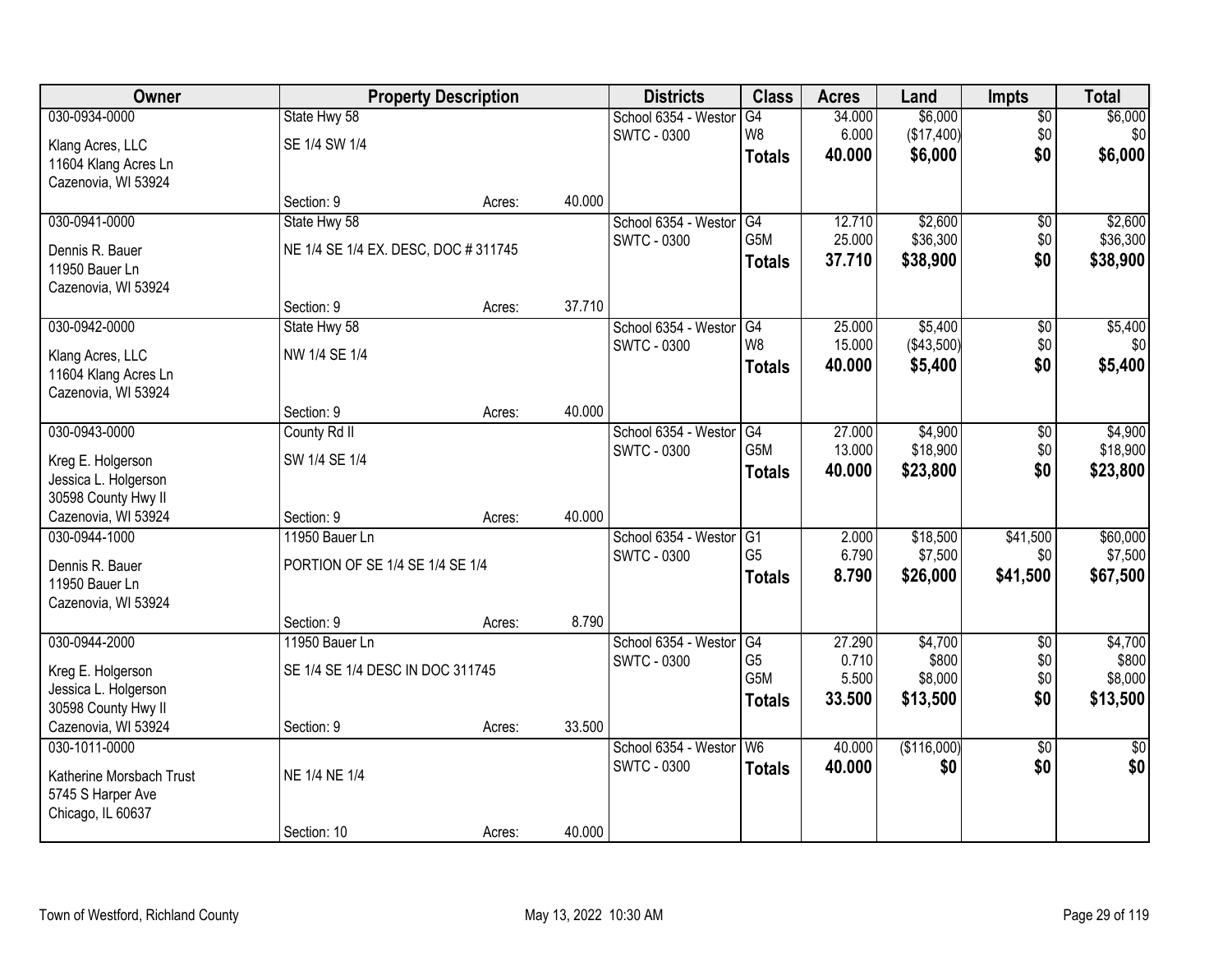| Owner | Property Description | | | Districts | Class | Acres | Land | Impts | Total |
|---|---|---|---|---|---|---|---|---|---|
| 030-0934-0000 | State Hwy 58 | | | School 6354 - Westor | G4 | 34.000 | $6,000 | $0 | $6,000 |
| Klang Acres, LLC | SE 1/4 SW 1/4 | | | SWTC - 0300 | W8 | 6.000 | ($17,400) | $0 | $0 |
| 11604 Klang Acres Ln | | | | | **Totals** | **40.000** | **$6,000** | **$0** | **$6,000** |
| Cazenovia, WI 53924 | | | | | | | | | |
| | Section: 9 | Acres: | 40.000 | | | | | | |
| 030-0941-0000 | State Hwy 58 | | | School 6354 - Westor | G4 | 12.710 | $2,600 | $0 | $2,600 |
| Dennis R. Bauer | NE 1/4 SE 1/4 EX. DESC, DOC # 311745 | | | SWTC - 0300 | G5M | 25.000 | $36,300 | $0 | $36,300 |
| 11950 Bauer Ln | | | | | **Totals** | **37.710** | **$38,900** | **$0** | **$38,900** |
| Cazenovia, WI 53924 | | | | | | | | | |
| | Section: 9 | Acres: | 37.710 | | | | | | |
| 030-0942-0000 | State Hwy 58 | | | School 6354 - Westor | G4 | 25.000 | $5,400 | $0 | $5,400 |
| Klang Acres, LLC | NW 1/4 SE 1/4 | | | SWTC - 0300 | W8 | 15.000 | ($43,500) | $0 | $0 |
| 11604 Klang Acres Ln | | | | | **Totals** | **40.000** | **$5,400** | **$0** | **$5,400** |
| Cazenovia, WI 53924 | | | | | | | | | |
| | Section: 9 | Acres: | 40.000 | | | | | | |
| 030-0943-0000 | County Rd II | | | School 6354 - Westor | G4 | 27.000 | $4,900 | $0 | $4,900 |
| Kreg E. Holgerson | SW 1/4 SE 1/4 | | | SWTC - 0300 | G5M | 13.000 | $18,900 | $0 | $18,900 |
| Jessica L. Holgerson | | | | | **Totals** | **40.000** | **$23,800** | **$0** | **$23,800** |
| 30598 County Hwy II | | | | | | | | | |
| Cazenovia, WI 53924 | Section: 9 | Acres: | 40.000 | | | | | | |
| 030-0944-1000 | 11950 Bauer Ln | | | School 6354 - Westor | G1 | 2.000 | $18,500 | $41,500 | $60,000 |
| Dennis R. Bauer | PORTION OF SE 1/4 SE 1/4 SE 1/4 | | | SWTC - 0300 | G5 | 6.790 | $7,500 | $0 | $7,500 |
| 11950 Bauer Ln | | | | | **Totals** | **8.790** | **$26,000** | **$41,500** | **$67,500** |
| Cazenovia, WI 53924 | | | | | | | | | |
| | Section: 9 | Acres: | 8.790 | | | | | | |
| 030-0944-2000 | 11950 Bauer Ln | | | School 6354 - Westor | G4 | 27.290 | $4,700 | $0 | $4,700 |
| Kreg E. Holgerson | SE 1/4 SE 1/4 DESC IN DOC 311745 | | | SWTC - 0300 | G5 | 0.710 | $800 | $0 | $800 |
| Jessica L. Holgerson | | | | | G5M | 5.500 | $8,000 | $0 | $8,000 |
| 30598 County Hwy II | | | | | **Totals** | **33.500** | **$13,500** | **$0** | **$13,500** |
| Cazenovia, WI 53924 | Section: 9 | Acres: | 33.500 | | | | | | |
| 030-1011-0000 | | | | School 6354 - Westor | W6 | 40.000 | ($116,000) | $0 | $0 |
| Katherine Morsbach Trust | NE 1/4 NE 1/4 | | | SWTC - 0300 | **Totals** | **40.000** | **$0** | **$0** | **$0** |
| 5745 S Harper Ave | | | | | | | | | |
| Chicago, IL 60637 | | | | | | | | | |
| | Section: 10 | Acres: | 40.000 | | | | | | |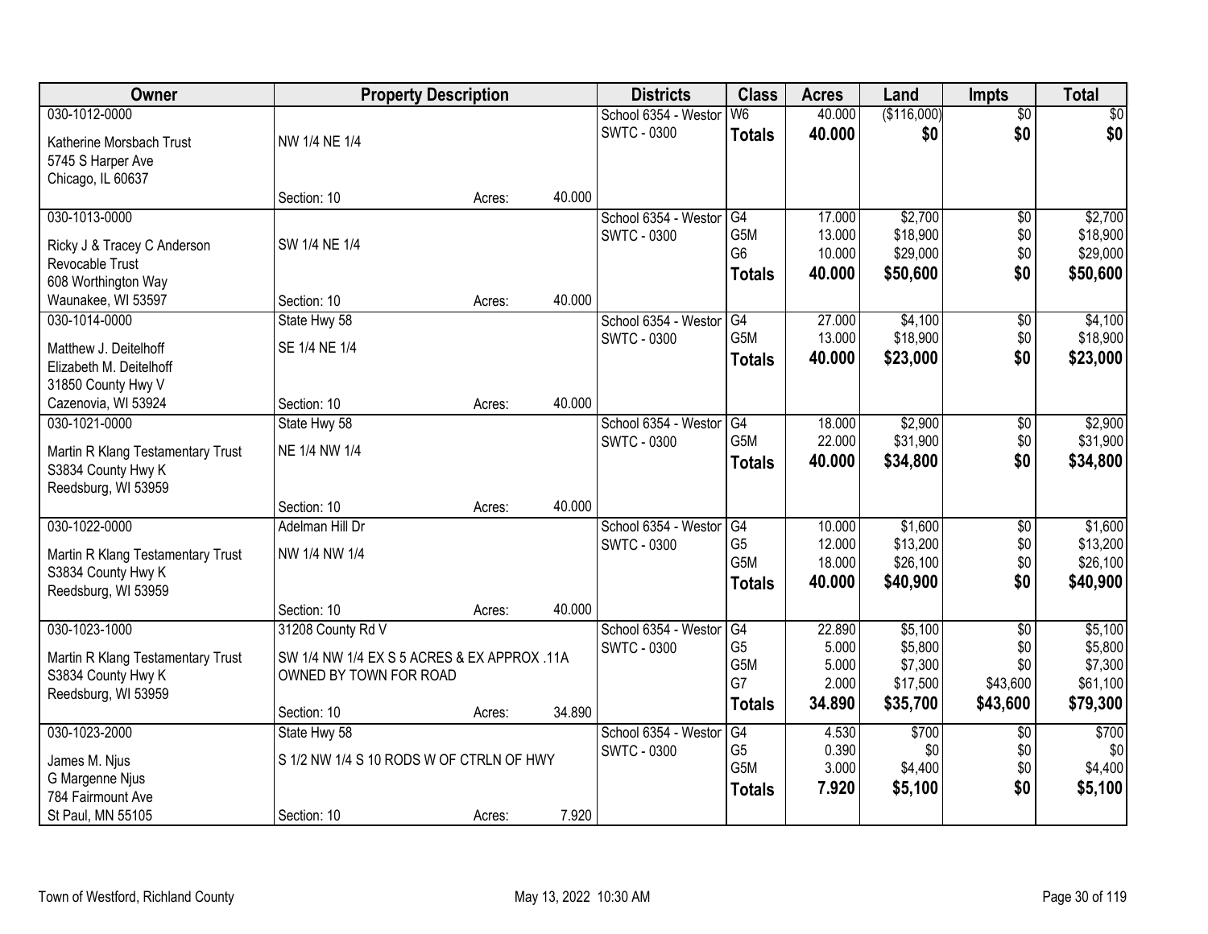| Owner | Property Description | | | Districts | Class | Acres | Land | Impts | Total |
|---|---|---|---|---|---|---|---|---|---|
| 030-1012-0000 | | | | School 6354 - Westor | W6 | 40.000 | ($116,000) | $0 | $0 |
| Katherine Morsbach Trust | NW 1/4 NE 1/4 | | | SWTC - 0300 | **Totals** | **40.000** | **$0** | **$0** | **$0** |
| 5745 S Harper Ave | | | | | | | | | |
| Chicago, IL 60637 | | | | | | | | | |
| | Section: 10 | Acres: | 40.000 | | | | | | |
| 030-1013-0000 | | | | School 6354 - Westor | G4 | 17.000 | $2,700 | $0 | $2,700 |
| Ricky J & Tracey C Anderson | SW 1/4 NE 1/4 | | | SWTC - 0300 | G5M | 13.000 | $18,900 | $0 | $18,900 |
| Revocable Trust | | | | | G6 | 10.000 | $29,000 | $0 | $29,000 |
| 608 Worthington Way | | | | | **Totals** | **40.000** | **$50,600** | **$0** | **$50,600** |
| Waunakee, WI 53597 | Section: 10 | Acres: | 40.000 | | | | | | |
| 030-1014-0000 | State Hwy 58 | | | School 6354 - Westor | G4 | 27.000 | $4,100 | $0 | $4,100 |
| Matthew J. Deitelhoff | SE 1/4 NE 1/4 | | | SWTC - 0300 | G5M | 13.000 | $18,900 | $0 | $18,900 |
| Elizabeth M. Deitelhoff | | | | | **Totals** | **40.000** | **$23,000** | **$0** | **$23,000** |
| 31850 County Hwy V | | | | | | | | | |
| Cazenovia, WI 53924 | Section: 10 | Acres: | 40.000 | | | | | | |
| 030-1021-0000 | State Hwy 58 | | | School 6354 - Westor | G4 | 18.000 | $2,900 | $0 | $2,900 |
| Martin R Klang Testamentary Trust | NE 1/4 NW 1/4 | | | SWTC - 0300 | G5M | 22.000 | $31,900 | $0 | $31,900 |
| S3834 County Hwy K | | | | | **Totals** | **40.000** | **$34,800** | **$0** | **$34,800** |
| Reedsburg, WI 53959 | | | | | | | | | |
| | Section: 10 | Acres: | 40.000 | | | | | | |
| 030-1022-0000 | Adelman Hill Dr | | | School 6354 - Westor | G4 | 10.000 | $1,600 | $0 | $1,600 |
| Martin R Klang Testamentary Trust | NW 1/4 NW 1/4 | | | SWTC - 0300 | G5 | 12.000 | $13,200 | $0 | $13,200 |
| S3834 County Hwy K | | | | | G5M | 18.000 | $26,100 | $0 | $26,100 |
| Reedsburg, WI 53959 | | | | | **Totals** | **40.000** | **$40,900** | **$0** | **$40,900** |
| | Section: 10 | Acres: | 40.000 | | | | | | |
| 030-1023-1000 | 31208 County Rd V | | | School 6354 - Westor | G4 | 22.890 | $5,100 | $0 | $5,100 |
| Martin R Klang Testamentary Trust | SW 1/4 NW 1/4 EX S 5 ACRES & EX APPROX .11A | | | SWTC - 0300 | G5 | 5.000 | $5,800 | $0 | $5,800 |
| S3834 County Hwy K | OWNED BY TOWN FOR ROAD | | | | G5M | 5.000 | $7,300 | $0 | $7,300 |
| Reedsburg, WI 53959 | | | | | G7 | 2.000 | $17,500 | $43,600 | $61,100 |
| | Section: 10 | Acres: | 34.890 | | **Totals** | **34.890** | **$35,700** | **$43,600** | **$79,300** |
| 030-1023-2000 | State Hwy 58 | | | School 6354 - Westor | G4 | 4.530 | $700 | $0 | $700 |
| James M. Njus | S 1/2 NW 1/4 S 10 RODS W OF CTRLN OF HWY | | | SWTC - 0300 | G5 | 0.390 | $0 | $0 | $0 |
| G Margenne Njus | | | | | G5M | 3.000 | $4,400 | $0 | $4,400 |
| 784 Fairmount Ave | | | | | **Totals** | **7.920** | **$5,100** | **$0** | **$5,100** |
| St Paul, MN 55105 | Section: 10 | Acres: | 7.920 | | | | | | |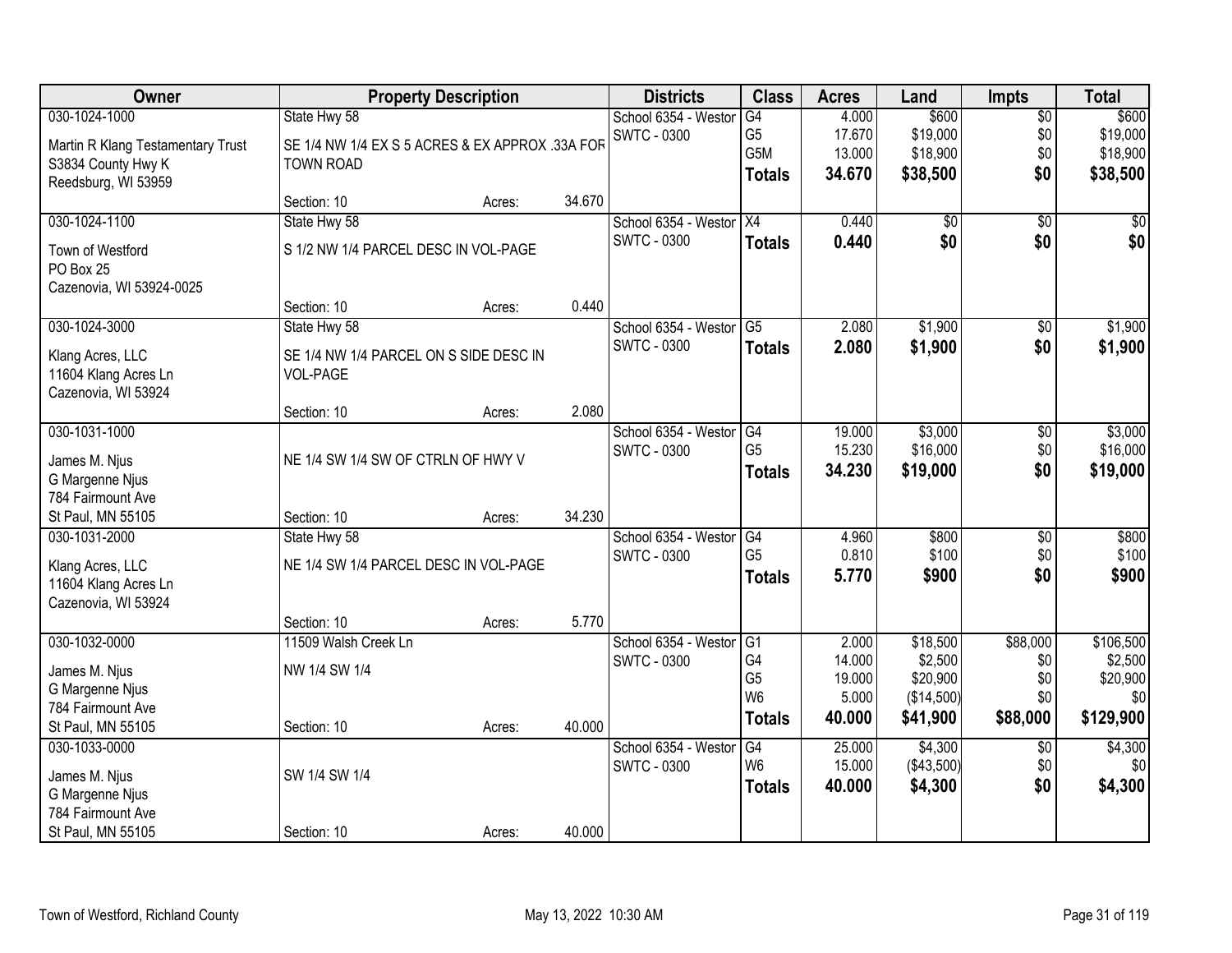| Owner | Property Description | | | Districts | Class | Acres | Land | Impts | Total |
|---|---|---|---|---|---|---|---|---|---|
| 030-1024-1000 | State Hwy 58 | | | School 6354 - Westor | G4 | 4.000 | $600 | $0 | $600 |
| Martin R Klang Testamentary Trust | SE 1/4 NW 1/4 EX S 5 ACRES & EX APPROX .33A FOR TOWN ROAD | | | SWTC - 0300 | G5 | 17.670 | $19,000 | $0 | $19,000 |
| S3834 County Hwy K | | | | | G5M | 13.000 | $18,900 | $0 | $18,900 |
| Reedsburg, WI 53959 | | | | | **Totals** | **34.670** | **$38,500** | **$0** | **$38,500** |
| | Section: 10 | Acres: | 34.670 | | | | | | |
| 030-1024-1100 | State Hwy 58 | | | School 6354 - Westor | X4 | 0.440 | $0 | $0 | $0 |
| Town of Westford | S 1/2 NW 1/4 PARCEL DESC IN VOL-PAGE | | | SWTC - 0300 | **Totals** | **0.440** | **$0** | **$0** | **$0** |
| PO Box 25 | | | | | | | | | |
| Cazenovia, WI 53924-0025 | | | | | | | | | |
| | Section: 10 | Acres: | 0.440 | | | | | | |
| 030-1024-3000 | State Hwy 58 | | | School 6354 - Westor | G5 | 2.080 | $1,900 | $0 | $1,900 |
| Klang Acres, LLC | SE 1/4 NW 1/4 PARCEL ON S SIDE DESC IN VOL-PAGE | | | SWTC - 0300 | **Totals** | **2.080** | **$1,900** | **$0** | **$1,900** |
| 11604 Klang Acres Ln | | | | | | | | | |
| Cazenovia, WI 53924 | | | | | | | | | |
| | Section: 10 | Acres: | 2.080 | | | | | | |
| 030-1031-1000 | | | | School 6354 - Westor | G4 | 19.000 | $3,000 | $0 | $3,000 |
| James M. Njus | NE 1/4 SW 1/4 SW OF CTRLN OF HWY V | | | SWTC - 0300 | G5 | 15.230 | $16,000 | $0 | $16,000 |
| G Margenne Njus | | | | | **Totals** | **34.230** | **$19,000** | **$0** | **$19,000** |
| 784 Fairmount Ave | | | | | | | | | |
| St Paul, MN 55105 | Section: 10 | Acres: | 34.230 | | | | | | |
| 030-1031-2000 | State Hwy 58 | | | School 6354 - Westor | G4 | 4.960 | $800 | $0 | $800 |
| Klang Acres, LLC | NE 1/4 SW 1/4 PARCEL DESC IN VOL-PAGE | | | SWTC - 0300 | G5 | 0.810 | $100 | $0 | $100 |
| 11604 Klang Acres Ln | | | | | **Totals** | **5.770** | **$900** | **$0** | **$900** |
| Cazenovia, WI 53924 | | | | | | | | | |
| | Section: 10 | Acres: | 5.770 | | | | | | |
| 030-1032-0000 | 11509 Walsh Creek Ln | | | School 6354 - Westor | G1 | 2.000 | $18,500 | $88,000 | $106,500 |
| James M. Njus | NW 1/4 SW 1/4 | | | SWTC - 0300 | G4 | 14.000 | $2,500 | $0 | $2,500 |
| G Margenne Njus | | | | | G5 | 19.000 | $20,900 | $0 | $20,900 |
| 784 Fairmount Ave | | | | | W6 | 5.000 | ($14,500) | $0 | $0 |
| St Paul, MN 55105 | Section: 10 | Acres: | 40.000 | | **Totals** | **40.000** | **$41,900** | **$88,000** | **$129,900** |
| 030-1033-0000 | | | | School 6354 - Westor | G4 | 25.000 | $4,300 | $0 | $4,300 |
| James M. Njus | SW 1/4 SW 1/4 | | | SWTC - 0300 | W6 | 15.000 | ($43,500) | $0 | $0 |
| G Margenne Njus | | | | | **Totals** | **40.000** | **$4,300** | **$0** | **$4,300** |
| 784 Fairmount Ave | | | | | | | | | |
| St Paul, MN 55105 | Section: 10 | Acres: | 40.000 | | | | | | |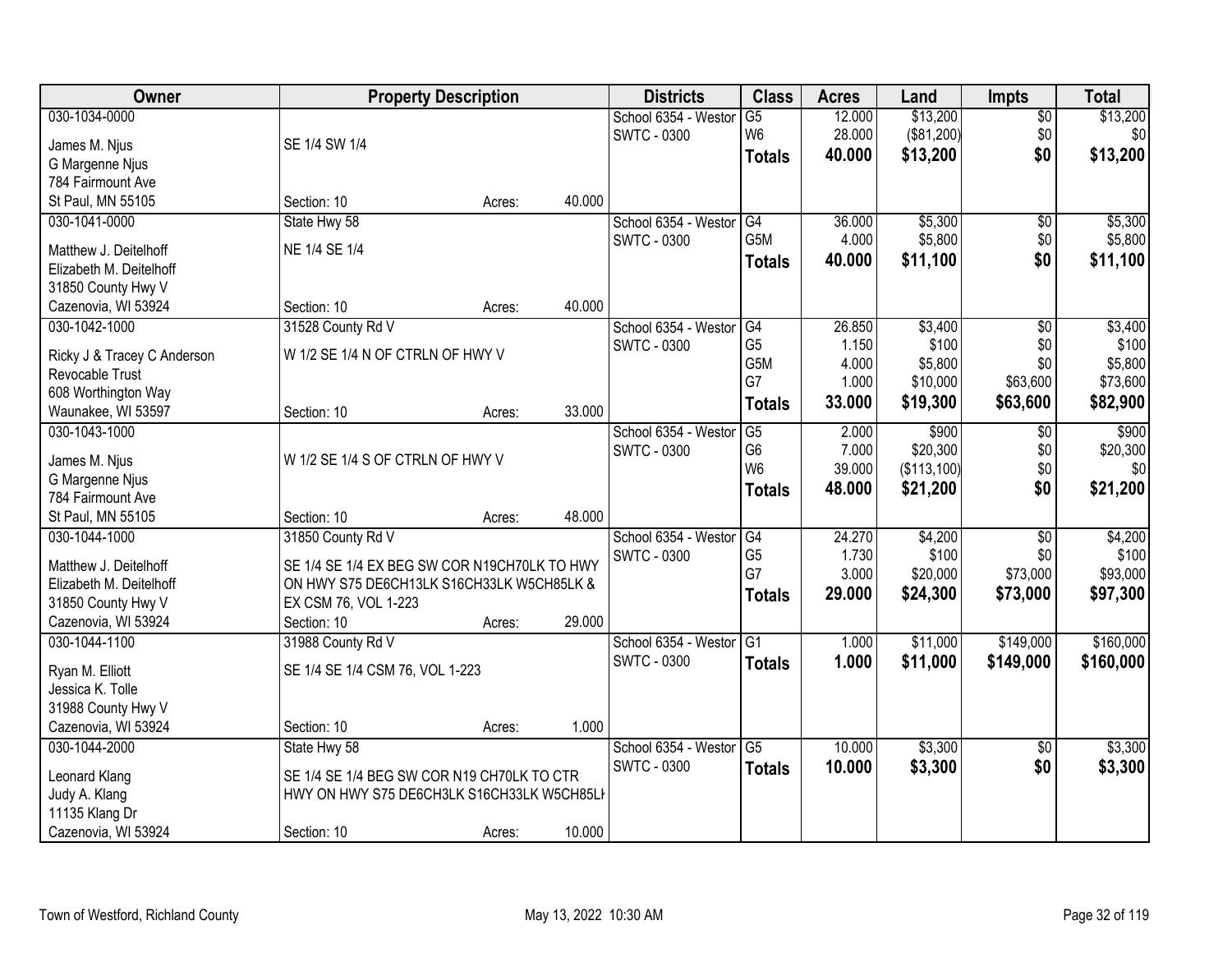| Owner | Property Description | | | Districts | Class | Acres | Land | Impts | Total |
|---|---|---|---|---|---|---|---|---|---|
| 030-1034-0000 | | | | School 6354 - Westor | G5 | 12.000 | $13,200 | $0 | $13,200 |
| James M. Njus | SE 1/4 SW 1/4 | | | SWTC - 0300 | W6 | 28.000 | ($81,200) | $0 | $0 |
| G Margenne Njus | | | | | **Totals** | **40.000** | **$13,200** | **$0** | **$13,200** |
| 784 Fairmount Ave | | | | | | | | | |
| St Paul, MN 55105 | Section: 10 | Acres: | 40.000 | | | | | | |
| 030-1041-0000 | State Hwy 58 | | | School 6354 - Westor | G4 | 36.000 | $5,300 | $0 | $5,300 |
| Matthew J. Deitelhoff | NE 1/4 SE 1/4 | | | SWTC - 0300 | G5M | 4.000 | $5,800 | $0 | $5,800 |
| Elizabeth M. Deitelhoff | | | | | **Totals** | **40.000** | **$11,100** | **$0** | **$11,100** |
| 31850 County Hwy V | | | | | | | | | |
| Cazenovia, WI 53924 | Section: 10 | Acres: | 40.000 | | | | | | |
| 030-1042-1000 | 31528 County Rd V | | | School 6354 - Westor | G4 | 26.850 | $3,400 | $0 | $3,400 |
| Ricky J & Tracey C Anderson | W 1/2 SE 1/4 N OF CTRLN OF HWY V | | | SWTC - 0300 | G5 | 1.150 | $100 | $0 | $100 |
| Revocable Trust | | | | | G5M | 4.000 | $5,800 | $0 | $5,800 |
| 608 Worthington Way | | | | | G7 | 1.000 | $10,000 | $63,600 | $73,600 |
| Waunakee, WI 53597 | Section: 10 | Acres: | 33.000 | | **Totals** | **33.000** | **$19,300** | **$63,600** | **$82,900** |
| 030-1043-1000 | | | | School 6354 - Westor | G5 | 2.000 | $900 | $0 | $900 |
| James M. Njus | W 1/2 SE 1/4 S OF CTRLN OF HWY V | | | SWTC - 0300 | G6 | 7.000 | $20,300 | $0 | $20,300 |
| G Margenne Njus | | | | | W6 | 39.000 | ($113,100) | $0 | $0 |
| 784 Fairmount Ave | | | | | **Totals** | **48.000** | **$21,200** | **$0** | **$21,200** |
| St Paul, MN 55105 | Section: 10 | Acres: | 48.000 | | | | | | |
| 030-1044-1000 | 31850 County Rd V | | | School 6354 - Westor | G4 | 24.270 | $4,200 | $0 | $4,200 |
| Matthew J. Deitelhoff | SE 1/4 SE 1/4 EX BEG SW COR N19CH70LK TO HWY | | | SWTC - 0300 | G5 | 1.730 | $100 | $0 | $100 |
| Elizabeth M. Deitelhoff | ON HWY S75 DE6CH13LK S16CH33LK W5CH85LK & | | | | G7 | 3.000 | $20,000 | $73,000 | $93,000 |
| 31850 County Hwy V | EX CSM 76, VOL 1-223 | | | | **Totals** | **29.000** | **$24,300** | **$73,000** | **$97,300** |
| Cazenovia, WI 53924 | Section: 10 | Acres: | 29.000 | | | | | | |
| 030-1044-1100 | 31988 County Rd V | | | School 6354 - Westor | G1 | 1.000 | $11,000 | $149,000 | $160,000 |
| Ryan M. Elliott | SE 1/4 SE 1/4 CSM 76, VOL 1-223 | | | SWTC - 0300 | **Totals** | **1.000** | **$11,000** | **$149,000** | **$160,000** |
| Jessica K. Tolle | | | | | | | | | |
| 31988 County Hwy V | | | | | | | | | |
| Cazenovia, WI 53924 | Section: 10 | Acres: | 1.000 | | | | | | |
| 030-1044-2000 | State Hwy 58 | | | School 6354 - Westor | G5 | 10.000 | $3,300 | $0 | $3,300 |
| Leonard Klang | SE 1/4 SE 1/4 BEG SW COR N19 CH70LK TO CTR | | | SWTC - 0300 | **Totals** | **10.000** | **$3,300** | **$0** | **$3,300** |
| Judy A. Klang | HWY ON HWY S75 DE6CH3LK S16CH33LK W5CH85LI | | | | | | | | |
| 11135 Klang Dr | | | | | | | | | |
| Cazenovia, WI 53924 | Section: 10 | Acres: | 10.000 | | | | | | |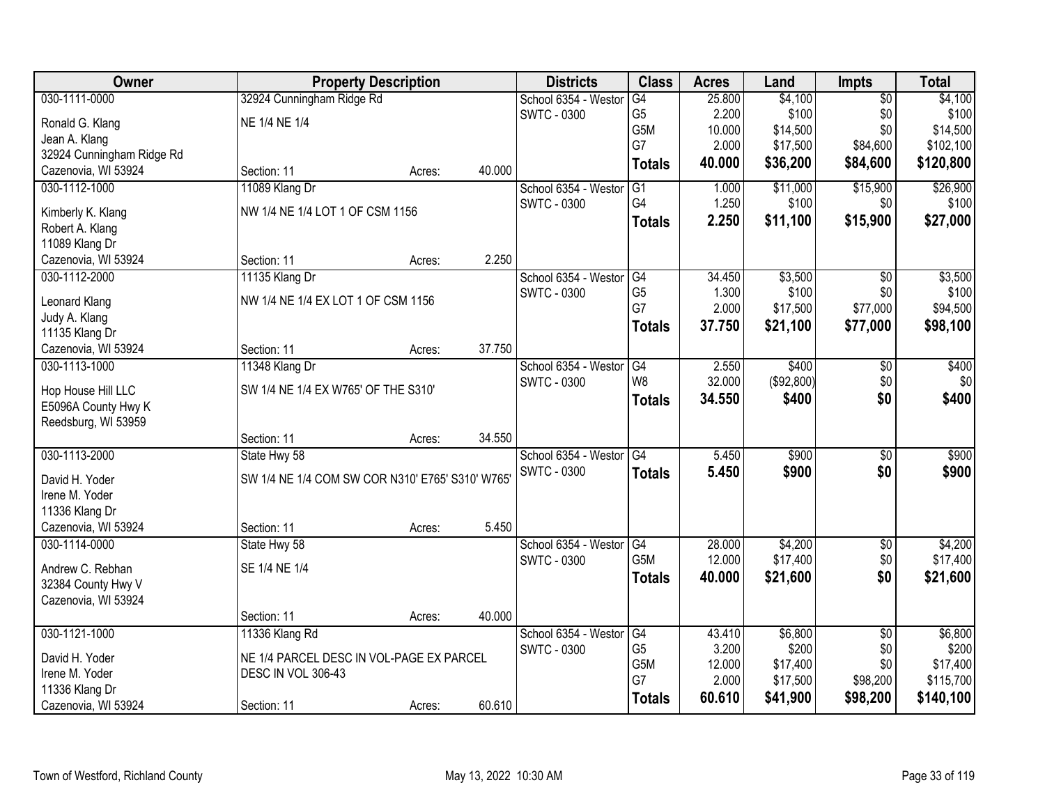| Owner | Property Description | Districts | Class | Acres | Land | Impts | Total |
|---|---|---|---|---|---|---|---|
| 030-1111-0000<br>Ronald G. Klang<br>Jean A. Klang<br>32924 Cunningham Ridge Rd<br>Cazenovia, WI 53924 | 32924 Cunningham Ridge Rd<br>NE 1/4 NE 1/4<br>Section: 11 Acres: 40.000 | School 6354 - Westor<br>SWTC - 0300 | G4<br>G5<br>G5M<br>G7<br>**Totals** | 25.800<br>2.200<br>10.000<br>2.000<br>**40.000** | $4,100<br>$100<br>$14,500<br>$17,500<br>**$36,200** | $0<br>$0<br>$0<br>$84,600<br>**$84,600** | $4,100<br>$100<br>$14,500<br>$102,100<br>**$120,800** |
| 030-1112-1000<br>Kimberly K. Klang<br>Robert A. Klang<br>11089 Klang Dr<br>Cazenovia, WI 53924 | 11089 Klang Dr<br>NW 1/4 NE 1/4 LOT 1 OF CSM 1156<br>Section: 11 Acres: 2.250 | School 6354 - Westor<br>SWTC - 0300 | G1<br>G4<br>**Totals** | 1.000<br>1.250<br>**2.250** | $11,000<br>$100<br>**$11,100** | $15,900<br>$0<br>**$15,900** | $26,900<br>$100<br>**$27,000** |
| 030-1112-2000<br>Leonard Klang<br>Judy A. Klang<br>11135 Klang Dr<br>Cazenovia, WI 53924 | 11135 Klang Dr<br>NW 1/4 NE 1/4 EX LOT 1 OF CSM 1156<br>Section: 11 Acres: 37.750 | School 6354 - Westor<br>SWTC - 0300 | G4<br>G5<br>G7<br>**Totals** | 34.450<br>1.300<br>2.000<br>**37.750** | $3,500<br>$100<br>$17,500<br>**$21,100** | $0<br>$0<br>$77,000<br>**$77,000** | $3,500<br>$100<br>$94,500<br>**$98,100** |
| 030-1113-1000<br>Hop House Hill LLC<br>E5096A County Hwy K<br>Reedsburg, WI 53959 | 11348 Klang Dr<br>SW 1/4 NE 1/4 EX W765' OF THE S310'<br>Section: 11 Acres: 34.550 | School 6354 - Westor<br>SWTC - 0300 | G4<br>W8<br>**Totals** | 2.550<br>32.000<br>**34.550** | $400<br>($92,800)<br>**$400** | $0<br>$0<br>**$0** | $400<br>$0<br>**$400** |
| 030-1113-2000<br>David H. Yoder<br>Irene M. Yoder<br>11336 Klang Dr<br>Cazenovia, WI 53924 | State Hwy 58<br>SW 1/4 NE 1/4 COM SW COR N310' E765' S310' W765'<br>Section: 11 Acres: 5.450 | School 6354 - Westor<br>SWTC - 0300 | G4<br>**Totals** | 5.450<br>**5.450** | $900<br>**$900** | $0<br>**$0** | $900<br>**$900** |
| 030-1114-0000<br>Andrew C. Rebhan<br>32384 County Hwy V<br>Cazenovia, WI 53924 | State Hwy 58<br>SE 1/4 NE 1/4<br>Section: 11 Acres: 40.000 | School 6354 - Westor<br>SWTC - 0300 | G4<br>G5M<br>**Totals** | 28.000<br>12.000<br>**40.000** | $4,200<br>$17,400<br>**$21,600** | $0<br>$0<br>**$0** | $4,200<br>$17,400<br>**$21,600** |
| 030-1121-1000<br>David H. Yoder<br>Irene M. Yoder<br>11336 Klang Dr<br>Cazenovia, WI 53924 | 11336 Klang Rd<br>NE 1/4 PARCEL DESC IN VOL-PAGE EX PARCEL DESC IN VOL 306-43<br>Section: 11 Acres: 60.610 | School 6354 - Westor<br>SWTC - 0300 | G4<br>G5<br>G5M<br>G7<br>**Totals** | 43.410<br>3.200<br>12.000<br>2.000<br>**60.610** | $6,800<br>$200<br>$17,400<br>$17,500<br>**$41,900** | $0<br>$0<br>$0<br>$98,200<br>**$98,200** | $6,800<br>$200<br>$17,400<br>$115,700<br>**$140,100** |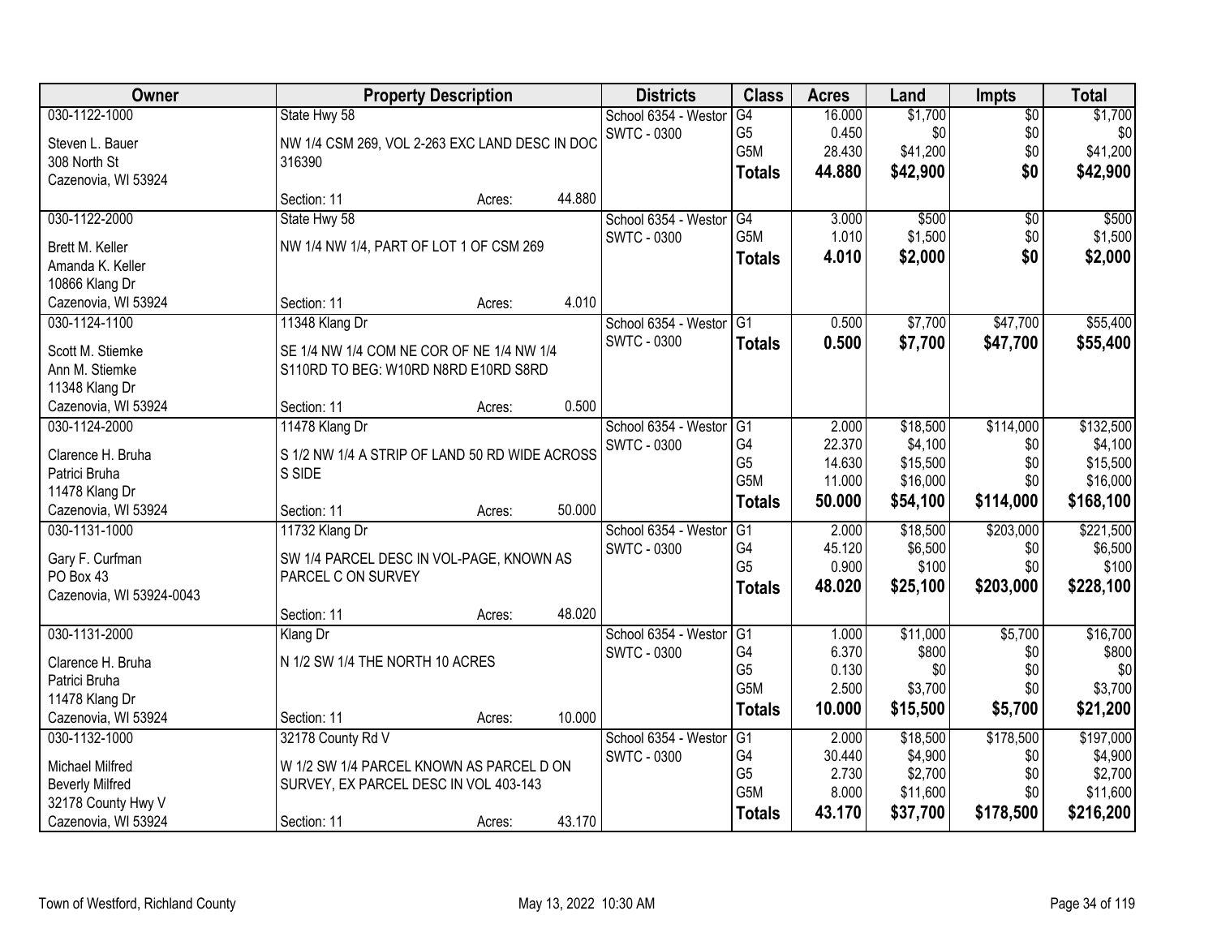| Owner | Property Description | | | Districts | Class | Acres | Land | Impts | Total |
|---|---|---|---|---|---|---|---|---|---|
| 030-1122-1000 | State Hwy 58 | | | School 6354 - Westor | G4 | 16.000 | $1,700 | $0 | $1,700 |
| Steven L. Bauer | NW 1/4 CSM 269, VOL 2-263 EXC LAND DESC IN DOC | | | SWTC - 0300 | G5 | 0.450 | $0 | $0 | $0 |
| 308 North St | 316390 | | | | G5M | 28.430 | $41,200 | $0 | $41,200 |
| Cazenovia, WI 53924 | | | | | **Totals** | **44.880** | **$42,900** | **$0** | **$42,900** |
| | Section: 11 | Acres: | 44.880 | | | | | | |
| 030-1122-2000 | State Hwy 58 | | | School 6354 - Westor | G4 | 3.000 | $500 | $0 | $500 |
| Brett M. Keller | NW 1/4 NW 1/4, PART OF LOT 1 OF CSM 269 | | | SWTC - 0300 | G5M | 1.010 | $1,500 | $0 | $1,500 |
| Amanda K. Keller | | | | | **Totals** | **4.010** | **$2,000** | **$0** | **$2,000** |
| 10866 Klang Dr | | | | | | | | | |
| Cazenovia, WI 53924 | Section: 11 | Acres: | 4.010 | | | | | | |
| 030-1124-1100 | 11348 Klang Dr | | | School 6354 - Westor | G1 | 0.500 | $7,700 | $47,700 | $55,400 |
| Scott M. Stiemke | SE 1/4 NW 1/4 COM NE COR OF NE 1/4 NW 1/4 | | | SWTC - 0300 | **Totals** | **0.500** | **$7,700** | **$47,700** | **$55,400** |
| Ann M. Stiemke | S110RD TO BEG: W10RD N8RD E10RD S8RD | | | | | | | | |
| 11348 Klang Dr | | | | | | | | | |
| Cazenovia, WI 53924 | Section: 11 | Acres: | 0.500 | | | | | | |
| 030-1124-2000 | 11478 Klang Dr | | | School 6354 - Westor | G1 | 2.000 | $18,500 | $114,000 | $132,500 |
| Clarence H. Bruha | S 1/2 NW 1/4 A STRIP OF LAND 50 RD WIDE ACROSS | | | SWTC - 0300 | G4 | 22.370 | $4,100 | $0 | $4,100 |
| Patrici Bruha | S SIDE | | | | G5 | 14.630 | $15,500 | $0 | $15,500 |
| 11478 Klang Dr | | | | | G5M | 11.000 | $16,000 | $0 | $16,000 |
| Cazenovia, WI 53924 | Section: 11 | Acres: | 50.000 | | **Totals** | **50.000** | **$54,100** | **$114,000** | **$168,100** |
| 030-1131-1000 | 11732 Klang Dr | | | School 6354 - Westor | G1 | 2.000 | $18,500 | $203,000 | $221,500 |
| Gary F. Curfman | SW 1/4 PARCEL DESC IN VOL-PAGE, KNOWN AS | | | SWTC - 0300 | G4 | 45.120 | $6,500 | $0 | $6,500 |
| PO Box 43 | PARCEL C ON SURVEY | | | | G5 | 0.900 | $100 | $0 | $100 |
| Cazenovia, WI 53924-0043 | | | | | **Totals** | **48.020** | **$25,100** | **$203,000** | **$228,100** |
| | Section: 11 | Acres: | 48.020 | | | | | | |
| 030-1131-2000 | Klang Dr | | | School 6354 - Westor | G1 | 1.000 | $11,000 | $5,700 | $16,700 |
| Clarence H. Bruha | N 1/2 SW 1/4 THE NORTH 10 ACRES | | | SWTC - 0300 | G4 | 6.370 | $800 | $0 | $800 |
| Patrici Bruha | | | | | G5 | 0.130 | $0 | $0 | $0 |
| 11478 Klang Dr | | | | | G5M | 2.500 | $3,700 | $0 | $3,700 |
| Cazenovia, WI 53924 | Section: 11 | Acres: | 10.000 | | **Totals** | **10.000** | **$15,500** | **$5,700** | **$21,200** |
| 030-1132-1000 | 32178 County Rd V | | | School 6354 - Westor | G1 | 2.000 | $18,500 | $178,500 | $197,000 |
| Michael Milfred | W 1/2 SW 1/4 PARCEL KNOWN AS PARCEL D ON | | | SWTC - 0300 | G4 | 30.440 | $4,900 | $0 | $4,900 |
| Beverly Milfred | SURVEY, EX PARCEL DESC IN VOL 403-143 | | | | G5 | 2.730 | $2,700 | $0 | $2,700 |
| 32178 County Hwy V | | | | | G5M | 8.000 | $11,600 | $0 | $11,600 |
| Cazenovia, WI 53924 | Section: 11 | Acres: | 43.170 | | **Totals** | **43.170** | **$37,700** | **$178,500** | **$216,200** |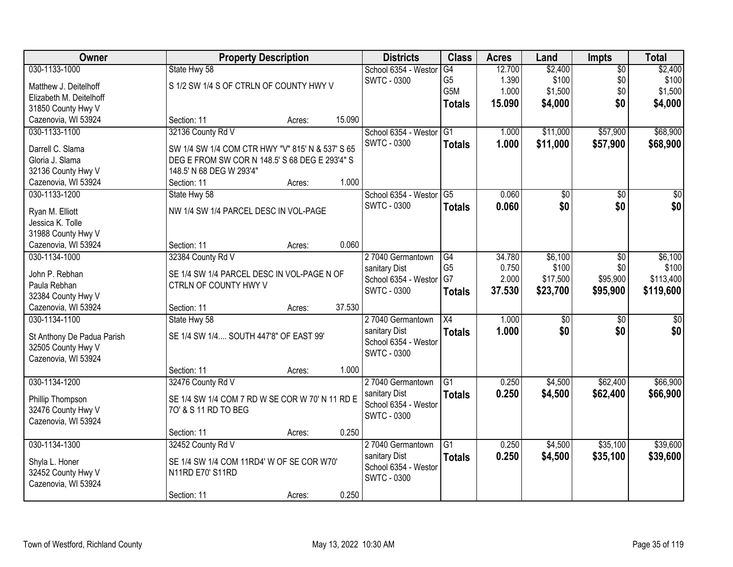| Owner | Property Description | Districts | Class | Acres | Land | Impts | Total |
|---|---|---|---|---|---|---|---|
| 030-1133-1000<br><br>Matthew J. Deitelhoff<br>Elizabeth M. Deitelhoff<br>31850 County Hwy V<br>Cazenovia, WI 53924 | State Hwy 58<br><br>S 1/2 SW 1/4 S OF CTRLN OF COUNTY HWY V<br><br>Section: 11 Acres: 15.090 | School 6354 - Westor<br>SWTC - 0300 | G4<br>G5<br>G5M<br>**Totals** | 12.700<br>1.390<br>1.000<br>**15.090** | $2,400<br>$100<br>$1,500<br>**$4,000** | $0<br>$0<br>$0<br>**$0** | $2,400<br>$100<br>$1,500<br>**$4,000** |
| 030-1133-1100<br><br>Darrell C. Slama<br>Gloria J. Slama<br>32136 County Hwy V<br>Cazenovia, WI 53924 | 32136 County Rd V<br><br>SW 1/4 SW 1/4 COM CTR HWY "V" 815' N & 537' S 65 DEG E FROM SW COR N 148.5' S 68 DEG E 293'4" S 148.5' N 68 DEG W 293'4"<br>Section: 11 Acres: 1.000 | School 6354 - Westor<br>SWTC - 0300 | G1<br>**Totals** | 1.000<br>**1.000** | $11,000<br>**$11,000** | $57,900<br>**$57,900** | $68,900<br>**$68,900** |
| 030-1133-1200<br><br>Ryan M. Elliott<br>Jessica K. Tolle<br>31988 County Hwy V<br>Cazenovia, WI 53924 | State Hwy 58<br><br>NW 1/4 SW 1/4 PARCEL DESC IN VOL-PAGE<br><br>Section: 11 Acres: 0.060 | School 6354 - Westor<br>SWTC - 0300 | G5<br>**Totals** | 0.060<br>**0.060** | $0<br>**$0** | $0<br>**$0** | $0<br>**$0** |
| 030-1134-1000<br><br>John P. Rebhan<br>Paula Rebhan<br>32384 County Hwy V<br>Cazenovia, WI 53924 | 32384 County Rd V<br><br>SE 1/4 SW 1/4 PARCEL DESC IN VOL-PAGE N OF CTRLN OF COUNTY HWY V<br><br>Section: 11 Acres: 37.530 | 2 7040 Germantown sanitary Dist<br>School 6354 - Westor<br>SWTC - 0300 | G4<br>G5<br>G7<br>**Totals** | 34.780<br>0.750<br>2.000<br>**37.530** | $6,100<br>$100<br>$17,500<br>**$23,700** | $0<br>$0<br>$95,900<br>**$95,900** | $6,100<br>$100<br>$113,400<br>**$119,600** |
| 030-1134-1100<br><br>St Anthony De Padua Parish<br>32505 County Hwy V<br>Cazenovia, WI 53924 | State Hwy 58<br><br>SE 1/4 SW 1/4.... SOUTH 447'8" OF EAST 99'<br><br>Section: 11 Acres: 1.000 | 2 7040 Germantown sanitary Dist<br>School 6354 - Westor<br>SWTC - 0300 | X4<br>**Totals** | 1.000<br>**1.000** | $0<br>**$0** | $0<br>**$0** | $0<br>**$0** |
| 030-1134-1200<br><br>Phillip Thompson<br>32476 County Hwy V<br>Cazenovia, WI 53924 | 32476 County Rd V<br><br>SE 1/4 SW 1/4 COM 7 RD W SE COR W 70' N 11 RD E 7O' & S 11 RD TO BEG<br><br>Section: 11 Acres: 0.250 | 2 7040 Germantown sanitary Dist<br>School 6354 - Westor<br>SWTC - 0300 | G1<br>**Totals** | 0.250<br>**0.250** | $4,500<br>**$4,500** | $62,400<br>**$62,400** | $66,900<br>**$66,900** |
| 030-1134-1300<br><br>Shyla L. Honer<br>32452 County Hwy V<br>Cazenovia, WI 53924 | 32452 County Rd V<br><br>SE 1/4 SW 1/4 COM 11RD4' W OF SE COR W70' N11RD E70' S11RD<br><br>Section: 11 Acres: 0.250 | 2 7040 Germantown sanitary Dist<br>School 6354 - Westor<br>SWTC - 0300 | G1<br>**Totals** | 0.250<br>**0.250** | $4,500<br>**$4,500** | $35,100<br>**$35,100** | $39,600<br>**$39,600** |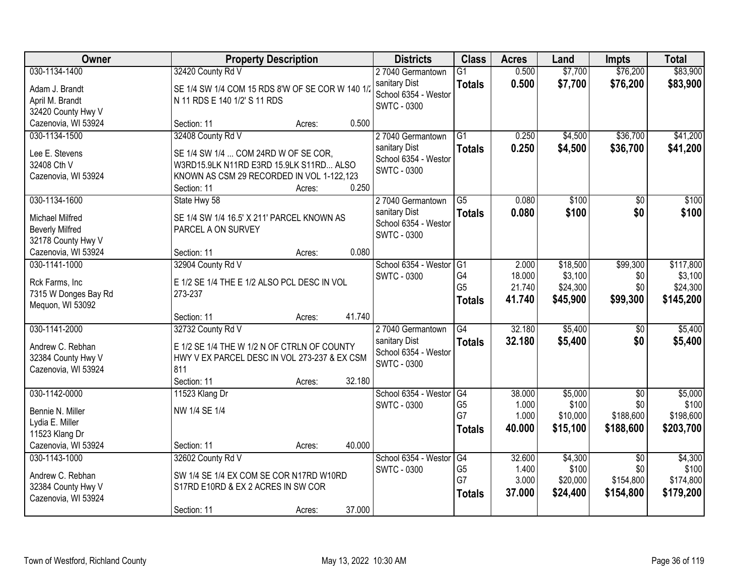| Owner | Property Description | Districts | Class | Acres | Land | Impts | Total |
|---|---|---|---|---|---|---|---|
| 030-1134-1400<br>Adam J. Brandt<br>April M. Brandt<br>32420 County Hwy V<br>Cazenovia, WI 53924 | 32420 County Rd V<br>SE 1/4 SW 1/4 COM 15 RDS 8'W OF SE COR W 140 1/2 N 11 RDS E 140 1/2' S 11 RDS<br>Section: 11 Acres: 0.500 | 2 7040 Germantown sanitary Dist<br>School 6354 - Westor<br>SWTC - 0300 | G1<br>**Totals** | 0.500<br>**0.500** | $7,700<br>**$7,700** | $76,200<br>**$76,200** | $83,900<br>**$83,900** |
| 030-1134-1500<br>Lee E. Stevens<br>32408 Cth V<br>Cazenovia, WI 53924 | 32408 County Rd V<br>SE 1/4 SW 1/4 ... COM 24RD W OF SE COR, W3RD15.9LK N11RD E3RD 15.9LK S11RD... ALSO KNOWN AS CSM 29 RECORDED IN VOL 1-122,123<br>Section: 11 Acres: 0.250 | 2 7040 Germantown sanitary Dist<br>School 6354 - Westor<br>SWTC - 0300 | G1<br>**Totals** | 0.250<br>**0.250** | $4,500<br>**$4,500** | $36,700<br>**$36,700** | $41,200<br>**$41,200** |
| 030-1134-1600<br>Michael Milfred<br>Beverly Milfred<br>32178 County Hwy V<br>Cazenovia, WI 53924 | State Hwy 58<br>SE 1/4 SW 1/4 16.5' X 211' PARCEL KNOWN AS PARCEL A ON SURVEY<br>Section: 11 Acres: 0.080 | 2 7040 Germantown sanitary Dist<br>School 6354 - Westor<br>SWTC - 0300 | G5<br>**Totals** | 0.080<br>**0.080** | $100<br>**$100** | $0<br>**$0** | $100<br>**$100** |
| 030-1141-1000<br>Rck Farms, Inc<br>7315 W Donges Bay Rd<br>Mequon, WI 53092 | 32904 County Rd V<br>E 1/2 SE 1/4 THE E 1/2 ALSO PCL DESC IN VOL 273-237<br>Section: 11 Acres: 41.740 | School 6354 - Westor<br>SWTC - 0300 | G1<br>G4<br>G5<br>**Totals** | 2.000<br>18.000<br>21.740<br>**41.740** | $18,500<br>$3,100<br>$24,300<br>**$45,900** | $99,300<br>$0<br>$0<br>**$99,300** | $117,800<br>$3,100<br>$24,300<br>**$145,200** |
| 030-1141-2000<br>Andrew C. Rebhan<br>32384 County Hwy V<br>Cazenovia, WI 53924 | 32732 County Rd V<br>E 1/2 SE 1/4 THE W 1/2 N OF CTRLN OF COUNTY HWY V EX PARCEL DESC IN VOL 273-237 & EX CSM 811<br>Section: 11 Acres: 32.180 | 2 7040 Germantown sanitary Dist<br>School 6354 - Westor<br>SWTC - 0300 | G4<br>**Totals** | 32.180<br>**32.180** | $5,400<br>**$5,400** | $0<br>**$0** | $5,400<br>**$5,400** |
| 030-1142-0000<br>Bennie N. Miller<br>Lydia E. Miller<br>11523 Klang Dr<br>Cazenovia, WI 53924 | 11523 Klang Dr<br>NW 1/4 SE 1/4<br>Section: 11 Acres: 40.000 | School 6354 - Westor<br>SWTC - 0300 | G4<br>G5<br>G7<br>**Totals** | 38.000<br>1.000<br>1.000<br>**40.000** | $5,000<br>$100<br>$10,000<br>**$15,100** | $0<br>$0<br>$188,600<br>**$188,600** | $5,000<br>$100<br>$198,600<br>**$203,700** |
| 030-1143-1000<br>Andrew C. Rebhan<br>32384 County Hwy V<br>Cazenovia, WI 53924 | 32602 County Rd V<br>SW 1/4 SE 1/4 EX COM SE COR N17RD W10RD S17RD E10RD & EX 2 ACRES IN SW COR<br>Section: 11 Acres: 37.000 | School 6354 - Westor<br>SWTC - 0300 | G4<br>G5<br>G7<br>**Totals** | 32.600<br>1.400<br>3.000<br>**37.000** | $4,300<br>$100<br>$20,000<br>**$24,400** | $0<br>$0<br>$154,800<br>**$154,800** | $4,300<br>$100<br>$174,800<br>**$179,200** |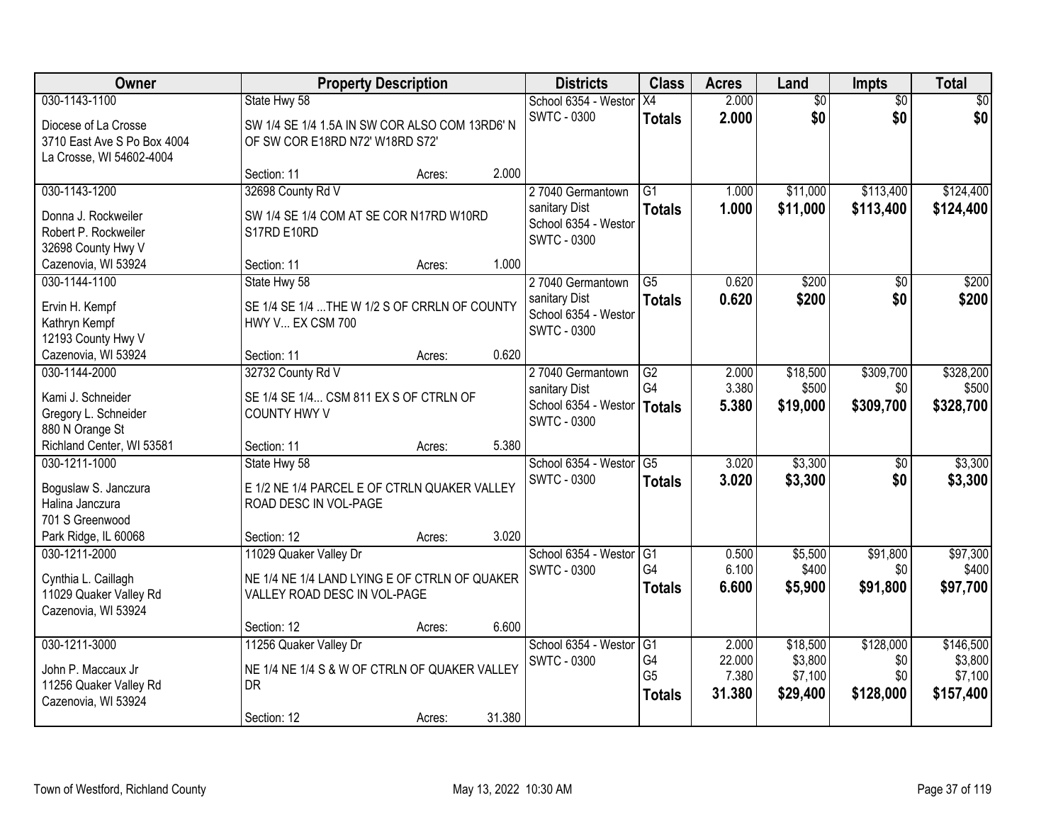| Owner | Property Description | Districts | Class | Acres | Land | Impts | Total |
|---|---|---|---|---|---|---|---|
| 030-1143-1100<br>Diocese of La Crosse<br>3710 East Ave S Po Box 4004<br>La Crosse, WI 54602-4004 | State Hwy 58<br>SW 1/4 SE 1/4 1.5A IN SW COR ALSO COM 13RD6' N OF SW COR E18RD N72' W18RD S72'<br>Section: 11 Acres: 2.000 | School 6354 - Westor<br>SWTC - 0300 | X4<br>**Totals** | 2.000<br>**2.000** | $0<br>**$0** | $0<br>**$0** | $0<br>**$0** |
| 030-1143-1200<br>Donna J. Rockweiler<br>Robert P. Rockweiler<br>32698 County Hwy V<br>Cazenovia, WI 53924 | 32698 County Rd V<br>SW 1/4 SE 1/4 COM AT SE COR N17RD W10RD S17RD E10RD<br>Section: 11 Acres: 1.000 | 2 7040 Germantown sanitary Dist<br>School 6354 - Westor<br>SWTC - 0300 | G1<br>**Totals** | 1.000<br>**1.000** | $11,000<br>**$11,000** | $113,400<br>**$113,400** | $124,400<br>**$124,400** |
| 030-1144-1100<br>Ervin H. Kempf<br>Kathryn Kempf<br>12193 County Hwy V<br>Cazenovia, WI 53924 | State Hwy 58<br>SE 1/4 SE 1/4 ...THE W 1/2 S OF CRRLN OF COUNTY HWY V... EX CSM 700<br>Section: 11 Acres: 0.620 | 2 7040 Germantown sanitary Dist<br>School 6354 - Westor<br>SWTC - 0300 | G5<br>**Totals** | 0.620<br>**0.620** | $200<br>**$200** | $0<br>**$0** | $200<br>**$200** |
| 030-1144-2000<br>Kami J. Schneider<br>Gregory L. Schneider<br>880 N Orange St<br>Richland Center, WI 53581 | 32732 County Rd V<br>SE 1/4 SE 1/4... CSM 811 EX S OF CTRLN OF COUNTY HWY V<br>Section: 11 Acres: 5.380 | 2 7040 Germantown sanitary Dist<br>School 6354 - Westor<br>SWTC - 0300 | G2<br>G4<br>**Totals** | 2.000<br>3.380<br>**5.380** | $18,500<br>$500<br>**$19,000** | $309,700<br>$0<br>**$309,700** | $328,200<br>$500<br>**$328,700** |
| 030-1211-1000<br>Boguslaw S. Janczura<br>Halina Janczura<br>701 S Greenwood<br>Park Ridge, IL 60068 | State Hwy 58<br>E 1/2 NE 1/4 PARCEL E OF CTRLN QUAKER VALLEY ROAD DESC IN VOL-PAGE<br>Section: 12 Acres: 3.020 | School 6354 - Westor<br>SWTC - 0300 | G5<br>**Totals** | 3.020<br>**3.020** | $3,300<br>**$3,300** | $0<br>**$0** | $3,300<br>**$3,300** |
| 030-1211-2000<br>Cynthia L. Caillagh<br>11029 Quaker Valley Rd<br>Cazenovia, WI 53924 | 11029 Quaker Valley Dr<br>NE 1/4 NE 1/4 LAND LYING E OF CTRLN OF QUAKER VALLEY ROAD DESC IN VOL-PAGE<br>Section: 12 Acres: 6.600 | School 6354 - Westor<br>SWTC - 0300 | G1<br>G4<br>**Totals** | 0.500<br>6.100<br>**6.600** | $5,500<br>$400<br>**$5,900** | $91,800<br>$0<br>**$91,800** | $97,300<br>$400<br>**$97,700** |
| 030-1211-3000<br>John P. Maccaux Jr<br>11256 Quaker Valley Rd<br>Cazenovia, WI 53924 | 11256 Quaker Valley Dr<br>NE 1/4 NE 1/4 S & W OF CTRLN OF QUAKER VALLEY DR<br>Section: 12 Acres: 31.380 | School 6354 - Westor<br>SWTC - 0300 | G1<br>G4<br>G5<br>**Totals** | 2.000<br>22.000<br>7.380<br>**31.380** | $18,500<br>$3,800<br>$7,100<br>**$29,400** | $128,000<br>$0<br>$0<br>**$128,000** | $146,500<br>$3,800<br>$7,100<br>**$157,400** |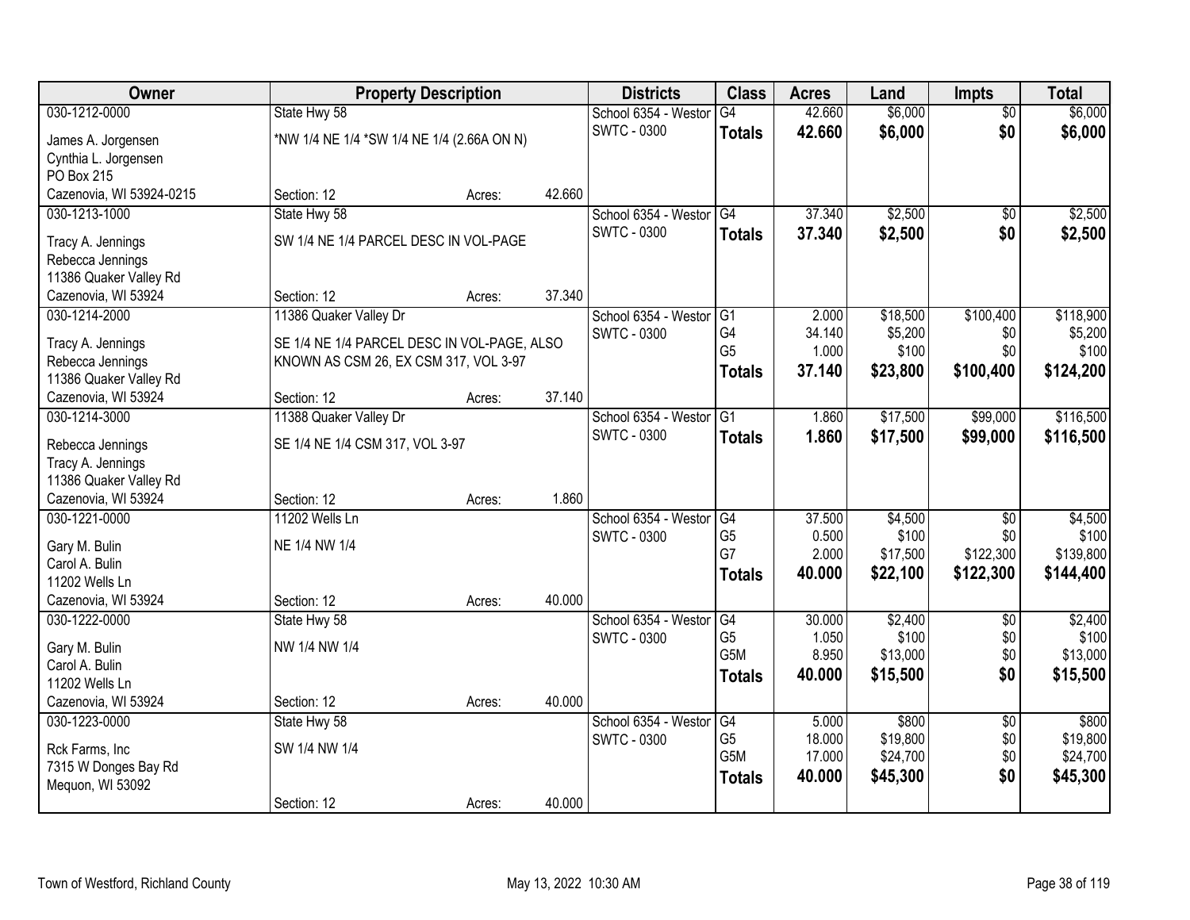| Owner | Property Description | | | Districts | Class | Acres | Land | Impts | Total |
|---|---|---|---|---|---|---|---|---|---|
| 030-1212-0000 | State Hwy 58 | | | School 6354 - Westor | G4 | 42.660 | $6,000 | $0 | $6,000 |
| James A. Jorgensen | *NW 1/4 NE 1/4 *SW 1/4 NE 1/4 (2.66A ON N) | | | SWTC - 0300 | **Totals** | **42.660** | **$6,000** | **$0** | **$6,000** |
| Cynthia L. Jorgensen | | | | | | | | | |
| PO Box 215 | | | | | | | | | |
| Cazenovia, WI 53924-0215 | Section: 12 | Acres: | 42.660 | | | | | | |
| 030-1213-1000 | State Hwy 58 | | | School 6354 - Westor | G4 | 37.340 | $2,500 | $0 | $2,500 |
| Tracy A. Jennings | SW 1/4 NE 1/4 PARCEL DESC IN VOL-PAGE | | | SWTC - 0300 | **Totals** | **37.340** | **$2,500** | **$0** | **$2,500** |
| Rebecca Jennings | | | | | | | | | |
| 11386 Quaker Valley Rd | | | | | | | | | |
| Cazenovia, WI 53924 | Section: 12 | Acres: | 37.340 | | | | | | |
| 030-1214-2000 | 11386 Quaker Valley Dr | | | School 6354 - Westor | G1 | 2.000 | $18,500 | $100,400 | $118,900 |
| Tracy A. Jennings | SE 1/4 NE 1/4 PARCEL DESC IN VOL-PAGE, ALSO | | | SWTC - 0300 | G4 | 34.140 | $5,200 | $0 | $5,200 |
| Rebecca Jennings | KNOWN AS CSM 26, EX CSM 317, VOL 3-97 | | | | G5 | 1.000 | $100 | $0 | $100 |
| 11386 Quaker Valley Rd | | | | | **Totals** | **37.140** | **$23,800** | **$100,400** | **$124,200** |
| Cazenovia, WI 53924 | Section: 12 | Acres: | 37.140 | | | | | | |
| 030-1214-3000 | 11388 Quaker Valley Dr | | | School 6354 - Westor | G1 | 1.860 | $17,500 | $99,000 | $116,500 |
| Rebecca Jennings | SE 1/4 NE 1/4 CSM 317, VOL 3-97 | | | SWTC - 0300 | **Totals** | **1.860** | **$17,500** | **$99,000** | **$116,500** |
| Tracy A. Jennings | | | | | | | | | |
| 11386 Quaker Valley Rd | | | | | | | | | |
| Cazenovia, WI 53924 | Section: 12 | Acres: | 1.860 | | | | | | |
| 030-1221-0000 | 11202 Wells Ln | | | School 6354 - Westor | G4 | 37.500 | $4,500 | $0 | $4,500 |
| Gary M. Bulin | NE 1/4 NW 1/4 | | | SWTC - 0300 | G5 | 0.500 | $100 | $0 | $100 |
| Carol A. Bulin | | | | | G7 | 2.000 | $17,500 | $122,300 | $139,800 |
| 11202 Wells Ln | | | | | **Totals** | **40.000** | **$22,100** | **$122,300** | **$144,400** |
| Cazenovia, WI 53924 | Section: 12 | Acres: | 40.000 | | | | | | |
| 030-1222-0000 | State Hwy 58 | | | School 6354 - Westor | G4 | 30.000 | $2,400 | $0 | $2,400 |
| Gary M. Bulin | NW 1/4 NW 1/4 | | | SWTC - 0300 | G5 | 1.050 | $100 | $0 | $100 |
| Carol A. Bulin | | | | | G5M | 8.950 | $13,000 | $0 | $13,000 |
| 11202 Wells Ln | | | | | **Totals** | **40.000** | **$15,500** | **$0** | **$15,500** |
| Cazenovia, WI 53924 | Section: 12 | Acres: | 40.000 | | | | | | |
| 030-1223-0000 | State Hwy 58 | | | School 6354 - Westor | G4 | 5.000 | $800 | $0 | $800 |
| Rck Farms, Inc | SW 1/4 NW 1/4 | | | SWTC - 0300 | G5 | 18.000 | $19,800 | $0 | $19,800 |
| 7315 W Donges Bay Rd | | | | | G5M | 17.000 | $24,700 | $0 | $24,700 |
| Mequon, WI 53092 | | | | | **Totals** | **40.000** | **$45,300** | **$0** | **$45,300** |
| | Section: 12 | Acres: | 40.000 | | | | | | |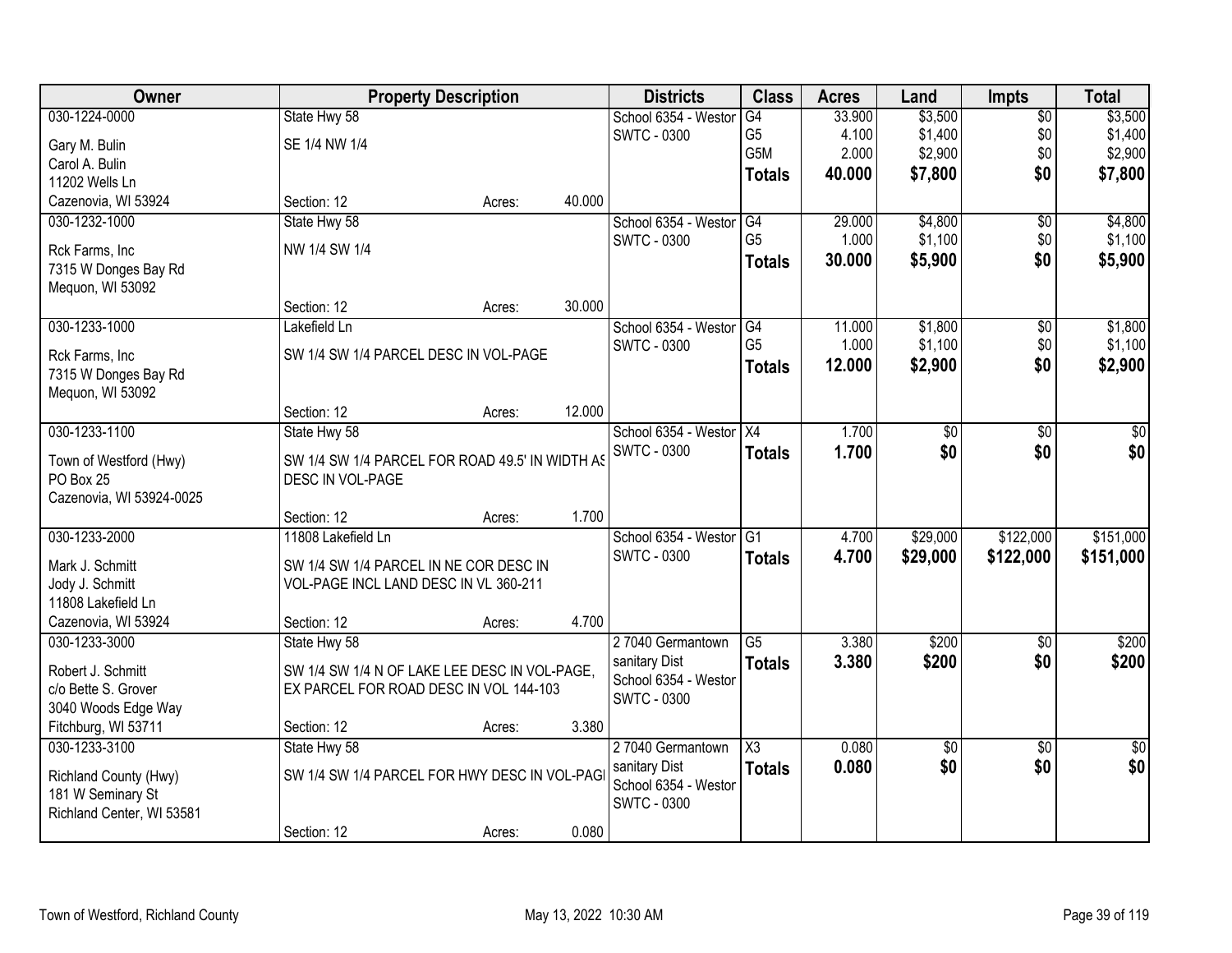| Owner | Property Description | Districts | Class | Acres | Land | Impts | Total |
|---|---|---|---|---|---|---|---|
| 030-1224-0000<br>Gary M. Bulin<br>Carol A. Bulin<br>11202 Wells Ln<br>Cazenovia, WI 53924 | State Hwy 58<br>SE 1/4 NW 1/4<br>Section: 12 Acres: 40.000 | School 6354 - Westor<br>SWTC - 0300 | G4<br>G5<br>G5M<br>**Totals** | 33.900<br>4.100<br>2.000<br>**40.000** | $3,500<br>$1,400<br>$2,900<br>**$7,800** | $0<br>$0<br>$0<br>**$0** | $3,500<br>$1,400<br>$2,900<br>**$7,800** |
| 030-1232-1000<br>Rck Farms, Inc<br>7315 W Donges Bay Rd<br>Mequon, WI 53092 | State Hwy 58<br>NW 1/4 SW 1/4<br>Section: 12 Acres: 30.000 | School 6354 - Westor<br>SWTC - 0300 | G4<br>G5<br>**Totals** | 29.000<br>1.000<br>**30.000** | $4,800<br>$1,100<br>**$5,900** | $0<br>$0<br>**$0** | $4,800<br>$1,100<br>**$5,900** |
| 030-1233-1000<br>Rck Farms, Inc<br>7315 W Donges Bay Rd<br>Mequon, WI 53092 | Lakefield Ln<br>SW 1/4 SW 1/4 PARCEL DESC IN VOL-PAGE<br>Section: 12 Acres: 12.000 | School 6354 - Westor<br>SWTC - 0300 | G4<br>G5<br>**Totals** | 11.000<br>1.000<br>**12.000** | $1,800<br>$1,100<br>**$2,900** | $0<br>$0<br>**$0** | $1,800<br>$1,100<br>**$2,900** |
| 030-1233-1100<br>Town of Westford (Hwy)<br>PO Box 25<br>Cazenovia, WI 53924-0025 | State Hwy 58<br>SW 1/4 SW 1/4 PARCEL FOR ROAD 49.5' IN WIDTH AS DESC IN VOL-PAGE<br>Section: 12 Acres: 1.700 | School 6354 - Westor<br>SWTC - 0300 | X4<br>**Totals** | 1.700<br>**1.700** | $0<br>**$0** | $0<br>**$0** | $0<br>**$0** |
| 030-1233-2000<br>Mark J. Schmitt<br>Jody J. Schmitt<br>11808 Lakefield Ln<br>Cazenovia, WI 53924 | 11808 Lakefield Ln<br>SW 1/4 SW 1/4 PARCEL IN NE COR DESC IN VOL-PAGE INCL LAND DESC IN VL 360-211<br>Section: 12 Acres: 4.700 | School 6354 - Westor<br>SWTC - 0300 | G1<br>**Totals** | 4.700<br>**4.700** | $29,000<br>**$29,000** | $122,000<br>**$122,000** | $151,000<br>**$151,000** |
| 030-1233-3000<br>Robert J. Schmitt<br>c/o Bette S. Grover<br>3040 Woods Edge Way<br>Fitchburg, WI 53711 | State Hwy 58<br>SW 1/4 SW 1/4 N OF LAKE LEE DESC IN VOL-PAGE, EX PARCEL FOR ROAD DESC IN VOL 144-103<br>Section: 12 Acres: 3.380 | 2 7040 Germantown sanitary Dist<br>School 6354 - Westor<br>SWTC - 0300 | G5<br>**Totals** | 3.380<br>**3.380** | $200<br>**$200** | $0<br>**$0** | $200<br>**$200** |
| 030-1233-3100<br>Richland County (Hwy)<br>181 W Seminary St<br>Richland Center, WI 53581 | State Hwy 58<br>SW 1/4 SW 1/4 PARCEL FOR HWY DESC IN VOL-PAGE<br>Section: 12 Acres: 0.080 | 2 7040 Germantown sanitary Dist<br>School 6354 - Westor<br>SWTC - 0300 | X3<br>**Totals** | 0.080<br>**0.080** | $0<br>**$0** | $0<br>**$0** | $0<br>**$0** |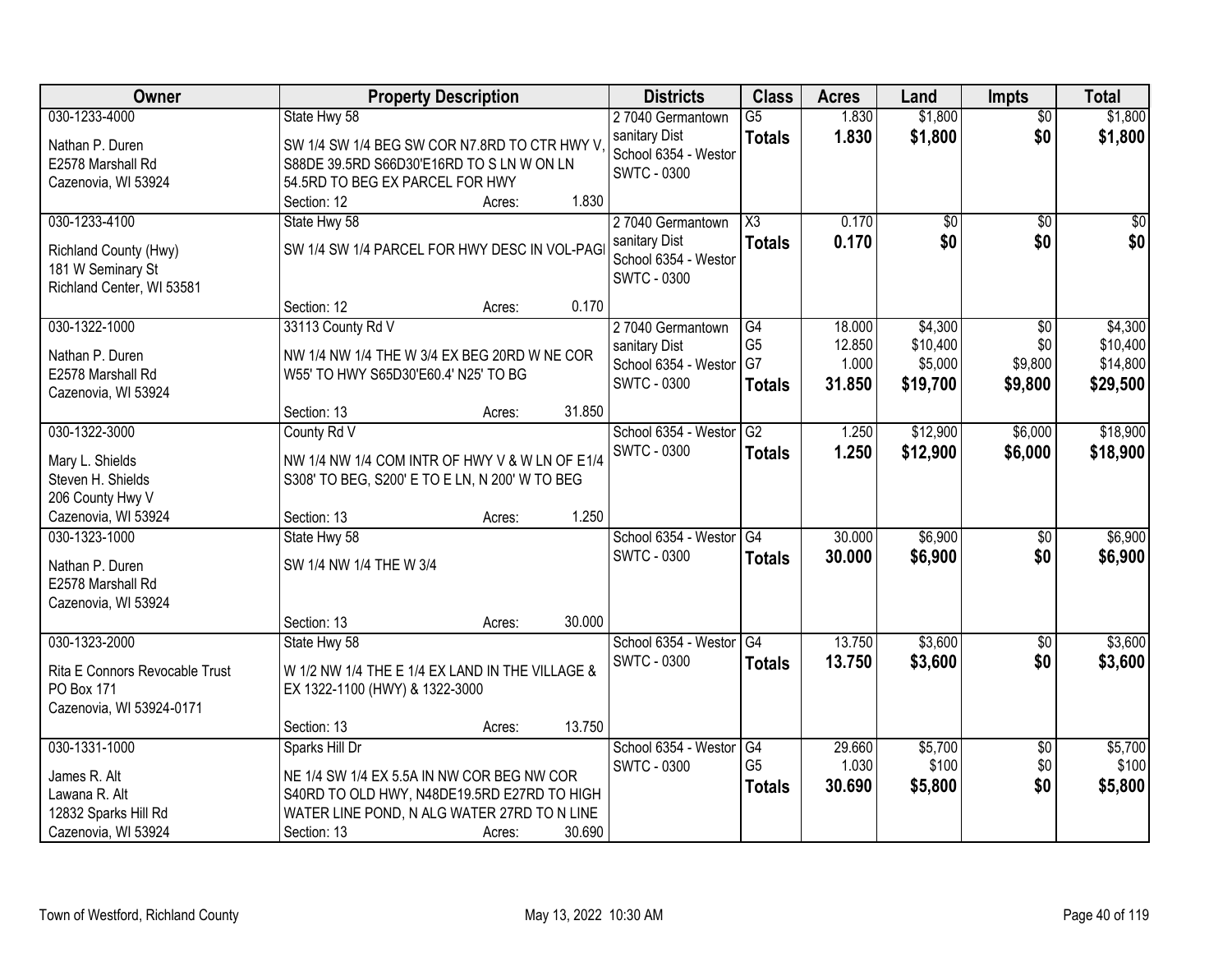| Owner | Property Description | Districts | Class | Acres | Land | Impts | Total |
|---|---|---|---|---|---|---|---|
| 030-1233-4000<br>Nathan P. Duren<br>E2578 Marshall Rd<br>Cazenovia, WI 53924 | State Hwy 58<br>SW 1/4 SW 1/4 BEG SW COR N7.8RD TO CTR HWY V, S88DE 39.5RD S66D30'E16RD TO S LN W ON LN 54.5RD TO BEG EX PARCEL FOR HWY<br>Section: 12 Acres: 1.830 | 2 7040 Germantown sanitary Dist<br>School 6354 - Westor<br>SWTC - 0300 | G5<br>**Totals** | 1.830<br>**1.830** | $1,800<br>**$1,800** | $0<br>**$0** | $1,800<br>**$1,800** |
| 030-1233-4100<br>Richland County (Hwy)<br>181 W Seminary St<br>Richland Center, WI 53581 | State Hwy 58<br>SW 1/4 SW 1/4 PARCEL FOR HWY DESC IN VOL-PAGI<br>Section: 12 Acres: 0.170 | 2 7040 Germantown sanitary Dist<br>School 6354 - Westor<br>SWTC - 0300 | X3<br>**Totals** | 0.170<br>**0.170** | $0<br>**$0** | $0<br>**$0** | $0<br>**$0** |
| 030-1322-1000<br>Nathan P. Duren<br>E2578 Marshall Rd<br>Cazenovia, WI 53924 | 33113 County Rd V<br>NW 1/4 NW 1/4 THE W 3/4 EX BEG 20RD W NE COR W55' TO HWY S65D30'E60.4' N25' TO BG<br>Section: 13 Acres: 31.850 | 2 7040 Germantown sanitary Dist<br>School 6354 - Westor<br>SWTC - 0300 | G4<br>G5<br>G7<br>**Totals** | 18.000<br>12.850<br>1.000<br>**31.850** | $4,300<br>$10,400<br>$5,000<br>**$19,700** | $0<br>$0<br>$9,800<br>**$9,800** | $4,300<br>$10,400<br>$14,800<br>**$29,500** |
| 030-1322-3000<br>Mary L. Shields<br>Steven H. Shields<br>206 County Hwy V<br>Cazenovia, WI 53924 | County Rd V<br>NW 1/4 NW 1/4 COM INTR OF HWY V & W LN OF E1/4 S308' TO BEG, S200' E TO E LN, N 200' W TO BEG<br>Section: 13 Acres: 1.250 | School 6354 - Westor<br>SWTC - 0300 | G2<br>**Totals** | 1.250<br>**1.250** | $12,900<br>**$12,900** | $6,000<br>**$6,000** | $18,900<br>**$18,900** |
| 030-1323-1000<br>Nathan P. Duren<br>E2578 Marshall Rd<br>Cazenovia, WI 53924 | State Hwy 58<br>SW 1/4 NW 1/4 THE W 3/4<br>Section: 13 Acres: 30.000 | School 6354 - Westor<br>SWTC - 0300 | G4<br>**Totals** | 30.000<br>**30.000** | $6,900<br>**$6,900** | $0<br>**$0** | $6,900<br>**$6,900** |
| 030-1323-2000<br>Rita E Connors Revocable Trust<br>PO Box 171<br>Cazenovia, WI 53924-0171 | State Hwy 58<br>W 1/2 NW 1/4 THE E 1/4 EX LAND IN THE VILLAGE & EX 1322-1100 (HWY) & 1322-3000<br>Section: 13 Acres: 13.750 | School 6354 - Westor<br>SWTC - 0300 | G4<br>**Totals** | 13.750<br>**13.750** | $3,600<br>**$3,600** | $0<br>**$0** | $3,600<br>**$3,600** |
| 030-1331-1000<br>James R. Alt<br>Lawana R. Alt<br>12832 Sparks Hill Rd<br>Cazenovia, WI 53924 | Sparks Hill Dr<br>NE 1/4 SW 1/4 EX 5.5A IN NW COR BEG NW COR S40RD TO OLD HWY, N48DE19.5RD E27RD TO HIGH WATER LINE POND, N ALG WATER 27RD TO N LINE<br>Section: 13 Acres: 30.690 | School 6354 - Westor<br>SWTC - 0300 | G4<br>G5<br>**Totals** | 29.660<br>1.030<br>**30.690** | $5,700<br>$100<br>**$5,800** | $0<br>$0<br>**$0** | $5,700<br>$100<br>**$5,800** |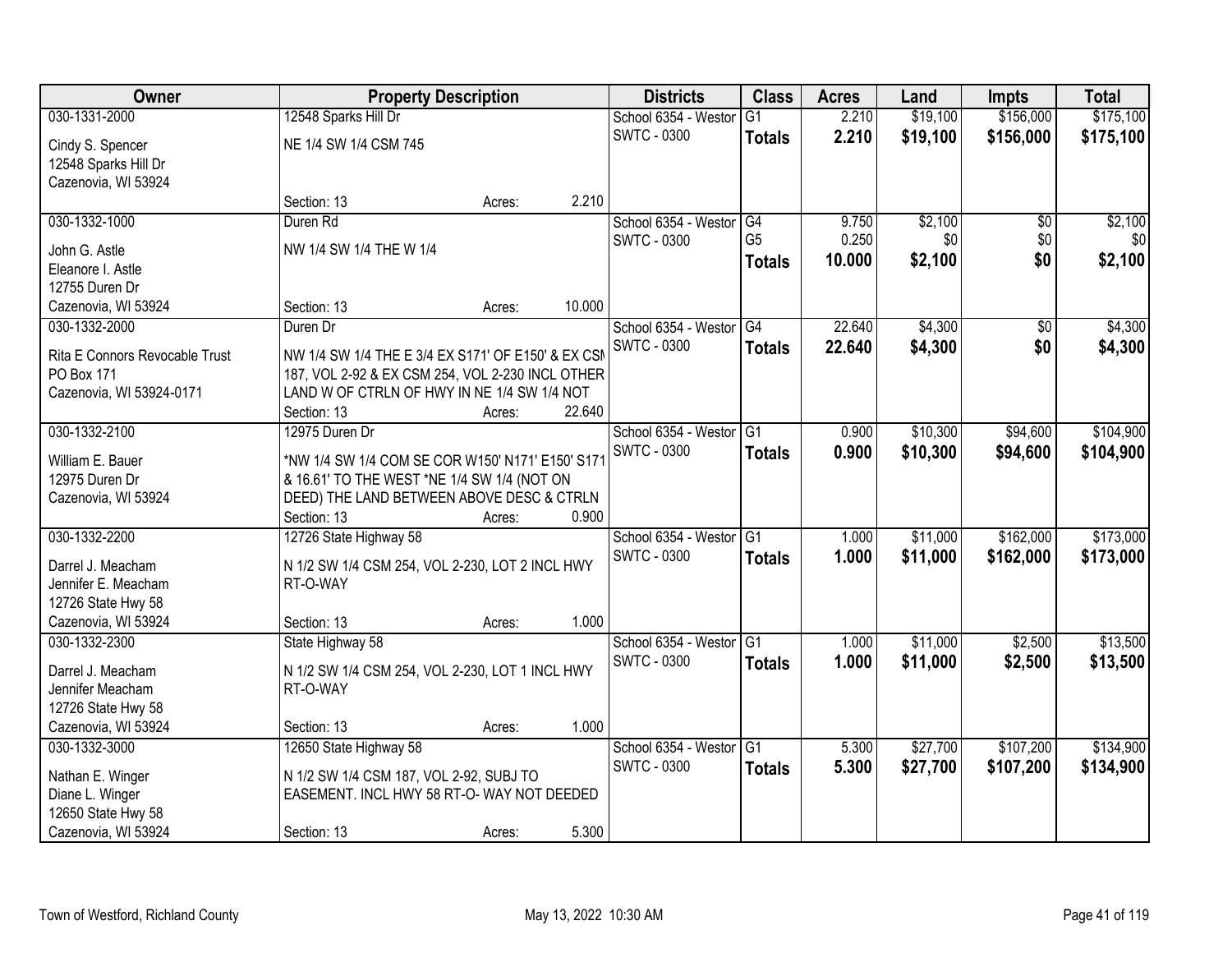| Owner | Property Description | Districts | Class | Acres | Land | Impts | Total |
|---|---|---|---|---|---|---|---|
| 030-1331-2000<br>Cindy S. Spencer<br>12548 Sparks Hill Dr<br>Cazenovia, WI 53924 | 12548 Sparks Hill Dr<br>NE 1/4 SW 1/4 CSM 745<br>Section: 13 Acres: 2.210 | School 6354 - Westor<br>SWTC - 0300 | G1<br>**Totals** | 2.210<br>**2.210** | $19,100<br>**$19,100** | $156,000<br>**$156,000** | $175,100<br>**$175,100** |
| 030-1332-1000<br>John G. Astle<br>Eleanore I. Astle<br>12755 Duren Dr<br>Cazenovia, WI 53924 | Duren Rd<br>NW 1/4 SW 1/4 THE W 1/4<br>Section: 13 Acres: 10.000 | School 6354 - Westor<br>SWTC - 0300 | G4<br>G5<br>**Totals** | 9.750<br>0.250<br>**10.000** | $2,100<br>$0<br>**$2,100** | $0<br>$0<br>**$0** | $2,100<br>$0<br>**$2,100** |
| 030-1332-2000<br>Rita E Connors Revocable Trust<br>PO Box 171<br>Cazenovia, WI 53924-0171 | Duren Dr<br>NW 1/4 SW 1/4 THE E 3/4 EX S171' OF E150' & EX CSM 187, VOL 2-92 & EX CSM 254, VOL 2-230 INCL OTHER LAND W OF CTRLN OF HWY IN NE 1/4 SW 1/4 NOT<br>Section: 13 Acres: 22.640 | School 6354 - Westor<br>SWTC - 0300 | G4<br>**Totals** | 22.640<br>**22.640** | $4,300<br>**$4,300** | $0<br>**$0** | $4,300<br>**$4,300** |
| 030-1332-2100<br>William E. Bauer<br>12975 Duren Dr<br>Cazenovia, WI 53924 | 12975 Duren Dr<br>*NW 1/4 SW 1/4 COM SE COR W150' N171' E150' S171 & 16.61' TO THE WEST *NE 1/4 SW 1/4 (NOT ON DEED) THE LAND BETWEEN ABOVE DESC & CTRLN<br>Section: 13 Acres: 0.900 | School 6354 - Westor<br>SWTC - 0300 | G1<br>**Totals** | 0.900<br>**0.900** | $10,300<br>**$10,300** | $94,600<br>**$94,600** | $104,900<br>**$104,900** |
| 030-1332-2200<br>Darrel J. Meacham<br>Jennifer E. Meacham<br>12726 State Hwy 58<br>Cazenovia, WI 53924 | 12726 State Highway 58<br>N 1/2 SW 1/4 CSM 254, VOL 2-230, LOT 2 INCL HWY RT-O-WAY<br>Section: 13 Acres: 1.000 | School 6354 - Westor<br>SWTC - 0300 | G1<br>**Totals** | 1.000<br>**1.000** | $11,000<br>**$11,000** | $162,000<br>**$162,000** | $173,000<br>**$173,000** |
| 030-1332-2300<br>Darrel J. Meacham<br>Jennifer Meacham<br>12726 State Hwy 58<br>Cazenovia, WI 53924 | State Highway 58<br>N 1/2 SW 1/4 CSM 254, VOL 2-230, LOT 1 INCL HWY RT-O-WAY<br>Section: 13 Acres: 1.000 | School 6354 - Westor<br>SWTC - 0300 | G1<br>**Totals** | 1.000<br>**1.000** | $11,000<br>**$11,000** | $2,500<br>**$2,500** | $13,500<br>**$13,500** |
| 030-1332-3000<br>Nathan E. Winger<br>Diane L. Winger<br>12650 State Hwy 58<br>Cazenovia, WI 53924 | 12650 State Highway 58<br>N 1/2 SW 1/4 CSM 187, VOL 2-92, SUBJ TO EASEMENT. INCL HWY 58 RT-O- WAY NOT DEEDED<br>Section: 13 Acres: 5.300 | School 6354 - Westor<br>SWTC - 0300 | G1<br>**Totals** | 5.300<br>**5.300** | $27,700<br>**$27,700** | $107,200<br>**$107,200** | $134,900<br>**$134,900** |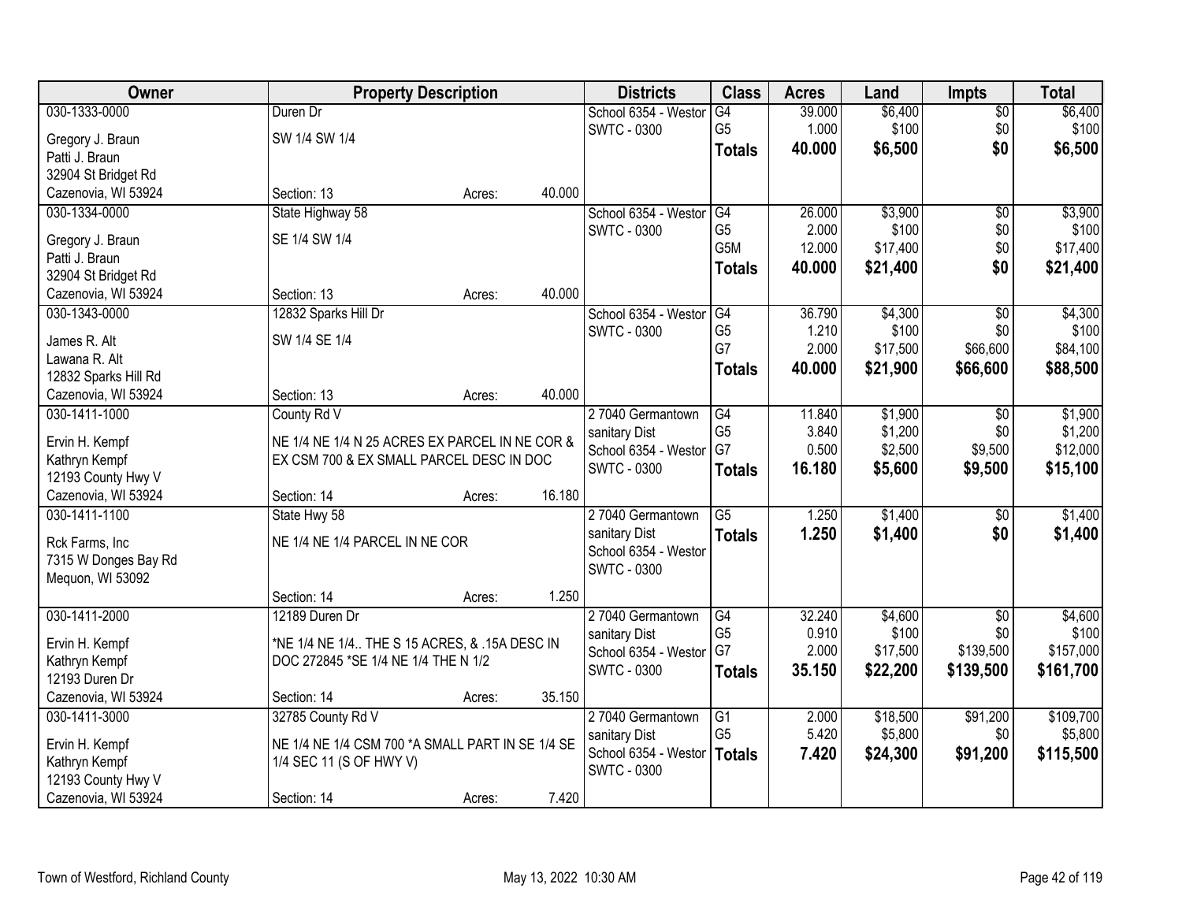| Owner | Property Description | | | Districts | Class | Acres | Land | Impts | Total |
|---|---|---|---|---|---|---|---|---|---|
| 030-1333-0000 | Duren Dr | | | School 6354 - Westor | G4 | 39.000 | $6,400 | $0 | $6,400 |
| Gregory J. Braun | SW 1/4 SW 1/4 | | | SWTC - 0300 | G5 | 1.000 | $100 | $0 | $100 |
| Patti J. Braun | | | | | **Totals** | **40.000** | **$6,500** | **$0** | **$6,500** |
| 32904 St Bridget Rd | | | | | | | | | |
| Cazenovia, WI 53924 | Section: 13 | Acres: | 40.000 | | | | | | |
| 030-1334-0000 | State Highway 58 | | | School 6354 - Westor | G4 | 26.000 | $3,900 | $0 | $3,900 |
| Gregory J. Braun | SE 1/4 SW 1/4 | | | SWTC - 0300 | G5 | 2.000 | $100 | $0 | $100 |
| Patti J. Braun | | | | | G5M | 12.000 | $17,400 | $0 | $17,400 |
| 32904 St Bridget Rd | | | | | **Totals** | **40.000** | **$21,400** | **$0** | **$21,400** |
| Cazenovia, WI 53924 | Section: 13 | Acres: | 40.000 | | | | | | |
| 030-1343-0000 | 12832 Sparks Hill Dr | | | School 6354 - Westor | G4 | 36.790 | $4,300 | $0 | $4,300 |
| James R. Alt | SW 1/4 SE 1/4 | | | SWTC - 0300 | G5 | 1.210 | $100 | $0 | $100 |
| Lawana R. Alt | | | | | G7 | 2.000 | $17,500 | $66,600 | $84,100 |
| 12832 Sparks Hill Rd | | | | | **Totals** | **40.000** | **$21,900** | **$66,600** | **$88,500** |
| Cazenovia, WI 53924 | Section: 13 | Acres: | 40.000 | | | | | | |
| 030-1411-1000 | County Rd V | | | 2 7040 Germantown | G4 | 11.840 | $1,900 | $0 | $1,900 |
| Ervin H. Kempf | NE 1/4 NE 1/4 N 25 ACRES EX PARCEL IN NE COR & | | | sanitary Dist | G5 | 3.840 | $1,200 | $0 | $1,200 |
| Kathryn Kempf | EX CSM 700 & EX SMALL PARCEL DESC IN DOC | | | School 6354 - Westor | G7 | 0.500 | $2,500 | $9,500 | $12,000 |
| 12193 County Hwy V | | | | SWTC - 0300 | **Totals** | **16.180** | **$5,600** | **$9,500** | **$15,100** |
| Cazenovia, WI 53924 | Section: 14 | Acres: | 16.180 | | | | | | |
| 030-1411-1100 | State Hwy 58 | | | 2 7040 Germantown | G5 | 1.250 | $1,400 | $0 | $1,400 |
| Rck Farms, Inc | NE 1/4 NE 1/4 PARCEL IN NE COR | | | sanitary Dist | **Totals** | **1.250** | **$1,400** | **$0** | **$1,400** |
| 7315 W Donges Bay Rd | | | | School 6354 - Westor | | | | | |
| Mequon, WI 53092 | | | | SWTC - 0300 | | | | | |
| | Section: 14 | Acres: | 1.250 | | | | | | |
| 030-1411-2000 | 12189 Duren Dr | | | 2 7040 Germantown | G4 | 32.240 | $4,600 | $0 | $4,600 |
| Ervin H. Kempf | *NE 1/4 NE 1/4.. THE S 15 ACRES, & .15A DESC IN | | | sanitary Dist | G5 | 0.910 | $100 | $0 | $100 |
| Kathryn Kempf | DOC 272845 *SE 1/4 NE 1/4 THE N 1/2 | | | School 6354 - Westor | G7 | 2.000 | $17,500 | $139,500 | $157,000 |
| 12193 Duren Dr | | | | SWTC - 0300 | **Totals** | **35.150** | **$22,200** | **$139,500** | **$161,700** |
| Cazenovia, WI 53924 | Section: 14 | Acres: | 35.150 | | | | | | |
| 030-1411-3000 | 32785 County Rd V | | | 2 7040 Germantown | G1 | 2.000 | $18,500 | $91,200 | $109,700 |
| Ervin H. Kempf | NE 1/4 NE 1/4 CSM 700 *A SMALL PART IN SE 1/4 SE | | | sanitary Dist | G5 | 5.420 | $5,800 | $0 | $5,800 |
| Kathryn Kempf | 1/4 SEC 11 (S OF HWY V) | | | School 6354 - Westor | **Totals** | **7.420** | **$24,300** | **$91,200** | **$115,500** |
| 12193 County Hwy V | | | | SWTC - 0300 | | | | | |
| Cazenovia, WI 53924 | Section: 14 | Acres: | 7.420 | | | | | | |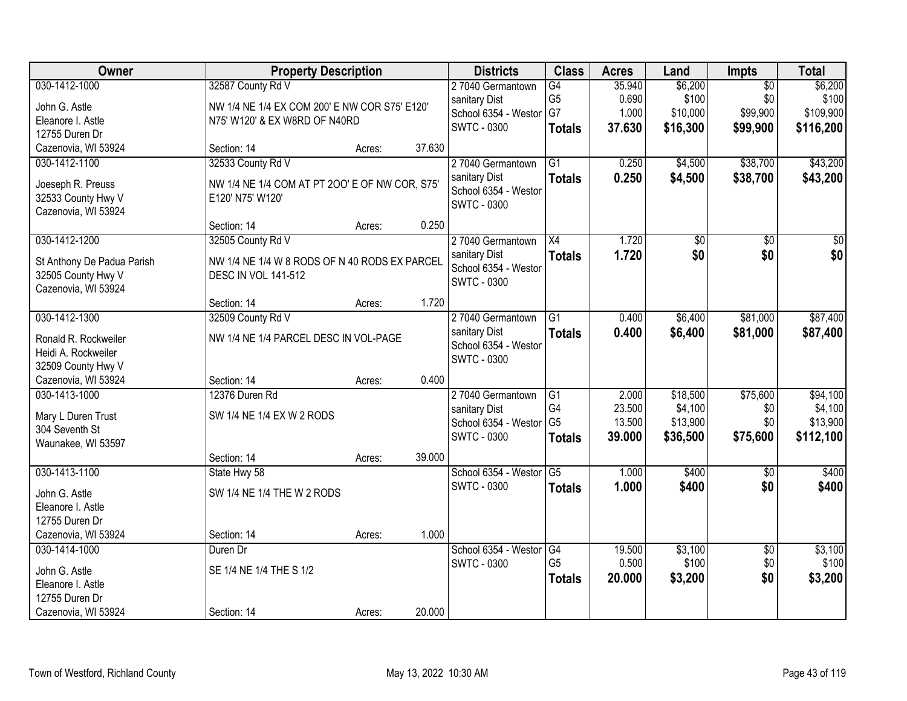| Owner | Property Description | | | Districts | Class | Acres | Land | Impts | Total |
|---|---|---|---|---|---|---|---|---|---|
| 030-1412-1000 | 32587 County Rd V | | | 2 7040 Germantown | G4 | 35.940 | $6,200 | $0 | $6,200 |
| John G. Astle | NW 1/4 NE 1/4 EX COM 200' E NW COR S75' E120' | | | sanitary Dist | G5 | 0.690 | $100 | $0 | $100 |
| Eleanore I. Astle | N75' W120' & EX W8RD OF N40RD | | | School 6354 - Westor | G7 | 1.000 | $10,000 | $99,900 | $109,900 |
| 12755 Duren Dr | | | | SWTC - 0300 | **Totals** | **37.630** | **$16,300** | **$99,900** | **$116,200** |
| Cazenovia, WI 53924 | Section: 14 | Acres: | 37.630 | | | | | | |
| 030-1412-1100 | 32533 County Rd V | | | 2 7040 Germantown | G1 | 0.250 | $4,500 | $38,700 | $43,200 |
| Joeseph R. Preuss | NW 1/4 NE 1/4 COM AT PT 2OO' E OF NW COR, S75' | | | sanitary Dist | **Totals** | **0.250** | **$4,500** | **$38,700** | **$43,200** |
| 32533 County Hwy V | E120' N75' W120' | | | School 6354 - Westor | | | | | |
| Cazenovia, WI 53924 | | | | SWTC - 0300 | | | | | |
| | Section: 14 | Acres: | 0.250 | | | | | | |
| 030-1412-1200 | 32505 County Rd V | | | 2 7040 Germantown | X4 | 1.720 | $0 | $0 | $0 |
| St Anthony De Padua Parish | NW 1/4 NE 1/4 W 8 RODS OF N 40 RODS EX PARCEL | | | sanitary Dist | **Totals** | **1.720** | **$0** | **$0** | **$0** |
| 32505 County Hwy V | DESC IN VOL 141-512 | | | School 6354 - Westor | | | | | |
| Cazenovia, WI 53924 | | | | SWTC - 0300 | | | | | |
| | Section: 14 | Acres: | 1.720 | | | | | | |
| 030-1412-1300 | 32509 County Rd V | | | 2 7040 Germantown | G1 | 0.400 | $6,400 | $81,000 | $87,400 |
| Ronald R. Rockweiler | NW 1/4 NE 1/4 PARCEL DESC IN VOL-PAGE | | | sanitary Dist | **Totals** | **0.400** | **$6,400** | **$81,000** | **$87,400** |
| Heidi A. Rockweiler | | | | School 6354 - Westor | | | | | |
| 32509 County Hwy V | | | | SWTC - 0300 | | | | | |
| Cazenovia, WI 53924 | Section: 14 | Acres: | 0.400 | | | | | | |
| 030-1413-1000 | 12376 Duren Rd | | | 2 7040 Germantown | G1 | 2.000 | $18,500 | $75,600 | $94,100 |
| Mary L Duren Trust | SW 1/4 NE 1/4 EX W 2 RODS | | | sanitary Dist | G4 | 23.500 | $4,100 | $0 | $4,100 |
| 304 Seventh St | | | | School 6354 - Westor | G5 | 13.500 | $13,900 | $0 | $13,900 |
| Waunakee, WI 53597 | | | | SWTC - 0300 | **Totals** | **39.000** | **$36,500** | **$75,600** | **$112,100** |
| | Section: 14 | Acres: | 39.000 | | | | | | |
| 030-1413-1100 | State Hwy 58 | | | School 6354 - Westor | G5 | 1.000 | $400 | $0 | $400 |
| John G. Astle | SW 1/4 NE 1/4 THE W 2 RODS | | | SWTC - 0300 | **Totals** | **1.000** | **$400** | **$0** | **$400** |
| Eleanore I. Astle | | | | | | | | | |
| 12755 Duren Dr | | | | | | | | | |
| Cazenovia, WI 53924 | Section: 14 | Acres: | 1.000 | | | | | | |
| 030-1414-1000 | Duren Dr | | | School 6354 - Westor | G4 | 19.500 | $3,100 | $0 | $3,100 |
| John G. Astle | SE 1/4 NE 1/4 THE S 1/2 | | | SWTC - 0300 | G5 | 0.500 | $100 | $0 | $100 |
| Eleanore I. Astle | | | | | **Totals** | **20.000** | **$3,200** | **$0** | **$3,200** |
| 12755 Duren Dr | | | | | | | | | |
| Cazenovia, WI 53924 | Section: 14 | Acres: | 20.000 | | | | | | |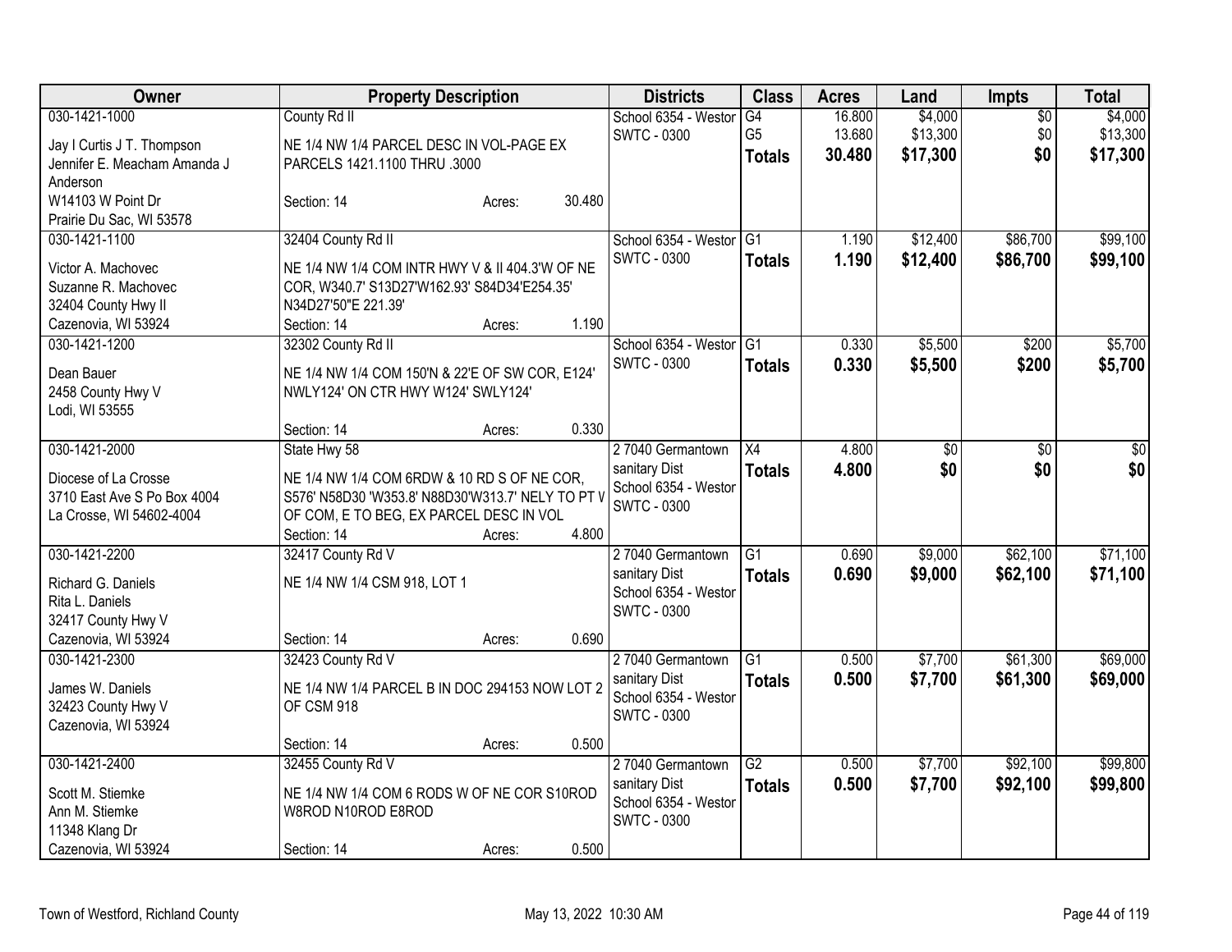| Owner | Property Description | Districts | Class | Acres | Land | Impts | Total |
|---|---|---|---|---|---|---|---|
| 030-1421-1000<br>Jay I Curtis J T. Thompson<br>Jennifer E. Meacham Amanda J Anderson<br>W14103 W Point Dr<br>Prairie Du Sac, WI 53578 | County Rd II<br>NE 1/4 NW 1/4 PARCEL DESC IN VOL-PAGE EX PARCELS 1421.1100 THRU .3000<br>Section: 14 Acres: 30.480 | School 6354 - Westor<br>SWTC - 0300 | G4<br>G5<br>**Totals** | 16.800<br>13.680<br>**30.480** | $4,000<br>$13,300<br>**$17,300** | $0<br>$0<br>**$0** | $4,000<br>$13,300<br>**$17,300** |
| 030-1421-1100<br>Victor A. Machovec<br>Suzanne R. Machovec<br>32404 County Hwy II<br>Cazenovia, WI 53924 | 32404 County Rd II<br>NE 1/4 NW 1/4 COM INTR HWY V & II 404.3'W OF NE COR, W340.7' S13D27'W162.93' S84D34'E254.35' N34D27'50"E 221.39'<br>Section: 14 Acres: 1.190 | School 6354 - Westor<br>SWTC - 0300 | G1<br>**Totals** | 1.190<br>**1.190** | $12,400<br>**$12,400** | $86,700<br>**$86,700** | $99,100<br>**$99,100** |
| 030-1421-1200<br>Dean Bauer<br>2458 County Hwy V<br>Lodi, WI 53555 | 32302 County Rd II<br>NE 1/4 NW 1/4 COM 150'N & 22'E OF SW COR, E124' NWLY124' ON CTR HWY W124' SWLY124'<br>Section: 14 Acres: 0.330 | School 6354 - Westor<br>SWTC - 0300 | G1<br>**Totals** | 0.330<br>**0.330** | $5,500<br>**$5,500** | $200<br>**$200** | $5,700<br>**$5,700** |
| 030-1421-2000<br>Diocese of La Crosse<br>3710 East Ave S Po Box 4004<br>La Crosse, WI 54602-4004 | State Hwy 58<br>NE 1/4 NW 1/4 COM 6RDW & 10 RD S OF NE COR, S576' N58D30 'W353.8' N88D30'W313.7' NELY TO PT V OF COM, E TO BEG, EX PARCEL DESC IN VOL<br>Section: 14 Acres: 4.800 | 2 7040 Germantown sanitary Dist<br>School 6354 - Westor<br>SWTC - 0300 | X4<br>**Totals** | 4.800<br>**4.800** | $0<br>**$0** | $0<br>**$0** | $0<br>**$0** |
| 030-1421-2200<br>Richard G. Daniels<br>Rita L. Daniels<br>32417 County Hwy V<br>Cazenovia, WI 53924 | 32417 County Rd V<br>NE 1/4 NW 1/4 CSM 918, LOT 1<br>Section: 14 Acres: 0.690 | 2 7040 Germantown sanitary Dist<br>School 6354 - Westor<br>SWTC - 0300 | G1<br>**Totals** | 0.690<br>**0.690** | $9,000<br>**$9,000** | $62,100<br>**$62,100** | $71,100<br>**$71,100** |
| 030-1421-2300<br>James W. Daniels<br>32423 County Hwy V<br>Cazenovia, WI 53924 | 32423 County Rd V<br>NE 1/4 NW 1/4 PARCEL B IN DOC 294153 NOW LOT 2 OF CSM 918<br>Section: 14 Acres: 0.500 | 2 7040 Germantown sanitary Dist<br>School 6354 - Westor<br>SWTC - 0300 | G1<br>**Totals** | 0.500<br>**0.500** | $7,700<br>**$7,700** | $61,300<br>**$61,300** | $69,000<br>**$69,000** |
| 030-1421-2400<br>Scott M. Stiemke<br>Ann M. Stiemke<br>11348 Klang Dr<br>Cazenovia, WI 53924 | 32455 County Rd V<br>NE 1/4 NW 1/4 COM 6 RODS W OF NE COR S10ROD W8ROD N10ROD E8ROD<br>Section: 14 Acres: 0.500 | 2 7040 Germantown sanitary Dist<br>School 6354 - Westor<br>SWTC - 0300 | G2<br>**Totals** | 0.500<br>**0.500** | $7,700<br>**$7,700** | $92,100<br>**$92,100** | $99,800<br>**$99,800** |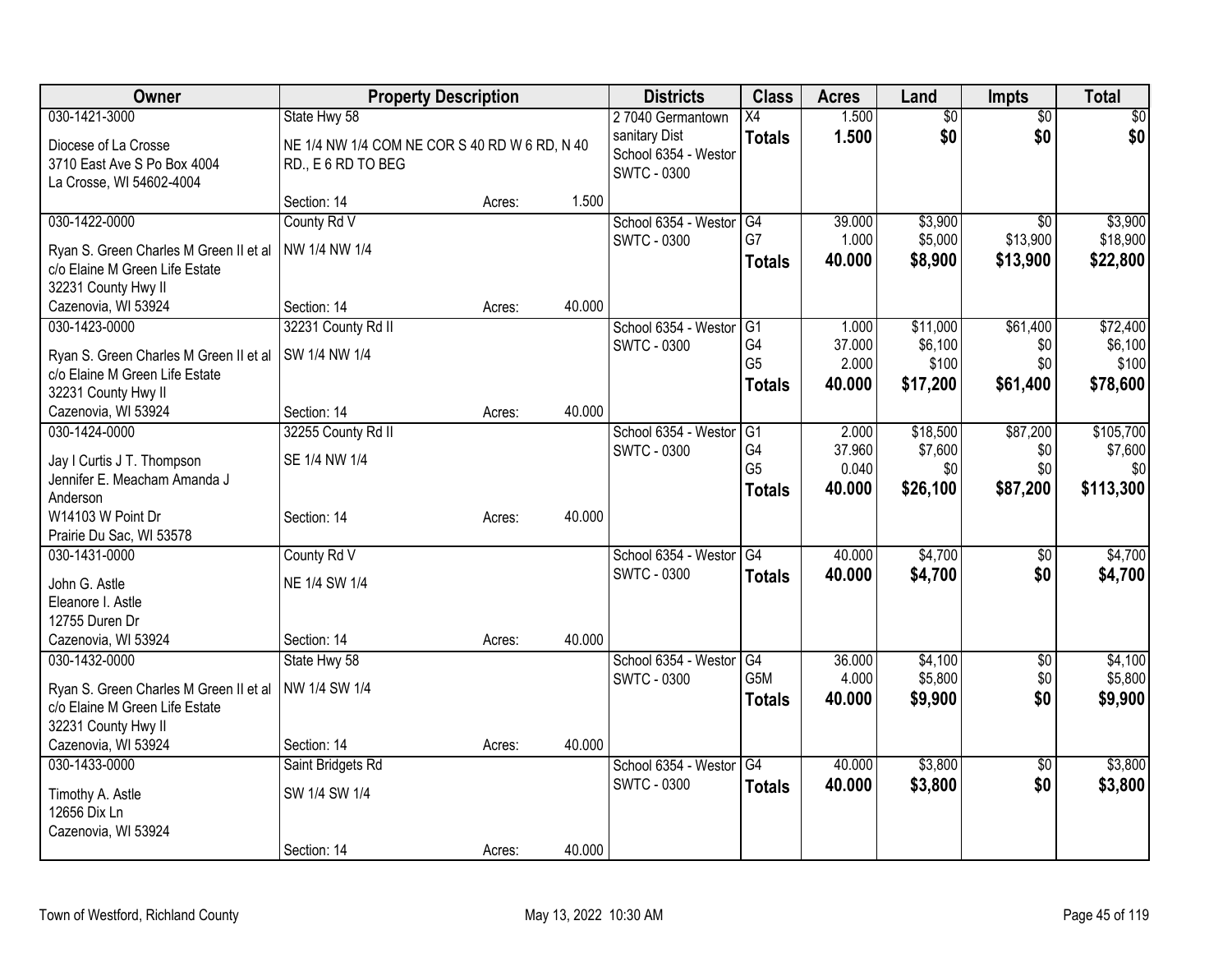| Owner | Property Description | | | Districts | Class | Acres | Land | Impts | Total |
|---|---|---|---|---|---|---|---|---|---|
| 030-1421-3000<br>Diocese of La Crosse<br>3710 East Ave S Po Box 4004<br>La Crosse, WI 54602-4004 | State Hwy 58<br>NE 1/4 NW 1/4 COM NE COR S 40 RD W 6 RD, N 40 RD., E 6 RD TO BEG<br>Section: 14 | Acres: | 1.500 | 2 7040 Germantown sanitary Dist<br>School 6354 - Westor<br>SWTC - 0300 | X4<br>**Totals** | 1.500<br>**1.500** | $0<br>**$0** | $0<br>**$0** | $0<br>**$0** |
| 030-1422-0000<br>Ryan S. Green Charles M Green II et al<br>c/o Elaine M Green Life Estate<br>32231 County Hwy II<br>Cazenovia, WI 53924 | County Rd V<br>NW 1/4 NW 1/4<br>Section: 14 | Acres: | 40.000 | School 6354 - Westor<br>SWTC - 0300 | G4<br>G7<br>**Totals** | 39.000<br>1.000<br>**40.000** | $3,900<br>$5,000<br>**$8,900** | $0<br>$13,900<br>**$13,900** | $3,900<br>$18,900<br>**$22,800** |
| 030-1423-0000<br>Ryan S. Green Charles M Green II et al<br>c/o Elaine M Green Life Estate<br>32231 County Hwy II<br>Cazenovia, WI 53924 | 32231 County Rd II<br>SW 1/4 NW 1/4<br>Section: 14 | Acres: | 40.000 | School 6354 - Westor<br>SWTC - 0300 | G1<br>G4<br>G5<br>**Totals** | 1.000<br>37.000<br>2.000<br>**40.000** | $11,000<br>$6,100<br>$100<br>**$17,200** | $61,400<br>$0<br>$0<br>**$61,400** | $72,400<br>$6,100<br>$100<br>**$78,600** |
| 030-1424-0000<br>Jay I Curtis J T. Thompson<br>Jennifer E. Meacham Amanda J Anderson<br>W14103 W Point Dr<br>Prairie Du Sac, WI 53578 | 32255 County Rd II<br>SE 1/4 NW 1/4<br>Section: 14 | Acres: | 40.000 | School 6354 - Westor<br>SWTC - 0300 | G1<br>G4<br>G5<br>**Totals** | 2.000<br>37.960<br>0.040<br>**40.000** | $18,500<br>$7,600<br>$0<br>**$26,100** | $87,200<br>$0<br>$0<br>**$87,200** | $105,700<br>$7,600<br>$0<br>**$113,300** |
| 030-1431-0000<br>John G. Astle<br>Eleanore I. Astle<br>12755 Duren Dr<br>Cazenovia, WI 53924 | County Rd V<br>NE 1/4 SW 1/4<br>Section: 14 | Acres: | 40.000 | School 6354 - Westor<br>SWTC - 0300 | G4<br>**Totals** | 40.000<br>**40.000** | $4,700<br>**$4,700** | $0<br>**$0** | $4,700<br>**$4,700** |
| 030-1432-0000<br>Ryan S. Green Charles M Green II et al<br>c/o Elaine M Green Life Estate<br>32231 County Hwy II<br>Cazenovia, WI 53924 | State Hwy 58<br>NW 1/4 SW 1/4<br>Section: 14 | Acres: | 40.000 | School 6354 - Westor<br>SWTC - 0300 | G4<br>G5M<br>**Totals** | 36.000<br>4.000<br>**40.000** | $4,100<br>$5,800<br>**$9,900** | $0<br>$0<br>**$0** | $4,100<br>$5,800<br>**$9,900** |
| 030-1433-0000<br>Timothy A. Astle<br>12656 Dix Ln<br>Cazenovia, WI 53924 | Saint Bridgets Rd<br>SW 1/4 SW 1/4<br>Section: 14 | Acres: | 40.000 | School 6354 - Westor<br>SWTC - 0300 | G4<br>**Totals** | 40.000<br>**40.000** | $3,800<br>**$3,800** | $0<br>**$0** | $3,800<br>**$3,800** |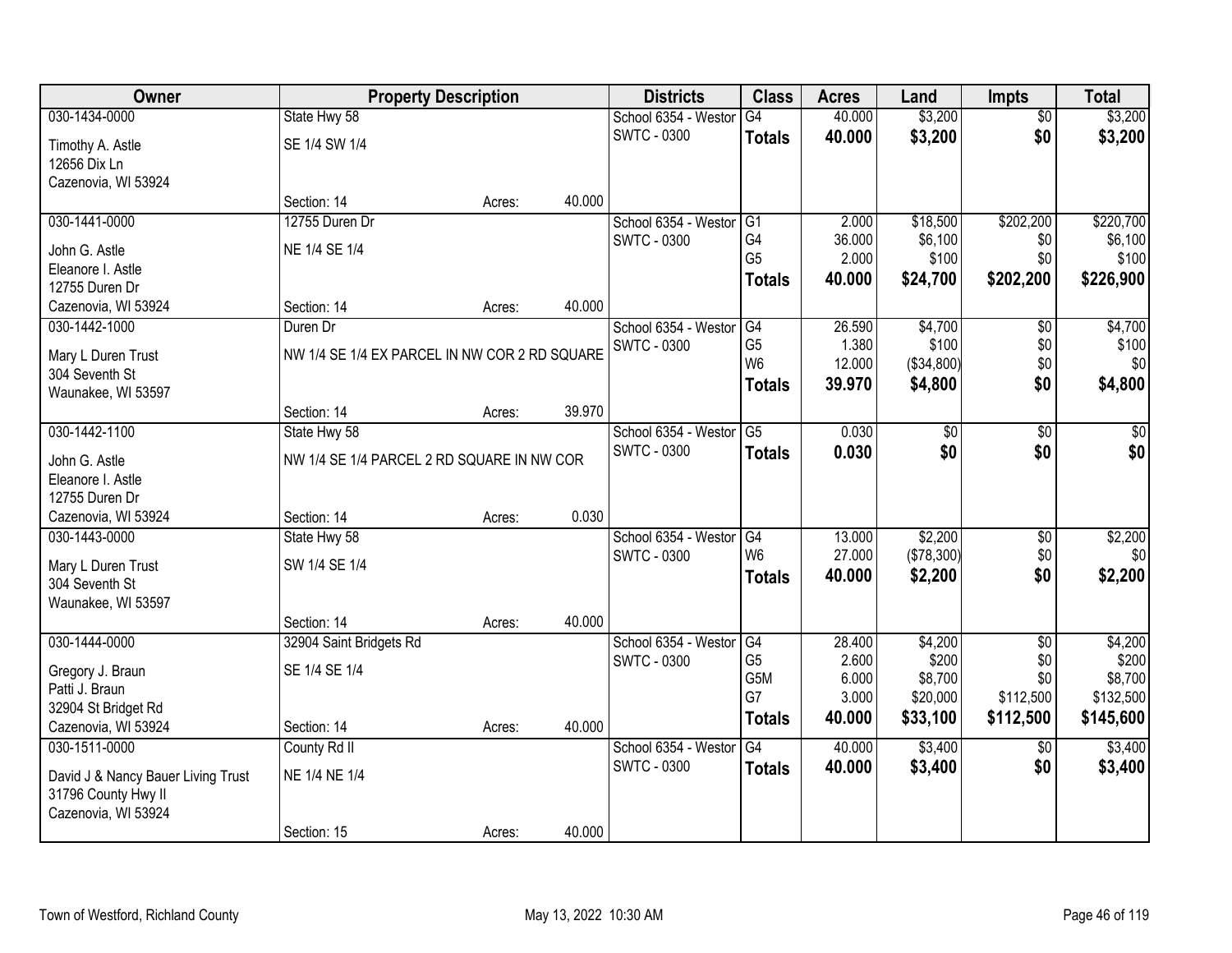| Owner | Property Description | | | Districts | Class | Acres | Land | Impts | Total |
|---|---|---|---|---|---|---|---|---|---|
| 030-1434-0000 | State Hwy 58 | | | School 6354 - Westor | G4 | 40.000 | $3,200 | $0 | $3,200 |
| Timothy A. Astle<br>12656 Dix Ln<br>Cazenovia, WI 53924 | SE 1/4 SW 1/4 | | | SWTC - 0300 | **Totals** | **40.000** | **$3,200** | **$0** | **$3,200** |
| | Section: 14 | Acres: | 40.000 | | | | | | |
| 030-1441-0000 | 12755 Duren Dr | | | School 6354 - Westor | G1 | 2.000 | $18,500 | $202,200 | $220,700 |
| John G. Astle<br>Eleanore I. Astle<br>12755 Duren Dr<br>Cazenovia, WI 53924 | NE 1/4 SE 1/4 | | | SWTC - 0300 | G4 | 36.000 | $6,100 | $0 | $6,100 |
| | | | | | G5 | 2.000 | $100 | $0 | $100 |
| | | | | | **Totals** | **40.000** | **$24,700** | **$202,200** | **$226,900** |
| | Section: 14 | Acres: | 40.000 | | | | | | |
| 030-1442-1000 | Duren Dr | | | School 6354 - Westor | G4 | 26.590 | $4,700 | $0 | $4,700 |
| Mary L Duren Trust<br>304 Seventh St<br>Waunakee, WI 53597 | NW 1/4 SE 1/4 EX PARCEL IN NW COR 2 RD SQUARE | | | SWTC - 0300 | G5 | 1.380 | $100 | $0 | $100 |
| | | | | | W6 | 12.000 | ($34,800) | $0 | $0 |
| | | | | | **Totals** | **39.970** | **$4,800** | **$0** | **$4,800** |
| | Section: 14 | Acres: | 39.970 | | | | | | |
| 030-1442-1100 | State Hwy 58 | | | School 6354 - Westor | G5 | 0.030 | $0 | $0 | $0 |
| John G. Astle<br>Eleanore I. Astle<br>12755 Duren Dr<br>Cazenovia, WI 53924 | NW 1/4 SE 1/4 PARCEL 2 RD SQUARE IN NW COR | | | SWTC - 0300 | **Totals** | **0.030** | **$0** | **$0** | **$0** |
| | Section: 14 | Acres: | 0.030 | | | | | | |
| 030-1443-0000 | State Hwy 58 | | | School 6354 - Westor | G4 | 13.000 | $2,200 | $0 | $2,200 |
| Mary L Duren Trust<br>304 Seventh St<br>Waunakee, WI 53597 | SW 1/4 SE 1/4 | | | SWTC - 0300 | W6 | 27.000 | ($78,300) | $0 | $0 |
| | | | | | **Totals** | **40.000** | **$2,200** | **$0** | **$2,200** |
| | Section: 14 | Acres: | 40.000 | | | | | | |
| 030-1444-0000 | 32904 Saint Bridgets Rd | | | School 6354 - Westor | G4 | 28.400 | $4,200 | $0 | $4,200 |
| Gregory J. Braun<br>Patti J. Braun<br>32904 St Bridget Rd<br>Cazenovia, WI 53924 | SE 1/4 SE 1/4 | | | SWTC - 0300 | G5 | 2.600 | $200 | $0 | $200 |
| | | | | | G5M | 6.000 | $8,700 | $0 | $8,700 |
| | | | | | G7 | 3.000 | $20,000 | $112,500 | $132,500 |
| | | | | | **Totals** | **40.000** | **$33,100** | **$112,500** | **$145,600** |
| | Section: 14 | Acres: | 40.000 | | | | | | |
| 030-1511-0000 | County Rd II | | | School 6354 - Westor | G4 | 40.000 | $3,400 | $0 | $3,400 |
| David J & Nancy Bauer Living Trust<br>31796 County Hwy II<br>Cazenovia, WI 53924 | NE 1/4 NE 1/4 | | | SWTC - 0300 | **Totals** | **40.000** | **$3,400** | **$0** | **$3,400** |
| | Section: 15 | Acres: | 40.000 | | | | | | |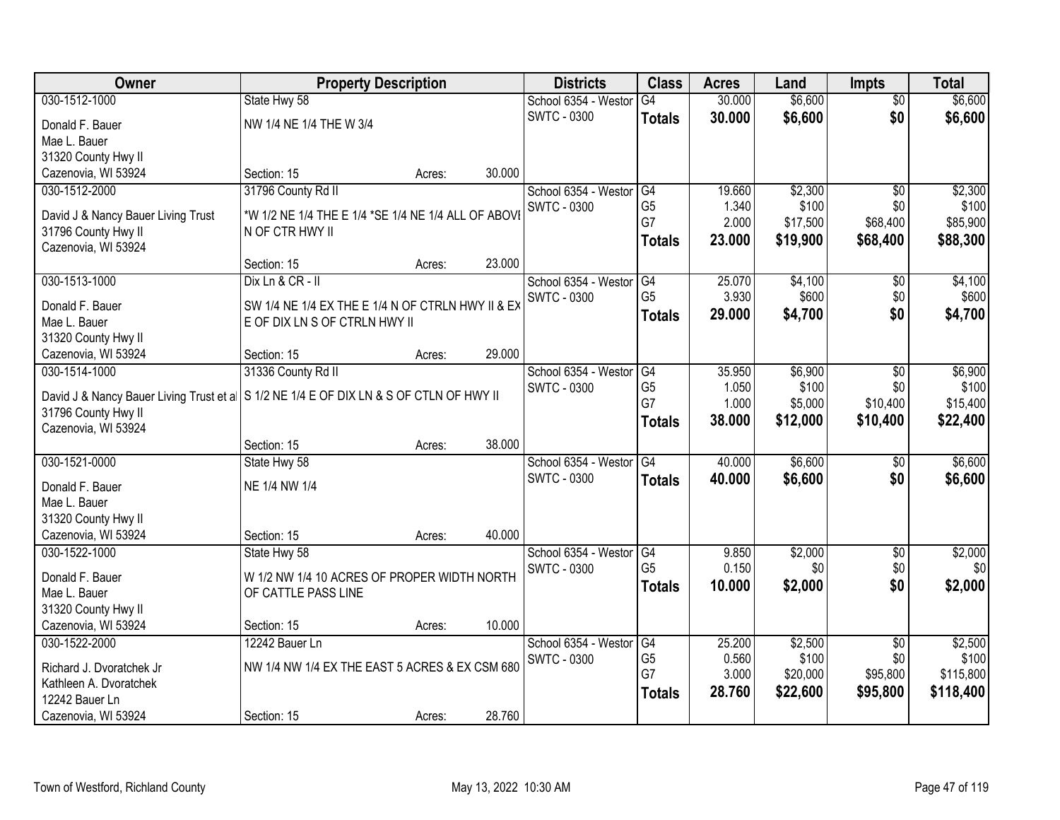| Owner | Property Description | Districts | Class | Acres | Land | Impts | Total |
|---|---|---|---|---|---|---|---|
| 030-1512-1000<br>Donald F. Bauer<br>Mae L. Bauer<br>31320 County Hwy II<br>Cazenovia, WI 53924 | State Hwy 58<br>NW 1/4 NE 1/4 THE W 3/4<br>Section: 15 Acres: 30.000 | School 6354 - Westor<br>SWTC - 0300 | G4<br>**Totals** | 30.000<br>**30.000** | $6,600<br>**$6,600** | $0<br>**$0** | $6,600<br>**$6,600** |
| 030-1512-2000<br>David J & Nancy Bauer Living Trust<br>31796 County Hwy II<br>Cazenovia, WI 53924 | 31796 County Rd II<br>*W 1/2 NE 1/4 THE E 1/4 *SE 1/4 NE 1/4 ALL OF ABOVI N OF CTR HWY II<br>Section: 15 Acres: 23.000 | School 6354 - Westor<br>SWTC - 0300 | G4<br>G5<br>G7<br>**Totals** | 19.660<br>1.340<br>2.000<br>**23.000** | $2,300<br>$100<br>$17,500<br>**$19,900** | $0<br>$0<br>$68,400<br>**$68,400** | $2,300<br>$100<br>$85,900<br>**$88,300** |
| 030-1513-1000<br>Donald F. Bauer<br>Mae L. Bauer<br>31320 County Hwy II<br>Cazenovia, WI 53924 | Dix Ln & CR - II<br>SW 1/4 NE 1/4 EX THE E 1/4 N OF CTRLN HWY II & EX E OF DIX LN S OF CTRLN HWY II<br>Section: 15 Acres: 29.000 | School 6354 - Westor<br>SWTC - 0300 | G4<br>G5<br>**Totals** | 25.070<br>3.930<br>**29.000** | $4,100<br>$600<br>**$4,700** | $0<br>$0<br>**$0** | $4,100<br>$600<br>**$4,700** |
| 030-1514-1000<br>David J & Nancy Bauer Living Trust et al<br>31796 County Hwy II<br>Cazenovia, WI 53924 | 31336 County Rd II<br>S 1/2 NE 1/4 E OF DIX LN & S OF CTLN OF HWY II<br>Section: 15 Acres: 38.000 | School 6354 - Westor<br>SWTC - 0300 | G4<br>G5<br>G7<br>**Totals** | 35.950<br>1.050<br>1.000<br>**38.000** | $6,900<br>$100<br>$5,000<br>**$12,000** | $0<br>$0<br>$10,400<br>**$10,400** | $6,900<br>$100<br>$15,400<br>**$22,400** |
| 030-1521-0000<br>Donald F. Bauer<br>Mae L. Bauer<br>31320 County Hwy II<br>Cazenovia, WI 53924 | State Hwy 58<br>NE 1/4 NW 1/4<br>Section: 15 Acres: 40.000 | School 6354 - Westor<br>SWTC - 0300 | G4<br>**Totals** | 40.000<br>**40.000** | $6,600<br>**$6,600** | $0<br>**$0** | $6,600<br>**$6,600** |
| 030-1522-1000<br>Donald F. Bauer<br>Mae L. Bauer<br>31320 County Hwy II<br>Cazenovia, WI 53924 | State Hwy 58<br>W 1/2 NW 1/4 10 ACRES OF PROPER WIDTH NORTH OF CATTLE PASS LINE<br>Section: 15 Acres: 10.000 | School 6354 - Westor<br>SWTC - 0300 | G4<br>G5<br>**Totals** | 9.850<br>0.150<br>**10.000** | $2,000<br>$0<br>**$2,000** | $0<br>$0<br>**$0** | $2,000<br>$0<br>**$2,000** |
| 030-1522-2000<br>Richard J. Dvoratchek Jr<br>Kathleen A. Dvoratchek<br>12242 Bauer Ln<br>Cazenovia, WI 53924 | 12242 Bauer Ln<br>NW 1/4 NW 1/4 EX THE EAST 5 ACRES & EX CSM 680<br>Section: 15 Acres: 28.760 | School 6354 - Westor<br>SWTC - 0300 | G4<br>G5<br>G7<br>**Totals** | 25.200<br>0.560<br>3.000<br>**28.760** | $2,500<br>$100<br>$20,000<br>**$22,600** | $0<br>$0<br>$95,800<br>**$95,800** | $2,500<br>$100<br>$115,800<br>**$118,400** |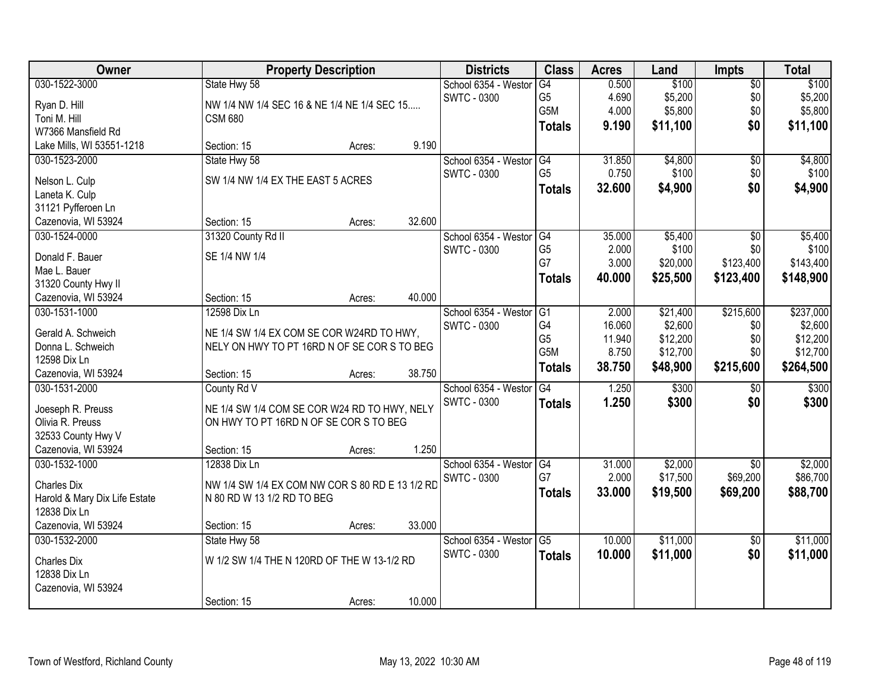| Owner | Property Description | | | Districts | Class | Acres | Land | Impts | Total |
|---|---|---|---|---|---|---|---|---|---|
| 030-1522-3000 | State Hwy 58 | | | School 6354 - Westor | G4 | 0.500 | $100 | $0 | $100 |
| Ryan D. Hill | NW 1/4 NW 1/4 SEC 16 & NE 1/4 NE 1/4 SEC 15..... | | | SWTC - 0300 | G5 | 4.690 | $5,200 | $0 | $5,200 |
| Toni M. Hill | CSM 680 | | | | G5M | 4.000 | $5,800 | $0 | $5,800 |
| W7366 Mansfield Rd | | | | | **Totals** | **9.190** | **$11,100** | **$0** | **$11,100** |
| Lake Mills, WI 53551-1218 | Section: 15 | Acres: | 9.190 | | | | | | |
| 030-1523-2000 | State Hwy 58 | | | School 6354 - Westor | G4 | 31.850 | $4,800 | $0 | $4,800 |
| Nelson L. Culp | SW 1/4 NW 1/4 EX THE EAST 5 ACRES | | | SWTC - 0300 | G5 | 0.750 | $100 | $0 | $100 |
| Laneta K. Culp | | | | | **Totals** | **32.600** | **$4,900** | **$0** | **$4,900** |
| 31121 Pyfferoen Ln | | | | | | | | | |
| Cazenovia, WI 53924 | Section: 15 | Acres: | 32.600 | | | | | | |
| 030-1524-0000 | 31320 County Rd II | | | School 6354 - Westor | G4 | 35.000 | $5,400 | $0 | $5,400 |
| Donald F. Bauer | SE 1/4 NW 1/4 | | | SWTC - 0300 | G5 | 2.000 | $100 | $0 | $100 |
| Mae L. Bauer | | | | | G7 | 3.000 | $20,000 | $123,400 | $143,400 |
| 31320 County Hwy II | | | | | **Totals** | **40.000** | **$25,500** | **$123,400** | **$148,900** |
| Cazenovia, WI 53924 | Section: 15 | Acres: | 40.000 | | | | | | |
| 030-1531-1000 | 12598 Dix Ln | | | School 6354 - Westor | G1 | 2.000 | $21,400 | $215,600 | $237,000 |
| Gerald A. Schweich | NE 1/4 SW 1/4 EX COM SE COR W24RD TO HWY, | | | SWTC - 0300 | G4 | 16.060 | $2,600 | $0 | $2,600 |
| Donna L. Schweich | NELY ON HWY TO PT 16RD N OF SE COR S TO BEG | | | | G5 | 11.940 | $12,200 | $0 | $12,200 |
| 12598 Dix Ln | | | | | G5M | 8.750 | $12,700 | $0 | $12,700 |
| Cazenovia, WI 53924 | Section: 15 | Acres: | 38.750 | | **Totals** | **38.750** | **$48,900** | **$215,600** | **$264,500** |
| 030-1531-2000 | County Rd V | | | School 6354 - Westor | G4 | 1.250 | $300 | $0 | $300 |
| Joeseph R. Preuss | NE 1/4 SW 1/4 COM SE COR W24 RD TO HWY, NELY | | | SWTC - 0300 | **Totals** | **1.250** | **$300** | **$0** | **$300** |
| Olivia R. Preuss | ON HWY TO PT 16RD N OF SE COR S TO BEG | | | | | | | | |
| 32533 County Hwy V | | | | | | | | | |
| Cazenovia, WI 53924 | Section: 15 | Acres: | 1.250 | | | | | | |
| 030-1532-1000 | 12838 Dix Ln | | | School 6354 - Westor | G4 | 31.000 | $2,000 | $0 | $2,000 |
| Charles Dix | NW 1/4 SW 1/4 EX COM NW COR S 80 RD E 13 1/2 RD | | | SWTC - 0300 | G7 | 2.000 | $17,500 | $69,200 | $86,700 |
| Harold & Mary Dix Life Estate | N 80 RD W 13 1/2 RD TO BEG | | | | **Totals** | **33.000** | **$19,500** | **$69,200** | **$88,700** |
| 12838 Dix Ln | | | | | | | | | |
| Cazenovia, WI 53924 | Section: 15 | Acres: | 33.000 | | | | | | |
| 030-1532-2000 | State Hwy 58 | | | School 6354 - Westor | G5 | 10.000 | $11,000 | $0 | $11,000 |
| Charles Dix | W 1/2 SW 1/4 THE N 120RD OF THE W 13-1/2 RD | | | SWTC - 0300 | **Totals** | **10.000** | **$11,000** | **$0** | **$11,000** |
| 12838 Dix Ln | | | | | | | | | |
| Cazenovia, WI 53924 | | | | | | | | | |
| | Section: 15 | Acres: | 10.000 | | | | | | |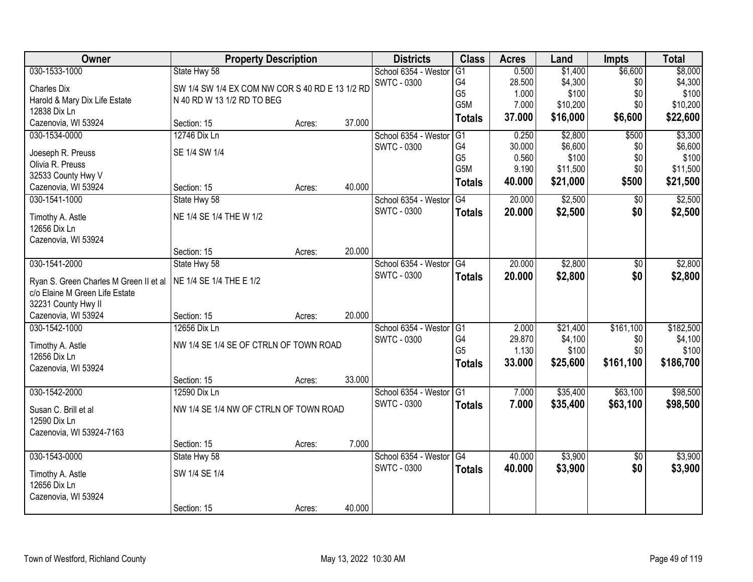| Owner | Property Description | | | Districts | Class | Acres | Land | Impts | Total |
|---|---|---|---|---|---|---|---|---|---|
| 030-1533-1000 | State Hwy 58 | | | School 6354 - Westor | G1 | 0.500 | $1,400 | $6,600 | $8,000 |
| Charles Dix | SW 1/4 SW 1/4 EX COM NW COR S 40 RD E 13 1/2 RD | | | SWTC - 0300 | G4 | 28.500 | $4,300 | $0 | $4,300 |
| Harold & Mary Dix Life Estate | N 40 RD W 13 1/2 RD TO BEG | | | | G5 | 1.000 | $100 | $0 | $100 |
| 12838 Dix Ln | | | | | G5M | 7.000 | $10,200 | $0 | $10,200 |
| Cazenovia, WI 53924 | Section: 15 | Acres: | 37.000 | | **Totals** | **37.000** | **$16,000** | **$6,600** | **$22,600** |
| 030-1534-0000 | 12746 Dix Ln | | | School 6354 - Westor | G1 | 0.250 | $2,800 | $500 | $3,300 |
| Joeseph R. Preuss | SE 1/4 SW 1/4 | | | SWTC - 0300 | G4 | 30.000 | $6,600 | $0 | $6,600 |
| Olivia R. Preuss | | | | | G5 | 0.560 | $100 | $0 | $100 |
| 32533 County Hwy V | | | | | G5M | 9.190 | $11,500 | $0 | $11,500 |
| Cazenovia, WI 53924 | Section: 15 | Acres: | 40.000 | | **Totals** | **40.000** | **$21,000** | **$500** | **$21,500** |
| 030-1541-1000 | State Hwy 58 | | | School 6354 - Westor | G4 | 20.000 | $2,500 | $0 | $2,500 |
| Timothy A. Astle | NE 1/4 SE 1/4 THE W 1/2 | | | SWTC - 0300 | **Totals** | **20.000** | **$2,500** | **$0** | **$2,500** |
| 12656 Dix Ln | | | | | | | | | |
| Cazenovia, WI 53924 | | | | | | | | | |
| | Section: 15 | Acres: | 20.000 | | | | | | |
| 030-1541-2000 | State Hwy 58 | | | School 6354 - Westor | G4 | 20.000 | $2,800 | $0 | $2,800 |
| Ryan S. Green Charles M Green II et al | NE 1/4 SE 1/4 THE E 1/2 | | | SWTC - 0300 | **Totals** | **20.000** | **$2,800** | **$0** | **$2,800** |
| c/o Elaine M Green Life Estate | | | | | | | | | |
| 32231 County Hwy II | | | | | | | | | |
| Cazenovia, WI 53924 | Section: 15 | Acres: | 20.000 | | | | | | |
| 030-1542-1000 | 12656 Dix Ln | | | School 6354 - Westor | G1 | 2.000 | $21,400 | $161,100 | $182,500 |
| Timothy A. Astle | NW 1/4 SE 1/4 SE OF CTRLN OF TOWN ROAD | | | SWTC - 0300 | G4 | 29.870 | $4,100 | $0 | $4,100 |
| 12656 Dix Ln | | | | | G5 | 1.130 | $100 | $0 | $100 |
| Cazenovia, WI 53924 | | | | | **Totals** | **33.000** | **$25,600** | **$161,100** | **$186,700** |
| | Section: 15 | Acres: | 33.000 | | | | | | |
| 030-1542-2000 | 12590 Dix Ln | | | School 6354 - Westor | G1 | 7.000 | $35,400 | $63,100 | $98,500 |
| Susan C. Brill et al | NW 1/4 SE 1/4 NW OF CTRLN OF TOWN ROAD | | | SWTC - 0300 | **Totals** | **7.000** | **$35,400** | **$63,100** | **$98,500** |
| 12590 Dix Ln | | | | | | | | | |
| Cazenovia, WI 53924-7163 | | | | | | | | | |
| | Section: 15 | Acres: | 7.000 | | | | | | |
| 030-1543-0000 | State Hwy 58 | | | School 6354 - Westor | G4 | 40.000 | $3,900 | $0 | $3,900 |
| Timothy A. Astle | SW 1/4 SE 1/4 | | | SWTC - 0300 | **Totals** | **40.000** | **$3,900** | **$0** | **$3,900** |
| 12656 Dix Ln | | | | | | | | | |
| Cazenovia, WI 53924 | | | | | | | | | |
| | Section: 15 | Acres: | 40.000 | | | | | | |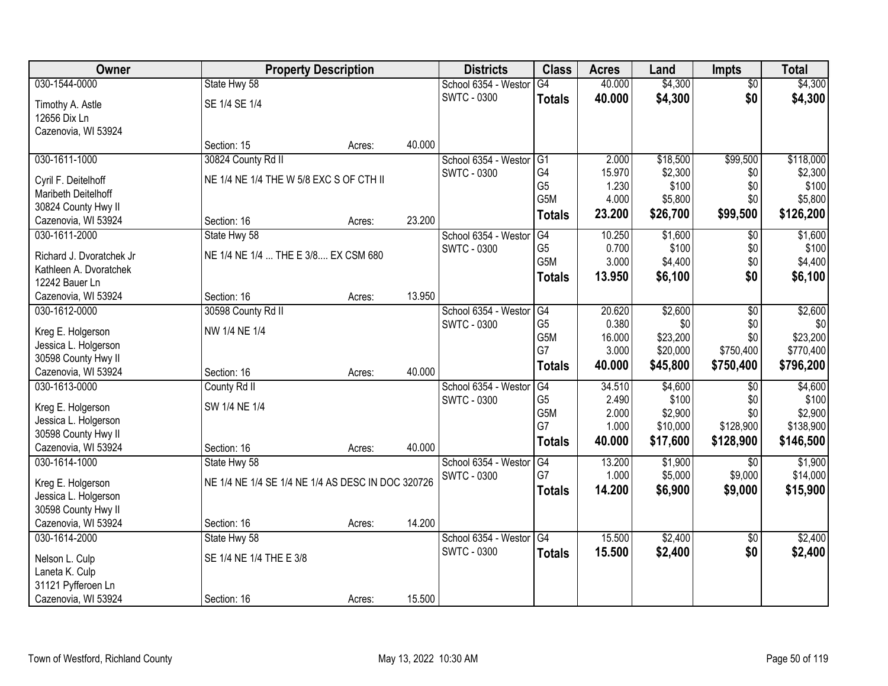| Owner | Property Description | | | Districts | Class | Acres | Land | Impts | Total |
|---|---|---|---|---|---|---|---|---|---|
| 030-1544-0000<br>Timothy A. Astle<br>12656 Dix Ln<br>Cazenovia, WI 53924 | State Hwy 58<br>SE 1/4 SE 1/4<br>Section: 15 | Acres: | 40.000 | School 6354 - Westor<br>SWTC - 0300 | G4<br>**Totals** | 40.000<br>**40.000** | $4,300<br>**$4,300** | $0<br>**$0** | $4,300<br>**$4,300** |
| 030-1611-1000<br>Cyril F. Deitelhoff<br>Maribeth Deitelhoff<br>30824 County Hwy II<br>Cazenovia, WI 53924 | 30824 County Rd II<br>NE 1/4 NE 1/4 THE W 5/8 EXC S OF CTH II<br>Section: 16 | Acres: | 23.200 | School 6354 - Westor<br>SWTC - 0300 | G1<br>G4<br>G5<br>G5M<br>**Totals** | 2.000<br>15.970<br>1.230<br>4.000<br>**23.200** | $18,500<br>$2,300<br>$100<br>$5,800<br>**$26,700** | $99,500<br>$0<br>$0<br>$0<br>**$99,500** | $118,000<br>$2,300<br>$100<br>$5,800<br>**$126,200** |
| 030-1611-2000<br>Richard J. Dvoratchek Jr<br>Kathleen A. Dvoratchek<br>12242 Bauer Ln<br>Cazenovia, WI 53924 | State Hwy 58<br>NE 1/4 NE 1/4 ... THE E 3/8.... EX CSM 680<br>Section: 16 | Acres: | 13.950 | School 6354 - Westor<br>SWTC - 0300 | G4<br>G5<br>G5M<br>**Totals** | 10.250<br>0.700<br>3.000<br>**13.950** | $1,600<br>$100<br>$4,400<br>**$6,100** | $0<br>$0<br>$0<br>**$0** | $1,600<br>$100<br>$4,400<br>**$6,100** |
| 030-1612-0000<br>Kreg E. Holgerson<br>Jessica L. Holgerson<br>30598 County Hwy II<br>Cazenovia, WI 53924 | 30598 County Rd II<br>NW 1/4 NE 1/4<br>Section: 16 | Acres: | 40.000 | School 6354 - Westor<br>SWTC - 0300 | G4<br>G5<br>G5M<br>G7<br>**Totals** | 20.620<br>0.380<br>16.000<br>3.000<br>**40.000** | $2,600<br>$0<br>$23,200<br>$20,000<br>**$45,800** | $0<br>$0<br>$0<br>$750,400<br>**$750,400** | $2,600<br>$0<br>$23,200<br>$770,400<br>**$796,200** |
| 030-1613-0000<br>Kreg E. Holgerson<br>Jessica L. Holgerson<br>30598 County Hwy II<br>Cazenovia, WI 53924 | County Rd II<br>SW 1/4 NE 1/4<br>Section: 16 | Acres: | 40.000 | School 6354 - Westor<br>SWTC - 0300 | G4<br>G5<br>G5M<br>G7<br>**Totals** | 34.510<br>2.490<br>2.000<br>1.000<br>**40.000** | $4,600<br>$100<br>$2,900<br>$10,000<br>**$17,600** | $0<br>$0<br>$0<br>$128,900<br>**$128,900** | $4,600<br>$100<br>$2,900<br>$138,900<br>**$146,500** |
| 030-1614-1000<br>Kreg E. Holgerson<br>Jessica L. Holgerson<br>30598 County Hwy II<br>Cazenovia, WI 53924 | State Hwy 58<br>NE 1/4 NE 1/4 SE 1/4 NE 1/4 AS DESC IN DOC 320726<br>Section: 16 | Acres: | 14.200 | School 6354 - Westor<br>SWTC - 0300 | G4<br>G7<br>**Totals** | 13.200<br>1.000<br>**14.200** | $1,900<br>$5,000<br>**$6,900** | $0<br>$9,000<br>**$9,000** | $1,900<br>$14,000<br>**$15,900** |
| 030-1614-2000<br>Nelson L. Culp<br>Laneta K. Culp<br>31121 Pyfferoen Ln<br>Cazenovia, WI 53924 | State Hwy 58<br>SE 1/4 NE 1/4 THE E 3/8<br>Section: 16 | Acres: | 15.500 | School 6354 - Westor<br>SWTC - 0300 | G4<br>**Totals** | 15.500<br>**15.500** | $2,400<br>**$2,400** | $0<br>**$0** | $2,400<br>**$2,400** |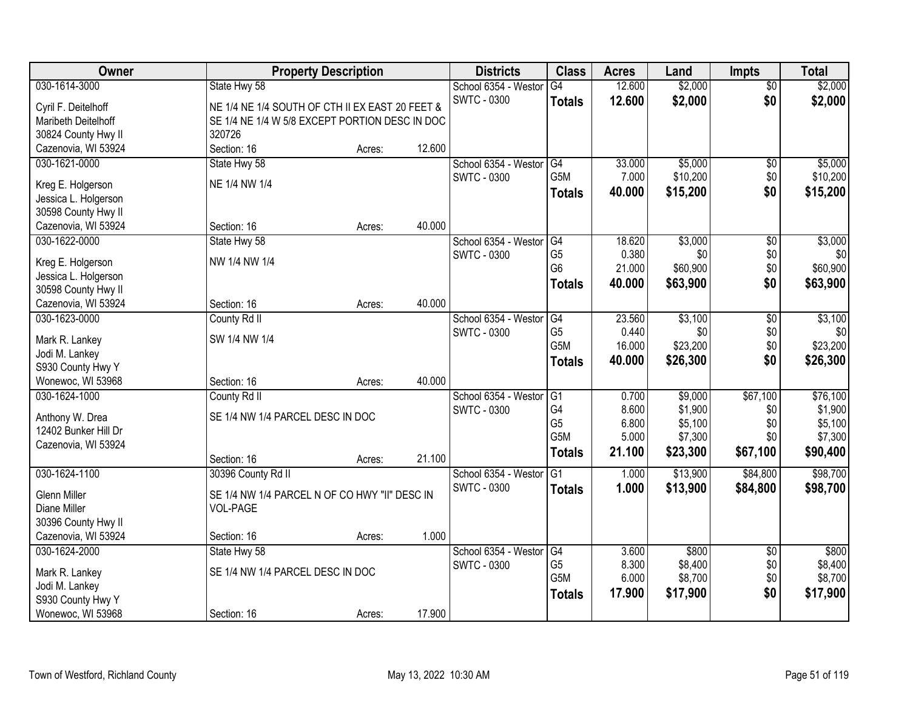| Owner | Property Description | | | Districts | Class | Acres | Land | Impts | Total |
|---|---|---|---|---|---|---|---|---|---|
| 030-1614-3000 | State Hwy 58 | | | School 6354 - Westor | G4 | 12.600 | $2,000 | $0 | $2,000 |
| Cyril F. Deitelhoff | NE 1/4 NE 1/4 SOUTH OF CTH II EX EAST 20 FEET & | | | SWTC - 0300 | **Totals** | **12.600** | **$2,000** | **$0** | **$2,000** |
| Maribeth Deitelhoff | SE 1/4 NE 1/4 W 5/8 EXCEPT PORTION DESC IN DOC | | | | | | | | |
| 30824 County Hwy II | 320726 | | | | | | | | |
| Cazenovia, WI 53924 | Section: 16 | Acres: | 12.600 | | | | | | |
| 030-1621-0000 | State Hwy 58 | | | School 6354 - Westor | G4 | 33.000 | $5,000 | $0 | $5,000 |
| Kreg E. Holgerson | NE 1/4 NW 1/4 | | | SWTC - 0300 | G5M | 7.000 | $10,200 | $0 | $10,200 |
| Jessica L. Holgerson | | | | | **Totals** | **40.000** | **$15,200** | **$0** | **$15,200** |
| 30598 County Hwy II | | | | | | | | | |
| Cazenovia, WI 53924 | Section: 16 | Acres: | 40.000 | | | | | | |
| 030-1622-0000 | State Hwy 58 | | | School 6354 - Westor | G4 | 18.620 | $3,000 | $0 | $3,000 |
| Kreg E. Holgerson | NW 1/4 NW 1/4 | | | SWTC - 0300 | G5 | 0.380 | $0 | $0 | $0 |
| Jessica L. Holgerson | | | | | G6 | 21.000 | $60,900 | $0 | $60,900 |
| 30598 County Hwy II | | | | | **Totals** | **40.000** | **$63,900** | **$0** | **$63,900** |
| Cazenovia, WI 53924 | Section: 16 | Acres: | 40.000 | | | | | | |
| 030-1623-0000 | County Rd II | | | School 6354 - Westor | G4 | 23.560 | $3,100 | $0 | $3,100 |
| Mark R. Lankey | SW 1/4 NW 1/4 | | | SWTC - 0300 | G5 | 0.440 | $0 | $0 | $0 |
| Jodi M. Lankey | | | | | G5M | 16.000 | $23,200 | $0 | $23,200 |
| S930 County Hwy Y | | | | | **Totals** | **40.000** | **$26,300** | **$0** | **$26,300** |
| Wonewoc, WI 53968 | Section: 16 | Acres: | 40.000 | | | | | | |
| 030-1624-1000 | County Rd II | | | School 6354 - Westor | G1 | 0.700 | $9,000 | $67,100 | $76,100 |
| Anthony W. Drea | SE 1/4 NW 1/4 PARCEL DESC IN DOC | | | SWTC - 0300 | G4 | 8.600 | $1,900 | $0 | $1,900 |
| 12402 Bunker Hill Dr | | | | | G5 | 6.800 | $5,100 | $0 | $5,100 |
| Cazenovia, WI 53924 | | | | | G5M | 5.000 | $7,300 | $0 | $7,300 |
| | Section: 16 | Acres: | 21.100 | | **Totals** | **21.100** | **$23,300** | **$67,100** | **$90,400** |
| 030-1624-1100 | 30396 County Rd II | | | School 6354 - Westor | G1 | 1.000 | $13,900 | $84,800 | $98,700 |
| Glenn Miller | SE 1/4 NW 1/4 PARCEL N OF CO HWY "II" DESC IN | | | SWTC - 0300 | **Totals** | **1.000** | **$13,900** | **$84,800** | **$98,700** |
| Diane Miller | VOL-PAGE | | | | | | | | |
| 30396 County Hwy II | | | | | | | | | |
| Cazenovia, WI 53924 | Section: 16 | Acres: | 1.000 | | | | | | |
| 030-1624-2000 | State Hwy 58 | | | School 6354 - Westor | G4 | 3.600 | $800 | $0 | $800 |
| Mark R. Lankey | SE 1/4 NW 1/4 PARCEL DESC IN DOC | | | SWTC - 0300 | G5 | 8.300 | $8,400 | $0 | $8,400 |
| Jodi M. Lankey | | | | | G5M | 6.000 | $8,700 | $0 | $8,700 |
| S930 County Hwy Y | | | | | **Totals** | **17.900** | **$17,900** | **$0** | **$17,900** |
| Wonewoc, WI 53968 | Section: 16 | Acres: | 17.900 | | | | | | |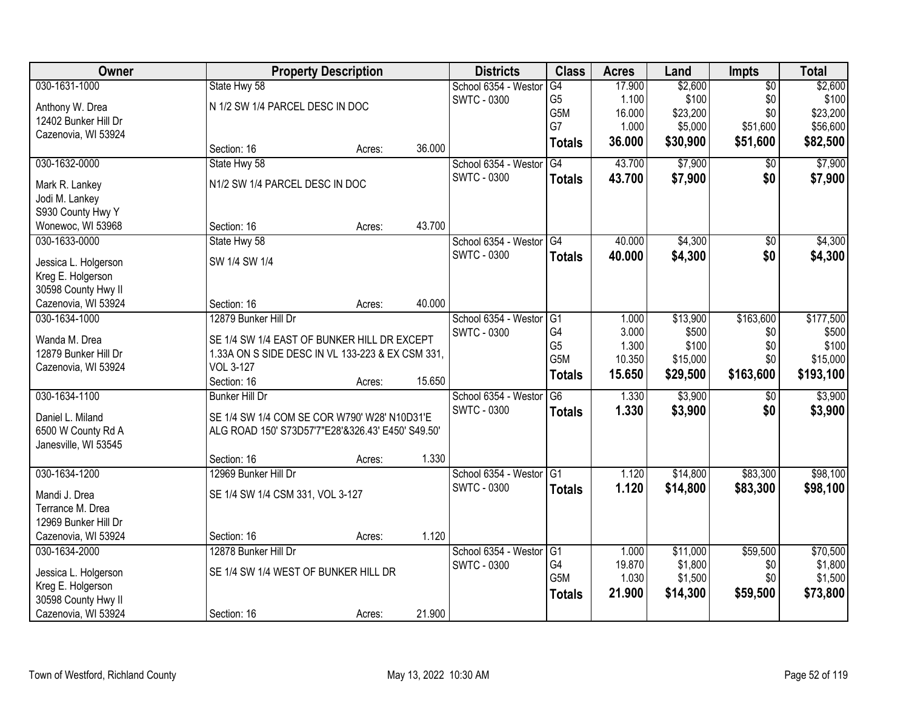| Owner | Property Description | | | Districts | Class | Acres | Land | Impts | Total |
|---|---|---|---|---|---|---|---|---|---|
| 030-1631-1000 | State Hwy 58 | | | School 6354 - Westor | G4 | 17.900 | $2,600 | $0 | $2,600 |
| Anthony W. Drea | N 1/2 SW 1/4 PARCEL DESC IN DOC | | | SWTC - 0300 | G5 | 1.100 | $100 | $0 | $100 |
| 12402 Bunker Hill Dr | | | | | G5M | 16.000 | $23,200 | $0 | $23,200 |
| Cazenovia, WI 53924 | | | | | G7 | 1.000 | $5,000 | $51,600 | $56,600 |
| | Section: 16 | Acres: | 36.000 | | **Totals** | **36.000** | **$30,900** | **$51,600** | **$82,500** |
| 030-1632-0000 | State Hwy 58 | | | School 6354 - Westor | G4 | 43.700 | $7,900 | $0 | $7,900 |
| Mark R. Lankey | N1/2 SW 1/4 PARCEL DESC IN DOC | | | SWTC - 0300 | **Totals** | **43.700** | **$7,900** | **$0** | **$7,900** |
| Jodi M. Lankey | | | | | | | | | |
| S930 County Hwy Y | | | | | | | | | |
| Wonewoc, WI 53968 | Section: 16 | Acres: | 43.700 | | | | | | |
| 030-1633-0000 | State Hwy 58 | | | School 6354 - Westor | G4 | 40.000 | $4,300 | $0 | $4,300 |
| Jessica L. Holgerson | SW 1/4 SW 1/4 | | | SWTC - 0300 | **Totals** | **40.000** | **$4,300** | **$0** | **$4,300** |
| Kreg E. Holgerson | | | | | | | | | |
| 30598 County Hwy II | | | | | | | | | |
| Cazenovia, WI 53924 | Section: 16 | Acres: | 40.000 | | | | | | |
| 030-1634-1000 | 12879 Bunker Hill Dr | | | School 6354 - Westor | G1 | 1.000 | $13,900 | $163,600 | $177,500 |
| Wanda M. Drea | SE 1/4 SW 1/4 EAST OF BUNKER HILL DR EXCEPT | | | SWTC - 0300 | G4 | 3.000 | $500 | $0 | $500 |
| 12879 Bunker Hill Dr | 1.33A ON S SIDE DESC IN VL 133-223 & EX CSM 331, | | | | G5 | 1.300 | $100 | $0 | $100 |
| Cazenovia, WI 53924 | VOL 3-127 | | | | G5M | 10.350 | $15,000 | $0 | $15,000 |
| | Section: 16 | Acres: | 15.650 | | **Totals** | **15.650** | **$29,500** | **$163,600** | **$193,100** |
| 030-1634-1100 | Bunker Hill Dr | | | School 6354 - Westor | G6 | 1.330 | $3,900 | $0 | $3,900 |
| Daniel L. Miland | SE 1/4 SW 1/4 COM SE COR W790' W28' N10D31'E | | | SWTC - 0300 | **Totals** | **1.330** | **$3,900** | **$0** | **$3,900** |
| 6500 W County Rd A | ALG ROAD 150' S73D57'7"E28'&326.43' E450' S49.50' | | | | | | | | |
| Janesville, WI 53545 | | | | | | | | | |
| | Section: 16 | Acres: | 1.330 | | | | | | |
| 030-1634-1200 | 12969 Bunker Hill Dr | | | School 6354 - Westor | G1 | 1.120 | $14,800 | $83,300 | $98,100 |
| Mandi J. Drea | SE 1/4 SW 1/4 CSM 331, VOL 3-127 | | | SWTC - 0300 | **Totals** | **1.120** | **$14,800** | **$83,300** | **$98,100** |
| Terrance M. Drea | | | | | | | | | |
| 12969 Bunker Hill Dr | | | | | | | | | |
| Cazenovia, WI 53924 | Section: 16 | Acres: | 1.120 | | | | | | |
| 030-1634-2000 | 12878 Bunker Hill Dr | | | School 6354 - Westor | G1 | 1.000 | $11,000 | $59,500 | $70,500 |
| Jessica L. Holgerson | SE 1/4 SW 1/4 WEST OF BUNKER HILL DR | | | SWTC - 0300 | G4 | 19.870 | $1,800 | $0 | $1,800 |
| Kreg E. Holgerson | | | | | G5M | 1.030 | $1,500 | $0 | $1,500 |
| 30598 County Hwy II | | | | | **Totals** | **21.900** | **$14,300** | **$59,500** | **$73,800** |
| Cazenovia, WI 53924 | Section: 16 | Acres: | 21.900 | | | | | | |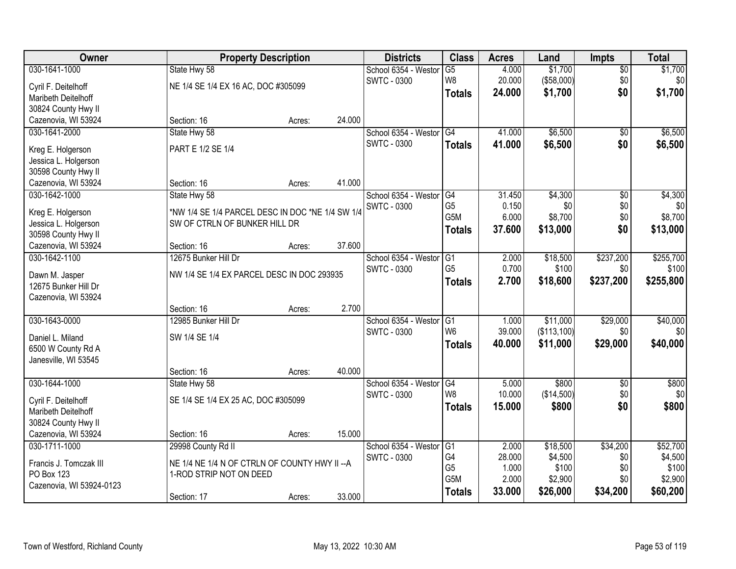| Owner | Property Description | | | Districts | Class | Acres | Land | Impts | Total |
|---|---|---|---|---|---|---|---|---|---|
| 030-1641-1000 | State Hwy 58 | | | School 6354 - Westor | G5 | 4.000 | $1,700 | $0 | $1,700 |
| Cyril F. Deitelhoff | NE 1/4 SE 1/4 EX 16 AC, DOC #305099 | | | SWTC - 0300 | W8 | 20.000 | ($58,000) | $0 | $0 |
| Maribeth Deitelhoff | | | | | **Totals** | **24.000** | **$1,700** | **$0** | **$1,700** |
| 30824 County Hwy II | | | | | | | | | |
| Cazenovia, WI 53924 | Section: 16 | Acres: | 24.000 | | | | | | |
| 030-1641-2000 | State Hwy 58 | | | School 6354 - Westor | G4 | 41.000 | $6,500 | $0 | $6,500 |
| Kreg E. Holgerson | PART E 1/2 SE 1/4 | | | SWTC - 0300 | **Totals** | **41.000** | **$6,500** | **$0** | **$6,500** |
| Jessica L. Holgerson | | | | | | | | | |
| 30598 County Hwy II | | | | | | | | | |
| Cazenovia, WI 53924 | Section: 16 | Acres: | 41.000 | | | | | | |
| 030-1642-1000 | State Hwy 58 | | | School 6354 - Westor | G4 | 31.450 | $4,300 | $0 | $4,300 |
| Kreg E. Holgerson | *NW 1/4 SE 1/4 PARCEL DESC IN DOC *NE 1/4 SW 1/4 | | | SWTC - 0300 | G5 | 0.150 | $0 | $0 | $0 |
| Jessica L. Holgerson | SW OF CTRLN OF BUNKER HILL DR | | | | G5M | 6.000 | $8,700 | $0 | $8,700 |
| 30598 County Hwy II | | | | | **Totals** | **37.600** | **$13,000** | **$0** | **$13,000** |
| Cazenovia, WI 53924 | Section: 16 | Acres: | 37.600 | | | | | | |
| 030-1642-1100 | 12675 Bunker Hill Dr | | | School 6354 - Westor | G1 | 2.000 | $18,500 | $237,200 | $255,700 |
| Dawn M. Jasper | NW 1/4 SE 1/4 EX PARCEL DESC IN DOC 293935 | | | SWTC - 0300 | G5 | 0.700 | $100 | $0 | $100 |
| 12675 Bunker Hill Dr | | | | | **Totals** | **2.700** | **$18,600** | **$237,200** | **$255,800** |
| Cazenovia, WI 53924 | | | | | | | | | |
| | Section: 16 | Acres: | 2.700 | | | | | | |
| 030-1643-0000 | 12985 Bunker Hill Dr | | | School 6354 - Westor | G1 | 1.000 | $11,000 | $29,000 | $40,000 |
| Daniel L. Miland | SW 1/4 SE 1/4 | | | SWTC - 0300 | W6 | 39.000 | ($113,100) | $0 | $0 |
| 6500 W County Rd A | | | | | **Totals** | **40.000** | **$11,000** | **$29,000** | **$40,000** |
| Janesville, WI 53545 | | | | | | | | | |
| | Section: 16 | Acres: | 40.000 | | | | | | |
| 030-1644-1000 | State Hwy 58 | | | School 6354 - Westor | G4 | 5.000 | $800 | $0 | $800 |
| Cyril F. Deitelhoff | SE 1/4 SE 1/4 EX 25 AC, DOC #305099 | | | SWTC - 0300 | W8 | 10.000 | ($14,500) | $0 | $0 |
| Maribeth Deitelhoff | | | | | **Totals** | **15.000** | **$800** | **$0** | **$800** |
| 30824 County Hwy II | | | | | | | | | |
| Cazenovia, WI 53924 | Section: 16 | Acres: | 15.000 | | | | | | |
| 030-1711-1000 | 29998 County Rd II | | | School 6354 - Westor | G1 | 2.000 | $18,500 | $34,200 | $52,700 |
| Francis J. Tomczak III | NE 1/4 NE 1/4 N OF CTRLN OF COUNTY HWY II --A | | | SWTC - 0300 | G4 | 28.000 | $4,500 | $0 | $4,500 |
| PO Box 123 | 1-ROD STRIP NOT ON DEED | | | | G5 | 1.000 | $100 | $0 | $100 |
| Cazenovia, WI 53924-0123 | | | | | G5M | 2.000 | $2,900 | $0 | $2,900 |
| | Section: 17 | Acres: | 33.000 | | **Totals** | **33.000** | **$26,000** | **$34,200** | **$60,200** |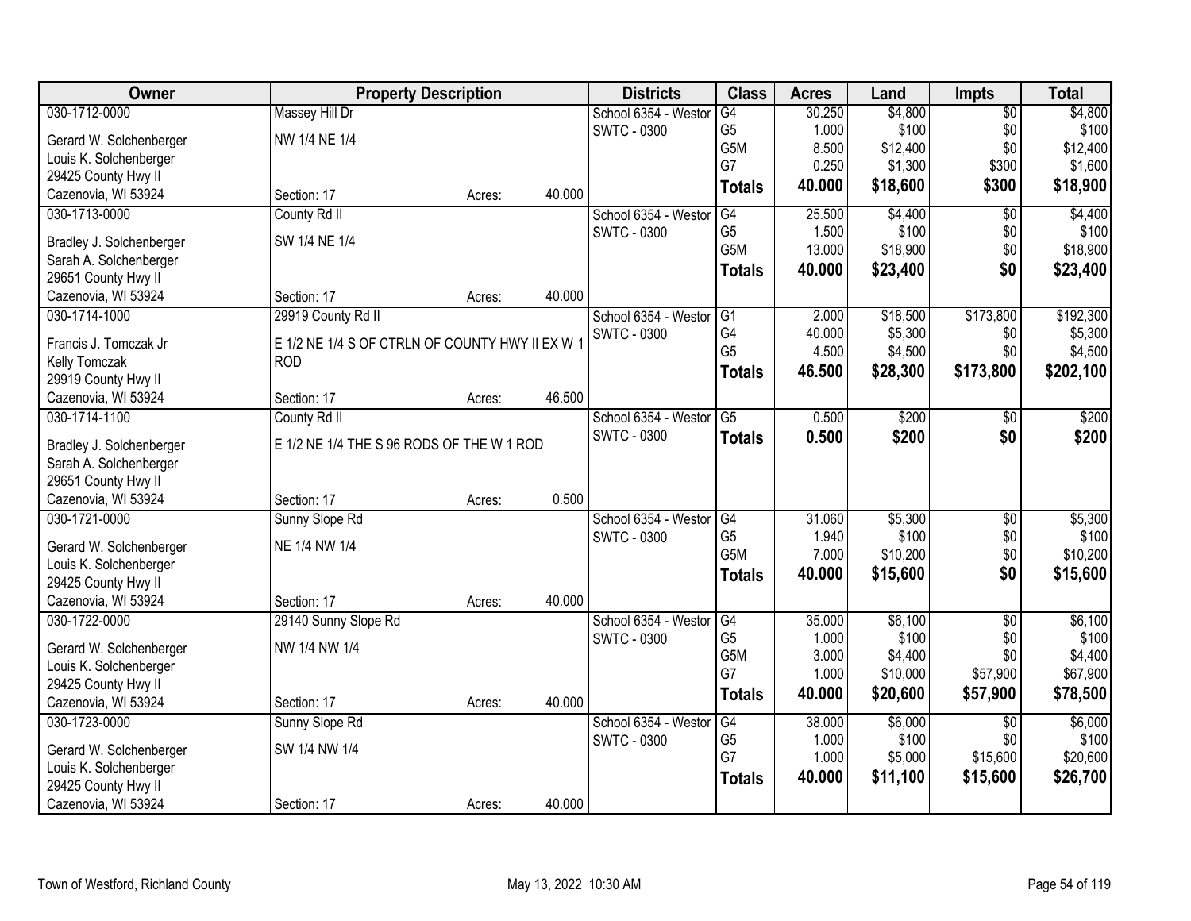| Owner | Property Description | | | Districts | Class | Acres | Land | Impts | Total |
|---|---|---|---|---|---|---|---|---|---|
| 030-1712-0000 | Massey Hill Dr | | | School 6354 - Westor | G4 | 30.250 | $4,800 | $0 | $4,800 |
| Gerard W. Solchenberger | NW 1/4 NE 1/4 | | | SWTC - 0300 | G5 | 1.000 | $100 | $0 | $100 |
| Louis K. Solchenberger | | | | | G5M | 8.500 | $12,400 | $0 | $12,400 |
| 29425 County Hwy II | | | | | G7 | 0.250 | $1,300 | $300 | $1,600 |
| Cazenovia, WI 53924 | Section: 17 | Acres: | 40.000 | | **Totals** | **40.000** | **$18,600** | **$300** | **$18,900** |
| 030-1713-0000 | County Rd II | | | School 6354 - Westor | G4 | 25.500 | $4,400 | $0 | $4,400 |
| Bradley J. Solchenberger | SW 1/4 NE 1/4 | | | SWTC - 0300 | G5 | 1.500 | $100 | $0 | $100 |
| Sarah A. Solchenberger | | | | | G5M | 13.000 | $18,900 | $0 | $18,900 |
| 29651 County Hwy II | | | | | **Totals** | **40.000** | **$23,400** | **$0** | **$23,400** |
| Cazenovia, WI 53924 | Section: 17 | Acres: | 40.000 | | | | | | |
| 030-1714-1000 | 29919 County Rd II | | | School 6354 - Westor | G1 | 2.000 | $18,500 | $173,800 | $192,300 |
| Francis J. Tomczak Jr | E 1/2 NE 1/4 S OF CTRLN OF COUNTY HWY II EX W 1 ROD | | | SWTC - 0300 | G4 | 40.000 | $5,300 | $0 | $5,300 |
| Kelly Tomczak | | | | | G5 | 4.500 | $4,500 | $0 | $4,500 |
| 29919 County Hwy II | | | | | **Totals** | **46.500** | **$28,300** | **$173,800** | **$202,100** |
| Cazenovia, WI 53924 | Section: 17 | Acres: | 46.500 | | | | | | |
| 030-1714-1100 | County Rd II | | | School 6354 - Westor | G5 | 0.500 | $200 | $0 | $200 |
| Bradley J. Solchenberger | E 1/2 NE 1/4 THE S 96 RODS OF THE W 1 ROD | | | SWTC - 0300 | **Totals** | **0.500** | **$200** | **$0** | **$200** |
| Sarah A. Solchenberger | | | | | | | | | |
| 29651 County Hwy II | | | | | | | | | |
| Cazenovia, WI 53924 | Section: 17 | Acres: | 0.500 | | | | | | |
| 030-1721-0000 | Sunny Slope Rd | | | School 6354 - Westor | G4 | 31.060 | $5,300 | $0 | $5,300 |
| Gerard W. Solchenberger | NE 1/4 NW 1/4 | | | SWTC - 0300 | G5 | 1.940 | $100 | $0 | $100 |
| Louis K. Solchenberger | | | | | G5M | 7.000 | $10,200 | $0 | $10,200 |
| 29425 County Hwy II | | | | | **Totals** | **40.000** | **$15,600** | **$0** | **$15,600** |
| Cazenovia, WI 53924 | Section: 17 | Acres: | 40.000 | | | | | | |
| 030-1722-0000 | 29140 Sunny Slope Rd | | | School 6354 - Westor | G4 | 35.000 | $6,100 | $0 | $6,100 |
| Gerard W. Solchenberger | NW 1/4 NW 1/4 | | | SWTC - 0300 | G5 | 1.000 | $100 | $0 | $100 |
| Louis K. Solchenberger | | | | | G5M | 3.000 | $4,400 | $0 | $4,400 |
| 29425 County Hwy II | | | | | G7 | 1.000 | $10,000 | $57,900 | $67,900 |
| Cazenovia, WI 53924 | Section: 17 | Acres: | 40.000 | | **Totals** | **40.000** | **$20,600** | **$57,900** | **$78,500** |
| 030-1723-0000 | Sunny Slope Rd | | | School 6354 - Westor | G4 | 38.000 | $6,000 | $0 | $6,000 |
| Gerard W. Solchenberger | SW 1/4 NW 1/4 | | | SWTC - 0300 | G5 | 1.000 | $100 | $0 | $100 |
| Louis K. Solchenberger | | | | | G7 | 1.000 | $5,000 | $15,600 | $20,600 |
| 29425 County Hwy II | | | | | **Totals** | **40.000** | **$11,100** | **$15,600** | **$26,700** |
| Cazenovia, WI 53924 | Section: 17 | Acres: | 40.000 | | | | | | |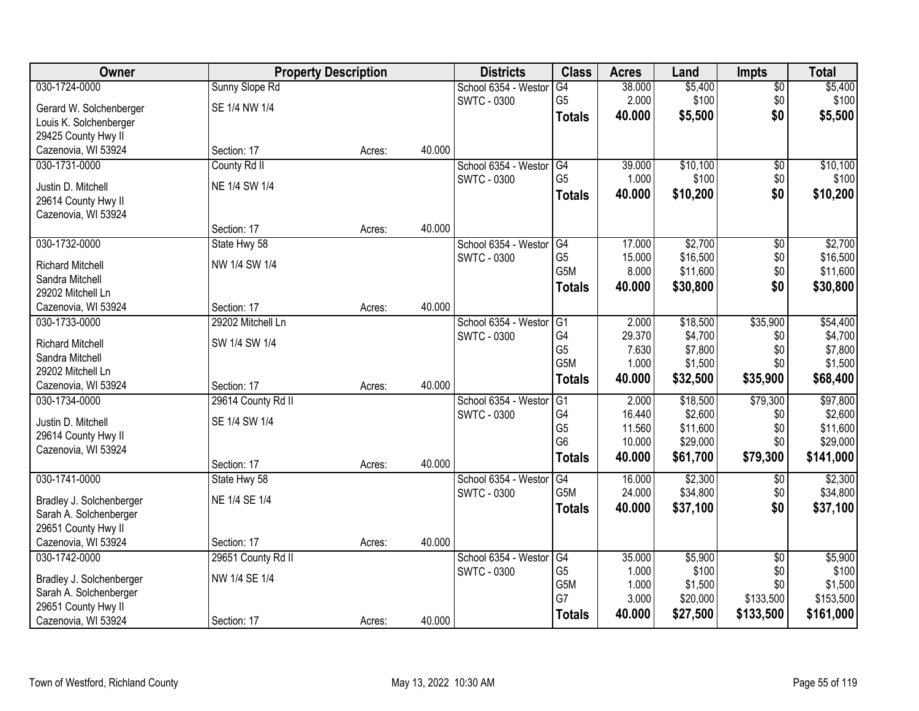| Owner | Property Description | | | Districts | Class | Acres | Land | Impts | Total |
|---|---|---|---|---|---|---|---|---|---|
| 030-1724-0000 | Sunny Slope Rd | | | School 6354 - Westor | G4 | 38.000 | $5,400 | $0 | $5,400 |
| Gerard W. Solchenberger | SE 1/4 NW 1/4 | | | SWTC - 0300 | G5 | 2.000 | $100 | $0 | $100 |
| Louis K. Solchenberger | | | | | **Totals** | **40.000** | **$5,500** | **$0** | **$5,500** |
| 29425 County Hwy II | | | | | | | | | |
| Cazenovia, WI 53924 | Section: 17 | Acres: | 40.000 | | | | | | |
| 030-1731-0000 | County Rd II | | | School 6354 - Westor | G4 | 39.000 | $10,100 | $0 | $10,100 |
| Justin D. Mitchell | NE 1/4 SW 1/4 | | | SWTC - 0300 | G5 | 1.000 | $100 | $0 | $100 |
| 29614 County Hwy II | | | | | **Totals** | **40.000** | **$10,200** | **$0** | **$10,200** |
| Cazenovia, WI 53924 | | | | | | | | | |
| | Section: 17 | Acres: | 40.000 | | | | | | |
| 030-1732-0000 | State Hwy 58 | | | School 6354 - Westor | G4 | 17.000 | $2,700 | $0 | $2,700 |
| Richard Mitchell | NW 1/4 SW 1/4 | | | SWTC - 0300 | G5 | 15.000 | $16,500 | $0 | $16,500 |
| Sandra Mitchell | | | | | G5M | 8.000 | $11,600 | $0 | $11,600 |
| 29202 Mitchell Ln | | | | | **Totals** | **40.000** | **$30,800** | **$0** | **$30,800** |
| Cazenovia, WI 53924 | Section: 17 | Acres: | 40.000 | | | | | | |
| 030-1733-0000 | 29202 Mitchell Ln | | | School 6354 - Westor | G1 | 2.000 | $18,500 | $35,900 | $54,400 |
| Richard Mitchell | SW 1/4 SW 1/4 | | | SWTC - 0300 | G4 | 29.370 | $4,700 | $0 | $4,700 |
| Sandra Mitchell | | | | | G5 | 7.630 | $7,800 | $0 | $7,800 |
| 29202 Mitchell Ln | | | | | G5M | 1.000 | $1,500 | $0 | $1,500 |
| Cazenovia, WI 53924 | Section: 17 | Acres: | 40.000 | | **Totals** | **40.000** | **$32,500** | **$35,900** | **$68,400** |
| 030-1734-0000 | 29614 County Rd II | | | School 6354 - Westor | G1 | 2.000 | $18,500 | $79,300 | $97,800 |
| Justin D. Mitchell | SE 1/4 SW 1/4 | | | SWTC - 0300 | G4 | 16.440 | $2,600 | $0 | $2,600 |
| 29614 County Hwy II | | | | | G5 | 11.560 | $11,600 | $0 | $11,600 |
| Cazenovia, WI 53924 | | | | | G6 | 10.000 | $29,000 | $0 | $29,000 |
| | Section: 17 | Acres: | 40.000 | | **Totals** | **40.000** | **$61,700** | **$79,300** | **$141,000** |
| 030-1741-0000 | State Hwy 58 | | | School 6354 - Westor | G4 | 16.000 | $2,300 | $0 | $2,300 |
| Bradley J. Solchenberger | NE 1/4 SE 1/4 | | | SWTC - 0300 | G5M | 24.000 | $34,800 | $0 | $34,800 |
| Sarah A. Solchenberger | | | | | **Totals** | **40.000** | **$37,100** | **$0** | **$37,100** |
| 29651 County Hwy II | | | | | | | | | |
| Cazenovia, WI 53924 | Section: 17 | Acres: | 40.000 | | | | | | |
| 030-1742-0000 | 29651 County Rd II | | | School 6354 - Westor | G4 | 35.000 | $5,900 | $0 | $5,900 |
| Bradley J. Solchenberger | NW 1/4 SE 1/4 | | | SWTC - 0300 | G5 | 1.000 | $100 | $0 | $100 |
| Sarah A. Solchenberger | | | | | G5M | 1.000 | $1,500 | $0 | $1,500 |
| 29651 County Hwy II | | | | | G7 | 3.000 | $20,000 | $133,500 | $153,500 |
| Cazenovia, WI 53924 | Section: 17 | Acres: | 40.000 | | **Totals** | **40.000** | **$27,500** | **$133,500** | **$161,000** |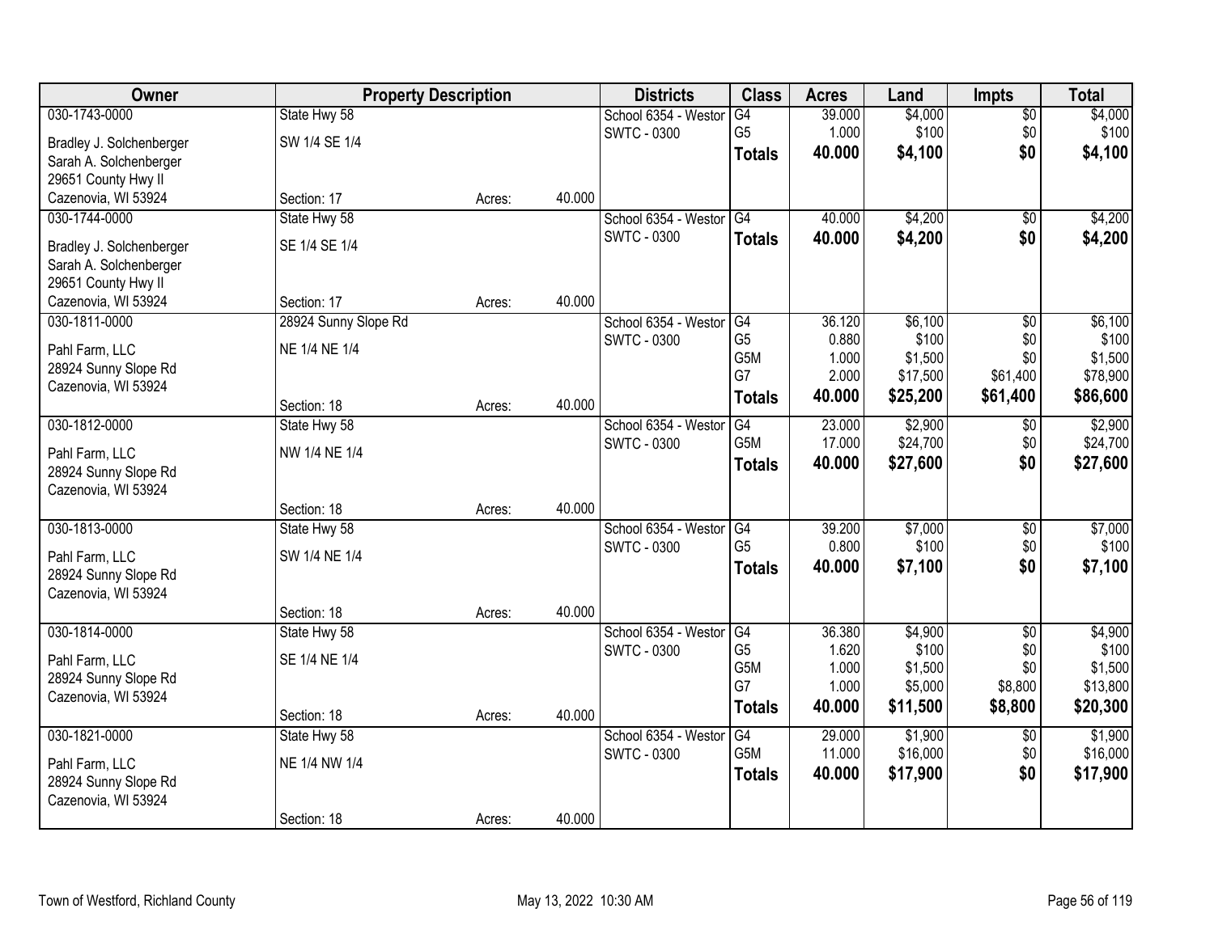| Owner | Property Description | | | Districts | Class | Acres | Land | Impts | Total |
|---|---|---|---|---|---|---|---|---|---|
| 030-1743-0000 | State Hwy 58 | | | School 6354 - Westor | G4 | 39.000 | $4,000 | $0 | $4,000 |
| Bradley J. Solchenberger | SW 1/4 SE 1/4 | | | SWTC - 0300 | G5 | 1.000 | $100 | $0 | $100 |
| Sarah A. Solchenberger | | | | | **Totals** | **40.000** | **$4,100** | **$0** | **$4,100** |
| 29651 County Hwy II | | | | | | | | | |
| Cazenovia, WI 53924 | Section: 17 | Acres: | 40.000 | | | | | | |
| 030-1744-0000 | State Hwy 58 | | | School 6354 - Westor | G4 | 40.000 | $4,200 | $0 | $4,200 |
| Bradley J. Solchenberger | SE 1/4 SE 1/4 | | | SWTC - 0300 | **Totals** | **40.000** | **$4,200** | **$0** | **$4,200** |
| Sarah A. Solchenberger | | | | | | | | | |
| 29651 County Hwy II | | | | | | | | | |
| Cazenovia, WI 53924 | Section: 17 | Acres: | 40.000 | | | | | | |
| 030-1811-0000 | 28924 Sunny Slope Rd | | | School 6354 - Westor | G4 | 36.120 | $6,100 | $0 | $6,100 |
| Pahl Farm, LLC | NE 1/4 NE 1/4 | | | SWTC - 0300 | G5 | 0.880 | $100 | $0 | $100 |
| 28924 Sunny Slope Rd | | | | | G5M | 1.000 | $1,500 | $0 | $1,500 |
| Cazenovia, WI 53924 | | | | | G7 | 2.000 | $17,500 | $61,400 | $78,900 |
| | Section: 18 | Acres: | 40.000 | | **Totals** | **40.000** | **$25,200** | **$61,400** | **$86,600** |
| 030-1812-0000 | State Hwy 58 | | | School 6354 - Westor | G4 | 23.000 | $2,900 | $0 | $2,900 |
| Pahl Farm, LLC | NW 1/4 NE 1/4 | | | SWTC - 0300 | G5M | 17.000 | $24,700 | $0 | $24,700 |
| 28924 Sunny Slope Rd | | | | | **Totals** | **40.000** | **$27,600** | **$0** | **$27,600** |
| Cazenovia, WI 53924 | | | | | | | | | |
| | Section: 18 | Acres: | 40.000 | | | | | | |
| 030-1813-0000 | State Hwy 58 | | | School 6354 - Westor | G4 | 39.200 | $7,000 | $0 | $7,000 |
| Pahl Farm, LLC | SW 1/4 NE 1/4 | | | SWTC - 0300 | G5 | 0.800 | $100 | $0 | $100 |
| 28924 Sunny Slope Rd | | | | | **Totals** | **40.000** | **$7,100** | **$0** | **$7,100** |
| Cazenovia, WI 53924 | | | | | | | | | |
| | Section: 18 | Acres: | 40.000 | | | | | | |
| 030-1814-0000 | State Hwy 58 | | | School 6354 - Westor | G4 | 36.380 | $4,900 | $0 | $4,900 |
| Pahl Farm, LLC | SE 1/4 NE 1/4 | | | SWTC - 0300 | G5 | 1.620 | $100 | $0 | $100 |
| 28924 Sunny Slope Rd | | | | | G5M | 1.000 | $1,500 | $0 | $1,500 |
| Cazenovia, WI 53924 | | | | | G7 | 1.000 | $5,000 | $8,800 | $13,800 |
| | Section: 18 | Acres: | 40.000 | | **Totals** | **40.000** | **$11,500** | **$8,800** | **$20,300** |
| 030-1821-0000 | State Hwy 58 | | | School 6354 - Westor | G4 | 29.000 | $1,900 | $0 | $1,900 |
| Pahl Farm, LLC | NE 1/4 NW 1/4 | | | SWTC - 0300 | G5M | 11.000 | $16,000 | $0 | $16,000 |
| 28924 Sunny Slope Rd | | | | | **Totals** | **40.000** | **$17,900** | **$0** | **$17,900** |
| Cazenovia, WI 53924 | | | | | | | | | |
| | Section: 18 | Acres: | 40.000 | | | | | | |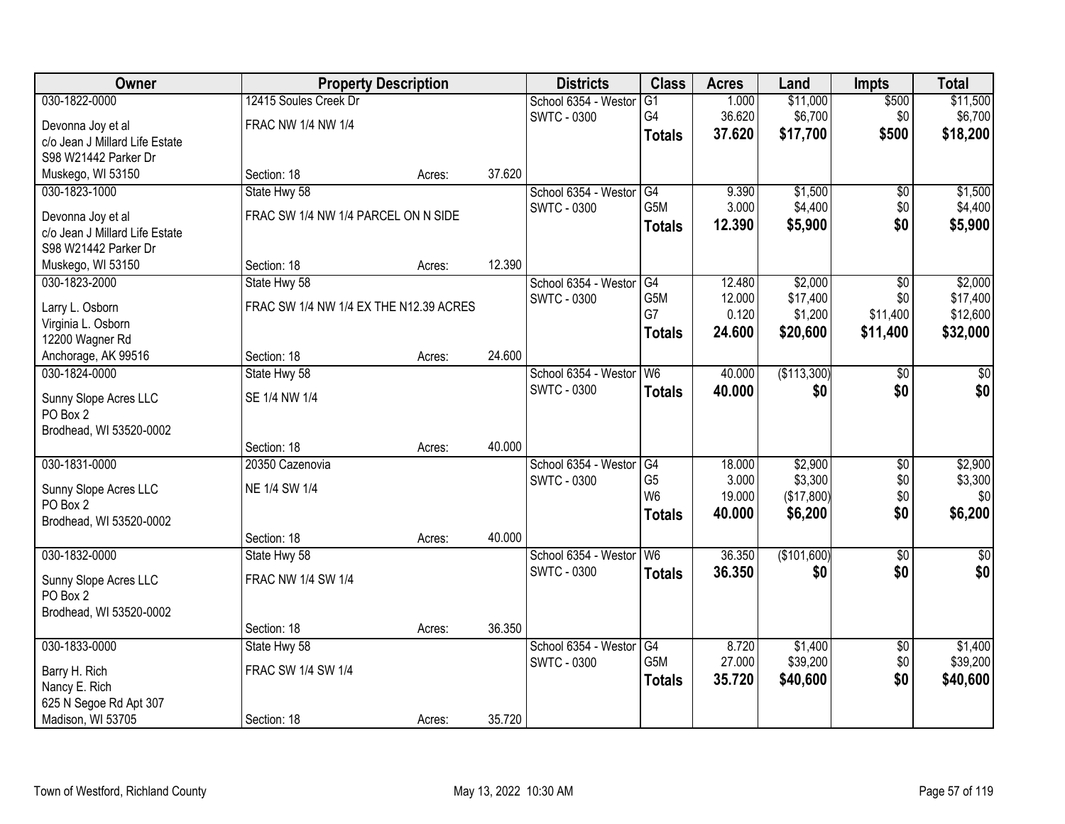| Owner | Property Description | | | Districts | Class | Acres | Land | Impts | Total |
|---|---|---|---|---|---|---|---|---|---|
| 030-1822-0000 | 12415 Soules Creek Dr | | | School 6354 - Westor | G1 | 1.000 | $11,000 | $500 | $11,500 |
| Devonna Joy et al | FRAC NW 1/4 NW 1/4 | | | SWTC - 0300 | G4 | 36.620 | $6,700 | $0 | $6,700 |
| c/o Jean J Millard Life Estate | | | | | **Totals** | **37.620** | **$17,700** | **$500** | **$18,200** |
| S98 W21442 Parker Dr | | | | | | | | | |
| Muskego, WI 53150 | Section: 18 | Acres: | 37.620 | | | | | | |
| 030-1823-1000 | State Hwy 58 | | | School 6354 - Westor | G4 | 9.390 | $1,500 | $0 | $1,500 |
| Devonna Joy et al | FRAC SW 1/4 NW 1/4 PARCEL ON N SIDE | | | SWTC - 0300 | G5M | 3.000 | $4,400 | $0 | $4,400 |
| c/o Jean J Millard Life Estate | | | | | **Totals** | **12.390** | **$5,900** | **$0** | **$5,900** |
| S98 W21442 Parker Dr | | | | | | | | | |
| Muskego, WI 53150 | Section: 18 | Acres: | 12.390 | | | | | | |
| 030-1823-2000 | State Hwy 58 | | | School 6354 - Westor | G4 | 12.480 | $2,000 | $0 | $2,000 |
| Larry L. Osborn | FRAC SW 1/4 NW 1/4 EX THE N12.39 ACRES | | | SWTC - 0300 | G5M | 12.000 | $17,400 | $0 | $17,400 |
| Virginia L. Osborn | | | | | G7 | 0.120 | $1,200 | $11,400 | $12,600 |
| 12200 Wagner Rd | | | | | **Totals** | **24.600** | **$20,600** | **$11,400** | **$32,000** |
| Anchorage, AK 99516 | Section: 18 | Acres: | 24.600 | | | | | | |
| 030-1824-0000 | State Hwy 58 | | | School 6354 - Westor | W6 | 40.000 | ($113,300) | $0 | $0 |
| Sunny Slope Acres LLC | SE 1/4 NW 1/4 | | | SWTC - 0300 | **Totals** | **40.000** | **$0** | **$0** | **$0** |
| PO Box 2 | | | | | | | | | |
| Brodhead, WI 53520-0002 | | | | | | | | | |
| | Section: 18 | Acres: | 40.000 | | | | | | |
| 030-1831-0000 | 20350 Cazenovia | | | School 6354 - Westor | G4 | 18.000 | $2,900 | $0 | $2,900 |
| Sunny Slope Acres LLC | NE 1/4 SW 1/4 | | | SWTC - 0300 | G5 | 3.000 | $3,300 | $0 | $3,300 |
| PO Box 2 | | | | | W6 | 19.000 | ($17,800) | $0 | $0 |
| Brodhead, WI 53520-0002 | | | | | **Totals** | **40.000** | **$6,200** | **$0** | **$6,200** |
| | Section: 18 | Acres: | 40.000 | | | | | | |
| 030-1832-0000 | State Hwy 58 | | | School 6354 - Westor | W6 | 36.350 | ($101,600) | $0 | $0 |
| Sunny Slope Acres LLC | FRAC NW 1/4 SW 1/4 | | | SWTC - 0300 | **Totals** | **36.350** | **$0** | **$0** | **$0** |
| PO Box 2 | | | | | | | | | |
| Brodhead, WI 53520-0002 | | | | | | | | | |
| | Section: 18 | Acres: | 36.350 | | | | | | |
| 030-1833-0000 | State Hwy 58 | | | School 6354 - Westor | G4 | 8.720 | $1,400 | $0 | $1,400 |
| Barry H. Rich | FRAC SW 1/4 SW 1/4 | | | SWTC - 0300 | G5M | 27.000 | $39,200 | $0 | $39,200 |
| Nancy E. Rich | | | | | **Totals** | **35.720** | **$40,600** | **$0** | **$40,600** |
| 625 N Segoe Rd Apt 307 | | | | | | | | | |
| Madison, WI 53705 | Section: 18 | Acres: | 35.720 | | | | | | |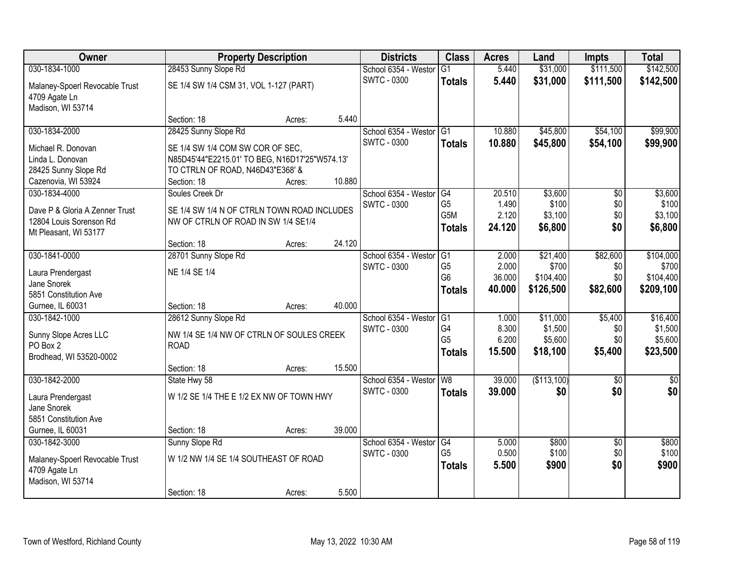| Owner | Property Description | | Districts | Class | Acres | Land | Impts | Total |
|---|---|---|---|---|---|---|---|---|
| 030-1834-1000<br>Malaney-Spoerl Revocable Trust<br>4709 Agate Ln<br>Madison, WI 53714 | 28453 Sunny Slope Rd<br>SE 1/4 SW 1/4 CSM 31, VOL 1-127 (PART)<br>Section: 18 | Acres: 5.440 | School 6354 - Westor<br>SWTC - 0300 | G1<br>**Totals** | 5.440<br>**5.440** | $31,000<br>**$31,000** | $111,500<br>**$111,500** | $142,500<br>**$142,500** |
| 030-1834-2000<br>Michael R. Donovan<br>Linda L. Donovan<br>28425 Sunny Slope Rd<br>Cazenovia, WI 53924 | 28425 Sunny Slope Rd<br>SE 1/4 SW 1/4 COM SW COR OF SEC, N85D45'44"E2215.01' TO BEG, N16D17'25"W574.13' TO CTRLN OF ROAD, N46D43"E368' &<br>Section: 18 | Acres: 10.880 | School 6354 - Westor<br>SWTC - 0300 | G1<br>**Totals** | 10.880<br>**10.880** | $45,800<br>**$45,800** | $54,100<br>**$54,100** | $99,900<br>**$99,900** |
| 030-1834-4000<br>Dave P & Gloria A Zenner Trust<br>12804 Louis Sorenson Rd<br>Mt Pleasant, WI 53177 | Soules Creek Dr<br>SE 1/4 SW 1/4 N OF CTRLN TOWN ROAD INCLUDES NW OF CTRLN OF ROAD IN SW 1/4 SE1/4<br>Section: 18 | Acres: 24.120 | School 6354 - Westor<br>SWTC - 0300 | G4<br>G5<br>G5M<br>**Totals** | 20.510<br>1.490<br>2.120<br>**24.120** | $3,600<br>$100<br>$3,100<br>**$6,800** | $0<br>$0<br>$0<br>**$0** | $3,600<br>$100<br>$3,100<br>**$6,800** |
| 030-1841-0000<br>Laura Prendergast<br>Jane Snorek<br>5851 Constitution Ave<br>Gurnee, IL 60031 | 28701 Sunny Slope Rd<br>NE 1/4 SE 1/4<br>Section: 18 | Acres: 40.000 | School 6354 - Westor<br>SWTC - 0300 | G1<br>G5<br>G6<br>**Totals** | 2.000<br>2.000<br>36.000<br>**40.000** | $21,400<br>$700<br>$104,400<br>**$126,500** | $82,600<br>$0<br>$0<br>**$82,600** | $104,000<br>$700<br>$104,400<br>**$209,100** |
| 030-1842-1000<br>Sunny Slope Acres LLC<br>PO Box 2<br>Brodhead, WI 53520-0002 | 28612 Sunny Slope Rd<br>NW 1/4 SE 1/4 NW OF CTRLN OF SOULES CREEK ROAD<br>Section: 18 | Acres: 15.500 | School 6354 - Westor<br>SWTC - 0300 | G1<br>G4<br>G5<br>**Totals** | 1.000<br>8.300<br>6.200<br>**15.500** | $11,000<br>$1,500<br>$5,600<br>**$18,100** | $5,400<br>$0<br>$0<br>**$5,400** | $16,400<br>$1,500<br>$5,600<br>**$23,500** |
| 030-1842-2000<br>Laura Prendergast<br>Jane Snorek<br>5851 Constitution Ave<br>Gurnee, IL 60031 | State Hwy 58<br>W 1/2 SE 1/4 THE E 1/2 EX NW OF TOWN HWY<br>Section: 18 | Acres: 39.000 | School 6354 - Westor<br>SWTC - 0300 | W8<br>**Totals** | 39.000<br>**39.000** | ($113,100)<br>**$0** | $0<br>**$0** | $0<br>**$0** |
| 030-1842-3000<br>Malaney-Spoerl Revocable Trust<br>4709 Agate Ln<br>Madison, WI 53714 | Sunny Slope Rd<br>W 1/2 NW 1/4 SE 1/4 SOUTHEAST OF ROAD<br>Section: 18 | Acres: 5.500 | School 6354 - Westor<br>SWTC - 0300 | G4<br>G5<br>**Totals** | 5.000<br>0.500<br>**5.500** | $800<br>$100<br>**$900** | $0<br>$0<br>**$0** | $800<br>$100<br>**$900** |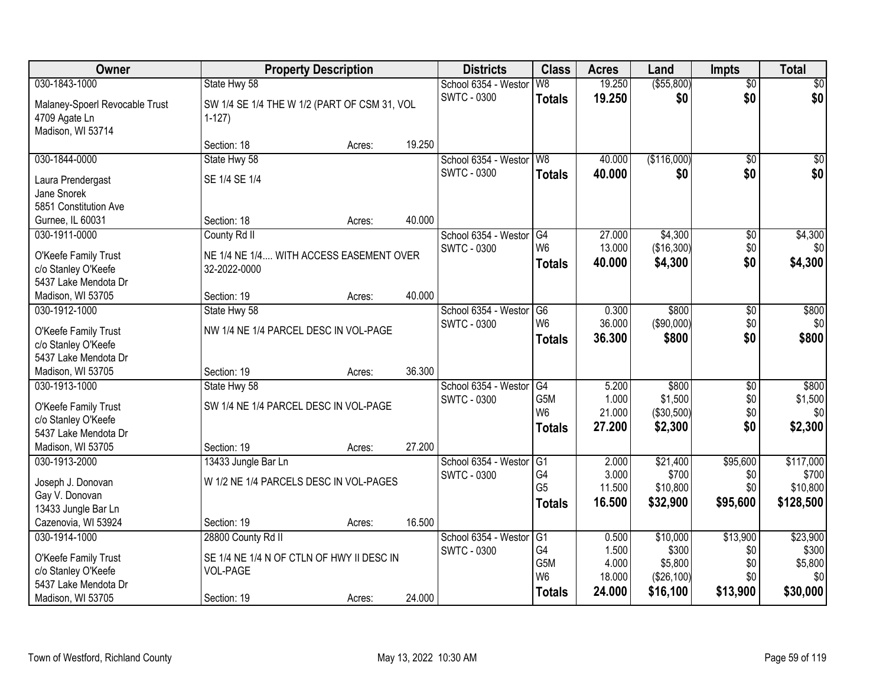| Owner | Property Description | Districts | Class | Acres | Land | Impts | Total |
|---|---|---|---|---|---|---|---|
| 030-1843-1000<br>Malaney-Spoerl Revocable Trust<br>4709 Agate Ln<br>Madison, WI 53714 | State Hwy 58<br>SW 1/4 SE 1/4 THE W 1/2 (PART OF CSM 31, VOL 1-127)<br>Section: 18 Acres: 19.250 | School 6354 - Westor<br>SWTC - 0300 | W8<br>**Totals** | 19.250<br>**19.250** | ($55,800)<br>**$0** | $0<br>**$0** | $0<br>**$0** |
| 030-1844-0000<br>Laura Prendergast<br>Jane Snorek<br>5851 Constitution Ave<br>Gurnee, IL 60031 | State Hwy 58<br>SE 1/4 SE 1/4<br>Section: 18 Acres: 40.000 | School 6354 - Westor<br>SWTC - 0300 | W8<br>**Totals** | 40.000<br>**40.000** | ($116,000)<br>**$0** | $0<br>**$0** | $0<br>**$0** |
| 030-1911-0000<br>O'Keefe Family Trust<br>c/o Stanley O'Keefe<br>5437 Lake Mendota Dr<br>Madison, WI 53705 | County Rd II<br>NE 1/4 NE 1/4.... WITH ACCESS EASEMENT OVER 32-2022-0000<br>Section: 19 Acres: 40.000 | School 6354 - Westor<br>SWTC - 0300 | G4<br>W6<br>**Totals** | 27.000<br>13.000<br>**40.000** | $4,300<br>($16,300)<br>**$4,300** | $0<br>$0<br>**$0** | $4,300<br>$0<br>**$4,300** |
| 030-1912-1000<br>O'Keefe Family Trust<br>c/o Stanley O'Keefe<br>5437 Lake Mendota Dr<br>Madison, WI 53705 | State Hwy 58<br>NW 1/4 NE 1/4 PARCEL DESC IN VOL-PAGE<br>Section: 19 Acres: 36.300 | School 6354 - Westor<br>SWTC - 0300 | G6<br>W6<br>**Totals** | 0.300<br>36.000<br>**36.300** | $800<br>($90,000)<br>**$800** | $0<br>$0<br>**$0** | $800<br>$0<br>**$800** |
| 030-1913-1000<br>O'Keefe Family Trust<br>c/o Stanley O'Keefe<br>5437 Lake Mendota Dr<br>Madison, WI 53705 | State Hwy 58<br>SW 1/4 NE 1/4 PARCEL DESC IN VOL-PAGE<br>Section: 19 Acres: 27.200 | School 6354 - Westor<br>SWTC - 0300 | G4<br>G5M<br>W6<br>**Totals** | 5.200<br>1.000<br>21.000<br>**27.200** | $800<br>$1,500<br>($30,500)<br>**$2,300** | $0<br>$0<br>$0<br>**$0** | $800<br>$1,500<br>$0<br>**$2,300** |
| 030-1913-2000<br>Joseph J. Donovan<br>Gay V. Donovan<br>13433 Jungle Bar Ln<br>Cazenovia, WI 53924 | 13433 Jungle Bar Ln<br>W 1/2 NE 1/4 PARCELS DESC IN VOL-PAGES<br>Section: 19 Acres: 16.500 | School 6354 - Westor<br>SWTC - 0300 | G1<br>G4<br>G5<br>**Totals** | 2.000<br>3.000<br>11.500<br>**16.500** | $21,400<br>$700<br>$10,800<br>**$32,900** | $95,600<br>$0<br>$0<br>**$95,600** | $117,000<br>$700<br>$10,800<br>**$128,500** |
| 030-1914-1000<br>O'Keefe Family Trust<br>c/o Stanley O'Keefe<br>5437 Lake Mendota Dr<br>Madison, WI 53705 | 28800 County Rd II<br>SE 1/4 NE 1/4 N OF CTLN OF HWY II DESC IN VOL-PAGE<br>Section: 19 Acres: 24.000 | School 6354 - Westor<br>SWTC - 0300 | G1<br>G4<br>G5M<br>W6<br>**Totals** | 0.500<br>1.500<br>4.000<br>18.000<br>**24.000** | $10,000<br>$300<br>$5,800<br>($26,100)<br>**$16,100** | $13,900<br>$0<br>$0<br>$0<br>**$13,900** | $23,900<br>$300<br>$5,800<br>$0<br>**$30,000** |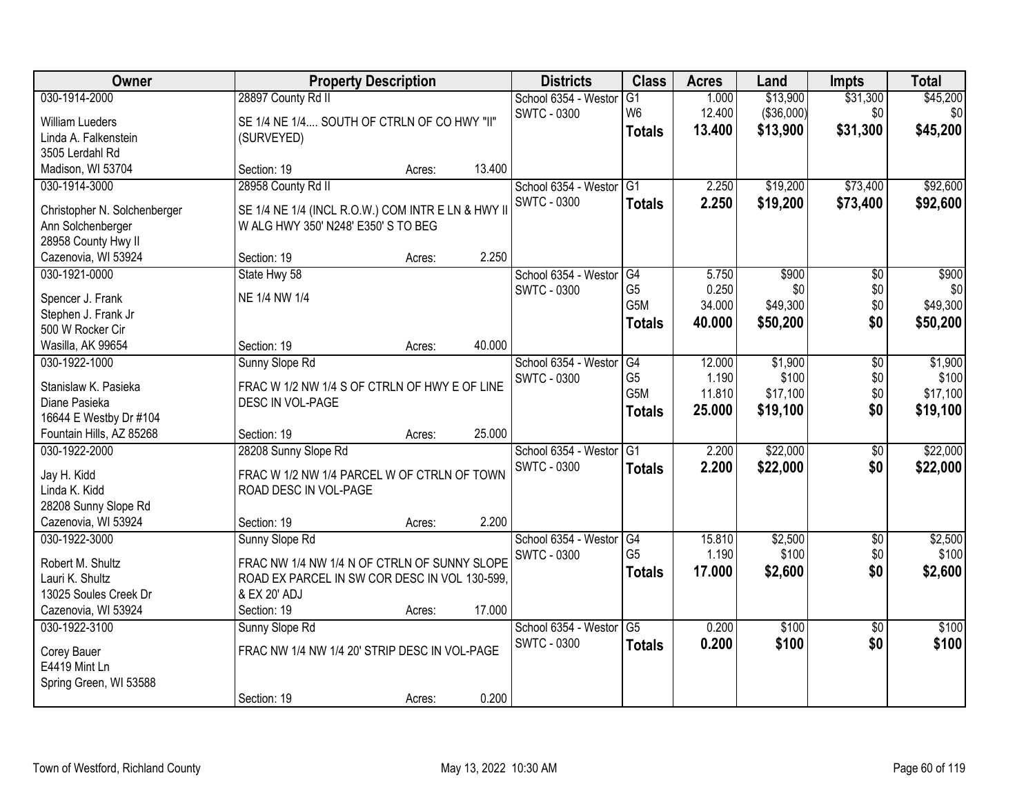| Owner | Property Description | Districts | Class | Acres | Land | Impts | Total |
|---|---|---|---|---|---|---|---|
| 030-1914-2000<br>William Lueders<br>Linda A. Falkenstein<br>3505 Lerdahl Rd<br>Madison, WI 53704 | 28897 County Rd II<br>SE 1/4 NE 1/4.... SOUTH OF CTRLN OF CO HWY "II" (SURVEYED)<br>Section: 19 Acres: 13.400 | School 6354 - Westor<br>SWTC - 0300 | G1<br>W6<br>**Totals** | 1.000<br>12.400<br>**13.400** | $13,900<br>($36,000)<br>**$13,900** | $31,300<br>$0<br>**$31,300** | $45,200<br>$0<br>**$45,200** |
| 030-1914-3000<br>Christopher N. Solchenberger<br>Ann Solchenberger<br>28958 County Hwy II<br>Cazenovia, WI 53924 | 28958 County Rd II<br>SE 1/4 NE 1/4 (INCL R.O.W.) COM INTR E LN & HWY II W ALG HWY 350' N248' E350' S TO BEG<br>Section: 19 Acres: 2.250 | School 6354 - Westor<br>SWTC - 0300 | G1<br>**Totals** | 2.250<br>**2.250** | $19,200<br>**$19,200** | $73,400<br>**$73,400** | $92,600<br>**$92,600** |
| 030-1921-0000<br>Spencer J. Frank<br>Stephen J. Frank Jr<br>500 W Rocker Cir<br>Wasilla, AK 99654 | State Hwy 58<br>NE 1/4 NW 1/4<br>Section: 19 Acres: 40.000 | School 6354 - Westor<br>SWTC - 0300 | G4<br>G5<br>G5M<br>**Totals** | 5.750<br>0.250<br>34.000<br>**40.000** | $900<br>$0<br>$49,300<br>**$50,200** | $0<br>$0<br>$0<br>**$0** | $900<br>$0<br>$49,300<br>**$50,200** |
| 030-1922-1000<br>Stanislaw K. Pasieka<br>Diane Pasieka<br>16644 E Westby Dr #104<br>Fountain Hills, AZ 85268 | Sunny Slope Rd<br>FRAC W 1/2 NW 1/4 S OF CTRLN OF HWY E OF LINE DESC IN VOL-PAGE<br>Section: 19 Acres: 25.000 | School 6354 - Westor<br>SWTC - 0300 | G4<br>G5<br>G5M<br>**Totals** | 12.000<br>1.190<br>11.810<br>**25.000** | $1,900<br>$100<br>$17,100<br>**$19,100** | $0<br>$0<br>$0<br>**$0** | $1,900<br>$100<br>$17,100<br>**$19,100** |
| 030-1922-2000<br>Jay H. Kidd<br>Linda K. Kidd<br>28208 Sunny Slope Rd<br>Cazenovia, WI 53924 | 28208 Sunny Slope Rd<br>FRAC W 1/2 NW 1/4 PARCEL W OF CTRLN OF TOWN ROAD DESC IN VOL-PAGE<br>Section: 19 Acres: 2.200 | School 6354 - Westor<br>SWTC - 0300 | G1<br>**Totals** | 2.200<br>**2.200** | $22,000<br>**$22,000** | $0<br>**$0** | $22,000<br>**$22,000** |
| 030-1922-3000<br>Robert M. Shultz<br>Lauri K. Shultz<br>13025 Soules Creek Dr<br>Cazenovia, WI 53924 | Sunny Slope Rd<br>FRAC NW 1/4 NW 1/4 N OF CTRLN OF SUNNY SLOPE ROAD EX PARCEL IN SW COR DESC IN VOL 130-599, & EX 20' ADJ<br>Section: 19 Acres: 17.000 | School 6354 - Westor<br>SWTC - 0300 | G4<br>G5<br>**Totals** | 15.810<br>1.190<br>**17.000** | $2,500<br>$100<br>**$2,600** | $0<br>$0<br>**$0** | $2,500<br>$100<br>**$2,600** |
| 030-1922-3100<br>Corey Bauer<br>E4419 Mint Ln<br>Spring Green, WI 53588 | Sunny Slope Rd<br>FRAC NW 1/4 NW 1/4 20' STRIP DESC IN VOL-PAGE<br>Section: 19 Acres: 0.200 | School 6354 - Westor<br>SWTC - 0300 | G5<br>**Totals** | 0.200<br>**0.200** | $100<br>**$100** | $0<br>**$0** | $100<br>**$100** |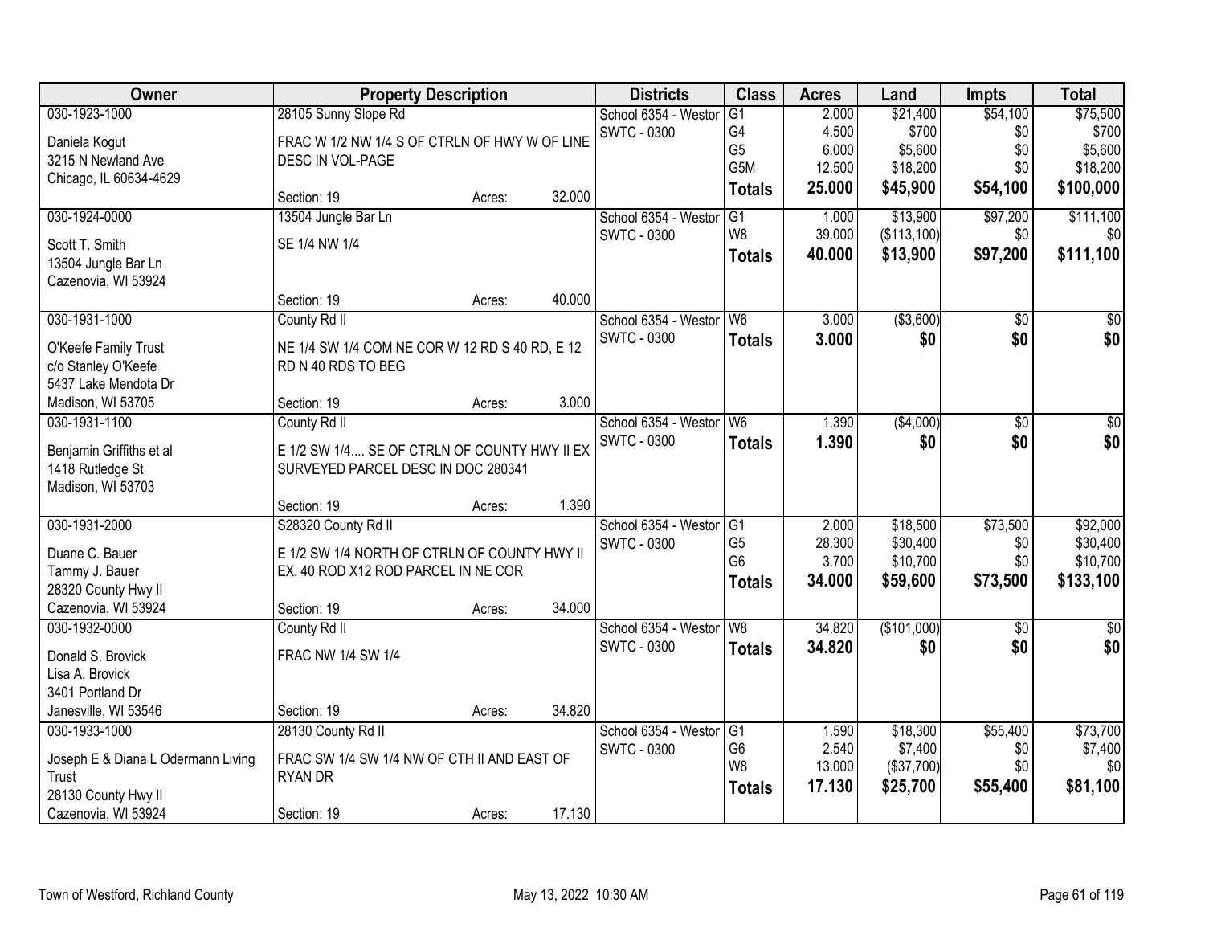| Owner | Property Description | | | Districts | Class | Acres | Land | Impts | Total |
|---|---|---|---|---|---|---|---|---|---|
| 030-1923-1000<br>Daniela Kogut<br>3215 N Newland Ave<br>Chicago, IL 60634-4629 | 28105 Sunny Slope Rd<br>FRAC W 1/2 NW 1/4 S OF CTRLN OF HWY W OF LINE DESC IN VOL-PAGE<br>Section: 19 | Acres: | 32.000 | School 6354 - Westor<br>SWTC - 0300 | G1<br>G4<br>G5<br>G5M<br>**Totals** | 2.000<br>4.500<br>6.000<br>12.500<br>**25.000** | $21,400<br>$700<br>$5,600<br>$18,200<br>**$45,900** | $54,100<br>$0<br>$0<br>$0<br>**$54,100** | $75,500<br>$700<br>$5,600<br>$18,200<br>**$100,000** |
| 030-1924-0000<br>Scott T. Smith<br>13504 Jungle Bar Ln<br>Cazenovia, WI 53924 | 13504 Jungle Bar Ln<br>SE 1/4 NW 1/4<br>Section: 19 | Acres: | 40.000 | School 6354 - Westor<br>SWTC - 0300 | G1<br>W8<br>**Totals** | 1.000<br>39.000<br>**40.000** | $13,900<br>($113,100)<br>**$13,900** | $97,200<br>$0<br>**$97,200** | $111,100<br>$0<br>**$111,100** |
| 030-1931-1000<br>O'Keefe Family Trust<br>c/o Stanley O'Keefe<br>5437 Lake Mendota Dr<br>Madison, WI 53705 | County Rd II<br>NE 1/4 SW 1/4 COM NE COR W 12 RD S 40 RD, E 12 RD N 40 RDS TO BEG<br>Section: 19 | Acres: | 3.000 | School 6354 - Westor<br>SWTC - 0300 | W6<br>**Totals** | 3.000<br>**3.000** | ($3,600)<br>**$0** | $0<br>**$0** | $0<br>**$0** |
| 030-1931-1100<br>Benjamin Griffiths et al<br>1418 Rutledge St<br>Madison, WI 53703 | County Rd II<br>E 1/2 SW 1/4.... SE OF CTRLN OF COUNTY HWY II EX SURVEYED PARCEL DESC IN DOC 280341<br>Section: 19 | Acres: | 1.390 | School 6354 - Westor<br>SWTC - 0300 | W6<br>**Totals** | 1.390<br>**1.390** | ($4,000)<br>**$0** | $0<br>**$0** | $0<br>**$0** |
| 030-1931-2000<br>Duane C. Bauer<br>Tammy J. Bauer<br>28320 County Hwy II<br>Cazenovia, WI 53924 | S28320 County Rd II<br>E 1/2 SW 1/4 NORTH OF CTRLN OF COUNTY HWY II EX. 40 ROD X12 ROD PARCEL IN NE COR<br>Section: 19 | Acres: | 34.000 | School 6354 - Westor<br>SWTC - 0300 | G1<br>G5<br>G6<br>**Totals** | 2.000<br>28.300<br>3.700<br>**34.000** | $18,500<br>$30,400<br>$10,700<br>**$59,600** | $73,500<br>$0<br>$0<br>**$73,500** | $92,000<br>$30,400<br>$10,700<br>**$133,100** |
| 030-1932-0000<br>Donald S. Brovick<br>Lisa A. Brovick<br>3401 Portland Dr<br>Janesville, WI 53546 | County Rd II<br>FRAC NW 1/4 SW 1/4<br>Section: 19 | Acres: | 34.820 | School 6354 - Westor<br>SWTC - 0300 | W8<br>**Totals** | 34.820<br>**34.820** | ($101,000)<br>**$0** | $0<br>**$0** | $0<br>**$0** |
| 030-1933-1000<br>Joseph E & Diana L Odermann Living Trust<br>28130 County Hwy II<br>Cazenovia, WI 53924 | 28130 County Rd II<br>FRAC SW 1/4 SW 1/4 NW OF CTH II AND EAST OF RYAN DR<br>Section: 19 | Acres: | 17.130 | School 6354 - Westor<br>SWTC - 0300 | G1<br>G6<br>W8<br>**Totals** | 1.590<br>2.540<br>13.000<br>**17.130** | $18,300<br>$7,400<br>($37,700)<br>**$25,700** | $55,400<br>$0<br>$0<br>**$55,400** | $73,700<br>$7,400<br>$0<br>**$81,100** |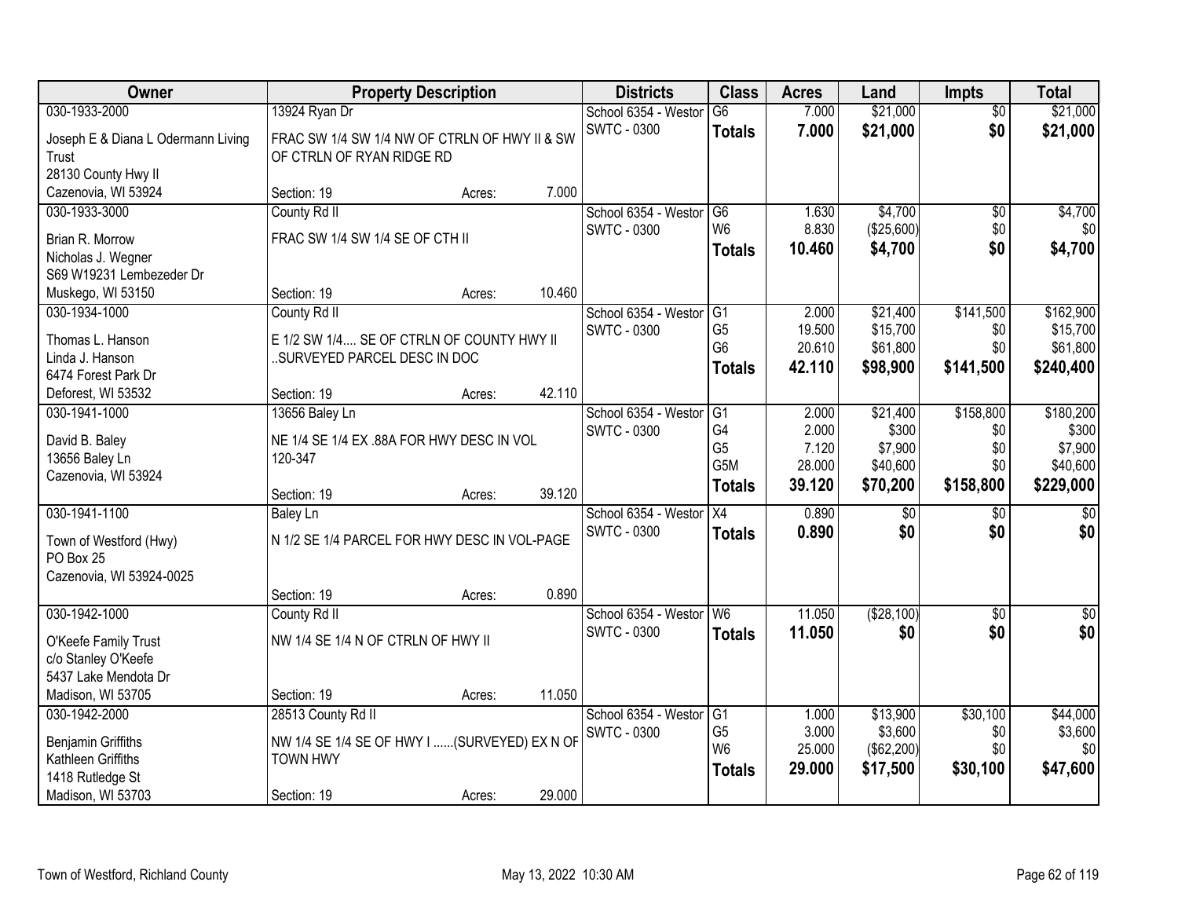| Owner | Property Description | Districts | Class | Acres | Land | Impts | Total |
|---|---|---|---|---|---|---|---|
| 030-1933-2000<br>Joseph E & Diana L Odermann Living Trust<br>28130 County Hwy II<br>Cazenovia, WI 53924 | 13924 Ryan Dr<br>FRAC SW 1/4 SW 1/4 NW OF CTRLN OF HWY II & SW OF CTRLN OF RYAN RIDGE RD<br>Section: 19 Acres: 7.000 | School 6354 - Westor<br>SWTC - 0300 | G6<br>**Totals** | 7.000<br>**7.000** | $21,000<br>**$21,000** | $0<br>**$0** | $21,000<br>**$21,000** |
| 030-1933-3000<br>Brian R. Morrow<br>Nicholas J. Wegner<br>S69 W19231 Lembezeder Dr<br>Muskego, WI 53150 | County Rd II<br>FRAC SW 1/4 SW 1/4 SE OF CTH II<br>Section: 19 Acres: 10.460 | School 6354 - Westor<br>SWTC - 0300 | G6<br>W6<br>**Totals** | 1.630<br>8.830<br>**10.460** | $4,700<br>($25,600)<br>**$4,700** | $0<br>$0<br>**$0** | $4,700<br>$0<br>**$4,700** |
| 030-1934-1000<br>Thomas L. Hanson<br>Linda J. Hanson<br>6474 Forest Park Dr<br>Deforest, WI 53532 | County Rd II<br>E 1/2 SW 1/4.... SE OF CTRLN OF COUNTY HWY II ..SURVEYED PARCEL DESC IN DOC<br>Section: 19 Acres: 42.110 | School 6354 - Westor<br>SWTC - 0300 | G1<br>G5<br>G6<br>**Totals** | 2.000<br>19.500<br>20.610<br>**42.110** | $21,400<br>$15,700<br>$61,800<br>**$98,900** | $141,500<br>$0<br>$0<br>**$141,500** | $162,900<br>$15,700<br>$61,800<br>**$240,400** |
| 030-1941-1000<br>David B. Baley<br>13656 Baley Ln<br>Cazenovia, WI 53924 | 13656 Baley Ln<br>NE 1/4 SE 1/4 EX .88A FOR HWY DESC IN VOL 120-347<br>Section: 19 Acres: 39.120 | School 6354 - Westor<br>SWTC - 0300 | G1<br>G4<br>G5<br>G5M<br>**Totals** | 2.000<br>2.000<br>7.120<br>28.000<br>**39.120** | $21,400<br>$300<br>$7,900<br>$40,600<br>**$70,200** | $158,800<br>$0<br>$0<br>$0<br>**$158,800** | $180,200<br>$300<br>$7,900<br>$40,600<br>**$229,000** |
| 030-1941-1100<br>Town of Westford (Hwy)<br>PO Box 25<br>Cazenovia, WI 53924-0025 | Baley Ln<br>N 1/2 SE 1/4 PARCEL FOR HWY DESC IN VOL-PAGE<br>Section: 19 Acres: 0.890 | School 6354 - Westor<br>SWTC - 0300 | X4<br>**Totals** | 0.890<br>**0.890** | $0<br>**$0** | $0<br>**$0** | $0<br>**$0** |
| 030-1942-1000<br>O'Keefe Family Trust<br>c/o Stanley O'Keefe<br>5437 Lake Mendota Dr<br>Madison, WI 53705 | County Rd II<br>NW 1/4 SE 1/4 N OF CTRLN OF HWY II<br>Section: 19 Acres: 11.050 | School 6354 - Westor<br>SWTC - 0300 | W6<br>**Totals** | 11.050<br>**11.050** | ($28,100)<br>**$0** | $0<br>**$0** | $0<br>**$0** |
| 030-1942-2000<br>Benjamin Griffiths<br>Kathleen Griffiths<br>1418 Rutledge St<br>Madison, WI 53703 | 28513 County Rd II<br>NW 1/4 SE 1/4 SE OF HWY I ......(SURVEYED) EX N OF TOWN HWY<br>Section: 19 Acres: 29.000 | School 6354 - Westor<br>SWTC - 0300 | G1<br>G5<br>W6<br>**Totals** | 1.000<br>3.000<br>25.000<br>**29.000** | $13,900<br>$3,600<br>($62,200)<br>**$17,500** | $30,100<br>$0<br>$0<br>**$30,100** | $44,000<br>$3,600<br>$0<br>**$47,600** |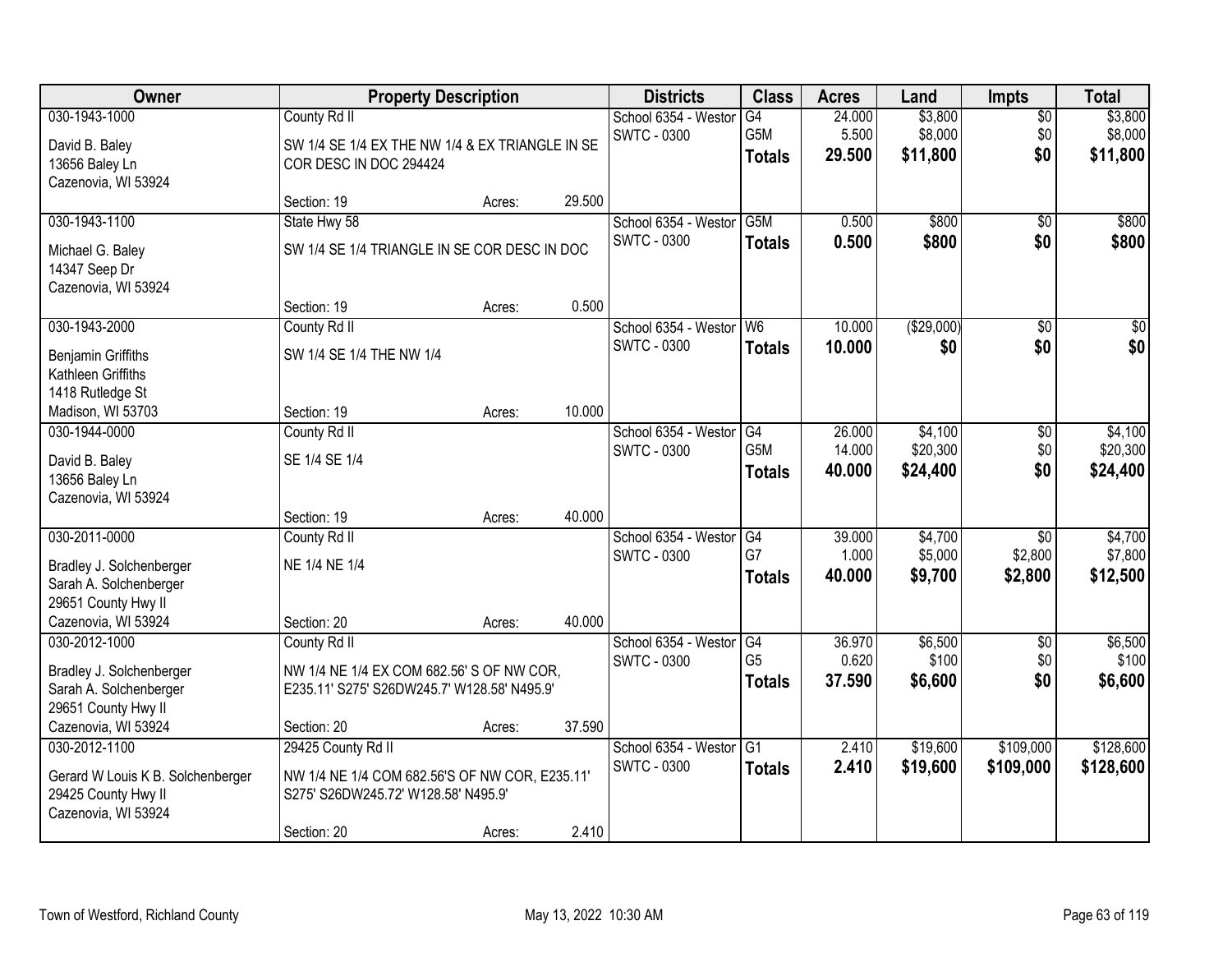| Owner | Property Description | | | Districts | Class | Acres | Land | Impts | Total |
|---|---|---|---|---|---|---|---|---|---|
| 030-1943-1000 | County Rd II | | | School 6354 - Westor | G4 | 24.000 | $3,800 | $0 | $3,800 |
| David B. Baley | SW 1/4 SE 1/4 EX THE NW 1/4 & EX TRIANGLE IN SE | | | SWTC - 0300 | G5M | 5.500 | $8,000 | $0 | $8,000 |
| 13656 Baley Ln | COR DESC IN DOC 294424 | | | | **Totals** | **29.500** | **$11,800** | **$0** | **$11,800** |
| Cazenovia, WI 53924 | | | | | | | | | |
| | Section: 19 | Acres: | 29.500 | | | | | | |
| 030-1943-1100 | State Hwy 58 | | | School 6354 - Westor | G5M | 0.500 | $800 | $0 | $800 |
| Michael G. Baley | SW 1/4 SE 1/4 TRIANGLE IN SE COR DESC IN DOC | | | SWTC - 0300 | **Totals** | **0.500** | **$800** | **$0** | **$800** |
| 14347 Seep Dr | | | | | | | | | |
| Cazenovia, WI 53924 | | | | | | | | | |
| | Section: 19 | Acres: | 0.500 | | | | | | |
| 030-1943-2000 | County Rd II | | | School 6354 - Westor | W6 | 10.000 | ($29,000) | $0 | $0 |
| Benjamin Griffiths | SW 1/4 SE 1/4 THE NW 1/4 | | | SWTC - 0300 | **Totals** | **10.000** | **$0** | **$0** | **$0** |
| Kathleen Griffiths | | | | | | | | | |
| 1418 Rutledge St | | | | | | | | | |
| Madison, WI 53703 | Section: 19 | Acres: | 10.000 | | | | | | |
| 030-1944-0000 | County Rd II | | | School 6354 - Westor | G4 | 26.000 | $4,100 | $0 | $4,100 |
| David B. Baley | SE 1/4 SE 1/4 | | | SWTC - 0300 | G5M | 14.000 | $20,300 | $0 | $20,300 |
| 13656 Baley Ln | | | | | **Totals** | **40.000** | **$24,400** | **$0** | **$24,400** |
| Cazenovia, WI 53924 | | | | | | | | | |
| | Section: 19 | Acres: | 40.000 | | | | | | |
| 030-2011-0000 | County Rd II | | | School 6354 - Westor | G4 | 39.000 | $4,700 | $0 | $4,700 |
| Bradley J. Solchenberger | NE 1/4 NE 1/4 | | | SWTC - 0300 | G7 | 1.000 | $5,000 | $2,800 | $7,800 |
| Sarah A. Solchenberger | | | | | **Totals** | **40.000** | **$9,700** | **$2,800** | **$12,500** |
| 29651 County Hwy II | | | | | | | | | |
| Cazenovia, WI 53924 | Section: 20 | Acres: | 40.000 | | | | | | |
| 030-2012-1000 | County Rd II | | | School 6354 - Westor | G4 | 36.970 | $6,500 | $0 | $6,500 |
| Bradley J. Solchenberger | NW 1/4 NE 1/4 EX COM 682.56' S OF NW COR, | | | SWTC - 0300 | G5 | 0.620 | $100 | $0 | $100 |
| Sarah A. Solchenberger | E235.11' S275' S26DW245.7' W128.58' N495.9' | | | | **Totals** | **37.590** | **$6,600** | **$0** | **$6,600** |
| 29651 County Hwy II | | | | | | | | | |
| Cazenovia, WI 53924 | Section: 20 | Acres: | 37.590 | | | | | | |
| 030-2012-1100 | 29425 County Rd II | | | School 6354 - Westor | G1 | 2.410 | $19,600 | $109,000 | $128,600 |
| Gerard W Louis K B. Solchenberger | NW 1/4 NE 1/4 COM 682.56'S OF NW COR, E235.11' | | | SWTC - 0300 | **Totals** | **2.410** | **$19,600** | **$109,000** | **$128,600** |
| 29425 County Hwy II | S275' S26DW245.72' W128.58' N495.9' | | | | | | | | |
| Cazenovia, WI 53924 | | | | | | | | | |
| | Section: 20 | Acres: | 2.410 | | | | | | |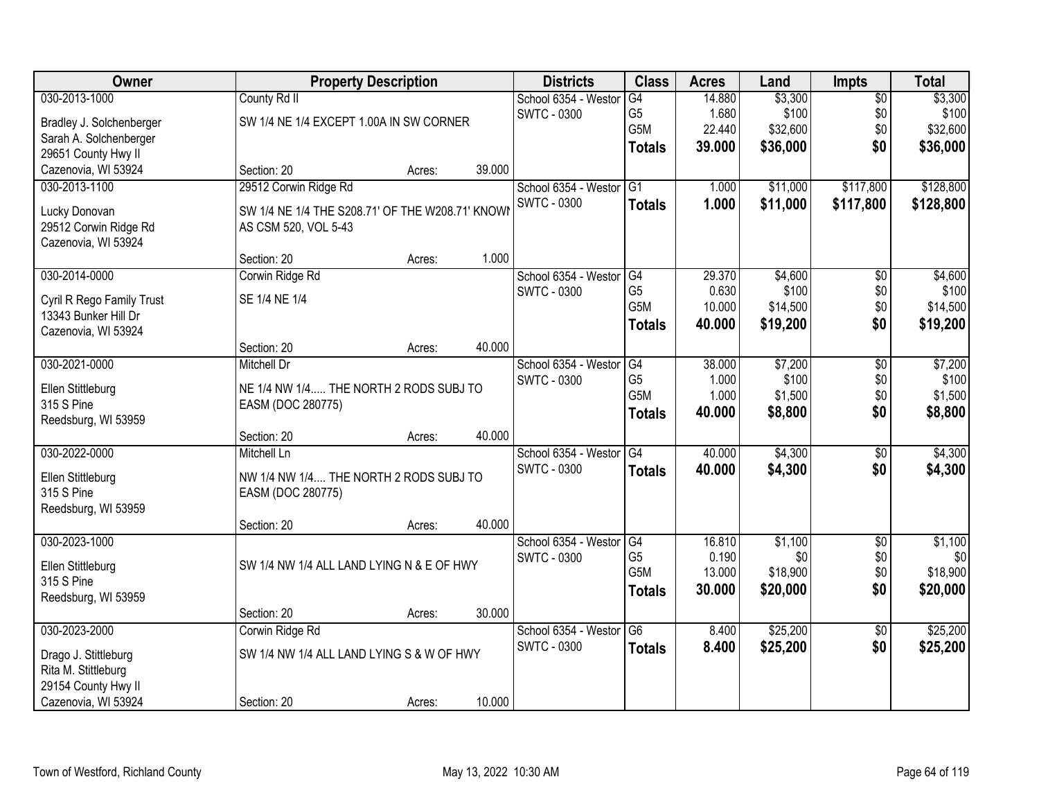| Owner | Property Description | | | Districts | Class | Acres | Land | Impts | Total |
|---|---|---|---|---|---|---|---|---|---|
| 030-2013-1000 | County Rd II | | | School 6354 - Westor | G4 | 14.880 | $3,300 | $0 | $3,300 |
| Bradley J. Solchenberger | SW 1/4 NE 1/4 EXCEPT 1.00A IN SW CORNER | | | SWTC - 0300 | G5 | 1.680 | $100 | $0 | $100 |
| Sarah A. Solchenberger | | | | | G5M | 22.440 | $32,600 | $0 | $32,600 |
| 29651 County Hwy II | | | | | **Totals** | **39.000** | **$36,000** | **$0** | **$36,000** |
| Cazenovia, WI 53924 | Section: 20 | Acres: | 39.000 | | | | | | |
| 030-2013-1100 | 29512 Corwin Ridge Rd | | | School 6354 - Westor | G1 | 1.000 | $11,000 | $117,800 | $128,800 |
| Lucky Donovan | SW 1/4 NE 1/4 THE S208.71' OF THE W208.71' KNOWN | | | SWTC - 0300 | **Totals** | **1.000** | **$11,000** | **$117,800** | **$128,800** |
| 29512 Corwin Ridge Rd | AS CSM 520, VOL 5-43 | | | | | | | | |
| Cazenovia, WI 53924 | | | | | | | | | |
| | Section: 20 | Acres: | 1.000 | | | | | | |
| 030-2014-0000 | Corwin Ridge Rd | | | School 6354 - Westor | G4 | 29.370 | $4,600 | $0 | $4,600 |
| Cyril R Rego Family Trust | SE 1/4 NE 1/4 | | | SWTC - 0300 | G5 | 0.630 | $100 | $0 | $100 |
| 13343 Bunker Hill Dr | | | | | G5M | 10.000 | $14,500 | $0 | $14,500 |
| Cazenovia, WI 53924 | | | | | **Totals** | **40.000** | **$19,200** | **$0** | **$19,200** |
| | Section: 20 | Acres: | 40.000 | | | | | | |
| 030-2021-0000 | Mitchell Dr | | | School 6354 - Westor | G4 | 38.000 | $7,200 | $0 | $7,200 |
| Ellen Stittleburg | NE 1/4 NW 1/4..... THE NORTH 2 RODS SUBJ TO | | | SWTC - 0300 | G5 | 1.000 | $100 | $0 | $100 |
| 315 S Pine | EASM (DOC 280775) | | | | G5M | 1.000 | $1,500 | $0 | $1,500 |
| Reedsburg, WI 53959 | | | | | **Totals** | **40.000** | **$8,800** | **$0** | **$8,800** |
| | Section: 20 | Acres: | 40.000 | | | | | | |
| 030-2022-0000 | Mitchell Ln | | | School 6354 - Westor | G4 | 40.000 | $4,300 | $0 | $4,300 |
| Ellen Stittleburg | NW 1/4 NW 1/4.... THE NORTH 2 RODS SUBJ TO | | | SWTC - 0300 | **Totals** | **40.000** | **$4,300** | **$0** | **$4,300** |
| 315 S Pine | EASM (DOC 280775) | | | | | | | | |
| Reedsburg, WI 53959 | | | | | | | | | |
| | Section: 20 | Acres: | 40.000 | | | | | | |
| 030-2023-1000 | | | | School 6354 - Westor | G4 | 16.810 | $1,100 | $0 | $1,100 |
| Ellen Stittleburg | SW 1/4 NW 1/4 ALL LAND LYING N & E OF HWY | | | SWTC - 0300 | G5 | 0.190 | $0 | $0 | $0 |
| 315 S Pine | | | | | G5M | 13.000 | $18,900 | $0 | $18,900 |
| Reedsburg, WI 53959 | | | | | **Totals** | **30.000** | **$20,000** | **$0** | **$20,000** |
| | Section: 20 | Acres: | 30.000 | | | | | | |
| 030-2023-2000 | Corwin Ridge Rd | | | School 6354 - Westor | G6 | 8.400 | $25,200 | $0 | $25,200 |
| Drago J. Stittleburg | SW 1/4 NW 1/4 ALL LAND LYING S & W OF HWY | | | SWTC - 0300 | **Totals** | **8.400** | **$25,200** | **$0** | **$25,200** |
| Rita M. Stittleburg | | | | | | | | | |
| 29154 County Hwy II | | | | | | | | | |
| Cazenovia, WI 53924 | Section: 20 | Acres: | 10.000 | | | | | | |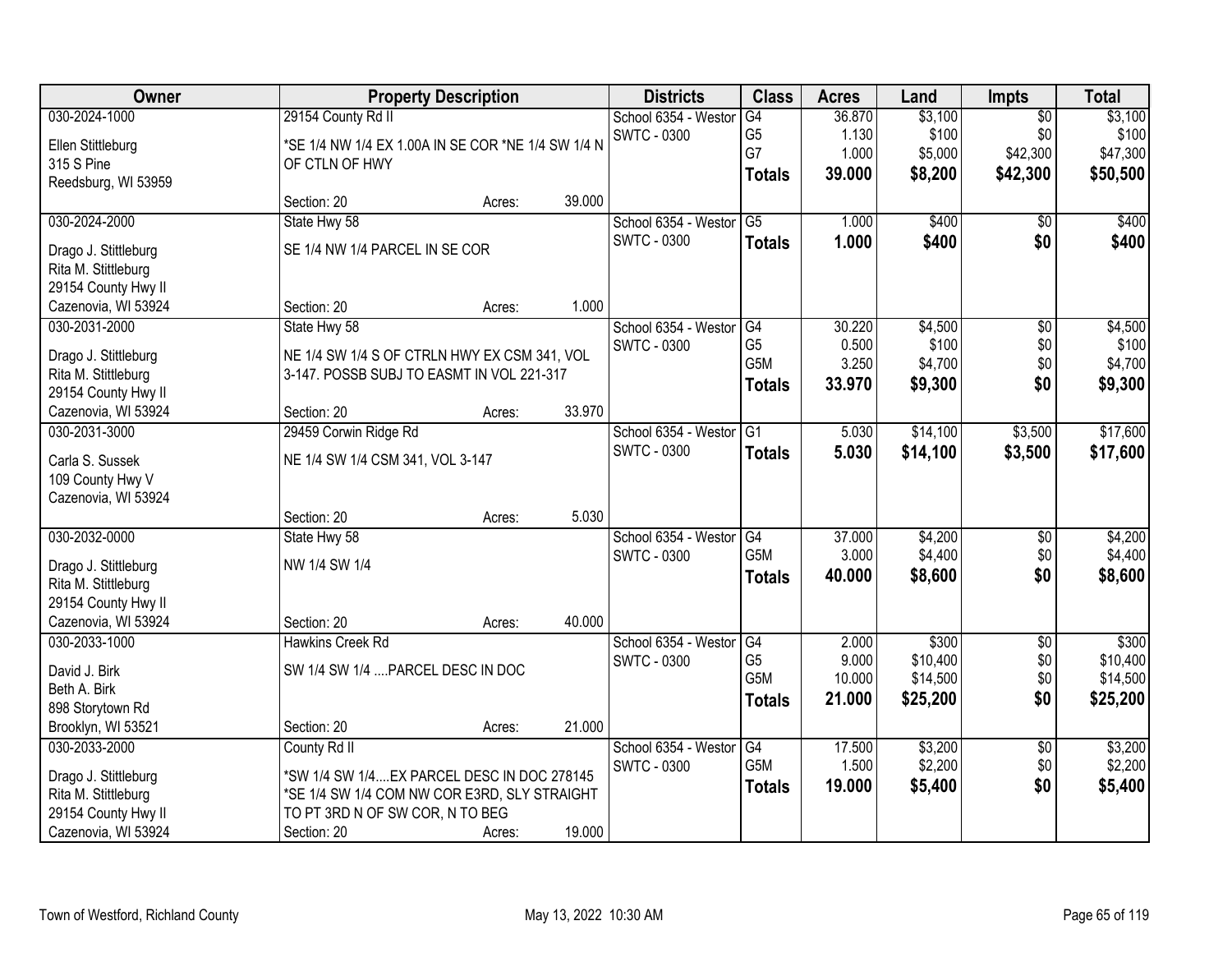| Owner | Property Description | Districts | Class | Acres | Land | Impts | Total |
|---|---|---|---|---|---|---|---|
| 030-2024-1000<br>Ellen Stittleburg<br>315 S Pine<br>Reedsburg, WI 53959 | 29154 County Rd II<br>*SE 1/4 NW 1/4 EX 1.00A IN SE COR *NE 1/4 SW 1/4 N OF CTLN OF HWY<br>Section: 20 Acres: 39.000 | School 6354 - Westor<br>SWTC - 0300 | G4<br>G5<br>G7<br>**Totals** | 36.870<br>1.130<br>1.000<br>**39.000** | $3,100<br>$100<br>$5,000<br>**$8,200** | $0<br>$0<br>$42,300<br>**$42,300** | $3,100<br>$100<br>$47,300<br>**$50,500** |
| 030-2024-2000<br>Drago J. Stittleburg<br>Rita M. Stittleburg<br>29154 County Hwy II<br>Cazenovia, WI 53924 | State Hwy 58<br>SE 1/4 NW 1/4 PARCEL IN SE COR<br>Section: 20 Acres: 1.000 | School 6354 - Westor<br>SWTC - 0300 | G5<br>**Totals** | 1.000<br>**1.000** | $400<br>**$400** | $0<br>**$0** | $400<br>**$400** |
| 030-2031-2000<br>Drago J. Stittleburg<br>Rita M. Stittleburg<br>29154 County Hwy II<br>Cazenovia, WI 53924 | State Hwy 58<br>NE 1/4 SW 1/4 S OF CTRLN HWY EX CSM 341, VOL 3-147. POSSB SUBJ TO EASMT IN VOL 221-317<br>Section: 20 Acres: 33.970 | School 6354 - Westor<br>SWTC - 0300 | G4<br>G5<br>G5M<br>**Totals** | 30.220<br>0.500<br>3.250<br>**33.970** | $4,500<br>$100<br>$4,700<br>**$9,300** | $0<br>$0<br>$0<br>**$0** | $4,500<br>$100<br>$4,700<br>**$9,300** |
| 030-2031-3000<br>Carla S. Sussek<br>109 County Hwy V<br>Cazenovia, WI 53924 | 29459 Corwin Ridge Rd<br>NE 1/4 SW 1/4 CSM 341, VOL 3-147<br>Section: 20 Acres: 5.030 | School 6354 - Westor<br>SWTC - 0300 | G1<br>**Totals** | 5.030<br>**5.030** | $14,100<br>**$14,100** | $3,500<br>**$3,500** | $17,600<br>**$17,600** |
| 030-2032-0000<br>Drago J. Stittleburg<br>Rita M. Stittleburg<br>29154 County Hwy II<br>Cazenovia, WI 53924 | State Hwy 58<br>NW 1/4 SW 1/4<br>Section: 20 Acres: 40.000 | School 6354 - Westor<br>SWTC - 0300 | G4<br>G5M<br>**Totals** | 37.000<br>3.000<br>**40.000** | $4,200<br>$4,400<br>**$8,600** | $0<br>$0<br>**$0** | $4,200<br>$4,400<br>**$8,600** |
| 030-2033-1000<br>David J. Birk<br>Beth A. Birk<br>898 Storytown Rd<br>Brooklyn, WI 53521 | Hawkins Creek Rd<br>SW 1/4 SW 1/4 ....PARCEL DESC IN DOC<br>Section: 20 Acres: 21.000 | School 6354 - Westor<br>SWTC - 0300 | G4<br>G5<br>G5M<br>**Totals** | 2.000<br>9.000<br>10.000<br>**21.000** | $300<br>$10,400<br>$14,500<br>**$25,200** | $0<br>$0<br>$0<br>**$0** | $300<br>$10,400<br>$14,500<br>**$25,200** |
| 030-2033-2000<br>Drago J. Stittleburg<br>Rita M. Stittleburg<br>29154 County Hwy II<br>Cazenovia, WI 53924 | County Rd II<br>*SW 1/4 SW 1/4....EX PARCEL DESC IN DOC 278145 *SE 1/4 SW 1/4 COM NW COR E3RD, SLY STRAIGHT TO PT 3RD N OF SW COR, N TO BEG<br>Section: 20 Acres: 19.000 | School 6354 - Westor<br>SWTC - 0300 | G4<br>G5M<br>**Totals** | 17.500<br>1.500<br>**19.000** | $3,200<br>$2,200<br>**$5,400** | $0<br>$0<br>**$0** | $3,200<br>$2,200<br>**$5,400** |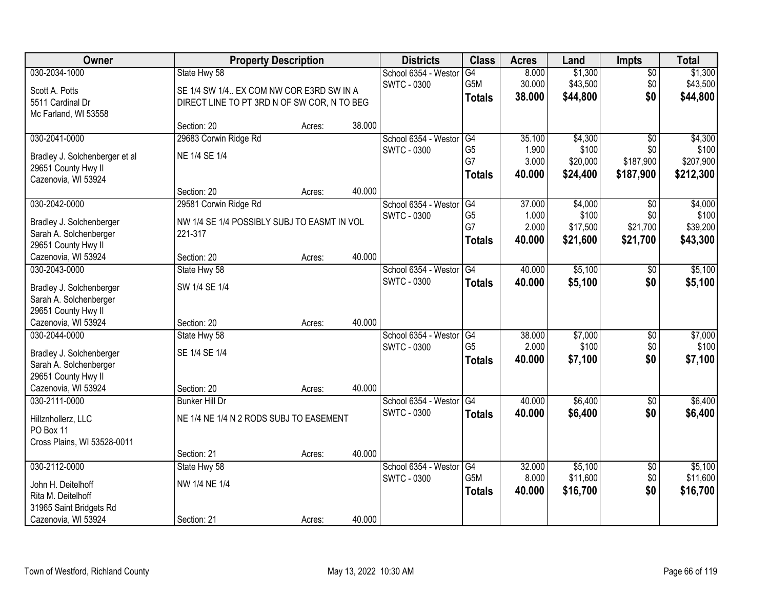| Owner | Property Description | | | Districts | Class | Acres | Land | Impts | Total |
|---|---|---|---|---|---|---|---|---|---|
| 030-2034-1000 | State Hwy 58 | | | School 6354 - Westor | G4 | 8.000 | $1,300 | $0 | $1,300 |
| Scott A. Potts | SE 1/4 SW 1/4.. EX COM NW COR E3RD SW IN A | | | SWTC - 0300 | G5M | 30.000 | $43,500 | $0 | $43,500 |
| 5511 Cardinal Dr | DIRECT LINE TO PT 3RD N OF SW COR, N TO BEG | | | | **Totals** | **38.000** | **$44,800** | **$0** | **$44,800** |
| Mc Farland, WI 53558 | | | | | | | | | |
| | Section: 20 | Acres: | 38.000 | | | | | | |
| 030-2041-0000 | 29683 Corwin Ridge Rd | | | School 6354 - Westor | G4 | 35.100 | $4,300 | $0 | $4,300 |
| Bradley J. Solchenberger et al | NE 1/4 SE 1/4 | | | SWTC - 0300 | G5 | 1.900 | $100 | $0 | $100 |
| 29651 County Hwy II | | | | | G7 | 3.000 | $20,000 | $187,900 | $207,900 |
| Cazenovia, WI 53924 | | | | | **Totals** | **40.000** | **$24,400** | **$187,900** | **$212,300** |
| | Section: 20 | Acres: | 40.000 | | | | | | |
| 030-2042-0000 | 29581 Corwin Ridge Rd | | | School 6354 - Westor | G4 | 37.000 | $4,000 | $0 | $4,000 |
| Bradley J. Solchenberger | NW 1/4 SE 1/4 POSSIBLY SUBJ TO EASMT IN VOL | | | SWTC - 0300 | G5 | 1.000 | $100 | $0 | $100 |
| Sarah A. Solchenberger | 221-317 | | | | G7 | 2.000 | $17,500 | $21,700 | $39,200 |
| 29651 County Hwy II | | | | | **Totals** | **40.000** | **$21,600** | **$21,700** | **$43,300** |
| Cazenovia, WI 53924 | Section: 20 | Acres: | 40.000 | | | | | | |
| 030-2043-0000 | State Hwy 58 | | | School 6354 - Westor | G4 | 40.000 | $5,100 | $0 | $5,100 |
| Bradley J. Solchenberger | SW 1/4 SE 1/4 | | | SWTC - 0300 | **Totals** | **40.000** | **$5,100** | **$0** | **$5,100** |
| Sarah A. Solchenberger | | | | | | | | | |
| 29651 County Hwy II | | | | | | | | | |
| Cazenovia, WI 53924 | Section: 20 | Acres: | 40.000 | | | | | | |
| 030-2044-0000 | State Hwy 58 | | | School 6354 - Westor | G4 | 38.000 | $7,000 | $0 | $7,000 |
| Bradley J. Solchenberger | SE 1/4 SE 1/4 | | | SWTC - 0300 | G5 | 2.000 | $100 | $0 | $100 |
| Sarah A. Solchenberger | | | | | **Totals** | **40.000** | **$7,100** | **$0** | **$7,100** |
| 29651 County Hwy II | | | | | | | | | |
| Cazenovia, WI 53924 | Section: 20 | Acres: | 40.000 | | | | | | |
| 030-2111-0000 | Bunker Hill Dr | | | School 6354 - Westor | G4 | 40.000 | $6,400 | $0 | $6,400 |
| Hillznhollerz, LLC | NE 1/4 NE 1/4 N 2 RODS SUBJ TO EASEMENT | | | SWTC - 0300 | **Totals** | **40.000** | **$6,400** | **$0** | **$6,400** |
| PO Box 11 | | | | | | | | | |
| Cross Plains, WI 53528-0011 | | | | | | | | | |
| | Section: 21 | Acres: | 40.000 | | | | | | |
| 030-2112-0000 | State Hwy 58 | | | School 6354 - Westor | G4 | 32.000 | $5,100 | $0 | $5,100 |
| John H. Deitelhoff | NW 1/4 NE 1/4 | | | SWTC - 0300 | G5M | 8.000 | $11,600 | $0 | $11,600 |
| Rita M. Deitelhoff | | | | | **Totals** | **40.000** | **$16,700** | **$0** | **$16,700** |
| 31965 Saint Bridgets Rd | | | | | | | | | |
| Cazenovia, WI 53924 | Section: 21 | Acres: | 40.000 | | | | | | |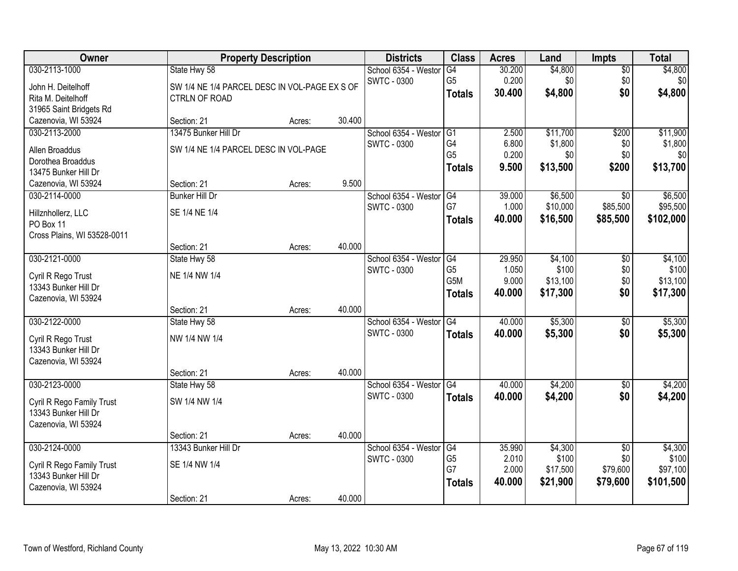| Owner | Property Description | | | Districts | Class | Acres | Land | Impts | Total |
|---|---|---|---|---|---|---|---|---|---|
| 030-2113-1000 | State Hwy 58 | | | School 6354 - Westor | G4 | 30.200 | $4,800 | $0 | $4,800 |
| John H. Deitelhoff | SW 1/4 NE 1/4 PARCEL DESC IN VOL-PAGE EX S OF CTRLN OF ROAD | | | SWTC - 0300 | G5 | 0.200 | $0 | $0 | $0 |
| Rita M. Deitelhoff | | | | | **Totals** | **30.400** | **$4,800** | **$0** | **$4,800** |
| 31965 Saint Bridgets Rd | | | | | | | | | |
| Cazenovia, WI 53924 | Section: 21 | Acres: | 30.400 | | | | | | |
| 030-2113-2000 | 13475 Bunker Hill Dr | | | School 6354 - Westor | G1 | 2.500 | $11,700 | $200 | $11,900 |
| Allen Broaddus | SW 1/4 NE 1/4 PARCEL DESC IN VOL-PAGE | | | SWTC - 0300 | G4 | 6.800 | $1,800 | $0 | $1,800 |
| Dorothea Broaddus | | | | | G5 | 0.200 | $0 | $0 | $0 |
| 13475 Bunker Hill Dr | | | | | **Totals** | **9.500** | **$13,500** | **$200** | **$13,700** |
| Cazenovia, WI 53924 | Section: 21 | Acres: | 9.500 | | | | | | |
| 030-2114-0000 | Bunker Hill Dr | | | School 6354 - Westor | G4 | 39.000 | $6,500 | $0 | $6,500 |
| Hillznhollerz, LLC | SE 1/4 NE 1/4 | | | SWTC - 0300 | G7 | 1.000 | $10,000 | $85,500 | $95,500 |
| PO Box 11 | | | | | **Totals** | **40.000** | **$16,500** | **$85,500** | **$102,000** |
| Cross Plains, WI 53528-0011 | | | | | | | | | |
| | Section: 21 | Acres: | 40.000 | | | | | | |
| 030-2121-0000 | State Hwy 58 | | | School 6354 - Westor | G4 | 29.950 | $4,100 | $0 | $4,100 |
| Cyril R Rego Trust | NE 1/4 NW 1/4 | | | SWTC - 0300 | G5 | 1.050 | $100 | $0 | $100 |
| 13343 Bunker Hill Dr | | | | | G5M | 9.000 | $13,100 | $0 | $13,100 |
| Cazenovia, WI 53924 | | | | | **Totals** | **40.000** | **$17,300** | **$0** | **$17,300** |
| | Section: 21 | Acres: | 40.000 | | | | | | |
| 030-2122-0000 | State Hwy 58 | | | School 6354 - Westor | G4 | 40.000 | $5,300 | $0 | $5,300 |
| Cyril R Rego Trust | NW 1/4 NW 1/4 | | | SWTC - 0300 | **Totals** | **40.000** | **$5,300** | **$0** | **$5,300** |
| 13343 Bunker Hill Dr | | | | | | | | | |
| Cazenovia, WI 53924 | | | | | | | | | |
| | Section: 21 | Acres: | 40.000 | | | | | | |
| 030-2123-0000 | State Hwy 58 | | | School 6354 - Westor | G4 | 40.000 | $4,200 | $0 | $4,200 |
| Cyril R Rego Family Trust | SW 1/4 NW 1/4 | | | SWTC - 0300 | **Totals** | **40.000** | **$4,200** | **$0** | **$4,200** |
| 13343 Bunker Hill Dr | | | | | | | | | |
| Cazenovia, WI 53924 | | | | | | | | | |
| | Section: 21 | Acres: | 40.000 | | | | | | |
| 030-2124-0000 | 13343 Bunker Hill Dr | | | School 6354 - Westor | G4 | 35.990 | $4,300 | $0 | $4,300 |
| Cyril R Rego Family Trust | SE 1/4 NW 1/4 | | | SWTC - 0300 | G5 | 2.010 | $100 | $0 | $100 |
| 13343 Bunker Hill Dr | | | | | G7 | 2.000 | $17,500 | $79,600 | $97,100 |
| Cazenovia, WI 53924 | | | | | **Totals** | **40.000** | **$21,900** | **$79,600** | **$101,500** |
| | Section: 21 | Acres: | 40.000 | | | | | | |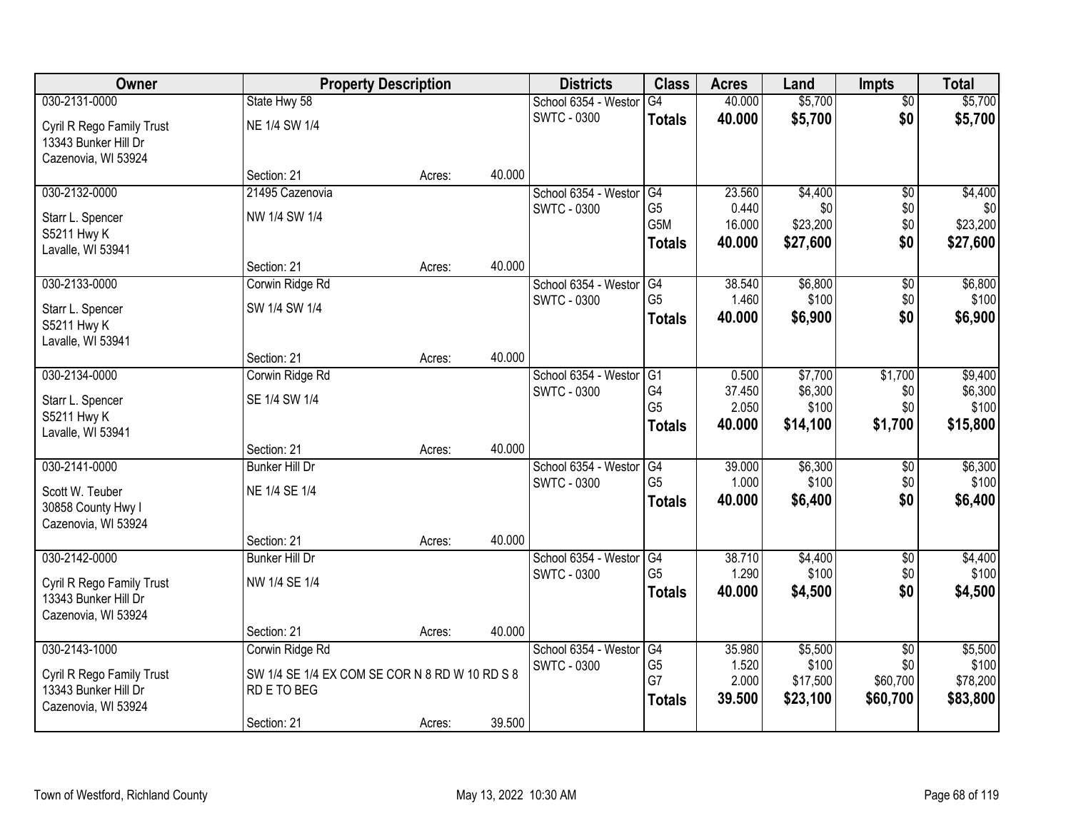| Owner | Property Description | | | Districts | Class | Acres | Land | Impts | Total |
|---|---|---|---|---|---|---|---|---|---|
| 030-2131-0000 | State Hwy 58 | | | School 6354 - Westor | G4 | 40.000 | $5,700 | $0 | $5,700 |
| Cyril R Rego Family Trust<br>13343 Bunker Hill Dr<br>Cazenovia, WI 53924 | NE 1/4 SW 1/4 | | | SWTC - 0300 | **Totals** | **40.000** | **$5,700** | **$0** | **$5,700** |
| | Section: 21 | Acres: | 40.000 | | | | | | |
| 030-2132-0000 | 21495 Cazenovia | | | School 6354 - Westor | G4 | 23.560 | $4,400 | $0 | $4,400 |
| Starr L. Spencer<br>S5211 Hwy K<br>Lavalle, WI 53941 | NW 1/4 SW 1/4 | | | SWTC - 0300 | G5 | 0.440 | $0 | $0 | $0 |
| | | | | | G5M | 16.000 | $23,200 | $0 | $23,200 |
| | | | | | **Totals** | **40.000** | **$27,600** | **$0** | **$27,600** |
| | Section: 21 | Acres: | 40.000 | | | | | | |
| 030-2133-0000 | Corwin Ridge Rd | | | School 6354 - Westor | G4 | 38.540 | $6,800 | $0 | $6,800 |
| Starr L. Spencer<br>S5211 Hwy K<br>Lavalle, WI 53941 | SW 1/4 SW 1/4 | | | SWTC - 0300 | G5 | 1.460 | $100 | $0 | $100 |
| | | | | | **Totals** | **40.000** | **$6,900** | **$0** | **$6,900** |
| | Section: 21 | Acres: | 40.000 | | | | | | |
| 030-2134-0000 | Corwin Ridge Rd | | | School 6354 - Westor | G1 | 0.500 | $7,700 | $1,700 | $9,400 |
| Starr L. Spencer<br>S5211 Hwy K<br>Lavalle, WI 53941 | SE 1/4 SW 1/4 | | | SWTC - 0300 | G4 | 37.450 | $6,300 | $0 | $6,300 |
| | | | | | G5 | 2.050 | $100 | $0 | $100 |
| | | | | | **Totals** | **40.000** | **$14,100** | **$1,700** | **$15,800** |
| | Section: 21 | Acres: | 40.000 | | | | | | |
| 030-2141-0000 | Bunker Hill Dr | | | School 6354 - Westor | G4 | 39.000 | $6,300 | $0 | $6,300 |
| Scott W. Teuber<br>30858 County Hwy I<br>Cazenovia, WI 53924 | NE 1/4 SE 1/4 | | | SWTC - 0300 | G5 | 1.000 | $100 | $0 | $100 |
| | | | | | **Totals** | **40.000** | **$6,400** | **$0** | **$6,400** |
| | Section: 21 | Acres: | 40.000 | | | | | | |
| 030-2142-0000 | Bunker Hill Dr | | | School 6354 - Westor | G4 | 38.710 | $4,400 | $0 | $4,400 |
| Cyril R Rego Family Trust<br>13343 Bunker Hill Dr<br>Cazenovia, WI 53924 | NW 1/4 SE 1/4 | | | SWTC - 0300 | G5 | 1.290 | $100 | $0 | $100 |
| | | | | | **Totals** | **40.000** | **$4,500** | **$0** | **$4,500** |
| | Section: 21 | Acres: | 40.000 | | | | | | |
| 030-2143-1000 | Corwin Ridge Rd | | | School 6354 - Westor | G4 | 35.980 | $5,500 | $0 | $5,500 |
| Cyril R Rego Family Trust<br>13343 Bunker Hill Dr<br>Cazenovia, WI 53924 | SW 1/4 SE 1/4 EX COM SE COR N 8 RD W 10 RD S 8 RD E TO BEG | | | SWTC - 0300 | G5 | 1.520 | $100 | $0 | $100 |
| | | | | | G7 | 2.000 | $17,500 | $60,700 | $78,200 |
| | | | | | **Totals** | **39.500** | **$23,100** | **$60,700** | **$83,800** |
| | Section: 21 | Acres: | 39.500 | | | | | | |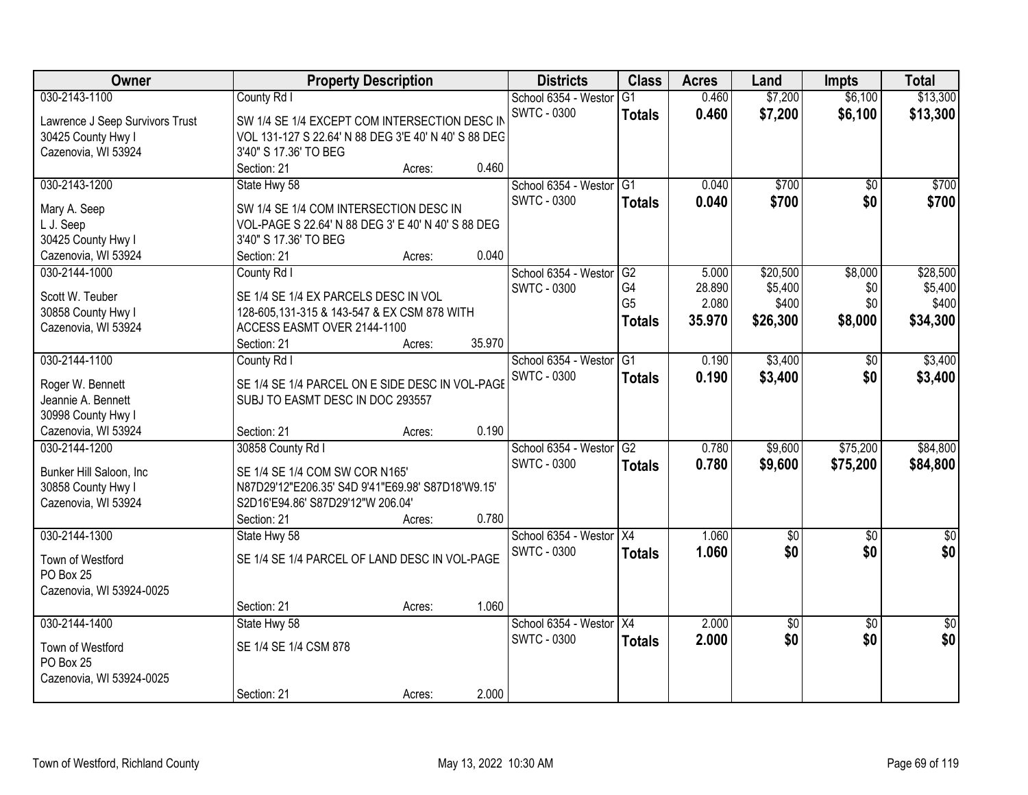| Owner | Property Description | Districts | Class | Acres | Land | Impts | Total |
|---|---|---|---|---|---|---|---|
| 030-2143-1100<br>Lawrence J Seep Survivors Trust<br>30425 County Hwy I<br>Cazenovia, WI 53924 | County Rd I<br>SW 1/4 SE 1/4 EXCEPT COM INTERSECTION DESC IN VOL 131-127 S 22.64' N 88 DEG 3'E 40' N 40' S 88 DEG 3'40" S 17.36' TO BEG<br>Section: 21 Acres: 0.460 | School 6354 - Westor<br>SWTC - 0300 | G1<br>**Totals** | 0.460<br>**0.460** | $7,200<br>**$7,200** | $6,100<br>**$6,100** | $13,300<br>**$13,300** |
| 030-2143-1200<br>Mary A. Seep<br>L J. Seep<br>30425 County Hwy I<br>Cazenovia, WI 53924 | State Hwy 58<br>SW 1/4 SE 1/4 COM INTERSECTION DESC IN VOL-PAGE S 22.64' N 88 DEG 3' E 40' N 40' S 88 DEG 3'40" S 17.36' TO BEG<br>Section: 21 Acres: 0.040 | School 6354 - Westor<br>SWTC - 0300 | G1<br>**Totals** | 0.040<br>**0.040** | $700<br>**$700** | $0<br>**$0** | $700<br>**$700** |
| 030-2144-1000<br>Scott W. Teuber<br>30858 County Hwy I<br>Cazenovia, WI 53924 | County Rd I<br>SE 1/4 SE 1/4 EX PARCELS DESC IN VOL 128-605,131-315 & 143-547 & EX CSM 878 WITH ACCESS EASMT OVER 2144-1100<br>Section: 21 Acres: 35.970 | School 6354 - Westor<br>SWTC - 0300 | G2<br>G4<br>G5<br>**Totals** | 5.000<br>28.890<br>2.080<br>**35.970** | $20,500<br>$5,400<br>$400<br>**$26,300** | $8,000<br>$0<br>$0<br>**$8,000** | $28,500<br>$5,400<br>$400<br>**$34,300** |
| 030-2144-1100<br>Roger W. Bennett<br>Jeannie A. Bennett<br>30998 County Hwy I<br>Cazenovia, WI 53924 | County Rd I<br>SE 1/4 SE 1/4 PARCEL ON E SIDE DESC IN VOL-PAGE SUBJ TO EASMT DESC IN DOC 293557<br>Section: 21 Acres: 0.190 | School 6354 - Westor<br>SWTC - 0300 | G1<br>**Totals** | 0.190<br>**0.190** | $3,400<br>**$3,400** | $0<br>**$0** | $3,400<br>**$3,400** |
| 030-2144-1200<br>Bunker Hill Saloon, Inc<br>30858 County Hwy I<br>Cazenovia, WI 53924 | 30858 County Rd I<br>SE 1/4 SE 1/4 COM SW COR N165' N87D29'12"E206.35' S4D 9'41"E69.98' S87D18'W9.15' S2D16'E94.86' S87D29'12"W 206.04'<br>Section: 21 Acres: 0.780 | School 6354 - Westor<br>SWTC - 0300 | G2<br>**Totals** | 0.780<br>**0.780** | $9,600<br>**$9,600** | $75,200<br>**$75,200** | $84,800<br>**$84,800** |
| 030-2144-1300<br>Town of Westford<br>PO Box 25<br>Cazenovia, WI 53924-0025 | State Hwy 58<br>SE 1/4 SE 1/4 PARCEL OF LAND DESC IN VOL-PAGE<br>Section: 21 Acres: 1.060 | School 6354 - Westor<br>SWTC - 0300 | X4<br>**Totals** | 1.060<br>**1.060** | $0<br>**$0** | $0<br>**$0** | $0<br>**$0** |
| 030-2144-1400<br>Town of Westford<br>PO Box 25<br>Cazenovia, WI 53924-0025 | State Hwy 58<br>SE 1/4 SE 1/4 CSM 878<br>Section: 21 Acres: 2.000 | School 6354 - Westor<br>SWTC - 0300 | X4<br>**Totals** | 2.000<br>**2.000** | $0<br>**$0** | $0<br>**$0** | $0<br>**$0** |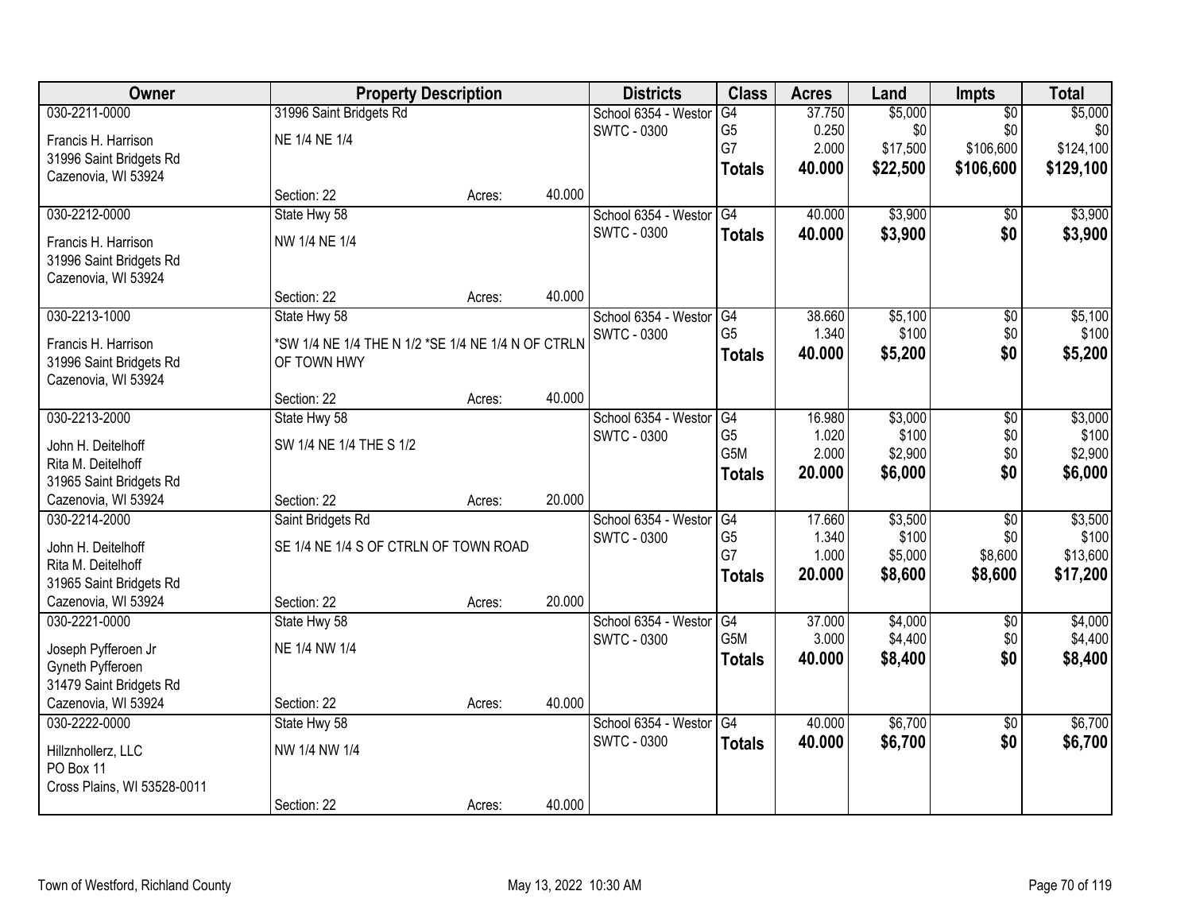| Owner | Property Description | | | Districts | Class | Acres | Land | Impts | Total |
|---|---|---|---|---|---|---|---|---|---|
| 030-2211-0000<br>Francis H. Harrison<br>31996 Saint Bridgets Rd<br>Cazenovia, WI 53924 | 31996 Saint Bridgets Rd<br>NE 1/4 NE 1/4<br>Section: 22 | Acres: | 40.000 | School 6354 - Westor<br>SWTC - 0300 | G4<br>G5<br>G7<br>**Totals** | 37.750<br>0.250<br>2.000<br>**40.000** | $5,000<br>$0<br>$17,500<br>**$22,500** | $0<br>$0<br>$106,600<br>**$106,600** | $5,000<br>$0<br>$124,100<br>**$129,100** |
| 030-2212-0000<br>Francis H. Harrison<br>31996 Saint Bridgets Rd<br>Cazenovia, WI 53924 | State Hwy 58<br>NW 1/4 NE 1/4<br>Section: 22 | Acres: | 40.000 | School 6354 - Westor<br>SWTC - 0300 | G4<br>**Totals** | 40.000<br>**40.000** | $3,900<br>**$3,900** | $0<br>**$0** | $3,900<br>**$3,900** |
| 030-2213-1000<br>Francis H. Harrison<br>31996 Saint Bridgets Rd<br>Cazenovia, WI 53924 | State Hwy 58<br>*SW 1/4 NE 1/4 THE N 1/2 *SE 1/4 NE 1/4 N OF CTRLN OF TOWN HWY<br>Section: 22 | Acres: | 40.000 | School 6354 - Westor<br>SWTC - 0300 | G4<br>G5<br>**Totals** | 38.660<br>1.340<br>**40.000** | $5,100<br>$100<br>**$5,200** | $0<br>$0<br>**$0** | $5,100<br>$100<br>**$5,200** |
| 030-2213-2000<br>John H. Deitelhoff<br>Rita M. Deitelhoff<br>31965 Saint Bridgets Rd<br>Cazenovia, WI 53924 | State Hwy 58<br>SW 1/4 NE 1/4 THE S 1/2<br>Section: 22 | Acres: | 20.000 | School 6354 - Westor<br>SWTC - 0300 | G4<br>G5<br>G5M<br>**Totals** | 16.980<br>1.020<br>2.000<br>**20.000** | $3,000<br>$100<br>$2,900<br>**$6,000** | $0<br>$0<br>$0<br>**$0** | $3,000<br>$100<br>$2,900<br>**$6,000** |
| 030-2214-2000<br>John H. Deitelhoff<br>Rita M. Deitelhoff<br>31965 Saint Bridgets Rd<br>Cazenovia, WI 53924 | Saint Bridgets Rd<br>SE 1/4 NE 1/4 S OF CTRLN OF TOWN ROAD<br>Section: 22 | Acres: | 20.000 | School 6354 - Westor<br>SWTC - 0300 | G4<br>G5<br>G7<br>**Totals** | 17.660<br>1.340<br>1.000<br>**20.000** | $3,500<br>$100<br>$5,000<br>**$8,600** | $0<br>$0<br>$8,600<br>**$8,600** | $3,500<br>$100<br>$13,600<br>**$17,200** |
| 030-2221-0000<br>Joseph Pyfferoen Jr<br>Gyneth Pyfferoen<br>31479 Saint Bridgets Rd<br>Cazenovia, WI 53924 | State Hwy 58<br>NE 1/4 NW 1/4<br>Section: 22 | Acres: | 40.000 | School 6354 - Westor<br>SWTC - 0300 | G4<br>G5M<br>**Totals** | 37.000<br>3.000<br>**40.000** | $4,000<br>$4,400<br>**$8,400** | $0<br>$0<br>**$0** | $4,000<br>$4,400<br>**$8,400** |
| 030-2222-0000<br>Hillznhollerz, LLC<br>PO Box 11<br>Cross Plains, WI 53528-0011 | State Hwy 58<br>NW 1/4 NW 1/4<br>Section: 22 | Acres: | 40.000 | School 6354 - Westor<br>SWTC - 0300 | G4<br>**Totals** | 40.000<br>**40.000** | $6,700<br>**$6,700** | $0<br>**$0** | $6,700<br>**$6,700** |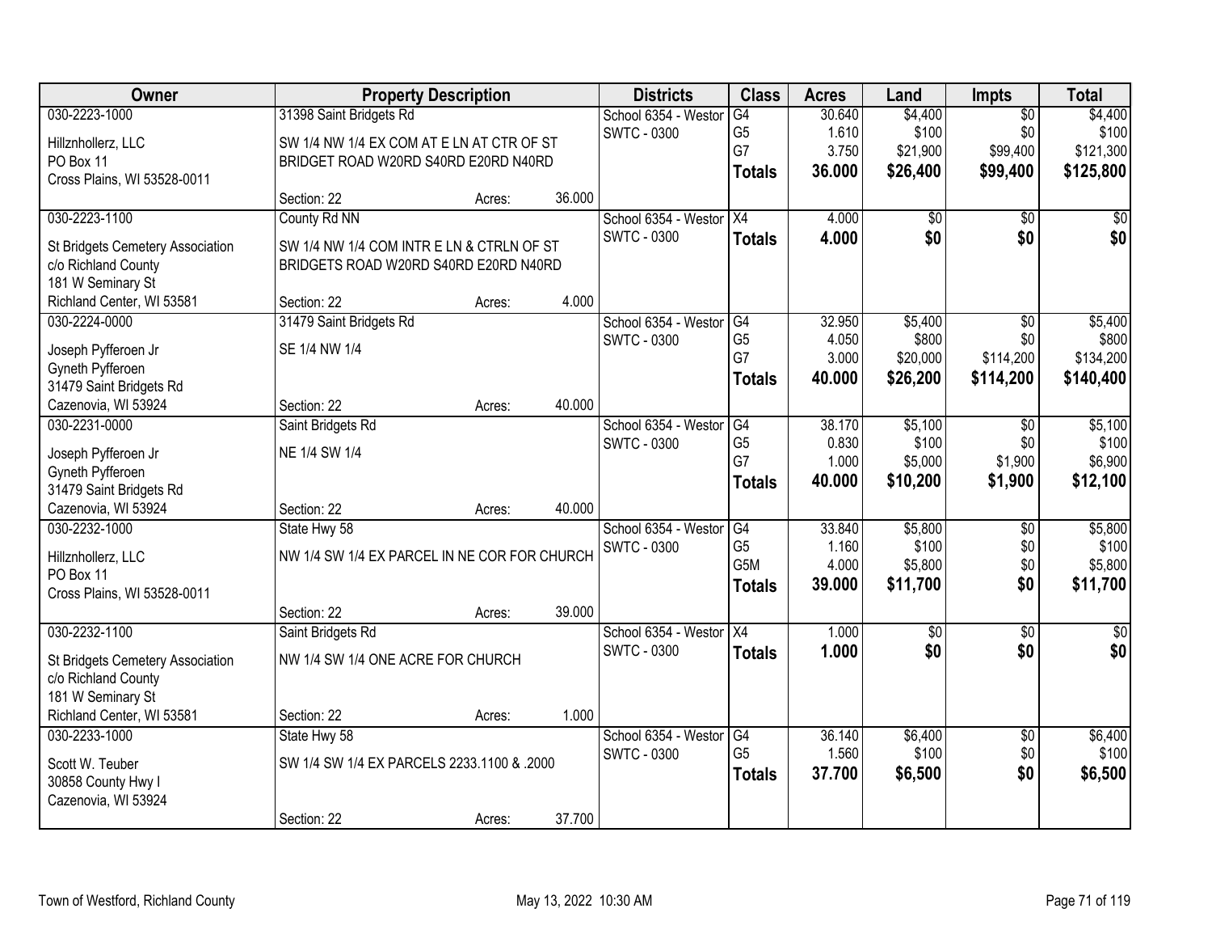| Owner | Property Description | Districts | Class | Acres | Land | Impts | Total |
|---|---|---|---|---|---|---|---|
| 030-2223-1000<br>Hillznhollerz, LLC<br>PO Box 11<br>Cross Plains, WI 53528-0011 | 31398 Saint Bridgets Rd<br>SW 1/4 NW 1/4 EX COM AT E LN AT CTR OF ST BRIDGET ROAD W20RD S40RD E20RD N40RD<br>Section: 22 Acres: 36.000 | School 6354 - Westor<br>SWTC - 0300 | G4<br>G5<br>G7<br>**Totals** | 30.640<br>1.610<br>3.750<br>**36.000** | $4,400<br>$100<br>$21,900<br>**$26,400** | $0<br>$0<br>$99,400<br>**$99,400** | $4,400<br>$100<br>$121,300<br>**$125,800** |
| 030-2223-1100<br>St Bridgets Cemetery Association<br>c/o Richland County<br>181 W Seminary St<br>Richland Center, WI 53581 | County Rd NN<br>SW 1/4 NW 1/4 COM INTR E LN & CTRLN OF ST BRIDGETS ROAD W20RD S40RD E20RD N40RD<br>Section: 22 Acres: 4.000 | School 6354 - Westor<br>SWTC - 0300 | X4<br>**Totals** | 4.000<br>**4.000** | $0<br>**$0** | $0<br>**$0** | $0<br>**$0** |
| 030-2224-0000<br>Joseph Pyfferoen Jr<br>Gyneth Pyfferoen<br>31479 Saint Bridgets Rd<br>Cazenovia, WI 53924 | 31479 Saint Bridgets Rd<br>SE 1/4 NW 1/4<br>Section: 22 Acres: 40.000 | School 6354 - Westor<br>SWTC - 0300 | G4<br>G5<br>G7<br>**Totals** | 32.950<br>4.050<br>3.000<br>**40.000** | $5,400<br>$800<br>$20,000<br>**$26,200** | $0<br>$0<br>$114,200<br>**$114,200** | $5,400<br>$800<br>$134,200<br>**$140,400** |
| 030-2231-0000<br>Joseph Pyfferoen Jr<br>Gyneth Pyfferoen<br>31479 Saint Bridgets Rd<br>Cazenovia, WI 53924 | Saint Bridgets Rd<br>NE 1/4 SW 1/4<br>Section: 22 Acres: 40.000 | School 6354 - Westor<br>SWTC - 0300 | G4<br>G5<br>G7<br>**Totals** | 38.170<br>0.830<br>1.000<br>**40.000** | $5,100<br>$100<br>$5,000<br>**$10,200** | $0<br>$0<br>$1,900<br>**$1,900** | $5,100<br>$100<br>$6,900<br>**$12,100** |
| 030-2232-1000<br>Hillznhollerz, LLC<br>PO Box 11<br>Cross Plains, WI 53528-0011 | State Hwy 58<br>NW 1/4 SW 1/4 EX PARCEL IN NE COR FOR CHURCH<br>Section: 22 Acres: 39.000 | School 6354 - Westor<br>SWTC - 0300 | G4<br>G5<br>G5M<br>**Totals** | 33.840<br>1.160<br>4.000<br>**39.000** | $5,800<br>$100<br>$5,800<br>**$11,700** | $0<br>$0<br>$0<br>**$0** | $5,800<br>$100<br>$5,800<br>**$11,700** |
| 030-2232-1100<br>St Bridgets Cemetery Association<br>c/o Richland County<br>181 W Seminary St<br>Richland Center, WI 53581 | Saint Bridgets Rd<br>NW 1/4 SW 1/4 ONE ACRE FOR CHURCH<br>Section: 22 Acres: 1.000 | School 6354 - Westor<br>SWTC - 0300 | X4<br>**Totals** | 1.000<br>**1.000** | $0<br>**$0** | $0<br>**$0** | $0<br>**$0** |
| 030-2233-1000<br>Scott W. Teuber<br>30858 County Hwy I<br>Cazenovia, WI 53924 | State Hwy 58<br>SW 1/4 SW 1/4 EX PARCELS 2233.1100 & .2000<br>Section: 22 Acres: 37.700 | School 6354 - Westor<br>SWTC - 0300 | G4<br>G5<br>**Totals** | 36.140<br>1.560<br>**37.700** | $6,400<br>$100<br>**$6,500** | $0<br>$0<br>**$0** | $6,400<br>$100<br>**$6,500** |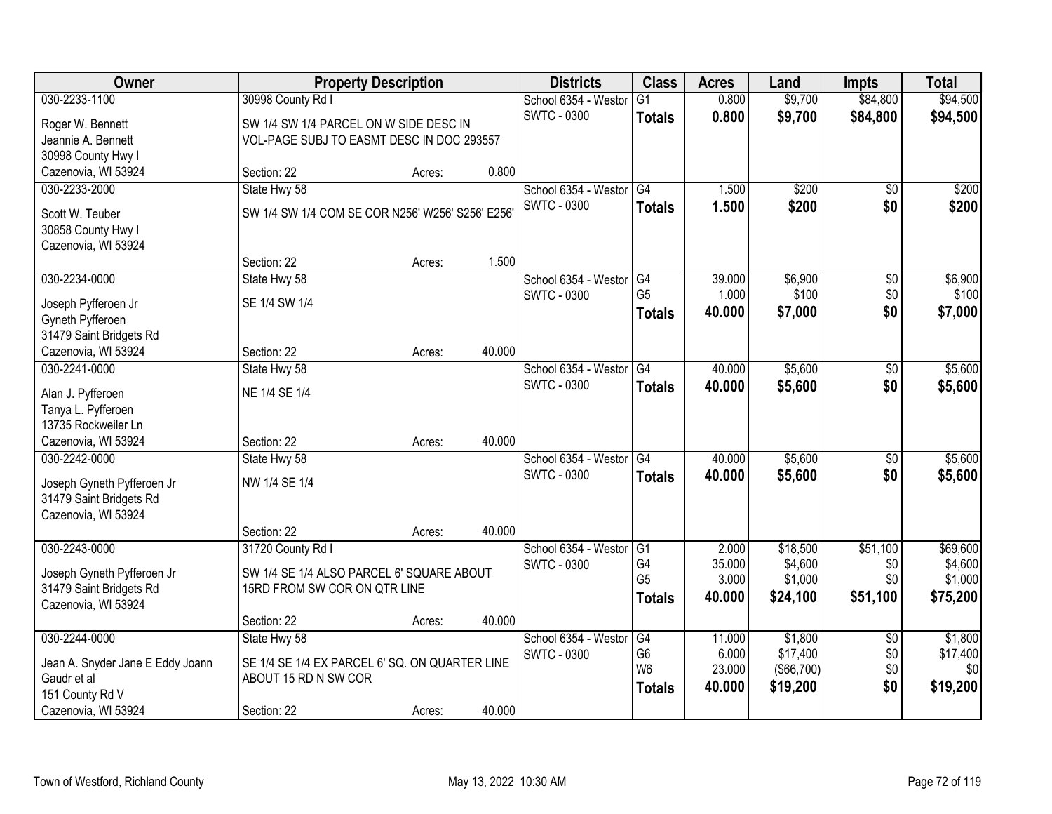| Owner | Property Description | | | Districts | Class | Acres | Land | Impts | Total |
|---|---|---|---|---|---|---|---|---|---|
| 030-2233-1100 | 30998 County Rd I | | | School 6354 - Westor | G1 | 0.800 | $9,700 | $84,800 | $94,500 |
| Roger W. Bennett | SW 1/4 SW 1/4 PARCEL ON W SIDE DESC IN | | | SWTC - 0300 | **Totals** | **0.800** | **$9,700** | **$84,800** | **$94,500** |
| Jeannie A. Bennett | VOL-PAGE SUBJ TO EASMT DESC IN DOC 293557 | | | | | | | | |
| 30998 County Hwy I | | | | | | | | | |
| Cazenovia, WI 53924 | Section: 22 | Acres: | 0.800 | | | | | | |
| 030-2233-2000 | State Hwy 58 | | | School 6354 - Westor | G4 | 1.500 | $200 | $0 | $200 |
| Scott W. Teuber | SW 1/4 SW 1/4 COM SE COR N256' W256' S256' E256' | | | SWTC - 0300 | **Totals** | **1.500** | **$200** | **$0** | **$200** |
| 30858 County Hwy I | | | | | | | | | |
| Cazenovia, WI 53924 | | | | | | | | | |
| | Section: 22 | Acres: | 1.500 | | | | | | |
| 030-2234-0000 | State Hwy 58 | | | School 6354 - Westor | G4 | 39.000 | $6,900 | $0 | $6,900 |
| Joseph Pyfferoen Jr | SE 1/4 SW 1/4 | | | SWTC - 0300 | G5 | 1.000 | $100 | $0 | $100 |
| Gyneth Pyfferoen | | | | | **Totals** | **40.000** | **$7,000** | **$0** | **$7,000** |
| 31479 Saint Bridgets Rd | | | | | | | | | |
| Cazenovia, WI 53924 | Section: 22 | Acres: | 40.000 | | | | | | |
| 030-2241-0000 | State Hwy 58 | | | School 6354 - Westor | G4 | 40.000 | $5,600 | $0 | $5,600 |
| Alan J. Pyfferoen | NE 1/4 SE 1/4 | | | SWTC - 0300 | **Totals** | **40.000** | **$5,600** | **$0** | **$5,600** |
| Tanya L. Pyfferoen | | | | | | | | | |
| 13735 Rockweiler Ln | | | | | | | | | |
| Cazenovia, WI 53924 | Section: 22 | Acres: | 40.000 | | | | | | |
| 030-2242-0000 | State Hwy 58 | | | School 6354 - Westor | G4 | 40.000 | $5,600 | $0 | $5,600 |
| Joseph Gyneth Pyfferoen Jr | NW 1/4 SE 1/4 | | | SWTC - 0300 | **Totals** | **40.000** | **$5,600** | **$0** | **$5,600** |
| 31479 Saint Bridgets Rd | | | | | | | | | |
| Cazenovia, WI 53924 | | | | | | | | | |
| | Section: 22 | Acres: | 40.000 | | | | | | |
| 030-2243-0000 | 31720 County Rd I | | | School 6354 - Westor | G1 | 2.000 | $18,500 | $51,100 | $69,600 |
| Joseph Gyneth Pyfferoen Jr | SW 1/4 SE 1/4 ALSO PARCEL 6' SQUARE ABOUT | | | SWTC - 0300 | G4 | 35.000 | $4,600 | $0 | $4,600 |
| 31479 Saint Bridgets Rd | 15RD FROM SW COR ON QTR LINE | | | | G5 | 3.000 | $1,000 | $0 | $1,000 |
| Cazenovia, WI 53924 | | | | | **Totals** | **40.000** | **$24,100** | **$51,100** | **$75,200** |
| | Section: 22 | Acres: | 40.000 | | | | | | |
| 030-2244-0000 | State Hwy 58 | | | School 6354 - Westor | G4 | 11.000 | $1,800 | $0 | $1,800 |
| Jean A. Snyder Jane E Eddy Joann | SE 1/4 SE 1/4 EX PARCEL 6' SQ. ON QUARTER LINE | | | SWTC - 0300 | G6 | 6.000 | $17,400 | $0 | $17,400 |
| Gaudr et al | ABOUT 15 RD N SW COR | | | | W6 | 23.000 | ($66,700) | $0 | $0 |
| 151 County Rd V | | | | | **Totals** | **40.000** | **$19,200** | **$0** | **$19,200** |
| Cazenovia, WI 53924 | Section: 22 | Acres: | 40.000 | | | | | | |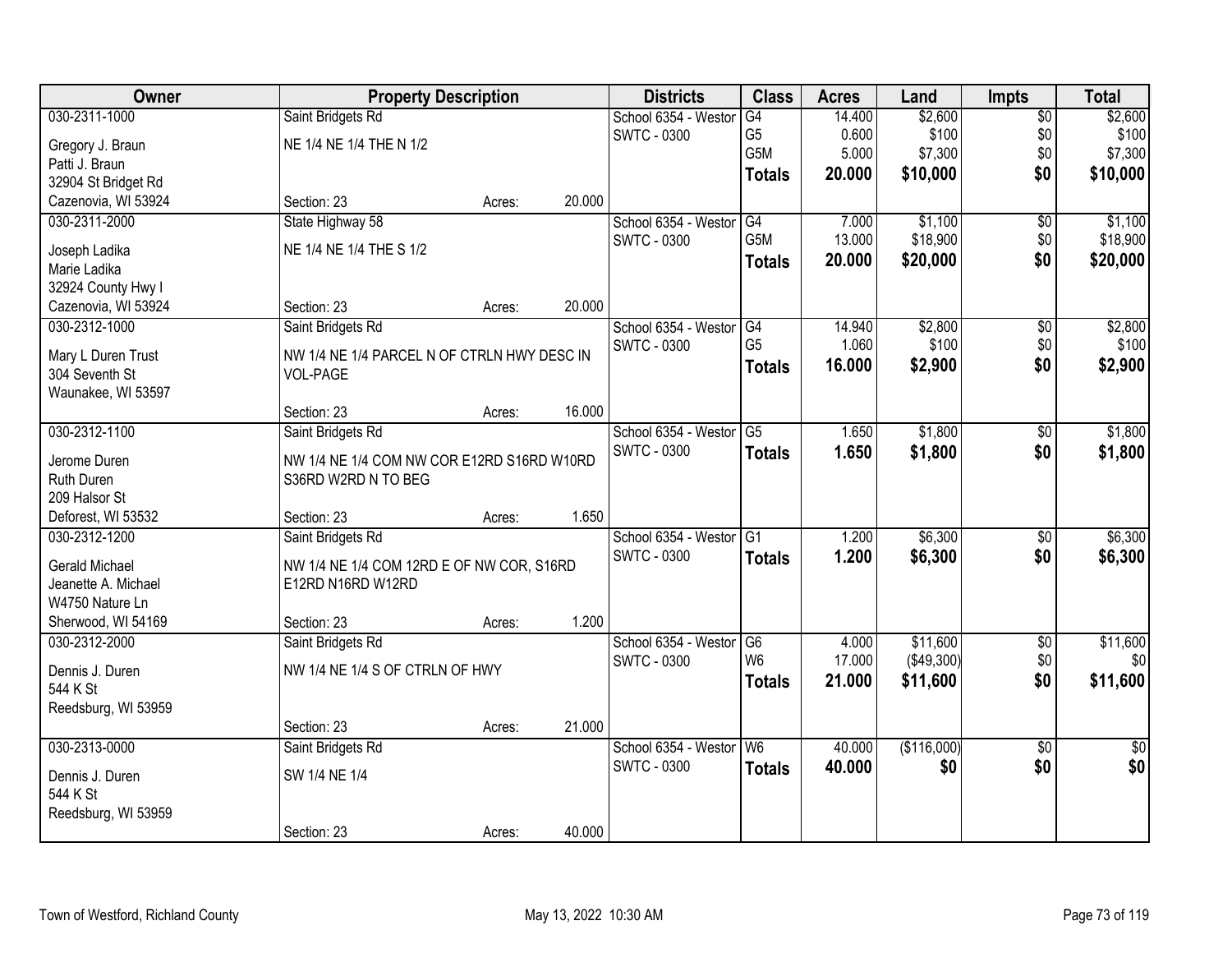| Owner | Property Description | | | Districts | Class | Acres | Land | Impts | Total |
|---|---|---|---|---|---|---|---|---|---|
| 030-2311-1000 | Saint Bridgets Rd | | | School 6354 - Westor | G4 | 14.400 | $2,600 | $0 | $2,600 |
| Gregory J. Braun | NE 1/4 NE 1/4 THE N 1/2 | | | SWTC - 0300 | G5 | 0.600 | $100 | $0 | $100 |
| Patti J. Braun | | | | | G5M | 5.000 | $7,300 | $0 | $7,300 |
| 32904 St Bridget Rd | | | | | **Totals** | **20.000** | **$10,000** | **$0** | **$10,000** |
| Cazenovia, WI 53924 | Section: 23 | Acres: | 20.000 | | | | | | |
| 030-2311-2000 | State Highway 58 | | | School 6354 - Westor | G4 | 7.000 | $1,100 | $0 | $1,100 |
| Joseph Ladika | NE 1/4 NE 1/4 THE S 1/2 | | | SWTC - 0300 | G5M | 13.000 | $18,900 | $0 | $18,900 |
| Marie Ladika | | | | | **Totals** | **20.000** | **$20,000** | **$0** | **$20,000** |
| 32924 County Hwy I | | | | | | | | | |
| Cazenovia, WI 53924 | Section: 23 | Acres: | 20.000 | | | | | | |
| 030-2312-1000 | Saint Bridgets Rd | | | School 6354 - Westor | G4 | 14.940 | $2,800 | $0 | $2,800 |
| Mary L Duren Trust | NW 1/4 NE 1/4 PARCEL N OF CTRLN HWY DESC IN VOL-PAGE | | | SWTC - 0300 | G5 | 1.060 | $100 | $0 | $100 |
| 304 Seventh St | | | | | **Totals** | **16.000** | **$2,900** | **$0** | **$2,900** |
| Waunakee, WI 53597 | | | | | | | | | |
| | Section: 23 | Acres: | 16.000 | | | | | | |
| 030-2312-1100 | Saint Bridgets Rd | | | School 6354 - Westor | G5 | 1.650 | $1,800 | $0 | $1,800 |
| Jerome Duren | NW 1/4 NE 1/4 COM NW COR E12RD S16RD W10RD S36RD W2RD N TO BEG | | | SWTC - 0300 | **Totals** | **1.650** | **$1,800** | **$0** | **$1,800** |
| Ruth Duren | | | | | | | | | |
| 209 Halsor St | | | | | | | | | |
| Deforest, WI 53532 | Section: 23 | Acres: | 1.650 | | | | | | |
| 030-2312-1200 | Saint Bridgets Rd | | | School 6354 - Westor | G1 | 1.200 | $6,300 | $0 | $6,300 |
| Gerald Michael | NW 1/4 NE 1/4 COM 12RD E OF NW COR, S16RD E12RD N16RD W12RD | | | SWTC - 0300 | **Totals** | **1.200** | **$6,300** | **$0** | **$6,300** |
| Jeanette A. Michael | | | | | | | | | |
| W4750 Nature Ln | | | | | | | | | |
| Sherwood, WI 54169 | Section: 23 | Acres: | 1.200 | | | | | | |
| 030-2312-2000 | Saint Bridgets Rd | | | School 6354 - Westor | G6 | 4.000 | $11,600 | $0 | $11,600 |
| Dennis J. Duren | NW 1/4 NE 1/4 S OF CTRLN OF HWY | | | SWTC - 0300 | W6 | 17.000 | ($49,300) | $0 | $0 |
| 544 K St | | | | | **Totals** | **21.000** | **$11,600** | **$0** | **$11,600** |
| Reedsburg, WI 53959 | | | | | | | | | |
| | Section: 23 | Acres: | 21.000 | | | | | | |
| 030-2313-0000 | Saint Bridgets Rd | | | School 6354 - Westor | W6 | 40.000 | ($116,000) | $0 | $0 |
| Dennis J. Duren | SW 1/4 NE 1/4 | | | SWTC - 0300 | **Totals** | **40.000** | **$0** | **$0** | **$0** |
| 544 K St | | | | | | | | | |
| Reedsburg, WI 53959 | | | | | | | | | |
| | Section: 23 | Acres: | 40.000 | | | | | | |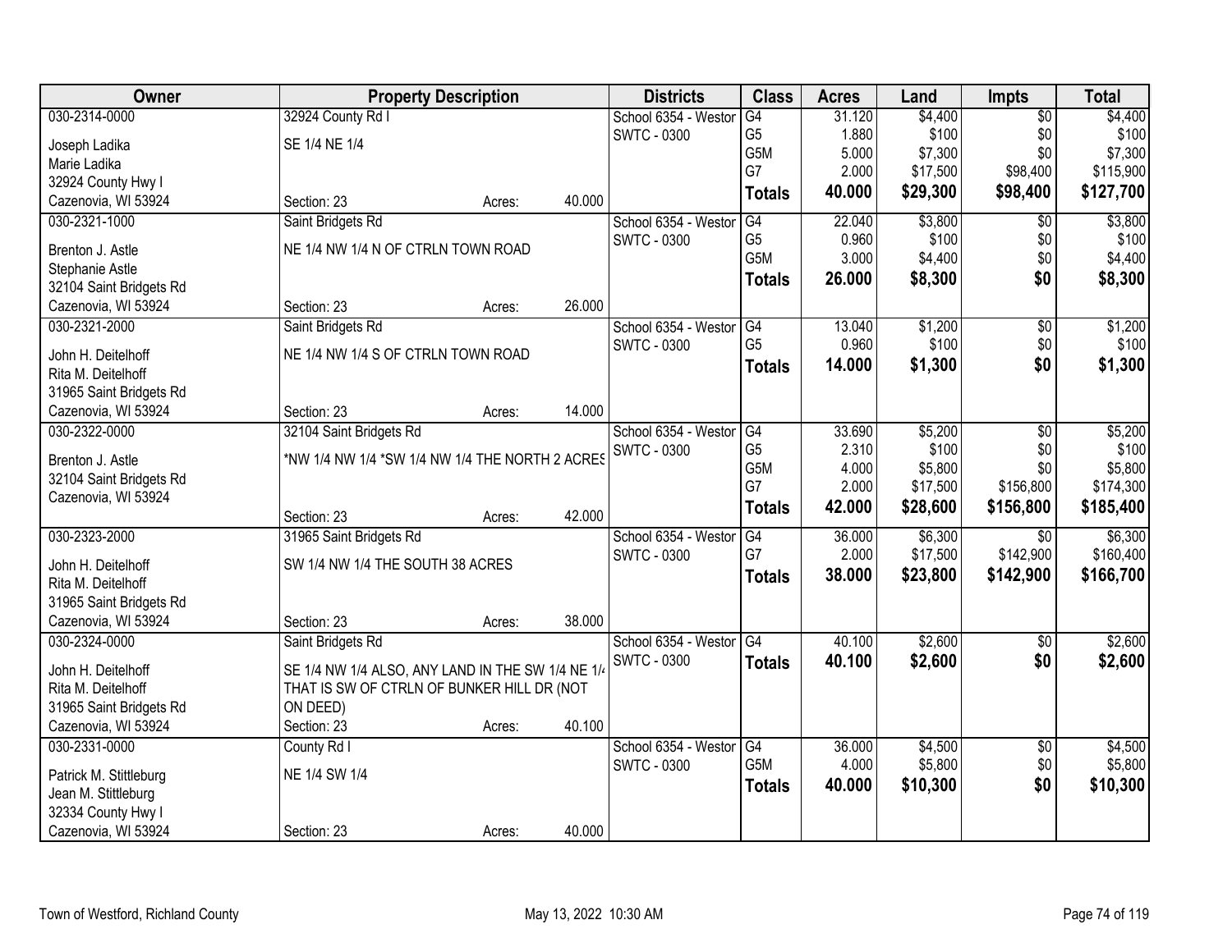| Owner | Property Description | | Districts | Class | Acres | Land | Impts | Total |
|---|---|---|---|---|---|---|---|---|
| 030-2314-0000 | 32924 County Rd I | | School 6354 - Westor | G4 | 31.120 | $4,400 | $0 | $4,400 |
| Joseph Ladika | SE 1/4 NE 1/4 | | SWTC - 0300 | G5 | 1.880 | $100 | $0 | $100 |
| Marie Ladika | | | | G5M | 5.000 | $7,300 | $0 | $7,300 |
| 32924 County Hwy I | | | | G7 | 2.000 | $17,500 | $98,400 | $115,900 |
| Cazenovia, WI 53924 | Section: 23 | Acres: 40.000 | | **Totals** | **40.000** | **$29,300** | **$98,400** | **$127,700** |
| 030-2321-1000 | Saint Bridgets Rd | | School 6354 - Westor | G4 | 22.040 | $3,800 | $0 | $3,800 |
| Brenton J. Astle | NE 1/4 NW 1/4 N OF CTRLN TOWN ROAD | | SWTC - 0300 | G5 | 0.960 | $100 | $0 | $100 |
| Stephanie Astle | | | | G5M | 3.000 | $4,400 | $0 | $4,400 |
| 32104 Saint Bridgets Rd | | | | **Totals** | **26.000** | **$8,300** | **$0** | **$8,300** |
| Cazenovia, WI 53924 | Section: 23 | Acres: 26.000 | | | | | | |
| 030-2321-2000 | Saint Bridgets Rd | | School 6354 - Westor | G4 | 13.040 | $1,200 | $0 | $1,200 |
| John H. Deitelhoff | NE 1/4 NW 1/4 S OF CTRLN TOWN ROAD | | SWTC - 0300 | G5 | 0.960 | $100 | $0 | $100 |
| Rita M. Deitelhoff | | | | **Totals** | **14.000** | **$1,300** | **$0** | **$1,300** |
| 31965 Saint Bridgets Rd | | | | | | | | |
| Cazenovia, WI 53924 | Section: 23 | Acres: 14.000 | | | | | | |
| 030-2322-0000 | 32104 Saint Bridgets Rd | | School 6354 - Westor | G4 | 33.690 | $5,200 | $0 | $5,200 |
| Brenton J. Astle | *NW 1/4 NW 1/4 *SW 1/4 NW 1/4 THE NORTH 2 ACRES | | SWTC - 0300 | G5 | 2.310 | $100 | $0 | $100 |
| 32104 Saint Bridgets Rd | | | | G5M | 4.000 | $5,800 | $0 | $5,800 |
| Cazenovia, WI 53924 | | | | G7 | 2.000 | $17,500 | $156,800 | $174,300 |
| | Section: 23 | Acres: 42.000 | | **Totals** | **42.000** | **$28,600** | **$156,800** | **$185,400** |
| 030-2323-2000 | 31965 Saint Bridgets Rd | | School 6354 - Westor | G4 | 36.000 | $6,300 | $0 | $6,300 |
| John H. Deitelhoff | SW 1/4 NW 1/4 THE SOUTH 38 ACRES | | SWTC - 0300 | G7 | 2.000 | $17,500 | $142,900 | $160,400 |
| Rita M. Deitelhoff | | | | **Totals** | **38.000** | **$23,800** | **$142,900** | **$166,700** |
| 31965 Saint Bridgets Rd | | | | | | | | |
| Cazenovia, WI 53924 | Section: 23 | Acres: 38.000 | | | | | | |
| 030-2324-0000 | Saint Bridgets Rd | | School 6354 - Westor | G4 | 40.100 | $2,600 | $0 | $2,600 |
| John H. Deitelhoff | SE 1/4 NW 1/4 ALSO, ANY LAND IN THE SW 1/4 NE 1/4 | | SWTC - 0300 | **Totals** | **40.100** | **$2,600** | **$0** | **$2,600** |
| Rita M. Deitelhoff | THAT IS SW OF CTRLN OF BUNKER HILL DR (NOT | | | | | | | |
| 31965 Saint Bridgets Rd | ON DEED) | | | | | | | |
| Cazenovia, WI 53924 | Section: 23 | Acres: 40.100 | | | | | | |
| 030-2331-0000 | County Rd I | | School 6354 - Westor | G4 | 36.000 | $4,500 | $0 | $4,500 |
| Patrick M. Stittleburg | NE 1/4 SW 1/4 | | SWTC - 0300 | G5M | 4.000 | $5,800 | $0 | $5,800 |
| Jean M. Stittleburg | | | | **Totals** | **40.000** | **$10,300** | **$0** | **$10,300** |
| 32334 County Hwy I | | | | | | | | |
| Cazenovia, WI 53924 | Section: 23 | Acres: 40.000 | | | | | | |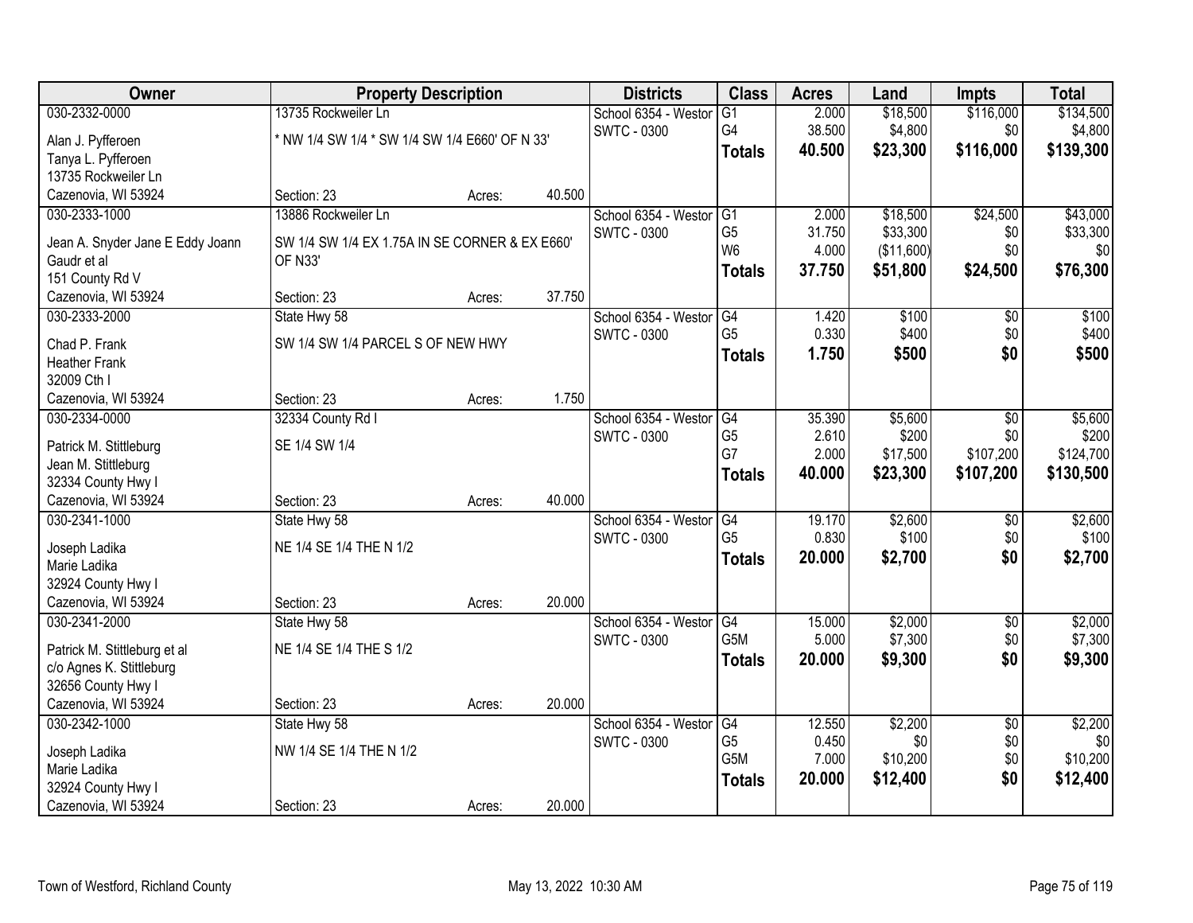| Owner | Property Description | | | Districts | Class | Acres | Land | Impts | Total |
|---|---|---|---|---|---|---|---|---|---|
| 030-2332-0000 | 13735 Rockweiler Ln | | | School 6354 - Westor | G1 | 2.000 | $18,500 | $116,000 | $134,500 |
| Alan J. Pyfferoen | * NW 1/4 SW 1/4 * SW 1/4 SW 1/4 E660' OF N 33' | | | SWTC - 0300 | G4 | 38.500 | $4,800 | $0 | $4,800 |
| Tanya L. Pyfferoen | | | | | **Totals** | **40.500** | **$23,300** | **$116,000** | **$139,300** |
| 13735 Rockweiler Ln | | | | | | | | | |
| Cazenovia, WI 53924 | Section: 23 | Acres: | 40.500 | | | | | | |
| 030-2333-1000 | 13886 Rockweiler Ln | | | School 6354 - Westor | G1 | 2.000 | $18,500 | $24,500 | $43,000 |
| Jean A. Snyder Jane E Eddy Joann | SW 1/4 SW 1/4 EX 1.75A IN SE CORNER & EX E660' | | | SWTC - 0300 | G5 | 31.750 | $33,300 | $0 | $33,300 |
| Gaudr et al | OF N33' | | | | W6 | 4.000 | ($11,600) | $0 | $0 |
| 151 County Rd V | | | | | **Totals** | **37.750** | **$51,800** | **$24,500** | **$76,300** |
| Cazenovia, WI 53924 | Section: 23 | Acres: | 37.750 | | | | | | |
| 030-2333-2000 | State Hwy 58 | | | School 6354 - Westor | G4 | 1.420 | $100 | $0 | $100 |
| Chad P. Frank | SW 1/4 SW 1/4 PARCEL S OF NEW HWY | | | SWTC - 0300 | G5 | 0.330 | $400 | $0 | $400 |
| Heather Frank | | | | | **Totals** | **1.750** | **$500** | **$0** | **$500** |
| 32009 Cth I | | | | | | | | | |
| Cazenovia, WI 53924 | Section: 23 | Acres: | 1.750 | | | | | | |
| 030-2334-0000 | 32334 County Rd I | | | School 6354 - Westor | G4 | 35.390 | $5,600 | $0 | $5,600 |
| Patrick M. Stittleburg | SE 1/4 SW 1/4 | | | SWTC - 0300 | G5 | 2.610 | $200 | $0 | $200 |
| Jean M. Stittleburg | | | | | G7 | 2.000 | $17,500 | $107,200 | $124,700 |
| 32334 County Hwy I | | | | | **Totals** | **40.000** | **$23,300** | **$107,200** | **$130,500** |
| Cazenovia, WI 53924 | Section: 23 | Acres: | 40.000 | | | | | | |
| 030-2341-1000 | State Hwy 58 | | | School 6354 - Westor | G4 | 19.170 | $2,600 | $0 | $2,600 |
| Joseph Ladika | NE 1/4 SE 1/4 THE N 1/2 | | | SWTC - 0300 | G5 | 0.830 | $100 | $0 | $100 |
| Marie Ladika | | | | | **Totals** | **20.000** | **$2,700** | **$0** | **$2,700** |
| 32924 County Hwy I | | | | | | | | | |
| Cazenovia, WI 53924 | Section: 23 | Acres: | 20.000 | | | | | | |
| 030-2341-2000 | State Hwy 58 | | | School 6354 - Westor | G4 | 15.000 | $2,000 | $0 | $2,000 |
| Patrick M. Stittleburg et al | NE 1/4 SE 1/4 THE S 1/2 | | | SWTC - 0300 | G5M | 5.000 | $7,300 | $0 | $7,300 |
| c/o Agnes K. Stittleburg | | | | | **Totals** | **20.000** | **$9,300** | **$0** | **$9,300** |
| 32656 County Hwy I | | | | | | | | | |
| Cazenovia, WI 53924 | Section: 23 | Acres: | 20.000 | | | | | | |
| 030-2342-1000 | State Hwy 58 | | | School 6354 - Westor | G4 | 12.550 | $2,200 | $0 | $2,200 |
| Joseph Ladika | NW 1/4 SE 1/4 THE N 1/2 | | | SWTC - 0300 | G5 | 0.450 | $0 | $0 | $0 |
| Marie Ladika | | | | | G5M | 7.000 | $10,200 | $0 | $10,200 |
| 32924 County Hwy I | | | | | **Totals** | **20.000** | **$12,400** | **$0** | **$12,400** |
| Cazenovia, WI 53924 | Section: 23 | Acres: | 20.000 | | | | | | |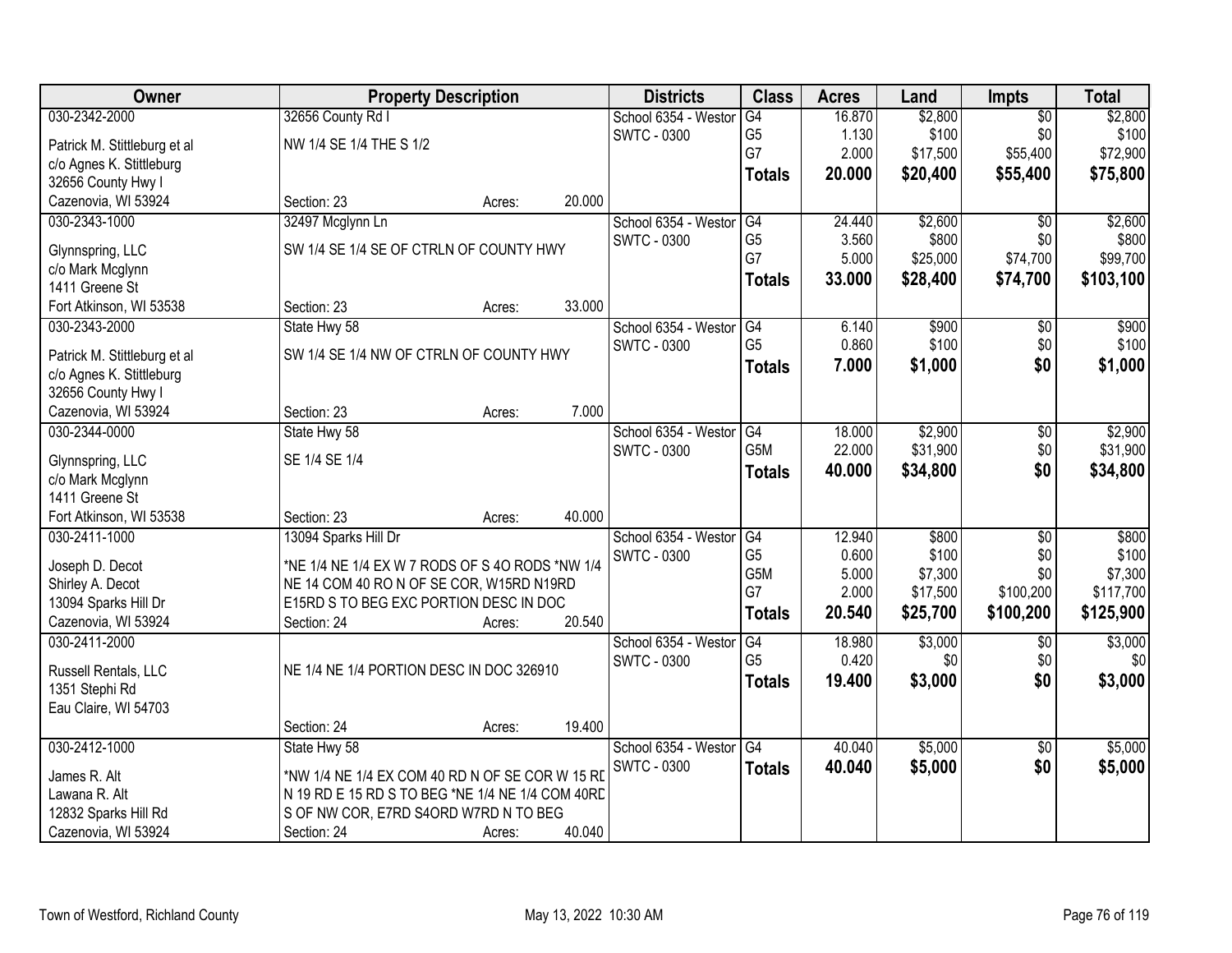| Owner | Property Description | Districts | Class | Acres | Land | Impts | Total |
|---|---|---|---|---|---|---|---|
| 030-2342-2000<br>Patrick M. Stittleburg et al<br>c/o Agnes K. Stittleburg<br>32656 County Hwy I<br>Cazenovia, WI 53924 | 32656 County Rd I<br>NW 1/4 SE 1/4 THE S 1/2<br>Section: 23 Acres: 20.000 | School 6354 - Westor<br>SWTC - 0300 | G4<br>G5<br>G7<br>**Totals** | 16.870<br>1.130<br>2.000<br>**20.000** | $2,800<br>$100<br>$17,500<br>**$20,400** | $0<br>$0<br>$55,400<br>**$55,400** | $2,800<br>$100<br>$72,900<br>**$75,800** |
| 030-2343-1000<br>Glynnspring, LLC<br>c/o Mark Mcglynn<br>1411 Greene St<br>Fort Atkinson, WI 53538 | 32497 Mcglynn Ln<br>SW 1/4 SE 1/4 SE OF CTRLN OF COUNTY HWY<br>Section: 23 Acres: 33.000 | School 6354 - Westor<br>SWTC - 0300 | G4<br>G5<br>G7<br>**Totals** | 24.440<br>3.560<br>5.000<br>**33.000** | $2,600<br>$800<br>$25,000<br>**$28,400** | $0<br>$0<br>$74,700<br>**$74,700** | $2,600<br>$800<br>$99,700<br>**$103,100** |
| 030-2343-2000<br>Patrick M. Stittleburg et al<br>c/o Agnes K. Stittleburg<br>32656 County Hwy I<br>Cazenovia, WI 53924 | State Hwy 58<br>SW 1/4 SE 1/4 NW OF CTRLN OF COUNTY HWY<br>Section: 23 Acres: 7.000 | School 6354 - Westor<br>SWTC - 0300 | G4<br>G5<br>**Totals** | 6.140<br>0.860<br>**7.000** | $900<br>$100<br>**$1,000** | $0<br>$0<br>**$0** | $900<br>$100<br>**$1,000** |
| 030-2344-0000<br>Glynnspring, LLC<br>c/o Mark Mcglynn<br>1411 Greene St<br>Fort Atkinson, WI 53538 | State Hwy 58<br>SE 1/4 SE 1/4<br>Section: 23 Acres: 40.000 | School 6354 - Westor<br>SWTC - 0300 | G4<br>G5M<br>**Totals** | 18.000<br>22.000<br>**40.000** | $2,900<br>$31,900<br>**$34,800** | $0<br>$0<br>**$0** | $2,900<br>$31,900<br>**$34,800** |
| 030-2411-1000<br>Joseph D. Decot<br>Shirley A. Decot<br>13094 Sparks Hill Dr<br>Cazenovia, WI 53924 | 13094 Sparks Hill Dr<br>*NE 1/4 NE 1/4 EX W 7 RODS OF S 4O RODS *NW 1/4 NE 14 COM 40 RO N OF SE COR, W15RD N19RD E15RD S TO BEG EXC PORTION DESC IN DOC<br>Section: 24 Acres: 20.540 | School 6354 - Westor<br>SWTC - 0300 | G4<br>G5<br>G5M<br>G7<br>**Totals** | 12.940<br>0.600<br>5.000<br>2.000<br>**20.540** | $800<br>$100<br>$7,300<br>$17,500<br>**$25,700** | $0<br>$0<br>$0<br>$100,200<br>**$100,200** | $800<br>$100<br>$7,300<br>$117,700<br>**$125,900** |
| 030-2411-2000<br>Russell Rentals, LLC<br>1351 Stephi Rd<br>Eau Claire, WI 54703 | NE 1/4 NE 1/4 PORTION DESC IN DOC 326910<br>Section: 24 Acres: 19.400 | School 6354 - Westor<br>SWTC - 0300 | G4<br>G5<br>**Totals** | 18.980<br>0.420<br>**19.400** | $3,000<br>$0<br>**$3,000** | $0<br>$0<br>**$0** | $3,000<br>$0<br>**$3,000** |
| 030-2412-1000<br>James R. Alt<br>Lawana R. Alt<br>12832 Sparks Hill Rd<br>Cazenovia, WI 53924 | State Hwy 58<br>*NW 1/4 NE 1/4 EX COM 40 RD N OF SE COR W 15 RD N 19 RD E 15 RD S TO BEG *NE 1/4 NE 1/4 COM 40RD S OF NW COR, E7RD S4ORD W7RD N TO BEG<br>Section: 24 Acres: 40.040 | School 6354 - Westor<br>SWTC - 0300 | G4<br>**Totals** | 40.040<br>**40.040** | $5,000<br>**$5,000** | $0<br>**$0** | $5,000<br>**$5,000** |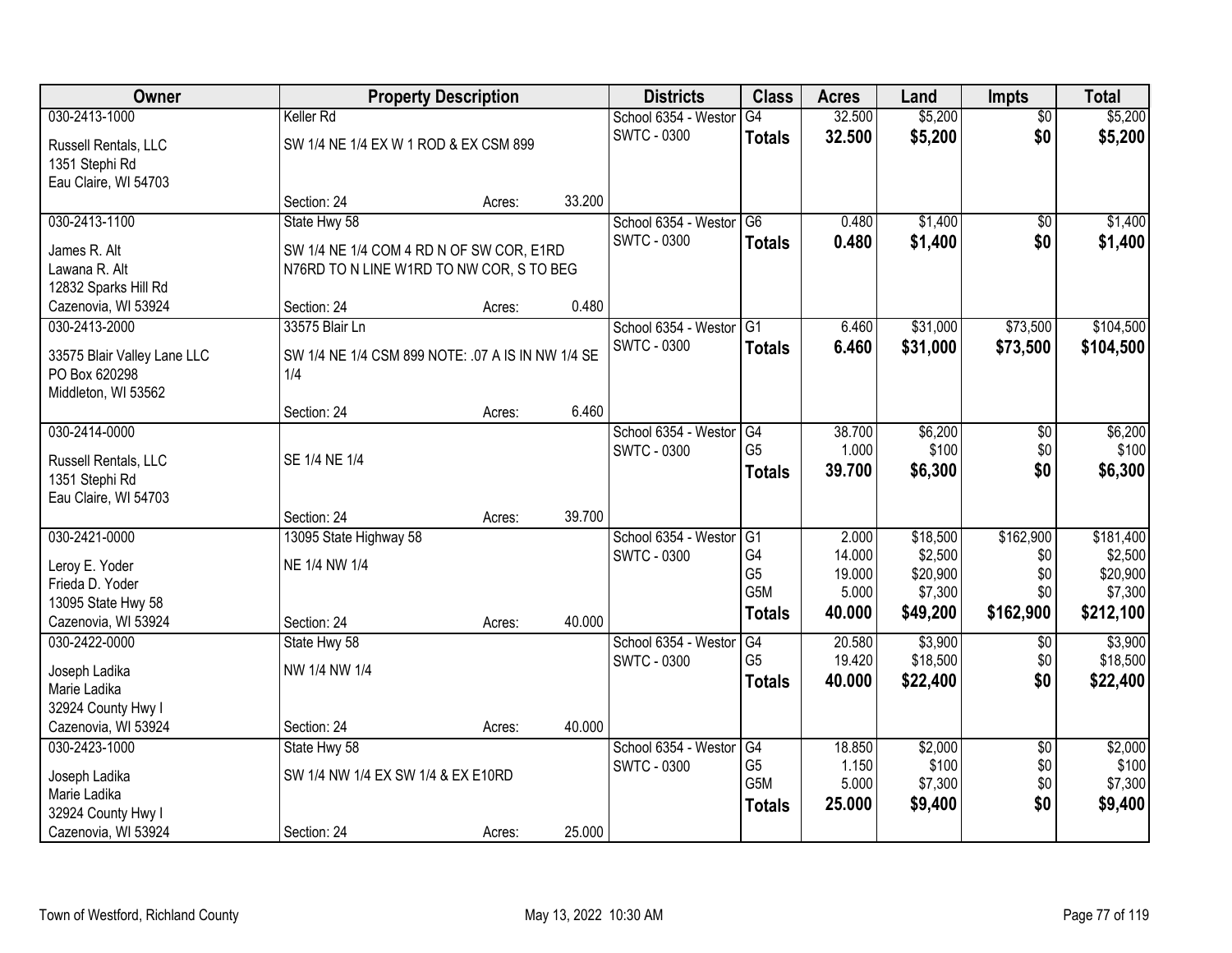| Owner | Property Description | | | Districts | Class | Acres | Land | Impts | Total |
|---|---|---|---|---|---|---|---|---|---|
| 030-2413-1000 | Keller Rd | | | School 6354 - Westor | G4 | 32.500 | $5,200 | $0 | $5,200 |
| Russell Rentals, LLC<br>1351 Stephi Rd<br>Eau Claire, WI 54703 | SW 1/4 NE 1/4 EX W 1 ROD & EX CSM 899 | | | SWTC - 0300 | **Totals** | **32.500** | **$5,200** | **$0** | **$5,200** |
| | Section: 24 | Acres: | 33.200 | | | | | | |
| 030-2413-1100 | State Hwy 58 | | | School 6354 - Westor | G6 | 0.480 | $1,400 | $0 | $1,400 |
| James R. Alt<br>Lawana R. Alt<br>12832 Sparks Hill Rd<br>Cazenovia, WI 53924 | SW 1/4 NE 1/4 COM 4 RD N OF SW COR, E1RD N76RD TO N LINE W1RD TO NW COR, S TO BEG | | | SWTC - 0300 | **Totals** | **0.480** | **$1,400** | **$0** | **$1,400** |
| | Section: 24 | Acres: | 0.480 | | | | | | |
| 030-2413-2000 | 33575 Blair Ln | | | School 6354 - Westor | G1 | 6.460 | $31,000 | $73,500 | $104,500 |
| 33575 Blair Valley Lane LLC<br>PO Box 620298<br>Middleton, WI 53562 | SW 1/4 NE 1/4 CSM 899 NOTE: .07 A IS IN NW 1/4 SE 1/4 | | | SWTC - 0300 | **Totals** | **6.460** | **$31,000** | **$73,500** | **$104,500** |
| | Section: 24 | Acres: | 6.460 | | | | | | |
| 030-2414-0000 | | | | School 6354 - Westor | G4 | 38.700 | $6,200 | $0 | $6,200 |
| Russell Rentals, LLC<br>1351 Stephi Rd<br>Eau Claire, WI 54703 | SE 1/4 NE 1/4 | | | SWTC - 0300 | G5 | 1.000 | $100 | $0 | $100 |
| | | | | | **Totals** | **39.700** | **$6,300** | **$0** | **$6,300** |
| | Section: 24 | Acres: | 39.700 | | | | | | |
| 030-2421-0000 | 13095 State Highway 58 | | | School 6354 - Westor | G1 | 2.000 | $18,500 | $162,900 | $181,400 |
| Leroy E. Yoder<br>Frieda D. Yoder<br>13095 State Hwy 58<br>Cazenovia, WI 53924 | NE 1/4 NW 1/4 | | | SWTC - 0300 | G4 | 14.000 | $2,500 | $0 | $2,500 |
| | | | | | G5 | 19.000 | $20,900 | $0 | $20,900 |
| | | | | | G5M | 5.000 | $7,300 | $0 | $7,300 |
| | | | | | **Totals** | **40.000** | **$49,200** | **$162,900** | **$212,100** |
| | Section: 24 | Acres: | 40.000 | | | | | | |
| 030-2422-0000 | State Hwy 58 | | | School 6354 - Westor | G4 | 20.580 | $3,900 | $0 | $3,900 |
| Joseph Ladika<br>Marie Ladika<br>32924 County Hwy I<br>Cazenovia, WI 53924 | NW 1/4 NW 1/4 | | | SWTC - 0300 | G5 | 19.420 | $18,500 | $0 | $18,500 |
| | | | | | **Totals** | **40.000** | **$22,400** | **$0** | **$22,400** |
| | Section: 24 | Acres: | 40.000 | | | | | | |
| 030-2423-1000 | State Hwy 58 | | | School 6354 - Westor | G4 | 18.850 | $2,000 | $0 | $2,000 |
| Joseph Ladika<br>Marie Ladika<br>32924 County Hwy I<br>Cazenovia, WI 53924 | SW 1/4 NW 1/4 EX SW 1/4 & EX E10RD | | | SWTC - 0300 | G5 | 1.150 | $100 | $0 | $100 |
| | | | | | G5M | 5.000 | $7,300 | $0 | $7,300 |
| | | | | | **Totals** | **25.000** | **$9,400** | **$0** | **$9,400** |
| | Section: 24 | Acres: | 25.000 | | | | | | |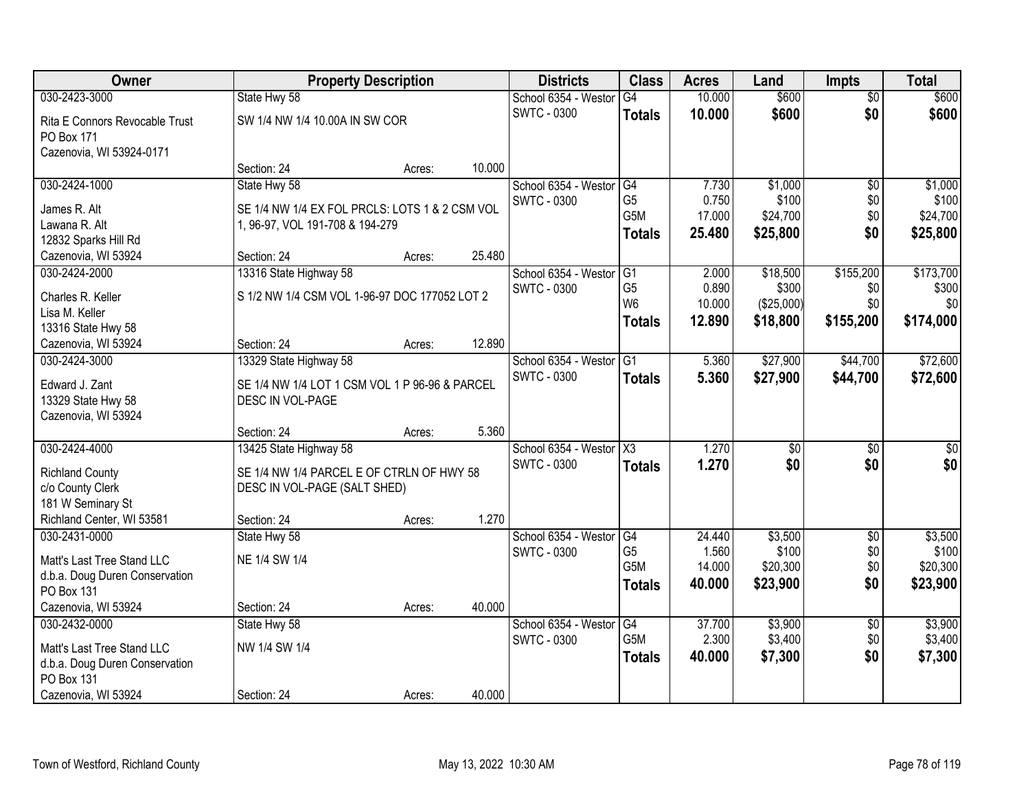| Owner | Property Description | | | Districts | Class | Acres | Land | Impts | Total |
|---|---|---|---|---|---|---|---|---|---|
| 030-2423-3000 | State Hwy 58 | | | School 6354 - Westor | G4 | 10.000 | $600 | $0 | $600 |
| Rita E Connors Revocable Trust | SW 1/4 NW 1/4 10.00A IN SW COR | | | SWTC - 0300 | **Totals** | **10.000** | **$600** | **$0** | **$600** |
| PO Box 171 | | | | | | | | | |
| Cazenovia, WI 53924-0171 | | | | | | | | | |
| | Section: 24 | Acres: | 10.000 | | | | | | |
| 030-2424-1000 | State Hwy 58 | | | School 6354 - Westor | G4 | 7.730 | $1,000 | $0 | $1,000 |
| James R. Alt | SE 1/4 NW 1/4 EX FOL PRCLS: LOTS 1 & 2 CSM VOL | | | SWTC - 0300 | G5 | 0.750 | $100 | $0 | $100 |
| Lawana R. Alt | 1, 96-97, VOL 191-708 & 194-279 | | | | G5M | 17.000 | $24,700 | $0 | $24,700 |
| 12832 Sparks Hill Rd | | | | | **Totals** | **25.480** | **$25,800** | **$0** | **$25,800** |
| Cazenovia, WI 53924 | Section: 24 | Acres: | 25.480 | | | | | | |
| 030-2424-2000 | 13316 State Highway 58 | | | School 6354 - Westor | G1 | 2.000 | $18,500 | $155,200 | $173,700 |
| Charles R. Keller | S 1/2 NW 1/4 CSM VOL 1-96-97 DOC 177052 LOT 2 | | | SWTC - 0300 | G5 | 0.890 | $300 | $0 | $300 |
| Lisa M. Keller | | | | | W6 | 10.000 | ($25,000) | $0 | $0 |
| 13316 State Hwy 58 | | | | | **Totals** | **12.890** | **$18,800** | **$155,200** | **$174,000** |
| Cazenovia, WI 53924 | Section: 24 | Acres: | 12.890 | | | | | | |
| 030-2424-3000 | 13329 State Highway 58 | | | School 6354 - Westor | G1 | 5.360 | $27,900 | $44,700 | $72,600 |
| Edward J. Zant | SE 1/4 NW 1/4 LOT 1 CSM VOL 1 P 96-96 & PARCEL | | | SWTC - 0300 | **Totals** | **5.360** | **$27,900** | **$44,700** | **$72,600** |
| 13329 State Hwy 58 | DESC IN VOL-PAGE | | | | | | | | |
| Cazenovia, WI 53924 | | | | | | | | | |
| | Section: 24 | Acres: | 5.360 | | | | | | |
| 030-2424-4000 | 13425 State Highway 58 | | | School 6354 - Westor | X3 | 1.270 | $0 | $0 | $0 |
| Richland County | SE 1/4 NW 1/4 PARCEL E OF CTRLN OF HWY 58 | | | SWTC - 0300 | **Totals** | **1.270** | **$0** | **$0** | **$0** |
| c/o County Clerk | DESC IN VOL-PAGE (SALT SHED) | | | | | | | | |
| 181 W Seminary St | | | | | | | | | |
| Richland Center, WI 53581 | Section: 24 | Acres: | 1.270 | | | | | | |
| 030-2431-0000 | State Hwy 58 | | | School 6354 - Westor | G4 | 24.440 | $3,500 | $0 | $3,500 |
| Matt's Last Tree Stand LLC | NE 1/4 SW 1/4 | | | SWTC - 0300 | G5 | 1.560 | $100 | $0 | $100 |
| d.b.a. Doug Duren Conservation | | | | | G5M | 14.000 | $20,300 | $0 | $20,300 |
| PO Box 131 | | | | | **Totals** | **40.000** | **$23,900** | **$0** | **$23,900** |
| Cazenovia, WI 53924 | Section: 24 | Acres: | 40.000 | | | | | | |
| 030-2432-0000 | State Hwy 58 | | | School 6354 - Westor | G4 | 37.700 | $3,900 | $0 | $3,900 |
| Matt's Last Tree Stand LLC | NW 1/4 SW 1/4 | | | SWTC - 0300 | G5M | 2.300 | $3,400 | $0 | $3,400 |
| d.b.a. Doug Duren Conservation | | | | | **Totals** | **40.000** | **$7,300** | **$0** | **$7,300** |
| PO Box 131 | | | | | | | | | |
| Cazenovia, WI 53924 | Section: 24 | Acres: | 40.000 | | | | | | |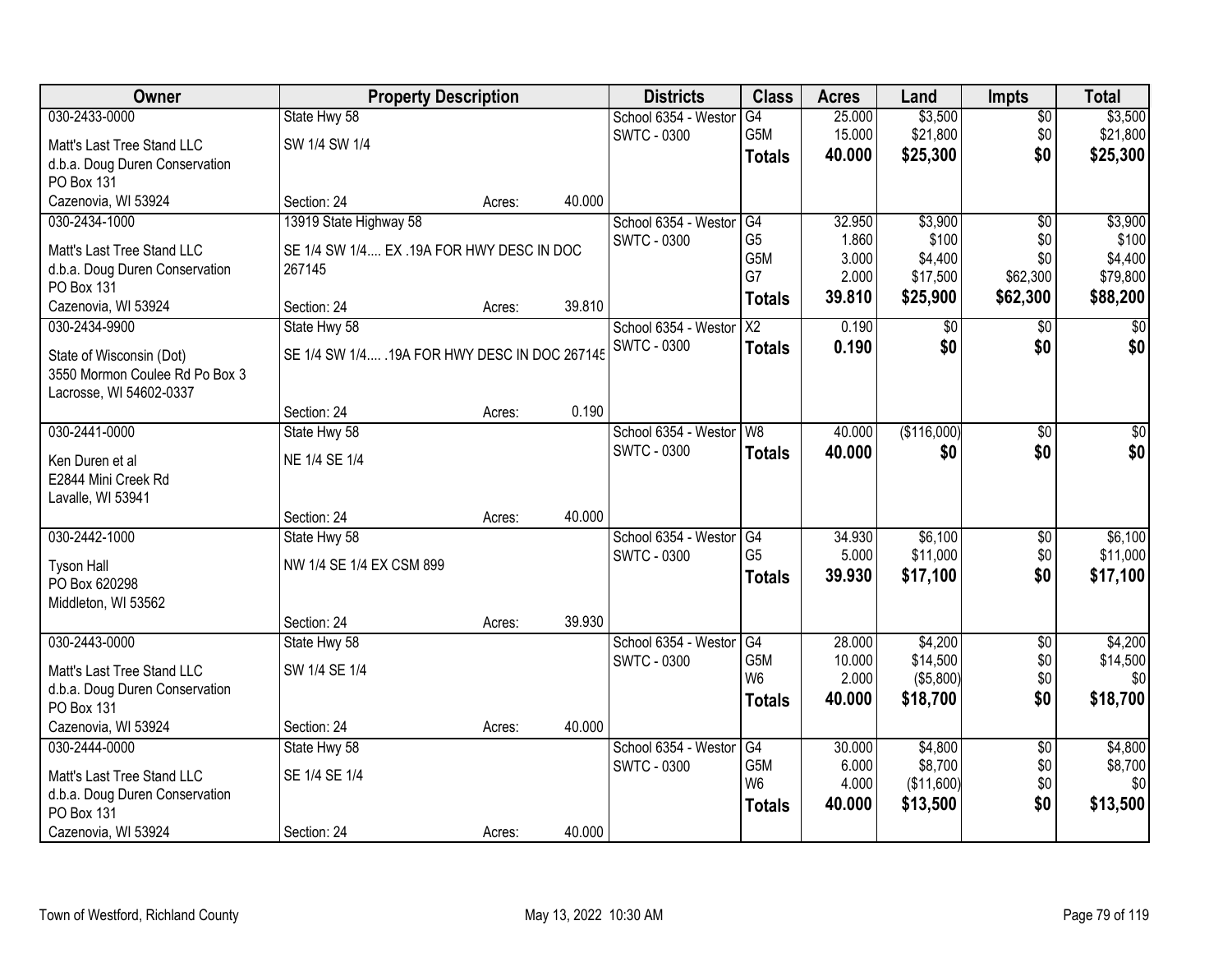| Owner | Property Description | | | Districts | Class | Acres | Land | Impts | Total |
|---|---|---|---|---|---|---|---|---|---|
| 030-2433-0000 | State Hwy 58 | | | School 6354 - Westor | G4 | 25.000 | $3,500 | $0 | $3,500 |
| Matt's Last Tree Stand LLC | SW 1/4 SW 1/4 | | | SWTC - 0300 | G5M | 15.000 | $21,800 | $0 | $21,800 |
| d.b.a. Doug Duren Conservation | | | | | **Totals** | **40.000** | **$25,300** | **$0** | **$25,300** |
| PO Box 131 | | | | | | | | | |
| Cazenovia, WI 53924 | Section: 24 | Acres: | 40.000 | | | | | | |
| 030-2434-1000 | 13919 State Highway 58 | | | School 6354 - Westor | G4 | 32.950 | $3,900 | $0 | $3,900 |
| Matt's Last Tree Stand LLC | SE 1/4 SW 1/4.... EX .19A FOR HWY DESC IN DOC 267145 | | | SWTC - 0300 | G5 | 1.860 | $100 | $0 | $100 |
| d.b.a. Doug Duren Conservation | | | | | G5M | 3.000 | $4,400 | $0 | $4,400 |
| PO Box 131 | | | | | G7 | 2.000 | $17,500 | $62,300 | $79,800 |
| Cazenovia, WI 53924 | Section: 24 | Acres: | 39.810 | | **Totals** | **39.810** | **$25,900** | **$62,300** | **$88,200** |
| 030-2434-9900 | State Hwy 58 | | | School 6354 - Westor | X2 | 0.190 | $0 | $0 | $0 |
| State of Wisconsin (Dot) | SE 1/4 SW 1/4.... .19A FOR HWY DESC IN DOC 267145 | | | SWTC - 0300 | **Totals** | **0.190** | **$0** | **$0** | **$0** |
| 3550 Mormon Coulee Rd Po Box 3 | | | | | | | | | |
| Lacrosse, WI 54602-0337 | | | | | | | | | |
| | Section: 24 | Acres: | 0.190 | | | | | | |
| 030-2441-0000 | State Hwy 58 | | | School 6354 - Westor | W8 | 40.000 | ($116,000) | $0 | $0 |
| Ken Duren et al | NE 1/4 SE 1/4 | | | SWTC - 0300 | **Totals** | **40.000** | **$0** | **$0** | **$0** |
| E2844 Mini Creek Rd | | | | | | | | | |
| Lavalle, WI 53941 | | | | | | | | | |
| | Section: 24 | Acres: | 40.000 | | | | | | |
| 030-2442-1000 | State Hwy 58 | | | School 6354 - Westor | G4 | 34.930 | $6,100 | $0 | $6,100 |
| Tyson Hall | NW 1/4 SE 1/4 EX CSM 899 | | | SWTC - 0300 | G5 | 5.000 | $11,000 | $0 | $11,000 |
| PO Box 620298 | | | | | **Totals** | **39.930** | **$17,100** | **$0** | **$17,100** |
| Middleton, WI 53562 | | | | | | | | | |
| | Section: 24 | Acres: | 39.930 | | | | | | |
| 030-2443-0000 | State Hwy 58 | | | School 6354 - Westor | G4 | 28.000 | $4,200 | $0 | $4,200 |
| Matt's Last Tree Stand LLC | SW 1/4 SE 1/4 | | | SWTC - 0300 | G5M | 10.000 | $14,500 | $0 | $14,500 |
| d.b.a. Doug Duren Conservation | | | | | W6 | 2.000 | ($5,800) | $0 | $0 |
| PO Box 131 | | | | | **Totals** | **40.000** | **$18,700** | **$0** | **$18,700** |
| Cazenovia, WI 53924 | Section: 24 | Acres: | 40.000 | | | | | | |
| 030-2444-0000 | State Hwy 58 | | | School 6354 - Westor | G4 | 30.000 | $4,800 | $0 | $4,800 |
| Matt's Last Tree Stand LLC | SE 1/4 SE 1/4 | | | SWTC - 0300 | G5M | 6.000 | $8,700 | $0 | $8,700 |
| d.b.a. Doug Duren Conservation | | | | | W6 | 4.000 | ($11,600) | $0 | $0 |
| PO Box 131 | | | | | **Totals** | **40.000** | **$13,500** | **$0** | **$13,500** |
| Cazenovia, WI 53924 | Section: 24 | Acres: | 40.000 | | | | | | |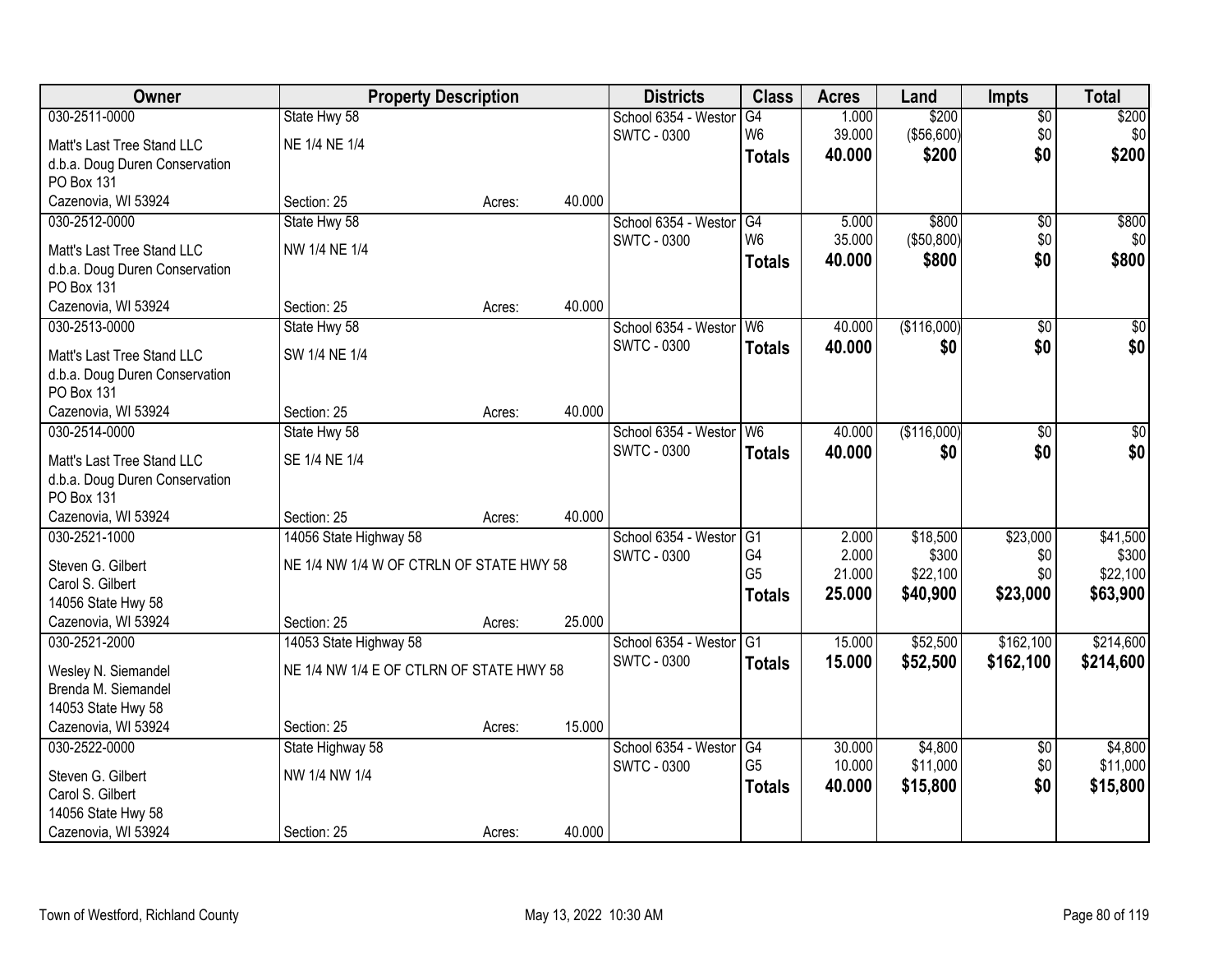| Owner | Property Description | | | Districts | Class | Acres | Land | Impts | Total |
|---|---|---|---|---|---|---|---|---|---|
| 030-2511-0000 | State Hwy 58 | | | School 6354 - Westor | G4 | 1.000 | $200 | $0 | $200 |
| Matt's Last Tree Stand LLC | NE 1/4 NE 1/4 | | | SWTC - 0300 | W6 | 39.000 | ($56,600) | $0 | $0 |
| d.b.a. Doug Duren Conservation | | | | | **Totals** | **40.000** | **$200** | **$0** | **$200** |
| PO Box 131 | | | | | | | | | |
| Cazenovia, WI 53924 | Section: 25 | Acres: | 40.000 | | | | | | |
| 030-2512-0000 | State Hwy 58 | | | School 6354 - Westor | G4 | 5.000 | $800 | $0 | $800 |
| Matt's Last Tree Stand LLC | NW 1/4 NE 1/4 | | | SWTC - 0300 | W6 | 35.000 | ($50,800) | $0 | $0 |
| d.b.a. Doug Duren Conservation | | | | | **Totals** | **40.000** | **$800** | **$0** | **$800** |
| PO Box 131 | | | | | | | | | |
| Cazenovia, WI 53924 | Section: 25 | Acres: | 40.000 | | | | | | |
| 030-2513-0000 | State Hwy 58 | | | School 6354 - Westor | W6 | 40.000 | ($116,000) | $0 | $0 |
| Matt's Last Tree Stand LLC | SW 1/4 NE 1/4 | | | SWTC - 0300 | **Totals** | **40.000** | **$0** | **$0** | **$0** |
| d.b.a. Doug Duren Conservation | | | | | | | | | |
| PO Box 131 | | | | | | | | | |
| Cazenovia, WI 53924 | Section: 25 | Acres: | 40.000 | | | | | | |
| 030-2514-0000 | State Hwy 58 | | | School 6354 - Westor | W6 | 40.000 | ($116,000) | $0 | $0 |
| Matt's Last Tree Stand LLC | SE 1/4 NE 1/4 | | | SWTC - 0300 | **Totals** | **40.000** | **$0** | **$0** | **$0** |
| d.b.a. Doug Duren Conservation | | | | | | | | | |
| PO Box 131 | | | | | | | | | |
| Cazenovia, WI 53924 | Section: 25 | Acres: | 40.000 | | | | | | |
| 030-2521-1000 | 14056 State Highway 58 | | | School 6354 - Westor | G1 | 2.000 | $18,500 | $23,000 | $41,500 |
| Steven G. Gilbert | NE 1/4 NW 1/4 W OF CTRLN OF STATE HWY 58 | | | SWTC - 0300 | G4 | 2.000 | $300 | $0 | $300 |
| Carol S. Gilbert | | | | | G5 | 21.000 | $22,100 | $0 | $22,100 |
| 14056 State Hwy 58 | | | | | **Totals** | **25.000** | **$40,900** | **$23,000** | **$63,900** |
| Cazenovia, WI 53924 | Section: 25 | Acres: | 25.000 | | | | | | |
| 030-2521-2000 | 14053 State Highway 58 | | | School 6354 - Westor | G1 | 15.000 | $52,500 | $162,100 | $214,600 |
| Wesley N. Siemandel | NE 1/4 NW 1/4 E OF CTLRN OF STATE HWY 58 | | | SWTC - 0300 | **Totals** | **15.000** | **$52,500** | **$162,100** | **$214,600** |
| Brenda M. Siemandel | | | | | | | | | |
| 14053 State Hwy 58 | | | | | | | | | |
| Cazenovia, WI 53924 | Section: 25 | Acres: | 15.000 | | | | | | |
| 030-2522-0000 | State Highway 58 | | | School 6354 - Westor | G4 | 30.000 | $4,800 | $0 | $4,800 |
| Steven G. Gilbert | NW 1/4 NW 1/4 | | | SWTC - 0300 | G5 | 10.000 | $11,000 | $0 | $11,000 |
| Carol S. Gilbert | | | | | **Totals** | **40.000** | **$15,800** | **$0** | **$15,800** |
| 14056 State Hwy 58 | | | | | | | | | |
| Cazenovia, WI 53924 | Section: 25 | Acres: | 40.000 | | | | | | |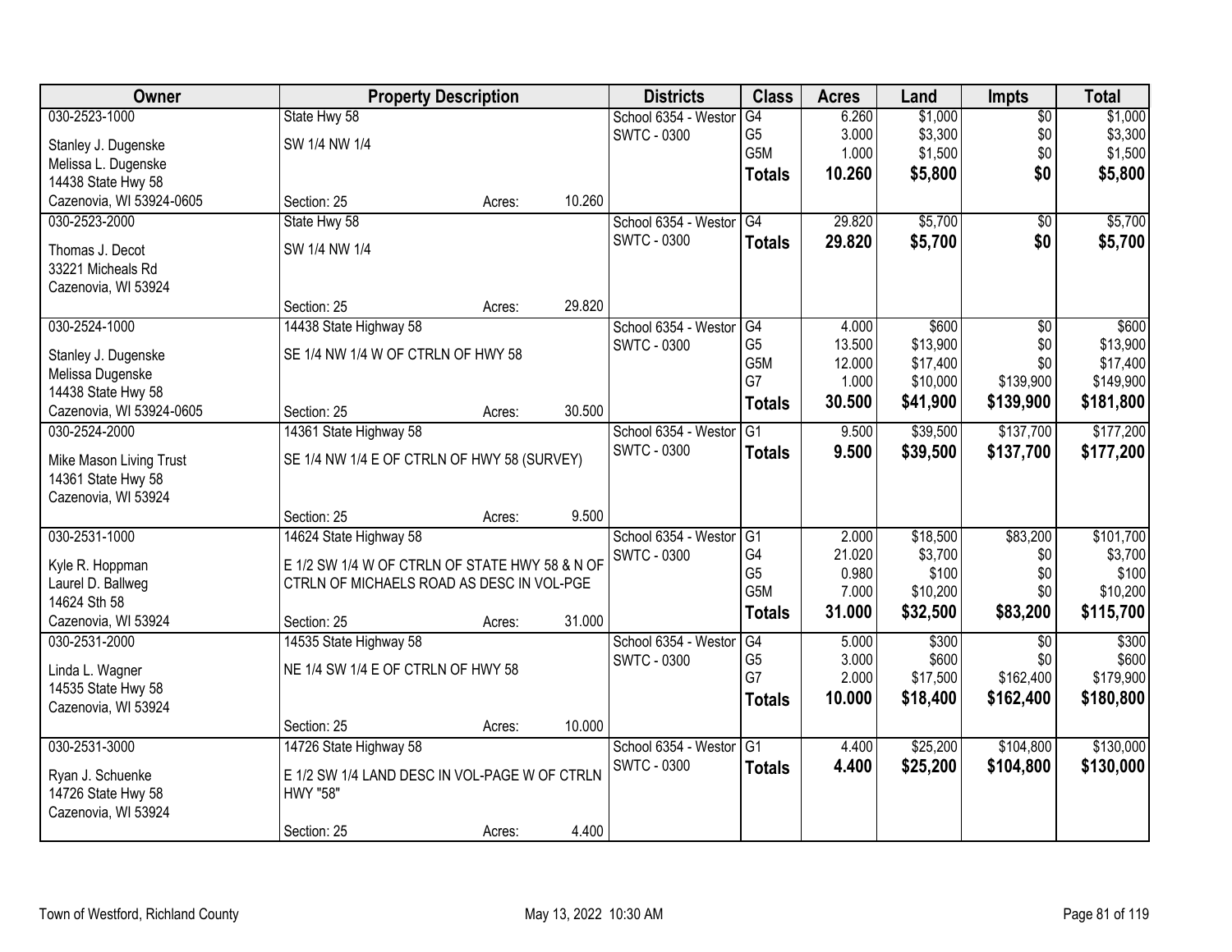| Owner | Property Description | | | Districts | Class | Acres | Land | Impts | Total |
|---|---|---|---|---|---|---|---|---|---|
| 030-2523-1000 | State Hwy 58 | | | School 6354 - Westor | G4 | 6.260 | $1,000 | $0 | $1,000 |
| Stanley J. Dugenske | SW 1/4 NW 1/4 | | | SWTC - 0300 | G5 | 3.000 | $3,300 | $0 | $3,300 |
| Melissa L. Dugenske | | | | | G5M | 1.000 | $1,500 | $0 | $1,500 |
| 14438 State Hwy 58 | | | | | **Totals** | **10.260** | **$5,800** | **$0** | **$5,800** |
| Cazenovia, WI 53924-0605 | Section: 25 | Acres: | 10.260 | | | | | | |
| 030-2523-2000 | State Hwy 58 | | | School 6354 - Westor | G4 | 29.820 | $5,700 | $0 | $5,700 |
| Thomas J. Decot | SW 1/4 NW 1/4 | | | SWTC - 0300 | **Totals** | **29.820** | **$5,700** | **$0** | **$5,700** |
| 33221 Micheals Rd | | | | | | | | | |
| Cazenovia, WI 53924 | | | | | | | | | |
| | Section: 25 | Acres: | 29.820 | | | | | | |
| 030-2524-1000 | 14438 State Highway 58 | | | School 6354 - Westor | G4 | 4.000 | $600 | $0 | $600 |
| Stanley J. Dugenske | SE 1/4 NW 1/4 W OF CTRLN OF HWY 58 | | | SWTC - 0300 | G5 | 13.500 | $13,900 | $0 | $13,900 |
| Melissa Dugenske | | | | | G5M | 12.000 | $17,400 | $0 | $17,400 |
| 14438 State Hwy 58 | | | | | G7 | 1.000 | $10,000 | $139,900 | $149,900 |
| Cazenovia, WI 53924-0605 | Section: 25 | Acres: | 30.500 | | **Totals** | **30.500** | **$41,900** | **$139,900** | **$181,800** |
| 030-2524-2000 | 14361 State Highway 58 | | | School 6354 - Westor | G1 | 9.500 | $39,500 | $137,700 | $177,200 |
| Mike Mason Living Trust | SE 1/4 NW 1/4 E OF CTRLN OF HWY 58 (SURVEY) | | | SWTC - 0300 | **Totals** | **9.500** | **$39,500** | **$137,700** | **$177,200** |
| 14361 State Hwy 58 | | | | | | | | | |
| Cazenovia, WI 53924 | | | | | | | | | |
| | Section: 25 | Acres: | 9.500 | | | | | | |
| 030-2531-1000 | 14624 State Highway 58 | | | School 6354 - Westor | G1 | 2.000 | $18,500 | $83,200 | $101,700 |
| Kyle R. Hoppman | E 1/2 SW 1/4 W OF CTRLN OF STATE HWY 58 & N OF | | | SWTC - 0300 | G4 | 21.020 | $3,700 | $0 | $3,700 |
| Laurel D. Ballweg | CTRLN OF MICHAELS ROAD AS DESC IN VOL-PGE | | | | G5 | 0.980 | $100 | $0 | $100 |
| 14624 Sth 58 | | | | | G5M | 7.000 | $10,200 | $0 | $10,200 |
| Cazenovia, WI 53924 | Section: 25 | Acres: | 31.000 | | **Totals** | **31.000** | **$32,500** | **$83,200** | **$115,700** |
| 030-2531-2000 | 14535 State Highway 58 | | | School 6354 - Westor | G4 | 5.000 | $300 | $0 | $300 |
| Linda L. Wagner | NE 1/4 SW 1/4 E OF CTRLN OF HWY 58 | | | SWTC - 0300 | G5 | 3.000 | $600 | $0 | $600 |
| 14535 State Hwy 58 | | | | | G7 | 2.000 | $17,500 | $162,400 | $179,900 |
| Cazenovia, WI 53924 | | | | | **Totals** | **10.000** | **$18,400** | **$162,400** | **$180,800** |
| | Section: 25 | Acres: | 10.000 | | | | | | |
| 030-2531-3000 | 14726 State Highway 58 | | | School 6354 - Westor | G1 | 4.400 | $25,200 | $104,800 | $130,000 |
| Ryan J. Schuenke | E 1/2 SW 1/4 LAND DESC IN VOL-PAGE W OF CTRLN | | | SWTC - 0300 | **Totals** | **4.400** | **$25,200** | **$104,800** | **$130,000** |
| 14726 State Hwy 58 | HWY "58" | | | | | | | | |
| Cazenovia, WI 53924 | | | | | | | | | |
| | Section: 25 | Acres: | 4.400 | | | | | | |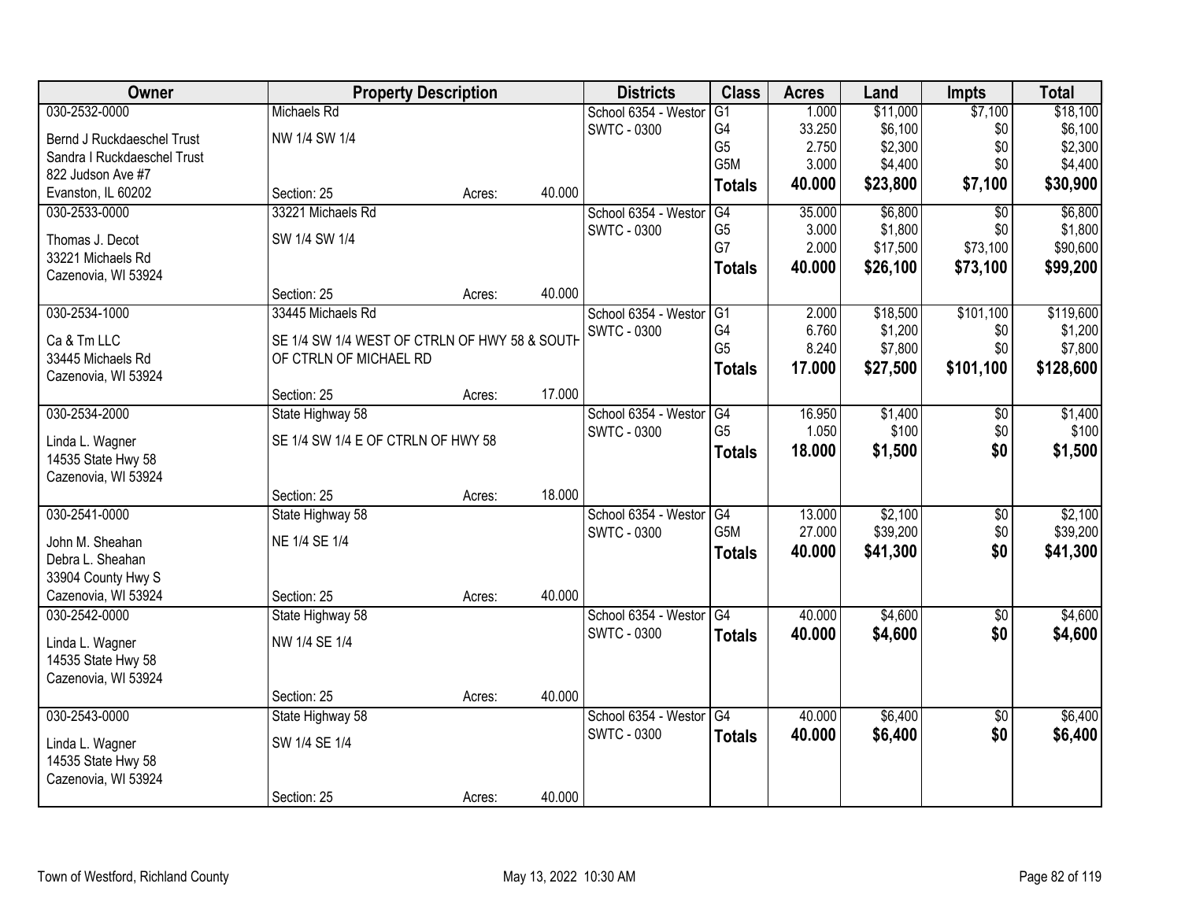| Owner | Property Description | | | Districts | Class | Acres | Land | Impts | Total |
|---|---|---|---|---|---|---|---|---|---|
| 030-2532-0000 | Michaels Rd | | | School 6354 - Westor | G1 | 1.000 | $11,000 | $7,100 | $18,100 |
| Bernd J Ruckdaeschel Trust | NW 1/4 SW 1/4 | | | SWTC - 0300 | G4 | 33.250 | $6,100 | $0 | $6,100 |
| Sandra I Ruckdaeschel Trust | | | | | G5 | 2.750 | $2,300 | $0 | $2,300 |
| 822 Judson Ave #7 | | | | | G5M | 3.000 | $4,400 | $0 | $4,400 |
| Evanston, IL 60202 | Section: 25 | Acres: | 40.000 | | **Totals** | **40.000** | **$23,800** | **$7,100** | **$30,900** |
| 030-2533-0000 | 33221 Michaels Rd | | | School 6354 - Westor | G4 | 35.000 | $6,800 | $0 | $6,800 |
| Thomas J. Decot | SW 1/4 SW 1/4 | | | SWTC - 0300 | G5 | 3.000 | $1,800 | $0 | $1,800 |
| 33221 Michaels Rd | | | | | G7 | 2.000 | $17,500 | $73,100 | $90,600 |
| Cazenovia, WI 53924 | | | | | **Totals** | **40.000** | **$26,100** | **$73,100** | **$99,200** |
| | Section: 25 | Acres: | 40.000 | | | | | | |
| 030-2534-1000 | 33445 Michaels Rd | | | School 6354 - Westor | G1 | 2.000 | $18,500 | $101,100 | $119,600 |
| Ca & Tm LLC | SE 1/4 SW 1/4 WEST OF CTRLN OF HWY 58 & SOUTH | | | SWTC - 0300 | G4 | 6.760 | $1,200 | $0 | $1,200 |
| 33445 Michaels Rd | OF CTRLN OF MICHAEL RD | | | | G5 | 8.240 | $7,800 | $0 | $7,800 |
| Cazenovia, WI 53924 | | | | | **Totals** | **17.000** | **$27,500** | **$101,100** | **$128,600** |
| | Section: 25 | Acres: | 17.000 | | | | | | |
| 030-2534-2000 | State Highway 58 | | | School 6354 - Westor | G4 | 16.950 | $1,400 | $0 | $1,400 |
| Linda L. Wagner | SE 1/4 SW 1/4 E OF CTRLN OF HWY 58 | | | SWTC - 0300 | G5 | 1.050 | $100 | $0 | $100 |
| 14535 State Hwy 58 | | | | | **Totals** | **18.000** | **$1,500** | **$0** | **$1,500** |
| Cazenovia, WI 53924 | | | | | | | | | |
| | Section: 25 | Acres: | 18.000 | | | | | | |
| 030-2541-0000 | State Highway 58 | | | School 6354 - Westor | G4 | 13.000 | $2,100 | $0 | $2,100 |
| John M. Sheahan | NE 1/4 SE 1/4 | | | SWTC - 0300 | G5M | 27.000 | $39,200 | $0 | $39,200 |
| Debra L. Sheahan | | | | | **Totals** | **40.000** | **$41,300** | **$0** | **$41,300** |
| 33904 County Hwy S | | | | | | | | | |
| Cazenovia, WI 53924 | Section: 25 | Acres: | 40.000 | | | | | | |
| 030-2542-0000 | State Highway 58 | | | School 6354 - Westor | G4 | 40.000 | $4,600 | $0 | $4,600 |
| Linda L. Wagner | NW 1/4 SE 1/4 | | | SWTC - 0300 | **Totals** | **40.000** | **$4,600** | **$0** | **$4,600** |
| 14535 State Hwy 58 | | | | | | | | | |
| Cazenovia, WI 53924 | | | | | | | | | |
| | Section: 25 | Acres: | 40.000 | | | | | | |
| 030-2543-0000 | State Highway 58 | | | School 6354 - Westor | G4 | 40.000 | $6,400 | $0 | $6,400 |
| Linda L. Wagner | SW 1/4 SE 1/4 | | | SWTC - 0300 | **Totals** | **40.000** | **$6,400** | **$0** | **$6,400** |
| 14535 State Hwy 58 | | | | | | | | | |
| Cazenovia, WI 53924 | | | | | | | | | |
| | Section: 25 | Acres: | 40.000 | | | | | | |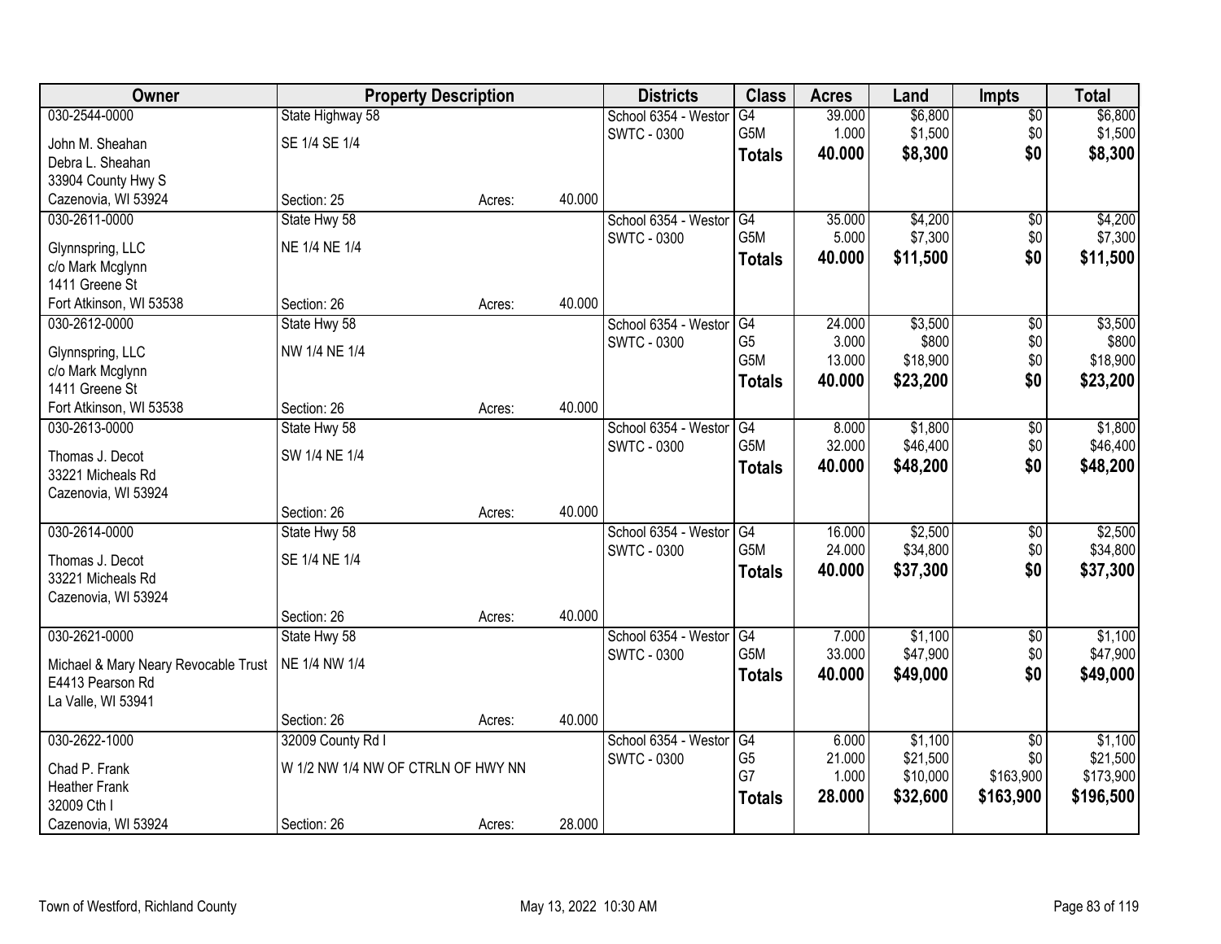| Owner | Property Description | | | Districts | Class | Acres | Land | Impts | Total |
|---|---|---|---|---|---|---|---|---|---|
| 030-2544-0000 | State Highway 58 | | | School 6354 - Westor | G4 | 39.000 | $6,800 | $0 | $6,800 |
| John M. Sheahan | SE 1/4 SE 1/4 | | | SWTC - 0300 | G5M | 1.000 | $1,500 | $0 | $1,500 |
| Debra L. Sheahan | | | | | **Totals** | **40.000** | **$8,300** | **$0** | **$8,300** |
| 33904 County Hwy S | | | | | | | | | |
| Cazenovia, WI 53924 | Section: 25 | Acres: | 40.000 | | | | | | |
| 030-2611-0000 | State Hwy 58 | | | School 6354 - Westor | G4 | 35.000 | $4,200 | $0 | $4,200 |
| Glynnspring, LLC | NE 1/4 NE 1/4 | | | SWTC - 0300 | G5M | 5.000 | $7,300 | $0 | $7,300 |
| c/o Mark Mcglynn | | | | | **Totals** | **40.000** | **$11,500** | **$0** | **$11,500** |
| 1411 Greene St | | | | | | | | | |
| Fort Atkinson, WI 53538 | Section: 26 | Acres: | 40.000 | | | | | | |
| 030-2612-0000 | State Hwy 58 | | | School 6354 - Westor | G4 | 24.000 | $3,500 | $0 | $3,500 |
| Glynnspring, LLC | NW 1/4 NE 1/4 | | | SWTC - 0300 | G5 | 3.000 | $800 | $0 | $800 |
| c/o Mark Mcglynn | | | | | G5M | 13.000 | $18,900 | $0 | $18,900 |
| 1411 Greene St | | | | | **Totals** | **40.000** | **$23,200** | **$0** | **$23,200** |
| Fort Atkinson, WI 53538 | Section: 26 | Acres: | 40.000 | | | | | | |
| 030-2613-0000 | State Hwy 58 | | | School 6354 - Westor | G4 | 8.000 | $1,800 | $0 | $1,800 |
| Thomas J. Decot | SW 1/4 NE 1/4 | | | SWTC - 0300 | G5M | 32.000 | $46,400 | $0 | $46,400 |
| 33221 Micheals Rd | | | | | **Totals** | **40.000** | **$48,200** | **$0** | **$48,200** |
| Cazenovia, WI 53924 | | | | | | | | | |
| | Section: 26 | Acres: | 40.000 | | | | | | |
| 030-2614-0000 | State Hwy 58 | | | School 6354 - Westor | G4 | 16.000 | $2,500 | $0 | $2,500 |
| Thomas J. Decot | SE 1/4 NE 1/4 | | | SWTC - 0300 | G5M | 24.000 | $34,800 | $0 | $34,800 |
| 33221 Micheals Rd | | | | | **Totals** | **40.000** | **$37,300** | **$0** | **$37,300** |
| Cazenovia, WI 53924 | | | | | | | | | |
| | Section: 26 | Acres: | 40.000 | | | | | | |
| 030-2621-0000 | State Hwy 58 | | | School 6354 - Westor | G4 | 7.000 | $1,100 | $0 | $1,100 |
| Michael & Mary Neary Revocable Trust | NE 1/4 NW 1/4 | | | SWTC - 0300 | G5M | 33.000 | $47,900 | $0 | $47,900 |
| E4413 Pearson Rd | | | | | **Totals** | **40.000** | **$49,000** | **$0** | **$49,000** |
| La Valle, WI 53941 | | | | | | | | | |
| | Section: 26 | Acres: | 40.000 | | | | | | |
| 030-2622-1000 | 32009 County Rd I | | | School 6354 - Westor | G4 | 6.000 | $1,100 | $0 | $1,100 |
| Chad P. Frank | W 1/2 NW 1/4 NW OF CTRLN OF HWY NN | | | SWTC - 0300 | G5 | 21.000 | $21,500 | $0 | $21,500 |
| Heather Frank | | | | | G7 | 1.000 | $10,000 | $163,900 | $173,900 |
| 32009 Cth I | | | | | **Totals** | **28.000** | **$32,600** | **$163,900** | **$196,500** |
| Cazenovia, WI 53924 | Section: 26 | Acres: | 28.000 | | | | | | |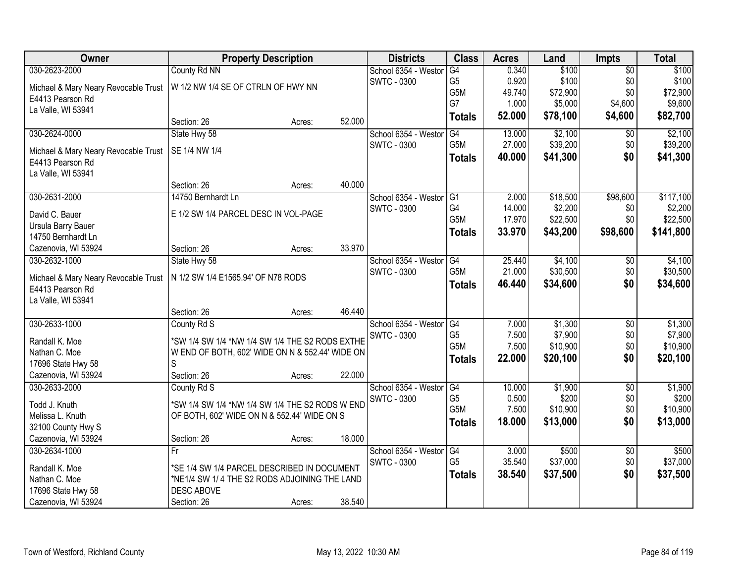| Owner | Property Description | | | Districts | Class | Acres | Land | Impts | Total |
|---|---|---|---|---|---|---|---|---|---|
| 030-2623-2000 | County Rd NN | | | School 6354 - Westor | G4 | 0.340 | $100 | $0 | $100 |
| Michael & Mary Neary Revocable Trust | W 1/2 NW 1/4 SE OF CTRLN OF HWY NN | | | SWTC - 0300 | G5 | 0.920 | $100 | $0 | $100 |
| E4413 Pearson Rd | | | | | G5M | 49.740 | $72,900 | $0 | $72,900 |
| La Valle, WI 53941 | | | | | G7 | 1.000 | $5,000 | $4,600 | $9,600 |
| | Section: 26 | Acres: | 52.000 | | **Totals** | **52.000** | **$78,100** | **$4,600** | **$82,700** |
| 030-2624-0000 | State Hwy 58 | | | School 6354 - Westor | G4 | 13.000 | $2,100 | $0 | $2,100 |
| Michael & Mary Neary Revocable Trust | SE 1/4 NW 1/4 | | | SWTC - 0300 | G5M | 27.000 | $39,200 | $0 | $39,200 |
| E4413 Pearson Rd | | | | | **Totals** | **40.000** | **$41,300** | **$0** | **$41,300** |
| La Valle, WI 53941 | | | | | | | | | |
| | Section: 26 | Acres: | 40.000 | | | | | | |
| 030-2631-2000 | 14750 Bernhardt Ln | | | School 6354 - Westor | G1 | 2.000 | $18,500 | $98,600 | $117,100 |
| David C. Bauer | E 1/2 SW 1/4 PARCEL DESC IN VOL-PAGE | | | SWTC - 0300 | G4 | 14.000 | $2,200 | $0 | $2,200 |
| Ursula Barry Bauer | | | | | G5M | 17.970 | $22,500 | $0 | $22,500 |
| 14750 Bernhardt Ln | | | | | **Totals** | **33.970** | **$43,200** | **$98,600** | **$141,800** |
| Cazenovia, WI 53924 | Section: 26 | Acres: | 33.970 | | | | | | |
| 030-2632-1000 | State Hwy 58 | | | School 6354 - Westor | G4 | 25.440 | $4,100 | $0 | $4,100 |
| Michael & Mary Neary Revocable Trust | N 1/2 SW 1/4 E1565.94' OF N78 RODS | | | SWTC - 0300 | G5M | 21.000 | $30,500 | $0 | $30,500 |
| E4413 Pearson Rd | | | | | **Totals** | **46.440** | **$34,600** | **$0** | **$34,600** |
| La Valle, WI 53941 | | | | | | | | | |
| | Section: 26 | Acres: | 46.440 | | | | | | |
| 030-2633-1000 | County Rd S | | | School 6354 - Westor | G4 | 7.000 | $1,300 | $0 | $1,300 |
| Randall K. Moe | *SW 1/4 SW 1/4 *NW 1/4 SW 1/4 THE S2 RODS EXTHE | | | SWTC - 0300 | G5 | 7.500 | $7,900 | $0 | $7,900 |
| Nathan C. Moe | W END OF BOTH, 602' WIDE ON N & 552.44' WIDE ON | | | | G5M | 7.500 | $10,900 | $0 | $10,900 |
| 17696 State Hwy 58 | S | | | | **Totals** | **22.000** | **$20,100** | **$0** | **$20,100** |
| Cazenovia, WI 53924 | Section: 26 | Acres: | 22.000 | | | | | | |
| 030-2633-2000 | County Rd S | | | School 6354 - Westor | G4 | 10.000 | $1,900 | $0 | $1,900 |
| Todd J. Knuth | *SW 1/4 SW 1/4 *NW 1/4 SW 1/4 THE S2 RODS W END | | | SWTC - 0300 | G5 | 0.500 | $200 | $0 | $200 |
| Melissa L. Knuth | OF BOTH, 602' WIDE ON N & 552.44' WIDE ON S | | | | G5M | 7.500 | $10,900 | $0 | $10,900 |
| 32100 County Hwy S | | | | | **Totals** | **18.000** | **$13,000** | **$0** | **$13,000** |
| Cazenovia, WI 53924 | Section: 26 | Acres: | 18.000 | | | | | | |
| 030-2634-1000 | Fr | | | School 6354 - Westor | G4 | 3.000 | $500 | $0 | $500 |
| Randall K. Moe | *SE 1/4 SW 1/4 PARCEL DESCRIBED IN DOCUMENT | | | SWTC - 0300 | G5 | 35.540 | $37,000 | $0 | $37,000 |
| Nathan C. Moe | *NE1/4 SW 1/ 4 THE S2 RODS ADJOINING THE LAND | | | | **Totals** | **38.540** | **$37,500** | **$0** | **$37,500** |
| 17696 State Hwy 58 | DESC ABOVE | | | | | | | | |
| Cazenovia, WI 53924 | Section: 26 | Acres: | 38.540 | | | | | | |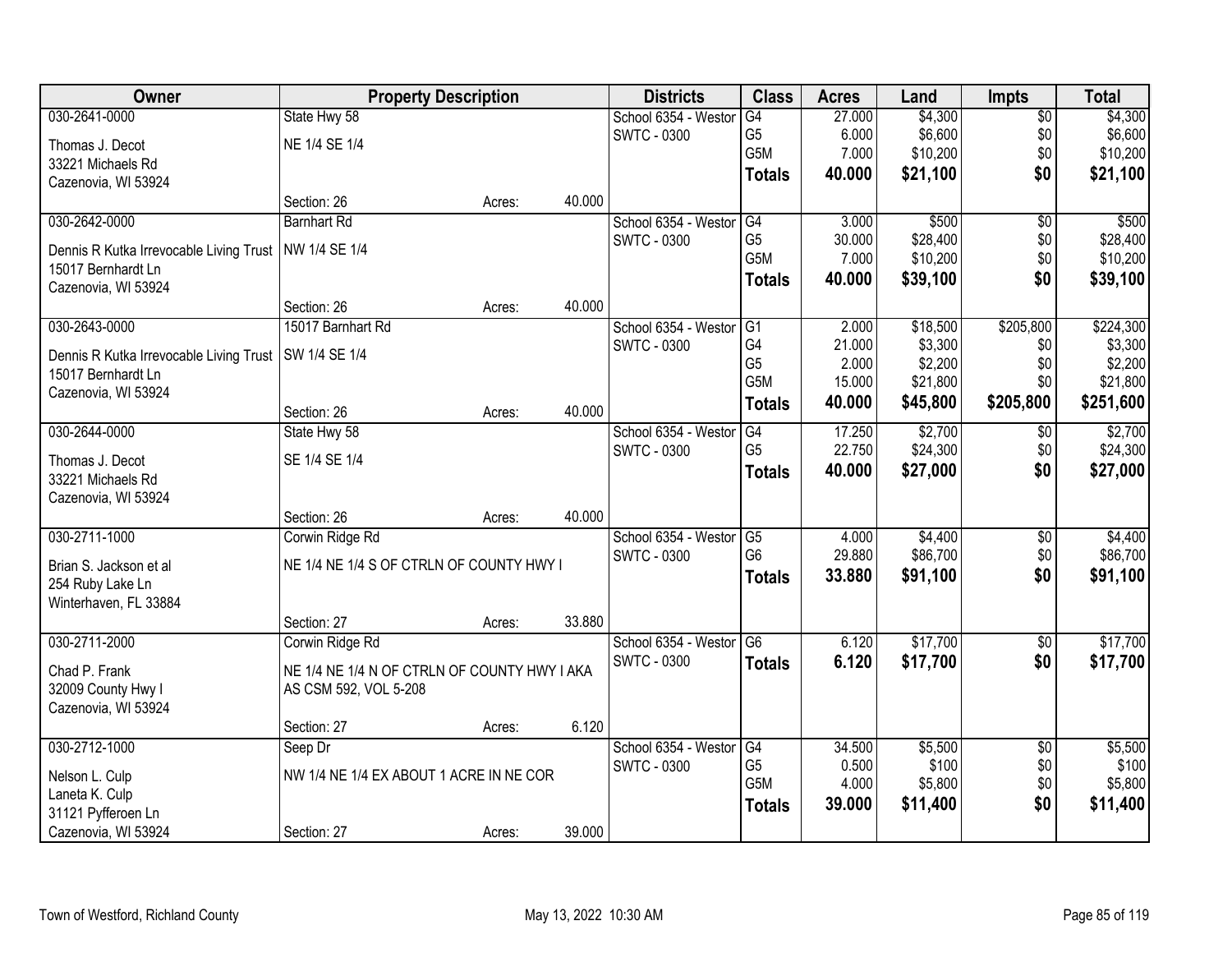| Owner | Property Description | | | Districts | Class | Acres | Land | Impts | Total |
|---|---|---|---|---|---|---|---|---|---|
| 030-2641-0000 | State Hwy 58 | | | School 6354 - Westor | G4 | 27.000 | $4,300 | $0 | $4,300 |
| Thomas J. Decot | NE 1/4 SE 1/4 | | | SWTC - 0300 | G5 | 6.000 | $6,600 | $0 | $6,600 |
| 33221 Michaels Rd | | | | | G5M | 7.000 | $10,200 | $0 | $10,200 |
| Cazenovia, WI 53924 | | | | | **Totals** | **40.000** | **$21,100** | **$0** | **$21,100** |
| | Section: 26 | Acres: | 40.000 | | | | | | |
| 030-2642-0000 | Barnhart Rd | | | School 6354 - Westor | G4 | 3.000 | $500 | $0 | $500 |
| Dennis R Kutka Irrevocable Living Trust | NW 1/4 SE 1/4 | | | SWTC - 0300 | G5 | 30.000 | $28,400 | $0 | $28,400 |
| 15017 Bernhardt Ln | | | | | G5M | 7.000 | $10,200 | $0 | $10,200 |
| Cazenovia, WI 53924 | | | | | **Totals** | **40.000** | **$39,100** | **$0** | **$39,100** |
| | Section: 26 | Acres: | 40.000 | | | | | | |
| 030-2643-0000 | 15017 Barnhart Rd | | | School 6354 - Westor | G1 | 2.000 | $18,500 | $205,800 | $224,300 |
| Dennis R Kutka Irrevocable Living Trust | SW 1/4 SE 1/4 | | | SWTC - 0300 | G4 | 21.000 | $3,300 | $0 | $3,300 |
| 15017 Bernhardt Ln | | | | | G5 | 2.000 | $2,200 | $0 | $2,200 |
| Cazenovia, WI 53924 | | | | | G5M | 15.000 | $21,800 | $0 | $21,800 |
| | Section: 26 | Acres: | 40.000 | | **Totals** | **40.000** | **$45,800** | **$205,800** | **$251,600** |
| 030-2644-0000 | State Hwy 58 | | | School 6354 - Westor | G4 | 17.250 | $2,700 | $0 | $2,700 |
| Thomas J. Decot | SE 1/4 SE 1/4 | | | SWTC - 0300 | G5 | 22.750 | $24,300 | $0 | $24,300 |
| 33221 Michaels Rd | | | | | **Totals** | **40.000** | **$27,000** | **$0** | **$27,000** |
| Cazenovia, WI 53924 | | | | | | | | | |
| | Section: 26 | Acres: | 40.000 | | | | | | |
| 030-2711-1000 | Corwin Ridge Rd | | | School 6354 - Westor | G5 | 4.000 | $4,400 | $0 | $4,400 |
| Brian S. Jackson et al | NE 1/4 NE 1/4 S OF CTRLN OF COUNTY HWY I | | | SWTC - 0300 | G6 | 29.880 | $86,700 | $0 | $86,700 |
| 254 Ruby Lake Ln | | | | | **Totals** | **33.880** | **$91,100** | **$0** | **$91,100** |
| Winterhaven, FL 33884 | | | | | | | | | |
| | Section: 27 | Acres: | 33.880 | | | | | | |
| 030-2711-2000 | Corwin Ridge Rd | | | School 6354 - Westor | G6 | 6.120 | $17,700 | $0 | $17,700 |
| Chad P. Frank | NE 1/4 NE 1/4 N OF CTRLN OF COUNTY HWY I AKA | | | SWTC - 0300 | **Totals** | **6.120** | **$17,700** | **$0** | **$17,700** |
| 32009 County Hwy I | AS CSM 592, VOL 5-208 | | | | | | | | |
| Cazenovia, WI 53924 | | | | | | | | | |
| | Section: 27 | Acres: | 6.120 | | | | | | |
| 030-2712-1000 | Seep Dr | | | School 6354 - Westor | G4 | 34.500 | $5,500 | $0 | $5,500 |
| Nelson L. Culp | NW 1/4 NE 1/4 EX ABOUT 1 ACRE IN NE COR | | | SWTC - 0300 | G5 | 0.500 | $100 | $0 | $100 |
| Laneta K. Culp | | | | | G5M | 4.000 | $5,800 | $0 | $5,800 |
| 31121 Pyfferoen Ln | | | | | **Totals** | **39.000** | **$11,400** | **$0** | **$11,400** |
| Cazenovia, WI 53924 | Section: 27 | Acres: | 39.000 | | | | | | |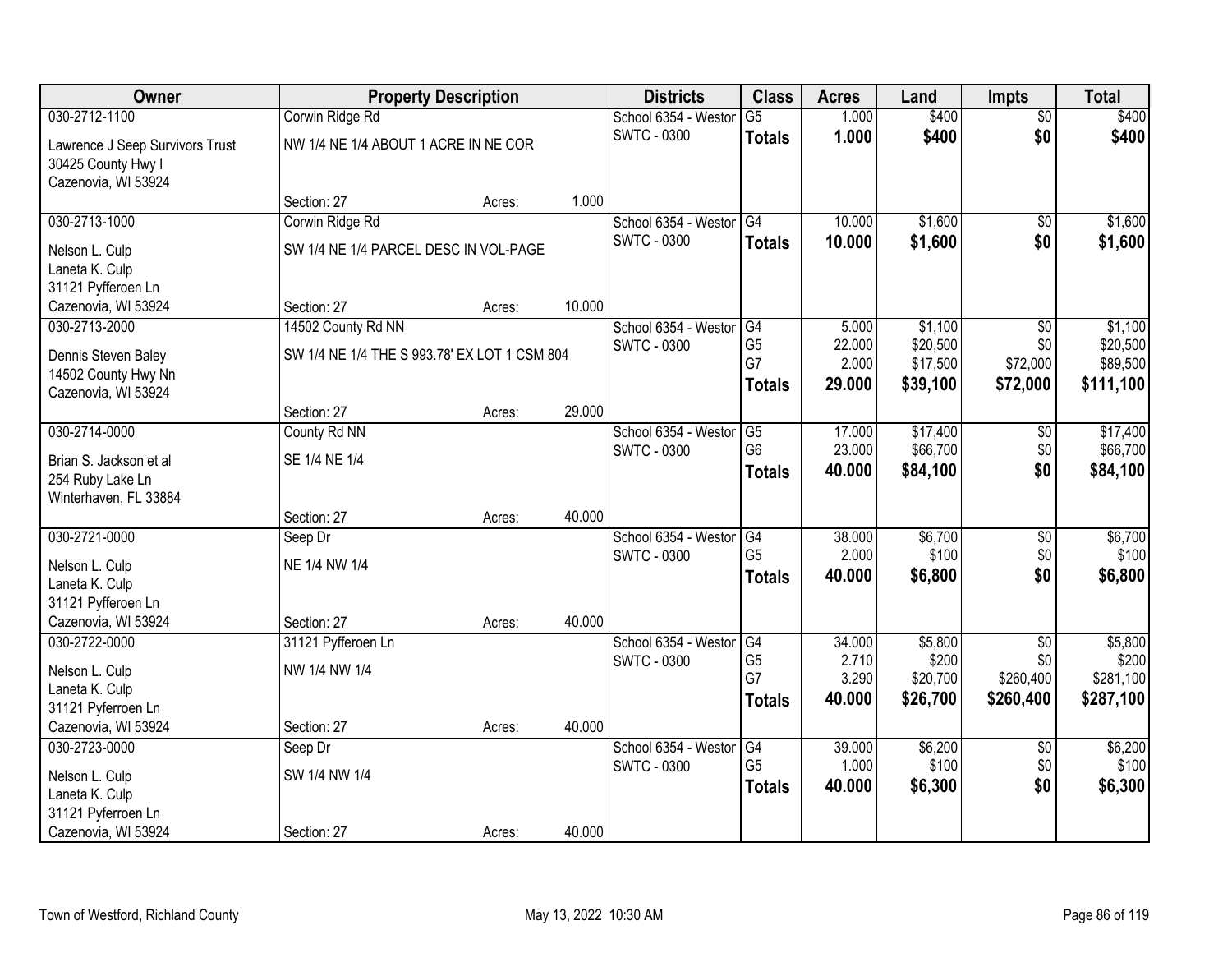| Owner | Property Description | | | Districts | Class | Acres | Land | Impts | Total |
|---|---|---|---|---|---|---|---|---|---|
| 030-2712-1100 | Corwin Ridge Rd | | | School 6354 - Westor | G5 | 1.000 | $400 | $0 | $400 |
| Lawrence J Seep Survivors Trust<br>30425 County Hwy I<br>Cazenovia, WI 53924 | NW 1/4 NE 1/4 ABOUT 1 ACRE IN NE COR | | | SWTC - 0300 | **Totals** | **1.000** | **$400** | **$0** | **$400** |
| | Section: 27 | Acres: | 1.000 | | | | | | |
| 030-2713-1000 | Corwin Ridge Rd | | | School 6354 - Westor | G4 | 10.000 | $1,600 | $0 | $1,600 |
| Nelson L. Culp<br>Laneta K. Culp<br>31121 Pyfferoen Ln<br>Cazenovia, WI 53924 | SW 1/4 NE 1/4 PARCEL DESC IN VOL-PAGE | | | SWTC - 0300 | **Totals** | **10.000** | **$1,600** | **$0** | **$1,600** |
| | Section: 27 | Acres: | 10.000 | | | | | | |
| 030-2713-2000 | 14502 County Rd NN | | | School 6354 - Westor | G4 | 5.000 | $1,100 | $0 | $1,100 |
| Dennis Steven Baley<br>14502 County Hwy Nn<br>Cazenovia, WI 53924 | SW 1/4 NE 1/4 THE S 993.78' EX LOT 1 CSM 804 | | | SWTC - 0300 | G5 | 22.000 | $20,500 | $0 | $20,500 |
| | | | | | G7 | 2.000 | $17,500 | $72,000 | $89,500 |
| | | | | | **Totals** | **29.000** | **$39,100** | **$72,000** | **$111,100** |
| | Section: 27 | Acres: | 29.000 | | | | | | |
| 030-2714-0000 | County Rd NN | | | School 6354 - Westor | G5 | 17.000 | $17,400 | $0 | $17,400 |
| Brian S. Jackson et al<br>254 Ruby Lake Ln<br>Winterhaven, FL 33884 | SE 1/4 NE 1/4 | | | SWTC - 0300 | G6 | 23.000 | $66,700 | $0 | $66,700 |
| | | | | | **Totals** | **40.000** | **$84,100** | **$0** | **$84,100** |
| | Section: 27 | Acres: | 40.000 | | | | | | |
| 030-2721-0000 | Seep Dr | | | School 6354 - Westor | G4 | 38.000 | $6,700 | $0 | $6,700 |
| Nelson L. Culp<br>Laneta K. Culp<br>31121 Pyfferoen Ln<br>Cazenovia, WI 53924 | NE 1/4 NW 1/4 | | | SWTC - 0300 | G5 | 2.000 | $100 | $0 | $100 |
| | | | | | **Totals** | **40.000** | **$6,800** | **$0** | **$6,800** |
| | Section: 27 | Acres: | 40.000 | | | | | | |
| 030-2722-0000 | 31121 Pyfferoen Ln | | | School 6354 - Westor | G4 | 34.000 | $5,800 | $0 | $5,800 |
| Nelson L. Culp<br>Laneta K. Culp<br>31121 Pyferroen Ln<br>Cazenovia, WI 53924 | NW 1/4 NW 1/4 | | | SWTC - 0300 | G5 | 2.710 | $200 | $0 | $200 |
| | | | | | G7 | 3.290 | $20,700 | $260,400 | $281,100 |
| | | | | | **Totals** | **40.000** | **$26,700** | **$260,400** | **$287,100** |
| | Section: 27 | Acres: | 40.000 | | | | | | |
| 030-2723-0000 | Seep Dr | | | School 6354 - Westor | G4 | 39.000 | $6,200 | $0 | $6,200 |
| Nelson L. Culp<br>Laneta K. Culp<br>31121 Pyferroen Ln<br>Cazenovia, WI 53924 | SW 1/4 NW 1/4 | | | SWTC - 0300 | G5 | 1.000 | $100 | $0 | $100 |
| | | | | | **Totals** | **40.000** | **$6,300** | **$0** | **$6,300** |
| | Section: 27 | Acres: | 40.000 | | | | | | |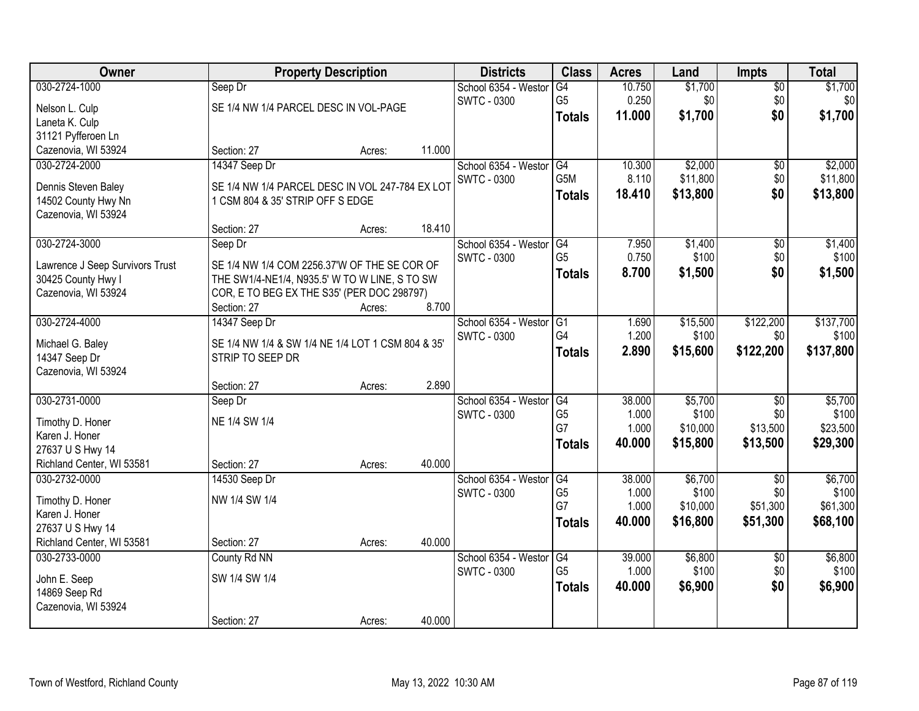| Owner | Property Description | Districts | Class | Acres | Land | Impts | Total |
|---|---|---|---|---|---|---|---|
| 030-2724-1000 | Seep Dr | School 6354 - Westor | G4 | 10.750 | $1,700 | $0 | $1,700 |
| Nelson L. Culp | SE 1/4 NW 1/4 PARCEL DESC IN VOL-PAGE | SWTC - 0300 | G5 | 0.250 | $0 | $0 | $0 |
| Laneta K. Culp | | | **Totals** | **11.000** | **$1,700** | **$0** | **$1,700** |
| 31121 Pyfferoen Ln | | | | | | | |
| Cazenovia, WI 53924 | Section: 27 Acres: 11.000 | | | | | | |
| 030-2724-2000 | 14347 Seep Dr | School 6354 - Westor | G4 | 10.300 | $2,000 | $0 | $2,000 |
| Dennis Steven Baley | SE 1/4 NW 1/4 PARCEL DESC IN VOL 247-784 EX LOT 1 CSM 804 & 35' STRIP OFF S EDGE | SWTC - 0300 | G5M | 8.110 | $11,800 | $0 | $11,800 |
| 14502 County Hwy Nn | | | **Totals** | **18.410** | **$13,800** | **$0** | **$13,800** |
| Cazenovia, WI 53924 | | | | | | | |
| | Section: 27 Acres: 18.410 | | | | | | |
| 030-2724-3000 | Seep Dr | School 6354 - Westor | G4 | 7.950 | $1,400 | $0 | $1,400 |
| Lawrence J Seep Survivors Trust | SE 1/4 NW 1/4 COM 2256.37'W OF THE SE COR OF THE SW1/4-NE1/4, N935.5' W TO W LINE, S TO SW COR, E TO BEG EX THE S35' (PER DOC 298797) | SWTC - 0300 | G5 | 0.750 | $100 | $0 | $100 |
| 30425 County Hwy I | | | **Totals** | **8.700** | **$1,500** | **$0** | **$1,500** |
| Cazenovia, WI 53924 | | | | | | | |
| | Section: 27 Acres: 8.700 | | | | | | |
| 030-2724-4000 | 14347 Seep Dr | School 6354 - Westor | G1 | 1.690 | $15,500 | $122,200 | $137,700 |
| Michael G. Baley | SE 1/4 NW 1/4 & SW 1/4 NE 1/4 LOT 1 CSM 804 & 35' STRIP TO SEEP DR | SWTC - 0300 | G4 | 1.200 | $100 | $0 | $100 |
| 14347 Seep Dr | | | **Totals** | **2.890** | **$15,600** | **$122,200** | **$137,800** |
| Cazenovia, WI 53924 | | | | | | | |
| | Section: 27 Acres: 2.890 | | | | | | |
| 030-2731-0000 | Seep Dr | School 6354 - Westor | G4 | 38.000 | $5,700 | $0 | $5,700 |
| Timothy D. Honer | NE 1/4 SW 1/4 | SWTC - 0300 | G5 | 1.000 | $100 | $0 | $100 |
| Karen J. Honer | | | G7 | 1.000 | $10,000 | $13,500 | $23,500 |
| 27637 U S Hwy 14 | | | **Totals** | **40.000** | **$15,800** | **$13,500** | **$29,300** |
| Richland Center, WI 53581 | Section: 27 Acres: 40.000 | | | | | | |
| 030-2732-0000 | 14530 Seep Dr | School 6354 - Westor | G4 | 38.000 | $6,700 | $0 | $6,700 |
| Timothy D. Honer | NW 1/4 SW 1/4 | SWTC - 0300 | G5 | 1.000 | $100 | $0 | $100 |
| Karen J. Honer | | | G7 | 1.000 | $10,000 | $51,300 | $61,300 |
| 27637 U S Hwy 14 | | | **Totals** | **40.000** | **$16,800** | **$51,300** | **$68,100** |
| Richland Center, WI 53581 | Section: 27 Acres: 40.000 | | | | | | |
| 030-2733-0000 | County Rd NN | School 6354 - Westor | G4 | 39.000 | $6,800 | $0 | $6,800 |
| John E. Seep | SW 1/4 SW 1/4 | SWTC - 0300 | G5 | 1.000 | $100 | $0 | $100 |
| 14869 Seep Rd | | | **Totals** | **40.000** | **$6,900** | **$0** | **$6,900** |
| Cazenovia, WI 53924 | | | | | | | |
| | Section: 27 Acres: 40.000 | | | | | | |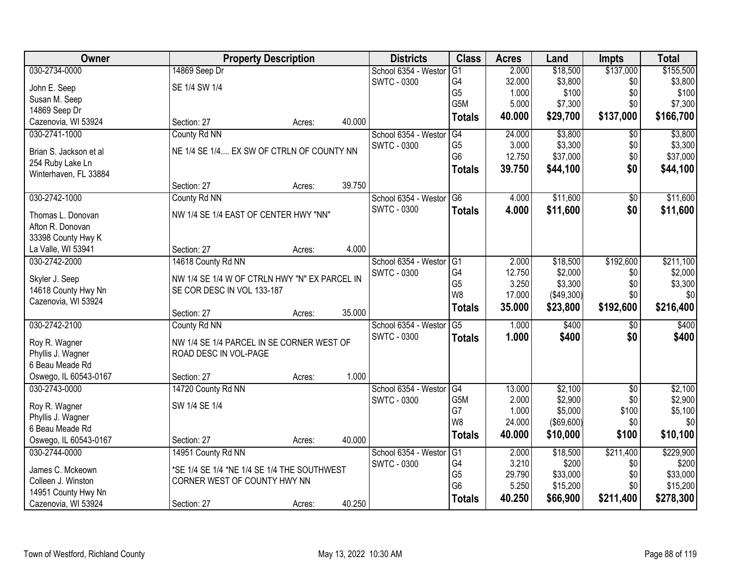| Owner | Property Description | Districts | Class | Acres | Land | Impts | Total |
|---|---|---|---|---|---|---|---|
| 030-2734-0000<br>John E. Seep<br>Susan M. Seep<br>14869 Seep Dr<br>Cazenovia, WI 53924 | 14869 Seep Dr<br>SE 1/4 SW 1/4<br>Section: 27 Acres: 40.000 | School 6354 - Westor<br>SWTC - 0300 | G1<br>G4<br>G5<br>G5M<br>**Totals** | 2.000<br>32.000<br>1.000<br>5.000<br>**40.000** | $18,500<br>$3,800<br>$100<br>$7,300<br>**$29,700** | $137,000<br>$0<br>$0<br>$0<br>**$137,000** | $155,500<br>$3,800<br>$100<br>$7,300<br>**$166,700** |
| 030-2741-1000<br>Brian S. Jackson et al<br>254 Ruby Lake Ln<br>Winterhaven, FL 33884 | County Rd NN<br>NE 1/4 SE 1/4.... EX SW OF CTRLN OF COUNTY NN<br>Section: 27 Acres: 39.750 | School 6354 - Westor<br>SWTC - 0300 | G4<br>G5<br>G6<br>**Totals** | 24.000<br>3.000<br>12.750<br>**39.750** | $3,800<br>$3,300<br>$37,000<br>**$44,100** | $0<br>$0<br>$0<br>**$0** | $3,800<br>$3,300<br>$37,000<br>**$44,100** |
| 030-2742-1000<br>Thomas L. Donovan<br>Afton R. Donovan<br>33398 County Hwy K<br>La Valle, WI 53941 | County Rd NN<br>NW 1/4 SE 1/4 EAST OF CENTER HWY "NN"<br>Section: 27 Acres: 4.000 | School 6354 - Westor<br>SWTC - 0300 | G6<br>**Totals** | 4.000<br>**4.000** | $11,600<br>**$11,600** | $0<br>**$0** | $11,600<br>**$11,600** |
| 030-2742-2000<br>Skyler J. Seep<br>14618 County Hwy Nn<br>Cazenovia, WI 53924 | 14618 County Rd NN<br>NW 1/4 SE 1/4 W OF CTRLN HWY "N" EX PARCEL IN SE COR DESC IN VOL 133-187<br>Section: 27 Acres: 35.000 | School 6354 - Westor<br>SWTC - 0300 | G1<br>G4<br>G5<br>W8<br>**Totals** | 2.000<br>12.750<br>3.250<br>17.000<br>**35.000** | $18,500<br>$2,000<br>$3,300<br>($49,300)<br>**$23,800** | $192,600<br>$0<br>$0<br>$0<br>**$192,600** | $211,100<br>$2,000<br>$3,300<br>$0<br>**$216,400** |
| 030-2742-2100<br>Roy R. Wagner<br>Phyllis J. Wagner<br>6 Beau Meade Rd<br>Oswego, IL 60543-0167 | County Rd NN<br>NW 1/4 SE 1/4 PARCEL IN SE CORNER WEST OF ROAD DESC IN VOL-PAGE<br>Section: 27 Acres: 1.000 | School 6354 - Westor<br>SWTC - 0300 | G5<br>**Totals** | 1.000<br>**1.000** | $400<br>**$400** | $0<br>**$0** | $400<br>**$400** |
| 030-2743-0000<br>Roy R. Wagner<br>Phyllis J. Wagner<br>6 Beau Meade Rd<br>Oswego, IL 60543-0167 | 14720 County Rd NN<br>SW 1/4 SE 1/4<br>Section: 27 Acres: 40.000 | School 6354 - Westor<br>SWTC - 0300 | G4<br>G5M<br>G7<br>W8<br>**Totals** | 13.000<br>2.000<br>1.000<br>24.000<br>**40.000** | $2,100<br>$2,900<br>$5,000<br>($69,600)<br>**$10,000** | $0<br>$0<br>$100<br>$0<br>**$100** | $2,100<br>$2,900<br>$5,100<br>$0<br>**$10,100** |
| 030-2744-0000<br>James C. Mckeown<br>Colleen J. Winston<br>14951 County Hwy Nn<br>Cazenovia, WI 53924 | 14951 County Rd NN<br>*SE 1/4 SE 1/4 *NE 1/4 SE 1/4 THE SOUTHWEST CORNER WEST OF COUNTY HWY NN<br>Section: 27 Acres: 40.250 | School 6354 - Westor<br>SWTC - 0300 | G1<br>G4<br>G5<br>G6<br>**Totals** | 2.000<br>3.210<br>29.790<br>5.250<br>**40.250** | $18,500<br>$200<br>$33,000<br>$15,200<br>**$66,900** | $211,400<br>$0<br>$0<br>$0<br>**$211,400** | $229,900<br>$200<br>$33,000<br>$15,200<br>**$278,300** |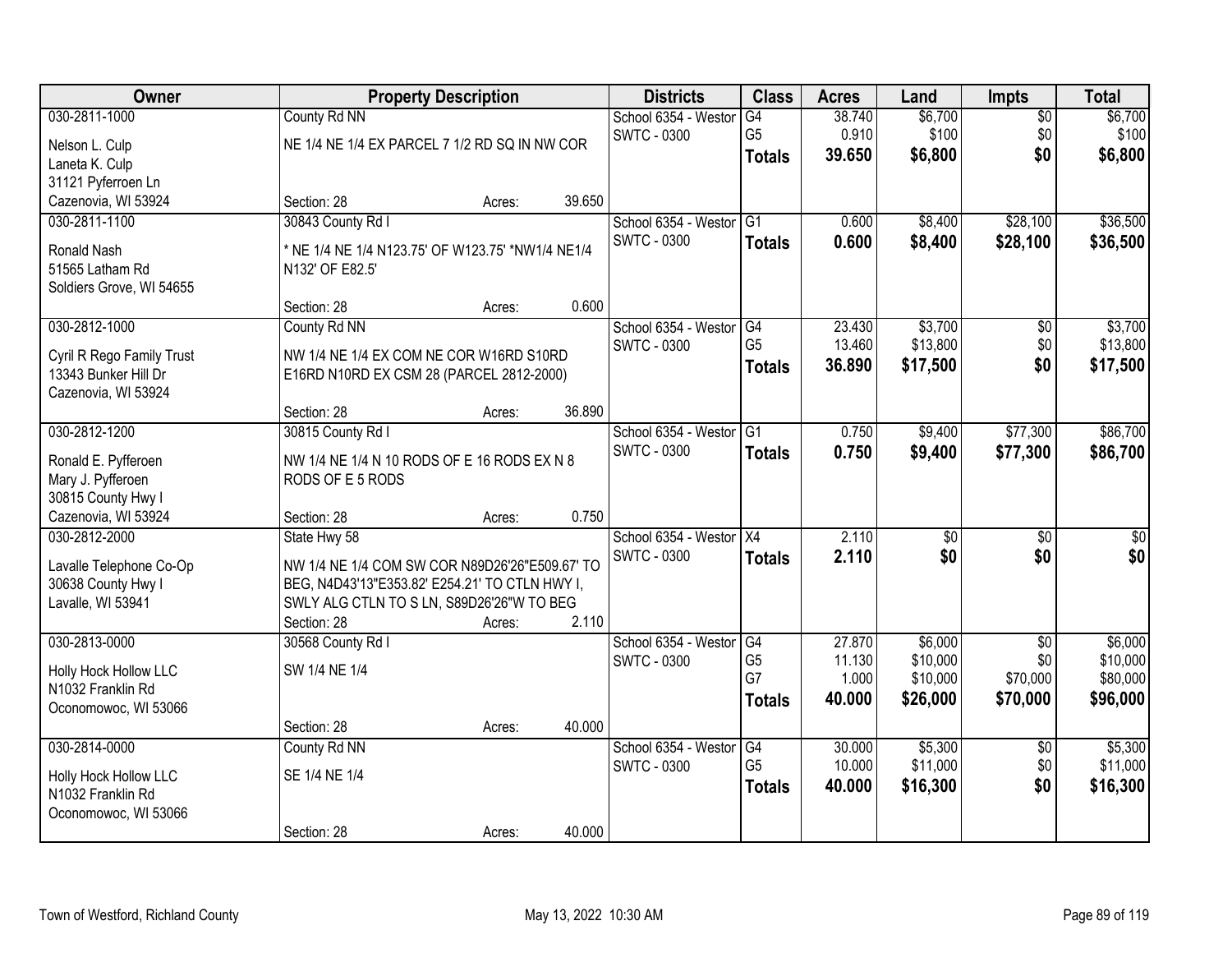| Owner | Property Description | Districts | Class | Acres | Land | Impts | Total |
|---|---|---|---|---|---|---|---|
| 030-2811-1000<br>Nelson L. Culp<br>Laneta K. Culp<br>31121 Pyferroen Ln<br>Cazenovia, WI 53924 | County Rd NN<br>NE 1/4 NE 1/4 EX PARCEL 7 1/2 RD SQ IN NW COR<br>Section: 28 Acres: 39.650 | School 6354 - Westor<br>SWTC - 0300 | G4<br>G5<br>**Totals** | 38.740<br>0.910<br>**39.650** | $6,700<br>$100<br>**$6,800** | $0<br>$0<br>**$0** | $6,700<br>$100<br>**$6,800** |
| 030-2811-1100<br>Ronald Nash<br>51565 Latham Rd<br>Soldiers Grove, WI 54655 | 30843 County Rd I<br>* NE 1/4 NE 1/4 N123.75' OF W123.75' *NW1/4 NE1/4 N132' OF E82.5'<br>Section: 28 Acres: 0.600 | School 6354 - Westor<br>SWTC - 0300 | G1<br>**Totals** | 0.600<br>**0.600** | $8,400<br>**$8,400** | $28,100<br>**$28,100** | $36,500<br>**$36,500** |
| 030-2812-1000<br>Cyril R Rego Family Trust<br>13343 Bunker Hill Dr<br>Cazenovia, WI 53924 | County Rd NN<br>NW 1/4 NE 1/4 EX COM NE COR W16RD S10RD E16RD N10RD EX CSM 28 (PARCEL 2812-2000)<br>Section: 28 Acres: 36.890 | School 6354 - Westor<br>SWTC - 0300 | G4<br>G5<br>**Totals** | 23.430<br>13.460<br>**36.890** | $3,700<br>$13,800<br>**$17,500** | $0<br>$0<br>**$0** | $3,700<br>$13,800<br>**$17,500** |
| 030-2812-1200<br>Ronald E. Pyfferoen<br>Mary J. Pyfferoen<br>30815 County Hwy I<br>Cazenovia, WI 53924 | 30815 County Rd I<br>NW 1/4 NE 1/4 N 10 RODS OF E 16 RODS EX N 8 RODS OF E 5 RODS<br>Section: 28 Acres: 0.750 | School 6354 - Westor<br>SWTC - 0300 | G1<br>**Totals** | 0.750<br>**0.750** | $9,400<br>**$9,400** | $77,300<br>**$77,300** | $86,700<br>**$86,700** |
| 030-2812-2000<br>Lavalle Telephone Co-Op<br>30638 County Hwy I<br>Lavalle, WI 53941 | State Hwy 58<br>NW 1/4 NE 1/4 COM SW COR N89D26'26"E509.67' TO BEG, N4D43'13"E353.82' E254.21' TO CTLN HWY I, SWLY ALG CTLN TO S LN, S89D26'26"W TO BEG<br>Section: 28 Acres: 2.110 | School 6354 - Westor<br>SWTC - 0300 | X4<br>**Totals** | 2.110<br>**2.110** | $0<br>**$0** | $0<br>**$0** | $0<br>**$0** |
| 030-2813-0000<br>Holly Hock Hollow LLC<br>N1032 Franklin Rd<br>Oconomowoc, WI 53066 | 30568 County Rd I<br>SW 1/4 NE 1/4<br>Section: 28 Acres: 40.000 | School 6354 - Westor<br>SWTC - 0300 | G4<br>G5<br>G7<br>**Totals** | 27.870<br>11.130<br>1.000<br>**40.000** | $6,000<br>$10,000<br>$10,000<br>**$26,000** | $0<br>$0<br>$70,000<br>**$70,000** | $6,000<br>$10,000<br>$80,000<br>**$96,000** |
| 030-2814-0000<br>Holly Hock Hollow LLC<br>N1032 Franklin Rd<br>Oconomowoc, WI 53066 | County Rd NN<br>SE 1/4 NE 1/4<br>Section: 28 Acres: 40.000 | School 6354 - Westor<br>SWTC - 0300 | G4<br>G5<br>**Totals** | 30.000<br>10.000<br>**40.000** | $5,300<br>$11,000<br>**$16,300** | $0<br>$0<br>**$0** | $5,300<br>$11,000<br>**$16,300** |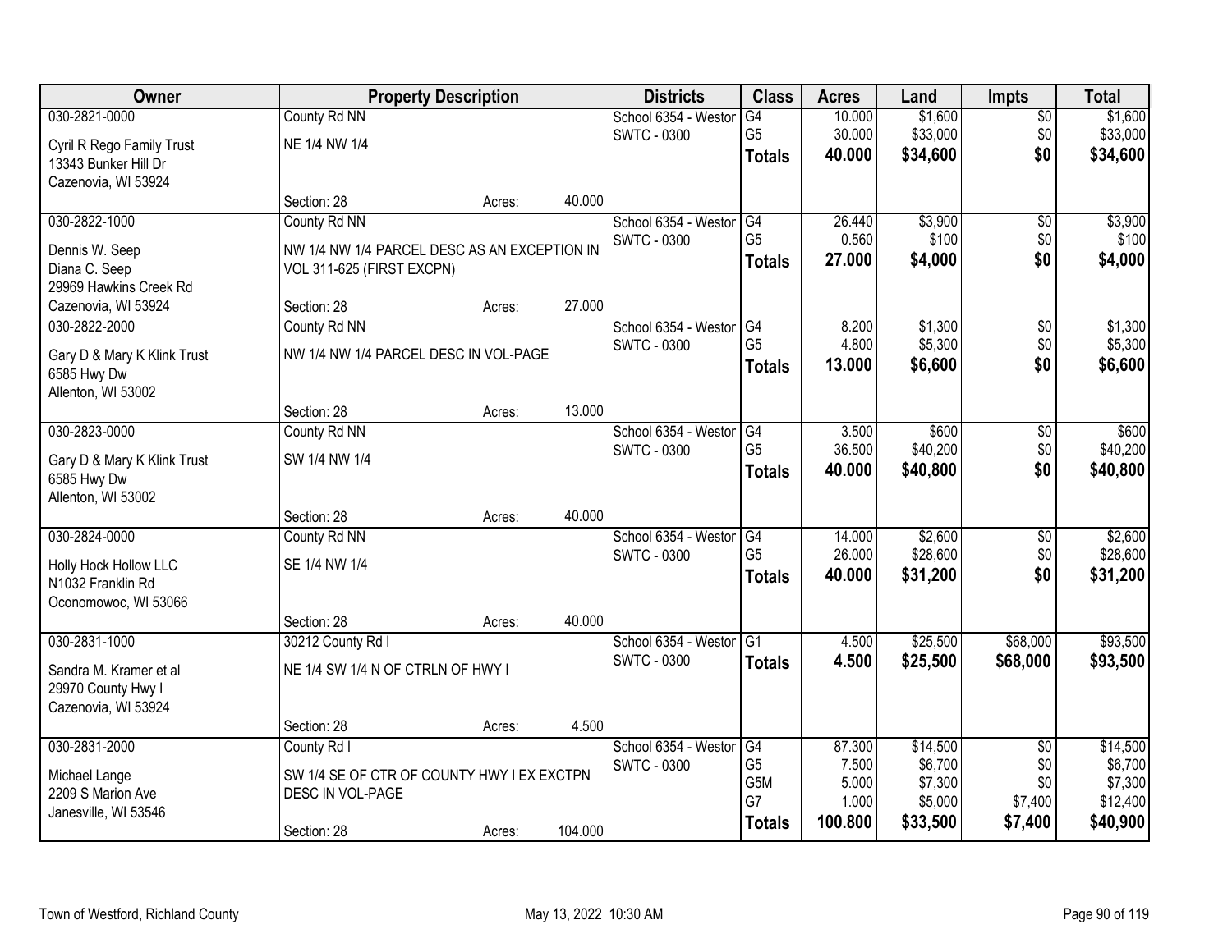| Owner | Property Description | | | Districts | Class | Acres | Land | Impts | Total |
|---|---|---|---|---|---|---|---|---|---|
| 030-2821-0000 | County Rd NN | | | School 6354 - Westor | G4 | 10.000 | $1,600 | $0 | $1,600 |
| Cyril R Rego Family Trust | NE 1/4 NW 1/4 | | | SWTC - 0300 | G5 | 30.000 | $33,000 | $0 | $33,000 |
| 13343 Bunker Hill Dr | | | | | **Totals** | **40.000** | **$34,600** | **$0** | **$34,600** |
| Cazenovia, WI 53924 | | | | | | | | | |
| | Section: 28 | Acres: | 40.000 | | | | | | |
| 030-2822-1000 | County Rd NN | | | School 6354 - Westor | G4 | 26.440 | $3,900 | $0 | $3,900 |
| Dennis W. Seep | NW 1/4 NW 1/4 PARCEL DESC AS AN EXCEPTION IN | | | SWTC - 0300 | G5 | 0.560 | $100 | $0 | $100 |
| Diana C. Seep | VOL 311-625 (FIRST EXCPN) | | | | **Totals** | **27.000** | **$4,000** | **$0** | **$4,000** |
| 29969 Hawkins Creek Rd | | | | | | | | | |
| Cazenovia, WI 53924 | Section: 28 | Acres: | 27.000 | | | | | | |
| 030-2822-2000 | County Rd NN | | | School 6354 - Westor | G4 | 8.200 | $1,300 | $0 | $1,300 |
| Gary D & Mary K Klink Trust | NW 1/4 NW 1/4 PARCEL DESC IN VOL-PAGE | | | SWTC - 0300 | G5 | 4.800 | $5,300 | $0 | $5,300 |
| 6585 Hwy Dw | | | | | **Totals** | **13.000** | **$6,600** | **$0** | **$6,600** |
| Allenton, WI 53002 | | | | | | | | | |
| | Section: 28 | Acres: | 13.000 | | | | | | |
| 030-2823-0000 | County Rd NN | | | School 6354 - Westor | G4 | 3.500 | $600 | $0 | $600 |
| Gary D & Mary K Klink Trust | SW 1/4 NW 1/4 | | | SWTC - 0300 | G5 | 36.500 | $40,200 | $0 | $40,200 |
| 6585 Hwy Dw | | | | | **Totals** | **40.000** | **$40,800** | **$0** | **$40,800** |
| Allenton, WI 53002 | | | | | | | | | |
| | Section: 28 | Acres: | 40.000 | | | | | | |
| 030-2824-0000 | County Rd NN | | | School 6354 - Westor | G4 | 14.000 | $2,600 | $0 | $2,600 |
| Holly Hock Hollow LLC | SE 1/4 NW 1/4 | | | SWTC - 0300 | G5 | 26.000 | $28,600 | $0 | $28,600 |
| N1032 Franklin Rd | | | | | **Totals** | **40.000** | **$31,200** | **$0** | **$31,200** |
| Oconomowoc, WI 53066 | | | | | | | | | |
| | Section: 28 | Acres: | 40.000 | | | | | | |
| 030-2831-1000 | 30212 County Rd I | | | School 6354 - Westor | G1 | 4.500 | $25,500 | $68,000 | $93,500 |
| Sandra M. Kramer et al | NE 1/4 SW 1/4 N OF CTRLN OF HWY I | | | SWTC - 0300 | **Totals** | **4.500** | **$25,500** | **$68,000** | **$93,500** |
| 29970 County Hwy I | | | | | | | | | |
| Cazenovia, WI 53924 | | | | | | | | | |
| | Section: 28 | Acres: | 4.500 | | | | | | |
| 030-2831-2000 | County Rd I | | | School 6354 - Westor | G4 | 87.300 | $14,500 | $0 | $14,500 |
| Michael Lange | SW 1/4 SE OF CTR OF COUNTY HWY I EX EXCTPN | | | SWTC - 0300 | G5 | 7.500 | $6,700 | $0 | $6,700 |
| 2209 S Marion Ave | DESC IN VOL-PAGE | | | | G5M | 5.000 | $7,300 | $0 | $7,300 |
| Janesville, WI 53546 | | | | | G7 | 1.000 | $5,000 | $7,400 | $12,400 |
| | Section: 28 | Acres: | 104.000 | | **Totals** | **100.800** | **$33,500** | **$7,400** | **$40,900** |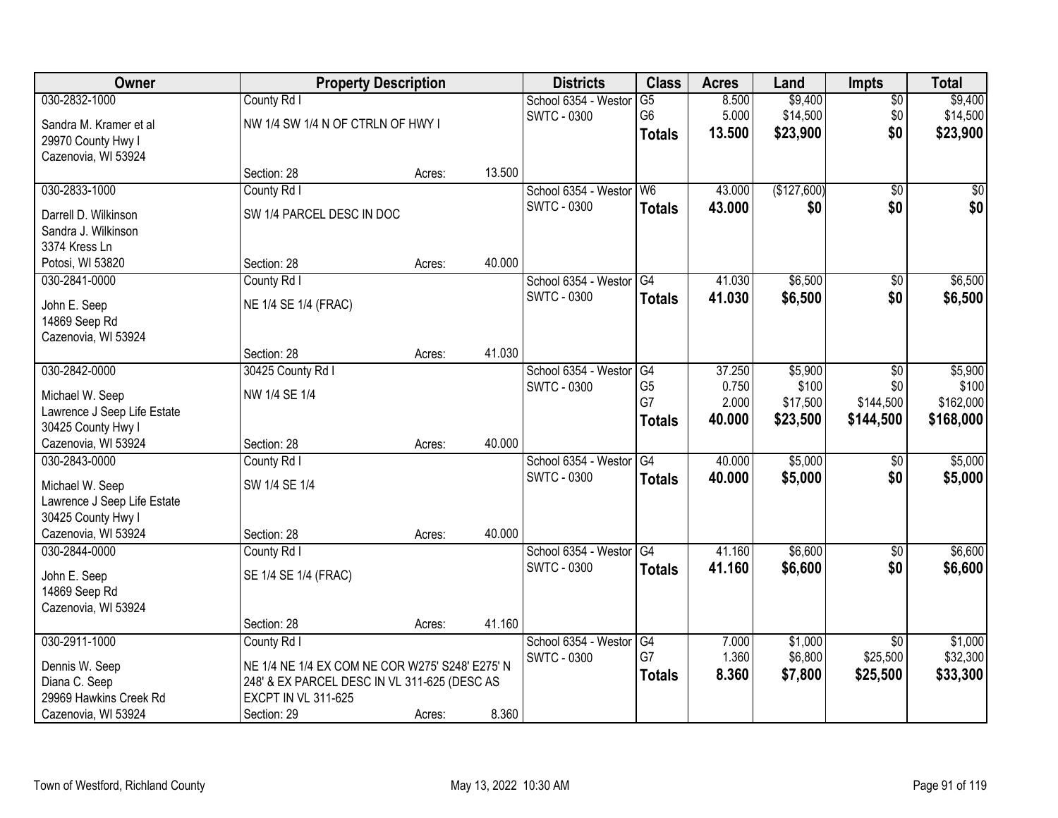| Owner | Property Description | | | Districts | Class | Acres | Land | Impts | Total |
|---|---|---|---|---|---|---|---|---|---|
| 030-2832-1000<br>Sandra M. Kramer et al<br>29970 County Hwy I<br>Cazenovia, WI 53924 | County Rd I<br>NW 1/4 SW 1/4 N OF CTRLN OF HWY I<br>Section: 28 | Acres: | 13.500 | School 6354 - Westor<br>SWTC - 0300 | G5<br>G6<br>**Totals** | 8.500<br>5.000<br>**13.500** | $9,400<br>$14,500<br>**$23,900** | $0<br>$0<br>**$0** | $9,400<br>$14,500<br>**$23,900** |
| 030-2833-1000<br>Darrell D. Wilkinson<br>Sandra J. Wilkinson<br>3374 Kress Ln<br>Potosi, WI 53820 | County Rd I<br>SW 1/4 PARCEL DESC IN DOC<br>Section: 28 | Acres: | 40.000 | School 6354 - Westor<br>SWTC - 0300 | W6<br>**Totals** | 43.000<br>**43.000** | ($127,600)<br>**$0** | $0<br>**$0** | $0<br>**$0** |
| 030-2841-0000<br>John E. Seep<br>14869 Seep Rd<br>Cazenovia, WI 53924 | County Rd I<br>NE 1/4 SE 1/4 (FRAC)<br>Section: 28 | Acres: | 41.030 | School 6354 - Westor<br>SWTC - 0300 | G4<br>**Totals** | 41.030<br>**41.030** | $6,500<br>**$6,500** | $0<br>**$0** | $6,500<br>**$6,500** |
| 030-2842-0000<br>Michael W. Seep<br>Lawrence J Seep Life Estate<br>30425 County Hwy I<br>Cazenovia, WI 53924 | 30425 County Rd I<br>NW 1/4 SE 1/4<br>Section: 28 | Acres: | 40.000 | School 6354 - Westor<br>SWTC - 0300 | G4<br>G5<br>G7<br>**Totals** | 37.250<br>0.750<br>2.000<br>**40.000** | $5,900<br>$100<br>$17,500<br>**$23,500** | $0<br>$0<br>$144,500<br>**$144,500** | $5,900<br>$100<br>$162,000<br>**$168,000** |
| 030-2843-0000<br>Michael W. Seep<br>Lawrence J Seep Life Estate<br>30425 County Hwy I<br>Cazenovia, WI 53924 | County Rd I<br>SW 1/4 SE 1/4<br>Section: 28 | Acres: | 40.000 | School 6354 - Westor<br>SWTC - 0300 | G4<br>**Totals** | 40.000<br>**40.000** | $5,000<br>**$5,000** | $0<br>**$0** | $5,000<br>**$5,000** |
| 030-2844-0000<br>John E. Seep<br>14869 Seep Rd<br>Cazenovia, WI 53924 | County Rd I<br>SE 1/4 SE 1/4 (FRAC)<br>Section: 28 | Acres: | 41.160 | School 6354 - Westor<br>SWTC - 0300 | G4<br>**Totals** | 41.160<br>**41.160** | $6,600<br>**$6,600** | $0<br>**$0** | $6,600<br>**$6,600** |
| 030-2911-1000<br>Dennis W. Seep<br>Diana C. Seep<br>29969 Hawkins Creek Rd<br>Cazenovia, WI 53924 | County Rd I<br>NE 1/4 NE 1/4 EX COM NE COR W275' S248' E275' N 248' & EX PARCEL DESC IN VL 311-625 (DESC AS EXCPT IN VL 311-625<br>Section: 29 | Acres: | 8.360 | School 6354 - Westor<br>SWTC - 0300 | G4<br>G7<br>**Totals** | 7.000<br>1.360<br>**8.360** | $1,000<br>$6,800<br>**$7,800** | $0<br>$25,500<br>**$25,500** | $1,000<br>$32,300<br>**$33,300** |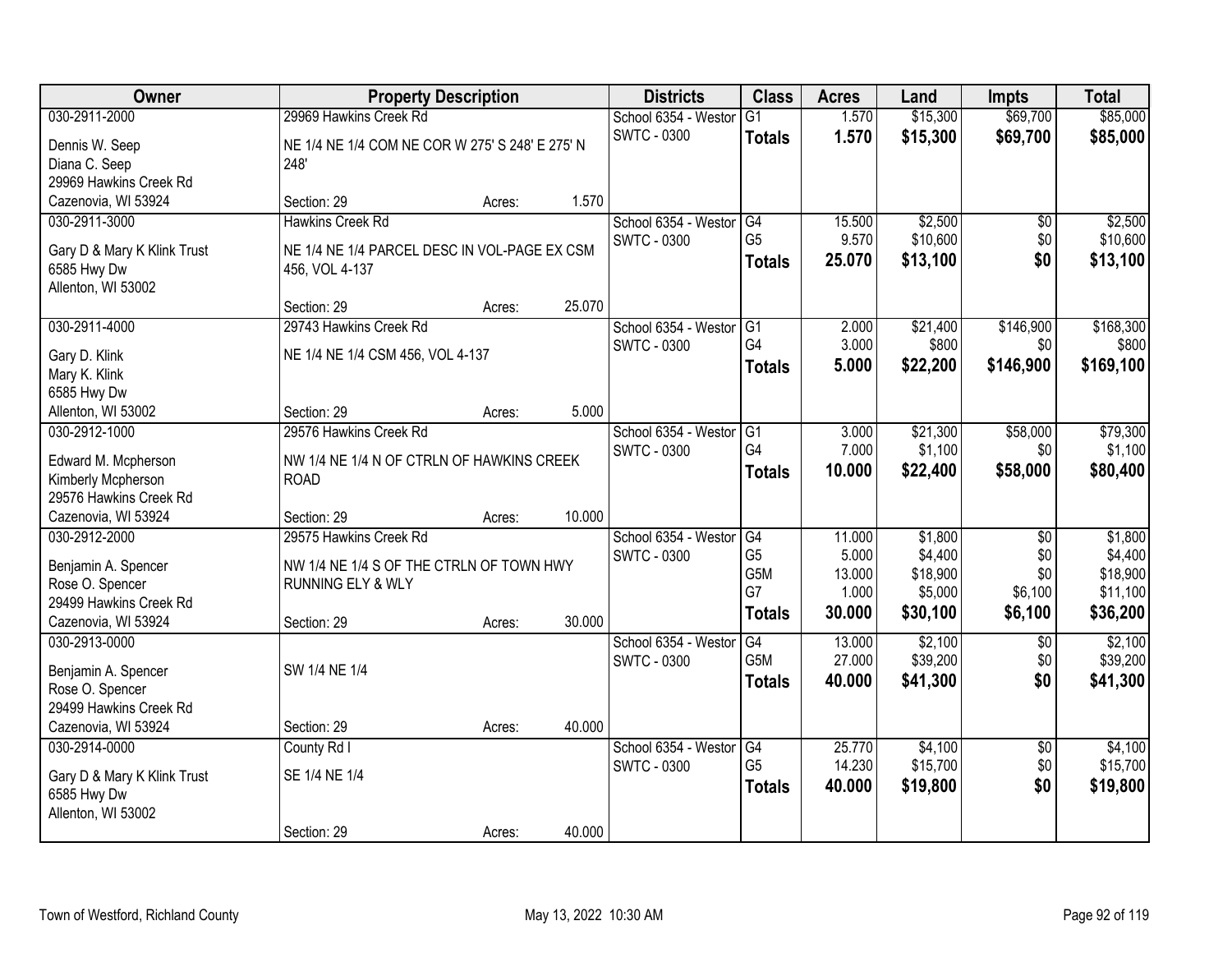| Owner | Property Description | | | Districts | Class | Acres | Land | Impts | Total |
|---|---|---|---|---|---|---|---|---|---|
| 030-2911-2000<br>Dennis W. Seep<br>Diana C. Seep<br>29969 Hawkins Creek Rd<br>Cazenovia, WI 53924 | 29969 Hawkins Creek Rd<br>NE 1/4 NE 1/4 COM NE COR W 275' S 248' E 275' N 248'<br>Section: 29 | Acres: | 1.570 | School 6354 - Westor<br>SWTC - 0300 | G1<br>**Totals** | 1.570<br>**1.570** | \$15,300<br>**\$15,300** | \$69,700<br>**\$69,700** | \$85,000<br>**\$85,000** |
| 030-2911-3000<br>Gary D & Mary K Klink Trust<br>6585 Hwy Dw<br>Allenton, WI 53002 | Hawkins Creek Rd<br>NE 1/4 NE 1/4 PARCEL DESC IN VOL-PAGE EX CSM 456, VOL 4-137<br>Section: 29 | Acres: | 25.070 | School 6354 - Westor<br>SWTC - 0300 | G4<br>G5<br>**Totals** | 15.500<br>9.570<br>**25.070** | \$2,500<br>\$10,600<br>**\$13,100** | \$0<br>\$0<br>**\$0** | \$2,500<br>\$10,600<br>**\$13,100** |
| 030-2911-4000<br>Gary D. Klink<br>Mary K. Klink<br>6585 Hwy Dw<br>Allenton, WI 53002 | 29743 Hawkins Creek Rd<br>NE 1/4 NE 1/4 CSM 456, VOL 4-137<br>Section: 29 | Acres: | 5.000 | School 6354 - Westor<br>SWTC - 0300 | G1<br>G4<br>**Totals** | 2.000<br>3.000<br>**5.000** | \$21,400<br>\$800<br>**\$22,200** | \$146,900<br>\$0<br>**\$146,900** | \$168,300<br>\$800<br>**\$169,100** |
| 030-2912-1000<br>Edward M. Mcpherson<br>Kimberly Mcpherson<br>29576 Hawkins Creek Rd<br>Cazenovia, WI 53924 | 29576 Hawkins Creek Rd<br>NW 1/4 NE 1/4 N OF CTRLN OF HAWKINS CREEK ROAD<br>Section: 29 | Acres: | 10.000 | School 6354 - Westor<br>SWTC - 0300 | G1<br>G4<br>**Totals** | 3.000<br>7.000<br>**10.000** | \$21,300<br>\$1,100<br>**\$22,400** | \$58,000<br>\$0<br>**\$58,000** | \$79,300<br>\$1,100<br>**\$80,400** |
| 030-2912-2000<br>Benjamin A. Spencer<br>Rose O. Spencer<br>29499 Hawkins Creek Rd<br>Cazenovia, WI 53924 | 29575 Hawkins Creek Rd<br>NW 1/4 NE 1/4 S OF THE CTRLN OF TOWN HWY RUNNING ELY & WLY<br>Section: 29 | Acres: | 30.000 | School 6354 - Westor<br>SWTC - 0300 | G4<br>G5<br>G5M<br>G7<br>**Totals** | 11.000<br>5.000<br>13.000<br>1.000<br>**30.000** | \$1,800<br>\$4,400<br>\$18,900<br>\$5,000<br>**\$30,100** | \$0<br>\$0<br>\$0<br>\$6,100<br>**\$6,100** | \$1,800<br>\$4,400<br>\$18,900<br>\$11,100<br>**\$36,200** |
| 030-2913-0000<br>Benjamin A. Spencer<br>Rose O. Spencer<br>29499 Hawkins Creek Rd<br>Cazenovia, WI 53924 | SW 1/4 NE 1/4<br>Section: 29 | Acres: | 40.000 | School 6354 - Westor<br>SWTC - 0300 | G4<br>G5M<br>**Totals** | 13.000<br>27.000<br>**40.000** | \$2,100<br>\$39,200<br>**\$41,300** | \$0<br>\$0<br>**\$0** | \$2,100<br>\$39,200<br>**\$41,300** |
| 030-2914-0000<br>Gary D & Mary K Klink Trust<br>6585 Hwy Dw<br>Allenton, WI 53002 | County Rd I<br>SE 1/4 NE 1/4<br>Section: 29 | Acres: | 40.000 | School 6354 - Westor<br>SWTC - 0300 | G4<br>G5<br>**Totals** | 25.770<br>14.230<br>**40.000** | \$4,100<br>\$15,700<br>**\$19,800** | \$0<br>\$0<br>**\$0** | \$4,100<br>\$15,700<br>**\$19,800** |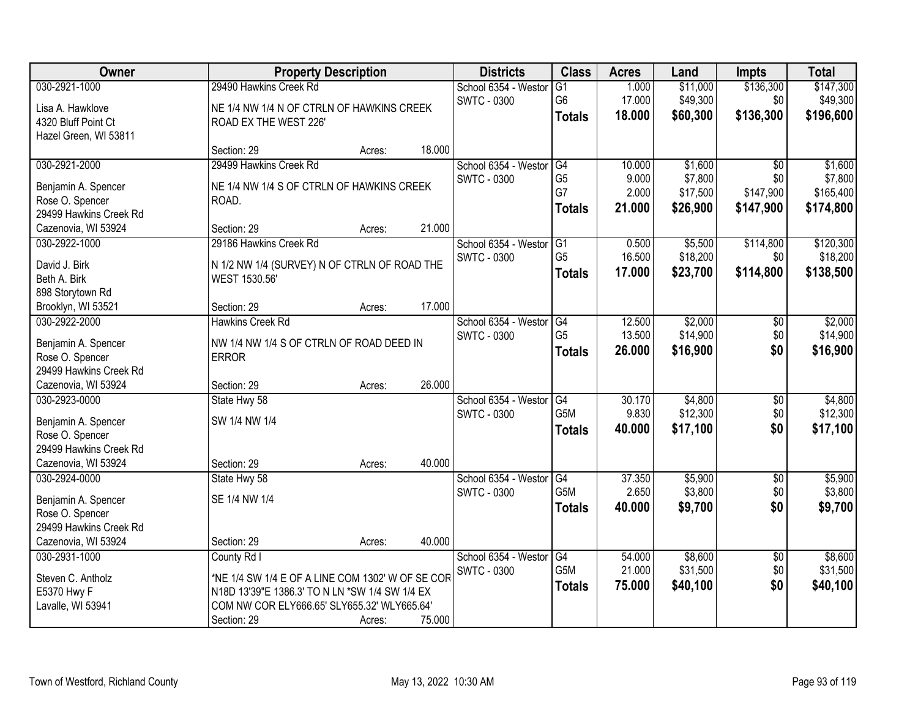| Owner | Property Description | Districts | Class | Acres | Land | Impts | Total |
|---|---|---|---|---|---|---|---|
| 030-2921-1000<br>Lisa A. Hawklove<br>4320 Bluff Point Ct<br>Hazel Green, WI 53811 | 29490 Hawkins Creek Rd<br>NE 1/4 NW 1/4 N OF CTRLN OF HAWKINS CREEK ROAD EX THE WEST 226'<br>Section: 29 Acres: 18.000 | School 6354 - Westor<br>SWTC - 0300 | G1<br>G6<br>**Totals** | 1.000<br>17.000<br>**18.000** | $11,000<br>$49,300<br>**$60,300** | $136,300<br>$0<br>**$136,300** | $147,300<br>$49,300<br>**$196,600** |
| 030-2921-2000<br>Benjamin A. Spencer<br>Rose O. Spencer<br>29499 Hawkins Creek Rd<br>Cazenovia, WI 53924 | 29499 Hawkins Creek Rd<br>NE 1/4 NW 1/4 S OF CTRLN OF HAWKINS CREEK ROAD.<br>Section: 29 Acres: 21.000 | School 6354 - Westor<br>SWTC - 0300 | G4<br>G5<br>G7<br>**Totals** | 10.000<br>9.000<br>2.000<br>**21.000** | $1,600<br>$7,800<br>$17,500<br>**$26,900** | $0<br>$0<br>$147,900<br>**$147,900** | $1,600<br>$7,800<br>$165,400<br>**$174,800** |
| 030-2922-1000<br>David J. Birk<br>Beth A. Birk<br>898 Storytown Rd<br>Brooklyn, WI 53521 | 29186 Hawkins Creek Rd<br>N 1/2 NW 1/4 (SURVEY) N OF CTRLN OF ROAD THE WEST 1530.56'<br>Section: 29 Acres: 17.000 | School 6354 - Westor<br>SWTC - 0300 | G1<br>G5<br>**Totals** | 0.500<br>16.500<br>**17.000** | $5,500<br>$18,200<br>**$23,700** | $114,800<br>$0<br>**$114,800** | $120,300<br>$18,200<br>**$138,500** |
| 030-2922-2000<br>Benjamin A. Spencer<br>Rose O. Spencer<br>29499 Hawkins Creek Rd<br>Cazenovia, WI 53924 | Hawkins Creek Rd<br>NW 1/4 NW 1/4 S OF CTRLN OF ROAD DEED IN ERROR<br>Section: 29 Acres: 26.000 | School 6354 - Westor<br>SWTC - 0300 | G4<br>G5<br>**Totals** | 12.500<br>13.500<br>**26.000** | $2,000<br>$14,900<br>**$16,900** | $0<br>$0<br>**$0** | $2,000<br>$14,900<br>**$16,900** |
| 030-2923-0000<br>Benjamin A. Spencer<br>Rose O. Spencer<br>29499 Hawkins Creek Rd<br>Cazenovia, WI 53924 | State Hwy 58<br>SW 1/4 NW 1/4<br>Section: 29 Acres: 40.000 | School 6354 - Westor<br>SWTC - 0300 | G4<br>G5M<br>**Totals** | 30.170<br>9.830<br>**40.000** | $4,800<br>$12,300<br>**$17,100** | $0<br>$0<br>**$0** | $4,800<br>$12,300<br>**$17,100** |
| 030-2924-0000<br>Benjamin A. Spencer<br>Rose O. Spencer<br>29499 Hawkins Creek Rd<br>Cazenovia, WI 53924 | State Hwy 58<br>SE 1/4 NW 1/4<br>Section: 29 Acres: 40.000 | School 6354 - Westor<br>SWTC - 0300 | G4<br>G5M<br>**Totals** | 37.350<br>2.650<br>**40.000** | $5,900<br>$3,800<br>**$9,700** | $0<br>$0<br>**$0** | $5,900<br>$3,800<br>**$9,700** |
| 030-2931-1000<br>Steven C. Antholz<br>E5370 Hwy F<br>Lavalle, WI 53941 | County Rd I<br>*NE 1/4 SW 1/4 E OF A LINE COM 1302' W OF SE COR N18D 13'39"E 1386.3' TO N LN *SW 1/4 SW 1/4 EX COM NW COR ELY666.65' SLY655.32' WLY665.64'<br>Section: 29 Acres: 75.000 | School 6354 - Westor<br>SWTC - 0300 | G4<br>G5M<br>**Totals** | 54.000<br>21.000<br>**75.000** | $8,600<br>$31,500<br>**$40,100** | $0<br>$0<br>**$0** | $8,600<br>$31,500<br>**$40,100** |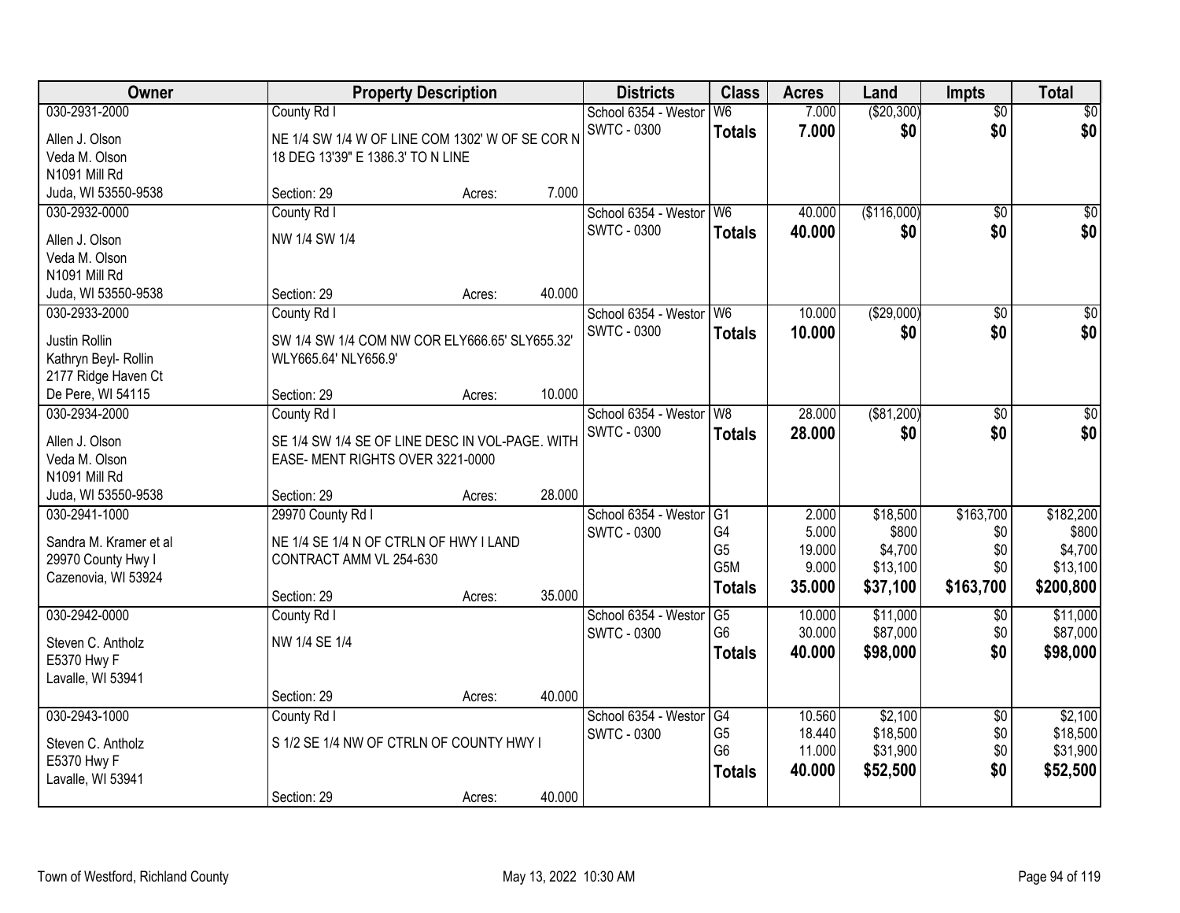| Owner | Property Description | | | Districts | Class | Acres | Land | Impts | Total |
|---|---|---|---|---|---|---|---|---|---|
| 030-2931-2000 | County Rd I | | | School 6354 - Westor | W6 | 7.000 | ($20,300) | $0 | $0 |
| Allen J. Olson<br>Veda M. Olson<br>N1091 Mill Rd<br>Juda, WI 53550-9538 | NE 1/4 SW 1/4 W OF LINE COM 1302' W OF SE COR N 18 DEG 13'39" E 1386.3' TO N LINE | | | SWTC - 0300 | **Totals** | **7.000** | **$0** | **$0** | **$0** |
| | Section: 29 | Acres: | 7.000 | | | | | | |
| 030-2932-0000 | County Rd I | | | School 6354 - Westor | W6 | 40.000 | ($116,000) | $0 | $0 |
| Allen J. Olson<br>Veda M. Olson<br>N1091 Mill Rd<br>Juda, WI 53550-9538 | NW 1/4 SW 1/4 | | | SWTC - 0300 | **Totals** | **40.000** | **$0** | **$0** | **$0** |
| | Section: 29 | Acres: | 40.000 | | | | | | |
| 030-2933-2000 | County Rd I | | | School 6354 - Westor | W6 | 10.000 | ($29,000) | $0 | $0 |
| Justin Rollin<br>Kathryn Beyl- Rollin<br>2177 Ridge Haven Ct<br>De Pere, WI 54115 | SW 1/4 SW 1/4 COM NW COR ELY666.65' SLY655.32' WLY665.64' NLY656.9' | | | SWTC - 0300 | **Totals** | **10.000** | **$0** | **$0** | **$0** |
| | Section: 29 | Acres: | 10.000 | | | | | | |
| 030-2934-2000 | County Rd I | | | School 6354 - Westor | W8 | 28.000 | ($81,200) | $0 | $0 |
| Allen J. Olson<br>Veda M. Olson<br>N1091 Mill Rd<br>Juda, WI 53550-9538 | SE 1/4 SW 1/4 SE OF LINE DESC IN VOL-PAGE. WITH EASE- MENT RIGHTS OVER 3221-0000 | | | SWTC - 0300 | **Totals** | **28.000** | **$0** | **$0** | **$0** |
| | Section: 29 | Acres: | 28.000 | | | | | | |
| 030-2941-1000 | 29970 County Rd I | | | School 6354 - Westor | G1 | 2.000 | $18,500 | $163,700 | $182,200 |
| Sandra M. Kramer et al<br>29970 County Hwy I<br>Cazenovia, WI 53924 | NE 1/4 SE 1/4 N OF CTRLN OF HWY I LAND CONTRACT AMM VL 254-630 | | | SWTC - 0300 | G4 | 5.000 | $800 | $0 | $800 |
| | | | | | G5 | 19.000 | $4,700 | $0 | $4,700 |
| | | | | | G5M | 9.000 | $13,100 | $0 | $13,100 |
| | Section: 29 | Acres: | 35.000 | | **Totals** | **35.000** | **$37,100** | **$163,700** | **$200,800** |
| 030-2942-0000 | County Rd I | | | School 6354 - Westor | G5 | 10.000 | $11,000 | $0 | $11,000 |
| Steven C. Antholz<br>E5370 Hwy F<br>Lavalle, WI 53941 | NW 1/4 SE 1/4 | | | SWTC - 0300 | G6 | 30.000 | $87,000 | $0 | $87,000 |
| | | | | | **Totals** | **40.000** | **$98,000** | **$0** | **$98,000** |
| | Section: 29 | Acres: | 40.000 | | | | | | |
| 030-2943-1000 | County Rd I | | | School 6354 - Westor | G4 | 10.560 | $2,100 | $0 | $2,100 |
| Steven C. Antholz<br>E5370 Hwy F<br>Lavalle, WI 53941 | S 1/2 SE 1/4 NW OF CTRLN OF COUNTY HWY I | | | SWTC - 0300 | G5 | 18.440 | $18,500 | $0 | $18,500 |
| | | | | | G6 | 11.000 | $31,900 | $0 | $31,900 |
| | | | | | **Totals** | **40.000** | **$52,500** | **$0** | **$52,500** |
| | Section: 29 | Acres: | 40.000 | | | | | | |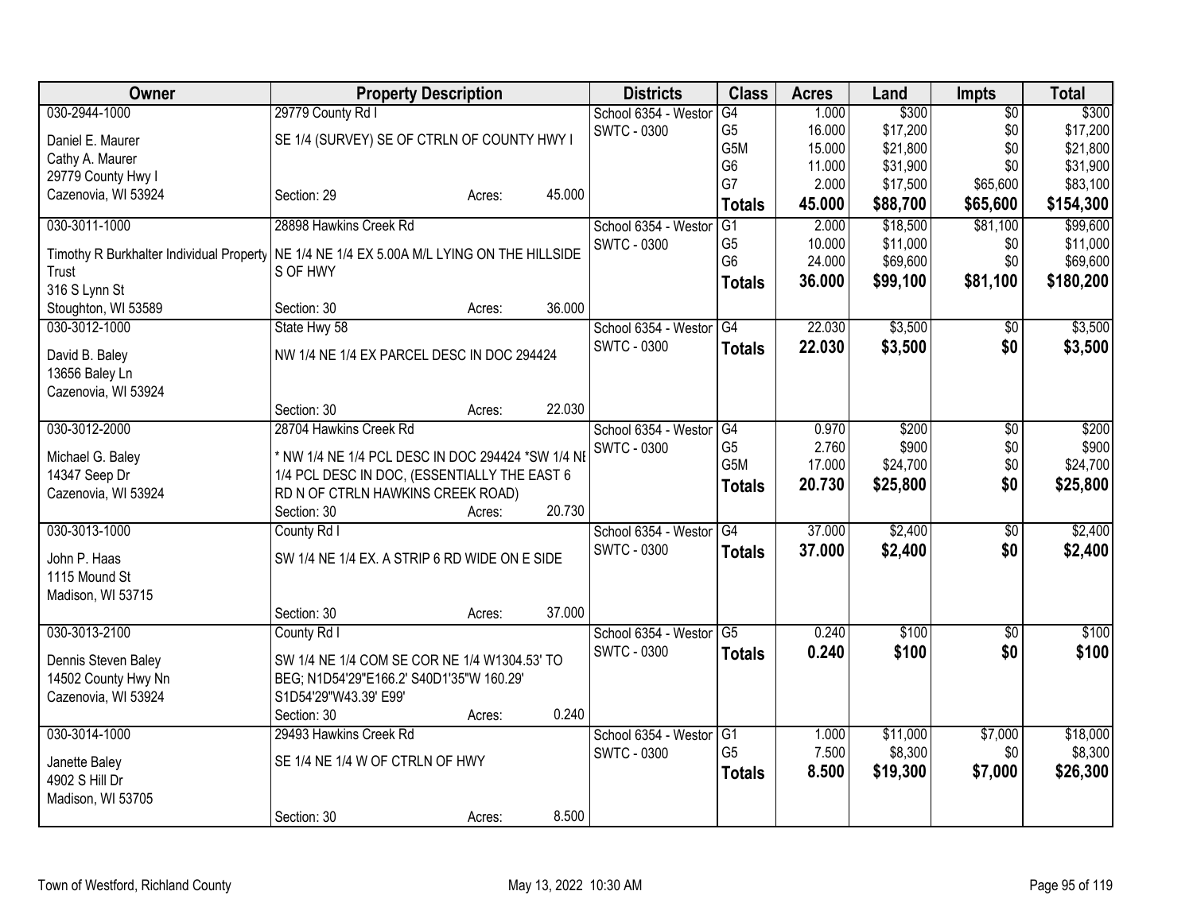| Owner | Property Description | Districts | Class | Acres | Land | Impts | Total |
|---|---|---|---|---|---|---|---|
| 030-2944-1000<br>Daniel E. Maurer<br>Cathy A. Maurer<br>29779 County Hwy I<br>Cazenovia, WI 53924 | 29779 County Rd I<br>SE 1/4 (SURVEY) SE OF CTRLN OF COUNTY HWY I<br>Section: 29 Acres: 45.000 | School 6354 - Westor<br>SWTC - 0300 | G4<br>G5<br>G5M<br>G6<br>G7<br>**Totals** | 1.000<br>16.000<br>15.000<br>11.000<br>2.000<br>**45.000** | $300<br>$17,200<br>$21,800<br>$31,900<br>$17,500<br>**$88,700** | $0<br>$0<br>$0<br>$0<br>$65,600<br>**$65,600** | $300<br>$17,200<br>$21,800<br>$31,900<br>$83,100<br>**$154,300** |
| 030-3011-1000<br>Timothy R Burkhalter Individual Property Trust<br>316 S Lynn St<br>Stoughton, WI 53589 | 28898 Hawkins Creek Rd<br>NE 1/4 NE 1/4 EX 5.00A M/L LYING ON THE HILLSIDE S OF HWY<br>Section: 30 Acres: 36.000 | School 6354 - Westor<br>SWTC - 0300 | G1<br>G5<br>G6<br>**Totals** | 2.000<br>10.000<br>24.000<br>**36.000** | $18,500<br>$11,000<br>$69,600<br>**$99,100** | $81,100<br>$0<br>$0<br>**$81,100** | $99,600<br>$11,000<br>$69,600<br>**$180,200** |
| 030-3012-1000<br>David B. Baley<br>13656 Baley Ln<br>Cazenovia, WI 53924 | State Hwy 58<br>NW 1/4 NE 1/4 EX PARCEL DESC IN DOC 294424<br>Section: 30 Acres: 22.030 | School 6354 - Westor<br>SWTC - 0300 | G4<br>**Totals** | 22.030<br>**22.030** | $3,500<br>**$3,500** | $0<br>**$0** | $3,500<br>**$3,500** |
| 030-3012-2000<br>Michael G. Baley<br>14347 Seep Dr<br>Cazenovia, WI 53924 | 28704 Hawkins Creek Rd<br>* NW 1/4 NE 1/4 PCL DESC IN DOC 294424 *SW 1/4 NE 1/4 PCL DESC IN DOC, (ESSENTIALLY THE EAST 6 RD N OF CTRLN HAWKINS CREEK ROAD)<br>Section: 30 Acres: 20.730 | School 6354 - Westor<br>SWTC - 0300 | G4<br>G5<br>G5M<br>**Totals** | 0.970<br>2.760<br>17.000<br>**20.730** | $200<br>$900<br>$24,700<br>**$25,800** | $0<br>$0<br>$0<br>**$0** | $200<br>$900<br>$24,700<br>**$25,800** |
| 030-3013-1000<br>John P. Haas<br>1115 Mound St<br>Madison, WI 53715 | County Rd I<br>SW 1/4 NE 1/4 EX. A STRIP 6 RD WIDE ON E SIDE<br>Section: 30 Acres: 37.000 | School 6354 - Westor<br>SWTC - 0300 | G4<br>**Totals** | 37.000<br>**37.000** | $2,400<br>**$2,400** | $0<br>**$0** | $2,400<br>**$2,400** |
| 030-3013-2100<br>Dennis Steven Baley<br>14502 County Hwy Nn<br>Cazenovia, WI 53924 | County Rd I<br>SW 1/4 NE 1/4 COM SE COR NE 1/4 W1304.53' TO BEG; N1D54'29"E166.2' S40D1'35"W 160.29' S1D54'29"W43.39' E99'<br>Section: 30 Acres: 0.240 | School 6354 - Westor<br>SWTC - 0300 | G5<br>**Totals** | 0.240<br>**0.240** | $100<br>**$100** | $0<br>**$0** | $100<br>**$100** |
| 030-3014-1000<br>Janette Baley<br>4902 S Hill Dr<br>Madison, WI 53705 | 29493 Hawkins Creek Rd<br>SE 1/4 NE 1/4 W OF CTRLN OF HWY<br>Section: 30 Acres: 8.500 | School 6354 - Westor<br>SWTC - 0300 | G1<br>G5<br>**Totals** | 1.000<br>7.500<br>**8.500** | $11,000<br>$8,300<br>**$19,300** | $7,000<br>$0<br>**$7,000** | $18,000<br>$8,300<br>**$26,300** |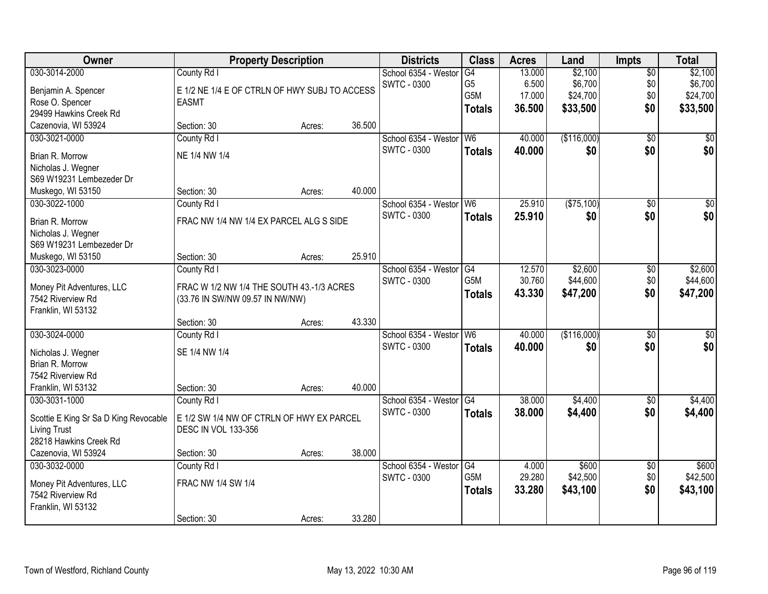| Owner | Property Description | | | Districts | Class | Acres | Land | Impts | Total |
|---|---|---|---|---|---|---|---|---|---|
| 030-3014-2000 | County Rd I | | | School 6354 - Westor | G4 | 13.000 | $2,100 | $0 | $2,100 |
| Benjamin A. Spencer | E 1/2 NE 1/4 E OF CTRLN OF HWY SUBJ TO ACCESS | | | SWTC - 0300 | G5 | 6.500 | $6,700 | $0 | $6,700 |
| Rose O. Spencer | EASMT | | | | G5M | 17.000 | $24,700 | $0 | $24,700 |
| 29499 Hawkins Creek Rd | | | | | **Totals** | **36.500** | **$33,500** | **$0** | **$33,500** |
| Cazenovia, WI 53924 | Section: 30 | Acres: | 36.500 | | | | | | |
| 030-3021-0000 | County Rd I | | | School 6354 - Westor | W6 | 40.000 | ($116,000) | $0 | $0 |
| Brian R. Morrow | NE 1/4 NW 1/4 | | | SWTC - 0300 | **Totals** | **40.000** | **$0** | **$0** | **$0** |
| Nicholas J. Wegner | | | | | | | | | |
| S69 W19231 Lembezeder Dr | | | | | | | | | |
| Muskego, WI 53150 | Section: 30 | Acres: | 40.000 | | | | | | |
| 030-3022-1000 | County Rd I | | | School 6354 - Westor | W6 | 25.910 | ($75,100) | $0 | $0 |
| Brian R. Morrow | FRAC NW 1/4 NW 1/4 EX PARCEL ALG S SIDE | | | SWTC - 0300 | **Totals** | **25.910** | **$0** | **$0** | **$0** |
| Nicholas J. Wegner | | | | | | | | | |
| S69 W19231 Lembezeder Dr | | | | | | | | | |
| Muskego, WI 53150 | Section: 30 | Acres: | 25.910 | | | | | | |
| 030-3023-0000 | County Rd I | | | School 6354 - Westor | G4 | 12.570 | $2,600 | $0 | $2,600 |
| Money Pit Adventures, LLC | FRAC W 1/2 NW 1/4 THE SOUTH 43.-1/3 ACRES | | | SWTC - 0300 | G5M | 30.760 | $44,600 | $0 | $44,600 |
| 7542 Riverview Rd | (33.76 IN SW/NW 09.57 IN NW/NW) | | | | **Totals** | **43.330** | **$47,200** | **$0** | **$47,200** |
| Franklin, WI 53132 | | | | | | | | | |
| | Section: 30 | Acres: | 43.330 | | | | | | |
| 030-3024-0000 | County Rd I | | | School 6354 - Westor | W6 | 40.000 | ($116,000) | $0 | $0 |
| Nicholas J. Wegner | SE 1/4 NW 1/4 | | | SWTC - 0300 | **Totals** | **40.000** | **$0** | **$0** | **$0** |
| Brian R. Morrow | | | | | | | | | |
| 7542 Riverview Rd | | | | | | | | | |
| Franklin, WI 53132 | Section: 30 | Acres: | 40.000 | | | | | | |
| 030-3031-1000 | County Rd I | | | School 6354 - Westor | G4 | 38.000 | $4,400 | $0 | $4,400 |
| Scottie E King Sr Sa D King Revocable | E 1/2 SW 1/4 NW OF CTRLN OF HWY EX PARCEL | | | SWTC - 0300 | **Totals** | **38.000** | **$4,400** | **$0** | **$4,400** |
| Living Trust | DESC IN VOL 133-356 | | | | | | | | |
| 28218 Hawkins Creek Rd | | | | | | | | | |
| Cazenovia, WI 53924 | Section: 30 | Acres: | 38.000 | | | | | | |
| 030-3032-0000 | County Rd I | | | School 6354 - Westor | G4 | 4.000 | $600 | $0 | $600 |
| Money Pit Adventures, LLC | FRAC NW 1/4 SW 1/4 | | | SWTC - 0300 | G5M | 29.280 | $42,500 | $0 | $42,500 |
| 7542 Riverview Rd | | | | | **Totals** | **33.280** | **$43,100** | **$0** | **$43,100** |
| Franklin, WI 53132 | | | | | | | | | |
| | Section: 30 | Acres: | 33.280 | | | | | | |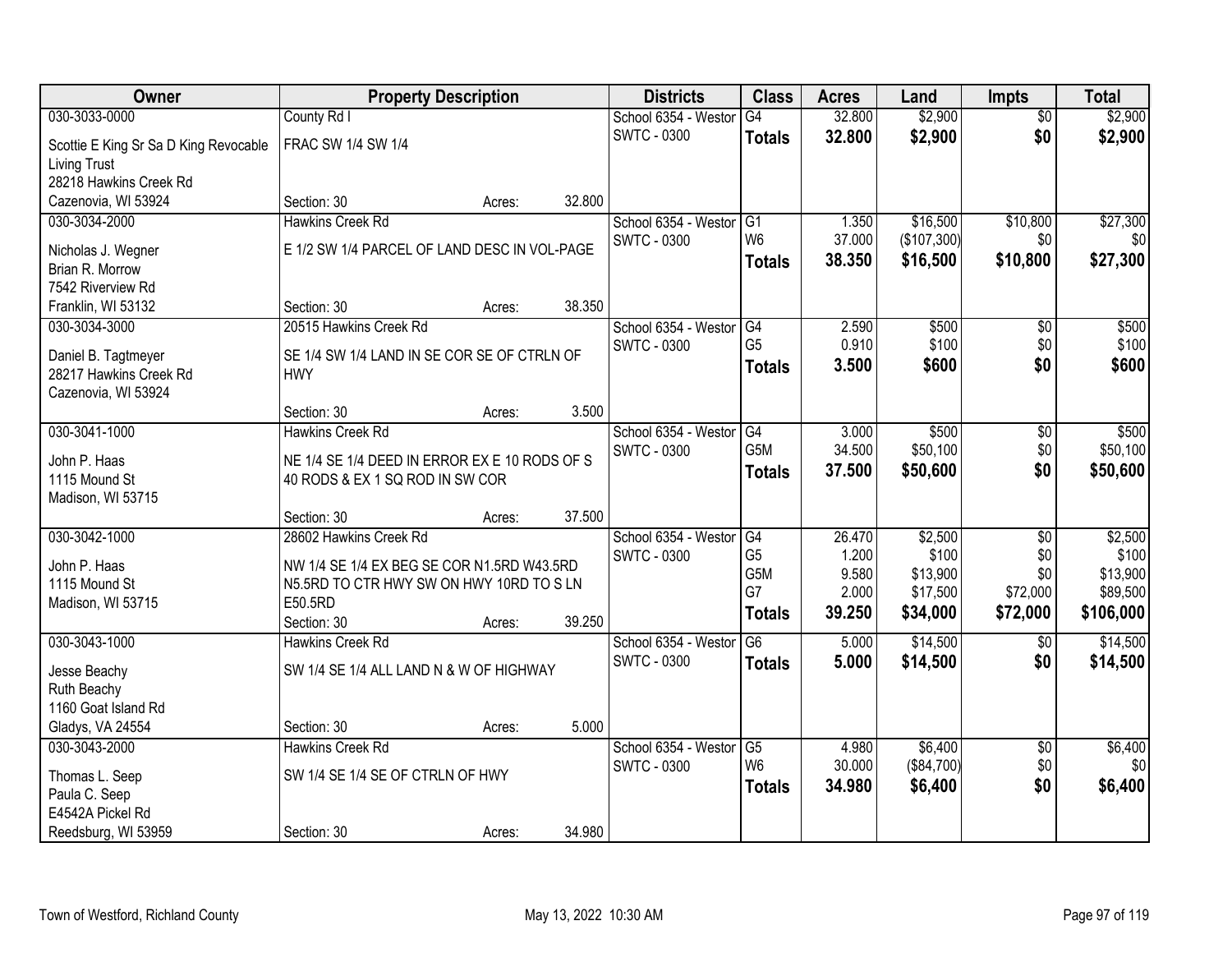| Owner | Property Description | Districts | Class | Acres | Land | Impts | Total |
|---|---|---|---|---|---|---|---|
| 030-3033-0000<br>Scottie E King Sr Sa D King Revocable Living Trust<br>28218 Hawkins Creek Rd<br>Cazenovia, WI 53924 | County Rd I<br>FRAC SW 1/4 SW 1/4<br>Section: 30 Acres: 32.800 | School 6354 - Westor<br>SWTC - 0300 | G4<br>**Totals** | 32.800<br>**32.800** | $2,900<br>**$2,900** | $0<br>**$0** | $2,900<br>**$2,900** |
| 030-3034-2000<br>Nicholas J. Wegner<br>Brian R. Morrow<br>7542 Riverview Rd<br>Franklin, WI 53132 | Hawkins Creek Rd<br>E 1/2 SW 1/4 PARCEL OF LAND DESC IN VOL-PAGE<br>Section: 30 Acres: 38.350 | School 6354 - Westor<br>SWTC - 0300 | G1<br>W6<br>**Totals** | 1.350<br>37.000<br>**38.350** | $16,500<br>($107,300)<br>**$16,500** | $10,800<br>$0<br>**$10,800** | $27,300<br>$0<br>**$27,300** |
| 030-3034-3000<br>Daniel B. Tagtmeyer<br>28217 Hawkins Creek Rd<br>Cazenovia, WI 53924 | 20515 Hawkins Creek Rd<br>SE 1/4 SW 1/4 LAND IN SE COR SE OF CTRLN OF HWY<br>Section: 30 Acres: 3.500 | School 6354 - Westor<br>SWTC - 0300 | G4<br>G5<br>**Totals** | 2.590<br>0.910<br>**3.500** | $500<br>$100<br>**$600** | $0<br>$0<br>**$0** | $500<br>$100<br>**$600** |
| 030-3041-1000<br>John P. Haas<br>1115 Mound St<br>Madison, WI 53715 | Hawkins Creek Rd<br>NE 1/4 SE 1/4 DEED IN ERROR EX E 10 RODS OF S 40 RODS & EX 1 SQ ROD IN SW COR<br>Section: 30 Acres: 37.500 | School 6354 - Westor<br>SWTC - 0300 | G4<br>G5M<br>**Totals** | 3.000<br>34.500<br>**37.500** | $500<br>$50,100<br>**$50,600** | $0<br>$0<br>**$0** | $500<br>$50,100<br>**$50,600** |
| 030-3042-1000<br>John P. Haas<br>1115 Mound St<br>Madison, WI 53715 | 28602 Hawkins Creek Rd<br>NW 1/4 SE 1/4 EX BEG SE COR N1.5RD W43.5RD N5.5RD TO CTR HWY SW ON HWY 10RD TO S LN E50.5RD<br>Section: 30 Acres: 39.250 | School 6354 - Westor<br>SWTC - 0300 | G4<br>G5<br>G5M<br>G7<br>**Totals** | 26.470<br>1.200<br>9.580<br>2.000<br>**39.250** | $2,500<br>$100<br>$13,900<br>$17,500<br>**$34,000** | $0<br>$0<br>$0<br>$72,000<br>**$72,000** | $2,500<br>$100<br>$13,900<br>$89,500<br>**$106,000** |
| 030-3043-1000<br>Jesse Beachy<br>Ruth Beachy<br>1160 Goat Island Rd<br>Gladys, VA 24554 | Hawkins Creek Rd<br>SW 1/4 SE 1/4 ALL LAND N & W OF HIGHWAY<br>Section: 30 Acres: 5.000 | School 6354 - Westor<br>SWTC - 0300 | G6<br>**Totals** | 5.000<br>**5.000** | $14,500<br>**$14,500** | $0<br>**$0** | $14,500<br>**$14,500** |
| 030-3043-2000<br>Thomas L. Seep<br>Paula C. Seep<br>E4542A Pickel Rd<br>Reedsburg, WI 53959 | Hawkins Creek Rd<br>SW 1/4 SE 1/4 SE OF CTRLN OF HWY<br>Section: 30 Acres: 34.980 | School 6354 - Westor<br>SWTC - 0300 | G5<br>W6<br>**Totals** | 4.980<br>30.000<br>**34.980** | $6,400<br>($84,700)<br>**$6,400** | $0<br>$0<br>**$0** | $6,400<br>$0<br>**$6,400** |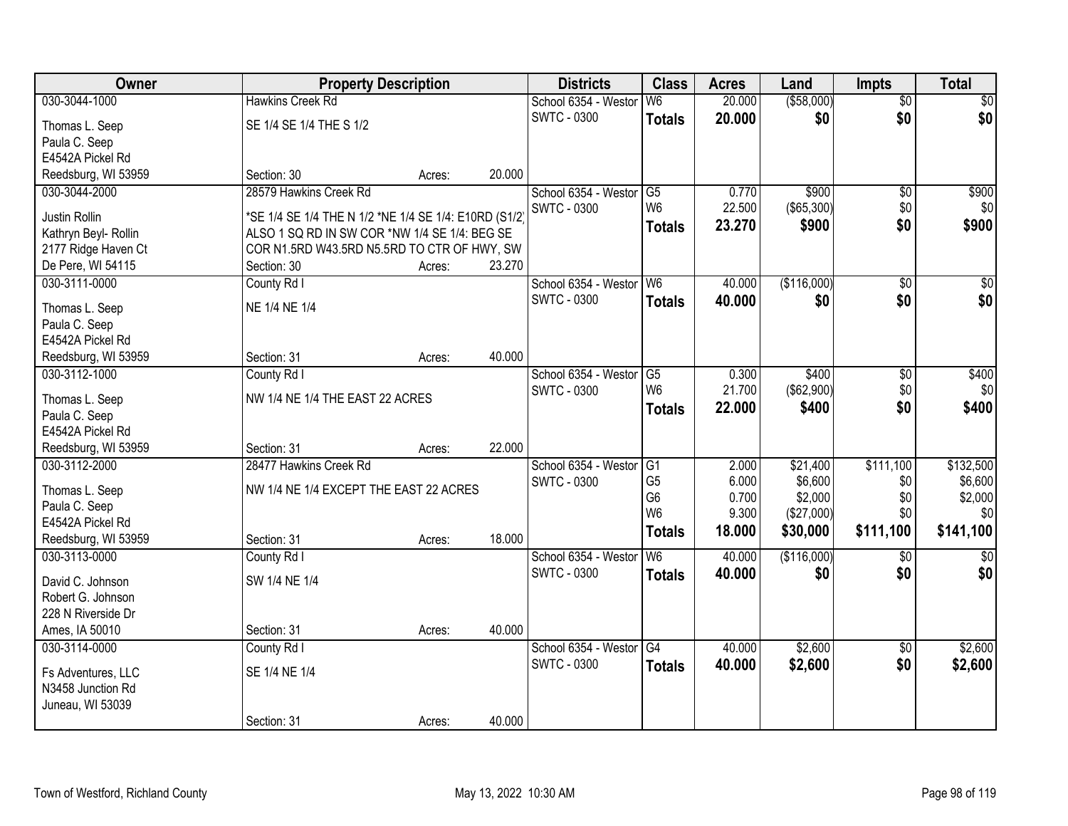| Owner | Property Description | | | Districts | Class | Acres | Land | Impts | Total |
|---|---|---|---|---|---|---|---|---|---|
| 030-3044-1000 | Hawkins Creek Rd | | | School 6354 - Westor | W6 | 20.000 | ($58,000) | $0 | $0 |
| Thomas L. Seep | SE 1/4 SE 1/4 THE S 1/2 | | | SWTC - 0300 | **Totals** | **20.000** | **$0** | **$0** | **$0** |
| Paula C. Seep | | | | | | | | | |
| E4542A Pickel Rd | | | | | | | | | |
| Reedsburg, WI 53959 | Section: 30 | Acres: | 20.000 | | | | | | |
| 030-3044-2000 | 28579 Hawkins Creek Rd | | | School 6354 - Westor | G5 | 0.770 | $900 | $0 | $900 |
| Justin Rollin | *SE 1/4 SE 1/4 THE N 1/2 *NE 1/4 SE 1/4: E10RD (S1/2) | | | SWTC - 0300 | W6 | 22.500 | ($65,300) | $0 | $0 |
| Kathryn Beyl- Rollin | ALSO 1 SQ RD IN SW COR *NW 1/4 SE 1/4: BEG SE | | | | **Totals** | **23.270** | **$900** | **$0** | **$900** |
| 2177 Ridge Haven Ct | COR N1.5RD W43.5RD N5.5RD TO CTR OF HWY, SW | | | | | | | | |
| De Pere, WI 54115 | Section: 30 | Acres: | 23.270 | | | | | | |
| 030-3111-0000 | County Rd I | | | School 6354 - Westor | W6 | 40.000 | ($116,000) | $0 | $0 |
| Thomas L. Seep | NE 1/4 NE 1/4 | | | SWTC - 0300 | **Totals** | **40.000** | **$0** | **$0** | **$0** |
| Paula C. Seep | | | | | | | | | |
| E4542A Pickel Rd | | | | | | | | | |
| Reedsburg, WI 53959 | Section: 31 | Acres: | 40.000 | | | | | | |
| 030-3112-1000 | County Rd I | | | School 6354 - Westor | G5 | 0.300 | $400 | $0 | $400 |
| Thomas L. Seep | NW 1/4 NE 1/4 THE EAST 22 ACRES | | | SWTC - 0300 | W6 | 21.700 | ($62,900) | $0 | $0 |
| Paula C. Seep | | | | | **Totals** | **22.000** | **$400** | **$0** | **$400** |
| E4542A Pickel Rd | | | | | | | | | |
| Reedsburg, WI 53959 | Section: 31 | Acres: | 22.000 | | | | | | |
| 030-3112-2000 | 28477 Hawkins Creek Rd | | | School 6354 - Westor | G1 | 2.000 | $21,400 | $111,100 | $132,500 |
| Thomas L. Seep | NW 1/4 NE 1/4 EXCEPT THE EAST 22 ACRES | | | SWTC - 0300 | G5 | 6.000 | $6,600 | $0 | $6,600 |
| Paula C. Seep | | | | | G6 | 0.700 | $2,000 | $0 | $2,000 |
| E4542A Pickel Rd | | | | | W6 | 9.300 | ($27,000) | $0 | $0 |
| Reedsburg, WI 53959 | Section: 31 | Acres: | 18.000 | | **Totals** | **18.000** | **$30,000** | **$111,100** | **$141,100** |
| 030-3113-0000 | County Rd I | | | School 6354 - Westor | W6 | 40.000 | ($116,000) | $0 | $0 |
| David C. Johnson | SW 1/4 NE 1/4 | | | SWTC - 0300 | **Totals** | **40.000** | **$0** | **$0** | **$0** |
| Robert G. Johnson | | | | | | | | | |
| 228 N Riverside Dr | | | | | | | | | |
| Ames, IA 50010 | Section: 31 | Acres: | 40.000 | | | | | | |
| 030-3114-0000 | County Rd I | | | School 6354 - Westor | G4 | 40.000 | $2,600 | $0 | $2,600 |
| Fs Adventures, LLC | SE 1/4 NE 1/4 | | | SWTC - 0300 | **Totals** | **40.000** | **$2,600** | **$0** | **$2,600** |
| N3458 Junction Rd | | | | | | | | | |
| Juneau, WI 53039 | | | | | | | | | |
| | Section: 31 | Acres: | 40.000 | | | | | | |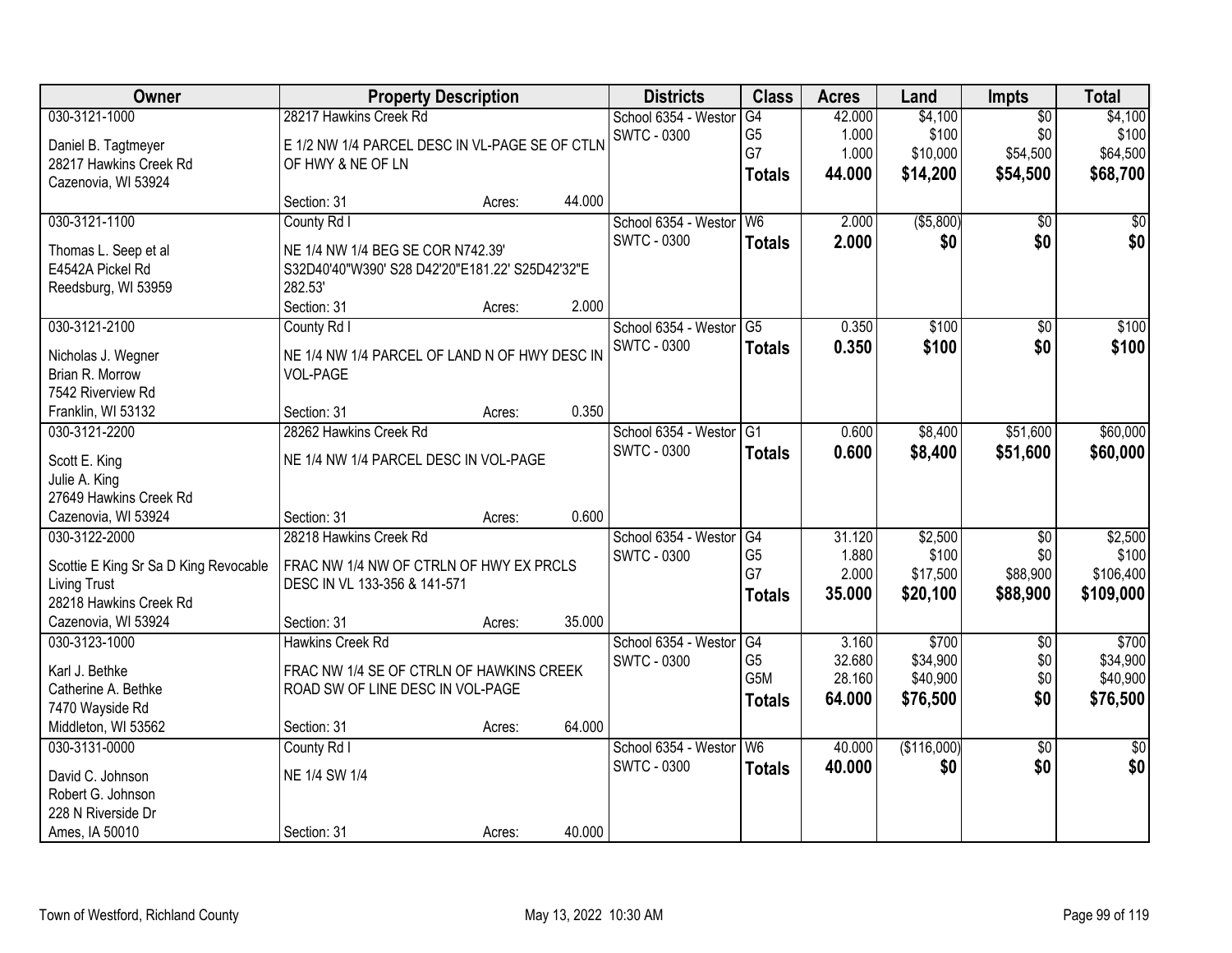| Owner | Property Description | | Districts | Class | Acres | Land | Impts | Total |
|---|---|---|---|---|---|---|---|---|
| 030-3121-1000<br><br>Daniel B. Tagtmeyer<br>28217 Hawkins Creek Rd<br>Cazenovia, WI 53924 | 28217 Hawkins Creek Rd<br><br>E 1/2 NW 1/4 PARCEL DESC IN VL-PAGE SE OF CTLN OF HWY & NE OF LN<br><br>Section: 31 | Acres: 44.000 | School 6354 - Westor<br>SWTC - 0300 | G4<br>G5<br>G7<br>**Totals** | 42.000<br>1.000<br>1.000<br>**44.000** | $4,100<br>$100<br>$10,000<br>**$14,200** | $0<br>$0<br>$54,500<br>**$54,500** | $4,100<br>$100<br>$64,500<br>**$68,700** |
| 030-3121-1100<br><br>Thomas L. Seep et al<br>E4542A Pickel Rd<br>Reedsburg, WI 53959 | County Rd I<br><br>NE 1/4 NW 1/4 BEG SE COR N742.39' S32D40'40"W390' S28 D42'20"E181.22' S25D42'32"E 282.53'<br>Section: 31 | Acres: 2.000 | School 6354 - Westor<br>SWTC - 0300 | W6<br>**Totals** | 2.000<br>**2.000** | ($5,800)<br>**$0** | $0<br>**$0** | $0<br>**$0** |
| 030-3121-2100<br><br>Nicholas J. Wegner<br>Brian R. Morrow<br>7542 Riverview Rd<br>Franklin, WI 53132 | County Rd I<br><br>NE 1/4 NW 1/4 PARCEL OF LAND N OF HWY DESC IN VOL-PAGE<br><br>Section: 31 | Acres: 0.350 | School 6354 - Westor<br>SWTC - 0300 | G5<br>**Totals** | 0.350<br>**0.350** | $100<br>**$100** | $0<br>**$0** | $100<br>**$100** |
| 030-3121-2200<br><br>Scott E. King<br>Julie A. King<br>27649 Hawkins Creek Rd<br>Cazenovia, WI 53924 | 28262 Hawkins Creek Rd<br><br>NE 1/4 NW 1/4 PARCEL DESC IN VOL-PAGE<br><br>Section: 31 | Acres: 0.600 | School 6354 - Westor<br>SWTC - 0300 | G1<br>**Totals** | 0.600<br>**0.600** | $8,400<br>**$8,400** | $51,600<br>**$51,600** | $60,000<br>**$60,000** |
| 030-3122-2000<br><br>Scottie E King Sr Sa D King Revocable Living Trust<br>28218 Hawkins Creek Rd<br>Cazenovia, WI 53924 | 28218 Hawkins Creek Rd<br><br>FRAC NW 1/4 NW OF CTRLN OF HWY EX PRCLS DESC IN VL 133-356 & 141-571<br><br>Section: 31 | Acres: 35.000 | School 6354 - Westor<br>SWTC - 0300 | G4<br>G5<br>G7<br>**Totals** | 31.120<br>1.880<br>2.000<br>**35.000** | $2,500<br>$100<br>$17,500<br>**$20,100** | $0<br>$0<br>$88,900<br>**$88,900** | $2,500<br>$100<br>$106,400<br>**$109,000** |
| 030-3123-1000<br><br>Karl J. Bethke<br>Catherine A. Bethke<br>7470 Wayside Rd<br>Middleton, WI 53562 | Hawkins Creek Rd<br><br>FRAC NW 1/4 SE OF CTRLN OF HAWKINS CREEK ROAD SW OF LINE DESC IN VOL-PAGE<br><br>Section: 31 | Acres: 64.000 | School 6354 - Westor<br>SWTC - 0300 | G4<br>G5<br>G5M<br>**Totals** | 3.160<br>32.680<br>28.160<br>**64.000** | $700<br>$34,900<br>$40,900<br>**$76,500** | $0<br>$0<br>$0<br>**$0** | $700<br>$34,900<br>$40,900<br>**$76,500** |
| 030-3131-0000<br><br>David C. Johnson<br>Robert G. Johnson<br>228 N Riverside Dr<br>Ames, IA 50010 | County Rd I<br><br>NE 1/4 SW 1/4<br><br>Section: 31 | Acres: 40.000 | School 6354 - Westor<br>SWTC - 0300 | W6<br>**Totals** | 40.000<br>**40.000** | ($116,000)<br>**$0** | $0<br>**$0** | $0<br>**$0** |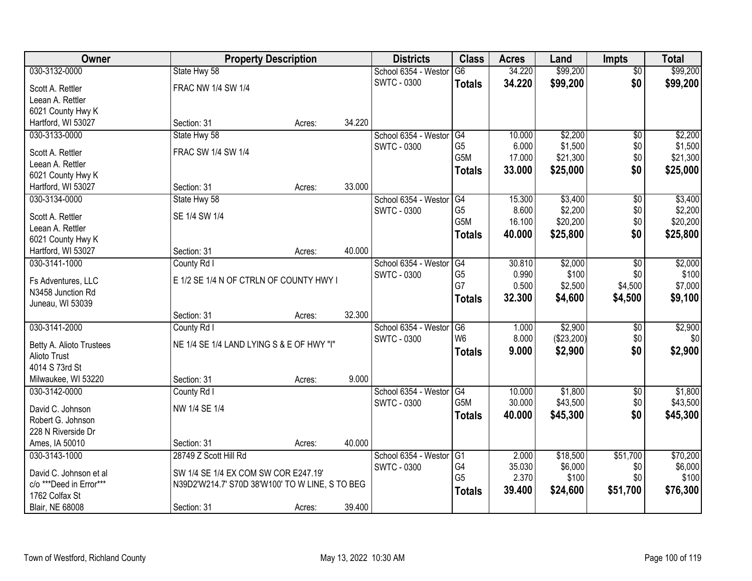| Owner | Property Description | | | Districts | Class | Acres | Land | Impts | Total |
|---|---|---|---|---|---|---|---|---|---|
| 030-3132-0000 | State Hwy 58 | | | School 6354 - Westor | G6 | 34.220 | $99,200 | $0 | $99,200 |
| Scott A. Rettler<br>Leean A. Rettler<br>6021 County Hwy K<br>Hartford, WI 53027 | FRAC NW 1/4 SW 1/4 | | | SWTC - 0300 | **Totals** | **34.220** | **$99,200** | **$0** | **$99,200** |
| | Section: 31 | Acres: | 34.220 | | | | | | |
| 030-3133-0000 | State Hwy 58 | | | School 6354 - Westor | G4 | 10.000 | $2,200 | $0 | $2,200 |
| Scott A. Rettler<br>Leean A. Rettler<br>6021 County Hwy K<br>Hartford, WI 53027 | FRAC SW 1/4 SW 1/4 | | | SWTC - 0300 | G5 | 6.000 | $1,500 | $0 | $1,500 |
| | | | | | G5M | 17.000 | $21,300 | $0 | $21,300 |
| | | | | | **Totals** | **33.000** | **$25,000** | **$0** | **$25,000** |
| | Section: 31 | Acres: | 33.000 | | | | | | |
| 030-3134-0000 | State Hwy 58 | | | School 6354 - Westor | G4 | 15.300 | $3,400 | $0 | $3,400 |
| Scott A. Rettler<br>Leean A. Rettler<br>6021 County Hwy K<br>Hartford, WI 53027 | SE 1/4 SW 1/4 | | | SWTC - 0300 | G5 | 8.600 | $2,200 | $0 | $2,200 |
| | | | | | G5M | 16.100 | $20,200 | $0 | $20,200 |
| | | | | | **Totals** | **40.000** | **$25,800** | **$0** | **$25,800** |
| | Section: 31 | Acres: | 40.000 | | | | | | |
| 030-3141-1000 | County Rd I | | | School 6354 - Westor | G4 | 30.810 | $2,000 | $0 | $2,000 |
| Fs Adventures, LLC<br>N3458 Junction Rd<br>Juneau, WI 53039 | E 1/2 SE 1/4 N OF CTRLN OF COUNTY HWY I | | | SWTC - 0300 | G5 | 0.990 | $100 | $0 | $100 |
| | | | | | G7 | 0.500 | $2,500 | $4,500 | $7,000 |
| | | | | | **Totals** | **32.300** | **$4,600** | **$4,500** | **$9,100** |
| | Section: 31 | Acres: | 32.300 | | | | | | |
| 030-3141-2000 | County Rd I | | | School 6354 - Westor | G6 | 1.000 | $2,900 | $0 | $2,900 |
| Betty A. Alioto Trustees<br>Alioto Trust<br>4014 S 73rd St<br>Milwaukee, WI 53220 | NE 1/4 SE 1/4 LAND LYING S & E OF HWY "I" | | | SWTC - 0300 | W6 | 8.000 | ($23,200) | $0 | $0 |
| | | | | | **Totals** | **9.000** | **$2,900** | **$0** | **$2,900** |
| | Section: 31 | Acres: | 9.000 | | | | | | |
| 030-3142-0000 | County Rd I | | | School 6354 - Westor | G4 | 10.000 | $1,800 | $0 | $1,800 |
| David C. Johnson<br>Robert G. Johnson<br>228 N Riverside Dr<br>Ames, IA 50010 | NW 1/4 SE 1/4 | | | SWTC - 0300 | G5M | 30.000 | $43,500 | $0 | $43,500 |
| | | | | | **Totals** | **40.000** | **$45,300** | **$0** | **$45,300** |
| | Section: 31 | Acres: | 40.000 | | | | | | |
| 030-3143-1000 | 28749 Z Scott Hill Rd | | | School 6354 - Westor | G1 | 2.000 | $18,500 | $51,700 | $70,200 |
| David C. Johnson et al<br>c/o ***Deed in Error***<br>1762 Colfax St<br>Blair, NE 68008 | SW 1/4 SE 1/4 EX COM SW COR E247.19' N39D2'W214.7' S70D 38'W100' TO W LINE, S TO BEG | | | SWTC - 0300 | G4 | 35.030 | $6,000 | $0 | $6,000 |
| | | | | | G5 | 2.370 | $100 | $0 | $100 |
| | | | | | **Totals** | **39.400** | **$24,600** | **$51,700** | **$76,300** |
| | Section: 31 | Acres: | 39.400 | | | | | | |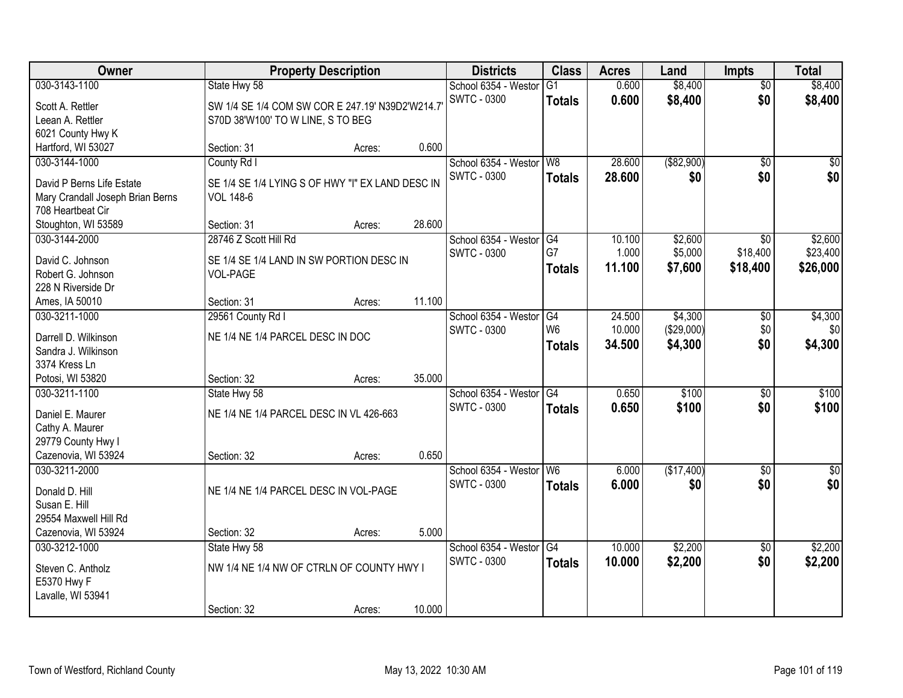| Owner | Property Description | | | Districts | Class | Acres | Land | Impts | Total |
|---|---|---|---|---|---|---|---|---|---|
| 030-3143-1100 | State Hwy 58 | | | School 6354 - Westor | G1 | 0.600 | $8,400 | $0 | $8,400 |
| Scott A. Rettler | SW 1/4 SE 1/4 COM SW COR E 247.19' N39D2'W214.7' | | | SWTC - 0300 | **Totals** | **0.600** | **$8,400** | **$0** | **$8,400** |
| Leean A. Rettler | S70D 38'W100' TO W LINE, S TO BEG | | | | | | | | |
| 6021 County Hwy K | | | | | | | | | |
| Hartford, WI 53027 | Section: 31 | Acres: | 0.600 | | | | | | |
| 030-3144-1000 | County Rd I | | | School 6354 - Westor | W8 | 28.600 | ($82,900) | $0 | $0 |
| David P Berns Life Estate | SE 1/4 SE 1/4 LYING S OF HWY "I" EX LAND DESC IN | | | SWTC - 0300 | **Totals** | **28.600** | **$0** | **$0** | **$0** |
| Mary Crandall Joseph Brian Berns | VOL 148-6 | | | | | | | | |
| 708 Heartbeat Cir | | | | | | | | | |
| Stoughton, WI 53589 | Section: 31 | Acres: | 28.600 | | | | | | |
| 030-3144-2000 | 28746 Z Scott Hill Rd | | | School 6354 - Westor | G4 | 10.100 | $2,600 | $0 | $2,600 |
| David C. Johnson | SE 1/4 SE 1/4 LAND IN SW PORTION DESC IN | | | SWTC - 0300 | G7 | 1.000 | $5,000 | $18,400 | $23,400 |
| Robert G. Johnson | VOL-PAGE | | | | **Totals** | **11.100** | **$7,600** | **$18,400** | **$26,000** |
| 228 N Riverside Dr | | | | | | | | | |
| Ames, IA 50010 | Section: 31 | Acres: | 11.100 | | | | | | |
| 030-3211-1000 | 29561 County Rd I | | | School 6354 - Westor | G4 | 24.500 | $4,300 | $0 | $4,300 |
| Darrell D. Wilkinson | NE 1/4 NE 1/4 PARCEL DESC IN DOC | | | SWTC - 0300 | W6 | 10.000 | ($29,000) | $0 | $0 |
| Sandra J. Wilkinson | | | | | **Totals** | **34.500** | **$4,300** | **$0** | **$4,300** |
| 3374 Kress Ln | | | | | | | | | |
| Potosi, WI 53820 | Section: 32 | Acres: | 35.000 | | | | | | |
| 030-3211-1100 | State Hwy 58 | | | School 6354 - Westor | G4 | 0.650 | $100 | $0 | $100 |
| Daniel E. Maurer | NE 1/4 NE 1/4 PARCEL DESC IN VL 426-663 | | | SWTC - 0300 | **Totals** | **0.650** | **$100** | **$0** | **$100** |
| Cathy A. Maurer | | | | | | | | | |
| 29779 County Hwy I | | | | | | | | | |
| Cazenovia, WI 53924 | Section: 32 | Acres: | 0.650 | | | | | | |
| 030-3211-2000 | | | | School 6354 - Westor | W6 | 6.000 | ($17,400) | $0 | $0 |
| Donald D. Hill | NE 1/4 NE 1/4 PARCEL DESC IN VOL-PAGE | | | SWTC - 0300 | **Totals** | **6.000** | **$0** | **$0** | **$0** |
| Susan E. Hill | | | | | | | | | |
| 29554 Maxwell Hill Rd | | | | | | | | | |
| Cazenovia, WI 53924 | Section: 32 | Acres: | 5.000 | | | | | | |
| 030-3212-1000 | State Hwy 58 | | | School 6354 - Westor | G4 | 10.000 | $2,200 | $0 | $2,200 |
| Steven C. Antholz | NW 1/4 NE 1/4 NW OF CTRLN OF COUNTY HWY I | | | SWTC - 0300 | **Totals** | **10.000** | **$2,200** | **$0** | **$2,200** |
| E5370 Hwy F | | | | | | | | | |
| Lavalle, WI 53941 | | | | | | | | | |
| | Section: 32 | Acres: | 10.000 | | | | | | |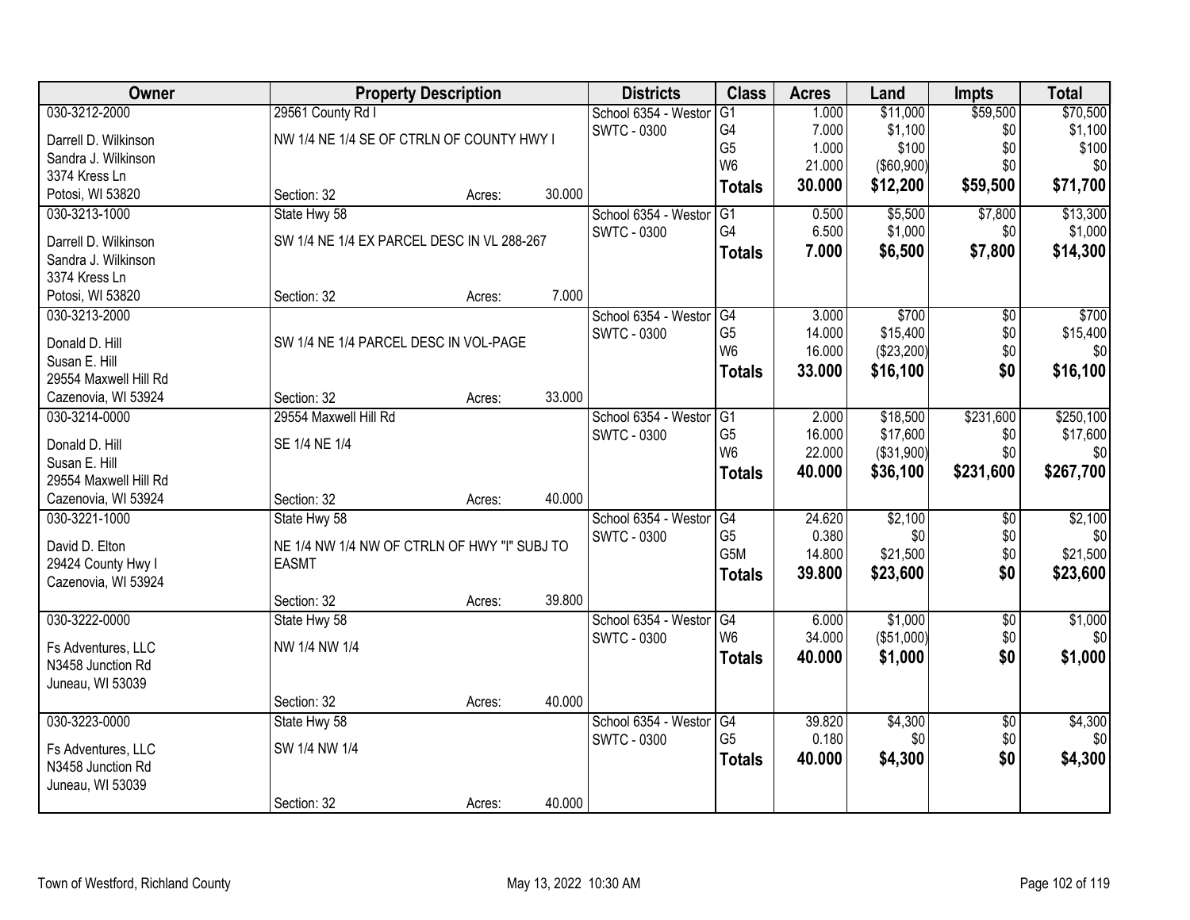| Owner | Property Description | | | Districts | Class | Acres | Land | Impts | Total |
|---|---|---|---|---|---|---|---|---|---|
| 030-3212-2000 | 29561 County Rd I | | | School 6354 - Westor | G1 | 1.000 | $11,000 | $59,500 | $70,500 |
| Darrell D. Wilkinson | NW 1/4 NE 1/4 SE OF CTRLN OF COUNTY HWY I | | | SWTC - 0300 | G4 | 7.000 | $1,100 | $0 | $1,100 |
| Sandra J. Wilkinson | | | | | G5 | 1.000 | $100 | $0 | $100 |
| 3374 Kress Ln | | | | | W6 | 21.000 | ($60,900) | $0 | $0 |
| Potosi, WI 53820 | Section: 32 | Acres: | 30.000 | | **Totals** | **30.000** | **$12,200** | **$59,500** | **$71,700** |
| 030-3213-1000 | State Hwy 58 | | | School 6354 - Westor | G1 | 0.500 | $5,500 | $7,800 | $13,300 |
| Darrell D. Wilkinson | SW 1/4 NE 1/4 EX PARCEL DESC IN VL 288-267 | | | SWTC - 0300 | G4 | 6.500 | $1,000 | $0 | $1,000 |
| Sandra J. Wilkinson | | | | | **Totals** | **7.000** | **$6,500** | **$7,800** | **$14,300** |
| 3374 Kress Ln | | | | | | | | | |
| Potosi, WI 53820 | Section: 32 | Acres: | 7.000 | | | | | | |
| 030-3213-2000 | | | | School 6354 - Westor | G4 | 3.000 | $700 | $0 | $700 |
| Donald D. Hill | SW 1/4 NE 1/4 PARCEL DESC IN VOL-PAGE | | | SWTC - 0300 | G5 | 14.000 | $15,400 | $0 | $15,400 |
| Susan E. Hill | | | | | W6 | 16.000 | ($23,200) | $0 | $0 |
| 29554 Maxwell Hill Rd | | | | | **Totals** | **33.000** | **$16,100** | **$0** | **$16,100** |
| Cazenovia, WI 53924 | Section: 32 | Acres: | 33.000 | | | | | | |
| 030-3214-0000 | 29554 Maxwell Hill Rd | | | School 6354 - Westor | G1 | 2.000 | $18,500 | $231,600 | $250,100 |
| Donald D. Hill | SE 1/4 NE 1/4 | | | SWTC - 0300 | G5 | 16.000 | $17,600 | $0 | $17,600 |
| Susan E. Hill | | | | | W6 | 22.000 | ($31,900) | $0 | $0 |
| 29554 Maxwell Hill Rd | | | | | **Totals** | **40.000** | **$36,100** | **$231,600** | **$267,700** |
| Cazenovia, WI 53924 | Section: 32 | Acres: | 40.000 | | | | | | |
| 030-3221-1000 | State Hwy 58 | | | School 6354 - Westor | G4 | 24.620 | $2,100 | $0 | $2,100 |
| David D. Elton | NE 1/4 NW 1/4 NW OF CTRLN OF HWY "I" SUBJ TO EASMT | | | SWTC - 0300 | G5 | 0.380 | $0 | $0 | $0 |
| 29424 County Hwy I | | | | | G5M | 14.800 | $21,500 | $0 | $21,500 |
| Cazenovia, WI 53924 | | | | | **Totals** | **39.800** | **$23,600** | **$0** | **$23,600** |
| | Section: 32 | Acres: | 39.800 | | | | | | |
| 030-3222-0000 | State Hwy 58 | | | School 6354 - Westor | G4 | 6.000 | $1,000 | $0 | $1,000 |
| Fs Adventures, LLC | NW 1/4 NW 1/4 | | | SWTC - 0300 | W6 | 34.000 | ($51,000) | $0 | $0 |
| N3458 Junction Rd | | | | | **Totals** | **40.000** | **$1,000** | **$0** | **$1,000** |
| Juneau, WI 53039 | | | | | | | | | |
| | Section: 32 | Acres: | 40.000 | | | | | | |
| 030-3223-0000 | State Hwy 58 | | | School 6354 - Westor | G4 | 39.820 | $4,300 | $0 | $4,300 |
| Fs Adventures, LLC | SW 1/4 NW 1/4 | | | SWTC - 0300 | G5 | 0.180 | $0 | $0 | $0 |
| N3458 Junction Rd | | | | | **Totals** | **40.000** | **$4,300** | **$0** | **$4,300** |
| Juneau, WI 53039 | | | | | | | | | |
| | Section: 32 | Acres: | 40.000 | | | | | | |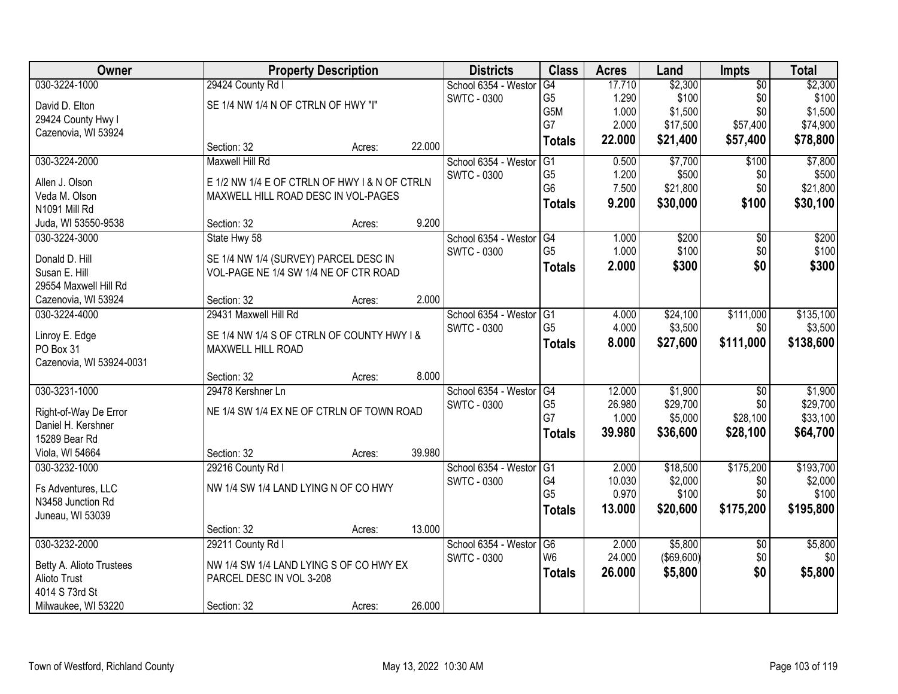| Owner | Property Description | Districts | Class | Acres | Land | Impts | Total |
|---|---|---|---|---|---|---|---|
| 030-3224-1000<br>David D. Elton<br>29424 County Hwy I<br>Cazenovia, WI 53924 | 29424 County Rd I<br>SE 1/4 NW 1/4 N OF CTRLN OF HWY "I"<br>Section: 32 Acres: 22.000 | School 6354 - Westor<br>SWTC - 0300 | G4<br>G5<br>G5M<br>G7<br>**Totals** | 17.710<br>1.290<br>1.000<br>2.000<br>**22.000** | $2,300<br>$100<br>$1,500<br>$17,500<br>**$21,400** | $0<br>$0<br>$0<br>$57,400<br>**$57,400** | $2,300<br>$100<br>$1,500<br>$74,900<br>**$78,800** |
| 030-3224-2000<br>Allen J. Olson<br>Veda M. Olson<br>N1091 Mill Rd<br>Juda, WI 53550-9538 | Maxwell Hill Rd<br>E 1/2 NW 1/4 E OF CTRLN OF HWY I & N OF CTRLN MAXWELL HILL ROAD DESC IN VOL-PAGES<br>Section: 32 Acres: 9.200 | School 6354 - Westor<br>SWTC - 0300 | G1<br>G5<br>G6<br>**Totals** | 0.500<br>1.200<br>7.500<br>**9.200** | $7,700<br>$500<br>$21,800<br>**$30,000** | $100<br>$0<br>$0<br>**$100** | $7,800<br>$500<br>$21,800<br>**$30,100** |
| 030-3224-3000<br>Donald D. Hill<br>Susan E. Hill<br>29554 Maxwell Hill Rd<br>Cazenovia, WI 53924 | State Hwy 58<br>SE 1/4 NW 1/4 (SURVEY) PARCEL DESC IN VOL-PAGE NE 1/4 SW 1/4 NE OF CTR ROAD<br>Section: 32 Acres: 2.000 | School 6354 - Westor<br>SWTC - 0300 | G4<br>G5<br>**Totals** | 1.000<br>1.000<br>**2.000** | $200<br>$100<br>**$300** | $0<br>$0<br>**$0** | $200<br>$100<br>**$300** |
| 030-3224-4000<br>Linroy E. Edge<br>PO Box 31<br>Cazenovia, WI 53924-0031 | 29431 Maxwell Hill Rd<br>SE 1/4 NW 1/4 S OF CTRLN OF COUNTY HWY I & MAXWELL HILL ROAD<br>Section: 32 Acres: 8.000 | School 6354 - Westor<br>SWTC - 0300 | G1<br>G5<br>**Totals** | 4.000<br>4.000<br>**8.000** | $24,100<br>$3,500<br>**$27,600** | $111,000<br>$0<br>**$111,000** | $135,100<br>$3,500<br>**$138,600** |
| 030-3231-1000<br>Right-of-Way De Error<br>Daniel H. Kershner<br>15289 Bear Rd<br>Viola, WI 54664 | 29478 Kershner Ln<br>NE 1/4 SW 1/4 EX NE OF CTRLN OF TOWN ROAD<br>Section: 32 Acres: 39.980 | School 6354 - Westor<br>SWTC - 0300 | G4<br>G5<br>G7<br>**Totals** | 12.000<br>26.980<br>1.000<br>**39.980** | $1,900<br>$29,700<br>$5,000<br>**$36,600** | $0<br>$0<br>$28,100<br>**$28,100** | $1,900<br>$29,700<br>$33,100<br>**$64,700** |
| 030-3232-1000<br>Fs Adventures, LLC<br>N3458 Junction Rd<br>Juneau, WI 53039 | 29216 County Rd I<br>NW 1/4 SW 1/4 LAND LYING N OF CO HWY<br>Section: 32 Acres: 13.000 | School 6354 - Westor<br>SWTC - 0300 | G1<br>G4<br>G5<br>**Totals** | 2.000<br>10.030<br>0.970<br>**13.000** | $18,500<br>$2,000<br>$100<br>**$20,600** | $175,200<br>$0<br>$0<br>**$175,200** | $193,700<br>$2,000<br>$100<br>**$195,800** |
| 030-3232-2000<br>Betty A. Alioto Trustees<br>Alioto Trust<br>4014 S 73rd St<br>Milwaukee, WI 53220 | 29211 County Rd I<br>NW 1/4 SW 1/4 LAND LYING S OF CO HWY EX PARCEL DESC IN VOL 3-208<br>Section: 32 Acres: 26.000 | School 6354 - Westor<br>SWTC - 0300 | G6<br>W6<br>**Totals** | 2.000<br>24.000<br>**26.000** | $5,800<br>($69,600)<br>**$5,800** | $0<br>$0<br>**$0** | $5,800<br>$0<br>**$5,800** |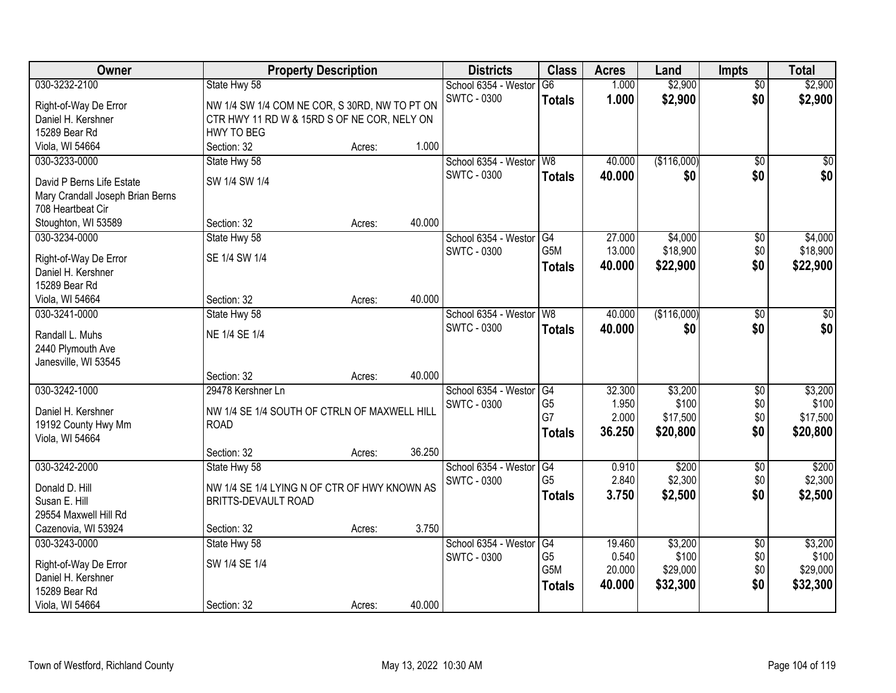| Owner | Property Description | | | Districts | Class | Acres | Land | Impts | Total |
|---|---|---|---|---|---|---|---|---|---|
| 030-3232-2100 | State Hwy 58 | | | School 6354 - Westor | G6 | 1.000 | $2,900 | $0 | $2,900 |
| Right-of-Way De Error<br>Daniel H. Kershner<br>15289 Bear Rd<br>Viola, WI 54664 | NW 1/4 SW 1/4 COM NE COR, S 30RD, NW TO PT ON CTR HWY 11 RD W & 15RD S OF NE COR, NELY ON HWY TO BEG | | | SWTC - 0300 | **Totals** | **1.000** | **$2,900** | **$0** | **$2,900** |
| | Section: 32 | Acres: | 1.000 | | | | | | |
| 030-3233-0000 | State Hwy 58 | | | School 6354 - Westor | W8 | 40.000 | ($116,000) | $0 | $0 |
| David P Berns Life Estate<br>Mary Crandall Joseph Brian Berns<br>708 Heartbeat Cir<br>Stoughton, WI 53589 | SW 1/4 SW 1/4 | | | SWTC - 0300 | **Totals** | **40.000** | **$0** | **$0** | **$0** |
| | Section: 32 | Acres: | 40.000 | | | | | | |
| 030-3234-0000 | State Hwy 58 | | | School 6354 - Westor | G4 | 27.000 | $4,000 | $0 | $4,000 |
| Right-of-Way De Error<br>Daniel H. Kershner<br>15289 Bear Rd<br>Viola, WI 54664 | SE 1/4 SW 1/4 | | | SWTC - 0300 | G5M | 13.000 | $18,900 | $0 | $18,900 |
| | | | | | **Totals** | **40.000** | **$22,900** | **$0** | **$22,900** |
| | Section: 32 | Acres: | 40.000 | | | | | | |
| 030-3241-0000 | State Hwy 58 | | | School 6354 - Westor | W8 | 40.000 | ($116,000) | $0 | $0 |
| Randall L. Muhs<br>2440 Plymouth Ave<br>Janesville, WI 53545 | NE 1/4 SE 1/4 | | | SWTC - 0300 | **Totals** | **40.000** | **$0** | **$0** | **$0** |
| | Section: 32 | Acres: | 40.000 | | | | | | |
| 030-3242-1000 | 29478 Kershner Ln | | | School 6354 - Westor | G4 | 32.300 | $3,200 | $0 | $3,200 |
| Daniel H. Kershner<br>19192 County Hwy Mm<br>Viola, WI 54664 | NW 1/4 SE 1/4 SOUTH OF CTRLN OF MAXWELL HILL ROAD | | | SWTC - 0300 | G5 | 1.950 | $100 | $0 | $100 |
| | | | | | G7 | 2.000 | $17,500 | $0 | $17,500 |
| | | | | | **Totals** | **36.250** | **$20,800** | **$0** | **$20,800** |
| | Section: 32 | Acres: | 36.250 | | | | | | |
| 030-3242-2000 | State Hwy 58 | | | School 6354 - Westor | G4 | 0.910 | $200 | $0 | $200 |
| Donald D. Hill<br>Susan E. Hill<br>29554 Maxwell Hill Rd<br>Cazenovia, WI 53924 | NW 1/4 SE 1/4 LYING N OF CTR OF HWY KNOWN AS BRITTS-DEVAULT ROAD | | | SWTC - 0300 | G5 | 2.840 | $2,300 | $0 | $2,300 |
| | | | | | **Totals** | **3.750** | **$2,500** | **$0** | **$2,500** |
| | Section: 32 | Acres: | 3.750 | | | | | | |
| 030-3243-0000 | State Hwy 58 | | | School 6354 - Westor | G4 | 19.460 | $3,200 | $0 | $3,200 |
| Right-of-Way De Error<br>Daniel H. Kershner<br>15289 Bear Rd<br>Viola, WI 54664 | SW 1/4 SE 1/4 | | | SWTC - 0300 | G5 | 0.540 | $100 | $0 | $100 |
| | | | | | G5M | 20.000 | $29,000 | $0 | $29,000 |
| | | | | | **Totals** | **40.000** | **$32,300** | **$0** | **$32,300** |
| | Section: 32 | Acres: | 40.000 | | | | | | |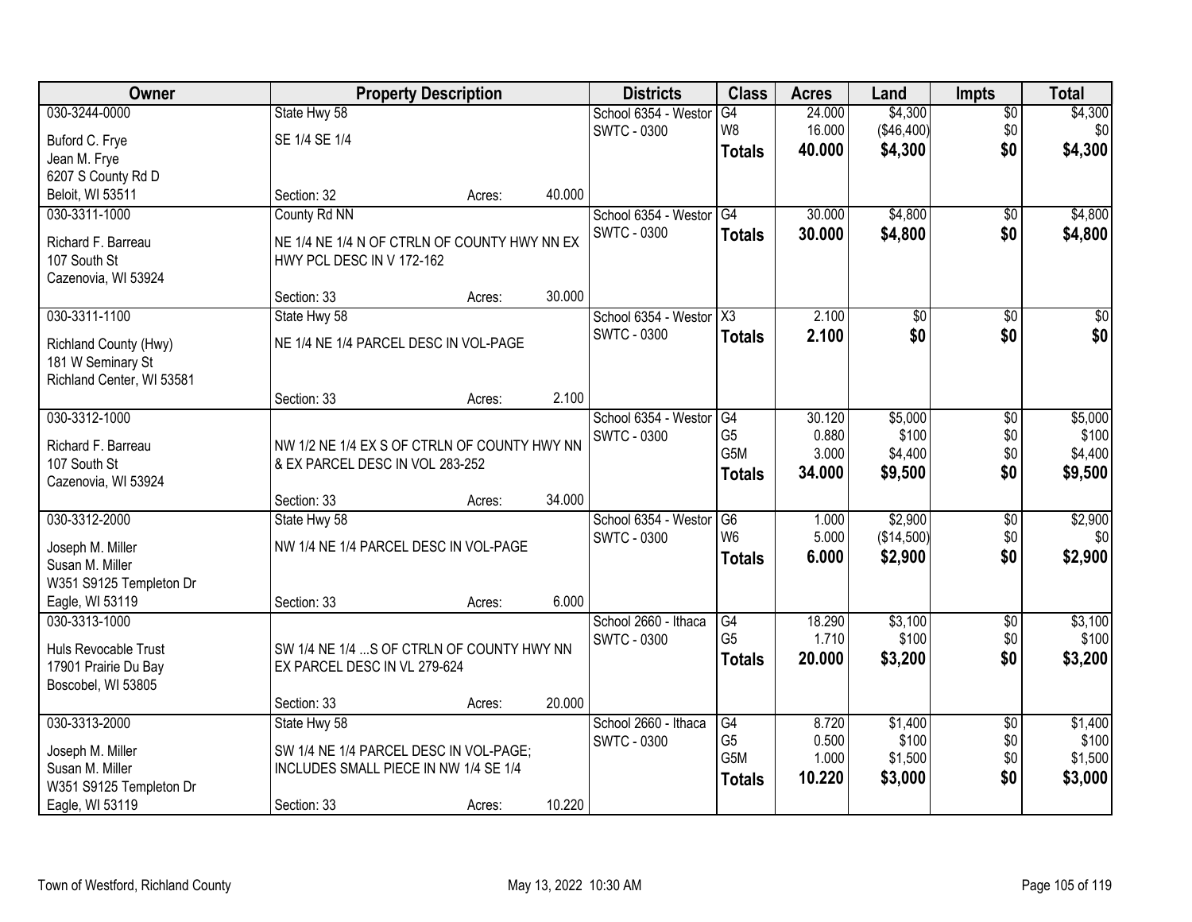| Owner | Property Description | Districts | Class | Acres | Land | Impts | Total |
|---|---|---|---|---|---|---|---|
| 030-3244-0000<br>Buford C. Frye<br>Jean M. Frye<br>6207 S County Rd D<br>Beloit, WI 53511 | State Hwy 58<br>SE 1/4 SE 1/4<br>Section: 32 Acres: 40.000 | School 6354 - Westor<br>SWTC - 0300 | G4<br>W8<br>**Totals** | 24.000<br>16.000<br>**40.000** | $4,300<br>($46,400)<br>**$4,300** | $0<br>$0<br>**$0** | $4,300<br>$0<br>**$4,300** |
| 030-3311-1000<br>Richard F. Barreau<br>107 South St<br>Cazenovia, WI 53924 | County Rd NN<br>NE 1/4 NE 1/4 N OF CTRLN OF COUNTY HWY NN EX HWY PCL DESC IN V 172-162<br>Section: 33 Acres: 30.000 | School 6354 - Westor<br>SWTC - 0300 | G4<br>**Totals** | 30.000<br>**30.000** | $4,800<br>**$4,800** | $0<br>**$0** | $4,800<br>**$4,800** |
| 030-3311-1100<br>Richland County (Hwy)<br>181 W Seminary St<br>Richland Center, WI 53581 | State Hwy 58<br>NE 1/4 NE 1/4 PARCEL DESC IN VOL-PAGE<br>Section: 33 Acres: 2.100 | School 6354 - Westor<br>SWTC - 0300 | X3<br>**Totals** | 2.100<br>**2.100** | $0<br>**$0** | $0<br>**$0** | $0<br>**$0** |
| 030-3312-1000<br>Richard F. Barreau<br>107 South St<br>Cazenovia, WI 53924 | NW 1/2 NE 1/4 EX S OF CTRLN OF COUNTY HWY NN & EX PARCEL DESC IN VOL 283-252<br>Section: 33 Acres: 34.000 | School 6354 - Westor<br>SWTC - 0300 | G4<br>G5<br>G5M<br>**Totals** | 30.120<br>0.880<br>3.000<br>**34.000** | $5,000<br>$100<br>$4,400<br>**$9,500** | $0<br>$0<br>$0<br>**$0** | $5,000<br>$100<br>$4,400<br>**$9,500** |
| 030-3312-2000<br>Joseph M. Miller<br>Susan M. Miller<br>W351 S9125 Templeton Dr<br>Eagle, WI 53119 | State Hwy 58<br>NW 1/4 NE 1/4 PARCEL DESC IN VOL-PAGE<br>Section: 33 Acres: 6.000 | School 6354 - Westor<br>SWTC - 0300 | G6<br>W6<br>**Totals** | 1.000<br>5.000<br>**6.000** | $2,900<br>($14,500)<br>**$2,900** | $0<br>$0<br>**$0** | $2,900<br>$0<br>**$2,900** |
| 030-3313-1000<br>Huls Revocable Trust<br>17901 Prairie Du Bay<br>Boscobel, WI 53805 | SW 1/4 NE 1/4 ...S OF CTRLN OF COUNTY HWY NN EX PARCEL DESC IN VL 279-624<br>Section: 33 Acres: 20.000 | School 2660 - Ithaca<br>SWTC - 0300 | G4<br>G5<br>**Totals** | 18.290<br>1.710<br>**20.000** | $3,100<br>$100<br>**$3,200** | $0<br>$0<br>**$0** | $3,100<br>$100<br>**$3,200** |
| 030-3313-2000<br>Joseph M. Miller<br>Susan M. Miller<br>W351 S9125 Templeton Dr<br>Eagle, WI 53119 | State Hwy 58<br>SW 1/4 NE 1/4 PARCEL DESC IN VOL-PAGE; INCLUDES SMALL PIECE IN NW 1/4 SE 1/4<br>Section: 33 Acres: 10.220 | School 2660 - Ithaca<br>SWTC - 0300 | G4<br>G5<br>G5M<br>**Totals** | 8.720<br>0.500<br>1.000<br>**10.220** | $1,400<br>$100<br>$1,500<br>**$3,000** | $0<br>$0<br>$0<br>**$0** | $1,400<br>$100<br>$1,500<br>**$3,000** |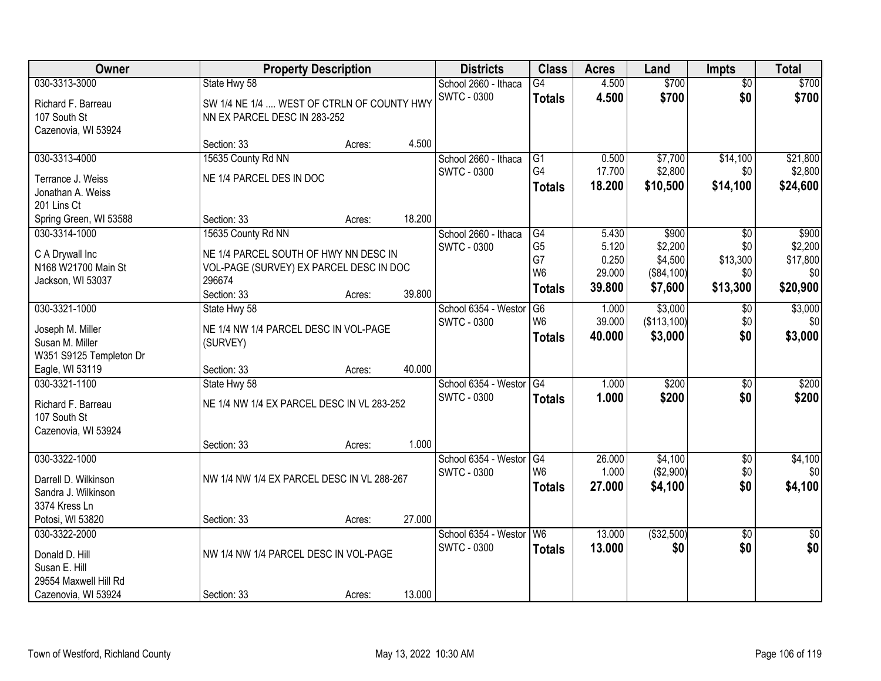| Owner | Property Description | Districts | Class | Acres | Land | Impts | Total |
|---|---|---|---|---|---|---|---|
| 030-3313-3000<br>Richard F. Barreau<br>107 South St<br>Cazenovia, WI 53924 | State Hwy 58<br>SW 1/4 NE 1/4 .... WEST OF CTRLN OF COUNTY HWY NN EX PARCEL DESC IN 283-252<br>Section: 33 Acres: 4.500 | School 2660 - Ithaca<br>SWTC - 0300 | G4<br>**Totals** | 4.500<br>**4.500** | $700<br>**$700** | $0<br>**$0** | $700<br>**$700** |
| 030-3313-4000<br>Terrance J. Weiss<br>Jonathan A. Weiss<br>201 Lins Ct<br>Spring Green, WI 53588 | 15635 County Rd NN<br>NE 1/4 PARCEL DES IN DOC<br>Section: 33 Acres: 18.200 | School 2660 - Ithaca<br>SWTC - 0300 | G1<br>G4<br>**Totals** | 0.500<br>17.700<br>**18.200** | $7,700<br>$2,800<br>**$10,500** | $14,100<br>$0<br>**$14,100** | $21,800<br>$2,800<br>**$24,600** |
| 030-3314-1000<br>C A Drywall Inc<br>N168 W21700 Main St<br>Jackson, WI 53037 | 15635 County Rd NN<br>NE 1/4 PARCEL SOUTH OF HWY NN DESC IN VOL-PAGE (SURVEY) EX PARCEL DESC IN DOC 296674<br>Section: 33 Acres: 39.800 | School 2660 - Ithaca<br>SWTC - 0300 | G4<br>G5<br>G7<br>W6<br>**Totals** | 5.430<br>5.120<br>0.250<br>29.000<br>**39.800** | $900<br>$2,200<br>$4,500<br>($84,100)<br>**$7,600** | $0<br>$0<br>$13,300<br>$0<br>**$13,300** | $900<br>$2,200<br>$17,800<br>$0<br>**$20,900** |
| 030-3321-1000<br>Joseph M. Miller<br>Susan M. Miller<br>W351 S9125 Templeton Dr<br>Eagle, WI 53119 | State Hwy 58<br>NE 1/4 NW 1/4 PARCEL DESC IN VOL-PAGE (SURVEY)<br>Section: 33 Acres: 40.000 | School 6354 - Westor<br>SWTC - 0300 | G6<br>W6<br>**Totals** | 1.000<br>39.000<br>**40.000** | $3,000<br>($113,100)<br>**$3,000** | $0<br>$0<br>**$0** | $3,000<br>$0<br>**$3,000** |
| 030-3321-1100<br>Richard F. Barreau<br>107 South St<br>Cazenovia, WI 53924 | State Hwy 58<br>NE 1/4 NW 1/4 EX PARCEL DESC IN VL 283-252<br>Section: 33 Acres: 1.000 | School 6354 - Westor<br>SWTC - 0300 | G4<br>**Totals** | 1.000<br>**1.000** | $200<br>**$200** | $0<br>**$0** | $200<br>**$200** |
| 030-3322-1000<br>Darrell D. Wilkinson<br>Sandra J. Wilkinson<br>3374 Kress Ln<br>Potosi, WI 53820 | NW 1/4 NW 1/4 EX PARCEL DESC IN VL 288-267<br>Section: 33 Acres: 27.000 | School 6354 - Westor<br>SWTC - 0300 | G4<br>W6<br>**Totals** | 26.000<br>1.000<br>**27.000** | $4,100<br>($2,900)<br>**$4,100** | $0<br>$0<br>**$0** | $4,100<br>$0<br>**$4,100** |
| 030-3322-2000<br>Donald D. Hill<br>Susan E. Hill<br>29554 Maxwell Hill Rd<br>Cazenovia, WI 53924 | NW 1/4 NW 1/4 PARCEL DESC IN VOL-PAGE<br>Section: 33 Acres: 13.000 | School 6354 - Westor<br>SWTC - 0300 | W6<br>**Totals** | 13.000<br>**13.000** | ($32,500)<br>**$0** | $0<br>**$0** | $0<br>**$0** |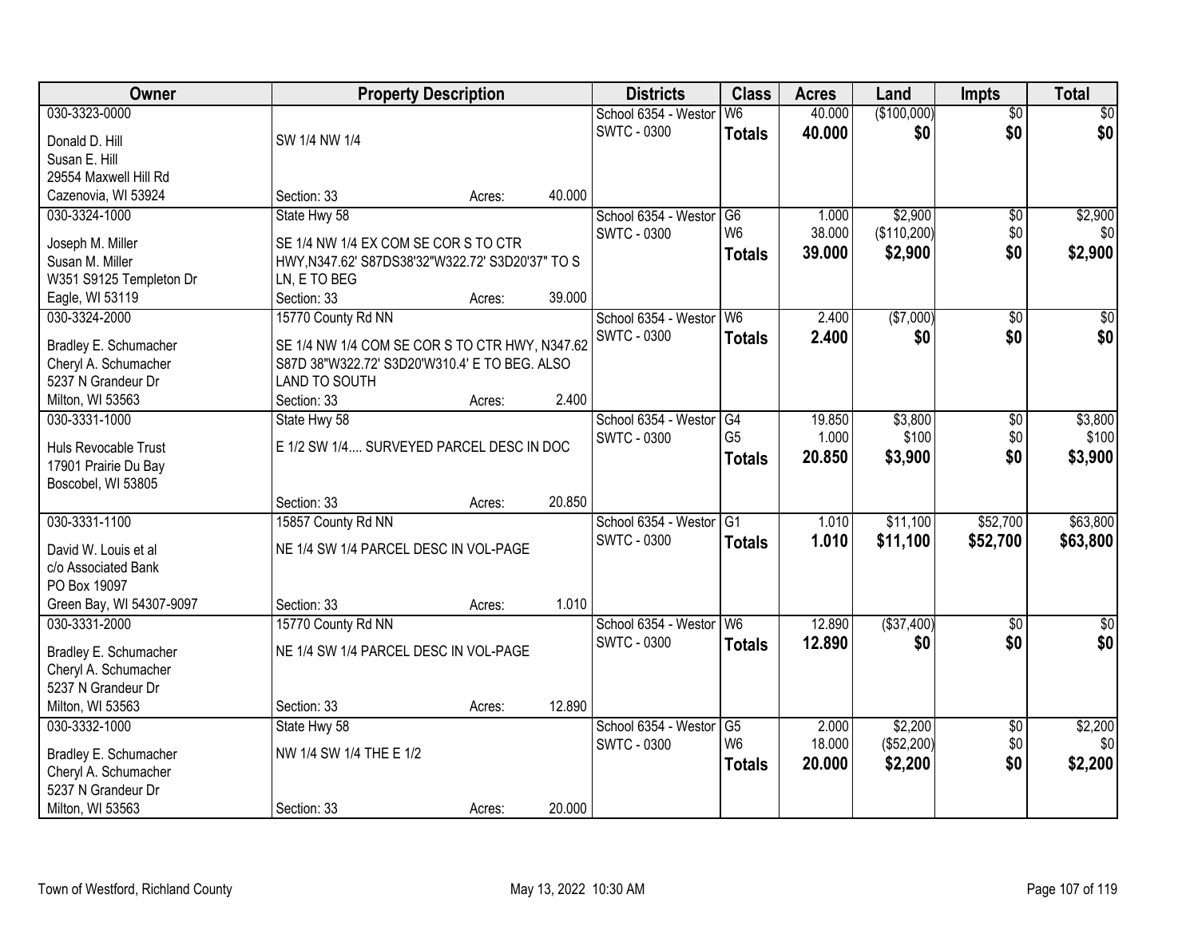| Owner | Property Description | Districts | Class | Acres | Land | Impts | Total |
|---|---|---|---|---|---|---|---|
| 030-3323-0000<br>Donald D. Hill<br>Susan E. Hill<br>29554 Maxwell Hill Rd<br>Cazenovia, WI 53924 | SW 1/4 NW 1/4<br>Section: 33 Acres: 40.000 | School 6354 - Westor<br>SWTC - 0300 | W6<br>**Totals** | 40.000<br>**40.000** | ($100,000)<br>**$0** | $0<br>**$0** | $0<br>**$0** |
| 030-3324-1000<br>Joseph M. Miller<br>Susan M. Miller<br>W351 S9125 Templeton Dr<br>Eagle, WI 53119 | State Hwy 58<br>SE 1/4 NW 1/4 EX COM SE COR S TO CTR HWY,N347.62' S87DS38'32"W322.72' S3D20'37" TO S LN, E TO BEG<br>Section: 33 Acres: 39.000 | School 6354 - Westor<br>SWTC - 0300 | G6<br>W6<br>**Totals** | 1.000<br>38.000<br>**39.000** | $2,900<br>($110,200)<br>**$2,900** | $0<br>$0<br>**$0** | $2,900<br>$0<br>**$2,900** |
| 030-3324-2000<br>Bradley E. Schumacher<br>Cheryl A. Schumacher<br>5237 N Grandeur Dr<br>Milton, WI 53563 | 15770 County Rd NN<br>SE 1/4 NW 1/4 COM SE COR S TO CTR HWY, N347.62 S87D 38"W322.72' S3D20'W310.4' E TO BEG. ALSO LAND TO SOUTH<br>Section: 33 Acres: 2.400 | School 6354 - Westor<br>SWTC - 0300 | W6<br>**Totals** | 2.400<br>**2.400** | ($7,000)<br>**$0** | $0<br>**$0** | $0<br>**$0** |
| 030-3331-1000<br>Huls Revocable Trust<br>17901 Prairie Du Bay<br>Boscobel, WI 53805 | State Hwy 58<br>E 1/2 SW 1/4.... SURVEYED PARCEL DESC IN DOC<br>Section: 33 Acres: 20.850 | School 6354 - Westor<br>SWTC - 0300 | G4<br>G5<br>**Totals** | 19.850<br>1.000<br>**20.850** | $3,800<br>$100<br>**$3,900** | $0<br>$0<br>**$0** | $3,800<br>$100<br>**$3,900** |
| 030-3331-1100<br>David W. Louis et al<br>c/o Associated Bank<br>PO Box 19097<br>Green Bay, WI 54307-9097 | 15857 County Rd NN<br>NE 1/4 SW 1/4 PARCEL DESC IN VOL-PAGE<br>Section: 33 Acres: 1.010 | School 6354 - Westor<br>SWTC - 0300 | G1<br>**Totals** | 1.010<br>**1.010** | $11,100<br>**$11,100** | $52,700<br>**$52,700** | $63,800<br>**$63,800** |
| 030-3331-2000<br>Bradley E. Schumacher<br>Cheryl A. Schumacher<br>5237 N Grandeur Dr<br>Milton, WI 53563 | 15770 County Rd NN<br>NE 1/4 SW 1/4 PARCEL DESC IN VOL-PAGE<br>Section: 33 Acres: 12.890 | School 6354 - Westor<br>SWTC - 0300 | W6<br>**Totals** | 12.890<br>**12.890** | ($37,400)<br>**$0** | $0<br>**$0** | $0<br>**$0** |
| 030-3332-1000<br>Bradley E. Schumacher<br>Cheryl A. Schumacher<br>5237 N Grandeur Dr<br>Milton, WI 53563 | State Hwy 58<br>NW 1/4 SW 1/4 THE E 1/2<br>Section: 33 Acres: 20.000 | School 6354 - Westor<br>SWTC - 0300 | G5<br>W6<br>**Totals** | 2.000<br>18.000<br>**20.000** | $2,200<br>($52,200)<br>**$2,200** | $0<br>$0<br>**$0** | $2,200<br>$0<br>**$2,200** |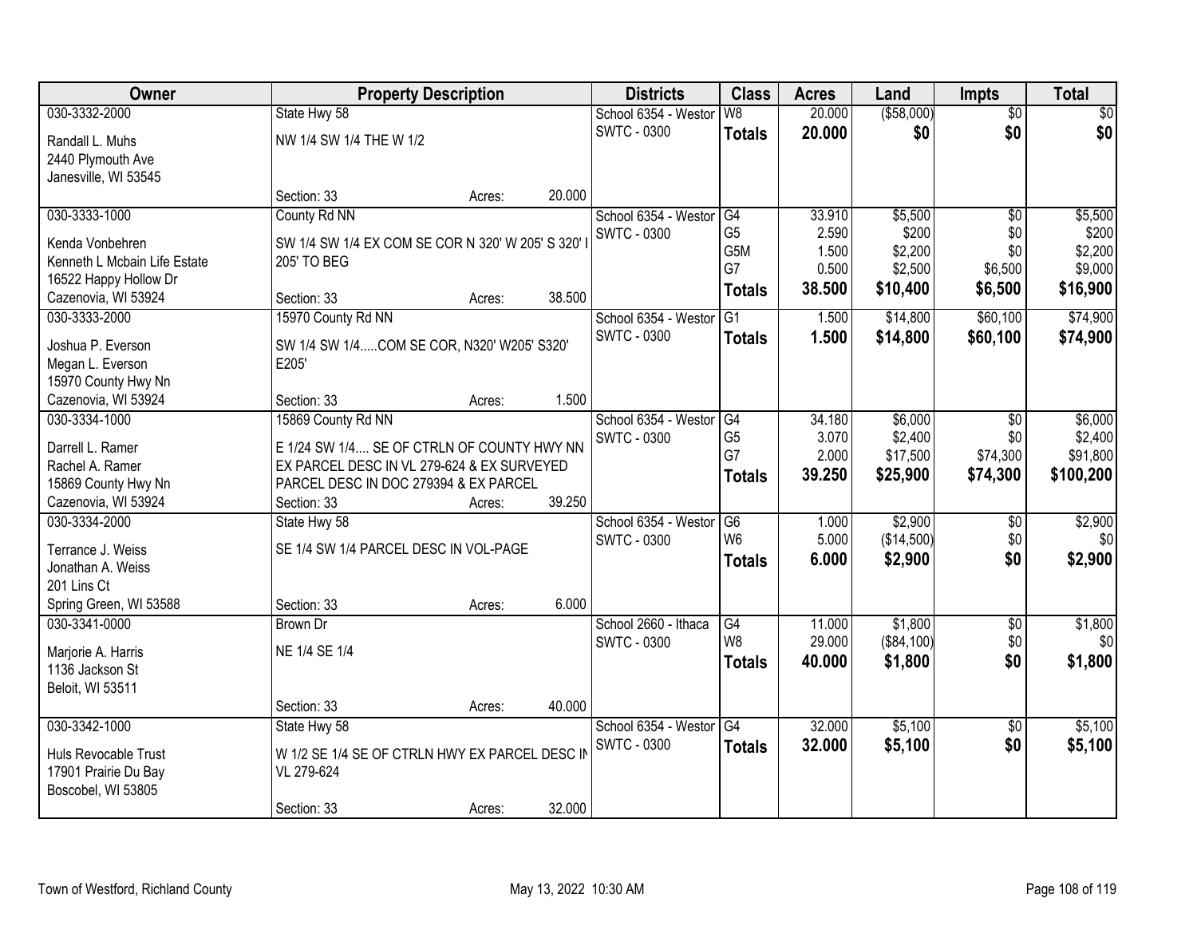| Owner | Property Description | Districts | Class | Acres | Land | Impts | Total |
|---|---|---|---|---|---|---|---|
| 030-3332-2000<br>Randall L. Muhs<br>2440 Plymouth Ave<br>Janesville, WI 53545 | State Hwy 58<br>NW 1/4 SW 1/4 THE W 1/2<br>Section: 33 Acres: 20.000 | School 6354 - Westor<br>SWTC - 0300 | W8<br>**Totals** | 20.000<br>**20.000** | ($58,000)<br>**$0** | $0<br>**$0** | $0<br>**$0** |
| 030-3333-1000<br>Kenda Vonbehren<br>Kenneth L Mcbain Life Estate<br>16522 Happy Hollow Dr<br>Cazenovia, WI 53924 | County Rd NN<br>SW 1/4 SW 1/4 EX COM SE COR N 320' W 205' S 320' I 205' TO BEG<br>Section: 33 Acres: 38.500 | School 6354 - Westor<br>SWTC - 0300 | G4<br>G5<br>G5M<br>G7<br>**Totals** | 33.910<br>2.590<br>1.500<br>0.500<br>**38.500** | $5,500<br>$200<br>$2,200<br>$2,500<br>**$10,400** | $0<br>$0<br>$0<br>$6,500<br>**$6,500** | $5,500<br>$200<br>$2,200<br>$9,000<br>**$16,900** |
| 030-3333-2000<br>Joshua P. Everson<br>Megan L. Everson<br>15970 County Hwy Nn<br>Cazenovia, WI 53924 | 15970 County Rd NN<br>SW 1/4 SW 1/4.....COM SE COR, N320' W205' S320' E205'<br>Section: 33 Acres: 1.500 | School 6354 - Westor<br>SWTC - 0300 | G1<br>**Totals** | 1.500<br>**1.500** | $14,800<br>**$14,800** | $60,100<br>**$60,100** | $74,900<br>**$74,900** |
| 030-3334-1000<br>Darrell L. Ramer<br>Rachel A. Ramer<br>15869 County Hwy Nn<br>Cazenovia, WI 53924 | 15869 County Rd NN<br>E 1/24 SW 1/4.... SE OF CTRLN OF COUNTY HWY NN EX PARCEL DESC IN VL 279-624 & EX SURVEYED PARCEL DESC IN DOC 279394 & EX PARCEL<br>Section: 33 Acres: 39.250 | School 6354 - Westor<br>SWTC - 0300 | G4<br>G5<br>G7<br>**Totals** | 34.180<br>3.070<br>2.000<br>**39.250** | $6,000<br>$2,400<br>$17,500<br>**$25,900** | $0<br>$0<br>$74,300<br>**$74,300** | $6,000<br>$2,400<br>$91,800<br>**$100,200** |
| 030-3334-2000<br>Terrance J. Weiss<br>Jonathan A. Weiss<br>201 Lins Ct<br>Spring Green, WI 53588 | State Hwy 58<br>SE 1/4 SW 1/4 PARCEL DESC IN VOL-PAGE<br>Section: 33 Acres: 6.000 | School 6354 - Westor<br>SWTC - 0300 | G6<br>W6<br>**Totals** | 1.000<br>5.000<br>**6.000** | $2,900<br>($14,500)<br>**$2,900** | $0<br>$0<br>**$0** | $2,900<br>$0<br>**$2,900** |
| 030-3341-0000<br>Marjorie A. Harris<br>1136 Jackson St<br>Beloit, WI 53511 | Brown Dr<br>NE 1/4 SE 1/4<br>Section: 33 Acres: 40.000 | School 2660 - Ithaca<br>SWTC - 0300 | G4<br>W8<br>**Totals** | 11.000<br>29.000<br>**40.000** | $1,800<br>($84,100)<br>**$1,800** | $0<br>$0<br>**$0** | $1,800<br>$0<br>**$1,800** |
| 030-3342-1000<br>Huls Revocable Trust<br>17901 Prairie Du Bay<br>Boscobel, WI 53805 | State Hwy 58<br>W 1/2 SE 1/4 SE OF CTRLN HWY EX PARCEL DESC IN VL 279-624<br>Section: 33 Acres: 32.000 | School 6354 - Westor<br>SWTC - 0300 | G4<br>**Totals** | 32.000<br>**32.000** | $5,100<br>**$5,100** | $0<br>**$0** | $5,100<br>**$5,100** |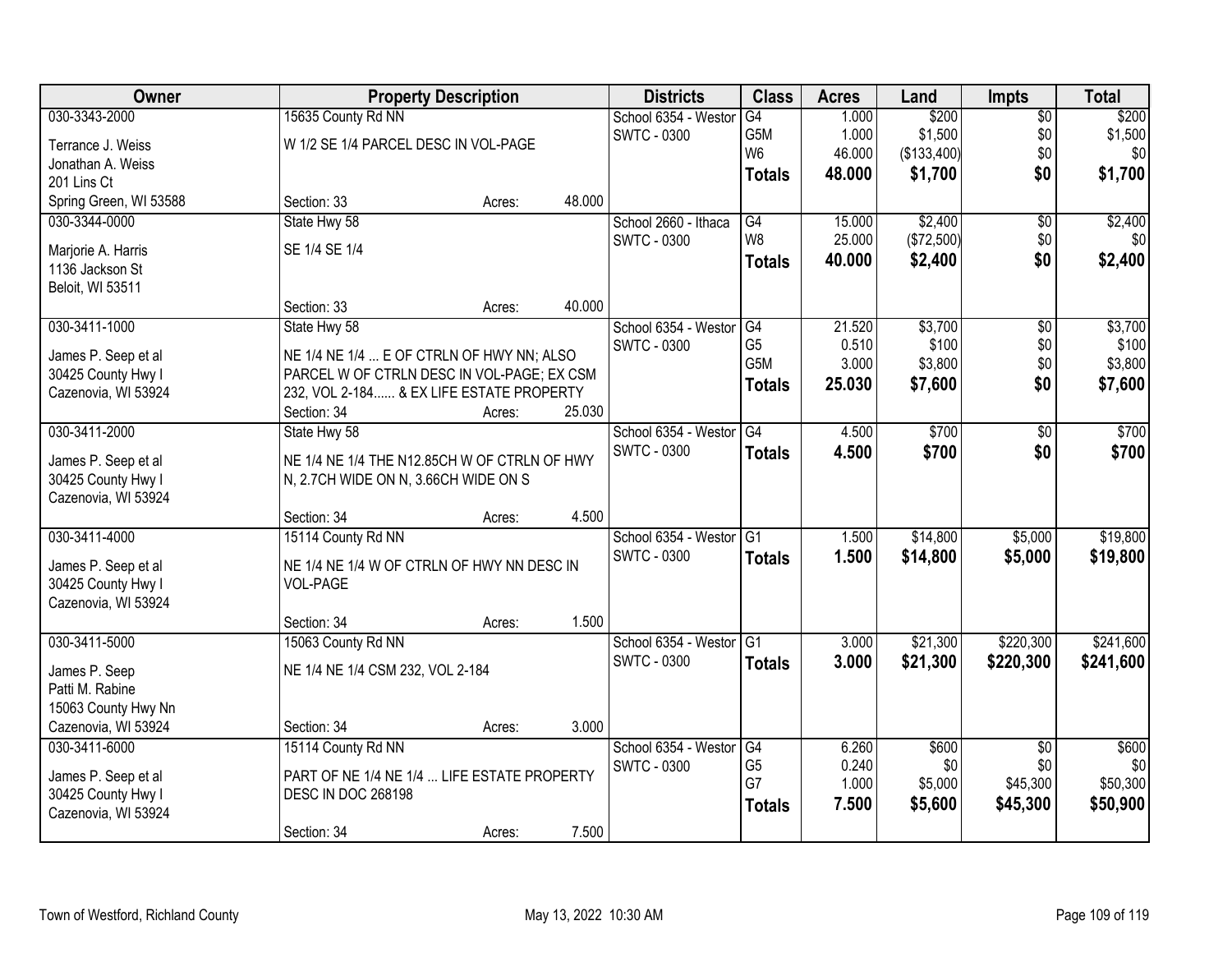| Owner | Property Description | Districts | Class | Acres | Land | Impts | Total |
|---|---|---|---|---|---|---|---|
| 030-3343-2000<br>Terrance J. Weiss<br>Jonathan A. Weiss<br>201 Lins Ct<br>Spring Green, WI 53588 | 15635 County Rd NN<br>W 1/2 SE 1/4 PARCEL DESC IN VOL-PAGE<br>Section: 33 Acres: 48.000 | School 6354 - Westor<br>SWTC - 0300 | G4<br>G5M<br>W6<br>**Totals** | 1.000<br>1.000<br>46.000<br>**48.000** | $200<br>$1,500<br>($133,400)<br>**$1,700** | $0<br>$0<br>$0<br>**$0** | $200<br>$1,500<br>$0<br>**$1,700** |
| 030-3344-0000<br>Marjorie A. Harris<br>1136 Jackson St<br>Beloit, WI 53511 | State Hwy 58<br>SE 1/4 SE 1/4<br>Section: 33 Acres: 40.000 | School 2660 - Ithaca<br>SWTC - 0300 | G4<br>W8<br>**Totals** | 15.000<br>25.000<br>**40.000** | $2,400<br>($72,500)<br>**$2,400** | $0<br>$0<br>**$0** | $2,400<br>$0<br>**$2,400** |
| 030-3411-1000<br>James P. Seep et al<br>30425 County Hwy I<br>Cazenovia, WI 53924 | State Hwy 58<br>NE 1/4 NE 1/4 ... E OF CTRLN OF HWY NN; ALSO PARCEL W OF CTRLN DESC IN VOL-PAGE; EX CSM 232, VOL 2-184...... & EX LIFE ESTATE PROPERTY<br>Section: 34 Acres: 25.030 | School 6354 - Westor<br>SWTC - 0300 | G4<br>G5<br>G5M<br>**Totals** | 21.520<br>0.510<br>3.000<br>**25.030** | $3,700<br>$100<br>$3,800<br>**$7,600** | $0<br>$0<br>$0<br>**$0** | $3,700<br>$100<br>$3,800<br>**$7,600** |
| 030-3411-2000<br>James P. Seep et al<br>30425 County Hwy I<br>Cazenovia, WI 53924 | State Hwy 58<br>NE 1/4 NE 1/4 THE N12.85CH W OF CTRLN OF HWY N, 2.7CH WIDE ON N, 3.66CH WIDE ON S<br>Section: 34 Acres: 4.500 | School 6354 - Westor<br>SWTC - 0300 | G4<br>**Totals** | 4.500<br>**4.500** | $700<br>**$700** | $0<br>**$0** | $700<br>**$700** |
| 030-3411-4000<br>James P. Seep et al<br>30425 County Hwy I<br>Cazenovia, WI 53924 | 15114 County Rd NN<br>NE 1/4 NE 1/4 W OF CTRLN OF HWY NN DESC IN VOL-PAGE<br>Section: 34 Acres: 1.500 | School 6354 - Westor<br>SWTC - 0300 | G1<br>**Totals** | 1.500<br>**1.500** | $14,800<br>**$14,800** | $5,000<br>**$5,000** | $19,800<br>**$19,800** |
| 030-3411-5000<br>James P. Seep<br>Patti M. Rabine<br>15063 County Hwy Nn<br>Cazenovia, WI 53924 | 15063 County Rd NN<br>NE 1/4 NE 1/4 CSM 232, VOL 2-184<br>Section: 34 Acres: 3.000 | School 6354 - Westor<br>SWTC - 0300 | G1<br>**Totals** | 3.000<br>**3.000** | $21,300<br>**$21,300** | $220,300<br>**$220,300** | $241,600<br>**$241,600** |
| 030-3411-6000<br>James P. Seep et al<br>30425 County Hwy I<br>Cazenovia, WI 53924 | 15114 County Rd NN<br>PART OF NE 1/4 NE 1/4 ... LIFE ESTATE PROPERTY DESC IN DOC 268198<br>Section: 34 Acres: 7.500 | School 6354 - Westor<br>SWTC - 0300 | G4<br>G5<br>G7<br>**Totals** | 6.260<br>0.240<br>1.000<br>**7.500** | $600<br>$0<br>$5,000<br>**$5,600** | $0<br>$0<br>$45,300<br>**$45,300** | $600<br>$0<br>$50,300<br>**$50,900** |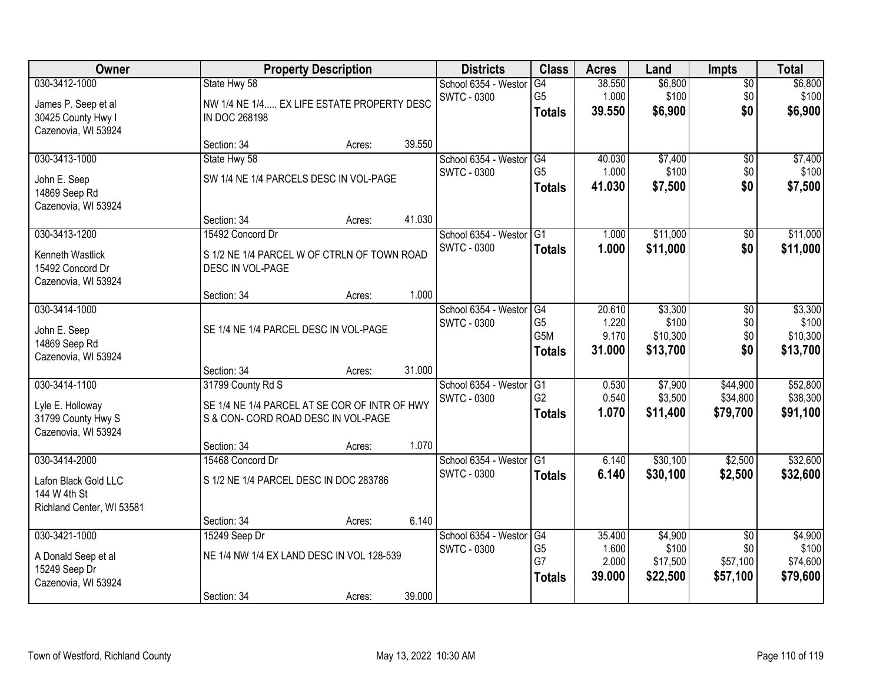| Owner | Property Description | | | Districts | Class | Acres | Land | Impts | Total |
|---|---|---|---|---|---|---|---|---|---|
| 030-3412-1000 | State Hwy 58 | | | School 6354 - Westor | G4 | 38.550 | $6,800 | $0 | $6,800 |
| James P. Seep et al | NW 1/4 NE 1/4..... EX LIFE ESTATE PROPERTY DESC | | | SWTC - 0300 | G5 | 1.000 | $100 | $0 | $100 |
| 30425 County Hwy I | IN DOC 268198 | | | | **Totals** | **39.550** | **$6,900** | **$0** | **$6,900** |
| Cazenovia, WI 53924 | | | | | | | | | |
| | Section: 34 | Acres: | 39.550 | | | | | | |
| 030-3413-1000 | State Hwy 58 | | | School 6354 - Westor | G4 | 40.030 | $7,400 | $0 | $7,400 |
| John E. Seep | SW 1/4 NE 1/4 PARCELS DESC IN VOL-PAGE | | | SWTC - 0300 | G5 | 1.000 | $100 | $0 | $100 |
| 14869 Seep Rd | | | | | **Totals** | **41.030** | **$7,500** | **$0** | **$7,500** |
| Cazenovia, WI 53924 | | | | | | | | | |
| | Section: 34 | Acres: | 41.030 | | | | | | |
| 030-3413-1200 | 15492 Concord Dr | | | School 6354 - Westor | G1 | 1.000 | $11,000 | $0 | $11,000 |
| Kenneth Wastlick | S 1/2 NE 1/4 PARCEL W OF CTRLN OF TOWN ROAD | | | SWTC - 0300 | **Totals** | **1.000** | **$11,000** | **$0** | **$11,000** |
| 15492 Concord Dr | DESC IN VOL-PAGE | | | | | | | | |
| Cazenovia, WI 53924 | | | | | | | | | |
| | Section: 34 | Acres: | 1.000 | | | | | | |
| 030-3414-1000 | | | | School 6354 - Westor | G4 | 20.610 | $3,300 | $0 | $3,300 |
| John E. Seep | SE 1/4 NE 1/4 PARCEL DESC IN VOL-PAGE | | | SWTC - 0300 | G5 | 1.220 | $100 | $0 | $100 |
| 14869 Seep Rd | | | | | G5M | 9.170 | $10,300 | $0 | $10,300 |
| Cazenovia, WI 53924 | | | | | **Totals** | **31.000** | **$13,700** | **$0** | **$13,700** |
| | Section: 34 | Acres: | 31.000 | | | | | | |
| 030-3414-1100 | 31799 County Rd S | | | School 6354 - Westor | G1 | 0.530 | $7,900 | $44,900 | $52,800 |
| Lyle E. Holloway | SE 1/4 NE 1/4 PARCEL AT SE COR OF INTR OF HWY | | | SWTC - 0300 | G2 | 0.540 | $3,500 | $34,800 | $38,300 |
| 31799 County Hwy S | S & CON- CORD ROAD DESC IN VOL-PAGE | | | | **Totals** | **1.070** | **$11,400** | **$79,700** | **$91,100** |
| Cazenovia, WI 53924 | | | | | | | | | |
| | Section: 34 | Acres: | 1.070 | | | | | | |
| 030-3414-2000 | 15468 Concord Dr | | | School 6354 - Westor | G1 | 6.140 | $30,100 | $2,500 | $32,600 |
| Lafon Black Gold LLC | S 1/2 NE 1/4 PARCEL DESC IN DOC 283786 | | | SWTC - 0300 | **Totals** | **6.140** | **$30,100** | **$2,500** | **$32,600** |
| 144 W 4th St | | | | | | | | | |
| Richland Center, WI 53581 | | | | | | | | | |
| | Section: 34 | Acres: | 6.140 | | | | | | |
| 030-3421-1000 | 15249 Seep Dr | | | School 6354 - Westor | G4 | 35.400 | $4,900 | $0 | $4,900 |
| A Donald Seep et al | NE 1/4 NW 1/4 EX LAND DESC IN VOL 128-539 | | | SWTC - 0300 | G5 | 1.600 | $100 | $0 | $100 |
| 15249 Seep Dr | | | | | G7 | 2.000 | $17,500 | $57,100 | $74,600 |
| Cazenovia, WI 53924 | | | | | **Totals** | **39.000** | **$22,500** | **$57,100** | **$79,600** |
| | Section: 34 | Acres: | 39.000 | | | | | | |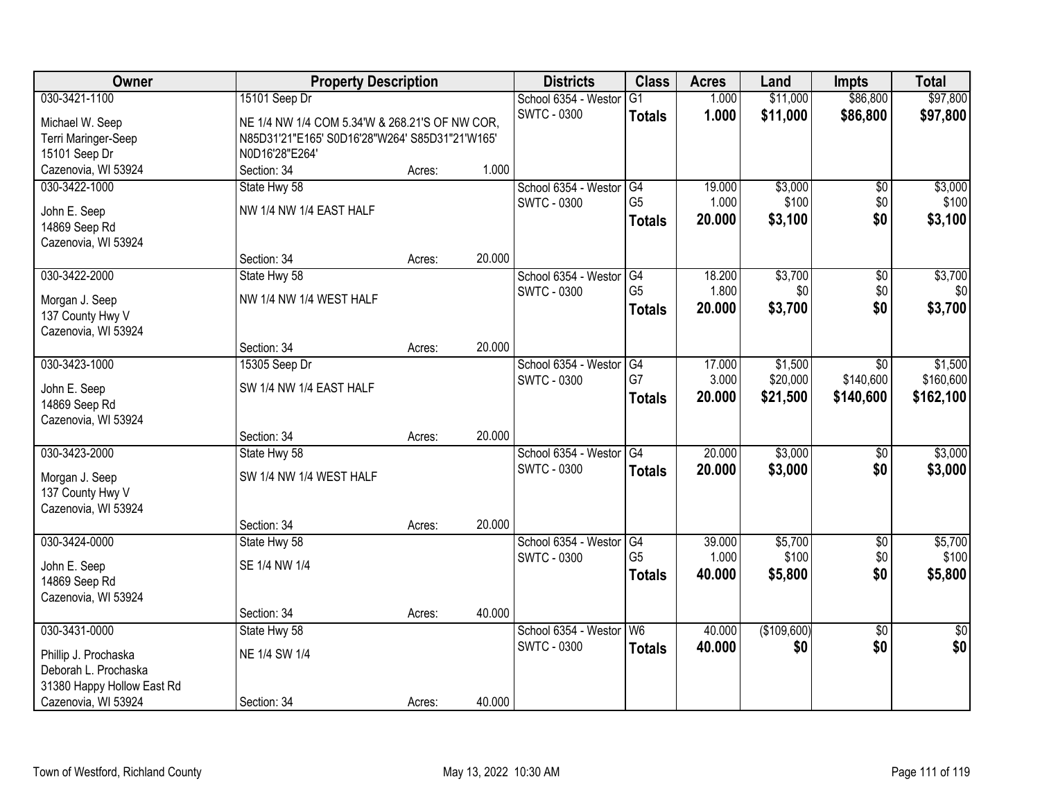| Owner | Property Description | | | Districts | Class | Acres | Land | Impts | Total |
|---|---|---|---|---|---|---|---|---|---|
| 030-3421-1100 | 15101 Seep Dr | | | School 6354 - Westor | G1 | 1.000 | $11,000 | $86,800 | $97,800 |
| Michael W. Seep<br>Terri Maringer-Seep<br>15101 Seep Dr<br>Cazenovia, WI 53924 | NE 1/4 NW 1/4 COM 5.34'W & 268.21'S OF NW COR, N85D31'21"E165' S0D16'28"W264' S85D31"21'W165' N0D16'28"E264' | | | SWTC - 0300 | **Totals** | **1.000** | **$11,000** | **$86,800** | **$97,800** |
| | Section: 34 | Acres: | 1.000 | | | | | | |
| 030-3422-1000 | State Hwy 58 | | | School 6354 - Westor | G4 | 19.000 | $3,000 | $0 | $3,000 |
| John E. Seep<br>14869 Seep Rd<br>Cazenovia, WI 53924 | NW 1/4 NW 1/4 EAST HALF | | | SWTC - 0300 | G5 | 1.000 | $100 | $0 | $100 |
| | | | | | **Totals** | **20.000** | **$3,100** | **$0** | **$3,100** |
| | Section: 34 | Acres: | 20.000 | | | | | | |
| 030-3422-2000 | State Hwy 58 | | | School 6354 - Westor | G4 | 18.200 | $3,700 | $0 | $3,700 |
| Morgan J. Seep<br>137 County Hwy V<br>Cazenovia, WI 53924 | NW 1/4 NW 1/4 WEST HALF | | | SWTC - 0300 | G5 | 1.800 | $0 | $0 | $0 |
| | | | | | **Totals** | **20.000** | **$3,700** | **$0** | **$3,700** |
| | Section: 34 | Acres: | 20.000 | | | | | | |
| 030-3423-1000 | 15305 Seep Dr | | | School 6354 - Westor | G4 | 17.000 | $1,500 | $0 | $1,500 |
| John E. Seep<br>14869 Seep Rd<br>Cazenovia, WI 53924 | SW 1/4 NW 1/4 EAST HALF | | | SWTC - 0300 | G7 | 3.000 | $20,000 | $140,600 | $160,600 |
| | | | | | **Totals** | **20.000** | **$21,500** | **$140,600** | **$162,100** |
| | Section: 34 | Acres: | 20.000 | | | | | | |
| 030-3423-2000 | State Hwy 58 | | | School 6354 - Westor | G4 | 20.000 | $3,000 | $0 | $3,000 |
| Morgan J. Seep<br>137 County Hwy V<br>Cazenovia, WI 53924 | SW 1/4 NW 1/4 WEST HALF | | | SWTC - 0300 | **Totals** | **20.000** | **$3,000** | **$0** | **$3,000** |
| | Section: 34 | Acres: | 20.000 | | | | | | |
| 030-3424-0000 | State Hwy 58 | | | School 6354 - Westor | G4 | 39.000 | $5,700 | $0 | $5,700 |
| John E. Seep<br>14869 Seep Rd<br>Cazenovia, WI 53924 | SE 1/4 NW 1/4 | | | SWTC - 0300 | G5 | 1.000 | $100 | $0 | $100 |
| | | | | | **Totals** | **40.000** | **$5,800** | **$0** | **$5,800** |
| | Section: 34 | Acres: | 40.000 | | | | | | |
| 030-3431-0000 | State Hwy 58 | | | School 6354 - Westor | W6 | 40.000 | ($109,600) | $0 | $0 |
| Phillip J. Prochaska<br>Deborah L. Prochaska<br>31380 Happy Hollow East Rd<br>Cazenovia, WI 53924 | NE 1/4 SW 1/4 | | | SWTC - 0300 | **Totals** | **40.000** | **$0** | **$0** | **$0** |
| | Section: 34 | Acres: | 40.000 | | | | | | |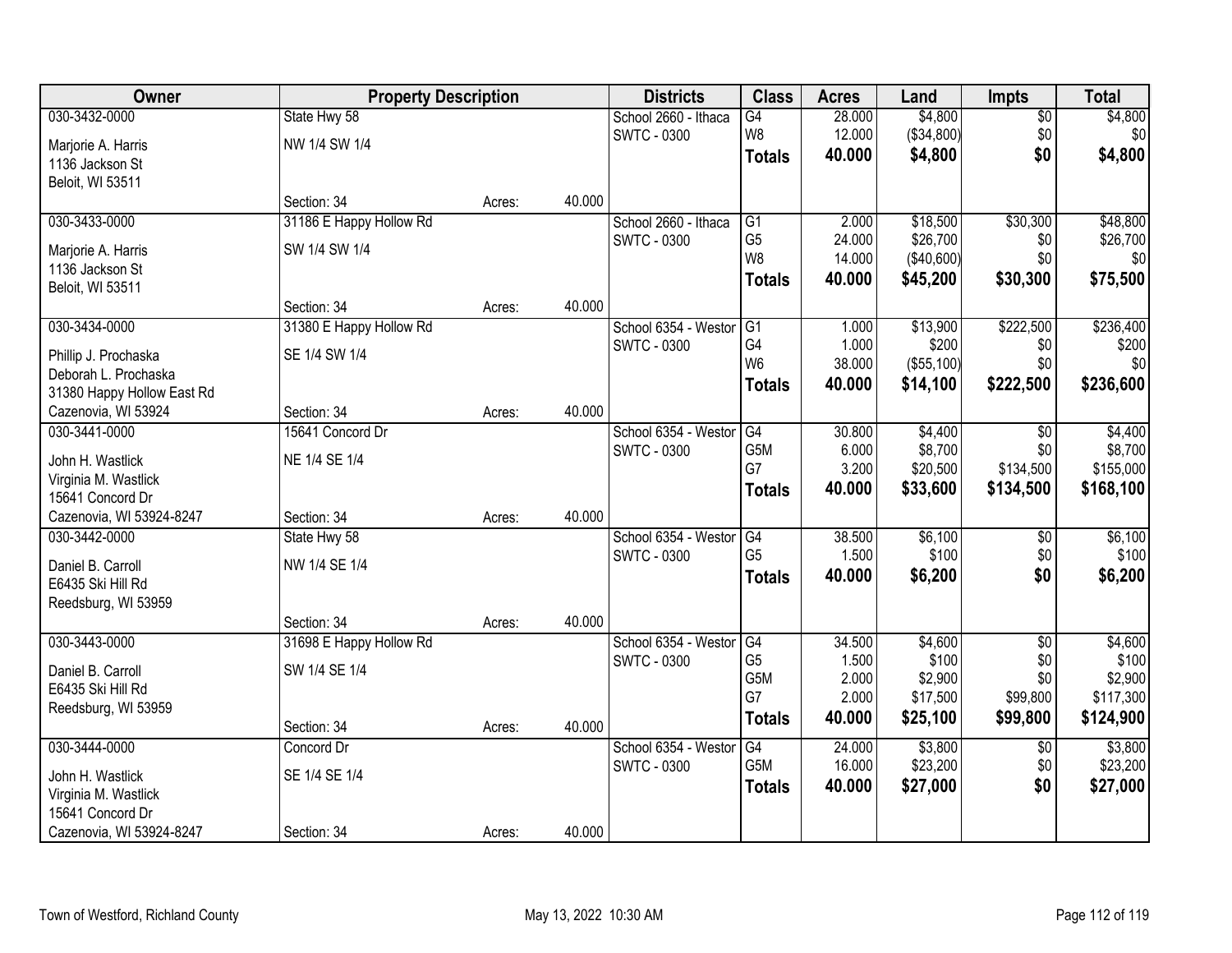| Owner | Property Description | | | Districts | Class | Acres | Land | Impts | Total |
|---|---|---|---|---|---|---|---|---|---|
| 030-3432-0000<br><br>Marjorie A. Harris<br>1136 Jackson St<br>Beloit, WI 53511 | State Hwy 58<br><br>NW 1/4 SW 1/4<br><br>Section: 34 | Acres: | 40.000 | School 2660 - Ithaca<br>SWTC - 0300 | G4<br>W8<br>**Totals** | 28.000<br>12.000<br>**40.000** | $4,800<br>($34,800)<br>**$4,800** | $0<br>$0<br>**$0** | $4,800<br>$0<br>**$4,800** |
| 030-3433-0000<br><br>Marjorie A. Harris<br>1136 Jackson St<br>Beloit, WI 53511 | 31186 E Happy Hollow Rd<br><br>SW 1/4 SW 1/4<br><br>Section: 34 | Acres: | 40.000 | School 2660 - Ithaca<br>SWTC - 0300 | G1<br>G5<br>W8<br>**Totals** | 2.000<br>24.000<br>14.000<br>**40.000** | $18,500<br>$26,700<br>($40,600)<br>**$45,200** | $30,300<br>$0<br>$0<br>**$30,300** | $48,800<br>$26,700<br>$0<br>**$75,500** |
| 030-3434-0000<br><br>Phillip J. Prochaska<br>Deborah L. Prochaska<br>31380 Happy Hollow East Rd<br>Cazenovia, WI 53924 | 31380 E Happy Hollow Rd<br><br>SE 1/4 SW 1/4<br><br>Section: 34 | Acres: | 40.000 | School 6354 - Westor<br>SWTC - 0300 | G1<br>G4<br>W6<br>**Totals** | 1.000<br>1.000<br>38.000<br>**40.000** | $13,900<br>$200<br>($55,100)<br>**$14,100** | $222,500<br>$0<br>$0<br>**$222,500** | $236,400<br>$200<br>$0<br>**$236,600** |
| 030-3441-0000<br><br>John H. Wastlick<br>Virginia M. Wastlick<br>15641 Concord Dr<br>Cazenovia, WI 53924-8247 | 15641 Concord Dr<br><br>NE 1/4 SE 1/4<br><br>Section: 34 | Acres: | 40.000 | School 6354 - Westor<br>SWTC - 0300 | G4<br>G5M<br>G7<br>**Totals** | 30.800<br>6.000<br>3.200<br>**40.000** | $4,400<br>$8,700<br>$20,500<br>**$33,600** | $0<br>$0<br>$134,500<br>**$134,500** | $4,400<br>$8,700<br>$155,000<br>**$168,100** |
| 030-3442-0000<br><br>Daniel B. Carroll<br>E6435 Ski Hill Rd<br>Reedsburg, WI 53959 | State Hwy 58<br><br>NW 1/4 SE 1/4<br><br>Section: 34 | Acres: | 40.000 | School 6354 - Westor<br>SWTC - 0300 | G4<br>G5<br>**Totals** | 38.500<br>1.500<br>**40.000** | $6,100<br>$100<br>**$6,200** | $0<br>$0<br>**$0** | $6,100<br>$100<br>**$6,200** |
| 030-3443-0000<br><br>Daniel B. Carroll<br>E6435 Ski Hill Rd<br>Reedsburg, WI 53959 | 31698 E Happy Hollow Rd<br><br>SW 1/4 SE 1/4<br><br>Section: 34 | Acres: | 40.000 | School 6354 - Westor<br>SWTC - 0300 | G4<br>G5<br>G5M<br>G7<br>**Totals** | 34.500<br>1.500<br>2.000<br>2.000<br>**40.000** | $4,600<br>$100<br>$2,900<br>$17,500<br>**$25,100** | $0<br>$0<br>$0<br>$99,800<br>**$99,800** | $4,600<br>$100<br>$2,900<br>$117,300<br>**$124,900** |
| 030-3444-0000<br><br>John H. Wastlick<br>Virginia M. Wastlick<br>15641 Concord Dr<br>Cazenovia, WI 53924-8247 | Concord Dr<br><br>SE 1/4 SE 1/4<br><br>Section: 34 | Acres: | 40.000 | School 6354 - Westor<br>SWTC - 0300 | G4<br>G5M<br>**Totals** | 24.000<br>16.000<br>**40.000** | $3,800<br>$23,200<br>**$27,000** | $0<br>$0<br>**$0** | $3,800<br>$23,200<br>**$27,000** |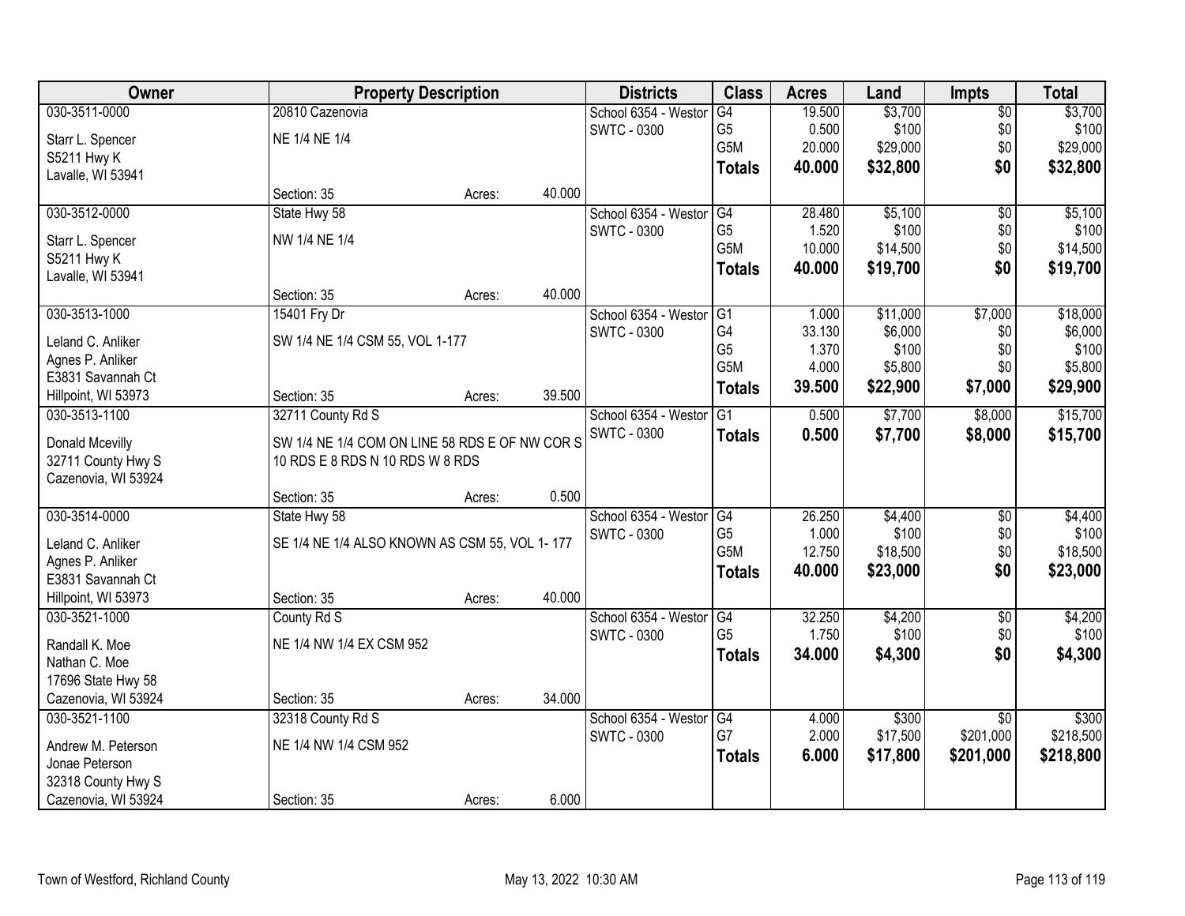| Owner | Property Description | | | Districts | Class | Acres | Land | Impts | Total |
|---|---|---|---|---|---|---|---|---|---|
| 030-3511-0000 | 20810 Cazenovia | | | School 6354 - Westor | G4 | 19.500 | $3,700 | $0 | $3,700 |
| Starr L. Spencer | NE 1/4 NE 1/4 | | | SWTC - 0300 | G5 | 0.500 | $100 | $0 | $100 |
| S5211 Hwy K | | | | | G5M | 20.000 | $29,000 | $0 | $29,000 |
| Lavalle, WI 53941 | | | | | **Totals** | **40.000** | **$32,800** | **$0** | **$32,800** |
| | Section: 35 | Acres: | 40.000 | | | | | | |
| 030-3512-0000 | State Hwy 58 | | | School 6354 - Westor | G4 | 28.480 | $5,100 | $0 | $5,100 |
| Starr L. Spencer | NW 1/4 NE 1/4 | | | SWTC - 0300 | G5 | 1.520 | $100 | $0 | $100 |
| S5211 Hwy K | | | | | G5M | 10.000 | $14,500 | $0 | $14,500 |
| Lavalle, WI 53941 | | | | | **Totals** | **40.000** | **$19,700** | **$0** | **$19,700** |
| | Section: 35 | Acres: | 40.000 | | | | | | |
| 030-3513-1000 | 15401 Fry Dr | | | School 6354 - Westor | G1 | 1.000 | $11,000 | $7,000 | $18,000 |
| Leland C. Anliker | SW 1/4 NE 1/4 CSM 55, VOL 1-177 | | | SWTC - 0300 | G4 | 33.130 | $6,000 | $0 | $6,000 |
| Agnes P. Anliker | | | | | G5 | 1.370 | $100 | $0 | $100 |
| E3831 Savannah Ct | | | | | G5M | 4.000 | $5,800 | $0 | $5,800 |
| Hillpoint, WI 53973 | Section: 35 | Acres: | 39.500 | | **Totals** | **39.500** | **$22,900** | **$7,000** | **$29,900** |
| 030-3513-1100 | 32711 County Rd S | | | School 6354 - Westor | G1 | 0.500 | $7,700 | $8,000 | $15,700 |
| Donald Mcevilly | SW 1/4 NE 1/4 COM ON LINE 58 RDS E OF NW COR S 10 RDS E 8 RDS N 10 RDS W 8 RDS | | | SWTC - 0300 | **Totals** | **0.500** | **$7,700** | **$8,000** | **$15,700** |
| 32711 County Hwy S | | | | | | | | | |
| Cazenovia, WI 53924 | | | | | | | | | |
| | Section: 35 | Acres: | 0.500 | | | | | | |
| 030-3514-0000 | State Hwy 58 | | | School 6354 - Westor | G4 | 26.250 | $4,400 | $0 | $4,400 |
| Leland C. Anliker | SE 1/4 NE 1/4 ALSO KNOWN AS CSM 55, VOL 1- 177 | | | SWTC - 0300 | G5 | 1.000 | $100 | $0 | $100 |
| Agnes P. Anliker | | | | | G5M | 12.750 | $18,500 | $0 | $18,500 |
| E3831 Savannah Ct | | | | | **Totals** | **40.000** | **$23,000** | **$0** | **$23,000** |
| Hillpoint, WI 53973 | Section: 35 | Acres: | 40.000 | | | | | | |
| 030-3521-1000 | County Rd S | | | School 6354 - Westor | G4 | 32.250 | $4,200 | $0 | $4,200 |
| Randall K. Moe | NE 1/4 NW 1/4 EX CSM 952 | | | SWTC - 0300 | G5 | 1.750 | $100 | $0 | $100 |
| Nathan C. Moe | | | | | **Totals** | **34.000** | **$4,300** | **$0** | **$4,300** |
| 17696 State Hwy 58 | | | | | | | | | |
| Cazenovia, WI 53924 | Section: 35 | Acres: | 34.000 | | | | | | |
| 030-3521-1100 | 32318 County Rd S | | | School 6354 - Westor | G4 | 4.000 | $300 | $0 | $300 |
| Andrew M. Peterson | NE 1/4 NW 1/4 CSM 952 | | | SWTC - 0300 | G7 | 2.000 | $17,500 | $201,000 | $218,500 |
| Jonae Peterson | | | | | **Totals** | **6.000** | **$17,800** | **$201,000** | **$218,800** |
| 32318 County Hwy S | | | | | | | | | |
| Cazenovia, WI 53924 | Section: 35 | Acres: | 6.000 | | | | | | |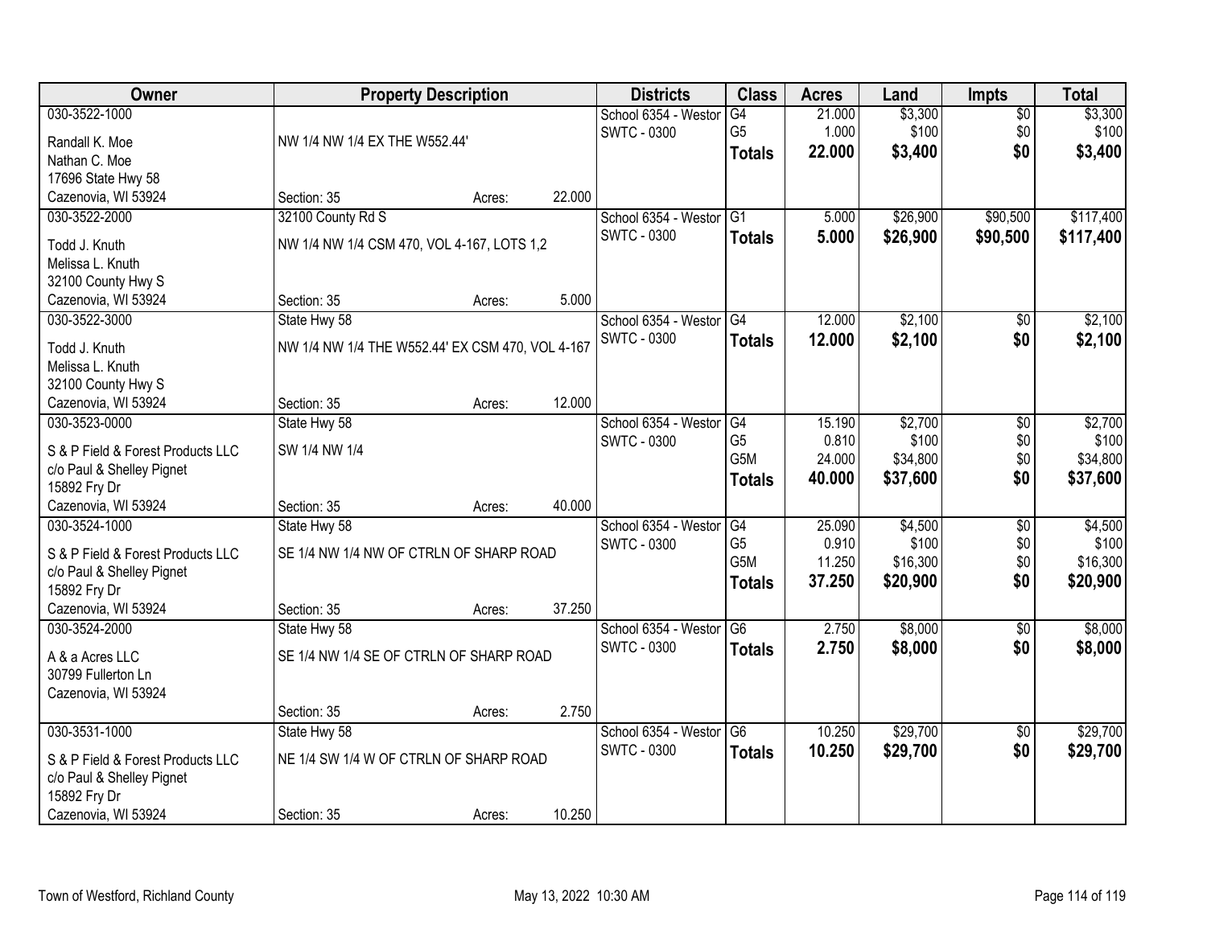| Owner | Property Description | | Districts | Class | Acres | Land | Impts | Total |
|---|---|---|---|---|---|---|---|---|
| 030-3522-1000<br>Randall K. Moe<br>Nathan C. Moe<br>17696 State Hwy 58<br>Cazenovia, WI 53924 | NW 1/4 NW 1/4 EX THE W552.44'<br>Section: 35 | Acres: 22.000 | School 6354 - Westor<br>SWTC - 0300 | G4<br>G5<br>**Totals** | 21.000<br>1.000<br>**22.000** | $3,300<br>$100<br>**$3,400** | $0<br>$0<br>**$0** | $3,300<br>$100<br>**$3,400** |
| 030-3522-2000<br>Todd J. Knuth<br>Melissa L. Knuth<br>32100 County Hwy S<br>Cazenovia, WI 53924 | 32100 County Rd S<br>NW 1/4 NW 1/4 CSM 470, VOL 4-167, LOTS 1,2<br>Section: 35 | Acres: 5.000 | School 6354 - Westor<br>SWTC - 0300 | G1<br>**Totals** | 5.000<br>**5.000** | $26,900<br>**$26,900** | $90,500<br>**$90,500** | $117,400<br>**$117,400** |
| 030-3522-3000<br>Todd J. Knuth<br>Melissa L. Knuth<br>32100 County Hwy S<br>Cazenovia, WI 53924 | State Hwy 58<br>NW 1/4 NW 1/4 THE W552.44' EX CSM 470, VOL 4-167<br>Section: 35 | Acres: 12.000 | School 6354 - Westor<br>SWTC - 0300 | G4<br>**Totals** | 12.000<br>**12.000** | $2,100<br>**$2,100** | $0<br>**$0** | $2,100<br>**$2,100** |
| 030-3523-0000<br>S & P Field & Forest Products LLC<br>c/o Paul & Shelley Pignet<br>15892 Fry Dr<br>Cazenovia, WI 53924 | State Hwy 58<br>SW 1/4 NW 1/4<br>Section: 35 | Acres: 40.000 | School 6354 - Westor<br>SWTC - 0300 | G4<br>G5<br>G5M<br>**Totals** | 15.190<br>0.810<br>24.000<br>**40.000** | $2,700<br>$100<br>$34,800<br>**$37,600** | $0<br>$0<br>$0<br>**$0** | $2,700<br>$100<br>$34,800<br>**$37,600** |
| 030-3524-1000<br>S & P Field & Forest Products LLC<br>c/o Paul & Shelley Pignet<br>15892 Fry Dr<br>Cazenovia, WI 53924 | State Hwy 58<br>SE 1/4 NW 1/4 NW OF CTRLN OF SHARP ROAD<br>Section: 35 | Acres: 37.250 | School 6354 - Westor<br>SWTC - 0300 | G4<br>G5<br>G5M<br>**Totals** | 25.090<br>0.910<br>11.250<br>**37.250** | $4,500<br>$100<br>$16,300<br>**$20,900** | $0<br>$0<br>$0<br>**$0** | $4,500<br>$100<br>$16,300<br>**$20,900** |
| 030-3524-2000<br>A & a Acres LLC<br>30799 Fullerton Ln<br>Cazenovia, WI 53924 | State Hwy 58<br>SE 1/4 NW 1/4 SE OF CTRLN OF SHARP ROAD<br>Section: 35 | Acres: 2.750 | School 6354 - Westor<br>SWTC - 0300 | G6<br>**Totals** | 2.750<br>**2.750** | $8,000<br>**$8,000** | $0<br>**$0** | $8,000<br>**$8,000** |
| 030-3531-1000<br>S & P Field & Forest Products LLC<br>c/o Paul & Shelley Pignet<br>15892 Fry Dr<br>Cazenovia, WI 53924 | State Hwy 58<br>NE 1/4 SW 1/4 W OF CTRLN OF SHARP ROAD<br>Section: 35 | Acres: 10.250 | School 6354 - Westor<br>SWTC - 0300 | G6<br>**Totals** | 10.250<br>**10.250** | $29,700<br>**$29,700** | $0<br>**$0** | $29,700<br>**$29,700** |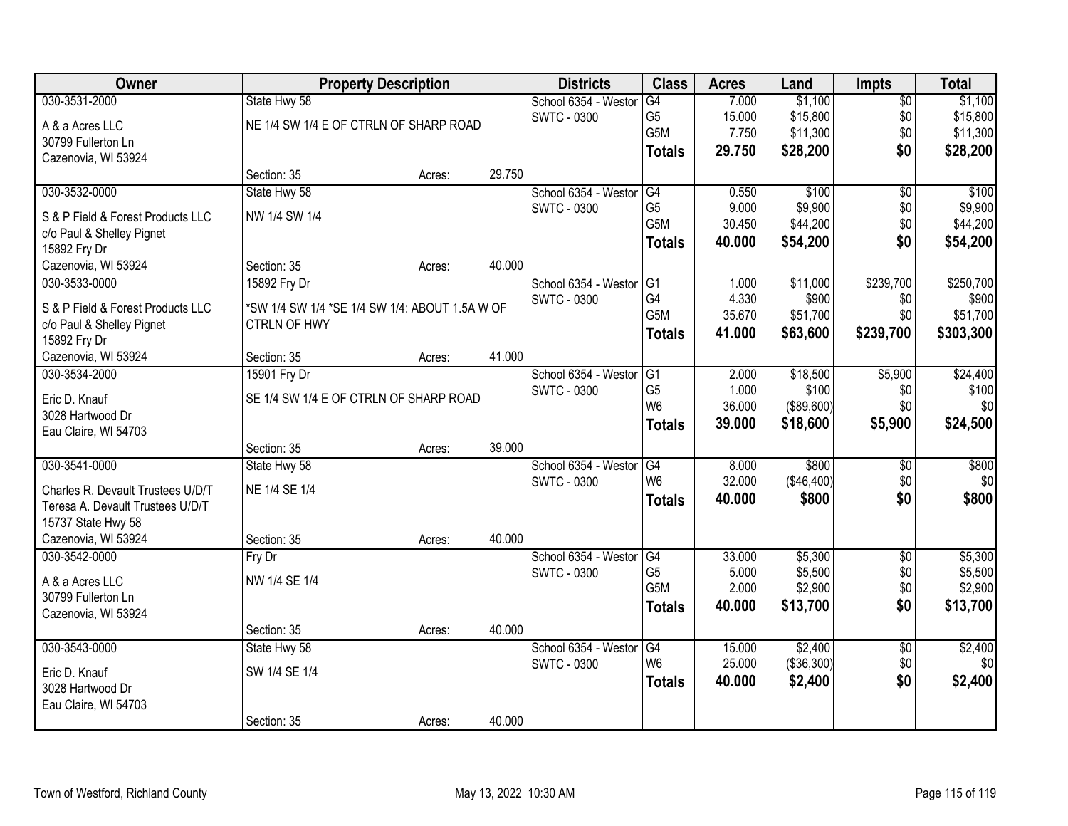| Owner | Property Description | | | Districts | Class | Acres | Land | Impts | Total |
|---|---|---|---|---|---|---|---|---|---|
| 030-3531-2000 | State Hwy 58 | | | School 6354 - Westor | G4 | 7.000 | $1,100 | $0 | $1,100 |
| A & a Acres LLC | NE 1/4 SW 1/4 E OF CTRLN OF SHARP ROAD | | | SWTC - 0300 | G5 | 15.000 | $15,800 | $0 | $15,800 |
| 30799 Fullerton Ln | | | | | G5M | 7.750 | $11,300 | $0 | $11,300 |
| Cazenovia, WI 53924 | | | | | **Totals** | **29.750** | **$28,200** | **$0** | **$28,200** |
| | Section: 35 | Acres: | 29.750 | | | | | | |
| 030-3532-0000 | State Hwy 58 | | | School 6354 - Westor | G4 | 0.550 | $100 | $0 | $100 |
| S & P Field & Forest Products LLC | NW 1/4 SW 1/4 | | | SWTC - 0300 | G5 | 9.000 | $9,900 | $0 | $9,900 |
| c/o Paul & Shelley Pignet | | | | | G5M | 30.450 | $44,200 | $0 | $44,200 |
| 15892 Fry Dr | | | | | **Totals** | **40.000** | **$54,200** | **$0** | **$54,200** |
| Cazenovia, WI 53924 | Section: 35 | Acres: | 40.000 | | | | | | |
| 030-3533-0000 | 15892 Fry Dr | | | School 6354 - Westor | G1 | 1.000 | $11,000 | $239,700 | $250,700 |
| S & P Field & Forest Products LLC | *SW 1/4 SW 1/4 *SE 1/4 SW 1/4: ABOUT 1.5A W OF | | | SWTC - 0300 | G4 | 4.330 | $900 | $0 | $900 |
| c/o Paul & Shelley Pignet | CTRLN OF HWY | | | | G5M | 35.670 | $51,700 | $0 | $51,700 |
| 15892 Fry Dr | | | | | **Totals** | **41.000** | **$63,600** | **$239,700** | **$303,300** |
| Cazenovia, WI 53924 | Section: 35 | Acres: | 41.000 | | | | | | |
| 030-3534-2000 | 15901 Fry Dr | | | School 6354 - Westor | G1 | 2.000 | $18,500 | $5,900 | $24,400 |
| Eric D. Knauf | SE 1/4 SW 1/4 E OF CTRLN OF SHARP ROAD | | | SWTC - 0300 | G5 | 1.000 | $100 | $0 | $100 |
| 3028 Hartwood Dr | | | | | W6 | 36.000 | ($89,600) | $0 | $0 |
| Eau Claire, WI 54703 | | | | | **Totals** | **39.000** | **$18,600** | **$5,900** | **$24,500** |
| | Section: 35 | Acres: | 39.000 | | | | | | |
| 030-3541-0000 | State Hwy 58 | | | School 6354 - Westor | G4 | 8.000 | $800 | $0 | $800 |
| Charles R. Devault Trustees U/D/T | NE 1/4 SE 1/4 | | | SWTC - 0300 | W6 | 32.000 | ($46,400) | $0 | $0 |
| Teresa A. Devault Trustees U/D/T | | | | | **Totals** | **40.000** | **$800** | **$0** | **$800** |
| 15737 State Hwy 58 | | | | | | | | | |
| Cazenovia, WI 53924 | Section: 35 | Acres: | 40.000 | | | | | | |
| 030-3542-0000 | Fry Dr | | | School 6354 - Westor | G4 | 33.000 | $5,300 | $0 | $5,300 |
| A & a Acres LLC | NW 1/4 SE 1/4 | | | SWTC - 0300 | G5 | 5.000 | $5,500 | $0 | $5,500 |
| 30799 Fullerton Ln | | | | | G5M | 2.000 | $2,900 | $0 | $2,900 |
| Cazenovia, WI 53924 | | | | | **Totals** | **40.000** | **$13,700** | **$0** | **$13,700** |
| | Section: 35 | Acres: | 40.000 | | | | | | |
| 030-3543-0000 | State Hwy 58 | | | School 6354 - Westor | G4 | 15.000 | $2,400 | $0 | $2,400 |
| Eric D. Knauf | SW 1/4 SE 1/4 | | | SWTC - 0300 | W6 | 25.000 | ($36,300) | $0 | $0 |
| 3028 Hartwood Dr | | | | | **Totals** | **40.000** | **$2,400** | **$0** | **$2,400** |
| Eau Claire, WI 54703 | | | | | | | | | |
| | Section: 35 | Acres: | 40.000 | | | | | | |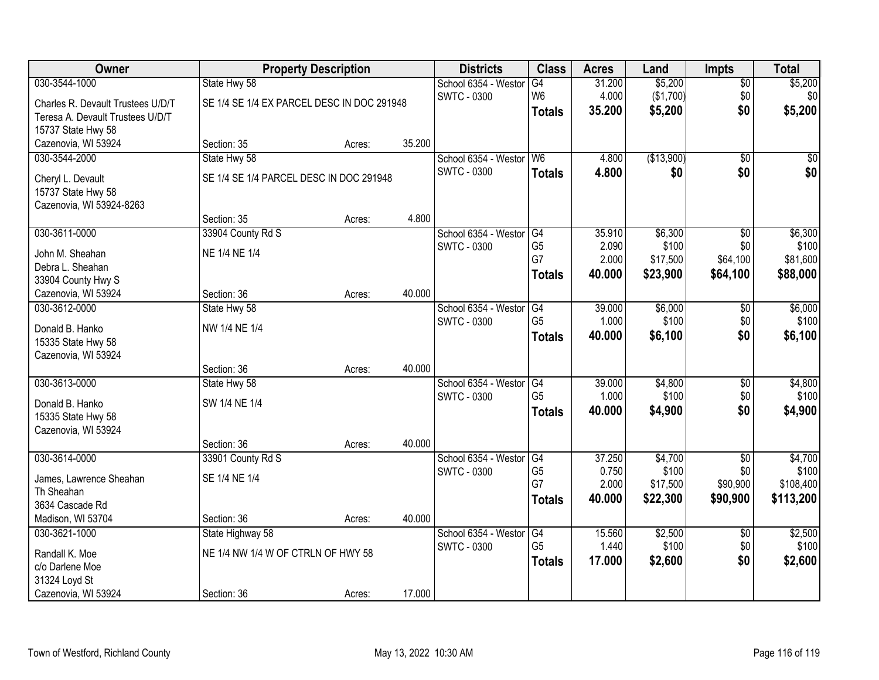| Owner | Property Description | | | Districts | Class | Acres | Land | Impts | Total |
|---|---|---|---|---|---|---|---|---|---|
| 030-3544-1000 | State Hwy 58 | | | School 6354 - Westor | G4 | 31.200 | $5,200 | $0 | $5,200 |
| Charles R. Devault Trustees U/D/T | SE 1/4 SE 1/4 EX PARCEL DESC IN DOC 291948 | | | SWTC - 0300 | W6 | 4.000 | ($1,700) | $0 | $0 |
| Teresa A. Devault Trustees U/D/T | | | | | **Totals** | **35.200** | **$5,200** | **$0** | **$5,200** |
| 15737 State Hwy 58 | | | | | | | | | |
| Cazenovia, WI 53924 | Section: 35 | Acres: | 35.200 | | | | | | |
| 030-3544-2000 | State Hwy 58 | | | School 6354 - Westor | W6 | 4.800 | ($13,900) | $0 | $0 |
| Cheryl L. Devault | SE 1/4 SE 1/4 PARCEL DESC IN DOC 291948 | | | SWTC - 0300 | **Totals** | **4.800** | **$0** | **$0** | **$0** |
| 15737 State Hwy 58 | | | | | | | | | |
| Cazenovia, WI 53924-8263 | | | | | | | | | |
| | Section: 35 | Acres: | 4.800 | | | | | | |
| 030-3611-0000 | 33904 County Rd S | | | School 6354 - Westor | G4 | 35.910 | $6,300 | $0 | $6,300 |
| John M. Sheahan | NE 1/4 NE 1/4 | | | SWTC - 0300 | G5 | 2.090 | $100 | $0 | $100 |
| Debra L. Sheahan | | | | | G7 | 2.000 | $17,500 | $64,100 | $81,600 |
| 33904 County Hwy S | | | | | **Totals** | **40.000** | **$23,900** | **$64,100** | **$88,000** |
| Cazenovia, WI 53924 | Section: 36 | Acres: | 40.000 | | | | | | |
| 030-3612-0000 | State Hwy 58 | | | School 6354 - Westor | G4 | 39.000 | $6,000 | $0 | $6,000 |
| Donald B. Hanko | NW 1/4 NE 1/4 | | | SWTC - 0300 | G5 | 1.000 | $100 | $0 | $100 |
| 15335 State Hwy 58 | | | | | **Totals** | **40.000** | **$6,100** | **$0** | **$6,100** |
| Cazenovia, WI 53924 | | | | | | | | | |
| | Section: 36 | Acres: | 40.000 | | | | | | |
| 030-3613-0000 | State Hwy 58 | | | School 6354 - Westor | G4 | 39.000 | $4,800 | $0 | $4,800 |
| Donald B. Hanko | SW 1/4 NE 1/4 | | | SWTC - 0300 | G5 | 1.000 | $100 | $0 | $100 |
| 15335 State Hwy 58 | | | | | **Totals** | **40.000** | **$4,900** | **$0** | **$4,900** |
| Cazenovia, WI 53924 | | | | | | | | | |
| | Section: 36 | Acres: | 40.000 | | | | | | |
| 030-3614-0000 | 33901 County Rd S | | | School 6354 - Westor | G4 | 37.250 | $4,700 | $0 | $4,700 |
| James, Lawrence Sheahan | SE 1/4 NE 1/4 | | | SWTC - 0300 | G5 | 0.750 | $100 | $0 | $100 |
| Th Sheahan | | | | | G7 | 2.000 | $17,500 | $90,900 | $108,400 |
| 3634 Cascade Rd | | | | | **Totals** | **40.000** | **$22,300** | **$90,900** | **$113,200** |
| Madison, WI 53704 | Section: 36 | Acres: | 40.000 | | | | | | |
| 030-3621-1000 | State Highway 58 | | | School 6354 - Westor | G4 | 15.560 | $2,500 | $0 | $2,500 |
| Randall K. Moe | NE 1/4 NW 1/4 W OF CTRLN OF HWY 58 | | | SWTC - 0300 | G5 | 1.440 | $100 | $0 | $100 |
| c/o Darlene Moe | | | | | **Totals** | **17.000** | **$2,600** | **$0** | **$2,600** |
| 31324 Loyd St | | | | | | | | | |
| Cazenovia, WI 53924 | Section: 36 | Acres: | 17.000 | | | | | | |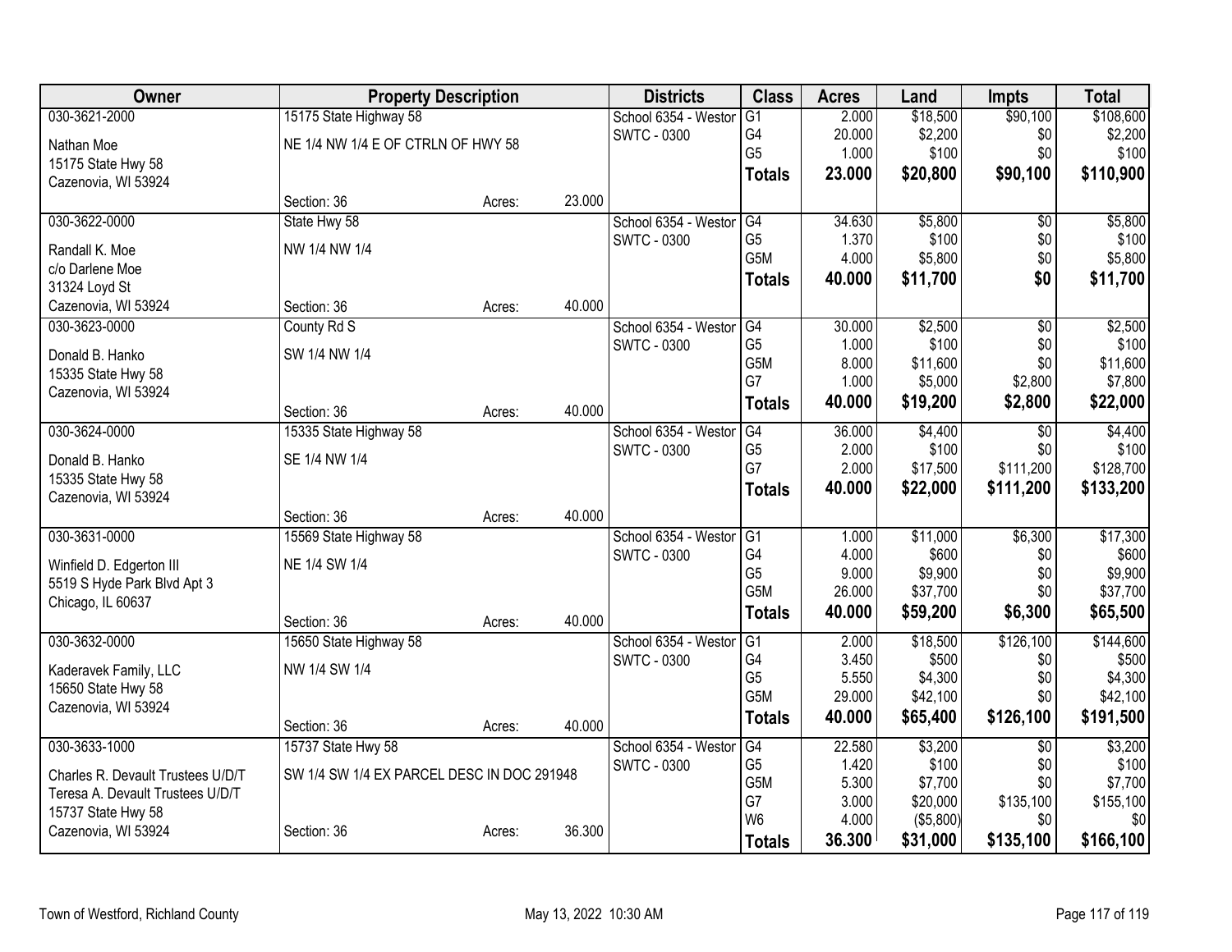| Owner | Property Description | | | Districts | Class | Acres | Land | Impts | Total |
|---|---|---|---|---|---|---|---|---|---|
| 030-3621-2000 | 15175 State Highway 58 | | | School 6354 - Westor | G1 | 2.000 | $18,500 | $90,100 | $108,600 |
| Nathan Moe | NE 1/4 NW 1/4 E OF CTRLN OF HWY 58 | | | SWTC - 0300 | G4 | 20.000 | $2,200 | $0 | $2,200 |
| 15175 State Hwy 58 | | | | | G5 | 1.000 | $100 | $0 | $100 |
| Cazenovia, WI 53924 | | | | | **Totals** | **23.000** | **$20,800** | **$90,100** | **$110,900** |
| | Section: 36 | Acres: | 23.000 | | | | | | |
| 030-3622-0000 | State Hwy 58 | | | School 6354 - Westor | G4 | 34.630 | $5,800 | $0 | $5,800 |
| Randall K. Moe | NW 1/4 NW 1/4 | | | SWTC - 0300 | G5 | 1.370 | $100 | $0 | $100 |
| c/o Darlene Moe | | | | | G5M | 4.000 | $5,800 | $0 | $5,800 |
| 31324 Loyd St | | | | | **Totals** | **40.000** | **$11,700** | **$0** | **$11,700** |
| Cazenovia, WI 53924 | Section: 36 | Acres: | 40.000 | | | | | | |
| 030-3623-0000 | County Rd S | | | School 6354 - Westor | G4 | 30.000 | $2,500 | $0 | $2,500 |
| Donald B. Hanko | SW 1/4 NW 1/4 | | | SWTC - 0300 | G5 | 1.000 | $100 | $0 | $100 |
| 15335 State Hwy 58 | | | | | G5M | 8.000 | $11,600 | $0 | $11,600 |
| Cazenovia, WI 53924 | | | | | G7 | 1.000 | $5,000 | $2,800 | $7,800 |
| | Section: 36 | Acres: | 40.000 | | **Totals** | **40.000** | **$19,200** | **$2,800** | **$22,000** |
| 030-3624-0000 | 15335 State Highway 58 | | | School 6354 - Westor | G4 | 36.000 | $4,400 | $0 | $4,400 |
| Donald B. Hanko | SE 1/4 NW 1/4 | | | SWTC - 0300 | G5 | 2.000 | $100 | $0 | $100 |
| 15335 State Hwy 58 | | | | | G7 | 2.000 | $17,500 | $111,200 | $128,700 |
| Cazenovia, WI 53924 | | | | | **Totals** | **40.000** | **$22,000** | **$111,200** | **$133,200** |
| | Section: 36 | Acres: | 40.000 | | | | | | |
| 030-3631-0000 | 15569 State Highway 58 | | | School 6354 - Westor | G1 | 1.000 | $11,000 | $6,300 | $17,300 |
| Winfield D. Edgerton III | NE 1/4 SW 1/4 | | | SWTC - 0300 | G4 | 4.000 | $600 | $0 | $600 |
| 5519 S Hyde Park Blvd Apt 3 | | | | | G5 | 9.000 | $9,900 | $0 | $9,900 |
| Chicago, IL 60637 | | | | | G5M | 26.000 | $37,700 | $0 | $37,700 |
| | Section: 36 | Acres: | 40.000 | | **Totals** | **40.000** | **$59,200** | **$6,300** | **$65,500** |
| 030-3632-0000 | 15650 State Highway 58 | | | School 6354 - Westor | G1 | 2.000 | $18,500 | $126,100 | $144,600 |
| Kaderavek Family, LLC | NW 1/4 SW 1/4 | | | SWTC - 0300 | G4 | 3.450 | $500 | $0 | $500 |
| 15650 State Hwy 58 | | | | | G5 | 5.550 | $4,300 | $0 | $4,300 |
| Cazenovia, WI 53924 | | | | | G5M | 29.000 | $42,100 | $0 | $42,100 |
| | Section: 36 | Acres: | 40.000 | | **Totals** | **40.000** | **$65,400** | **$126,100** | **$191,500** |
| 030-3633-1000 | 15737 State Hwy 58 | | | School 6354 - Westor | G4 | 22.580 | $3,200 | $0 | $3,200 |
| Charles R. Devault Trustees U/D/T | SW 1/4 SW 1/4 EX PARCEL DESC IN DOC 291948 | | | SWTC - 0300 | G5 | 1.420 | $100 | $0 | $100 |
| Teresa A. Devault Trustees U/D/T | | | | | G5M | 5.300 | $7,700 | $0 | $7,700 |
| 15737 State Hwy 58 | | | | | G7 | 3.000 | $20,000 | $135,100 | $155,100 |
| Cazenovia, WI 53924 | Section: 36 | Acres: | 36.300 | | W6 | 4.000 | ($5,800) | $0 | $0 |
| | | | | | **Totals** | **36.300** | **$31,000** | **$135,100** | **$166,100** |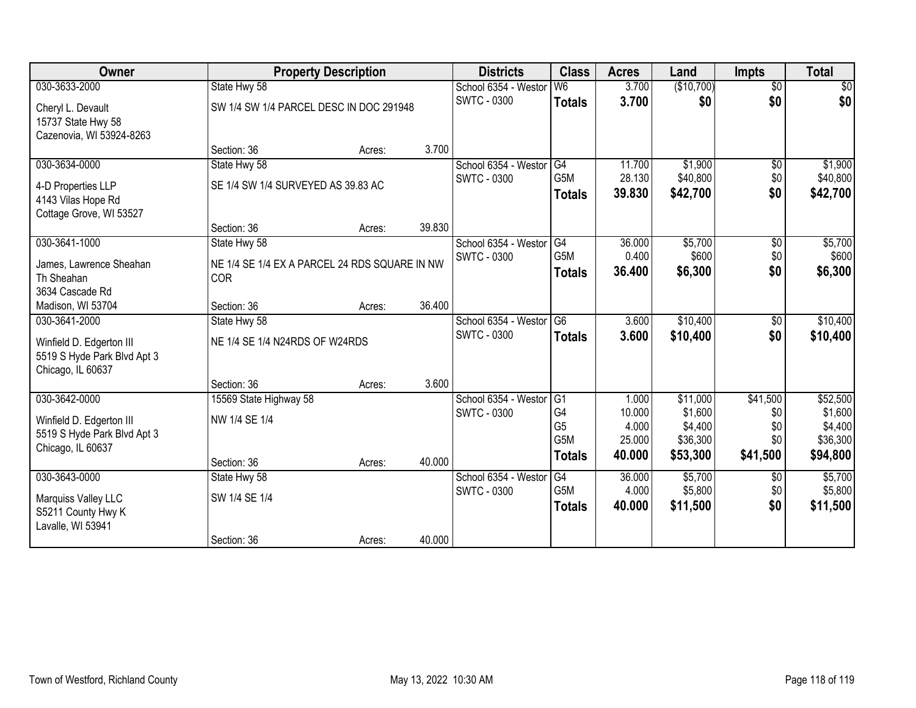| Owner | Property Description | | | Districts | Class | Acres | Land | Impts | Total |
|---|---|---|---|---|---|---|---|---|---|
| 030-3633-2000 | State Hwy 58 | | | School 6354 - Westor | W6 | 3.700 | ($10,700) | $0 | $0 |
| Cheryl L. Devault<br>15737 State Hwy 58<br>Cazenovia, WI 53924-8263 | SW 1/4 SW 1/4 PARCEL DESC IN DOC 291948 | | | SWTC - 0300 | **Totals** | **3.700** | **$0** | **$0** | **$0** |
| | Section: 36 | Acres: | 3.700 | | | | | | |
| 030-3634-0000 | State Hwy 58 | | | School 6354 - Westor | G4 | 11.700 | $1,900 | $0 | $1,900 |
| 4-D Properties LLP<br>4143 Vilas Hope Rd<br>Cottage Grove, WI 53527 | SE 1/4 SW 1/4 SURVEYED AS 39.83 AC | | | SWTC - 0300 | G5M | 28.130 | $40,800 | $0 | $40,800 |
| | | | | | **Totals** | **39.830** | **$42,700** | **$0** | **$42,700** |
| | Section: 36 | Acres: | 39.830 | | | | | | |
| 030-3641-1000 | State Hwy 58 | | | School 6354 - Westor | G4 | 36.000 | $5,700 | $0 | $5,700 |
| James, Lawrence Sheahan<br>Th Sheahan<br>3634 Cascade Rd<br>Madison, WI 53704 | NE 1/4 SE 1/4 EX A PARCEL 24 RDS SQUARE IN NW COR | | | SWTC - 0300 | G5M | 0.400 | $600 | $0 | $600 |
| | | | | | **Totals** | **36.400** | **$6,300** | **$0** | **$6,300** |
| | Section: 36 | Acres: | 36.400 | | | | | | |
| 030-3641-2000 | State Hwy 58 | | | School 6354 - Westor | G6 | 3.600 | $10,400 | $0 | $10,400 |
| Winfield D. Edgerton III<br>5519 S Hyde Park Blvd Apt 3<br>Chicago, IL 60637 | NE 1/4 SE 1/4 N24RDS OF W24RDS | | | SWTC - 0300 | **Totals** | **3.600** | **$10,400** | **$0** | **$10,400** |
| | Section: 36 | Acres: | 3.600 | | | | | | |
| 030-3642-0000 | 15569 State Highway 58 | | | School 6354 - Westor | G1 | 1.000 | $11,000 | $41,500 | $52,500 |
| Winfield D. Edgerton III<br>5519 S Hyde Park Blvd Apt 3<br>Chicago, IL 60637 | NW 1/4 SE 1/4 | | | SWTC - 0300 | G4 | 10.000 | $1,600 | $0 | $1,600 |
| | | | | | G5 | 4.000 | $4,400 | $0 | $4,400 |
| | | | | | G5M | 25.000 | $36,300 | $0 | $36,300 |
| | Section: 36 | Acres: | 40.000 | | **Totals** | **40.000** | **$53,300** | **$41,500** | **$94,800** |
| 030-3643-0000 | State Hwy 58 | | | School 6354 - Westor | G4 | 36.000 | $5,700 | $0 | $5,700 |
| Marquiss Valley LLC<br>S5211 County Hwy K<br>Lavalle, WI 53941 | SW 1/4 SE 1/4 | | | SWTC - 0300 | G5M | 4.000 | $5,800 | $0 | $5,800 |
| | | | | | **Totals** | **40.000** | **$11,500** | **$0** | **$11,500** |
| | Section: 36 | Acres: | 40.000 | | | | | | |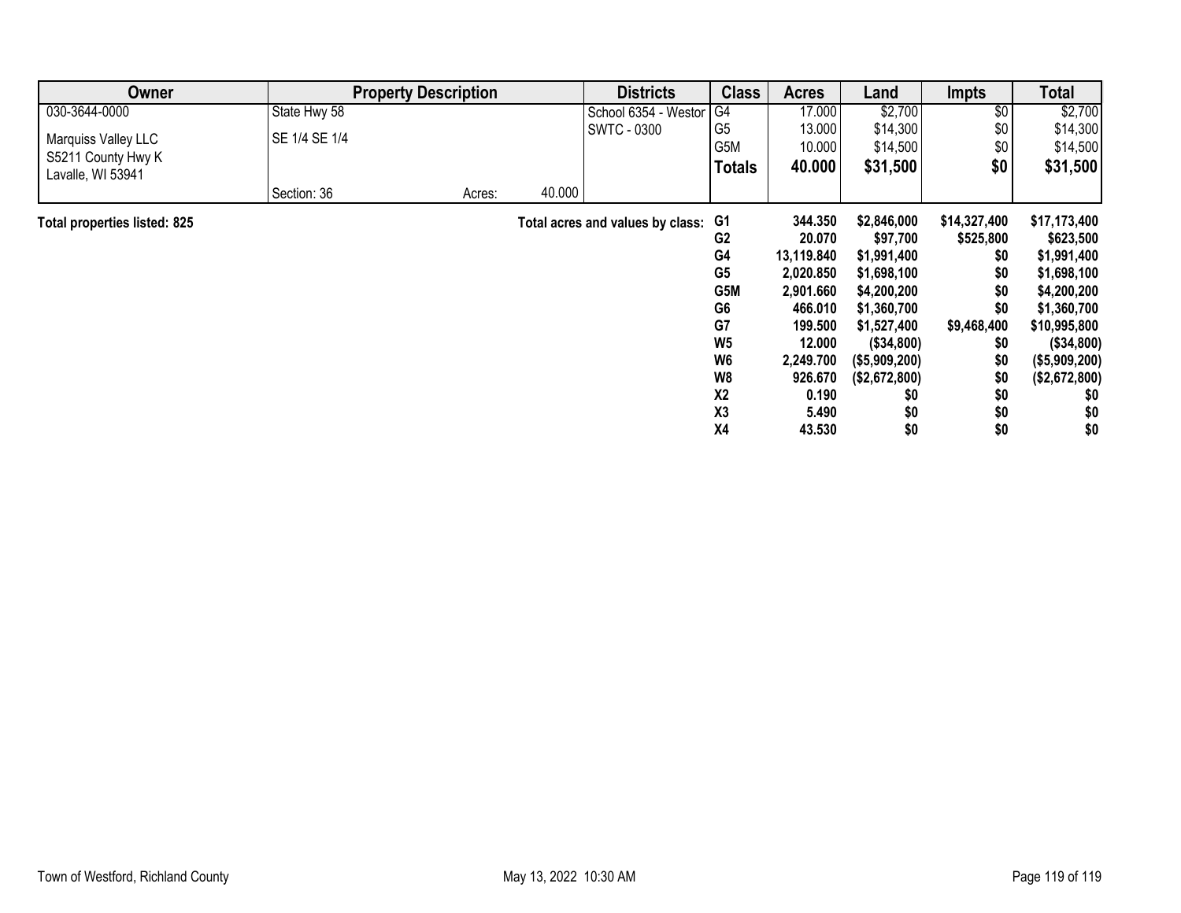| Owner | Property Description | | | Districts | Class | Acres | Land | Impts | Total |
|---|---|---|---|---|---|---|---|---|---|
| 030-3644-0000 | State Hwy 58 | | | School 6354 - Westor | G4 | 17.000 | $2,700 | $0 | $2,700 |
| Marquiss Valley LLC | SE 1/4 SE 1/4 | | | SWTC - 0300 | G5 | 13.000 | $14,300 | $0 | $14,300 |
| S5211 County Hwy K | | | | | G5M | 10.000 | $14,500 | $0 | $14,500 |
| Lavalle, WI 53941 | | | | | **Totals** | **40.000** | **$31,500** | **$0** | **$31,500** |
| | Section: 36 | Acres: | 40.000 | | | | | | |

**Total properties listed: 825**

**Total acres and values by class:**

| Class | Acres | Land | Impts | Total |
|---|---|---|---|---|
| G1 | 344.350 | $2,846,000 | $14,327,400 | $17,173,400 |
| G2 | 20.070 | $97,700 | $525,800 | $623,500 |
| G4 | 13,119.840 | $1,991,400 | $0 | $1,991,400 |
| G5 | 2,020.850 | $1,698,100 | $0 | $1,698,100 |
| G5M | 2,901.660 | $4,200,200 | $0 | $4,200,200 |
| G6 | 466.010 | $1,360,700 | $0 | $1,360,700 |
| G7 | 199.500 | $1,527,400 | $9,468,400 | $10,995,800 |
| W5 | 12.000 | ($34,800) | $0 | ($34,800) |
| W6 | 2,249.700 | ($5,909,200) | $0 | ($5,909,200) |
| W8 | 926.670 | ($2,672,800) | $0 | ($2,672,800) |
| X2 | 0.190 | $0 | $0 | $0 |
| X3 | 5.490 | $0 | $0 | $0 |
| X4 | 43.530 | $0 | $0 | $0 |